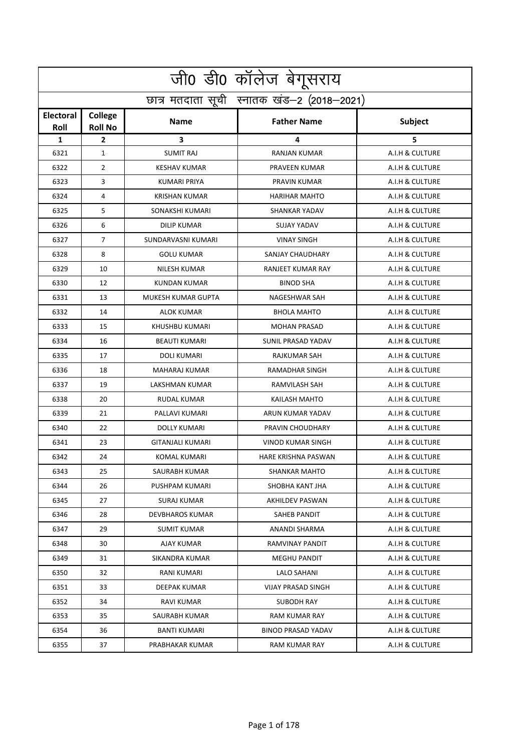# जी0 डी0 कॉलेज बेगूसराय

## छात्र मतदाता सूची स्नातक खंड–2 (2018–2021)

| Electoral Roll | College Roll No | Name | Father Name | Subject |
|---|---|---|---|---|
| 1 | 2 | 3 | 4 | 5 |
| 6321 | 1 | SUMIT RAJ | RANJAN KUMAR | A.I.H & CULTURE |
| 6322 | 2 | KESHAV KUMAR | PRAVEEN KUMAR | A.I.H & CULTURE |
| 6323 | 3 | KUMARI PRIYA | PRAVIN KUMAR | A.I.H & CULTURE |
| 6324 | 4 | KRISHAN KUMAR | HARIHAR MAHTO | A.I.H & CULTURE |
| 6325 | 5 | SONAKSHI KUMARI | SHANKAR YADAV | A.I.H & CULTURE |
| 6326 | 6 | DILIP KUMAR | SUJAY YADAV | A.I.H & CULTURE |
| 6327 | 7 | SUNDARVASNI KUMARI | VINAY SINGH | A.I.H & CULTURE |
| 6328 | 8 | GOLU KUMAR | SANJAY CHAUDHARY | A.I.H & CULTURE |
| 6329 | 10 | NILESH KUMAR | RANJEET KUMAR RAY | A.I.H & CULTURE |
| 6330 | 12 | KUNDAN KUMAR | BINOD SHA | A.I.H & CULTURE |
| 6331 | 13 | MUKESH KUMAR GUPTA | NAGESHWAR SAH | A.I.H & CULTURE |
| 6332 | 14 | ALOK KUMAR | BHOLA MAHTO | A.I.H & CULTURE |
| 6333 | 15 | KHUSHBU KUMARI | MOHAN PRASAD | A.I.H & CULTURE |
| 6334 | 16 | BEAUTI KUMARI | SUNIL PRASAD YADAV | A.I.H & CULTURE |
| 6335 | 17 | DOLI KUMARI | RAJKUMAR SAH | A.I.H & CULTURE |
| 6336 | 18 | MAHARAJ KUMAR | RAMADHAR SINGH | A.I.H & CULTURE |
| 6337 | 19 | LAKSHMAN KUMAR | RAMVILASH SAH | A.I.H & CULTURE |
| 6338 | 20 | RUDAL KUMAR | KAILASH MAHTO | A.I.H & CULTURE |
| 6339 | 21 | PALLAVI KUMARI | ARUN KUMAR YADAV | A.I.H & CULTURE |
| 6340 | 22 | DOLLY KUMARI | PRAVIN CHOUDHARY | A.I.H & CULTURE |
| 6341 | 23 | GITANJALI KUMARI | VINOD KUMAR SINGH | A.I.H & CULTURE |
| 6342 | 24 | KOMAL KUMARI | HARE KRISHNA PASWAN | A.I.H & CULTURE |
| 6343 | 25 | SAURABH KUMAR | SHANKAR MAHTO | A.I.H & CULTURE |
| 6344 | 26 | PUSHPAM KUMARI | SHOBHA KANT JHA | A.I.H & CULTURE |
| 6345 | 27 | SURAJ KUMAR | AKHILDEV PASWAN | A.I.H & CULTURE |
| 6346 | 28 | DEVBHAROS KUMAR | SAHEB PANDIT | A.I.H & CULTURE |
| 6347 | 29 | SUMIT KUMAR | ANANDI SHARMA | A.I.H & CULTURE |
| 6348 | 30 | AJAY KUMAR | RAMVINAY PANDIT | A.I.H & CULTURE |
| 6349 | 31 | SIKANDRA KUMAR | MEGHU PANDIT | A.I.H & CULTURE |
| 6350 | 32 | RANI KUMARI | LALO SAHANI | A.I.H & CULTURE |
| 6351 | 33 | DEEPAK KUMAR | VIJAY PRASAD SINGH | A.I.H & CULTURE |
| 6352 | 34 | RAVI KUMAR | SUBODH RAY | A.I.H & CULTURE |
| 6353 | 35 | SAURABH KUMAR | RAM KUMAR RAY | A.I.H & CULTURE |
| 6354 | 36 | BANTI KUMARI | BINOD PRASAD YADAV | A.I.H & CULTURE |
| 6355 | 37 | PRABHAKAR KUMAR | RAM KUMAR RAY | A.I.H & CULTURE |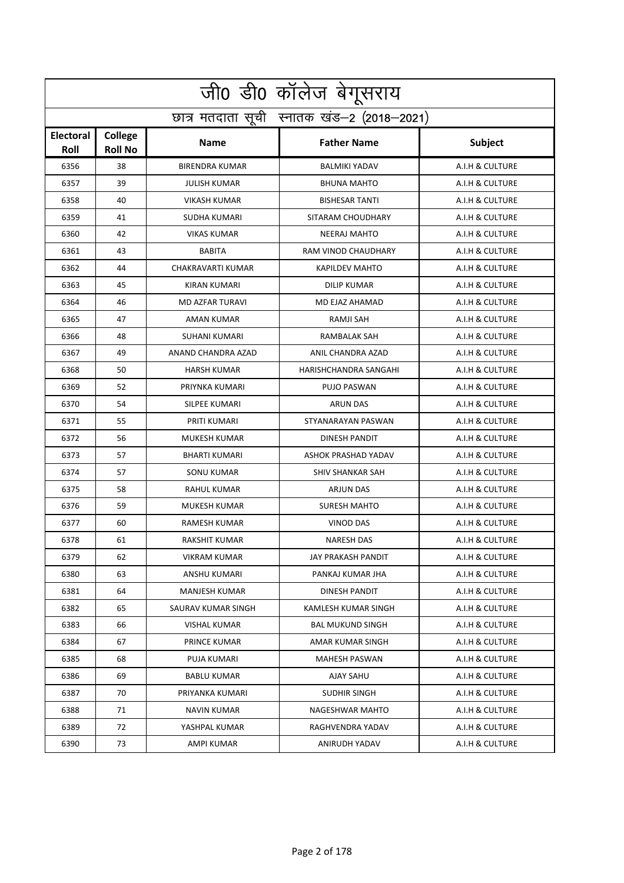# जी0 डी0 कॉलेज बेगूसराय

## छात्र मतदाता सूची स्नातक खंड–2 (2018–2021)

| Electoral Roll | College Roll No | Name | Father Name | Subject |
|---|---|---|---|---|
| 6356 | 38 | BIRENDRA KUMAR | BALMIKI YADAV | A.I.H & CULTURE |
| 6357 | 39 | JULISH KUMAR | BHUNA MAHTO | A.I.H & CULTURE |
| 6358 | 40 | VIKASH KUMAR | BISHESAR TANTI | A.I.H & CULTURE |
| 6359 | 41 | SUDHA KUMARI | SITARAM CHOUDHARY | A.I.H & CULTURE |
| 6360 | 42 | VIKAS KUMAR | NEERAJ MAHTO | A.I.H & CULTURE |
| 6361 | 43 | BABITA | RAM VINOD CHAUDHARY | A.I.H & CULTURE |
| 6362 | 44 | CHAKRAVARTI KUMAR | KAPILDEV MAHTO | A.I.H & CULTURE |
| 6363 | 45 | KIRAN KUMARI | DILIP KUMAR | A.I.H & CULTURE |
| 6364 | 46 | MD AZFAR TURAVI | MD EJAZ AHAMAD | A.I.H & CULTURE |
| 6365 | 47 | AMAN KUMAR | RAMJI SAH | A.I.H & CULTURE |
| 6366 | 48 | SUHANI KUMARI | RAMBALAK SAH | A.I.H & CULTURE |
| 6367 | 49 | ANAND CHANDRA AZAD | ANIL CHANDRA AZAD | A.I.H & CULTURE |
| 6368 | 50 | HARSH KUMAR | HARISHCHANDRA SANGAHI | A.I.H & CULTURE |
| 6369 | 52 | PRIYNKA KUMARI | PUJO PASWAN | A.I.H & CULTURE |
| 6370 | 54 | SILPEE KUMARI | ARUN DAS | A.I.H & CULTURE |
| 6371 | 55 | PRITI KUMARI | STYANARAYAN PASWAN | A.I.H & CULTURE |
| 6372 | 56 | MUKESH KUMAR | DINESH PANDIT | A.I.H & CULTURE |
| 6373 | 57 | BHARTI KUMARI | ASHOK PRASHAD YADAV | A.I.H & CULTURE |
| 6374 | 57 | SONU KUMAR | SHIV SHANKAR SAH | A.I.H & CULTURE |
| 6375 | 58 | RAHUL KUMAR | ARJUN DAS | A.I.H & CULTURE |
| 6376 | 59 | MUKESH KUMAR | SURESH MAHTO | A.I.H & CULTURE |
| 6377 | 60 | RAMESH KUMAR | VINOD DAS | A.I.H & CULTURE |
| 6378 | 61 | RAKSHIT KUMAR | NARESH DAS | A.I.H & CULTURE |
| 6379 | 62 | VIKRAM KUMAR | JAY PRAKASH PANDIT | A.I.H & CULTURE |
| 6380 | 63 | ANSHU KUMARI | PANKAJ KUMAR JHA | A.I.H & CULTURE |
| 6381 | 64 | MANJESH KUMAR | DINESH PANDIT | A.I.H & CULTURE |
| 6382 | 65 | SAURAV KUMAR SINGH | KAMLESH KUMAR SINGH | A.I.H & CULTURE |
| 6383 | 66 | VISHAL KUMAR | BAL MUKUND SINGH | A.I.H & CULTURE |
| 6384 | 67 | PRINCE KUMAR | AMAR KUMAR SINGH | A.I.H & CULTURE |
| 6385 | 68 | PUJA KUMARI | MAHESH PASWAN | A.I.H & CULTURE |
| 6386 | 69 | BABLU KUMAR | AJAY SAHU | A.I.H & CULTURE |
| 6387 | 70 | PRIYANKA KUMARI | SUDHIR SINGH | A.I.H & CULTURE |
| 6388 | 71 | NAVIN KUMAR | NAGESHWAR MAHTO | A.I.H & CULTURE |
| 6389 | 72 | YASHPAL KUMAR | RAGHVENDRA YADAV | A.I.H & CULTURE |
| 6390 | 73 | AMPI KUMAR | ANIRUDH YADAV | A.I.H & CULTURE |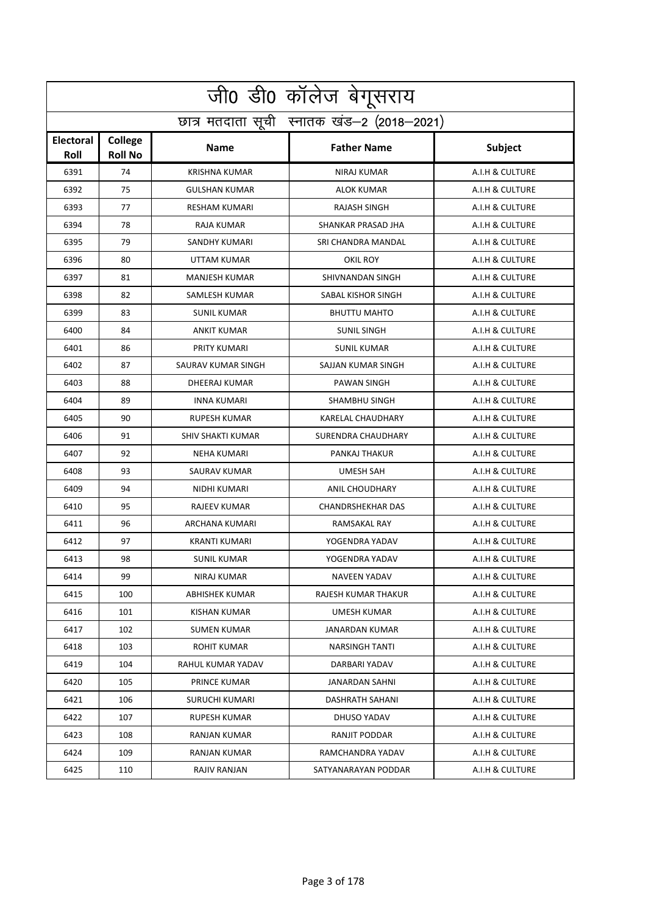# जी0 डी0 कॉलेज बेगूसराय

## छात्र मतदाता सूची स्नातक खंड–2 (2018–2021)

| Electoral Roll | College Roll No | Name | Father Name | Subject |
|---|---|---|---|---|
| 6391 | 74 | KRISHNA KUMAR | NIRAJ KUMAR | A.I.H & CULTURE |
| 6392 | 75 | GULSHAN KUMAR | ALOK KUMAR | A.I.H & CULTURE |
| 6393 | 77 | RESHAM KUMARI | RAJASH SINGH | A.I.H & CULTURE |
| 6394 | 78 | RAJA KUMAR | SHANKAR PRASAD JHA | A.I.H & CULTURE |
| 6395 | 79 | SANDHY KUMARI | SRI CHANDRA MANDAL | A.I.H & CULTURE |
| 6396 | 80 | UTTAM KUMAR | OKIL ROY | A.I.H & CULTURE |
| 6397 | 81 | MANJESH KUMAR | SHIVNANDAN SINGH | A.I.H & CULTURE |
| 6398 | 82 | SAMLESH KUMAR | SABAL KISHOR SINGH | A.I.H & CULTURE |
| 6399 | 83 | SUNIL KUMAR | BHUTTU MAHTO | A.I.H & CULTURE |
| 6400 | 84 | ANKIT KUMAR | SUNIL SINGH | A.I.H & CULTURE |
| 6401 | 86 | PRITY KUMARI | SUNIL KUMAR | A.I.H & CULTURE |
| 6402 | 87 | SAURAV KUMAR SINGH | SAJJAN KUMAR SINGH | A.I.H & CULTURE |
| 6403 | 88 | DHEERAJ KUMAR | PAWAN SINGH | A.I.H & CULTURE |
| 6404 | 89 | INNA KUMARI | SHAMBHU SINGH | A.I.H & CULTURE |
| 6405 | 90 | RUPESH KUMAR | KARELAL CHAUDHARY | A.I.H & CULTURE |
| 6406 | 91 | SHIV SHAKTI KUMAR | SURENDRA CHAUDHARY | A.I.H & CULTURE |
| 6407 | 92 | NEHA KUMARI | PANKAJ THAKUR | A.I.H & CULTURE |
| 6408 | 93 | SAURAV KUMAR | UMESH SAH | A.I.H & CULTURE |
| 6409 | 94 | NIDHI KUMARI | ANIL CHOUDHARY | A.I.H & CULTURE |
| 6410 | 95 | RAJEEV KUMAR | CHANDRSHEKHAR DAS | A.I.H & CULTURE |
| 6411 | 96 | ARCHANA KUMARI | RAMSAKAL RAY | A.I.H & CULTURE |
| 6412 | 97 | KRANTI KUMARI | YOGENDRA YADAV | A.I.H & CULTURE |
| 6413 | 98 | SUNIL KUMAR | YOGENDRA YADAV | A.I.H & CULTURE |
| 6414 | 99 | NIRAJ KUMAR | NAVEEN YADAV | A.I.H & CULTURE |
| 6415 | 100 | ABHISHEK KUMAR | RAJESH KUMAR THAKUR | A.I.H & CULTURE |
| 6416 | 101 | KISHAN KUMAR | UMESH KUMAR | A.I.H & CULTURE |
| 6417 | 102 | SUMEN KUMAR | JANARDAN KUMAR | A.I.H & CULTURE |
| 6418 | 103 | ROHIT KUMAR | NARSINGH TANTI | A.I.H & CULTURE |
| 6419 | 104 | RAHUL KUMAR YADAV | DARBARI YADAV | A.I.H & CULTURE |
| 6420 | 105 | PRINCE KUMAR | JANARDAN SAHNI | A.I.H & CULTURE |
| 6421 | 106 | SURUCHI KUMARI | DASHRATH SAHANI | A.I.H & CULTURE |
| 6422 | 107 | RUPESH KUMAR | DHUSO YADAV | A.I.H & CULTURE |
| 6423 | 108 | RANJAN KUMAR | RANJIT PODDAR | A.I.H & CULTURE |
| 6424 | 109 | RANJAN KUMAR | RAMCHANDRA YADAV | A.I.H & CULTURE |
| 6425 | 110 | RAJIV RANJAN | SATYANARAYAN PODDAR | A.I.H & CULTURE |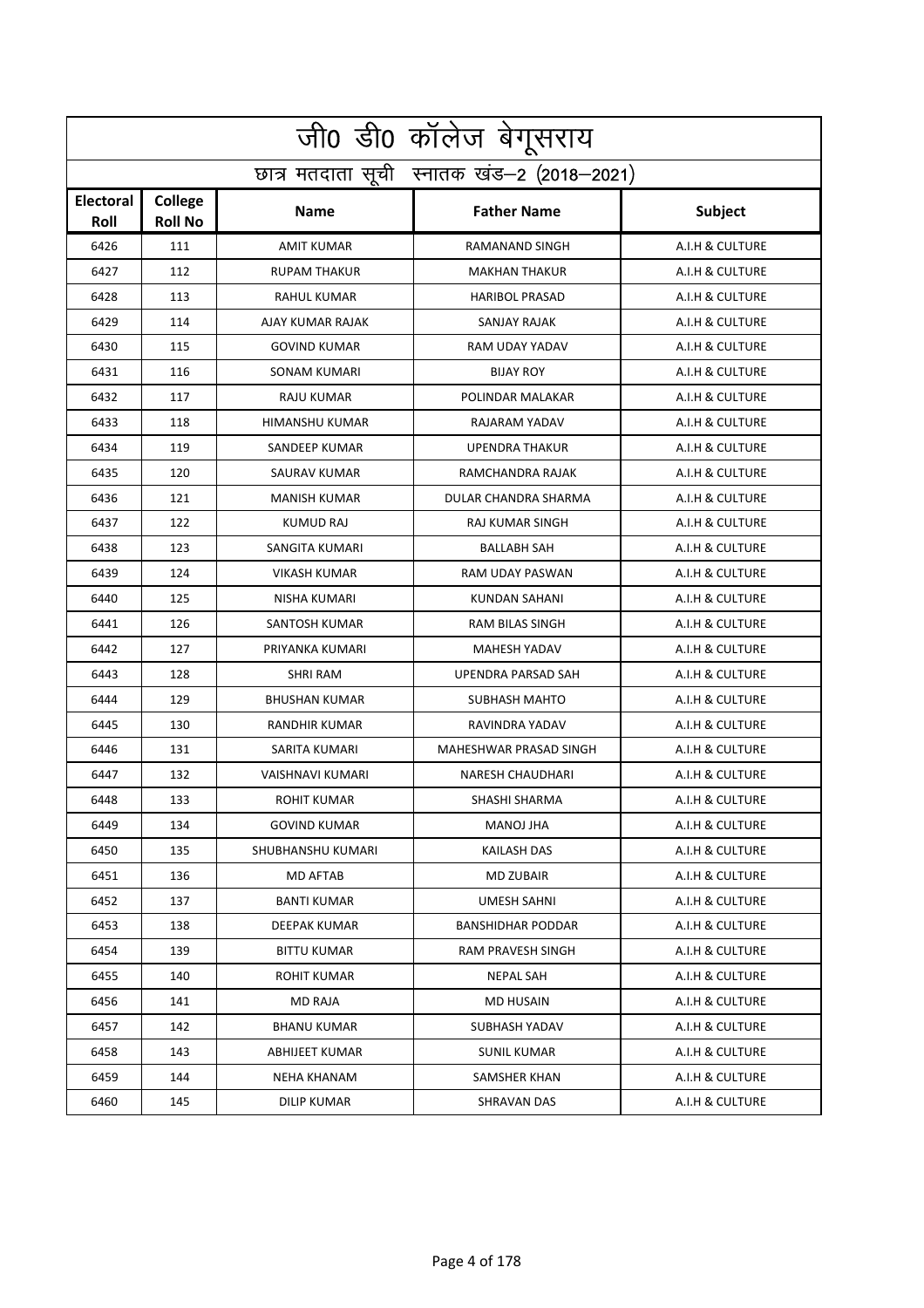# जी0 डी0 कॉलेज बेगूसराय

## छात्र मतदाता सूची स्नातक खंड–2 (2018–2021)

| Electoral Roll | College Roll No | Name | Father Name | Subject |
|---|---|---|---|---|
| 6426 | 111 | AMIT KUMAR | RAMANAND SINGH | A.I.H & CULTURE |
| 6427 | 112 | RUPAM THAKUR | MAKHAN THAKUR | A.I.H & CULTURE |
| 6428 | 113 | RAHUL KUMAR | HARIBOL PRASAD | A.I.H & CULTURE |
| 6429 | 114 | AJAY KUMAR RAJAK | SANJAY RAJAK | A.I.H & CULTURE |
| 6430 | 115 | GOVIND KUMAR | RAM UDAY YADAV | A.I.H & CULTURE |
| 6431 | 116 | SONAM KUMARI | BIJAY ROY | A.I.H & CULTURE |
| 6432 | 117 | RAJU KUMAR | POLINDAR MALAKAR | A.I.H & CULTURE |
| 6433 | 118 | HIMANSHU KUMAR | RAJARAM YADAV | A.I.H & CULTURE |
| 6434 | 119 | SANDEEP KUMAR | UPENDRA THAKUR | A.I.H & CULTURE |
| 6435 | 120 | SAURAV KUMAR | RAMCHANDRA RAJAK | A.I.H & CULTURE |
| 6436 | 121 | MANISH KUMAR | DULAR CHANDRA SHARMA | A.I.H & CULTURE |
| 6437 | 122 | KUMUD RAJ | RAJ KUMAR SINGH | A.I.H & CULTURE |
| 6438 | 123 | SANGITA KUMARI | BALLABH SAH | A.I.H & CULTURE |
| 6439 | 124 | VIKASH KUMAR | RAM UDAY PASWAN | A.I.H & CULTURE |
| 6440 | 125 | NISHA KUMARI | KUNDAN SAHANI | A.I.H & CULTURE |
| 6441 | 126 | SANTOSH KUMAR | RAM BILAS SINGH | A.I.H & CULTURE |
| 6442 | 127 | PRIYANKA KUMARI | MAHESH YADAV | A.I.H & CULTURE |
| 6443 | 128 | SHRI RAM | UPENDRA PARSAD SAH | A.I.H & CULTURE |
| 6444 | 129 | BHUSHAN KUMAR | SUBHASH MAHTO | A.I.H & CULTURE |
| 6445 | 130 | RANDHIR KUMAR | RAVINDRA YADAV | A.I.H & CULTURE |
| 6446 | 131 | SARITA KUMARI | MAHESHWAR PRASAD SINGH | A.I.H & CULTURE |
| 6447 | 132 | VAISHNAVI KUMARI | NARESH CHAUDHARI | A.I.H & CULTURE |
| 6448 | 133 | ROHIT KUMAR | SHASHI SHARMA | A.I.H & CULTURE |
| 6449 | 134 | GOVIND KUMAR | MANOJ JHA | A.I.H & CULTURE |
| 6450 | 135 | SHUBHANSHU KUMARI | KAILASH DAS | A.I.H & CULTURE |
| 6451 | 136 | MD AFTAB | MD ZUBAIR | A.I.H & CULTURE |
| 6452 | 137 | BANTI KUMAR | UMESH SAHNI | A.I.H & CULTURE |
| 6453 | 138 | DEEPAK KUMAR | BANSHIDHAR PODDAR | A.I.H & CULTURE |
| 6454 | 139 | BITTU KUMAR | RAM PRAVESH SINGH | A.I.H & CULTURE |
| 6455 | 140 | ROHIT KUMAR | NEPAL SAH | A.I.H & CULTURE |
| 6456 | 141 | MD RAJA | MD HUSAIN | A.I.H & CULTURE |
| 6457 | 142 | BHANU KUMAR | SUBHASH YADAV | A.I.H & CULTURE |
| 6458 | 143 | ABHIJEET KUMAR | SUNIL KUMAR | A.I.H & CULTURE |
| 6459 | 144 | NEHA KHANAM | SAMSHER KHAN | A.I.H & CULTURE |
| 6460 | 145 | DILIP KUMAR | SHRAVAN DAS | A.I.H & CULTURE |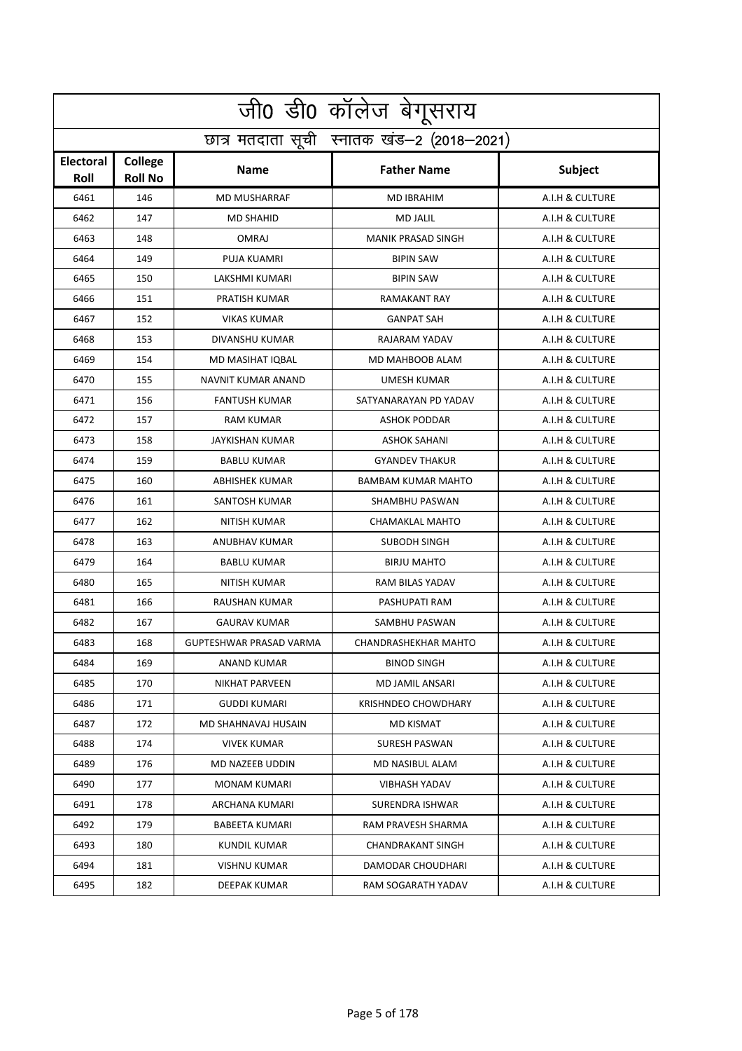# जी0 डी0 कॉलेज बेगूसराय

## छात्र मतदाता सूची स्नातक खंड–2 (2018–2021)

| Electoral Roll | College Roll No | Name | Father Name | Subject |
|---|---|---|---|---|
| 6461 | 146 | MD MUSHARRAF | MD IBRAHIM | A.I.H & CULTURE |
| 6462 | 147 | MD SHAHID | MD JALIL | A.I.H & CULTURE |
| 6463 | 148 | OMRAJ | MANIK PRASAD SINGH | A.I.H & CULTURE |
| 6464 | 149 | PUJA KUAMRI | BIPIN SAW | A.I.H & CULTURE |
| 6465 | 150 | LAKSHMI KUMARI | BIPIN SAW | A.I.H & CULTURE |
| 6466 | 151 | PRATISH KUMAR | RAMAKANT RAY | A.I.H & CULTURE |
| 6467 | 152 | VIKAS KUMAR | GANPAT SAH | A.I.H & CULTURE |
| 6468 | 153 | DIVANSHU KUMAR | RAJARAM YADAV | A.I.H & CULTURE |
| 6469 | 154 | MD MASIHAT IQBAL | MD MAHBOOB ALAM | A.I.H & CULTURE |
| 6470 | 155 | NAVNIT KUMAR ANAND | UMESH KUMAR | A.I.H & CULTURE |
| 6471 | 156 | FANTUSH KUMAR | SATYANARAYAN PD YADAV | A.I.H & CULTURE |
| 6472 | 157 | RAM KUMAR | ASHOK PODDAR | A.I.H & CULTURE |
| 6473 | 158 | JAYKISHAN KUMAR | ASHOK SAHANI | A.I.H & CULTURE |
| 6474 | 159 | BABLU KUMAR | GYANDEV THAKUR | A.I.H & CULTURE |
| 6475 | 160 | ABHISHEK KUMAR | BAMBAM KUMAR MAHTO | A.I.H & CULTURE |
| 6476 | 161 | SANTOSH KUMAR | SHAMBHU PASWAN | A.I.H & CULTURE |
| 6477 | 162 | NITISH KUMAR | CHAMAKLAL MAHTO | A.I.H & CULTURE |
| 6478 | 163 | ANUBHAV KUMAR | SUBODH SINGH | A.I.H & CULTURE |
| 6479 | 164 | BABLU KUMAR | BIRJU MAHTO | A.I.H & CULTURE |
| 6480 | 165 | NITISH KUMAR | RAM BILAS YADAV | A.I.H & CULTURE |
| 6481 | 166 | RAUSHAN KUMAR | PASHUPATI RAM | A.I.H & CULTURE |
| 6482 | 167 | GAURAV KUMAR | SAMBHU PASWAN | A.I.H & CULTURE |
| 6483 | 168 | GUPTESHWAR PRASAD VARMA | CHANDRASHEKHAR MAHTO | A.I.H & CULTURE |
| 6484 | 169 | ANAND KUMAR | BINOD SINGH | A.I.H & CULTURE |
| 6485 | 170 | NIKHAT PARVEEN | MD JAMIL ANSARI | A.I.H & CULTURE |
| 6486 | 171 | GUDDI KUMARI | KRISHNDEO CHOWDHARY | A.I.H & CULTURE |
| 6487 | 172 | MD SHAHNAVAJ HUSAIN | MD KISMAT | A.I.H & CULTURE |
| 6488 | 174 | VIVEK KUMAR | SURESH PASWAN | A.I.H & CULTURE |
| 6489 | 176 | MD NAZEEB UDDIN | MD NASIBUL ALAM | A.I.H & CULTURE |
| 6490 | 177 | MONAM KUMARI | VIBHASH YADAV | A.I.H & CULTURE |
| 6491 | 178 | ARCHANA KUMARI | SURENDRA ISHWAR | A.I.H & CULTURE |
| 6492 | 179 | BABEETA KUMARI | RAM PRAVESH SHARMA | A.I.H & CULTURE |
| 6493 | 180 | KUNDIL KUMAR | CHANDRAKANT SINGH | A.I.H & CULTURE |
| 6494 | 181 | VISHNU KUMAR | DAMODAR CHOUDHARI | A.I.H & CULTURE |
| 6495 | 182 | DEEPAK KUMAR | RAM SOGARATH YADAV | A.I.H & CULTURE |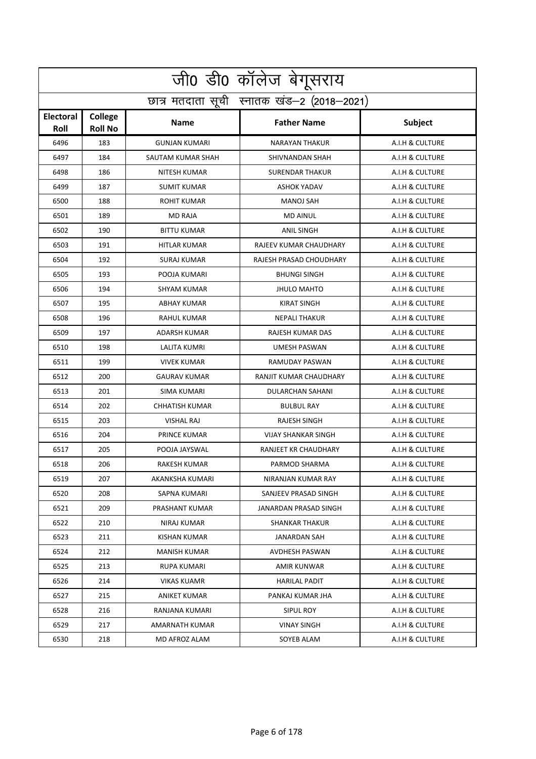# जी0 डी0 कॉलेज बेगूसराय

## छात्र मतदाता सूची स्नातक खंड–2 (2018–2021)

| Electoral Roll | College Roll No | Name | Father Name | Subject |
|---|---|---|---|---|
| 6496 | 183 | GUNJAN KUMARI | NARAYAN THAKUR | A.I.H & CULTURE |
| 6497 | 184 | SAUTAM KUMAR SHAH | SHIVNANDAN SHAH | A.I.H & CULTURE |
| 6498 | 186 | NITESH KUMAR | SURENDAR THAKUR | A.I.H & CULTURE |
| 6499 | 187 | SUMIT KUMAR | ASHOK YADAV | A.I.H & CULTURE |
| 6500 | 188 | ROHIT KUMAR | MANOJ SAH | A.I.H & CULTURE |
| 6501 | 189 | MD RAJA | MD AINUL | A.I.H & CULTURE |
| 6502 | 190 | BITTU KUMAR | ANIL SINGH | A.I.H & CULTURE |
| 6503 | 191 | HITLAR KUMAR | RAJEEV KUMAR CHAUDHARY | A.I.H & CULTURE |
| 6504 | 192 | SURAJ KUMAR | RAJESH PRASAD CHOUDHARY | A.I.H & CULTURE |
| 6505 | 193 | POOJA KUMARI | BHUNGI SINGH | A.I.H & CULTURE |
| 6506 | 194 | SHYAM KUMAR | JHULO MAHTO | A.I.H & CULTURE |
| 6507 | 195 | ABHAY KUMAR | KIRAT SINGH | A.I.H & CULTURE |
| 6508 | 196 | RAHUL KUMAR | NEPALI THAKUR | A.I.H & CULTURE |
| 6509 | 197 | ADARSH KUMAR | RAJESH KUMAR DAS | A.I.H & CULTURE |
| 6510 | 198 | LALITA KUMRI | UMESH PASWAN | A.I.H & CULTURE |
| 6511 | 199 | VIVEK KUMAR | RAMUDAY PASWAN | A.I.H & CULTURE |
| 6512 | 200 | GAURAV KUMAR | RANJIT KUMAR CHAUDHARY | A.I.H & CULTURE |
| 6513 | 201 | SIMA KUMARI | DULARCHAN SAHANI | A.I.H & CULTURE |
| 6514 | 202 | CHHATISH KUMAR | BULBUL RAY | A.I.H & CULTURE |
| 6515 | 203 | VISHAL RAJ | RAJESH SINGH | A.I.H & CULTURE |
| 6516 | 204 | PRINCE KUMAR | VIJAY SHANKAR SINGH | A.I.H & CULTURE |
| 6517 | 205 | POOJA JAYSWAL | RANJEET KR CHAUDHARY | A.I.H & CULTURE |
| 6518 | 206 | RAKESH KUMAR | PARMOD SHARMA | A.I.H & CULTURE |
| 6519 | 207 | AKANKSHA KUMARI | NIRANJAN KUMAR RAY | A.I.H & CULTURE |
| 6520 | 208 | SAPNA KUMARI | SANJEEV PRASAD SINGH | A.I.H & CULTURE |
| 6521 | 209 | PRASHANT KUMAR | JANARDAN PRASAD SINGH | A.I.H & CULTURE |
| 6522 | 210 | NIRAJ KUMAR | SHANKAR THAKUR | A.I.H & CULTURE |
| 6523 | 211 | KISHAN KUMAR | JANARDAN SAH | A.I.H & CULTURE |
| 6524 | 212 | MANISH KUMAR | AVDHESH PASWAN | A.I.H & CULTURE |
| 6525 | 213 | RUPA KUMARI | AMIR KUNWAR | A.I.H & CULTURE |
| 6526 | 214 | VIKAS KUAMR | HARILAL PADIT | A.I.H & CULTURE |
| 6527 | 215 | ANIKET KUMAR | PANKAJ KUMAR JHA | A.I.H & CULTURE |
| 6528 | 216 | RANJANA KUMARI | SIPUL ROY | A.I.H & CULTURE |
| 6529 | 217 | AMARNATH KUMAR | VINAY SINGH | A.I.H & CULTURE |
| 6530 | 218 | MD AFROZ ALAM | SOYEB ALAM | A.I.H & CULTURE |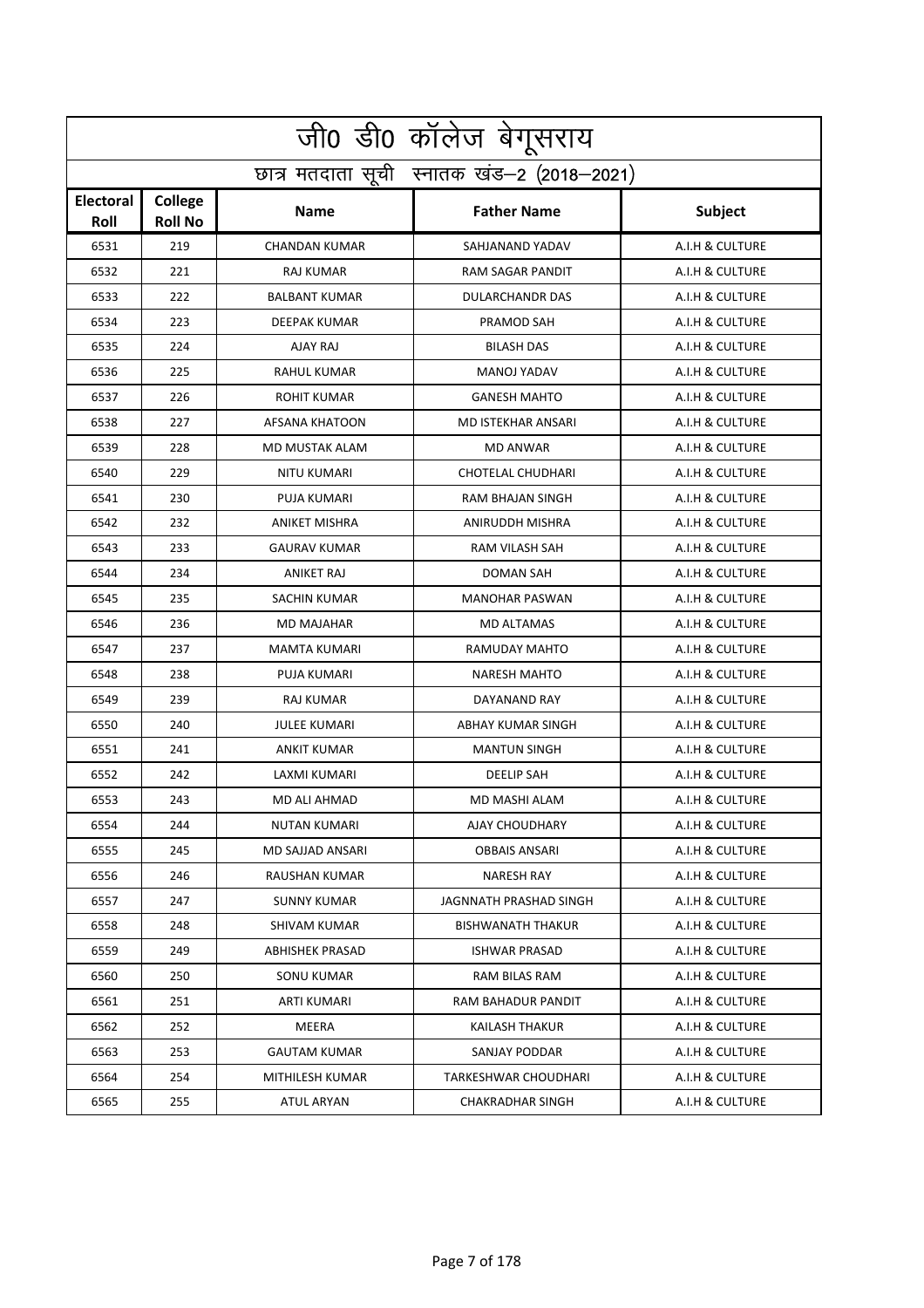# जी0 डी0 कॉलेज बेगूसराय

## छात्र मतदाता सूची स्नातक खंड–2 (2018–2021)

| Electoral Roll | College Roll No | Name | Father Name | Subject |
|---|---|---|---|---|
| 6531 | 219 | CHANDAN KUMAR | SAHJANAND YADAV | A.I.H & CULTURE |
| 6532 | 221 | RAJ KUMAR | RAM SAGAR PANDIT | A.I.H & CULTURE |
| 6533 | 222 | BALBANT KUMAR | DULARCHANDR DAS | A.I.H & CULTURE |
| 6534 | 223 | DEEPAK KUMAR | PRAMOD SAH | A.I.H & CULTURE |
| 6535 | 224 | AJAY RAJ | BILASH DAS | A.I.H & CULTURE |
| 6536 | 225 | RAHUL KUMAR | MANOJ YADAV | A.I.H & CULTURE |
| 6537 | 226 | ROHIT KUMAR | GANESH MAHTO | A.I.H & CULTURE |
| 6538 | 227 | AFSANA KHATOON | MD ISTEKHAR ANSARI | A.I.H & CULTURE |
| 6539 | 228 | MD MUSTAK ALAM | MD ANWAR | A.I.H & CULTURE |
| 6540 | 229 | NITU KUMARI | CHOTELAL CHUDHARI | A.I.H & CULTURE |
| 6541 | 230 | PUJA KUMARI | RAM BHAJAN SINGH | A.I.H & CULTURE |
| 6542 | 232 | ANIKET MISHRA | ANIRUDDH MISHRA | A.I.H & CULTURE |
| 6543 | 233 | GAURAV KUMAR | RAM VILASH SAH | A.I.H & CULTURE |
| 6544 | 234 | ANIKET RAJ | DOMAN SAH | A.I.H & CULTURE |
| 6545 | 235 | SACHIN KUMAR | MANOHAR PASWAN | A.I.H & CULTURE |
| 6546 | 236 | MD MAJAHAR | MD ALTAMAS | A.I.H & CULTURE |
| 6547 | 237 | MAMTA KUMARI | RAMUDAY MAHTO | A.I.H & CULTURE |
| 6548 | 238 | PUJA KUMARI | NARESH MAHTO | A.I.H & CULTURE |
| 6549 | 239 | RAJ KUMAR | DAYANAND RAY | A.I.H & CULTURE |
| 6550 | 240 | JULEE KUMARI | ABHAY KUMAR SINGH | A.I.H & CULTURE |
| 6551 | 241 | ANKIT KUMAR | MANTUN SINGH | A.I.H & CULTURE |
| 6552 | 242 | LAXMI KUMARI | DEELIP SAH | A.I.H & CULTURE |
| 6553 | 243 | MD ALI AHMAD | MD MASHI ALAM | A.I.H & CULTURE |
| 6554 | 244 | NUTAN KUMARI | AJAY CHOUDHARY | A.I.H & CULTURE |
| 6555 | 245 | MD SAJJAD ANSARI | OBBAIS ANSARI | A.I.H & CULTURE |
| 6556 | 246 | RAUSHAN KUMAR | NARESH RAY | A.I.H & CULTURE |
| 6557 | 247 | SUNNY KUMAR | JAGNNATH PRASHAD SINGH | A.I.H & CULTURE |
| 6558 | 248 | SHIVAM KUMAR | BISHWANATH THAKUR | A.I.H & CULTURE |
| 6559 | 249 | ABHISHEK PRASAD | ISHWAR PRASAD | A.I.H & CULTURE |
| 6560 | 250 | SONU KUMAR | RAM BILAS RAM | A.I.H & CULTURE |
| 6561 | 251 | ARTI KUMARI | RAM BAHADUR PANDIT | A.I.H & CULTURE |
| 6562 | 252 | MEERA | KAILASH THAKUR | A.I.H & CULTURE |
| 6563 | 253 | GAUTAM KUMAR | SANJAY PODDAR | A.I.H & CULTURE |
| 6564 | 254 | MITHILESH KUMAR | TARKESHWAR CHOUDHARI | A.I.H & CULTURE |
| 6565 | 255 | ATUL ARYAN | CHAKRADHAR SINGH | A.I.H & CULTURE |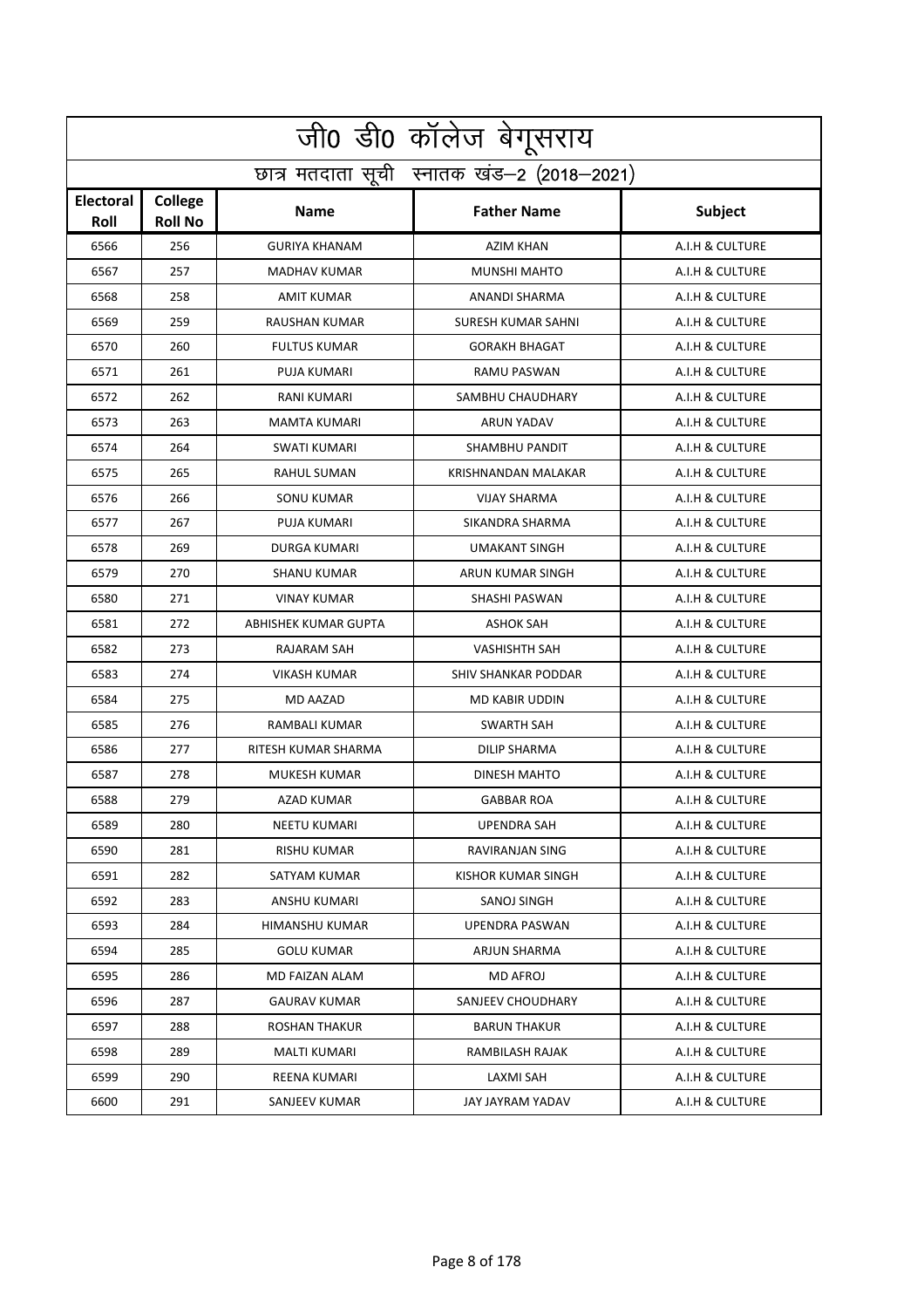# जी0 डी0 कॉलेज बेगूसराय

## छात्र मतदाता सूची स्नातक खंड–2 (2018–2021)

| Electoral Roll | College Roll No | Name | Father Name | Subject |
|---|---|---|---|---|
| 6566 | 256 | GURIYA KHANAM | AZIM KHAN | A.I.H & CULTURE |
| 6567 | 257 | MADHAV KUMAR | MUNSHI MAHTO | A.I.H & CULTURE |
| 6568 | 258 | AMIT KUMAR | ANANDI SHARMA | A.I.H & CULTURE |
| 6569 | 259 | RAUSHAN KUMAR | SURESH KUMAR SAHNI | A.I.H & CULTURE |
| 6570 | 260 | FULTUS KUMAR | GORAKH BHAGAT | A.I.H & CULTURE |
| 6571 | 261 | PUJA KUMARI | RAMU PASWAN | A.I.H & CULTURE |
| 6572 | 262 | RANI KUMARI | SAMBHU CHAUDHARY | A.I.H & CULTURE |
| 6573 | 263 | MAMTA KUMARI | ARUN YADAV | A.I.H & CULTURE |
| 6574 | 264 | SWATI KUMARI | SHAMBHU PANDIT | A.I.H & CULTURE |
| 6575 | 265 | RAHUL SUMAN | KRISHNANDAN MALAKAR | A.I.H & CULTURE |
| 6576 | 266 | SONU KUMAR | VIJAY SHARMA | A.I.H & CULTURE |
| 6577 | 267 | PUJA KUMARI | SIKANDRA SHARMA | A.I.H & CULTURE |
| 6578 | 269 | DURGA KUMARI | UMAKANT SINGH | A.I.H & CULTURE |
| 6579 | 270 | SHANU KUMAR | ARUN KUMAR SINGH | A.I.H & CULTURE |
| 6580 | 271 | VINAY KUMAR | SHASHI PASWAN | A.I.H & CULTURE |
| 6581 | 272 | ABHISHEK KUMAR GUPTA | ASHOK SAH | A.I.H & CULTURE |
| 6582 | 273 | RAJARAM SAH | VASHISHTH SAH | A.I.H & CULTURE |
| 6583 | 274 | VIKASH KUMAR | SHIV SHANKAR PODDAR | A.I.H & CULTURE |
| 6584 | 275 | MD AAZAD | MD KABIR UDDIN | A.I.H & CULTURE |
| 6585 | 276 | RAMBALI KUMAR | SWARTH SAH | A.I.H & CULTURE |
| 6586 | 277 | RITESH KUMAR SHARMA | DILIP SHARMA | A.I.H & CULTURE |
| 6587 | 278 | MUKESH KUMAR | DINESH MAHTO | A.I.H & CULTURE |
| 6588 | 279 | AZAD KUMAR | GABBAR ROA | A.I.H & CULTURE |
| 6589 | 280 | NEETU KUMARI | UPENDRA SAH | A.I.H & CULTURE |
| 6590 | 281 | RISHU KUMAR | RAVIRANJAN SING | A.I.H & CULTURE |
| 6591 | 282 | SATYAM KUMAR | KISHOR KUMAR SINGH | A.I.H & CULTURE |
| 6592 | 283 | ANSHU KUMARI | SANOJ SINGH | A.I.H & CULTURE |
| 6593 | 284 | HIMANSHU KUMAR | UPENDRA PASWAN | A.I.H & CULTURE |
| 6594 | 285 | GOLU KUMAR | ARJUN SHARMA | A.I.H & CULTURE |
| 6595 | 286 | MD FAIZAN ALAM | MD AFROJ | A.I.H & CULTURE |
| 6596 | 287 | GAURAV KUMAR | SANJEEV CHOUDHARY | A.I.H & CULTURE |
| 6597 | 288 | ROSHAN THAKUR | BARUN THAKUR | A.I.H & CULTURE |
| 6598 | 289 | MALTI KUMARI | RAMBILASH RAJAK | A.I.H & CULTURE |
| 6599 | 290 | REENA KUMARI | LAXMI SAH | A.I.H & CULTURE |
| 6600 | 291 | SANJEEV KUMAR | JAY JAYRAM YADAV | A.I.H & CULTURE |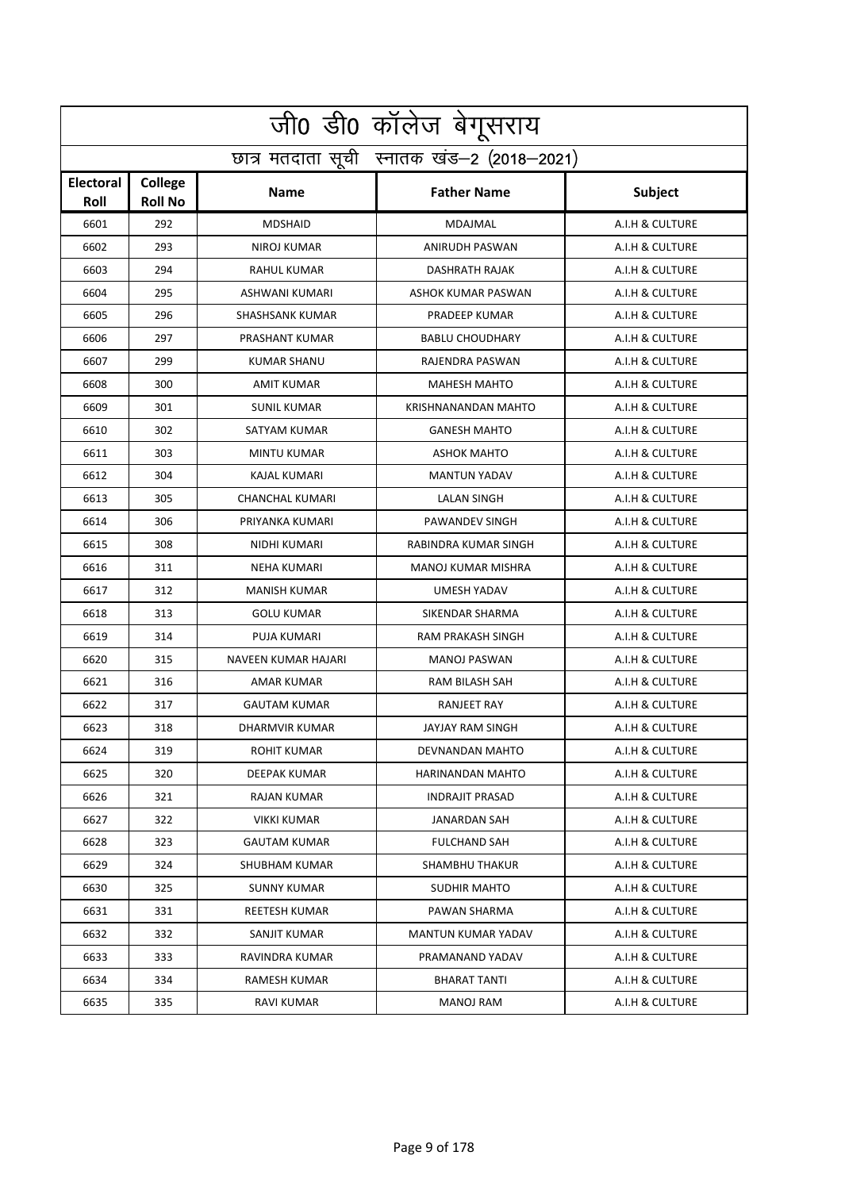# जी0 डी0 कॉलेज बेगूसराय

## छात्र मतदाता सूची स्नातक खंड–2 (2018–2021)

| Electoral Roll | College Roll No | Name | Father Name | Subject |
|---|---|---|---|---|
| 6601 | 292 | MDSHAID | MDAJMAL | A.I.H & CULTURE |
| 6602 | 293 | NIROJ KUMAR | ANIRUDH PASWAN | A.I.H & CULTURE |
| 6603 | 294 | RAHUL KUMAR | DASHRATH RAJAK | A.I.H & CULTURE |
| 6604 | 295 | ASHWANI KUMARI | ASHOK KUMAR PASWAN | A.I.H & CULTURE |
| 6605 | 296 | SHASHSANK KUMAR | PRADEEP KUMAR | A.I.H & CULTURE |
| 6606 | 297 | PRASHANT KUMAR | BABLU CHOUDHARY | A.I.H & CULTURE |
| 6607 | 299 | KUMAR SHANU | RAJENDRA PASWAN | A.I.H & CULTURE |
| 6608 | 300 | AMIT KUMAR | MAHESH MAHTO | A.I.H & CULTURE |
| 6609 | 301 | SUNIL KUMAR | KRISHNANANDAN MAHTO | A.I.H & CULTURE |
| 6610 | 302 | SATYAM KUMAR | GANESH MAHTO | A.I.H & CULTURE |
| 6611 | 303 | MINTU KUMAR | ASHOK MAHTO | A.I.H & CULTURE |
| 6612 | 304 | KAJAL KUMARI | MANTUN YADAV | A.I.H & CULTURE |
| 6613 | 305 | CHANCHAL KUMARI | LALAN SINGH | A.I.H & CULTURE |
| 6614 | 306 | PRIYANKA KUMARI | PAWANDEV SINGH | A.I.H & CULTURE |
| 6615 | 308 | NIDHI KUMARI | RABINDRA KUMAR SINGH | A.I.H & CULTURE |
| 6616 | 311 | NEHA KUMARI | MANOJ KUMAR MISHRA | A.I.H & CULTURE |
| 6617 | 312 | MANISH KUMAR | UMESH YADAV | A.I.H & CULTURE |
| 6618 | 313 | GOLU KUMAR | SIKENDAR SHARMA | A.I.H & CULTURE |
| 6619 | 314 | PUJA KUMARI | RAM PRAKASH SINGH | A.I.H & CULTURE |
| 6620 | 315 | NAVEEN KUMAR HAJARI | MANOJ PASWAN | A.I.H & CULTURE |
| 6621 | 316 | AMAR KUMAR | RAM BILASH SAH | A.I.H & CULTURE |
| 6622 | 317 | GAUTAM KUMAR | RANJEET RAY | A.I.H & CULTURE |
| 6623 | 318 | DHARMVIR KUMAR | JAYJAY RAM SINGH | A.I.H & CULTURE |
| 6624 | 319 | ROHIT KUMAR | DEVNANDAN MAHTO | A.I.H & CULTURE |
| 6625 | 320 | DEEPAK KUMAR | HARINANDAN MAHTO | A.I.H & CULTURE |
| 6626 | 321 | RAJAN KUMAR | INDRAJIT PRASAD | A.I.H & CULTURE |
| 6627 | 322 | VIKKI KUMAR | JANARDAN SAH | A.I.H & CULTURE |
| 6628 | 323 | GAUTAM KUMAR | FULCHAND SAH | A.I.H & CULTURE |
| 6629 | 324 | SHUBHAM KUMAR | SHAMBHU THAKUR | A.I.H & CULTURE |
| 6630 | 325 | SUNNY KUMAR | SUDHIR MAHTO | A.I.H & CULTURE |
| 6631 | 331 | REETESH KUMAR | PAWAN SHARMA | A.I.H & CULTURE |
| 6632 | 332 | SANJIT KUMAR | MANTUN KUMAR YADAV | A.I.H & CULTURE |
| 6633 | 333 | RAVINDRA KUMAR | PRAMANAND YADAV | A.I.H & CULTURE |
| 6634 | 334 | RAMESH KUMAR | BHARAT TANTI | A.I.H & CULTURE |
| 6635 | 335 | RAVI KUMAR | MANOJ RAM | A.I.H & CULTURE |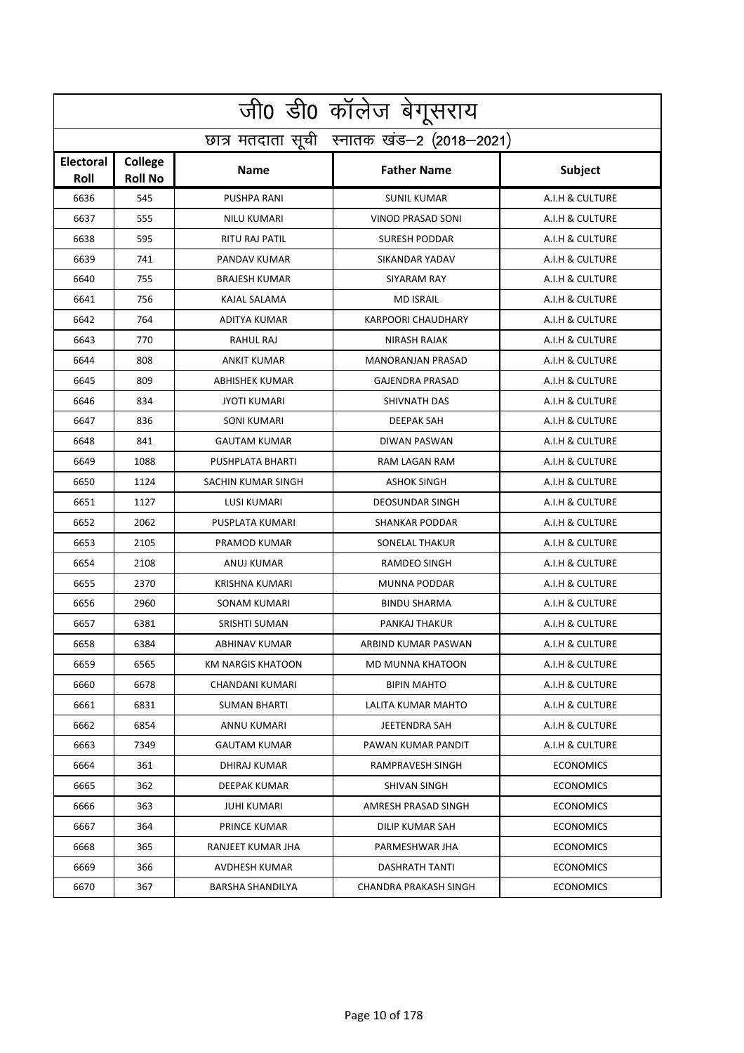| जी0 डी0 कॉलेज बेगूसराय | | | | |
|---|---|---|---|---|
| छात्र मतदाता सूची स्नातक खंड–2 (2018–2021) | | | | |
| **Electoral Roll** | **College Roll No** | **Name** | **Father Name** | **Subject** |
| 6636 | 545 | PUSHPA RANI | SUNIL KUMAR | A.I.H & CULTURE |
| 6637 | 555 | NILU KUMARI | VINOD PRASAD SONI | A.I.H & CULTURE |
| 6638 | 595 | RITU RAJ PATIL | SURESH PODDAR | A.I.H & CULTURE |
| 6639 | 741 | PANDAV KUMAR | SIKANDAR YADAV | A.I.H & CULTURE |
| 6640 | 755 | BRAJESH KUMAR | SIYARAM RAY | A.I.H & CULTURE |
| 6641 | 756 | KAJAL SALAMA | MD ISRAIL | A.I.H & CULTURE |
| 6642 | 764 | ADITYA KUMAR | KARPOORI CHAUDHARY | A.I.H & CULTURE |
| 6643 | 770 | RAHUL RAJ | NIRASH RAJAK | A.I.H & CULTURE |
| 6644 | 808 | ANKIT KUMAR | MANORANJAN PRASAD | A.I.H & CULTURE |
| 6645 | 809 | ABHISHEK KUMAR | GAJENDRA PRASAD | A.I.H & CULTURE |
| 6646 | 834 | JYOTI KUMARI | SHIVNATH DAS | A.I.H & CULTURE |
| 6647 | 836 | SONI KUMARI | DEEPAK SAH | A.I.H & CULTURE |
| 6648 | 841 | GAUTAM KUMAR | DIWAN PASWAN | A.I.H & CULTURE |
| 6649 | 1088 | PUSHPLATA BHARTI | RAM LAGAN RAM | A.I.H & CULTURE |
| 6650 | 1124 | SACHIN KUMAR SINGH | ASHOK SINGH | A.I.H & CULTURE |
| 6651 | 1127 | LUSI KUMARI | DEOSUNDAR SINGH | A.I.H & CULTURE |
| 6652 | 2062 | PUSPLATA KUMARI | SHANKAR PODDAR | A.I.H & CULTURE |
| 6653 | 2105 | PRAMOD KUMAR | SONELAL THAKUR | A.I.H & CULTURE |
| 6654 | 2108 | ANUJ KUMAR | RAMDEO SINGH | A.I.H & CULTURE |
| 6655 | 2370 | KRISHNA KUMARI | MUNNA PODDAR | A.I.H & CULTURE |
| 6656 | 2960 | SONAM KUMARI | BINDU SHARMA | A.I.H & CULTURE |
| 6657 | 6381 | SRISHTI SUMAN | PANKAJ THAKUR | A.I.H & CULTURE |
| 6658 | 6384 | ABHINAV KUMAR | ARBIND KUMAR PASWAN | A.I.H & CULTURE |
| 6659 | 6565 | KM NARGIS KHATOON | MD MUNNA KHATOON | A.I.H & CULTURE |
| 6660 | 6678 | CHANDANI KUMARI | BIPIN MAHTO | A.I.H & CULTURE |
| 6661 | 6831 | SUMAN BHARTI | LALITA KUMAR MAHTO | A.I.H & CULTURE |
| 6662 | 6854 | ANNU KUMARI | JEETENDRA SAH | A.I.H & CULTURE |
| 6663 | 7349 | GAUTAM KUMAR | PAWAN KUMAR PANDIT | A.I.H & CULTURE |
| 6664 | 361 | DHIRAJ KUMAR | RAMPRAVESH SINGH | ECONOMICS |
| 6665 | 362 | DEEPAK KUMAR | SHIVAN SINGH | ECONOMICS |
| 6666 | 363 | JUHI KUMARI | AMRESH PRASAD SINGH | ECONOMICS |
| 6667 | 364 | PRINCE KUMAR | DILIP KUMAR SAH | ECONOMICS |
| 6668 | 365 | RANJEET KUMAR JHA | PARMESHWAR JHA | ECONOMICS |
| 6669 | 366 | AVDHESH KUMAR | DASHRATH TANTI | ECONOMICS |
| 6670 | 367 | BARSHA SHANDILYA | CHANDRA PRAKASH SINGH | ECONOMICS |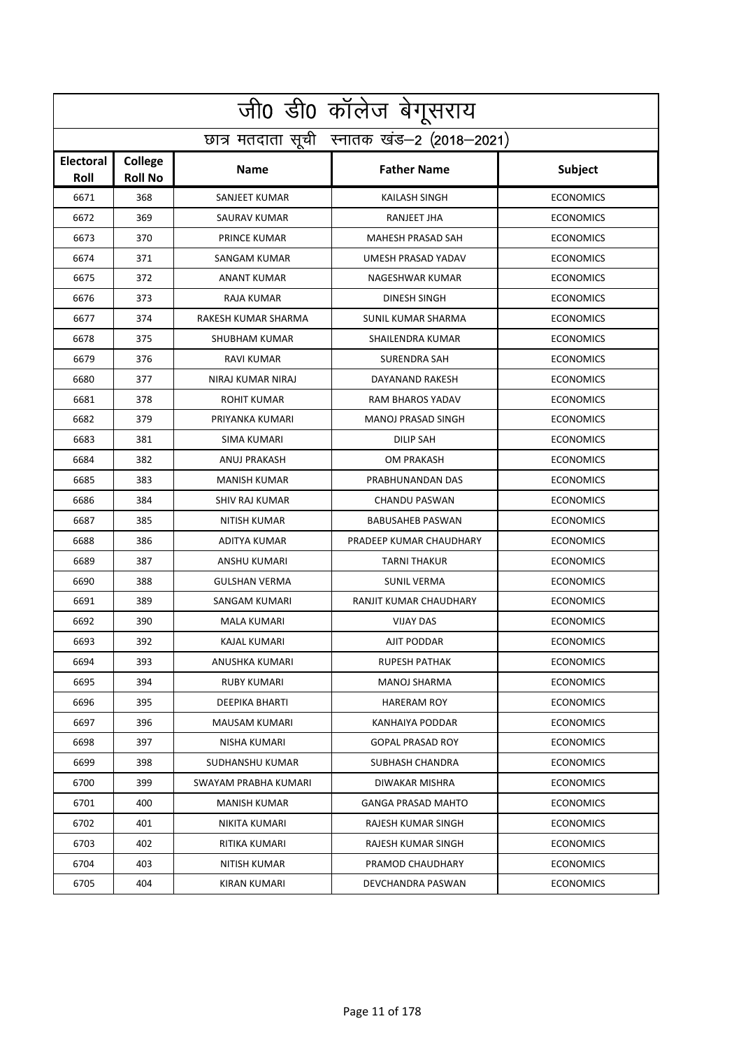# जी0 डी0 कॉलेज बेगूसराय

## छात्र मतदाता सूची स्नातक खंड–2 (2018–2021)

| Electoral Roll | College Roll No | Name | Father Name | Subject |
|---|---|---|---|---|
| 6671 | 368 | SANJEET KUMAR | KAILASH SINGH | ECONOMICS |
| 6672 | 369 | SAURAV KUMAR | RANJEET JHA | ECONOMICS |
| 6673 | 370 | PRINCE KUMAR | MAHESH PRASAD SAH | ECONOMICS |
| 6674 | 371 | SANGAM KUMAR | UMESH PRASAD YADAV | ECONOMICS |
| 6675 | 372 | ANANT KUMAR | NAGESHWAR KUMAR | ECONOMICS |
| 6676 | 373 | RAJA KUMAR | DINESH SINGH | ECONOMICS |
| 6677 | 374 | RAKESH KUMAR SHARMA | SUNIL KUMAR SHARMA | ECONOMICS |
| 6678 | 375 | SHUBHAM KUMAR | SHAILENDRA KUMAR | ECONOMICS |
| 6679 | 376 | RAVI KUMAR | SURENDRA SAH | ECONOMICS |
| 6680 | 377 | NIRAJ KUMAR NIRAJ | DAYANAND RAKESH | ECONOMICS |
| 6681 | 378 | ROHIT KUMAR | RAM BHAROS YADAV | ECONOMICS |
| 6682 | 379 | PRIYANKA KUMARI | MANOJ PRASAD SINGH | ECONOMICS |
| 6683 | 381 | SIMA KUMARI | DILIP SAH | ECONOMICS |
| 6684 | 382 | ANUJ PRAKASH | OM PRAKASH | ECONOMICS |
| 6685 | 383 | MANISH KUMAR | PRABHUNANDAN DAS | ECONOMICS |
| 6686 | 384 | SHIV RAJ KUMAR | CHANDU PASWAN | ECONOMICS |
| 6687 | 385 | NITISH KUMAR | BABUSAHEB PASWAN | ECONOMICS |
| 6688 | 386 | ADITYA KUMAR | PRADEEP KUMAR CHAUDHARY | ECONOMICS |
| 6689 | 387 | ANSHU KUMARI | TARNI THAKUR | ECONOMICS |
| 6690 | 388 | GULSHAN VERMA | SUNIL VERMA | ECONOMICS |
| 6691 | 389 | SANGAM KUMARI | RANJIT KUMAR CHAUDHARY | ECONOMICS |
| 6692 | 390 | MALA KUMARI | VIJAY DAS | ECONOMICS |
| 6693 | 392 | KAJAL KUMARI | AJIT PODDAR | ECONOMICS |
| 6694 | 393 | ANUSHKA KUMARI | RUPESH PATHAK | ECONOMICS |
| 6695 | 394 | RUBY KUMARI | MANOJ SHARMA | ECONOMICS |
| 6696 | 395 | DEEPIKA BHARTI | HARERAM ROY | ECONOMICS |
| 6697 | 396 | MAUSAM KUMARI | KANHAIYA PODDAR | ECONOMICS |
| 6698 | 397 | NISHA KUMARI | GOPAL PRASAD ROY | ECONOMICS |
| 6699 | 398 | SUDHANSHU KUMAR | SUBHASH CHANDRA | ECONOMICS |
| 6700 | 399 | SWAYAM PRABHA KUMARI | DIWAKAR MISHRA | ECONOMICS |
| 6701 | 400 | MANISH KUMAR | GANGA PRASAD MAHTO | ECONOMICS |
| 6702 | 401 | NIKITA KUMARI | RAJESH KUMAR SINGH | ECONOMICS |
| 6703 | 402 | RITIKA KUMARI | RAJESH KUMAR SINGH | ECONOMICS |
| 6704 | 403 | NITISH KUMAR | PRAMOD CHAUDHARY | ECONOMICS |
| 6705 | 404 | KIRAN KUMARI | DEVCHANDRA PASWAN | ECONOMICS |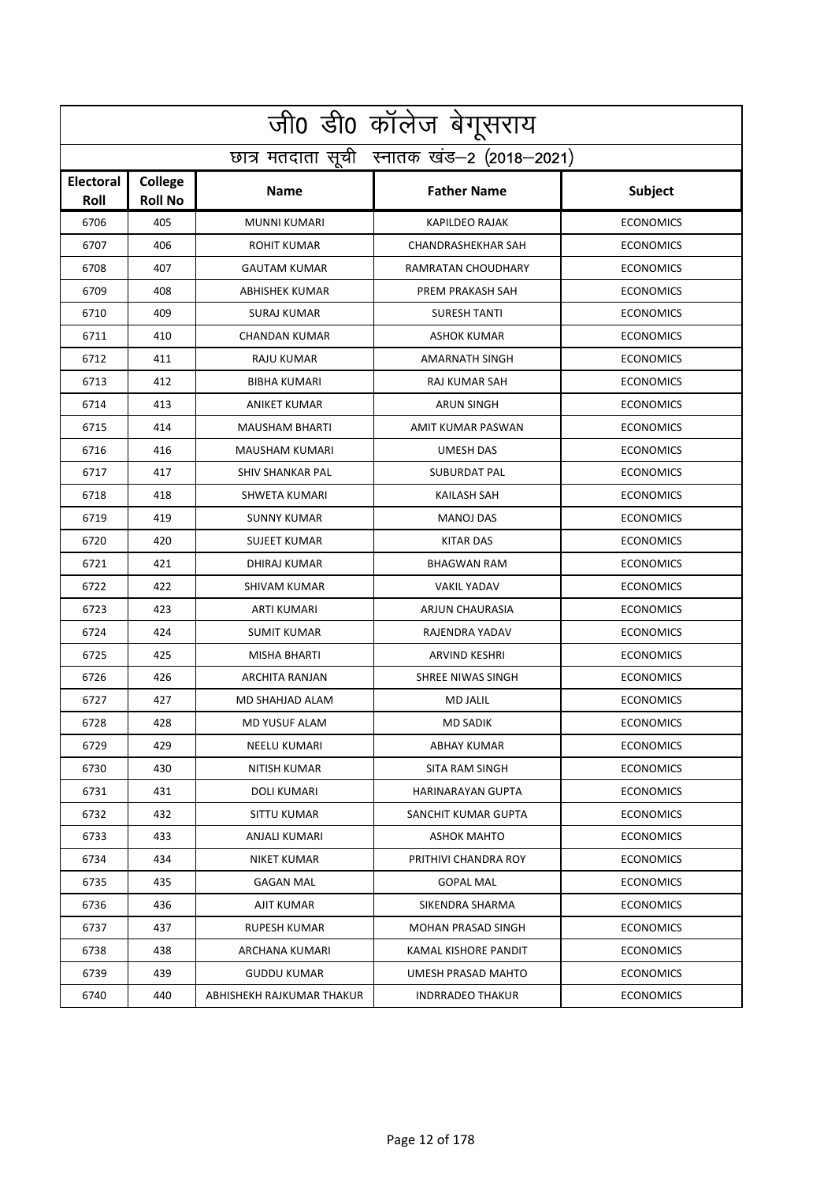# जी0 डी0 कॉलेज बेगूसराय

## छात्र मतदाता सूची स्नातक खंड–2 (2018–2021)

| Electoral Roll | College Roll No | Name | Father Name | Subject |
|---|---|---|---|---|
| 6706 | 405 | MUNNI KUMARI | KAPILDEO RAJAK | ECONOMICS |
| 6707 | 406 | ROHIT KUMAR | CHANDRASHEKHAR SAH | ECONOMICS |
| 6708 | 407 | GAUTAM KUMAR | RAMRATAN CHOUDHARY | ECONOMICS |
| 6709 | 408 | ABHISHEK KUMAR | PREM PRAKASH SAH | ECONOMICS |
| 6710 | 409 | SURAJ KUMAR | SURESH TANTI | ECONOMICS |
| 6711 | 410 | CHANDAN KUMAR | ASHOK KUMAR | ECONOMICS |
| 6712 | 411 | RAJU KUMAR | AMARNATH SINGH | ECONOMICS |
| 6713 | 412 | BIBHA KUMARI | RAJ KUMAR SAH | ECONOMICS |
| 6714 | 413 | ANIKET KUMAR | ARUN SINGH | ECONOMICS |
| 6715 | 414 | MAUSHAM BHARTI | AMIT KUMAR PASWAN | ECONOMICS |
| 6716 | 416 | MAUSHAM KUMARI | UMESH DAS | ECONOMICS |
| 6717 | 417 | SHIV SHANKAR PAL | SUBURDAT PAL | ECONOMICS |
| 6718 | 418 | SHWETA KUMARI | KAILASH SAH | ECONOMICS |
| 6719 | 419 | SUNNY KUMAR | MANOJ DAS | ECONOMICS |
| 6720 | 420 | SUJEET KUMAR | KITAR DAS | ECONOMICS |
| 6721 | 421 | DHIRAJ KUMAR | BHAGWAN RAM | ECONOMICS |
| 6722 | 422 | SHIVAM KUMAR | VAKIL YADAV | ECONOMICS |
| 6723 | 423 | ARTI KUMARI | ARJUN CHAURASIA | ECONOMICS |
| 6724 | 424 | SUMIT KUMAR | RAJENDRA YADAV | ECONOMICS |
| 6725 | 425 | MISHA BHARTI | ARVIND KESHRI | ECONOMICS |
| 6726 | 426 | ARCHITA RANJAN | SHREE NIWAS SINGH | ECONOMICS |
| 6727 | 427 | MD SHAHJAD ALAM | MD JALIL | ECONOMICS |
| 6728 | 428 | MD YUSUF ALAM | MD SADIK | ECONOMICS |
| 6729 | 429 | NEELU KUMARI | ABHAY KUMAR | ECONOMICS |
| 6730 | 430 | NITISH KUMAR | SITA RAM SINGH | ECONOMICS |
| 6731 | 431 | DOLI KUMARI | HARINARAYAN GUPTA | ECONOMICS |
| 6732 | 432 | SITTU KUMAR | SANCHIT KUMAR GUPTA | ECONOMICS |
| 6733 | 433 | ANJALI KUMARI | ASHOK MAHTO | ECONOMICS |
| 6734 | 434 | NIKET KUMAR | PRITHIVI CHANDRA ROY | ECONOMICS |
| 6735 | 435 | GAGAN MAL | GOPAL MAL | ECONOMICS |
| 6736 | 436 | AJIT KUMAR | SIKENDRA SHARMA | ECONOMICS |
| 6737 | 437 | RUPESH KUMAR | MOHAN PRASAD SINGH | ECONOMICS |
| 6738 | 438 | ARCHANA KUMARI | KAMAL KISHORE PANDIT | ECONOMICS |
| 6739 | 439 | GUDDU KUMAR | UMESH PRASAD MAHTO | ECONOMICS |
| 6740 | 440 | ABHISHEKH RAJKUMAR THAKUR | INDRRADEO THAKUR | ECONOMICS |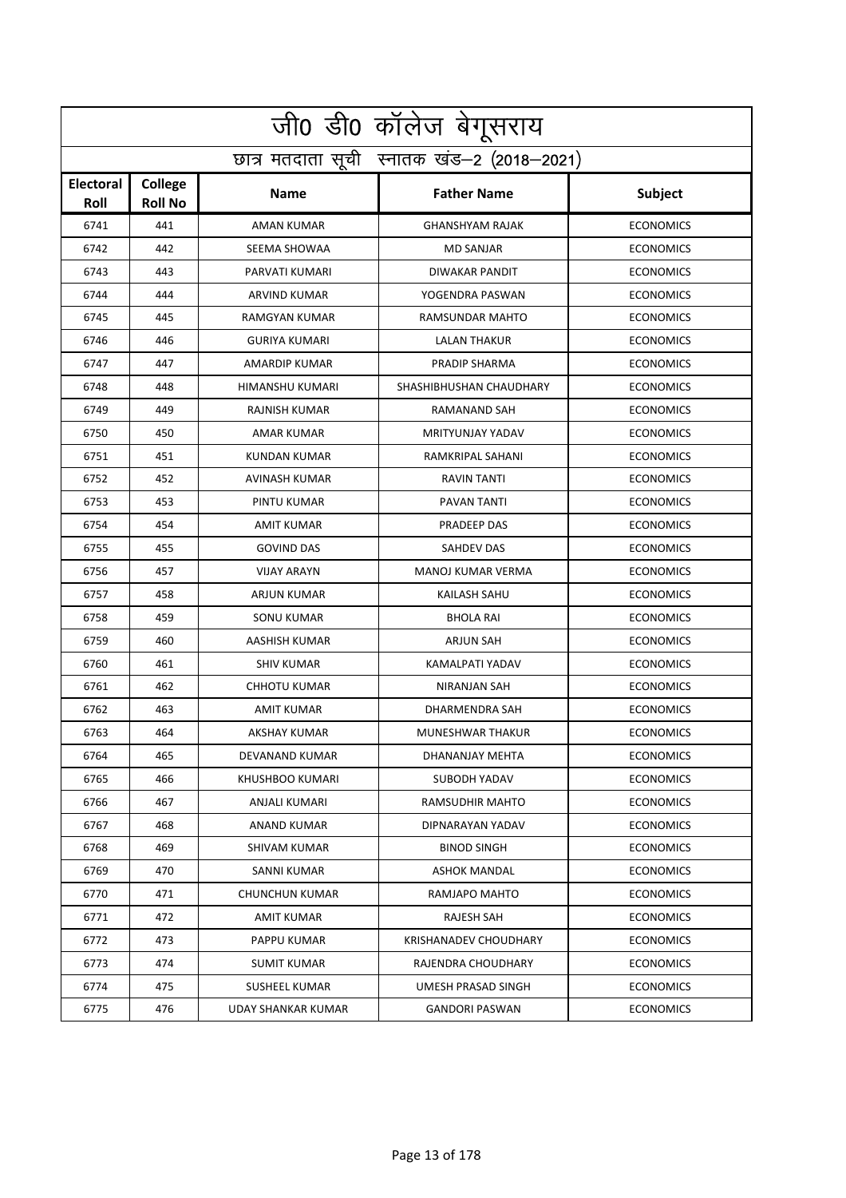# जी0 डी0 कॉलेज बेगूसराय

## छात्र मतदाता सूची स्नातक खंड–2 (2018–2021)

| Electoral Roll | College Roll No | Name | Father Name | Subject |
|---|---|---|---|---|
| 6741 | 441 | AMAN KUMAR | GHANSHYAM RAJAK | ECONOMICS |
| 6742 | 442 | SEEMA SHOWAA | MD SANJAR | ECONOMICS |
| 6743 | 443 | PARVATI KUMARI | DIWAKAR PANDIT | ECONOMICS |
| 6744 | 444 | ARVIND KUMAR | YOGENDRA PASWAN | ECONOMICS |
| 6745 | 445 | RAMGYAN KUMAR | RAMSUNDAR MAHTO | ECONOMICS |
| 6746 | 446 | GURIYA KUMARI | LALAN THAKUR | ECONOMICS |
| 6747 | 447 | AMARDIP KUMAR | PRADIP SHARMA | ECONOMICS |
| 6748 | 448 | HIMANSHU KUMARI | SHASHIBHUSHAN CHAUDHARY | ECONOMICS |
| 6749 | 449 | RAJNISH KUMAR | RAMANAND SAH | ECONOMICS |
| 6750 | 450 | AMAR KUMAR | MRITYUNJAY YADAV | ECONOMICS |
| 6751 | 451 | KUNDAN KUMAR | RAMKRIPAL SAHANI | ECONOMICS |
| 6752 | 452 | AVINASH KUMAR | RAVIN TANTI | ECONOMICS |
| 6753 | 453 | PINTU KUMAR | PAVAN TANTI | ECONOMICS |
| 6754 | 454 | AMIT KUMAR | PRADEEP DAS | ECONOMICS |
| 6755 | 455 | GOVIND DAS | SAHDEV DAS | ECONOMICS |
| 6756 | 457 | VIJAY ARAYN | MANOJ KUMAR VERMA | ECONOMICS |
| 6757 | 458 | ARJUN KUMAR | KAILASH SAHU | ECONOMICS |
| 6758 | 459 | SONU KUMAR | BHOLA RAI | ECONOMICS |
| 6759 | 460 | AASHISH KUMAR | ARJUN SAH | ECONOMICS |
| 6760 | 461 | SHIV KUMAR | KAMALPATI YADAV | ECONOMICS |
| 6761 | 462 | CHHOTU KUMAR | NIRANJAN SAH | ECONOMICS |
| 6762 | 463 | AMIT KUMAR | DHARMENDRA SAH | ECONOMICS |
| 6763 | 464 | AKSHAY KUMAR | MUNESHWAR THAKUR | ECONOMICS |
| 6764 | 465 | DEVANAND KUMAR | DHANANJAY MEHTA | ECONOMICS |
| 6765 | 466 | KHUSHBOO KUMARI | SUBODH YADAV | ECONOMICS |
| 6766 | 467 | ANJALI KUMARI | RAMSUDHIR MAHTO | ECONOMICS |
| 6767 | 468 | ANAND KUMAR | DIPNARAYAN YADAV | ECONOMICS |
| 6768 | 469 | SHIVAM KUMAR | BINOD SINGH | ECONOMICS |
| 6769 | 470 | SANNI KUMAR | ASHOK MANDAL | ECONOMICS |
| 6770 | 471 | CHUNCHUN KUMAR | RAMJAPO MAHTO | ECONOMICS |
| 6771 | 472 | AMIT KUMAR | RAJESH SAH | ECONOMICS |
| 6772 | 473 | PAPPU KUMAR | KRISHANADEV CHOUDHARY | ECONOMICS |
| 6773 | 474 | SUMIT KUMAR | RAJENDRA CHOUDHARY | ECONOMICS |
| 6774 | 475 | SUSHEEL KUMAR | UMESH PRASAD SINGH | ECONOMICS |
| 6775 | 476 | UDAY SHANKAR KUMAR | GANDORI PASWAN | ECONOMICS |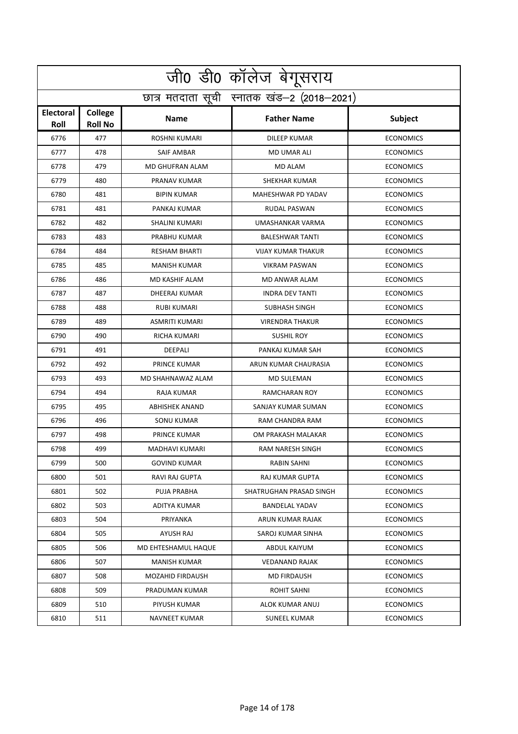# जी0 डी0 कॉलेज बेगूसराय

## छात्र मतदाता सूची स्नातक खंड–2 (2018–2021)

| Electoral Roll | College Roll No | Name | Father Name | Subject |
|---|---|---|---|---|
| 6776 | 477 | ROSHNI KUMARI | DILEEP KUMAR | ECONOMICS |
| 6777 | 478 | SAIF AMBAR | MD UMAR ALI | ECONOMICS |
| 6778 | 479 | MD GHUFRAN ALAM | MD ALAM | ECONOMICS |
| 6779 | 480 | PRANAV KUMAR | SHEKHAR KUMAR | ECONOMICS |
| 6780 | 481 | BIPIN KUMAR | MAHESHWAR PD YADAV | ECONOMICS |
| 6781 | 481 | PANKAJ KUMAR | RUDAL PASWAN | ECONOMICS |
| 6782 | 482 | SHALINI KUMARI | UMASHANKAR VARMA | ECONOMICS |
| 6783 | 483 | PRABHU KUMAR | BALESHWAR TANTI | ECONOMICS |
| 6784 | 484 | RESHAM BHARTI | VIJAY KUMAR THAKUR | ECONOMICS |
| 6785 | 485 | MANISH KUMAR | VIKRAM PASWAN | ECONOMICS |
| 6786 | 486 | MD KASHIF ALAM | MD ANWAR ALAM | ECONOMICS |
| 6787 | 487 | DHEERAJ KUMAR | INDRA DEV TANTI | ECONOMICS |
| 6788 | 488 | RUBI KUMARI | SUBHASH SINGH | ECONOMICS |
| 6789 | 489 | ASMRITI KUMARI | VIRENDRA THAKUR | ECONOMICS |
| 6790 | 490 | RICHA KUMARI | SUSHIL ROY | ECONOMICS |
| 6791 | 491 | DEEPALI | PANKAJ KUMAR SAH | ECONOMICS |
| 6792 | 492 | PRINCE KUMAR | ARUN KUMAR CHAURASIA | ECONOMICS |
| 6793 | 493 | MD SHAHNAWAZ ALAM | MD SULEMAN | ECONOMICS |
| 6794 | 494 | RAJA KUMAR | RAMCHARAN ROY | ECONOMICS |
| 6795 | 495 | ABHISHEK ANAND | SANJAY KUMAR SUMAN | ECONOMICS |
| 6796 | 496 | SONU KUMAR | RAM CHANDRA RAM | ECONOMICS |
| 6797 | 498 | PRINCE KUMAR | OM PRAKASH MALAKAR | ECONOMICS |
| 6798 | 499 | MADHAVI KUMARI | RAM NARESH SINGH | ECONOMICS |
| 6799 | 500 | GOVIND KUMAR | RABIN SAHNI | ECONOMICS |
| 6800 | 501 | RAVI RAJ GUPTA | RAJ KUMAR GUPTA | ECONOMICS |
| 6801 | 502 | PUJA PRABHA | SHATRUGHAN PRASAD SINGH | ECONOMICS |
| 6802 | 503 | ADITYA KUMAR | BANDELAL YADAV | ECONOMICS |
| 6803 | 504 | PRIYANKA | ARUN KUMAR RAJAK | ECONOMICS |
| 6804 | 505 | AYUSH RAJ | SAROJ KUMAR SINHA | ECONOMICS |
| 6805 | 506 | MD EHTESHAMUL HAQUE | ABDUL KAIYUM | ECONOMICS |
| 6806 | 507 | MANISH KUMAR | VEDANAND RAJAK | ECONOMICS |
| 6807 | 508 | MOZAHID FIRDAUSH | MD FIRDAUSH | ECONOMICS |
| 6808 | 509 | PRADUMAN KUMAR | ROHIT SAHNI | ECONOMICS |
| 6809 | 510 | PIYUSH KUMAR | ALOK KUMAR ANUJ | ECONOMICS |
| 6810 | 511 | NAVNEET KUMAR | SUNEEL KUMAR | ECONOMICS |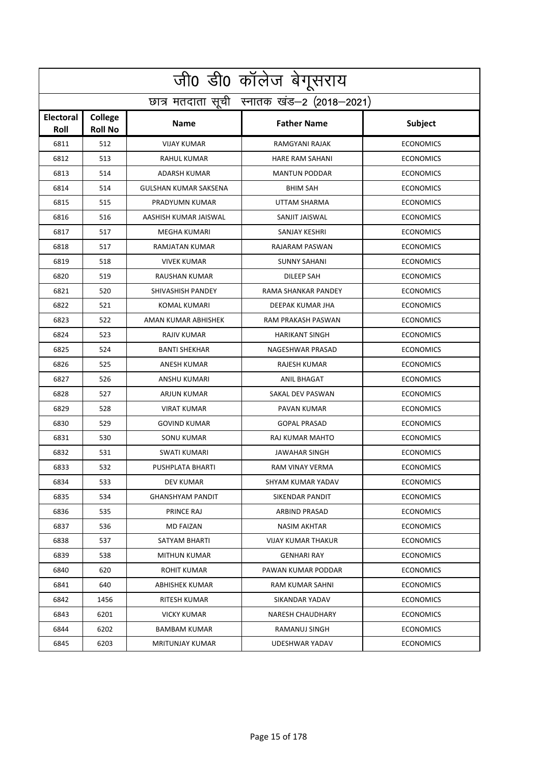| जी0 डी0 कॉलेज बेगूसराय | | | | |
|---|---|---|---|---|
| छात्र मतदाता सूची स्नातक खंड–2 (2018–2021) | | | | |
| **Electoral Roll** | **College Roll No** | **Name** | **Father Name** | **Subject** |
| 6811 | 512 | VIJAY KUMAR | RAMGYANI RAJAK | ECONOMICS |
| 6812 | 513 | RAHUL KUMAR | HARE RAM SAHANI | ECONOMICS |
| 6813 | 514 | ADARSH KUMAR | MANTUN PODDAR | ECONOMICS |
| 6814 | 514 | GULSHAN KUMAR SAKSENA | BHIM SAH | ECONOMICS |
| 6815 | 515 | PRADYUMN KUMAR | UTTAM SHARMA | ECONOMICS |
| 6816 | 516 | AASHISH KUMAR JAISWAL | SANJIT JAISWAL | ECONOMICS |
| 6817 | 517 | MEGHA KUMARI | SANJAY KESHRI | ECONOMICS |
| 6818 | 517 | RAMJATAN KUMAR | RAJARAM PASWAN | ECONOMICS |
| 6819 | 518 | VIVEK KUMAR | SUNNY SAHANI | ECONOMICS |
| 6820 | 519 | RAUSHAN KUMAR | DILEEP SAH | ECONOMICS |
| 6821 | 520 | SHIVASHISH PANDEY | RAMA SHANKAR PANDEY | ECONOMICS |
| 6822 | 521 | KOMAL KUMARI | DEEPAK KUMAR JHA | ECONOMICS |
| 6823 | 522 | AMAN KUMAR ABHISHEK | RAM PRAKASH PASWAN | ECONOMICS |
| 6824 | 523 | RAJIV KUMAR | HARIKANT SINGH | ECONOMICS |
| 6825 | 524 | BANTI SHEKHAR | NAGESHWAR PRASAD | ECONOMICS |
| 6826 | 525 | ANESH KUMAR | RAJESH KUMAR | ECONOMICS |
| 6827 | 526 | ANSHU KUMARI | ANIL BHAGAT | ECONOMICS |
| 6828 | 527 | ARJUN KUMAR | SAKAL DEV PASWAN | ECONOMICS |
| 6829 | 528 | VIRAT KUMAR | PAVAN KUMAR | ECONOMICS |
| 6830 | 529 | GOVIND KUMAR | GOPAL PRASAD | ECONOMICS |
| 6831 | 530 | SONU KUMAR | RAJ KUMAR MAHTO | ECONOMICS |
| 6832 | 531 | SWATI KUMARI | JAWAHAR SINGH | ECONOMICS |
| 6833 | 532 | PUSHPLATA BHARTI | RAM VINAY VERMA | ECONOMICS |
| 6834 | 533 | DEV KUMAR | SHYAM KUMAR YADAV | ECONOMICS |
| 6835 | 534 | GHANSHYAM PANDIT | SIKENDAR PANDIT | ECONOMICS |
| 6836 | 535 | PRINCE RAJ | ARBIND PRASAD | ECONOMICS |
| 6837 | 536 | MD FAIZAN | NASIM AKHTAR | ECONOMICS |
| 6838 | 537 | SATYAM BHARTI | VIJAY KUMAR THAKUR | ECONOMICS |
| 6839 | 538 | MITHUN KUMAR | GENHARI RAY | ECONOMICS |
| 6840 | 620 | ROHIT KUMAR | PAWAN KUMAR PODDAR | ECONOMICS |
| 6841 | 640 | ABHISHEK KUMAR | RAM KUMAR SAHNI | ECONOMICS |
| 6842 | 1456 | RITESH KUMAR | SIKANDAR YADAV | ECONOMICS |
| 6843 | 6201 | VICKY KUMAR | NARESH CHAUDHARY | ECONOMICS |
| 6844 | 6202 | BAMBAM KUMAR | RAMANUJ SINGH | ECONOMICS |
| 6845 | 6203 | MRITUNJAY KUMAR | UDESHWAR YADAV | ECONOMICS |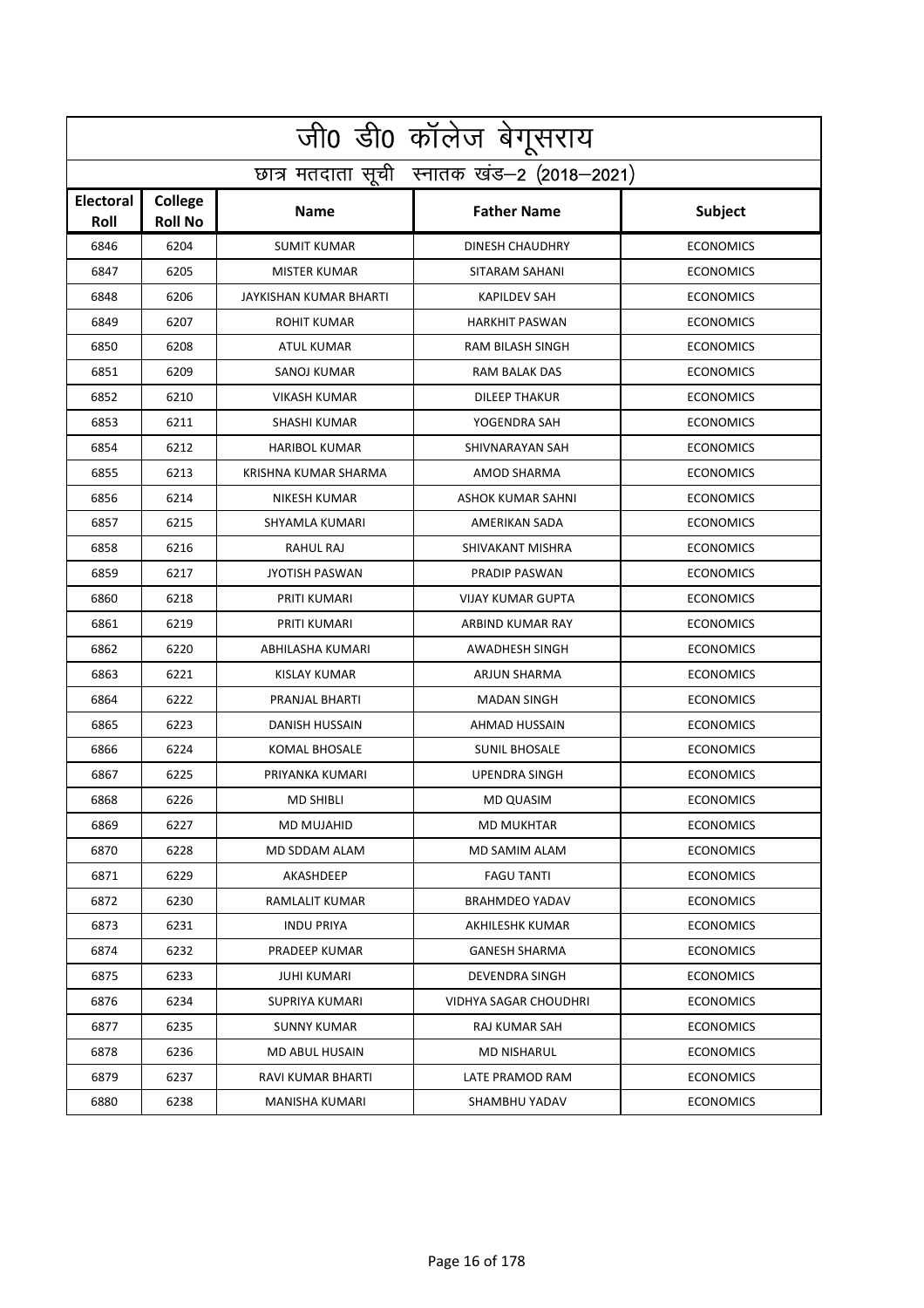| जी0 डी0 कॉलेज बेगूसराय | | | | |
|---|---|---|---|---|
| छात्र मतदाता सूची स्नातक खंड–2 (2018–2021) | | | | |
| **Electoral Roll** | **College Roll No** | **Name** | **Father Name** | **Subject** |
| 6846 | 6204 | SUMIT KUMAR | DINESH CHAUDHRY | ECONOMICS |
| 6847 | 6205 | MISTER KUMAR | SITARAM SAHANI | ECONOMICS |
| 6848 | 6206 | JAYKISHAN KUMAR BHARTI | KAPILDEV SAH | ECONOMICS |
| 6849 | 6207 | ROHIT KUMAR | HARKHIT PASWAN | ECONOMICS |
| 6850 | 6208 | ATUL KUMAR | RAM BILASH SINGH | ECONOMICS |
| 6851 | 6209 | SANOJ KUMAR | RAM BALAK DAS | ECONOMICS |
| 6852 | 6210 | VIKASH KUMAR | DILEEP THAKUR | ECONOMICS |
| 6853 | 6211 | SHASHI KUMAR | YOGENDRA SAH | ECONOMICS |
| 6854 | 6212 | HARIBOL KUMAR | SHIVNARAYAN SAH | ECONOMICS |
| 6855 | 6213 | KRISHNA KUMAR SHARMA | AMOD SHARMA | ECONOMICS |
| 6856 | 6214 | NIKESH KUMAR | ASHOK KUMAR SAHNI | ECONOMICS |
| 6857 | 6215 | SHYAMLA KUMARI | AMERIKAN SADA | ECONOMICS |
| 6858 | 6216 | RAHUL RAJ | SHIVAKANT MISHRA | ECONOMICS |
| 6859 | 6217 | JYOTISH PASWAN | PRADIP PASWAN | ECONOMICS |
| 6860 | 6218 | PRITI KUMARI | VIJAY KUMAR GUPTA | ECONOMICS |
| 6861 | 6219 | PRITI KUMARI | ARBIND KUMAR RAY | ECONOMICS |
| 6862 | 6220 | ABHILASHA KUMARI | AWADHESH SINGH | ECONOMICS |
| 6863 | 6221 | KISLAY KUMAR | ARJUN SHARMA | ECONOMICS |
| 6864 | 6222 | PRANJAL BHARTI | MADAN SINGH | ECONOMICS |
| 6865 | 6223 | DANISH HUSSAIN | AHMAD HUSSAIN | ECONOMICS |
| 6866 | 6224 | KOMAL BHOSALE | SUNIL BHOSALE | ECONOMICS |
| 6867 | 6225 | PRIYANKA KUMARI | UPENDRA SINGH | ECONOMICS |
| 6868 | 6226 | MD SHIBLI | MD QUASIM | ECONOMICS |
| 6869 | 6227 | MD MUJAHID | MD MUKHTAR | ECONOMICS |
| 6870 | 6228 | MD SDDAM ALAM | MD SAMIM ALAM | ECONOMICS |
| 6871 | 6229 | AKASHDEEP | FAGU TANTI | ECONOMICS |
| 6872 | 6230 | RAMLALIT KUMAR | BRAHMDEO YADAV | ECONOMICS |
| 6873 | 6231 | INDU PRIYA | AKHILESHK KUMAR | ECONOMICS |
| 6874 | 6232 | PRADEEP KUMAR | GANESH SHARMA | ECONOMICS |
| 6875 | 6233 | JUHI KUMARI | DEVENDRA SINGH | ECONOMICS |
| 6876 | 6234 | SUPRIYA KUMARI | VIDHYA SAGAR CHOUDHRI | ECONOMICS |
| 6877 | 6235 | SUNNY KUMAR | RAJ KUMAR SAH | ECONOMICS |
| 6878 | 6236 | MD ABUL HUSAIN | MD NISHARUL | ECONOMICS |
| 6879 | 6237 | RAVI KUMAR BHARTI | LATE PRAMOD RAM | ECONOMICS |
| 6880 | 6238 | MANISHA KUMARI | SHAMBHU YADAV | ECONOMICS |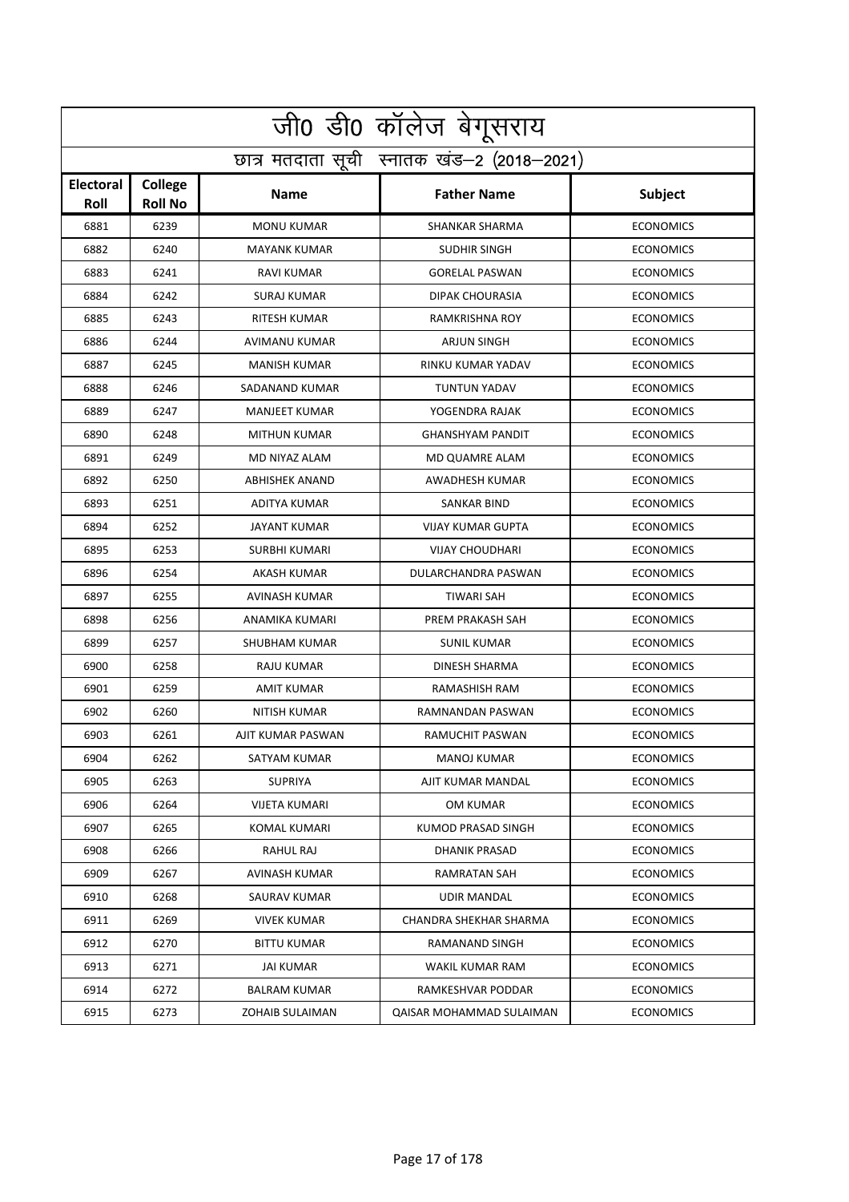# जी0 डी0 कॉलेज बेगूसराय

## छात्र मतदाता सूची स्नातक खंड–2 (2018–2021)

| Electoral Roll | College Roll No | Name | Father Name | Subject |
|---|---|---|---|---|
| 6881 | 6239 | MONU KUMAR | SHANKAR SHARMA | ECONOMICS |
| 6882 | 6240 | MAYANK KUMAR | SUDHIR SINGH | ECONOMICS |
| 6883 | 6241 | RAVI KUMAR | GORELAL PASWAN | ECONOMICS |
| 6884 | 6242 | SURAJ KUMAR | DIPAK CHOURASIA | ECONOMICS |
| 6885 | 6243 | RITESH KUMAR | RAMKRISHNA ROY | ECONOMICS |
| 6886 | 6244 | AVIMANU KUMAR | ARJUN SINGH | ECONOMICS |
| 6887 | 6245 | MANISH KUMAR | RINKU KUMAR YADAV | ECONOMICS |
| 6888 | 6246 | SADANAND KUMAR | TUNTUN YADAV | ECONOMICS |
| 6889 | 6247 | MANJEET KUMAR | YOGENDRA RAJAK | ECONOMICS |
| 6890 | 6248 | MITHUN KUMAR | GHANSHYAM PANDIT | ECONOMICS |
| 6891 | 6249 | MD NIYAZ ALAM | MD QUAMRE ALAM | ECONOMICS |
| 6892 | 6250 | ABHISHEK ANAND | AWADHESH KUMAR | ECONOMICS |
| 6893 | 6251 | ADITYA KUMAR | SANKAR BIND | ECONOMICS |
| 6894 | 6252 | JAYANT KUMAR | VIJAY KUMAR GUPTA | ECONOMICS |
| 6895 | 6253 | SURBHI KUMARI | VIJAY CHOUDHARI | ECONOMICS |
| 6896 | 6254 | AKASH KUMAR | DULARCHANDRA PASWAN | ECONOMICS |
| 6897 | 6255 | AVINASH KUMAR | TIWARI SAH | ECONOMICS |
| 6898 | 6256 | ANAMIKA KUMARI | PREM PRAKASH SAH | ECONOMICS |
| 6899 | 6257 | SHUBHAM KUMAR | SUNIL KUMAR | ECONOMICS |
| 6900 | 6258 | RAJU KUMAR | DINESH SHARMA | ECONOMICS |
| 6901 | 6259 | AMIT KUMAR | RAMASHISH RAM | ECONOMICS |
| 6902 | 6260 | NITISH KUMAR | RAMNANDAN PASWAN | ECONOMICS |
| 6903 | 6261 | AJIT KUMAR PASWAN | RAMUCHIT PASWAN | ECONOMICS |
| 6904 | 6262 | SATYAM KUMAR | MANOJ KUMAR | ECONOMICS |
| 6905 | 6263 | SUPRIYA | AJIT KUMAR MANDAL | ECONOMICS |
| 6906 | 6264 | VIJETA KUMARI | OM KUMAR | ECONOMICS |
| 6907 | 6265 | KOMAL KUMARI | KUMOD PRASAD SINGH | ECONOMICS |
| 6908 | 6266 | RAHUL RAJ | DHANIK PRASAD | ECONOMICS |
| 6909 | 6267 | AVINASH KUMAR | RAMRATAN SAH | ECONOMICS |
| 6910 | 6268 | SAURAV KUMAR | UDIR MANDAL | ECONOMICS |
| 6911 | 6269 | VIVEK KUMAR | CHANDRA SHEKHAR SHARMA | ECONOMICS |
| 6912 | 6270 | BITTU KUMAR | RAMANAND SINGH | ECONOMICS |
| 6913 | 6271 | JAI KUMAR | WAKIL KUMAR RAM | ECONOMICS |
| 6914 | 6272 | BALRAM KUMAR | RAMKESHVAR PODDAR | ECONOMICS |
| 6915 | 6273 | ZOHAIB SULAIMAN | QAISAR MOHAMMAD SULAIMAN | ECONOMICS |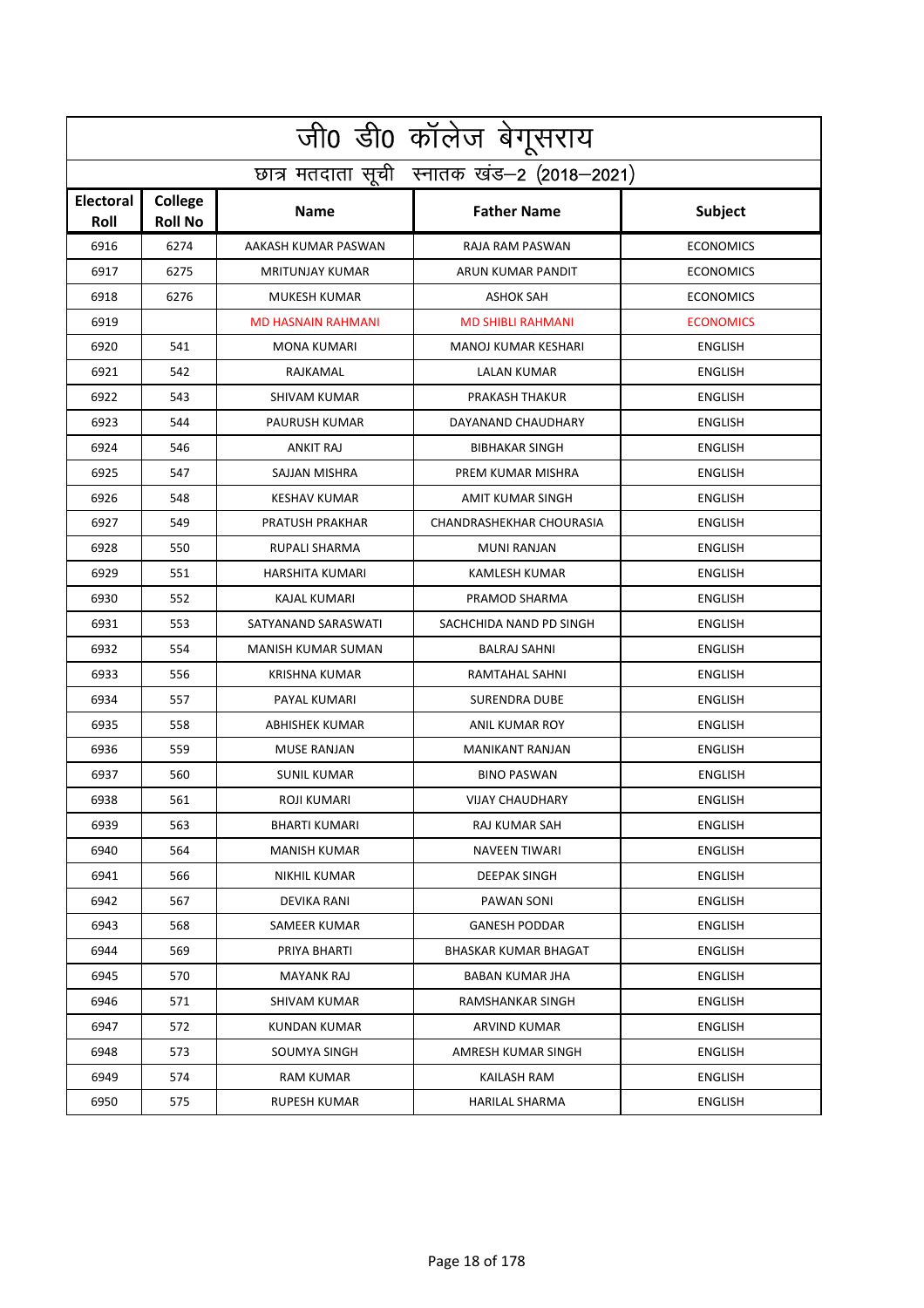# जी0 डी0 कॉलेज बेगूसराय

## छात्र मतदाता सूची स्नातक खंड–2 (2018–2021)

| Electoral Roll | College Roll No | Name | Father Name | Subject |
|---|---|---|---|---|
| 6916 | 6274 | AAKASH KUMAR PASWAN | RAJA RAM PASWAN | ECONOMICS |
| 6917 | 6275 | MRITUNJAY KUMAR | ARUN KUMAR PANDIT | ECONOMICS |
| 6918 | 6276 | MUKESH KUMAR | ASHOK SAH | ECONOMICS |
| 6919 | | MD HASNAIN RAHMANI | MD SHIBLI RAHMANI | ECONOMICS |
| 6920 | 541 | MONA KUMARI | MANOJ KUMAR KESHARI | ENGLISH |
| 6921 | 542 | RAJKAMAL | LALAN KUMAR | ENGLISH |
| 6922 | 543 | SHIVAM KUMAR | PRAKASH THAKUR | ENGLISH |
| 6923 | 544 | PAURUSH KUMAR | DAYANAND CHAUDHARY | ENGLISH |
| 6924 | 546 | ANKIT RAJ | BIBHAKAR SINGH | ENGLISH |
| 6925 | 547 | SAJJAN MISHRA | PREM KUMAR MISHRA | ENGLISH |
| 6926 | 548 | KESHAV KUMAR | AMIT KUMAR SINGH | ENGLISH |
| 6927 | 549 | PRATUSH PRAKHAR | CHANDRASHEKHAR CHOURASIA | ENGLISH |
| 6928 | 550 | RUPALI SHARMA | MUNI RANJAN | ENGLISH |
| 6929 | 551 | HARSHITA KUMARI | KAMLESH KUMAR | ENGLISH |
| 6930 | 552 | KAJAL KUMARI | PRAMOD SHARMA | ENGLISH |
| 6931 | 553 | SATYANAND SARASWATI | SACHCHIDA NAND PD SINGH | ENGLISH |
| 6932 | 554 | MANISH KUMAR SUMAN | BALRAJ SAHNI | ENGLISH |
| 6933 | 556 | KRISHNA KUMAR | RAMTAHAL SAHNI | ENGLISH |
| 6934 | 557 | PAYAL KUMARI | SURENDRA DUBE | ENGLISH |
| 6935 | 558 | ABHISHEK KUMAR | ANIL KUMAR ROY | ENGLISH |
| 6936 | 559 | MUSE RANJAN | MANIKANT RANJAN | ENGLISH |
| 6937 | 560 | SUNIL KUMAR | BINO PASWAN | ENGLISH |
| 6938 | 561 | ROJI KUMARI | VIJAY CHAUDHARY | ENGLISH |
| 6939 | 563 | BHARTI KUMARI | RAJ KUMAR SAH | ENGLISH |
| 6940 | 564 | MANISH KUMAR | NAVEEN TIWARI | ENGLISH |
| 6941 | 566 | NIKHIL KUMAR | DEEPAK SINGH | ENGLISH |
| 6942 | 567 | DEVIKA RANI | PAWAN SONI | ENGLISH |
| 6943 | 568 | SAMEER KUMAR | GANESH PODDAR | ENGLISH |
| 6944 | 569 | PRIYA BHARTI | BHASKAR KUMAR BHAGAT | ENGLISH |
| 6945 | 570 | MAYANK RAJ | BABAN KUMAR JHA | ENGLISH |
| 6946 | 571 | SHIVAM KUMAR | RAMSHANKAR SINGH | ENGLISH |
| 6947 | 572 | KUNDAN KUMAR | ARVIND KUMAR | ENGLISH |
| 6948 | 573 | SOUMYA SINGH | AMRESH KUMAR SINGH | ENGLISH |
| 6949 | 574 | RAM KUMAR | KAILASH RAM | ENGLISH |
| 6950 | 575 | RUPESH KUMAR | HARILAL SHARMA | ENGLISH |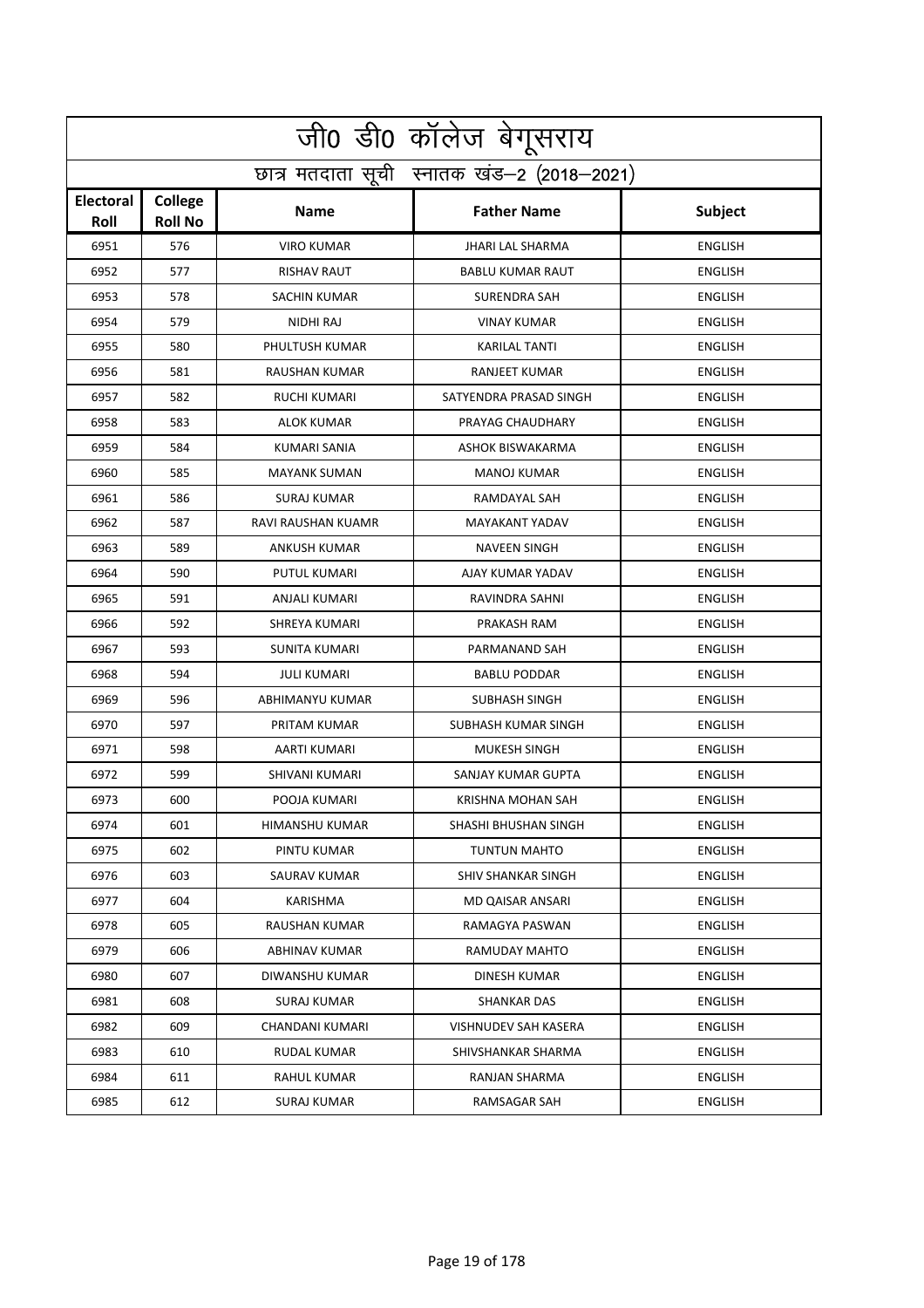| जी0 डी0 कॉलेज बेगूसराय | | | | |
|---|---|---|---|---|
| छात्र मतदाता सूची स्नातक खंड–2 (2018–2021) | | | | |
| **Electoral Roll** | **College Roll No** | **Name** | **Father Name** | **Subject** |
| 6951 | 576 | VIRO KUMAR | JHARI LAL SHARMA | ENGLISH |
| 6952 | 577 | RISHAV RAUT | BABLU KUMAR RAUT | ENGLISH |
| 6953 | 578 | SACHIN KUMAR | SURENDRA SAH | ENGLISH |
| 6954 | 579 | NIDHI RAJ | VINAY KUMAR | ENGLISH |
| 6955 | 580 | PHULTUSH KUMAR | KARILAL TANTI | ENGLISH |
| 6956 | 581 | RAUSHAN KUMAR | RANJEET KUMAR | ENGLISH |
| 6957 | 582 | RUCHI KUMARI | SATYENDRA PRASAD SINGH | ENGLISH |
| 6958 | 583 | ALOK KUMAR | PRAYAG CHAUDHARY | ENGLISH |
| 6959 | 584 | KUMARI SANIA | ASHOK BISWAKARMA | ENGLISH |
| 6960 | 585 | MAYANK SUMAN | MANOJ KUMAR | ENGLISH |
| 6961 | 586 | SURAJ KUMAR | RAMDAYAL SAH | ENGLISH |
| 6962 | 587 | RAVI RAUSHAN KUAMR | MAYAKANT YADAV | ENGLISH |
| 6963 | 589 | ANKUSH KUMAR | NAVEEN SINGH | ENGLISH |
| 6964 | 590 | PUTUL KUMARI | AJAY KUMAR YADAV | ENGLISH |
| 6965 | 591 | ANJALI KUMARI | RAVINDRA SAHNI | ENGLISH |
| 6966 | 592 | SHREYA KUMARI | PRAKASH RAM | ENGLISH |
| 6967 | 593 | SUNITA KUMARI | PARMANAND SAH | ENGLISH |
| 6968 | 594 | JULI KUMARI | BABLU PODDAR | ENGLISH |
| 6969 | 596 | ABHIMANYU KUMAR | SUBHASH SINGH | ENGLISH |
| 6970 | 597 | PRITAM KUMAR | SUBHASH KUMAR SINGH | ENGLISH |
| 6971 | 598 | AARTI KUMARI | MUKESH SINGH | ENGLISH |
| 6972 | 599 | SHIVANI KUMARI | SANJAY KUMAR GUPTA | ENGLISH |
| 6973 | 600 | POOJA KUMARI | KRISHNA MOHAN SAH | ENGLISH |
| 6974 | 601 | HIMANSHU KUMAR | SHASHI BHUSHAN SINGH | ENGLISH |
| 6975 | 602 | PINTU KUMAR | TUNTUN MAHTO | ENGLISH |
| 6976 | 603 | SAURAV KUMAR | SHIV SHANKAR SINGH | ENGLISH |
| 6977 | 604 | KARISHMA | MD QAISAR ANSARI | ENGLISH |
| 6978 | 605 | RAUSHAN KUMAR | RAMAGYA PASWAN | ENGLISH |
| 6979 | 606 | ABHINAV KUMAR | RAMUDAY MAHTO | ENGLISH |
| 6980 | 607 | DIWANSHU KUMAR | DINESH KUMAR | ENGLISH |
| 6981 | 608 | SURAJ KUMAR | SHANKAR DAS | ENGLISH |
| 6982 | 609 | CHANDANI KUMARI | VISHNUDEV SAH KASERA | ENGLISH |
| 6983 | 610 | RUDAL KUMAR | SHIVSHANKAR SHARMA | ENGLISH |
| 6984 | 611 | RAHUL KUMAR | RANJAN SHARMA | ENGLISH |
| 6985 | 612 | SURAJ KUMAR | RAMSAGAR SAH | ENGLISH |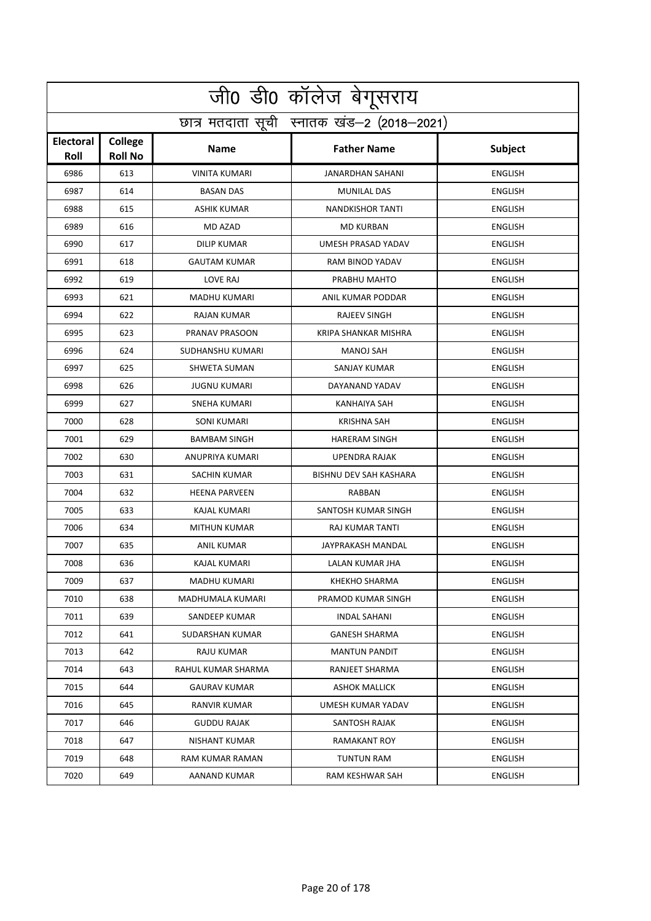# जी0 डी0 कॉलेज बेगूसराय

## छात्र मतदाता सूची स्नातक खंड–2 (2018–2021)

| Electoral Roll | College Roll No | Name | Father Name | Subject |
|---|---|---|---|---|
| 6986 | 613 | VINITA KUMARI | JANARDHAN SAHANI | ENGLISH |
| 6987 | 614 | BASAN DAS | MUNILAL DAS | ENGLISH |
| 6988 | 615 | ASHIK KUMAR | NANDKISHOR TANTI | ENGLISH |
| 6989 | 616 | MD AZAD | MD KURBAN | ENGLISH |
| 6990 | 617 | DILIP KUMAR | UMESH PRASAD YADAV | ENGLISH |
| 6991 | 618 | GAUTAM KUMAR | RAM BINOD YADAV | ENGLISH |
| 6992 | 619 | LOVE RAJ | PRABHU MAHTO | ENGLISH |
| 6993 | 621 | MADHU KUMARI | ANIL KUMAR PODDAR | ENGLISH |
| 6994 | 622 | RAJAN KUMAR | RAJEEV SINGH | ENGLISH |
| 6995 | 623 | PRANAV PRASOON | KRIPA SHANKAR MISHRA | ENGLISH |
| 6996 | 624 | SUDHANSHU KUMARI | MANOJ SAH | ENGLISH |
| 6997 | 625 | SHWETA SUMAN | SANJAY KUMAR | ENGLISH |
| 6998 | 626 | JUGNU KUMARI | DAYANAND YADAV | ENGLISH |
| 6999 | 627 | SNEHA KUMARI | KANHAIYA SAH | ENGLISH |
| 7000 | 628 | SONI KUMARI | KRISHNA SAH | ENGLISH |
| 7001 | 629 | BAMBAM SINGH | HARERAM SINGH | ENGLISH |
| 7002 | 630 | ANUPRIYA KUMARI | UPENDRA RAJAK | ENGLISH |
| 7003 | 631 | SACHIN KUMAR | BISHNU DEV SAH KASHARA | ENGLISH |
| 7004 | 632 | HEENA PARVEEN | RABBAN | ENGLISH |
| 7005 | 633 | KAJAL KUMARI | SANTOSH KUMAR SINGH | ENGLISH |
| 7006 | 634 | MITHUN KUMAR | RAJ KUMAR TANTI | ENGLISH |
| 7007 | 635 | ANIL KUMAR | JAYPRAKASH MANDAL | ENGLISH |
| 7008 | 636 | KAJAL KUMARI | LALAN KUMAR JHA | ENGLISH |
| 7009 | 637 | MADHU KUMARI | KHEKHO SHARMA | ENGLISH |
| 7010 | 638 | MADHUMALA KUMARI | PRAMOD KUMAR SINGH | ENGLISH |
| 7011 | 639 | SANDEEP KUMAR | INDAL SAHANI | ENGLISH |
| 7012 | 641 | SUDARSHAN KUMAR | GANESH SHARMA | ENGLISH |
| 7013 | 642 | RAJU KUMAR | MANTUN PANDIT | ENGLISH |
| 7014 | 643 | RAHUL KUMAR SHARMA | RANJEET SHARMA | ENGLISH |
| 7015 | 644 | GAURAV KUMAR | ASHOK MALLICK | ENGLISH |
| 7016 | 645 | RANVIR KUMAR | UMESH KUMAR YADAV | ENGLISH |
| 7017 | 646 | GUDDU RAJAK | SANTOSH RAJAK | ENGLISH |
| 7018 | 647 | NISHANT KUMAR | RAMAKANT ROY | ENGLISH |
| 7019 | 648 | RAM KUMAR RAMAN | TUNTUN RAM | ENGLISH |
| 7020 | 649 | AANAND KUMAR | RAM KESHWAR SAH | ENGLISH |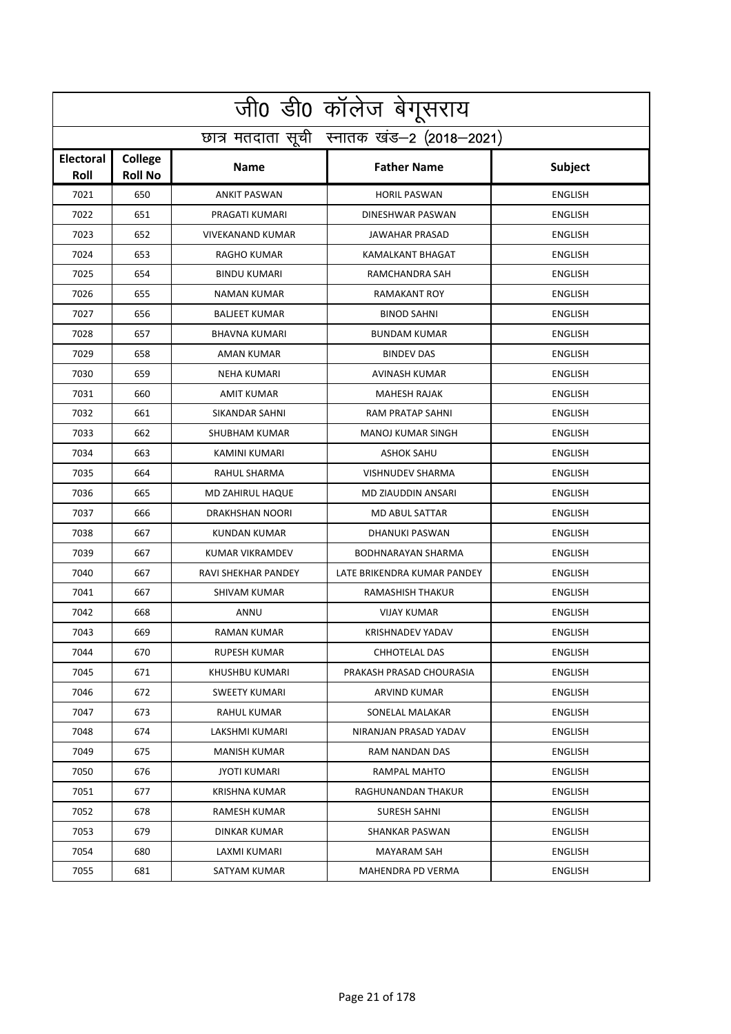# जी0 डी0 कॉलेज बेगूसराय

## छात्र मतदाता सूची स्नातक खंड–2 (2018–2021)

| Electoral Roll | College Roll No | Name | Father Name | Subject |
|---|---|---|---|---|
| 7021 | 650 | ANKIT PASWAN | HORIL PASWAN | ENGLISH |
| 7022 | 651 | PRAGATI KUMARI | DINESHWAR PASWAN | ENGLISH |
| 7023 | 652 | VIVEKANAND KUMAR | JAWAHAR PRASAD | ENGLISH |
| 7024 | 653 | RAGHO KUMAR | KAMALKANT BHAGAT | ENGLISH |
| 7025 | 654 | BINDU KUMARI | RAMCHANDRA SAH | ENGLISH |
| 7026 | 655 | NAMAN KUMAR | RAMAKANT ROY | ENGLISH |
| 7027 | 656 | BALJEET KUMAR | BINOD SAHNI | ENGLISH |
| 7028 | 657 | BHAVNA KUMARI | BUNDAM KUMAR | ENGLISH |
| 7029 | 658 | AMAN KUMAR | BINDEV DAS | ENGLISH |
| 7030 | 659 | NEHA KUMARI | AVINASH KUMAR | ENGLISH |
| 7031 | 660 | AMIT KUMAR | MAHESH RAJAK | ENGLISH |
| 7032 | 661 | SIKANDAR SAHNI | RAM PRATAP SAHNI | ENGLISH |
| 7033 | 662 | SHUBHAM KUMAR | MANOJ KUMAR SINGH | ENGLISH |
| 7034 | 663 | KAMINI KUMARI | ASHOK SAHU | ENGLISH |
| 7035 | 664 | RAHUL SHARMA | VISHNUDEV SHARMA | ENGLISH |
| 7036 | 665 | MD ZAHIRUL HAQUE | MD ZIAUDDIN ANSARI | ENGLISH |
| 7037 | 666 | DRAKHSHAN NOORI | MD ABUL SATTAR | ENGLISH |
| 7038 | 667 | KUNDAN KUMAR | DHANUKI PASWAN | ENGLISH |
| 7039 | 667 | KUMAR VIKRAMDEV | BODHNARAYAN SHARMA | ENGLISH |
| 7040 | 667 | RAVI SHEKHAR PANDEY | LATE BRIKENDRA KUMAR PANDEY | ENGLISH |
| 7041 | 667 | SHIVAM KUMAR | RAMASHISH THAKUR | ENGLISH |
| 7042 | 668 | ANNU | VIJAY KUMAR | ENGLISH |
| 7043 | 669 | RAMAN KUMAR | KRISHNADEV YADAV | ENGLISH |
| 7044 | 670 | RUPESH KUMAR | CHHOTELAL DAS | ENGLISH |
| 7045 | 671 | KHUSHBU KUMARI | PRAKASH PRASAD CHOURASIA | ENGLISH |
| 7046 | 672 | SWEETY KUMARI | ARVIND KUMAR | ENGLISH |
| 7047 | 673 | RAHUL KUMAR | SONELAL MALAKAR | ENGLISH |
| 7048 | 674 | LAKSHMI KUMARI | NIRANJAN PRASAD YADAV | ENGLISH |
| 7049 | 675 | MANISH KUMAR | RAM NANDAN DAS | ENGLISH |
| 7050 | 676 | JYOTI KUMARI | RAMPAL MAHTO | ENGLISH |
| 7051 | 677 | KRISHNA KUMAR | RAGHUNANDAN THAKUR | ENGLISH |
| 7052 | 678 | RAMESH KUMAR | SURESH SAHNI | ENGLISH |
| 7053 | 679 | DINKAR KUMAR | SHANKAR PASWAN | ENGLISH |
| 7054 | 680 | LAXMI KUMARI | MAYARAM SAH | ENGLISH |
| 7055 | 681 | SATYAM KUMAR | MAHENDRA PD VERMA | ENGLISH |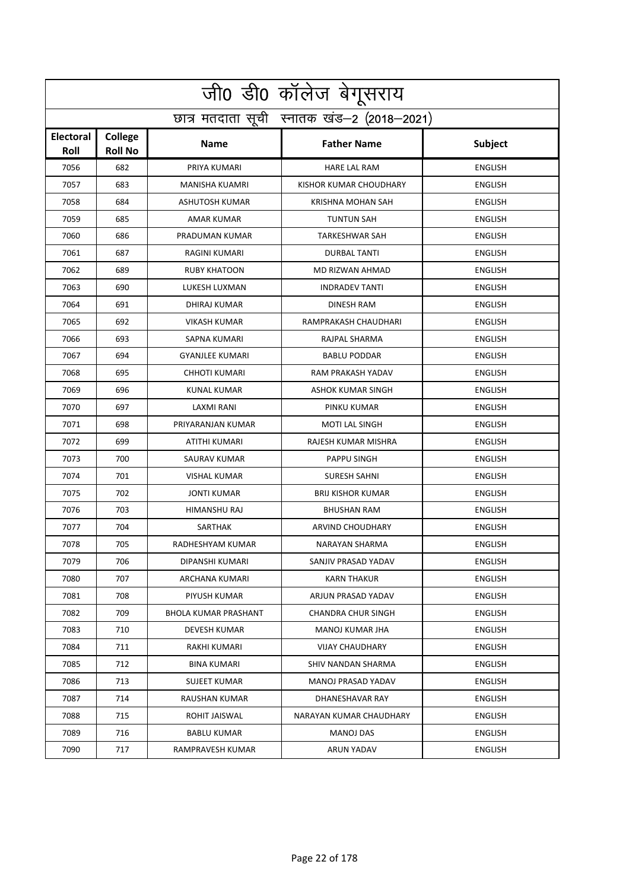# जी0 डी0 कॉलेज बेगूसराय

## छात्र मतदाता सूची स्नातक खंड–2 (2018–2021)

| Electoral Roll | College Roll No | Name | Father Name | Subject |
|---|---|---|---|---|
| 7056 | 682 | PRIYA KUMARI | HARE LAL RAM | ENGLISH |
| 7057 | 683 | MANISHA KUAMRI | KISHOR KUMAR CHOUDHARY | ENGLISH |
| 7058 | 684 | ASHUTOSH KUMAR | KRISHNA MOHAN SAH | ENGLISH |
| 7059 | 685 | AMAR KUMAR | TUNTUN SAH | ENGLISH |
| 7060 | 686 | PRADUMAN KUMAR | TARKESHWAR SAH | ENGLISH |
| 7061 | 687 | RAGINI KUMARI | DURBAL TANTI | ENGLISH |
| 7062 | 689 | RUBY KHATOON | MD RIZWAN AHMAD | ENGLISH |
| 7063 | 690 | LUKESH LUXMAN | INDRADEV TANTI | ENGLISH |
| 7064 | 691 | DHIRAJ KUMAR | DINESH RAM | ENGLISH |
| 7065 | 692 | VIKASH KUMAR | RAMPRAKASH CHAUDHARI | ENGLISH |
| 7066 | 693 | SAPNA KUMARI | RAJPAL SHARMA | ENGLISH |
| 7067 | 694 | GYANJLEE KUMARI | BABLU PODDAR | ENGLISH |
| 7068 | 695 | CHHOTI KUMARI | RAM PRAKASH YADAV | ENGLISH |
| 7069 | 696 | KUNAL KUMAR | ASHOK KUMAR SINGH | ENGLISH |
| 7070 | 697 | LAXMI RANI | PINKU KUMAR | ENGLISH |
| 7071 | 698 | PRIYARANJAN KUMAR | MOTI LAL SINGH | ENGLISH |
| 7072 | 699 | ATITHI KUMARI | RAJESH KUMAR MISHRA | ENGLISH |
| 7073 | 700 | SAURAV KUMAR | PAPPU SINGH | ENGLISH |
| 7074 | 701 | VISHAL KUMAR | SURESH SAHNI | ENGLISH |
| 7075 | 702 | JONTI KUMAR | BRIJ KISHOR KUMAR | ENGLISH |
| 7076 | 703 | HIMANSHU RAJ | BHUSHAN RAM | ENGLISH |
| 7077 | 704 | SARTHAK | ARVIND CHOUDHARY | ENGLISH |
| 7078 | 705 | RADHESHYAM KUMAR | NARAYAN SHARMA | ENGLISH |
| 7079 | 706 | DIPANSHI KUMARI | SANJIV PRASAD YADAV | ENGLISH |
| 7080 | 707 | ARCHANA KUMARI | KARN THAKUR | ENGLISH |
| 7081 | 708 | PIYUSH KUMAR | ARJUN PRASAD YADAV | ENGLISH |
| 7082 | 709 | BHOLA KUMAR PRASHANT | CHANDRA CHUR SINGH | ENGLISH |
| 7083 | 710 | DEVESH KUMAR | MANOJ KUMAR JHA | ENGLISH |
| 7084 | 711 | RAKHI KUMARI | VIJAY CHAUDHARY | ENGLISH |
| 7085 | 712 | BINA KUMARI | SHIV NANDAN SHARMA | ENGLISH |
| 7086 | 713 | SUJEET KUMAR | MANOJ PRASAD YADAV | ENGLISH |
| 7087 | 714 | RAUSHAN KUMAR | DHANESHAVAR RAY | ENGLISH |
| 7088 | 715 | ROHIT JAISWAL | NARAYAN KUMAR CHAUDHARY | ENGLISH |
| 7089 | 716 | BABLU KUMAR | MANOJ DAS | ENGLISH |
| 7090 | 717 | RAMPRAVESH KUMAR | ARUN YADAV | ENGLISH |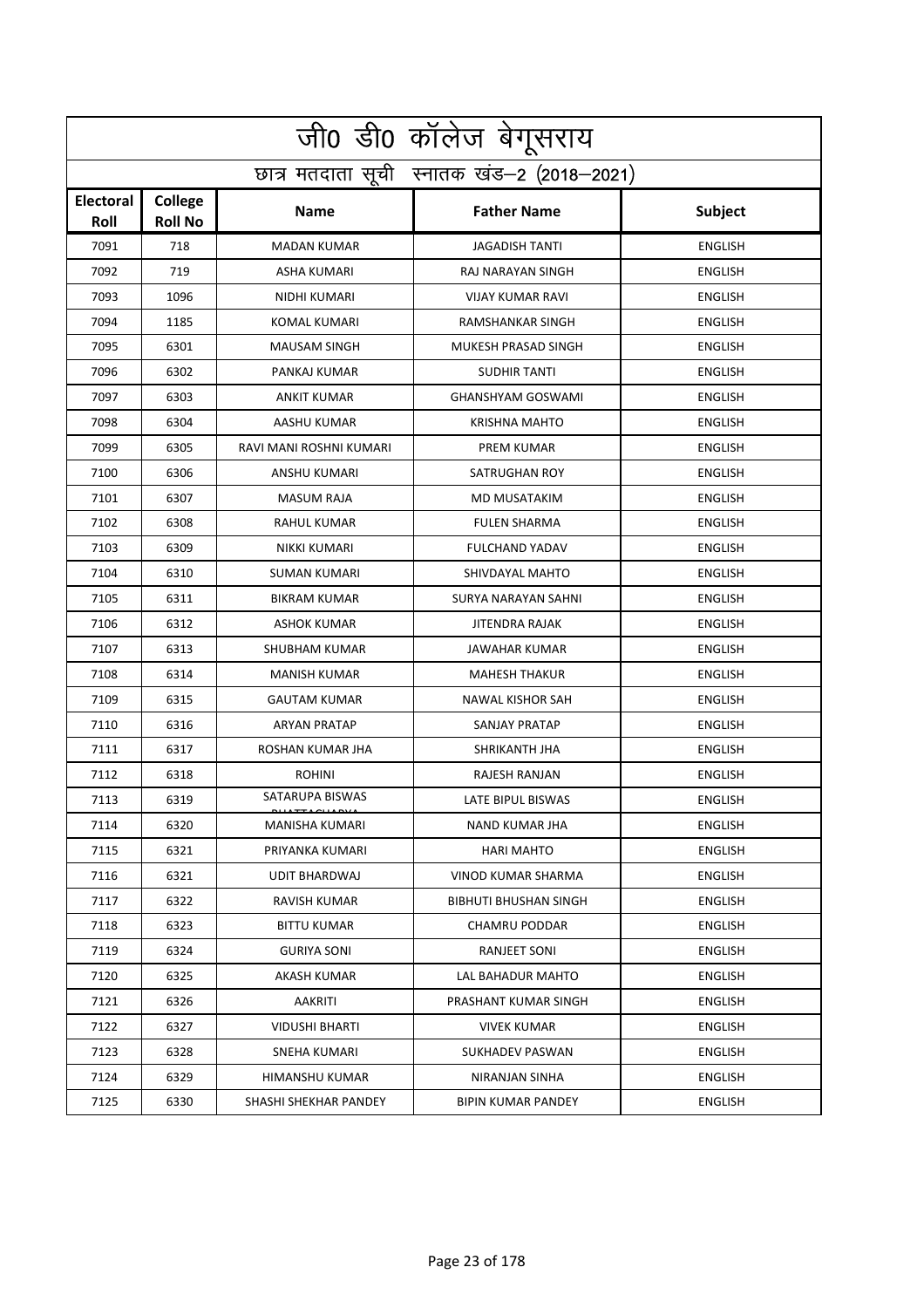# जी0 डी0 कॉलेज बेगूसराय

## छात्र मतदाता सूची स्नातक खंड–2 (2018–2021)

| Electoral Roll | College Roll No | Name | Father Name | Subject |
|---|---|---|---|---|
| 7091 | 718 | MADAN KUMAR | JAGADISH TANTI | ENGLISH |
| 7092 | 719 | ASHA KUMARI | RAJ NARAYAN SINGH | ENGLISH |
| 7093 | 1096 | NIDHI KUMARI | VIJAY KUMAR RAVI | ENGLISH |
| 7094 | 1185 | KOMAL KUMARI | RAMSHANKAR SINGH | ENGLISH |
| 7095 | 6301 | MAUSAM SINGH | MUKESH PRASAD SINGH | ENGLISH |
| 7096 | 6302 | PANKAJ KUMAR | SUDHIR TANTI | ENGLISH |
| 7097 | 6303 | ANKIT KUMAR | GHANSHYAM GOSWAMI | ENGLISH |
| 7098 | 6304 | AASHU KUMAR | KRISHNA MAHTO | ENGLISH |
| 7099 | 6305 | RAVI MANI ROSHNI KUMARI | PREM KUMAR | ENGLISH |
| 7100 | 6306 | ANSHU KUMARI | SATRUGHAN ROY | ENGLISH |
| 7101 | 6307 | MASUM RAJA | MD MUSATAKIM | ENGLISH |
| 7102 | 6308 | RAHUL KUMAR | FULEN SHARMA | ENGLISH |
| 7103 | 6309 | NIKKI KUMARI | FULCHAND YADAV | ENGLISH |
| 7104 | 6310 | SUMAN KUMARI | SHIVDAYAL MAHTO | ENGLISH |
| 7105 | 6311 | BIKRAM KUMAR | SURYA NARAYAN SAHNI | ENGLISH |
| 7106 | 6312 | ASHOK KUMAR | JITENDRA RAJAK | ENGLISH |
| 7107 | 6313 | SHUBHAM KUMAR | JAWAHAR KUMAR | ENGLISH |
| 7108 | 6314 | MANISH KUMAR | MAHESH THAKUR | ENGLISH |
| 7109 | 6315 | GAUTAM KUMAR | NAWAL KISHOR SAH | ENGLISH |
| 7110 | 6316 | ARYAN PRATAP | SANJAY PRATAP | ENGLISH |
| 7111 | 6317 | ROSHAN KUMAR JHA | SHRIKANTH JHA | ENGLISH |
| 7112 | 6318 | ROHINI | RAJESH RANJAN | ENGLISH |
| 7113 | 6319 | SATARUPA BISWAS BHATTACHARYA | LATE BIPUL BISWAS | ENGLISH |
| 7114 | 6320 | MANISHA KUMARI | NAND KUMAR JHA | ENGLISH |
| 7115 | 6321 | PRIYANKA KUMARI | HARI MAHTO | ENGLISH |
| 7116 | 6321 | UDIT BHARDWAJ | VINOD KUMAR SHARMA | ENGLISH |
| 7117 | 6322 | RAVISH KUMAR | BIBHUTI BHUSHAN SINGH | ENGLISH |
| 7118 | 6323 | BITTU KUMAR | CHAMRU PODDAR | ENGLISH |
| 7119 | 6324 | GURIYA SONI | RANJEET SONI | ENGLISH |
| 7120 | 6325 | AKASH KUMAR | LAL BAHADUR MAHTO | ENGLISH |
| 7121 | 6326 | AAKRITI | PRASHANT KUMAR SINGH | ENGLISH |
| 7122 | 6327 | VIDUSHI BHARTI | VIVEK KUMAR | ENGLISH |
| 7123 | 6328 | SNEHA KUMARI | SUKHADEV PASWAN | ENGLISH |
| 7124 | 6329 | HIMANSHU KUMAR | NIRANJAN SINHA | ENGLISH |
| 7125 | 6330 | SHASHI SHEKHAR PANDEY | BIPIN KUMAR PANDEY | ENGLISH |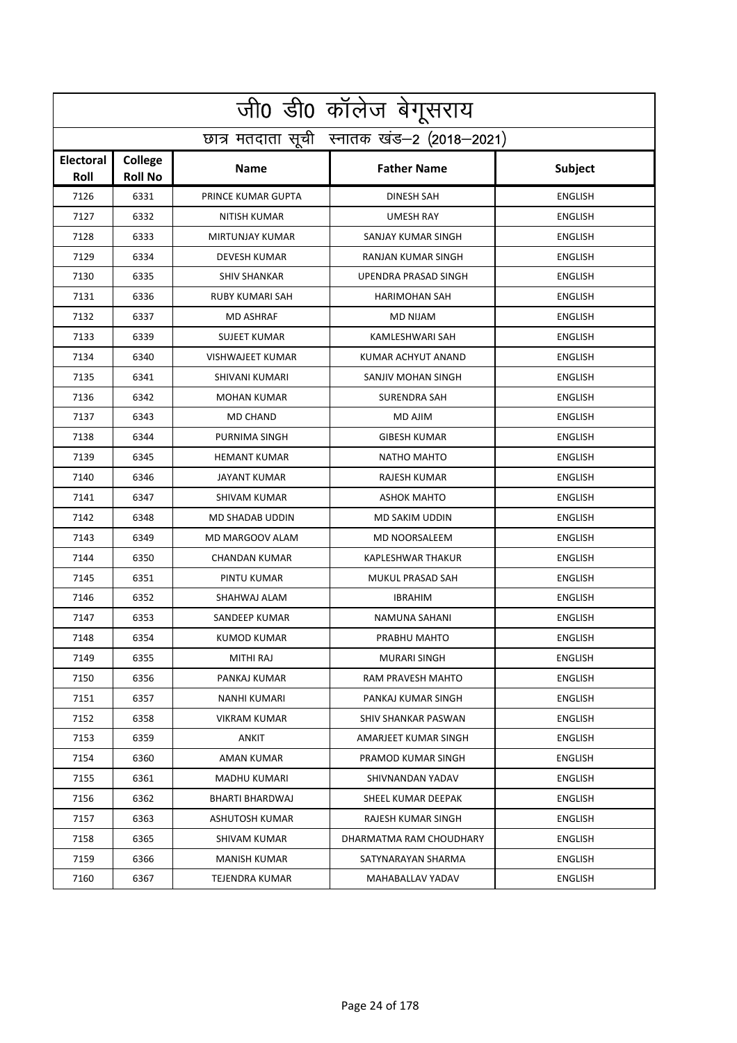# जी0 डी0 कॉलेज बेगूसराय

## छात्र मतदाता सूची स्नातक खंड–2 (2018–2021)

| Electoral Roll | College Roll No | Name | Father Name | Subject |
|---|---|---|---|---|
| 7126 | 6331 | PRINCE KUMAR GUPTA | DINESH SAH | ENGLISH |
| 7127 | 6332 | NITISH KUMAR | UMESH RAY | ENGLISH |
| 7128 | 6333 | MIRTUNJAY KUMAR | SANJAY KUMAR SINGH | ENGLISH |
| 7129 | 6334 | DEVESH KUMAR | RANJAN KUMAR SINGH | ENGLISH |
| 7130 | 6335 | SHIV SHANKAR | UPENDRA PRASAD SINGH | ENGLISH |
| 7131 | 6336 | RUBY KUMARI SAH | HARIMOHAN SAH | ENGLISH |
| 7132 | 6337 | MD ASHRAF | MD NIJAM | ENGLISH |
| 7133 | 6339 | SUJEET KUMAR | KAMLESHWARI SAH | ENGLISH |
| 7134 | 6340 | VISHWAJEET KUMAR | KUMAR ACHYUT ANAND | ENGLISH |
| 7135 | 6341 | SHIVANI KUMARI | SANJIV MOHAN SINGH | ENGLISH |
| 7136 | 6342 | MOHAN KUMAR | SURENDRA SAH | ENGLISH |
| 7137 | 6343 | MD CHAND | MD AJIM | ENGLISH |
| 7138 | 6344 | PURNIMA SINGH | GIBESH KUMAR | ENGLISH |
| 7139 | 6345 | HEMANT KUMAR | NATHO MAHTO | ENGLISH |
| 7140 | 6346 | JAYANT KUMAR | RAJESH KUMAR | ENGLISH |
| 7141 | 6347 | SHIVAM KUMAR | ASHOK MAHTO | ENGLISH |
| 7142 | 6348 | MD SHADAB UDDIN | MD SAKIM UDDIN | ENGLISH |
| 7143 | 6349 | MD MARGOOV ALAM | MD NOORSALEEM | ENGLISH |
| 7144 | 6350 | CHANDAN KUMAR | KAPLESHWAR THAKUR | ENGLISH |
| 7145 | 6351 | PINTU KUMAR | MUKUL PRASAD SAH | ENGLISH |
| 7146 | 6352 | SHAHWAJ ALAM | IBRAHIM | ENGLISH |
| 7147 | 6353 | SANDEEP KUMAR | NAMUNA SAHANI | ENGLISH |
| 7148 | 6354 | KUMOD KUMAR | PRABHU MAHTO | ENGLISH |
| 7149 | 6355 | MITHI RAJ | MURARI SINGH | ENGLISH |
| 7150 | 6356 | PANKAJ KUMAR | RAM PRAVESH MAHTO | ENGLISH |
| 7151 | 6357 | NANHI KUMARI | PANKAJ KUMAR SINGH | ENGLISH |
| 7152 | 6358 | VIKRAM KUMAR | SHIV SHANKAR PASWAN | ENGLISH |
| 7153 | 6359 | ANKIT | AMARJEET KUMAR SINGH | ENGLISH |
| 7154 | 6360 | AMAN KUMAR | PRAMOD KUMAR SINGH | ENGLISH |
| 7155 | 6361 | MADHU KUMARI | SHIVNANDAN YADAV | ENGLISH |
| 7156 | 6362 | BHARTI BHARDWAJ | SHEEL KUMAR DEEPAK | ENGLISH |
| 7157 | 6363 | ASHUTOSH KUMAR | RAJESH KUMAR SINGH | ENGLISH |
| 7158 | 6365 | SHIVAM KUMAR | DHARMATMA RAM CHOUDHARY | ENGLISH |
| 7159 | 6366 | MANISH KUMAR | SATYNARAYAN SHARMA | ENGLISH |
| 7160 | 6367 | TEJENDRA KUMAR | MAHABALLAV YADAV | ENGLISH |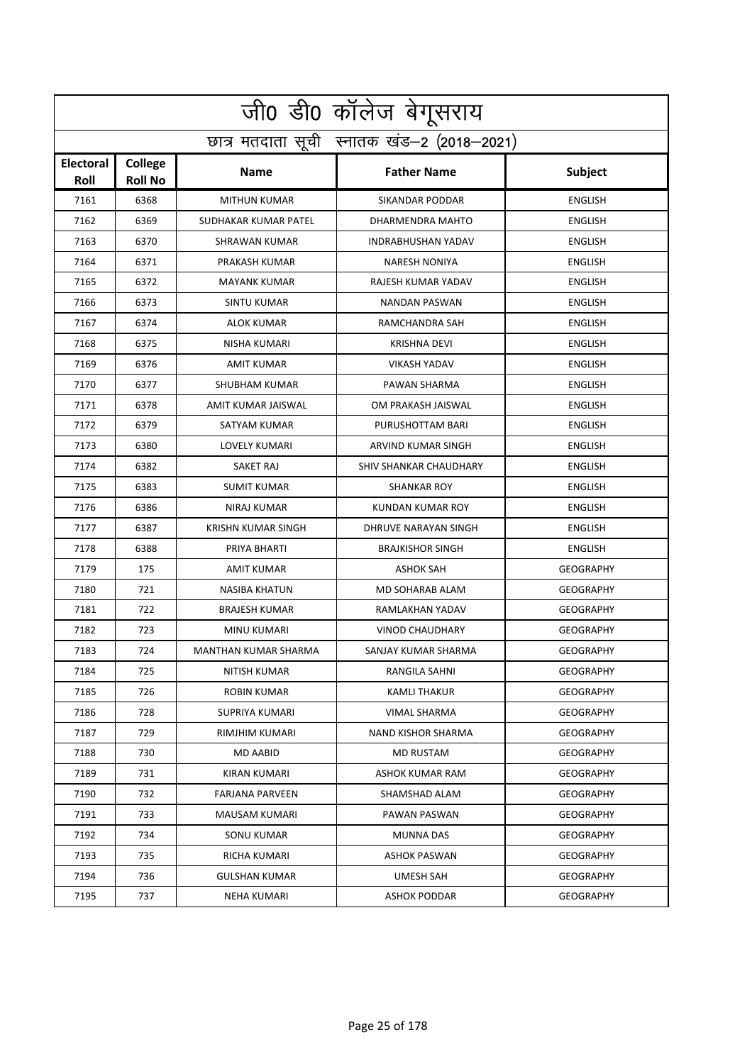# जी0 डी0 कॉलेज बेगूसराय

## छात्र मतदाता सूची स्नातक खंड–2 (2018–2021)

| Electoral Roll | College Roll No | Name | Father Name | Subject |
|---|---|---|---|---|
| 7161 | 6368 | MITHUN KUMAR | SIKANDAR PODDAR | ENGLISH |
| 7162 | 6369 | SUDHAKAR KUMAR PATEL | DHARMENDRA MAHTO | ENGLISH |
| 7163 | 6370 | SHRAWAN KUMAR | INDRABHUSHAN YADAV | ENGLISH |
| 7164 | 6371 | PRAKASH KUMAR | NARESH NONIYA | ENGLISH |
| 7165 | 6372 | MAYANK KUMAR | RAJESH KUMAR YADAV | ENGLISH |
| 7166 | 6373 | SINTU KUMAR | NANDAN PASWAN | ENGLISH |
| 7167 | 6374 | ALOK KUMAR | RAMCHANDRA SAH | ENGLISH |
| 7168 | 6375 | NISHA KUMARI | KRISHNA DEVI | ENGLISH |
| 7169 | 6376 | AMIT KUMAR | VIKASH YADAV | ENGLISH |
| 7170 | 6377 | SHUBHAM KUMAR | PAWAN SHARMA | ENGLISH |
| 7171 | 6378 | AMIT KUMAR JAISWAL | OM PRAKASH JAISWAL | ENGLISH |
| 7172 | 6379 | SATYAM KUMAR | PURUSHOTTAM BARI | ENGLISH |
| 7173 | 6380 | LOVELY KUMARI | ARVIND KUMAR SINGH | ENGLISH |
| 7174 | 6382 | SAKET RAJ | SHIV SHANKAR CHAUDHARY | ENGLISH |
| 7175 | 6383 | SUMIT KUMAR | SHANKAR ROY | ENGLISH |
| 7176 | 6386 | NIRAJ KUMAR | KUNDAN KUMAR ROY | ENGLISH |
| 7177 | 6387 | KRISHN KUMAR SINGH | DHRUVE NARAYAN SINGH | ENGLISH |
| 7178 | 6388 | PRIYA BHARTI | BRAJKISHOR SINGH | ENGLISH |
| 7179 | 175 | AMIT KUMAR | ASHOK SAH | GEOGRAPHY |
| 7180 | 721 | NASIBA KHATUN | MD SOHARAB ALAM | GEOGRAPHY |
| 7181 | 722 | BRAJESH KUMAR | RAMLAKHAN YADAV | GEOGRAPHY |
| 7182 | 723 | MINU KUMARI | VINOD CHAUDHARY | GEOGRAPHY |
| 7183 | 724 | MANTHAN KUMAR SHARMA | SANJAY KUMAR SHARMA | GEOGRAPHY |
| 7184 | 725 | NITISH KUMAR | RANGILA SAHNI | GEOGRAPHY |
| 7185 | 726 | ROBIN KUMAR | KAMLI THAKUR | GEOGRAPHY |
| 7186 | 728 | SUPRIYA KUMARI | VIMAL SHARMA | GEOGRAPHY |
| 7187 | 729 | RIMJHIM KUMARI | NAND KISHOR SHARMA | GEOGRAPHY |
| 7188 | 730 | MD AABID | MD RUSTAM | GEOGRAPHY |
| 7189 | 731 | KIRAN KUMARI | ASHOK KUMAR RAM | GEOGRAPHY |
| 7190 | 732 | FARJANA PARVEEN | SHAMSHAD ALAM | GEOGRAPHY |
| 7191 | 733 | MAUSAM KUMARI | PAWAN PASWAN | GEOGRAPHY |
| 7192 | 734 | SONU KUMAR | MUNNA DAS | GEOGRAPHY |
| 7193 | 735 | RICHA KUMARI | ASHOK PASWAN | GEOGRAPHY |
| 7194 | 736 | GULSHAN KUMAR | UMESH SAH | GEOGRAPHY |
| 7195 | 737 | NEHA KUMARI | ASHOK PODDAR | GEOGRAPHY |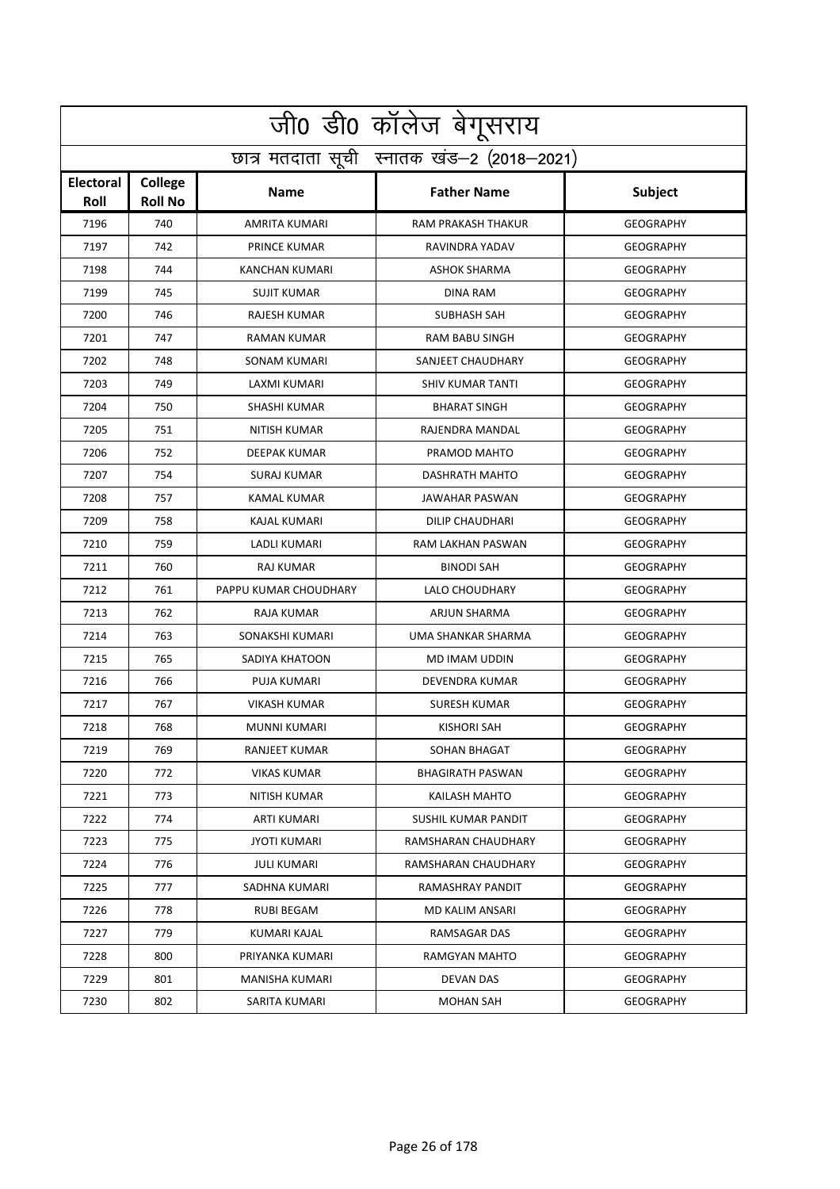# जी0 डी0 कॉलेज बेगूसराय

## छात्र मतदाता सूची स्नातक खंड–2 (2018–2021)

| Electoral Roll | College Roll No | Name | Father Name | Subject |
|---|---|---|---|---|
| 7196 | 740 | AMRITA KUMARI | RAM PRAKASH THAKUR | GEOGRAPHY |
| 7197 | 742 | PRINCE KUMAR | RAVINDRA YADAV | GEOGRAPHY |
| 7198 | 744 | KANCHAN KUMARI | ASHOK SHARMA | GEOGRAPHY |
| 7199 | 745 | SUJIT KUMAR | DINA RAM | GEOGRAPHY |
| 7200 | 746 | RAJESH KUMAR | SUBHASH SAH | GEOGRAPHY |
| 7201 | 747 | RAMAN KUMAR | RAM BABU SINGH | GEOGRAPHY |
| 7202 | 748 | SONAM KUMARI | SANJEET CHAUDHARY | GEOGRAPHY |
| 7203 | 749 | LAXMI KUMARI | SHIV KUMAR TANTI | GEOGRAPHY |
| 7204 | 750 | SHASHI KUMAR | BHARAT SINGH | GEOGRAPHY |
| 7205 | 751 | NITISH KUMAR | RAJENDRA MANDAL | GEOGRAPHY |
| 7206 | 752 | DEEPAK KUMAR | PRAMOD MAHTO | GEOGRAPHY |
| 7207 | 754 | SURAJ KUMAR | DASHRATH MAHTO | GEOGRAPHY |
| 7208 | 757 | KAMAL KUMAR | JAWAHAR PASWAN | GEOGRAPHY |
| 7209 | 758 | KAJAL KUMARI | DILIP CHAUDHARI | GEOGRAPHY |
| 7210 | 759 | LADLI KUMARI | RAM LAKHAN PASWAN | GEOGRAPHY |
| 7211 | 760 | RAJ KUMAR | BINODI SAH | GEOGRAPHY |
| 7212 | 761 | PAPPU KUMAR CHOUDHARY | LALO CHOUDHARY | GEOGRAPHY |
| 7213 | 762 | RAJA KUMAR | ARJUN SHARMA | GEOGRAPHY |
| 7214 | 763 | SONAKSHI KUMARI | UMA SHANKAR SHARMA | GEOGRAPHY |
| 7215 | 765 | SADIYA KHATOON | MD IMAM UDDIN | GEOGRAPHY |
| 7216 | 766 | PUJA KUMARI | DEVENDRA KUMAR | GEOGRAPHY |
| 7217 | 767 | VIKASH KUMAR | SURESH KUMAR | GEOGRAPHY |
| 7218 | 768 | MUNNI KUMARI | KISHORI SAH | GEOGRAPHY |
| 7219 | 769 | RANJEET KUMAR | SOHAN BHAGAT | GEOGRAPHY |
| 7220 | 772 | VIKAS KUMAR | BHAGIRATH PASWAN | GEOGRAPHY |
| 7221 | 773 | NITISH KUMAR | KAILASH MAHTO | GEOGRAPHY |
| 7222 | 774 | ARTI KUMARI | SUSHIL KUMAR PANDIT | GEOGRAPHY |
| 7223 | 775 | JYOTI KUMARI | RAMSHARAN CHAUDHARY | GEOGRAPHY |
| 7224 | 776 | JULI KUMARI | RAMSHARAN CHAUDHARY | GEOGRAPHY |
| 7225 | 777 | SADHNA KUMARI | RAMASHRAY PANDIT | GEOGRAPHY |
| 7226 | 778 | RUBI BEGAM | MD KALIM ANSARI | GEOGRAPHY |
| 7227 | 779 | KUMARI KAJAL | RAMSAGAR DAS | GEOGRAPHY |
| 7228 | 800 | PRIYANKA KUMARI | RAMGYAN MAHTO | GEOGRAPHY |
| 7229 | 801 | MANISHA KUMARI | DEVAN DAS | GEOGRAPHY |
| 7230 | 802 | SARITA KUMARI | MOHAN SAH | GEOGRAPHY |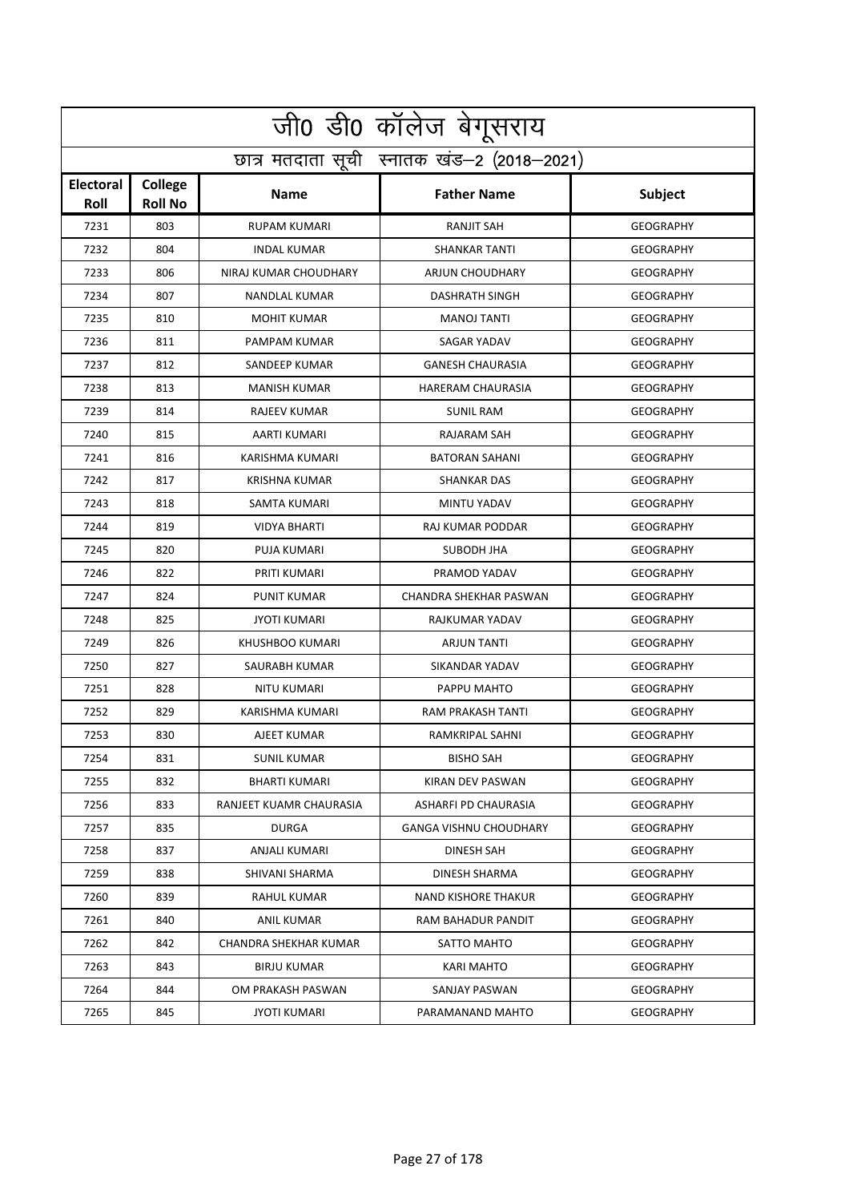# जी0 डी0 कॉलेज बेगूसराय

## छात्र मतदाता सूची स्नातक खंड–2 (2018–2021)

| Electoral Roll | College Roll No | Name | Father Name | Subject |
|---|---|---|---|---|
| 7231 | 803 | RUPAM KUMARI | RANJIT SAH | GEOGRAPHY |
| 7232 | 804 | INDAL KUMAR | SHANKAR TANTI | GEOGRAPHY |
| 7233 | 806 | NIRAJ KUMAR CHOUDHARY | ARJUN CHOUDHARY | GEOGRAPHY |
| 7234 | 807 | NANDLAL KUMAR | DASHRATH SINGH | GEOGRAPHY |
| 7235 | 810 | MOHIT KUMAR | MANOJ TANTI | GEOGRAPHY |
| 7236 | 811 | PAMPAM KUMAR | SAGAR YADAV | GEOGRAPHY |
| 7237 | 812 | SANDEEP KUMAR | GANESH CHAURASIA | GEOGRAPHY |
| 7238 | 813 | MANISH KUMAR | HARERAM CHAURASIA | GEOGRAPHY |
| 7239 | 814 | RAJEEV KUMAR | SUNIL RAM | GEOGRAPHY |
| 7240 | 815 | AARTI KUMARI | RAJARAM SAH | GEOGRAPHY |
| 7241 | 816 | KARISHMA KUMARI | BATORAN SAHANI | GEOGRAPHY |
| 7242 | 817 | KRISHNA KUMAR | SHANKAR DAS | GEOGRAPHY |
| 7243 | 818 | SAMTA KUMARI | MINTU YADAV | GEOGRAPHY |
| 7244 | 819 | VIDYA BHARTI | RAJ KUMAR PODDAR | GEOGRAPHY |
| 7245 | 820 | PUJA KUMARI | SUBODH JHA | GEOGRAPHY |
| 7246 | 822 | PRITI KUMARI | PRAMOD YADAV | GEOGRAPHY |
| 7247 | 824 | PUNIT KUMAR | CHANDRA SHEKHAR PASWAN | GEOGRAPHY |
| 7248 | 825 | JYOTI KUMARI | RAJKUMAR YADAV | GEOGRAPHY |
| 7249 | 826 | KHUSHBOO KUMARI | ARJUN TANTI | GEOGRAPHY |
| 7250 | 827 | SAURABH KUMAR | SIKANDAR YADAV | GEOGRAPHY |
| 7251 | 828 | NITU KUMARI | PAPPU MAHTO | GEOGRAPHY |
| 7252 | 829 | KARISHMA KUMARI | RAM PRAKASH TANTI | GEOGRAPHY |
| 7253 | 830 | AJEET KUMAR | RAMKRIPAL SAHNI | GEOGRAPHY |
| 7254 | 831 | SUNIL KUMAR | BISHO SAH | GEOGRAPHY |
| 7255 | 832 | BHARTI KUMARI | KIRAN DEV PASWAN | GEOGRAPHY |
| 7256 | 833 | RANJEET KUAMR CHAURASIA | ASHARFI PD CHAURASIA | GEOGRAPHY |
| 7257 | 835 | DURGA | GANGA VISHNU CHOUDHARY | GEOGRAPHY |
| 7258 | 837 | ANJALI KUMARI | DINESH SAH | GEOGRAPHY |
| 7259 | 838 | SHIVANI SHARMA | DINESH SHARMA | GEOGRAPHY |
| 7260 | 839 | RAHUL KUMAR | NAND KISHORE THAKUR | GEOGRAPHY |
| 7261 | 840 | ANIL KUMAR | RAM BAHADUR PANDIT | GEOGRAPHY |
| 7262 | 842 | CHANDRA SHEKHAR KUMAR | SATTO MAHTO | GEOGRAPHY |
| 7263 | 843 | BIRJU KUMAR | KARI MAHTO | GEOGRAPHY |
| 7264 | 844 | OM PRAKASH PASWAN | SANJAY PASWAN | GEOGRAPHY |
| 7265 | 845 | JYOTI KUMARI | PARAMANAND MAHTO | GEOGRAPHY |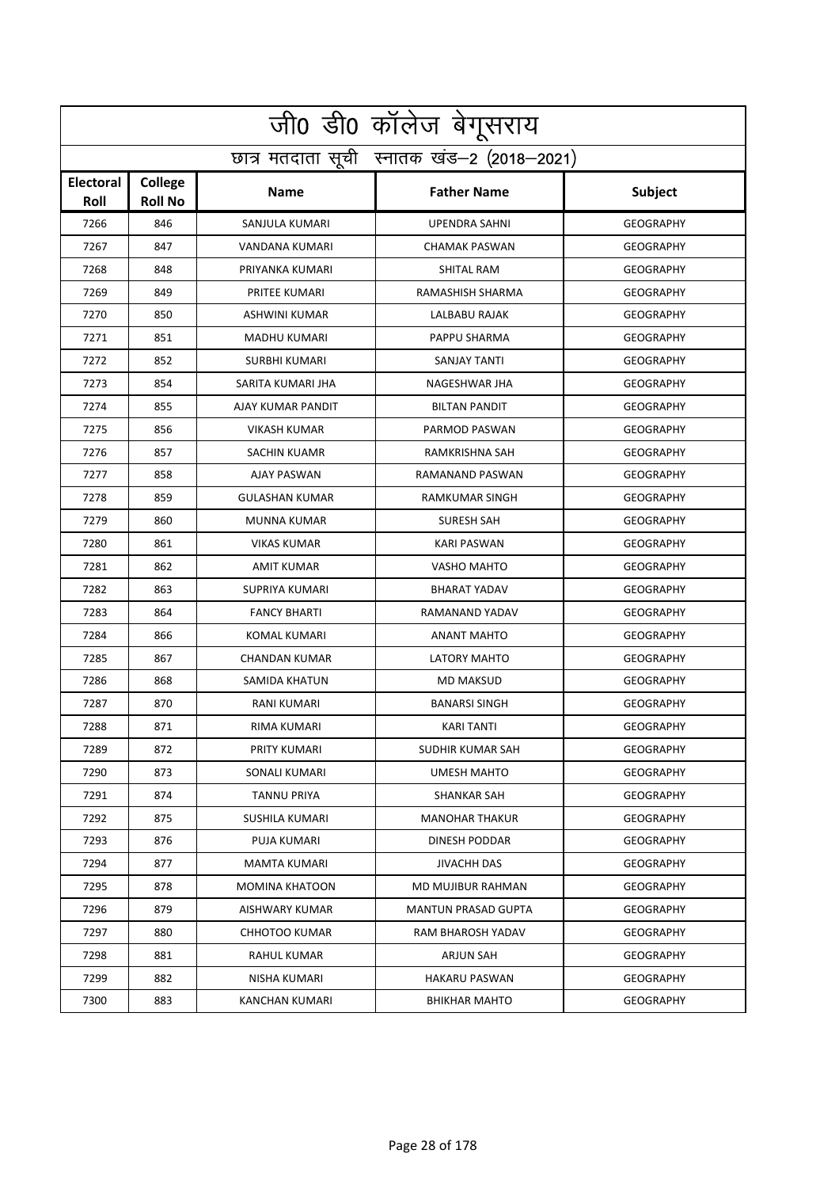# जी0 डी0 कॉलेज बेगूसराय

## छात्र मतदाता सूची स्नातक खंड–2 (2018–2021)

| Electoral Roll | College Roll No | Name | Father Name | Subject |
|---|---|---|---|---|
| 7266 | 846 | SANJULA KUMARI | UPENDRA SAHNI | GEOGRAPHY |
| 7267 | 847 | VANDANA KUMARI | CHAMAK PASWAN | GEOGRAPHY |
| 7268 | 848 | PRIYANKA KUMARI | SHITAL RAM | GEOGRAPHY |
| 7269 | 849 | PRITEE KUMARI | RAMASHISH SHARMA | GEOGRAPHY |
| 7270 | 850 | ASHWINI KUMAR | LALBABU RAJAK | GEOGRAPHY |
| 7271 | 851 | MADHU KUMARI | PAPPU SHARMA | GEOGRAPHY |
| 7272 | 852 | SURBHI KUMARI | SANJAY TANTI | GEOGRAPHY |
| 7273 | 854 | SARITA KUMARI JHA | NAGESHWAR JHA | GEOGRAPHY |
| 7274 | 855 | AJAY KUMAR PANDIT | BILTAN PANDIT | GEOGRAPHY |
| 7275 | 856 | VIKASH KUMAR | PARMOD PASWAN | GEOGRAPHY |
| 7276 | 857 | SACHIN KUAMR | RAMKRISHNA SAH | GEOGRAPHY |
| 7277 | 858 | AJAY PASWAN | RAMANAND PASWAN | GEOGRAPHY |
| 7278 | 859 | GULASHAN KUMAR | RAMKUMAR SINGH | GEOGRAPHY |
| 7279 | 860 | MUNNA KUMAR | SURESH SAH | GEOGRAPHY |
| 7280 | 861 | VIKAS KUMAR | KARI PASWAN | GEOGRAPHY |
| 7281 | 862 | AMIT KUMAR | VASHO MAHTO | GEOGRAPHY |
| 7282 | 863 | SUPRIYA KUMARI | BHARAT YADAV | GEOGRAPHY |
| 7283 | 864 | FANCY BHARTI | RAMANAND YADAV | GEOGRAPHY |
| 7284 | 866 | KOMAL KUMARI | ANANT MAHTO | GEOGRAPHY |
| 7285 | 867 | CHANDAN KUMAR | LATORY MAHTO | GEOGRAPHY |
| 7286 | 868 | SAMIDA KHATUN | MD MAKSUD | GEOGRAPHY |
| 7287 | 870 | RANI KUMARI | BANARSI SINGH | GEOGRAPHY |
| 7288 | 871 | RIMA KUMARI | KARI TANTI | GEOGRAPHY |
| 7289 | 872 | PRITY KUMARI | SUDHIR KUMAR SAH | GEOGRAPHY |
| 7290 | 873 | SONALI KUMARI | UMESH MAHTO | GEOGRAPHY |
| 7291 | 874 | TANNU PRIYA | SHANKAR SAH | GEOGRAPHY |
| 7292 | 875 | SUSHILA KUMARI | MANOHAR THAKUR | GEOGRAPHY |
| 7293 | 876 | PUJA KUMARI | DINESH PODDAR | GEOGRAPHY |
| 7294 | 877 | MAMTA KUMARI | JIVACHH DAS | GEOGRAPHY |
| 7295 | 878 | MOMINA KHATOON | MD MUJIBUR RAHMAN | GEOGRAPHY |
| 7296 | 879 | AISHWARY KUMAR | MANTUN PRASAD GUPTA | GEOGRAPHY |
| 7297 | 880 | CHHOTOO KUMAR | RAM BHAROSH YADAV | GEOGRAPHY |
| 7298 | 881 | RAHUL KUMAR | ARJUN SAH | GEOGRAPHY |
| 7299 | 882 | NISHA KUMARI | HAKARU PASWAN | GEOGRAPHY |
| 7300 | 883 | KANCHAN KUMARI | BHIKHAR MAHTO | GEOGRAPHY |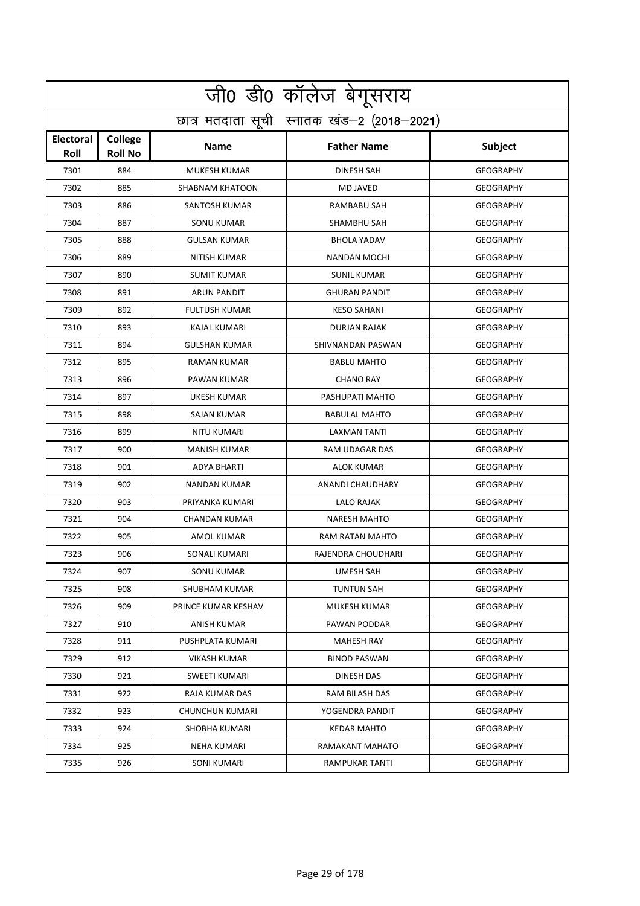# जी0 डी0 कॉलेज बेगूसराय

## छात्र मतदाता सूची स्नातक खंड–2 (2018–2021)

| Electoral Roll | College Roll No | Name | Father Name | Subject |
|---|---|---|---|---|
| 7301 | 884 | MUKESH KUMAR | DINESH SAH | GEOGRAPHY |
| 7302 | 885 | SHABNAM KHATOON | MD JAVED | GEOGRAPHY |
| 7303 | 886 | SANTOSH KUMAR | RAMBABU SAH | GEOGRAPHY |
| 7304 | 887 | SONU KUMAR | SHAMBHU SAH | GEOGRAPHY |
| 7305 | 888 | GULSAN KUMAR | BHOLA YADAV | GEOGRAPHY |
| 7306 | 889 | NITISH KUMAR | NANDAN MOCHI | GEOGRAPHY |
| 7307 | 890 | SUMIT KUMAR | SUNIL KUMAR | GEOGRAPHY |
| 7308 | 891 | ARUN PANDIT | GHURAN PANDIT | GEOGRAPHY |
| 7309 | 892 | FULTUSH KUMAR | KESO SAHANI | GEOGRAPHY |
| 7310 | 893 | KAJAL KUMARI | DURJAN RAJAK | GEOGRAPHY |
| 7311 | 894 | GULSHAN KUMAR | SHIVNANDAN PASWAN | GEOGRAPHY |
| 7312 | 895 | RAMAN KUMAR | BABLU MAHTO | GEOGRAPHY |
| 7313 | 896 | PAWAN KUMAR | CHANO RAY | GEOGRAPHY |
| 7314 | 897 | UKESH KUMAR | PASHUPATI MAHTO | GEOGRAPHY |
| 7315 | 898 | SAJAN KUMAR | BABULAL MAHTO | GEOGRAPHY |
| 7316 | 899 | NITU KUMARI | LAXMAN TANTI | GEOGRAPHY |
| 7317 | 900 | MANISH KUMAR | RAM UDAGAR DAS | GEOGRAPHY |
| 7318 | 901 | ADYA BHARTI | ALOK KUMAR | GEOGRAPHY |
| 7319 | 902 | NANDAN KUMAR | ANANDI CHAUDHARY | GEOGRAPHY |
| 7320 | 903 | PRIYANKA KUMARI | LALO RAJAK | GEOGRAPHY |
| 7321 | 904 | CHANDAN KUMAR | NARESH MAHTO | GEOGRAPHY |
| 7322 | 905 | AMOL KUMAR | RAM RATAN MAHTO | GEOGRAPHY |
| 7323 | 906 | SONALI KUMARI | RAJENDRA CHOUDHARI | GEOGRAPHY |
| 7324 | 907 | SONU KUMAR | UMESH SAH | GEOGRAPHY |
| 7325 | 908 | SHUBHAM KUMAR | TUNTUN SAH | GEOGRAPHY |
| 7326 | 909 | PRINCE KUMAR KESHAV | MUKESH KUMAR | GEOGRAPHY |
| 7327 | 910 | ANISH KUMAR | PAWAN PODDAR | GEOGRAPHY |
| 7328 | 911 | PUSHPLATA KUMARI | MAHESH RAY | GEOGRAPHY |
| 7329 | 912 | VIKASH KUMAR | BINOD PASWAN | GEOGRAPHY |
| 7330 | 921 | SWEETI KUMARI | DINESH DAS | GEOGRAPHY |
| 7331 | 922 | RAJA KUMAR DAS | RAM BILASH DAS | GEOGRAPHY |
| 7332 | 923 | CHUNCHUN KUMARI | YOGENDRA PANDIT | GEOGRAPHY |
| 7333 | 924 | SHOBHA KUMARI | KEDAR MAHTO | GEOGRAPHY |
| 7334 | 925 | NEHA KUMARI | RAMAKANT MAHATO | GEOGRAPHY |
| 7335 | 926 | SONI KUMARI | RAMPUKAR TANTI | GEOGRAPHY |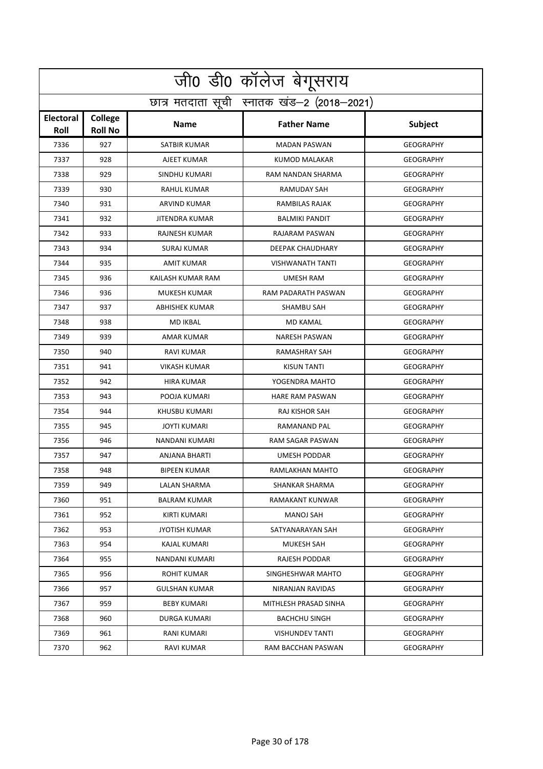# जी0 डी0 कॉलेज बेगूसराय

## छात्र मतदाता सूची स्नातक खंड–2 (2018–2021)

| Electoral Roll | College Roll No | Name | Father Name | Subject |
|---|---|---|---|---|
| 7336 | 927 | SATBIR KUMAR | MADAN PASWAN | GEOGRAPHY |
| 7337 | 928 | AJEET KUMAR | KUMOD MALAKAR | GEOGRAPHY |
| 7338 | 929 | SINDHU KUMARI | RAM NANDAN SHARMA | GEOGRAPHY |
| 7339 | 930 | RAHUL KUMAR | RAMUDAY SAH | GEOGRAPHY |
| 7340 | 931 | ARVIND KUMAR | RAMBILAS RAJAK | GEOGRAPHY |
| 7341 | 932 | JITENDRA KUMAR | BALMIKI PANDIT | GEOGRAPHY |
| 7342 | 933 | RAJNESH KUMAR | RAJARAM PASWAN | GEOGRAPHY |
| 7343 | 934 | SURAJ KUMAR | DEEPAK CHAUDHARY | GEOGRAPHY |
| 7344 | 935 | AMIT KUMAR | VISHWANATH TANTI | GEOGRAPHY |
| 7345 | 936 | KAILASH KUMAR RAM | UMESH RAM | GEOGRAPHY |
| 7346 | 936 | MUKESH KUMAR | RAM PADARATH PASWAN | GEOGRAPHY |
| 7347 | 937 | ABHISHEK KUMAR | SHAMBU SAH | GEOGRAPHY |
| 7348 | 938 | MD IKBAL | MD KAMAL | GEOGRAPHY |
| 7349 | 939 | AMAR KUMAR | NARESH PASWAN | GEOGRAPHY |
| 7350 | 940 | RAVI KUMAR | RAMASHRAY SAH | GEOGRAPHY |
| 7351 | 941 | VIKASH KUMAR | KISUN TANTI | GEOGRAPHY |
| 7352 | 942 | HIRA KUMAR | YOGENDRA MAHTO | GEOGRAPHY |
| 7353 | 943 | POOJA KUMARI | HARE RAM PASWAN | GEOGRAPHY |
| 7354 | 944 | KHUSBU KUMARI | RAJ KISHOR SAH | GEOGRAPHY |
| 7355 | 945 | JOYTI KUMARI | RAMANAND PAL | GEOGRAPHY |
| 7356 | 946 | NANDANI KUMARI | RAM SAGAR PASWAN | GEOGRAPHY |
| 7357 | 947 | ANJANA BHARTI | UMESH PODDAR | GEOGRAPHY |
| 7358 | 948 | BIPEEN KUMAR | RAMLAKHAN MAHTO | GEOGRAPHY |
| 7359 | 949 | LALAN SHARMA | SHANKAR SHARMA | GEOGRAPHY |
| 7360 | 951 | BALRAM KUMAR | RAMAKANT KUNWAR | GEOGRAPHY |
| 7361 | 952 | KIRTI KUMARI | MANOJ SAH | GEOGRAPHY |
| 7362 | 953 | JYOTISH KUMAR | SATYANARAYAN SAH | GEOGRAPHY |
| 7363 | 954 | KAJAL KUMARI | MUKESH SAH | GEOGRAPHY |
| 7364 | 955 | NANDANI KUMARI | RAJESH PODDAR | GEOGRAPHY |
| 7365 | 956 | ROHIT KUMAR | SINGHESHWAR MAHTO | GEOGRAPHY |
| 7366 | 957 | GULSHAN KUMAR | NIRANJAN RAVIDAS | GEOGRAPHY |
| 7367 | 959 | BEBY KUMARI | MITHLESH PRASAD SINHA | GEOGRAPHY |
| 7368 | 960 | DURGA KUMARI | BACHCHU SINGH | GEOGRAPHY |
| 7369 | 961 | RANI KUMARI | VISHUNDEV TANTI | GEOGRAPHY |
| 7370 | 962 | RAVI KUMAR | RAM BACCHAN PASWAN | GEOGRAPHY |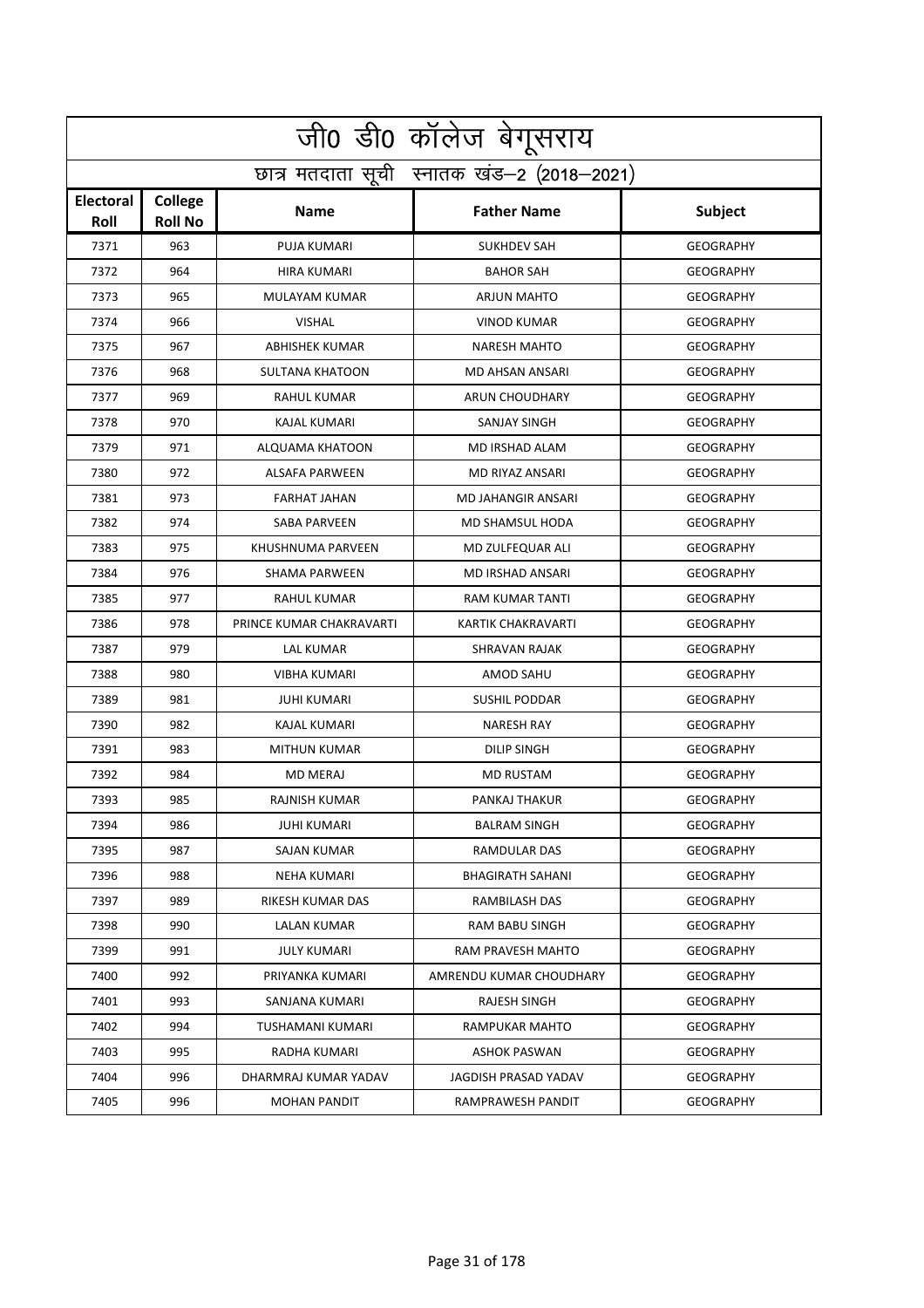| जी0 डी0 कॉलेज बेगूसराय | | | | |
|---|---|---|---|---|
| छात्र मतदाता सूची स्नातक खंड–2 (2018–2021) | | | | |
| **Electoral Roll** | **College Roll No** | **Name** | **Father Name** | **Subject** |
| 7371 | 963 | PUJA KUMARI | SUKHDEV SAH | GEOGRAPHY |
| 7372 | 964 | HIRA KUMARI | BAHOR SAH | GEOGRAPHY |
| 7373 | 965 | MULAYAM KUMAR | ARJUN MAHTO | GEOGRAPHY |
| 7374 | 966 | VISHAL | VINOD KUMAR | GEOGRAPHY |
| 7375 | 967 | ABHISHEK KUMAR | NARESH MAHTO | GEOGRAPHY |
| 7376 | 968 | SULTANA KHATOON | MD AHSAN ANSARI | GEOGRAPHY |
| 7377 | 969 | RAHUL KUMAR | ARUN CHOUDHARY | GEOGRAPHY |
| 7378 | 970 | KAJAL KUMARI | SANJAY SINGH | GEOGRAPHY |
| 7379 | 971 | ALQUAMA KHATOON | MD IRSHAD ALAM | GEOGRAPHY |
| 7380 | 972 | ALSAFA PARWEEN | MD RIYAZ ANSARI | GEOGRAPHY |
| 7381 | 973 | FARHAT JAHAN | MD JAHANGIR ANSARI | GEOGRAPHY |
| 7382 | 974 | SABA PARVEEN | MD SHAMSUL HODA | GEOGRAPHY |
| 7383 | 975 | KHUSHNUMA PARVEEN | MD ZULFEQUAR ALI | GEOGRAPHY |
| 7384 | 976 | SHAMA PARWEEN | MD IRSHAD ANSARI | GEOGRAPHY |
| 7385 | 977 | RAHUL KUMAR | RAM KUMAR TANTI | GEOGRAPHY |
| 7386 | 978 | PRINCE KUMAR CHAKRAVARTI | KARTIK CHAKRAVARTI | GEOGRAPHY |
| 7387 | 979 | LAL KUMAR | SHRAVAN RAJAK | GEOGRAPHY |
| 7388 | 980 | VIBHA KUMARI | AMOD SAHU | GEOGRAPHY |
| 7389 | 981 | JUHI KUMARI | SUSHIL PODDAR | GEOGRAPHY |
| 7390 | 982 | KAJAL KUMARI | NARESH RAY | GEOGRAPHY |
| 7391 | 983 | MITHUN KUMAR | DILIP SINGH | GEOGRAPHY |
| 7392 | 984 | MD MERAJ | MD RUSTAM | GEOGRAPHY |
| 7393 | 985 | RAJNISH KUMAR | PANKAJ THAKUR | GEOGRAPHY |
| 7394 | 986 | JUHI KUMARI | BALRAM SINGH | GEOGRAPHY |
| 7395 | 987 | SAJAN KUMAR | RAMDULAR DAS | GEOGRAPHY |
| 7396 | 988 | NEHA KUMARI | BHAGIRATH SAHANI | GEOGRAPHY |
| 7397 | 989 | RIKESH KUMAR DAS | RAMBILASH DAS | GEOGRAPHY |
| 7398 | 990 | LALAN KUMAR | RAM BABU SINGH | GEOGRAPHY |
| 7399 | 991 | JULY KUMARI | RAM PRAVESH MAHTO | GEOGRAPHY |
| 7400 | 992 | PRIYANKA KUMARI | AMRENDU KUMAR CHOUDHARY | GEOGRAPHY |
| 7401 | 993 | SANJANA KUMARI | RAJESH SINGH | GEOGRAPHY |
| 7402 | 994 | TUSHAMANI KUMARI | RAMPUKAR MAHTO | GEOGRAPHY |
| 7403 | 995 | RADHA KUMARI | ASHOK PASWAN | GEOGRAPHY |
| 7404 | 996 | DHARMRAJ KUMAR YADAV | JAGDISH PRASAD YADAV | GEOGRAPHY |
| 7405 | 996 | MOHAN PANDIT | RAMPRAWESH PANDIT | GEOGRAPHY |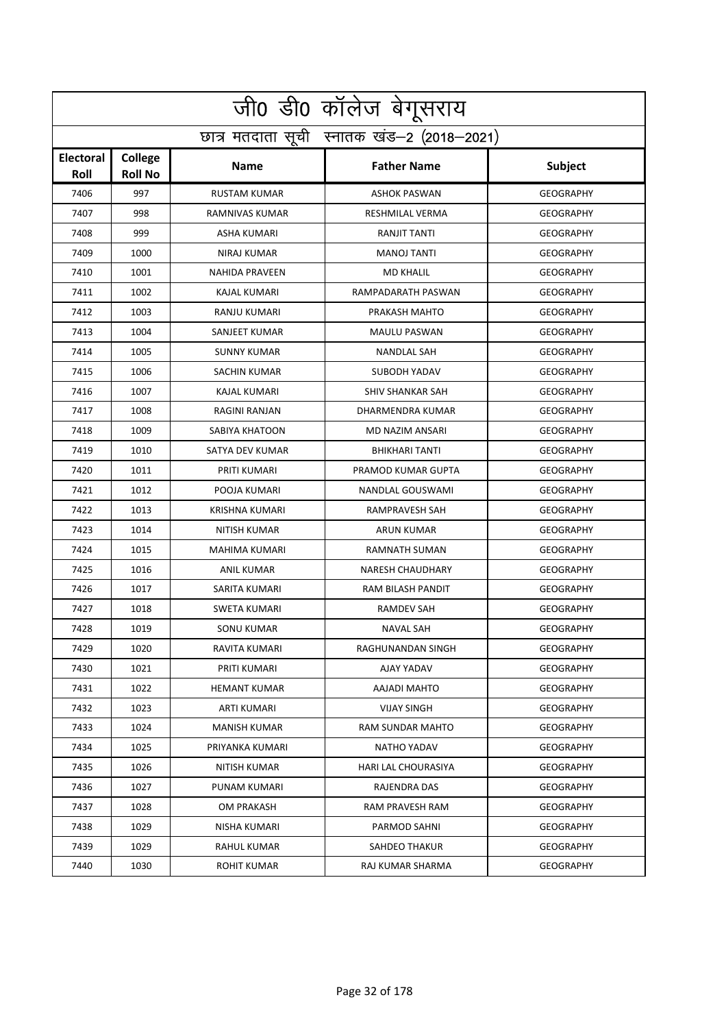# जी0 डी0 कॉलेज बेगूसराय

## छात्र मतदाता सूची स्नातक खंड–2 (2018–2021)

| Electoral Roll | College Roll No | Name | Father Name | Subject |
|---|---|---|---|---|
| 7406 | 997 | RUSTAM KUMAR | ASHOK PASWAN | GEOGRAPHY |
| 7407 | 998 | RAMNIVAS KUMAR | RESHMILAL VERMA | GEOGRAPHY |
| 7408 | 999 | ASHA KUMARI | RANJIT TANTI | GEOGRAPHY |
| 7409 | 1000 | NIRAJ KUMAR | MANOJ TANTI | GEOGRAPHY |
| 7410 | 1001 | NAHIDA PRAVEEN | MD KHALIL | GEOGRAPHY |
| 7411 | 1002 | KAJAL KUMARI | RAMPADARATH PASWAN | GEOGRAPHY |
| 7412 | 1003 | RANJU KUMARI | PRAKASH MAHTO | GEOGRAPHY |
| 7413 | 1004 | SANJEET KUMAR | MAULU PASWAN | GEOGRAPHY |
| 7414 | 1005 | SUNNY KUMAR | NANDLAL SAH | GEOGRAPHY |
| 7415 | 1006 | SACHIN KUMAR | SUBODH YADAV | GEOGRAPHY |
| 7416 | 1007 | KAJAL KUMARI | SHIV SHANKAR SAH | GEOGRAPHY |
| 7417 | 1008 | RAGINI RANJAN | DHARMENDRA KUMAR | GEOGRAPHY |
| 7418 | 1009 | SABIYA KHATOON | MD NAZIM ANSARI | GEOGRAPHY |
| 7419 | 1010 | SATYA DEV KUMAR | BHIKHARI TANTI | GEOGRAPHY |
| 7420 | 1011 | PRITI KUMARI | PRAMOD KUMAR GUPTA | GEOGRAPHY |
| 7421 | 1012 | POOJA KUMARI | NANDLAL GOUSWAMI | GEOGRAPHY |
| 7422 | 1013 | KRISHNA KUMARI | RAMPRAVESH SAH | GEOGRAPHY |
| 7423 | 1014 | NITISH KUMAR | ARUN KUMAR | GEOGRAPHY |
| 7424 | 1015 | MAHIMA KUMARI | RAMNATH SUMAN | GEOGRAPHY |
| 7425 | 1016 | ANIL KUMAR | NARESH CHAUDHARY | GEOGRAPHY |
| 7426 | 1017 | SARITA KUMARI | RAM BILASH PANDIT | GEOGRAPHY |
| 7427 | 1018 | SWETA KUMARI | RAMDEV SAH | GEOGRAPHY |
| 7428 | 1019 | SONU KUMAR | NAVAL SAH | GEOGRAPHY |
| 7429 | 1020 | RAVITA KUMARI | RAGHUNANDAN SINGH | GEOGRAPHY |
| 7430 | 1021 | PRITI KUMARI | AJAY YADAV | GEOGRAPHY |
| 7431 | 1022 | HEMANT KUMAR | AAJADI MAHTO | GEOGRAPHY |
| 7432 | 1023 | ARTI KUMARI | VIJAY SINGH | GEOGRAPHY |
| 7433 | 1024 | MANISH KUMAR | RAM SUNDAR MAHTO | GEOGRAPHY |
| 7434 | 1025 | PRIYANKA KUMARI | NATHO YADAV | GEOGRAPHY |
| 7435 | 1026 | NITISH KUMAR | HARI LAL CHOURASIYA | GEOGRAPHY |
| 7436 | 1027 | PUNAM KUMARI | RAJENDRA DAS | GEOGRAPHY |
| 7437 | 1028 | OM PRAKASH | RAM PRAVESH RAM | GEOGRAPHY |
| 7438 | 1029 | NISHA KUMARI | PARMOD SAHNI | GEOGRAPHY |
| 7439 | 1029 | RAHUL KUMAR | SAHDEO THAKUR | GEOGRAPHY |
| 7440 | 1030 | ROHIT KUMAR | RAJ KUMAR SHARMA | GEOGRAPHY |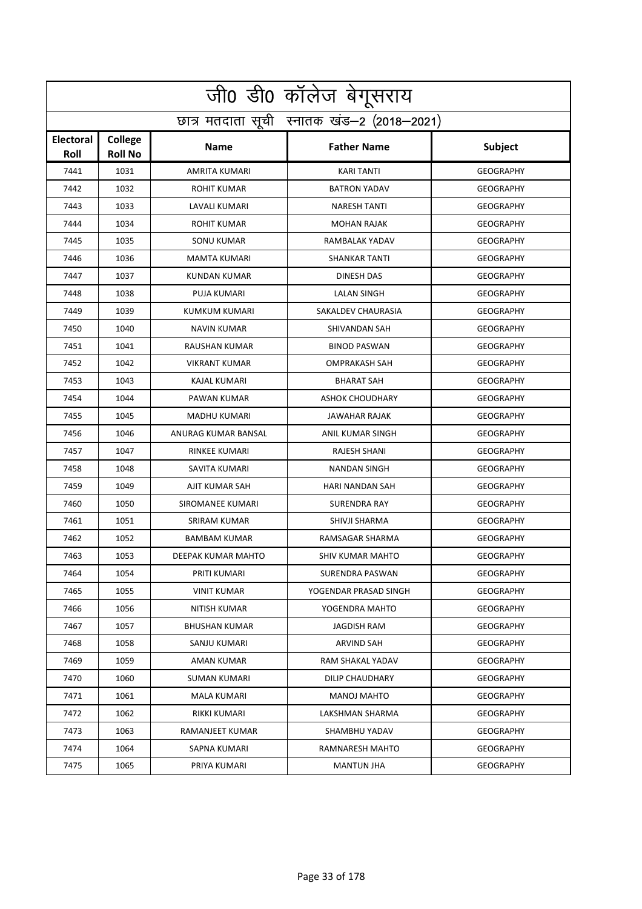# जी0 डी0 कॉलेज बेगूसराय

## छात्र मतदाता सूची स्नातक खंड–2 (2018–2021)

| Electoral Roll | College Roll No | Name | Father Name | Subject |
|---|---|---|---|---|
| 7441 | 1031 | AMRITA KUMARI | KARI TANTI | GEOGRAPHY |
| 7442 | 1032 | ROHIT KUMAR | BATRON YADAV | GEOGRAPHY |
| 7443 | 1033 | LAVALI KUMARI | NARESH TANTI | GEOGRAPHY |
| 7444 | 1034 | ROHIT KUMAR | MOHAN RAJAK | GEOGRAPHY |
| 7445 | 1035 | SONU KUMAR | RAMBALAK YADAV | GEOGRAPHY |
| 7446 | 1036 | MAMTA KUMARI | SHANKAR TANTI | GEOGRAPHY |
| 7447 | 1037 | KUNDAN KUMAR | DINESH DAS | GEOGRAPHY |
| 7448 | 1038 | PUJA KUMARI | LALAN SINGH | GEOGRAPHY |
| 7449 | 1039 | KUMKUM KUMARI | SAKALDEV CHAURASIA | GEOGRAPHY |
| 7450 | 1040 | NAVIN KUMAR | SHIVANDAN SAH | GEOGRAPHY |
| 7451 | 1041 | RAUSHAN KUMAR | BINOD PASWAN | GEOGRAPHY |
| 7452 | 1042 | VIKRANT KUMAR | OMPRAKASH SAH | GEOGRAPHY |
| 7453 | 1043 | KAJAL KUMARI | BHARAT SAH | GEOGRAPHY |
| 7454 | 1044 | PAWAN KUMAR | ASHOK CHOUDHARY | GEOGRAPHY |
| 7455 | 1045 | MADHU KUMARI | JAWAHAR RAJAK | GEOGRAPHY |
| 7456 | 1046 | ANURAG KUMAR BANSAL | ANIL KUMAR SINGH | GEOGRAPHY |
| 7457 | 1047 | RINKEE KUMARI | RAJESH SHANI | GEOGRAPHY |
| 7458 | 1048 | SAVITA KUMARI | NANDAN SINGH | GEOGRAPHY |
| 7459 | 1049 | AJIT KUMAR SAH | HARI NANDAN SAH | GEOGRAPHY |
| 7460 | 1050 | SIROMANEE KUMARI | SURENDRA RAY | GEOGRAPHY |
| 7461 | 1051 | SRIRAM KUMAR | SHIVJI SHARMA | GEOGRAPHY |
| 7462 | 1052 | BAMBAM KUMAR | RAMSAGAR SHARMA | GEOGRAPHY |
| 7463 | 1053 | DEEPAK KUMAR MAHTO | SHIV KUMAR MAHTO | GEOGRAPHY |
| 7464 | 1054 | PRITI KUMARI | SURENDRA PASWAN | GEOGRAPHY |
| 7465 | 1055 | VINIT KUMAR | YOGENDAR PRASAD SINGH | GEOGRAPHY |
| 7466 | 1056 | NITISH KUMAR | YOGENDRA MAHTO | GEOGRAPHY |
| 7467 | 1057 | BHUSHAN KUMAR | JAGDISH RAM | GEOGRAPHY |
| 7468 | 1058 | SANJU KUMARI | ARVIND SAH | GEOGRAPHY |
| 7469 | 1059 | AMAN KUMAR | RAM SHAKAL YADAV | GEOGRAPHY |
| 7470 | 1060 | SUMAN KUMARI | DILIP CHAUDHARY | GEOGRAPHY |
| 7471 | 1061 | MALA KUMARI | MANOJ MAHTO | GEOGRAPHY |
| 7472 | 1062 | RIKKI KUMARI | LAKSHMAN SHARMA | GEOGRAPHY |
| 7473 | 1063 | RAMANJEET KUMAR | SHAMBHU YADAV | GEOGRAPHY |
| 7474 | 1064 | SAPNA KUMARI | RAMNARESH MAHTO | GEOGRAPHY |
| 7475 | 1065 | PRIYA KUMARI | MANTUN JHA | GEOGRAPHY |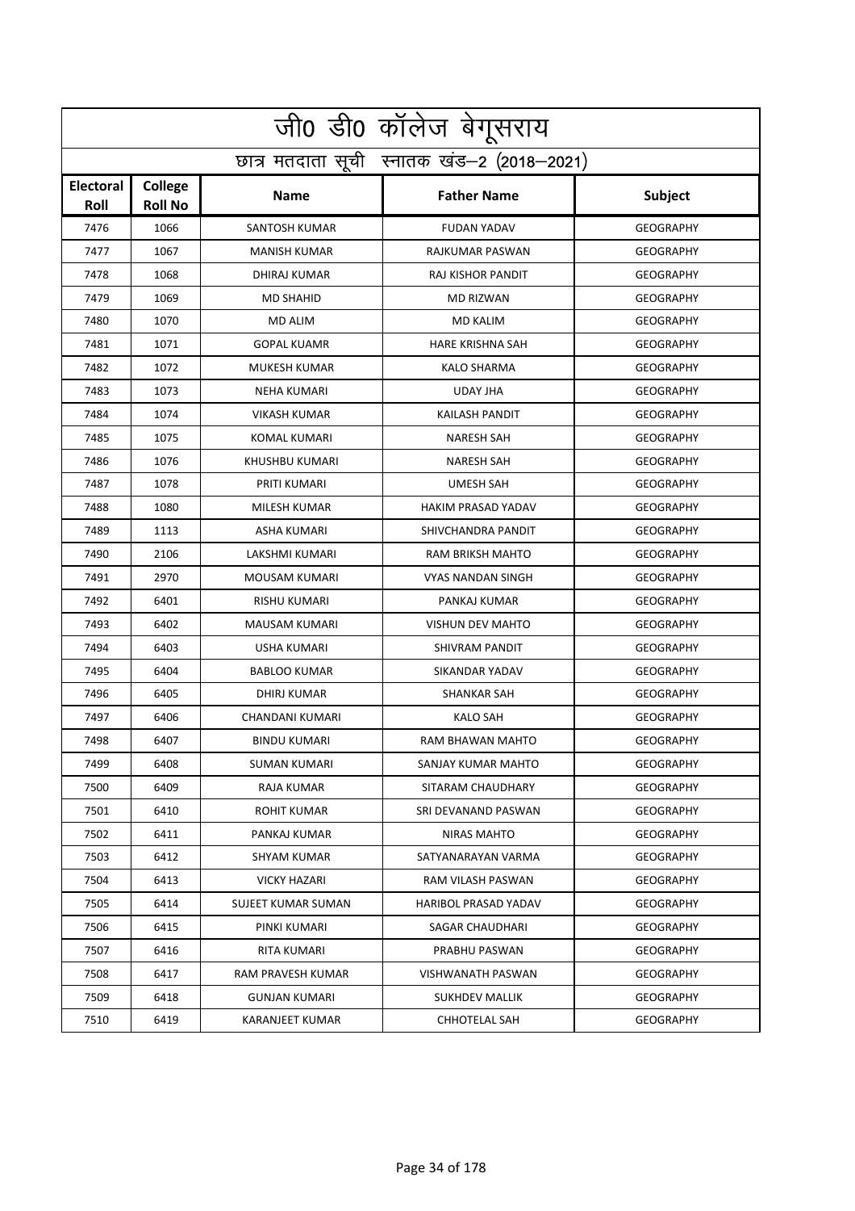# जी0 डी0 कॉलेज बेगूसराय

## छात्र मतदाता सूची स्नातक खंड–2 (2018–2021)

| Electoral Roll | College Roll No | Name | Father Name | Subject |
|---|---|---|---|---|
| 7476 | 1066 | SANTOSH KUMAR | FUDAN YADAV | GEOGRAPHY |
| 7477 | 1067 | MANISH KUMAR | RAJKUMAR PASWAN | GEOGRAPHY |
| 7478 | 1068 | DHIRAJ KUMAR | RAJ KISHOR PANDIT | GEOGRAPHY |
| 7479 | 1069 | MD SHAHID | MD RIZWAN | GEOGRAPHY |
| 7480 | 1070 | MD ALIM | MD KALIM | GEOGRAPHY |
| 7481 | 1071 | GOPAL KUAMR | HARE KRISHNA SAH | GEOGRAPHY |
| 7482 | 1072 | MUKESH KUMAR | KALO SHARMA | GEOGRAPHY |
| 7483 | 1073 | NEHA KUMARI | UDAY JHA | GEOGRAPHY |
| 7484 | 1074 | VIKASH KUMAR | KAILASH PANDIT | GEOGRAPHY |
| 7485 | 1075 | KOMAL KUMARI | NARESH SAH | GEOGRAPHY |
| 7486 | 1076 | KHUSHBU KUMARI | NARESH SAH | GEOGRAPHY |
| 7487 | 1078 | PRITI KUMARI | UMESH SAH | GEOGRAPHY |
| 7488 | 1080 | MILESH KUMAR | HAKIM PRASAD YADAV | GEOGRAPHY |
| 7489 | 1113 | ASHA KUMARI | SHIVCHANDRA PANDIT | GEOGRAPHY |
| 7490 | 2106 | LAKSHMI KUMARI | RAM BRIKSH MAHTO | GEOGRAPHY |
| 7491 | 2970 | MOUSAM KUMARI | VYAS NANDAN SINGH | GEOGRAPHY |
| 7492 | 6401 | RISHU KUMARI | PANKAJ KUMAR | GEOGRAPHY |
| 7493 | 6402 | MAUSAM KUMARI | VISHUN DEV MAHTO | GEOGRAPHY |
| 7494 | 6403 | USHA KUMARI | SHIVRAM PANDIT | GEOGRAPHY |
| 7495 | 6404 | BABLOO KUMAR | SIKANDAR YADAV | GEOGRAPHY |
| 7496 | 6405 | DHIRJ KUMAR | SHANKAR SAH | GEOGRAPHY |
| 7497 | 6406 | CHANDANI KUMARI | KALO SAH | GEOGRAPHY |
| 7498 | 6407 | BINDU KUMARI | RAM BHAWAN MAHTO | GEOGRAPHY |
| 7499 | 6408 | SUMAN KUMARI | SANJAY KUMAR MAHTO | GEOGRAPHY |
| 7500 | 6409 | RAJA KUMAR | SITARAM CHAUDHARY | GEOGRAPHY |
| 7501 | 6410 | ROHIT KUMAR | SRI DEVANAND PASWAN | GEOGRAPHY |
| 7502 | 6411 | PANKAJ KUMAR | NIRAS MAHTO | GEOGRAPHY |
| 7503 | 6412 | SHYAM KUMAR | SATYANARAYAN VARMA | GEOGRAPHY |
| 7504 | 6413 | VICKY HAZARI | RAM VILASH PASWAN | GEOGRAPHY |
| 7505 | 6414 | SUJEET KUMAR SUMAN | HARIBOL PRASAD YADAV | GEOGRAPHY |
| 7506 | 6415 | PINKI KUMARI | SAGAR CHAUDHARI | GEOGRAPHY |
| 7507 | 6416 | RITA KUMARI | PRABHU PASWAN | GEOGRAPHY |
| 7508 | 6417 | RAM PRAVESH KUMAR | VISHWANATH PASWAN | GEOGRAPHY |
| 7509 | 6418 | GUNJAN KUMARI | SUKHDEV MALLIK | GEOGRAPHY |
| 7510 | 6419 | KARANJEET KUMAR | CHHOTELAL SAH | GEOGRAPHY |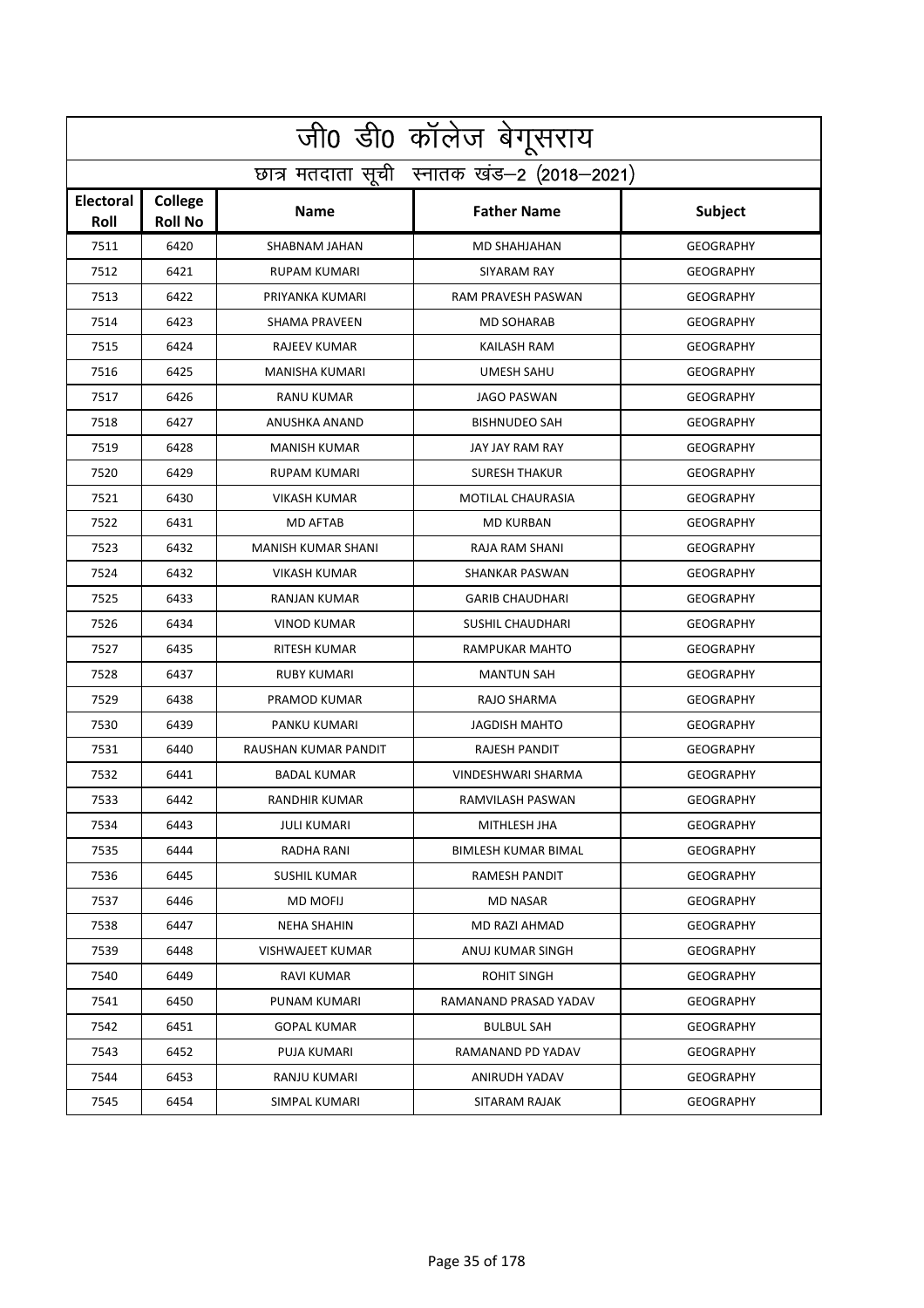# जी0 डी0 कॉलेज बेगूसराय

## छात्र मतदाता सूची स्नातक खंड–2 (2018–2021)

| Electoral Roll | College Roll No | Name | Father Name | Subject |
|---|---|---|---|---|
| 7511 | 6420 | SHABNAM JAHAN | MD SHAHJAHAN | GEOGRAPHY |
| 7512 | 6421 | RUPAM KUMARI | SIYARAM RAY | GEOGRAPHY |
| 7513 | 6422 | PRIYANKA KUMARI | RAM PRAVESH PASWAN | GEOGRAPHY |
| 7514 | 6423 | SHAMA PRAVEEN | MD SOHARAB | GEOGRAPHY |
| 7515 | 6424 | RAJEEV KUMAR | KAILASH RAM | GEOGRAPHY |
| 7516 | 6425 | MANISHA KUMARI | UMESH SAHU | GEOGRAPHY |
| 7517 | 6426 | RANU KUMAR | JAGO PASWAN | GEOGRAPHY |
| 7518 | 6427 | ANUSHKA ANAND | BISHNUDEO SAH | GEOGRAPHY |
| 7519 | 6428 | MANISH KUMAR | JAY JAY RAM RAY | GEOGRAPHY |
| 7520 | 6429 | RUPAM KUMARI | SURESH THAKUR | GEOGRAPHY |
| 7521 | 6430 | VIKASH KUMAR | MOTILAL CHAURASIA | GEOGRAPHY |
| 7522 | 6431 | MD AFTAB | MD KURBAN | GEOGRAPHY |
| 7523 | 6432 | MANISH KUMAR SHANI | RAJA RAM SHANI | GEOGRAPHY |
| 7524 | 6432 | VIKASH KUMAR | SHANKAR PASWAN | GEOGRAPHY |
| 7525 | 6433 | RANJAN KUMAR | GARIB CHAUDHARI | GEOGRAPHY |
| 7526 | 6434 | VINOD KUMAR | SUSHIL CHAUDHARI | GEOGRAPHY |
| 7527 | 6435 | RITESH KUMAR | RAMPUKAR MAHTO | GEOGRAPHY |
| 7528 | 6437 | RUBY KUMARI | MANTUN SAH | GEOGRAPHY |
| 7529 | 6438 | PRAMOD KUMAR | RAJO SHARMA | GEOGRAPHY |
| 7530 | 6439 | PANKU KUMARI | JAGDISH MAHTO | GEOGRAPHY |
| 7531 | 6440 | RAUSHAN KUMAR PANDIT | RAJESH PANDIT | GEOGRAPHY |
| 7532 | 6441 | BADAL KUMAR | VINDESHWARI SHARMA | GEOGRAPHY |
| 7533 | 6442 | RANDHIR KUMAR | RAMVILASH PASWAN | GEOGRAPHY |
| 7534 | 6443 | JULI KUMARI | MITHLESH JHA | GEOGRAPHY |
| 7535 | 6444 | RADHA RANI | BIMLESH KUMAR BIMAL | GEOGRAPHY |
| 7536 | 6445 | SUSHIL KUMAR | RAMESH PANDIT | GEOGRAPHY |
| 7537 | 6446 | MD MOFIJ | MD NASAR | GEOGRAPHY |
| 7538 | 6447 | NEHA SHAHIN | MD RAZI AHMAD | GEOGRAPHY |
| 7539 | 6448 | VISHWAJEET KUMAR | ANUJ KUMAR SINGH | GEOGRAPHY |
| 7540 | 6449 | RAVI KUMAR | ROHIT SINGH | GEOGRAPHY |
| 7541 | 6450 | PUNAM KUMARI | RAMANAND PRASAD YADAV | GEOGRAPHY |
| 7542 | 6451 | GOPAL KUMAR | BULBUL SAH | GEOGRAPHY |
| 7543 | 6452 | PUJA KUMARI | RAMANAND PD YADAV | GEOGRAPHY |
| 7544 | 6453 | RANJU KUMARI | ANIRUDH YADAV | GEOGRAPHY |
| 7545 | 6454 | SIMPAL KUMARI | SITARAM RAJAK | GEOGRAPHY |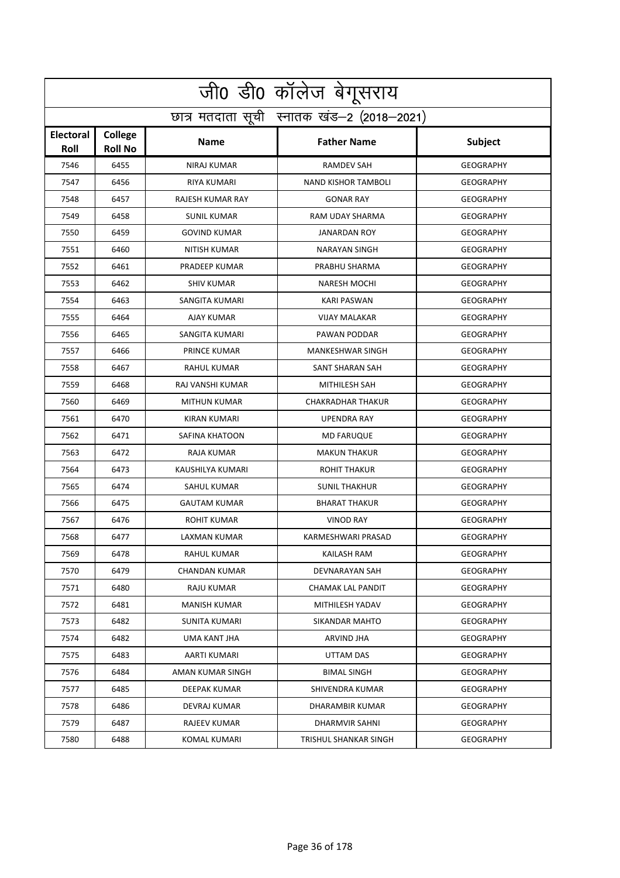# जी0 डी0 कॉलेज बेगूसराय

## छात्र मतदाता सूची स्नातक खंड–2 (2018–2021)

| Electoral Roll | College Roll No | Name | Father Name | Subject |
|---|---|---|---|---|
| 7546 | 6455 | NIRAJ KUMAR | RAMDEV SAH | GEOGRAPHY |
| 7547 | 6456 | RIYA KUMARI | NAND KISHOR TAMBOLI | GEOGRAPHY |
| 7548 | 6457 | RAJESH KUMAR RAY | GONAR RAY | GEOGRAPHY |
| 7549 | 6458 | SUNIL KUMAR | RAM UDAY SHARMA | GEOGRAPHY |
| 7550 | 6459 | GOVIND KUMAR | JANARDAN ROY | GEOGRAPHY |
| 7551 | 6460 | NITISH KUMAR | NARAYAN SINGH | GEOGRAPHY |
| 7552 | 6461 | PRADEEP KUMAR | PRABHU SHARMA | GEOGRAPHY |
| 7553 | 6462 | SHIV KUMAR | NARESH MOCHI | GEOGRAPHY |
| 7554 | 6463 | SANGITA KUMARI | KARI PASWAN | GEOGRAPHY |
| 7555 | 6464 | AJAY KUMAR | VIJAY MALAKAR | GEOGRAPHY |
| 7556 | 6465 | SANGITA KUMARI | PAWAN PODDAR | GEOGRAPHY |
| 7557 | 6466 | PRINCE KUMAR | MANKESHWAR SINGH | GEOGRAPHY |
| 7558 | 6467 | RAHUL KUMAR | SANT SHARAN SAH | GEOGRAPHY |
| 7559 | 6468 | RAJ VANSHI KUMAR | MITHILESH SAH | GEOGRAPHY |
| 7560 | 6469 | MITHUN KUMAR | CHAKRADHAR THAKUR | GEOGRAPHY |
| 7561 | 6470 | KIRAN KUMARI | UPENDRA RAY | GEOGRAPHY |
| 7562 | 6471 | SAFINA KHATOON | MD FARUQUE | GEOGRAPHY |
| 7563 | 6472 | RAJA KUMAR | MAKUN THAKUR | GEOGRAPHY |
| 7564 | 6473 | KAUSHILYA KUMARI | ROHIT THAKUR | GEOGRAPHY |
| 7565 | 6474 | SAHUL KUMAR | SUNIL THAKHUR | GEOGRAPHY |
| 7566 | 6475 | GAUTAM KUMAR | BHARAT THAKUR | GEOGRAPHY |
| 7567 | 6476 | ROHIT KUMAR | VINOD RAY | GEOGRAPHY |
| 7568 | 6477 | LAXMAN KUMAR | KARMESHWARI PRASAD | GEOGRAPHY |
| 7569 | 6478 | RAHUL KUMAR | KAILASH RAM | GEOGRAPHY |
| 7570 | 6479 | CHANDAN KUMAR | DEVNARAYAN SAH | GEOGRAPHY |
| 7571 | 6480 | RAJU KUMAR | CHAMAK LAL PANDIT | GEOGRAPHY |
| 7572 | 6481 | MANISH KUMAR | MITHILESH YADAV | GEOGRAPHY |
| 7573 | 6482 | SUNITA KUMARI | SIKANDAR MAHTO | GEOGRAPHY |
| 7574 | 6482 | UMA KANT JHA | ARVIND JHA | GEOGRAPHY |
| 7575 | 6483 | AARTI KUMARI | UTTAM DAS | GEOGRAPHY |
| 7576 | 6484 | AMAN KUMAR SINGH | BIMAL SINGH | GEOGRAPHY |
| 7577 | 6485 | DEEPAK KUMAR | SHIVENDRA KUMAR | GEOGRAPHY |
| 7578 | 6486 | DEVRAJ KUMAR | DHARAMBIR KUMAR | GEOGRAPHY |
| 7579 | 6487 | RAJEEV KUMAR | DHARMVIR SAHNI | GEOGRAPHY |
| 7580 | 6488 | KOMAL KUMARI | TRISHUL SHANKAR SINGH | GEOGRAPHY |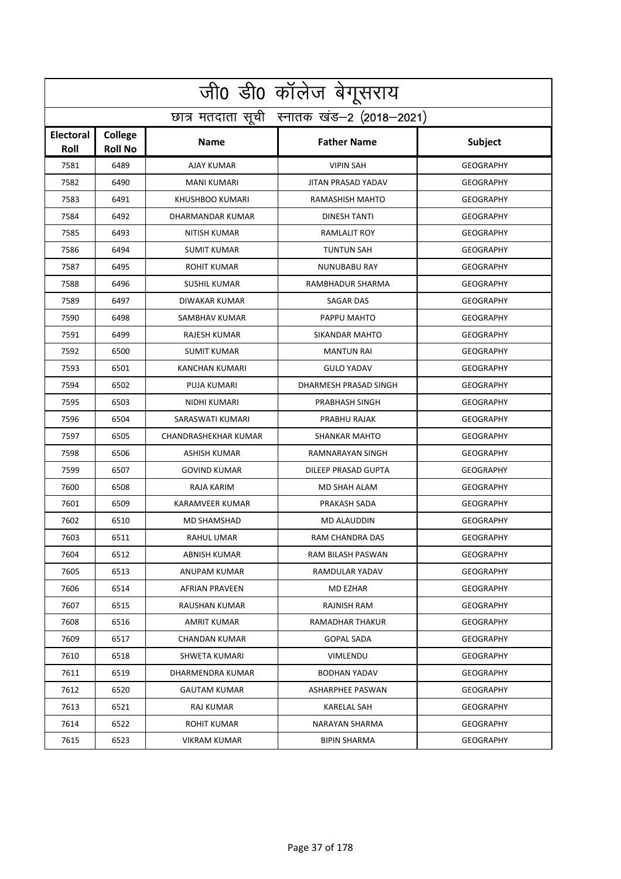# जी0 डी0 कॉलेज बेगूसराय

## छात्र मतदाता सूची स्नातक खंड–2 (2018–2021)

| Electoral Roll | College Roll No | Name | Father Name | Subject |
|---|---|---|---|---|
| 7581 | 6489 | AJAY KUMAR | VIPIN SAH | GEOGRAPHY |
| 7582 | 6490 | MANI KUMARI | JITAN PRASAD YADAV | GEOGRAPHY |
| 7583 | 6491 | KHUSHBOO KUMARI | RAMASHISH MAHTO | GEOGRAPHY |
| 7584 | 6492 | DHARMANDAR KUMAR | DINESH TANTI | GEOGRAPHY |
| 7585 | 6493 | NITISH KUMAR | RAMLALIT ROY | GEOGRAPHY |
| 7586 | 6494 | SUMIT KUMAR | TUNTUN SAH | GEOGRAPHY |
| 7587 | 6495 | ROHIT KUMAR | NUNUBABU RAY | GEOGRAPHY |
| 7588 | 6496 | SUSHIL KUMAR | RAMBHADUR SHARMA | GEOGRAPHY |
| 7589 | 6497 | DIWAKAR KUMAR | SAGAR DAS | GEOGRAPHY |
| 7590 | 6498 | SAMBHAV KUMAR | PAPPU MAHTO | GEOGRAPHY |
| 7591 | 6499 | RAJESH KUMAR | SIKANDAR MAHTO | GEOGRAPHY |
| 7592 | 6500 | SUMIT KUMAR | MANTUN RAI | GEOGRAPHY |
| 7593 | 6501 | KANCHAN KUMARI | GULO YADAV | GEOGRAPHY |
| 7594 | 6502 | PUJA KUMARI | DHARMESH PRASAD SINGH | GEOGRAPHY |
| 7595 | 6503 | NIDHI KUMARI | PRABHASH SINGH | GEOGRAPHY |
| 7596 | 6504 | SARASWATI KUMARI | PRABHU RAJAK | GEOGRAPHY |
| 7597 | 6505 | CHANDRASHEKHAR KUMAR | SHANKAR MAHTO | GEOGRAPHY |
| 7598 | 6506 | ASHISH KUMAR | RAMNARAYAN SINGH | GEOGRAPHY |
| 7599 | 6507 | GOVIND KUMAR | DILEEP PRASAD GUPTA | GEOGRAPHY |
| 7600 | 6508 | RAJA KARIM | MD SHAH ALAM | GEOGRAPHY |
| 7601 | 6509 | KARAMVEER KUMAR | PRAKASH SADA | GEOGRAPHY |
| 7602 | 6510 | MD SHAMSHAD | MD ALAUDDIN | GEOGRAPHY |
| 7603 | 6511 | RAHUL UMAR | RAM CHANDRA DAS | GEOGRAPHY |
| 7604 | 6512 | ABNISH KUMAR | RAM BILASH PASWAN | GEOGRAPHY |
| 7605 | 6513 | ANUPAM KUMAR | RAMDULAR YADAV | GEOGRAPHY |
| 7606 | 6514 | AFRIAN PRAVEEN | MD EZHAR | GEOGRAPHY |
| 7607 | 6515 | RAUSHAN KUMAR | RAJNISH RAM | GEOGRAPHY |
| 7608 | 6516 | AMRIT KUMAR | RAMADHAR THAKUR | GEOGRAPHY |
| 7609 | 6517 | CHANDAN KUMAR | GOPAL SADA | GEOGRAPHY |
| 7610 | 6518 | SHWETA KUMARI | VIMLENDU | GEOGRAPHY |
| 7611 | 6519 | DHARMENDRA KUMAR | BODHAN YADAV | GEOGRAPHY |
| 7612 | 6520 | GAUTAM KUMAR | ASHARPHEE PASWAN | GEOGRAPHY |
| 7613 | 6521 | RAJ KUMAR | KARELAL SAH | GEOGRAPHY |
| 7614 | 6522 | ROHIT KUMAR | NARAYAN SHARMA | GEOGRAPHY |
| 7615 | 6523 | VIKRAM KUMAR | BIPIN SHARMA | GEOGRAPHY |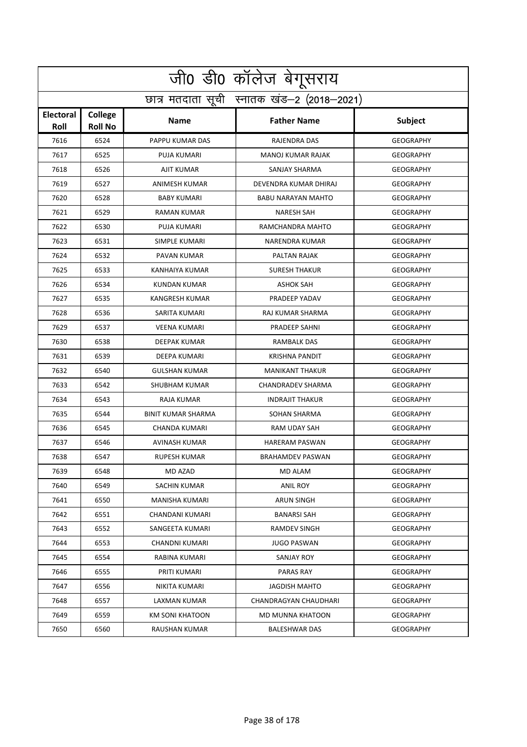# जी0 डी0 कॉलेज बेगूसराय

## छात्र मतदाता सूची स्नातक खंड–2 (2018–2021)

| Electoral Roll | College Roll No | Name | Father Name | Subject |
|---|---|---|---|---|
| 7616 | 6524 | PAPPU KUMAR DAS | RAJENDRA DAS | GEOGRAPHY |
| 7617 | 6525 | PUJA KUMARI | MANOJ KUMAR RAJAK | GEOGRAPHY |
| 7618 | 6526 | AJIT KUMAR | SANJAY SHARMA | GEOGRAPHY |
| 7619 | 6527 | ANIMESH KUMAR | DEVENDRA KUMAR DHIRAJ | GEOGRAPHY |
| 7620 | 6528 | BABY KUMARI | BABU NARAYAN MAHTO | GEOGRAPHY |
| 7621 | 6529 | RAMAN KUMAR | NARESH SAH | GEOGRAPHY |
| 7622 | 6530 | PUJA KUMARI | RAMCHANDRA MAHTO | GEOGRAPHY |
| 7623 | 6531 | SIMPLE KUMARI | NARENDRA KUMAR | GEOGRAPHY |
| 7624 | 6532 | PAVAN KUMAR | PALTAN RAJAK | GEOGRAPHY |
| 7625 | 6533 | KANHAIYA KUMAR | SURESH THAKUR | GEOGRAPHY |
| 7626 | 6534 | KUNDAN KUMAR | ASHOK SAH | GEOGRAPHY |
| 7627 | 6535 | KANGRESH KUMAR | PRADEEP YADAV | GEOGRAPHY |
| 7628 | 6536 | SARITA KUMARI | RAJ KUMAR SHARMA | GEOGRAPHY |
| 7629 | 6537 | VEENA KUMARI | PRADEEP SAHNI | GEOGRAPHY |
| 7630 | 6538 | DEEPAK KUMAR | RAMBALK DAS | GEOGRAPHY |
| 7631 | 6539 | DEEPA KUMARI | KRISHNA PANDIT | GEOGRAPHY |
| 7632 | 6540 | GULSHAN KUMAR | MANIKANT THAKUR | GEOGRAPHY |
| 7633 | 6542 | SHUBHAM KUMAR | CHANDRADEV SHARMA | GEOGRAPHY |
| 7634 | 6543 | RAJA KUMAR | INDRAJIT THAKUR | GEOGRAPHY |
| 7635 | 6544 | BINIT KUMAR SHARMA | SOHAN SHARMA | GEOGRAPHY |
| 7636 | 6545 | CHANDA KUMARI | RAM UDAY SAH | GEOGRAPHY |
| 7637 | 6546 | AVINASH KUMAR | HARERAM PASWAN | GEOGRAPHY |
| 7638 | 6547 | RUPESH KUMAR | BRAHAMDEV PASWAN | GEOGRAPHY |
| 7639 | 6548 | MD AZAD | MD ALAM | GEOGRAPHY |
| 7640 | 6549 | SACHIN KUMAR | ANIL ROY | GEOGRAPHY |
| 7641 | 6550 | MANISHA KUMARI | ARUN SINGH | GEOGRAPHY |
| 7642 | 6551 | CHANDANI KUMARI | BANARSI SAH | GEOGRAPHY |
| 7643 | 6552 | SANGEETA KUMARI | RAMDEV SINGH | GEOGRAPHY |
| 7644 | 6553 | CHANDNI KUMARI | JUGO PASWAN | GEOGRAPHY |
| 7645 | 6554 | RABINA KUMARI | SANJAY ROY | GEOGRAPHY |
| 7646 | 6555 | PRITI KUMARI | PARAS RAY | GEOGRAPHY |
| 7647 | 6556 | NIKITA KUMARI | JAGDISH MAHTO | GEOGRAPHY |
| 7648 | 6557 | LAXMAN KUMAR | CHANDRAGYAN CHAUDHARI | GEOGRAPHY |
| 7649 | 6559 | KM SONI KHATOON | MD MUNNA KHATOON | GEOGRAPHY |
| 7650 | 6560 | RAUSHAN KUMAR | BALESHWAR DAS | GEOGRAPHY |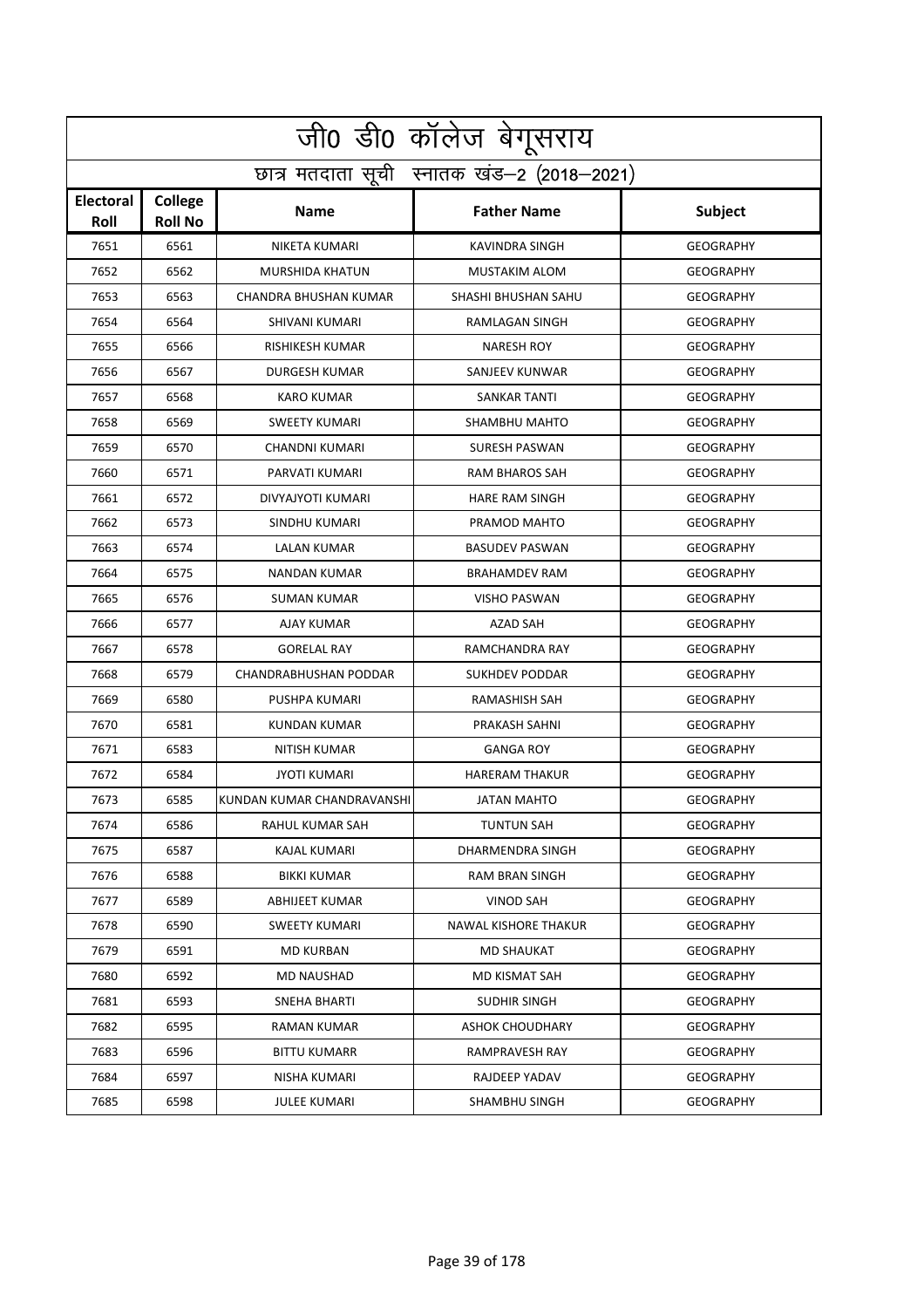# जी0 डी0 कॉलेज बेगूसराय

## छात्र मतदाता सूची स्नातक खंड–2 (2018–2021)

| Electoral Roll | College Roll No | Name | Father Name | Subject |
|---|---|---|---|---|
| 7651 | 6561 | NIKETA KUMARI | KAVINDRA SINGH | GEOGRAPHY |
| 7652 | 6562 | MURSHIDA KHATUN | MUSTAKIM ALOM | GEOGRAPHY |
| 7653 | 6563 | CHANDRA BHUSHAN KUMAR | SHASHI BHUSHAN SAHU | GEOGRAPHY |
| 7654 | 6564 | SHIVANI KUMARI | RAMLAGAN SINGH | GEOGRAPHY |
| 7655 | 6566 | RISHIKESH KUMAR | NARESH ROY | GEOGRAPHY |
| 7656 | 6567 | DURGESH KUMAR | SANJEEV KUNWAR | GEOGRAPHY |
| 7657 | 6568 | KARO KUMAR | SANKAR TANTI | GEOGRAPHY |
| 7658 | 6569 | SWEETY KUMARI | SHAMBHU MAHTO | GEOGRAPHY |
| 7659 | 6570 | CHANDNI KUMARI | SURESH PASWAN | GEOGRAPHY |
| 7660 | 6571 | PARVATI KUMARI | RAM BHAROS SAH | GEOGRAPHY |
| 7661 | 6572 | DIVYAJYOTI KUMARI | HARE RAM SINGH | GEOGRAPHY |
| 7662 | 6573 | SINDHU KUMARI | PRAMOD MAHTO | GEOGRAPHY |
| 7663 | 6574 | LALAN KUMAR | BASUDEV PASWAN | GEOGRAPHY |
| 7664 | 6575 | NANDAN KUMAR | BRAHAMDEV RAM | GEOGRAPHY |
| 7665 | 6576 | SUMAN KUMAR | VISHO PASWAN | GEOGRAPHY |
| 7666 | 6577 | AJAY KUMAR | AZAD SAH | GEOGRAPHY |
| 7667 | 6578 | GORELAL RAY | RAMCHANDRA RAY | GEOGRAPHY |
| 7668 | 6579 | CHANDRABHUSHAN PODDAR | SUKHDEV PODDAR | GEOGRAPHY |
| 7669 | 6580 | PUSHPA KUMARI | RAMASHISH SAH | GEOGRAPHY |
| 7670 | 6581 | KUNDAN KUMAR | PRAKASH SAHNI | GEOGRAPHY |
| 7671 | 6583 | NITISH KUMAR | GANGA ROY | GEOGRAPHY |
| 7672 | 6584 | JYOTI KUMARI | HARERAM THAKUR | GEOGRAPHY |
| 7673 | 6585 | KUNDAN KUMAR CHANDRAVANSHI | JATAN MAHTO | GEOGRAPHY |
| 7674 | 6586 | RAHUL KUMAR SAH | TUNTUN SAH | GEOGRAPHY |
| 7675 | 6587 | KAJAL KUMARI | DHARMENDRA SINGH | GEOGRAPHY |
| 7676 | 6588 | BIKKI KUMAR | RAM BRAN SINGH | GEOGRAPHY |
| 7677 | 6589 | ABHIJEET KUMAR | VINOD SAH | GEOGRAPHY |
| 7678 | 6590 | SWEETY KUMARI | NAWAL KISHORE THAKUR | GEOGRAPHY |
| 7679 | 6591 | MD KURBAN | MD SHAUKAT | GEOGRAPHY |
| 7680 | 6592 | MD NAUSHAD | MD KISMAT SAH | GEOGRAPHY |
| 7681 | 6593 | SNEHA BHARTI | SUDHIR SINGH | GEOGRAPHY |
| 7682 | 6595 | RAMAN KUMAR | ASHOK CHOUDHARY | GEOGRAPHY |
| 7683 | 6596 | BITTU KUMARR | RAMPRAVESH RAY | GEOGRAPHY |
| 7684 | 6597 | NISHA KUMARI | RAJDEEP YADAV | GEOGRAPHY |
| 7685 | 6598 | JULEE KUMARI | SHAMBHU SINGH | GEOGRAPHY |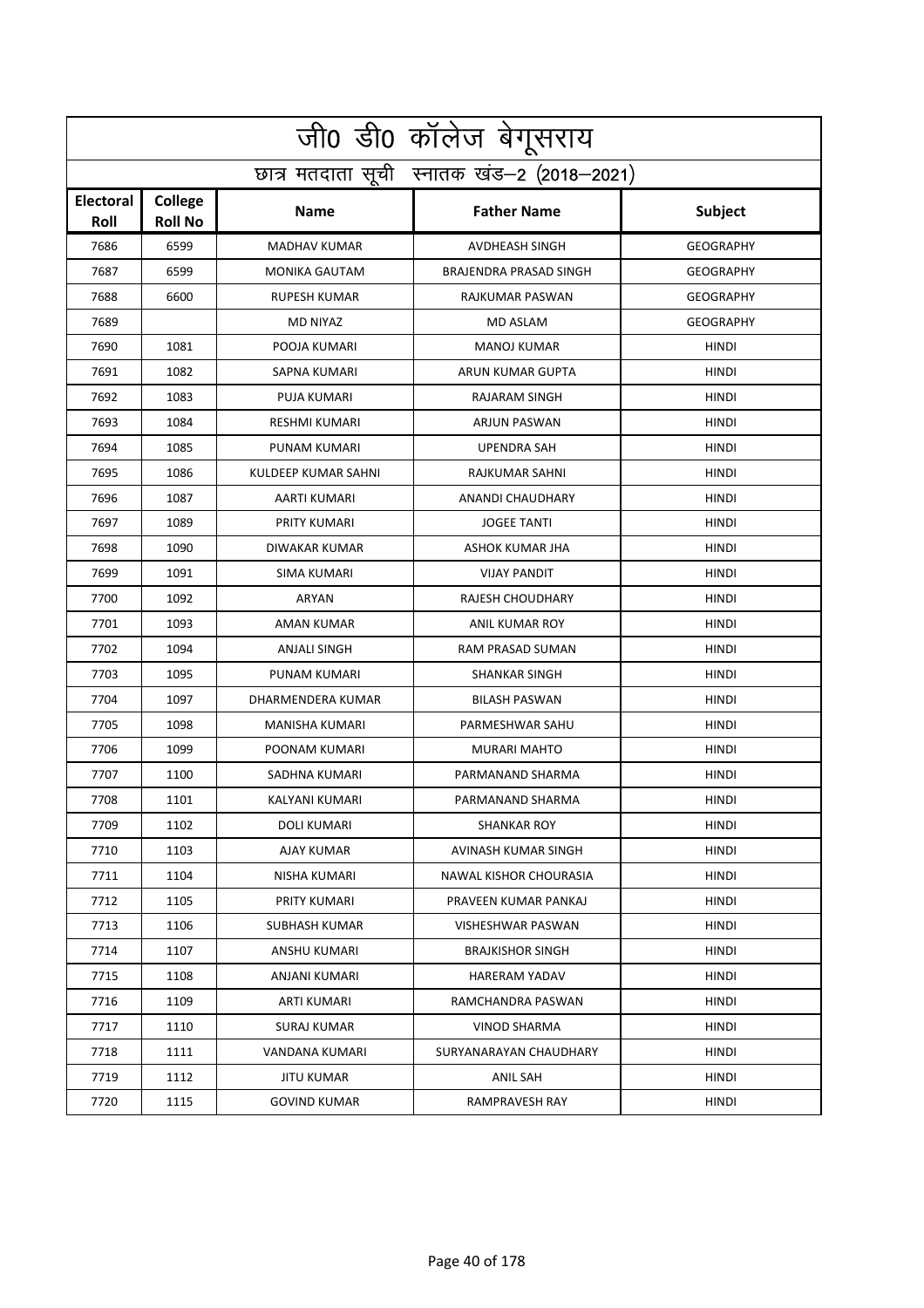# जी0 डी0 कॉलेज बेगूसराय

## छात्र मतदाता सूची स्नातक खंड–2 (2018–2021)

| Electoral Roll | College Roll No | Name | Father Name | Subject |
|---|---|---|---|---|
| 7686 | 6599 | MADHAV KUMAR | AVDHEASH SINGH | GEOGRAPHY |
| 7687 | 6599 | MONIKA GAUTAM | BRAJENDRA PRASAD SINGH | GEOGRAPHY |
| 7688 | 6600 | RUPESH KUMAR | RAJKUMAR PASWAN | GEOGRAPHY |
| 7689 | | MD NIYAZ | MD ASLAM | GEOGRAPHY |
| 7690 | 1081 | POOJA KUMARI | MANOJ KUMAR | HINDI |
| 7691 | 1082 | SAPNA KUMARI | ARUN KUMAR GUPTA | HINDI |
| 7692 | 1083 | PUJA KUMARI | RAJARAM SINGH | HINDI |
| 7693 | 1084 | RESHMI KUMARI | ARJUN PASWAN | HINDI |
| 7694 | 1085 | PUNAM KUMARI | UPENDRA SAH | HINDI |
| 7695 | 1086 | KULDEEP KUMAR SAHNI | RAJKUMAR SAHNI | HINDI |
| 7696 | 1087 | AARTI KUMARI | ANANDI CHAUDHARY | HINDI |
| 7697 | 1089 | PRITY KUMARI | JOGEE TANTI | HINDI |
| 7698 | 1090 | DIWAKAR KUMAR | ASHOK KUMAR JHA | HINDI |
| 7699 | 1091 | SIMA KUMARI | VIJAY PANDIT | HINDI |
| 7700 | 1092 | ARYAN | RAJESH CHOUDHARY | HINDI |
| 7701 | 1093 | AMAN KUMAR | ANIL KUMAR ROY | HINDI |
| 7702 | 1094 | ANJALI SINGH | RAM PRASAD SUMAN | HINDI |
| 7703 | 1095 | PUNAM KUMARI | SHANKAR SINGH | HINDI |
| 7704 | 1097 | DHARMENDERA KUMAR | BILASH PASWAN | HINDI |
| 7705 | 1098 | MANISHA KUMARI | PARMESHWAR SAHU | HINDI |
| 7706 | 1099 | POONAM KUMARI | MURARI MAHTO | HINDI |
| 7707 | 1100 | SADHNA KUMARI | PARMANAND SHARMA | HINDI |
| 7708 | 1101 | KALYANI KUMARI | PARMANAND SHARMA | HINDI |
| 7709 | 1102 | DOLI KUMARI | SHANKAR ROY | HINDI |
| 7710 | 1103 | AJAY KUMAR | AVINASH KUMAR SINGH | HINDI |
| 7711 | 1104 | NISHA KUMARI | NAWAL KISHOR CHOURASIA | HINDI |
| 7712 | 1105 | PRITY KUMARI | PRAVEEN KUMAR PANKAJ | HINDI |
| 7713 | 1106 | SUBHASH KUMAR | VISHESHWAR PASWAN | HINDI |
| 7714 | 1107 | ANSHU KUMARI | BRAJKISHOR SINGH | HINDI |
| 7715 | 1108 | ANJANI KUMARI | HARERAM YADAV | HINDI |
| 7716 | 1109 | ARTI KUMARI | RAMCHANDRA PASWAN | HINDI |
| 7717 | 1110 | SURAJ KUMAR | VINOD SHARMA | HINDI |
| 7718 | 1111 | VANDANA KUMARI | SURYANARAYAN CHAUDHARY | HINDI |
| 7719 | 1112 | JITU KUMAR | ANIL SAH | HINDI |
| 7720 | 1115 | GOVIND KUMAR | RAMPRAVESH RAY | HINDI |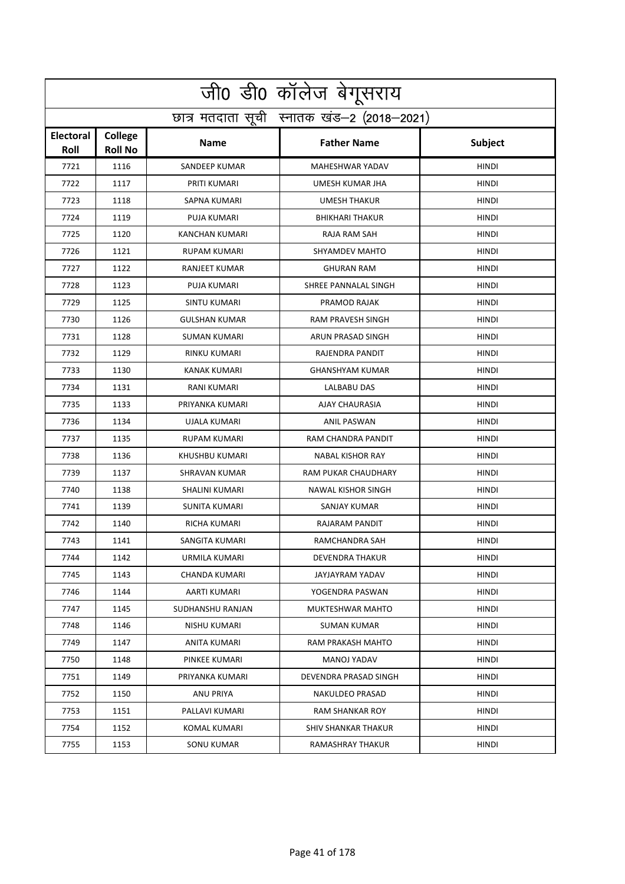# जी0 डी0 कॉलेज बेगूसराय

## छात्र मतदाता सूची स्नातक खंड–2 (2018–2021)

| Electoral Roll | College Roll No | Name | Father Name | Subject |
|---|---|---|---|---|
| 7721 | 1116 | SANDEEP KUMAR | MAHESHWAR YADAV | HINDI |
| 7722 | 1117 | PRITI KUMARI | UMESH KUMAR JHA | HINDI |
| 7723 | 1118 | SAPNA KUMARI | UMESH THAKUR | HINDI |
| 7724 | 1119 | PUJA KUMARI | BHIKHARI THAKUR | HINDI |
| 7725 | 1120 | KANCHAN KUMARI | RAJA RAM SAH | HINDI |
| 7726 | 1121 | RUPAM KUMARI | SHYAMDEV MAHTO | HINDI |
| 7727 | 1122 | RANJEET KUMAR | GHURAN RAM | HINDI |
| 7728 | 1123 | PUJA KUMARI | SHREE PANNALAL SINGH | HINDI |
| 7729 | 1125 | SINTU KUMARI | PRAMOD RAJAK | HINDI |
| 7730 | 1126 | GULSHAN KUMAR | RAM PRAVESH SINGH | HINDI |
| 7731 | 1128 | SUMAN KUMARI | ARUN PRASAD SINGH | HINDI |
| 7732 | 1129 | RINKU KUMARI | RAJENDRA PANDIT | HINDI |
| 7733 | 1130 | KANAK KUMARI | GHANSHYAM KUMAR | HINDI |
| 7734 | 1131 | RANI KUMARI | LALBABU DAS | HINDI |
| 7735 | 1133 | PRIYANKA KUMARI | AJAY CHAURASIA | HINDI |
| 7736 | 1134 | UJALA KUMARI | ANIL PASWAN | HINDI |
| 7737 | 1135 | RUPAM KUMARI | RAM CHANDRA PANDIT | HINDI |
| 7738 | 1136 | KHUSHBU KUMARI | NABAL KISHOR RAY | HINDI |
| 7739 | 1137 | SHRAVAN KUMAR | RAM PUKAR CHAUDHARY | HINDI |
| 7740 | 1138 | SHALINI KUMARI | NAWAL KISHOR SINGH | HINDI |
| 7741 | 1139 | SUNITA KUMARI | SANJAY KUMAR | HINDI |
| 7742 | 1140 | RICHA KUMARI | RAJARAM PANDIT | HINDI |
| 7743 | 1141 | SANGITA KUMARI | RAMCHANDRA SAH | HINDI |
| 7744 | 1142 | URMILA KUMARI | DEVENDRA THAKUR | HINDI |
| 7745 | 1143 | CHANDA KUMARI | JAYJAYRAM YADAV | HINDI |
| 7746 | 1144 | AARTI KUMARI | YOGENDRA PASWAN | HINDI |
| 7747 | 1145 | SUDHANSHU RANJAN | MUKTESHWAR MAHTO | HINDI |
| 7748 | 1146 | NISHU KUMARI | SUMAN KUMAR | HINDI |
| 7749 | 1147 | ANITA KUMARI | RAM PRAKASH MAHTO | HINDI |
| 7750 | 1148 | PINKEE KUMARI | MANOJ YADAV | HINDI |
| 7751 | 1149 | PRIYANKA KUMARI | DEVENDRA PRASAD SINGH | HINDI |
| 7752 | 1150 | ANU PRIYA | NAKULDEO PRASAD | HINDI |
| 7753 | 1151 | PALLAVI KUMARI | RAM SHANKAR ROY | HINDI |
| 7754 | 1152 | KOMAL KUMARI | SHIV SHANKAR THAKUR | HINDI |
| 7755 | 1153 | SONU KUMAR | RAMASHRAY THAKUR | HINDI |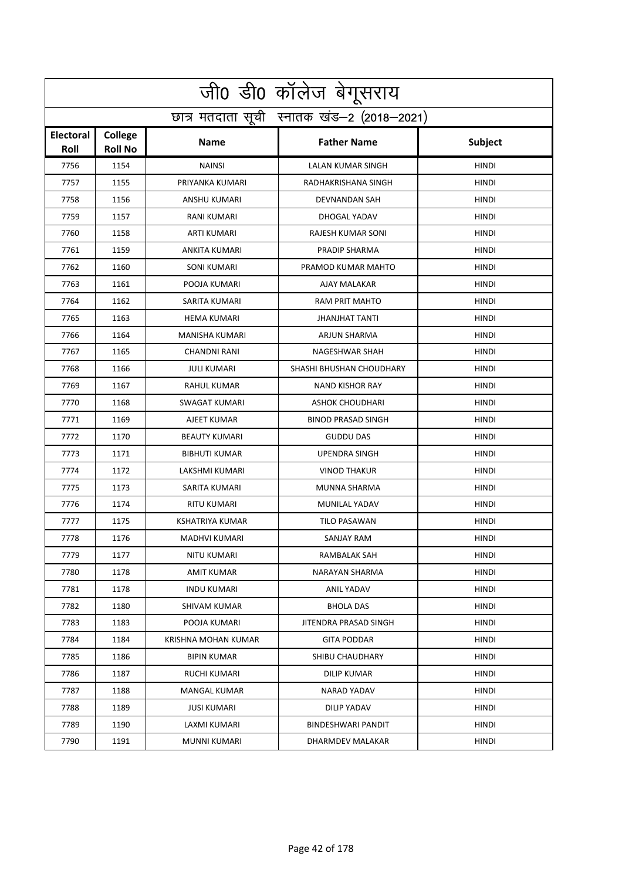| जी0 डी0 कॉलेज बेगूसराय | | | | |
|---|---|---|---|---|
| छात्र मतदाता सूची स्नातक खंड–2 (2018–2021) | | | | |
| **Electoral Roll** | **College Roll No** | **Name** | **Father Name** | **Subject** |
| 7756 | 1154 | NAINSI | LALAN KUMAR SINGH | HINDI |
| 7757 | 1155 | PRIYANKA KUMARI | RADHAKRISHANA SINGH | HINDI |
| 7758 | 1156 | ANSHU KUMARI | DEVNANDAN SAH | HINDI |
| 7759 | 1157 | RANI KUMARI | DHOGAL YADAV | HINDI |
| 7760 | 1158 | ARTI KUMARI | RAJESH KUMAR SONI | HINDI |
| 7761 | 1159 | ANKITA KUMARI | PRADIP SHARMA | HINDI |
| 7762 | 1160 | SONI KUMARI | PRAMOD KUMAR MAHTO | HINDI |
| 7763 | 1161 | POOJA KUMARI | AJAY MALAKAR | HINDI |
| 7764 | 1162 | SARITA KUMARI | RAM PRIT MAHTO | HINDI |
| 7765 | 1163 | HEMA KUMARI | JHANJHAT TANTI | HINDI |
| 7766 | 1164 | MANISHA KUMARI | ARJUN SHARMA | HINDI |
| 7767 | 1165 | CHANDNI RANI | NAGESHWAR SHAH | HINDI |
| 7768 | 1166 | JULI KUMARI | SHASHI BHUSHAN CHOUDHARY | HINDI |
| 7769 | 1167 | RAHUL KUMAR | NAND KISHOR RAY | HINDI |
| 7770 | 1168 | SWAGAT KUMARI | ASHOK CHOUDHARI | HINDI |
| 7771 | 1169 | AJEET KUMAR | BINOD PRASAD SINGH | HINDI |
| 7772 | 1170 | BEAUTY KUMARI | GUDDU DAS | HINDI |
| 7773 | 1171 | BIBHUTI KUMAR | UPENDRA SINGH | HINDI |
| 7774 | 1172 | LAKSHMI KUMARI | VINOD THAKUR | HINDI |
| 7775 | 1173 | SARITA KUMARI | MUNNA SHARMA | HINDI |
| 7776 | 1174 | RITU KUMARI | MUNILAL YADAV | HINDI |
| 7777 | 1175 | KSHATRIYA KUMAR | TILO PASAWAN | HINDI |
| 7778 | 1176 | MADHVI KUMARI | SANJAY RAM | HINDI |
| 7779 | 1177 | NITU KUMARI | RAMBALAK SAH | HINDI |
| 7780 | 1178 | AMIT KUMAR | NARAYAN SHARMA | HINDI |
| 7781 | 1178 | INDU KUMARI | ANIL YADAV | HINDI |
| 7782 | 1180 | SHIVAM KUMAR | BHOLA DAS | HINDI |
| 7783 | 1183 | POOJA KUMARI | JITENDRA PRASAD SINGH | HINDI |
| 7784 | 1184 | KRISHNA MOHAN KUMAR | GITA PODDAR | HINDI |
| 7785 | 1186 | BIPIN KUMAR | SHIBU CHAUDHARY | HINDI |
| 7786 | 1187 | RUCHI KUMARI | DILIP KUMAR | HINDI |
| 7787 | 1188 | MANGAL KUMAR | NARAD YADAV | HINDI |
| 7788 | 1189 | JUSI KUMARI | DILIP YADAV | HINDI |
| 7789 | 1190 | LAXMI KUMARI | BINDESHWARI PANDIT | HINDI |
| 7790 | 1191 | MUNNI KUMARI | DHARMDEV MALAKAR | HINDI |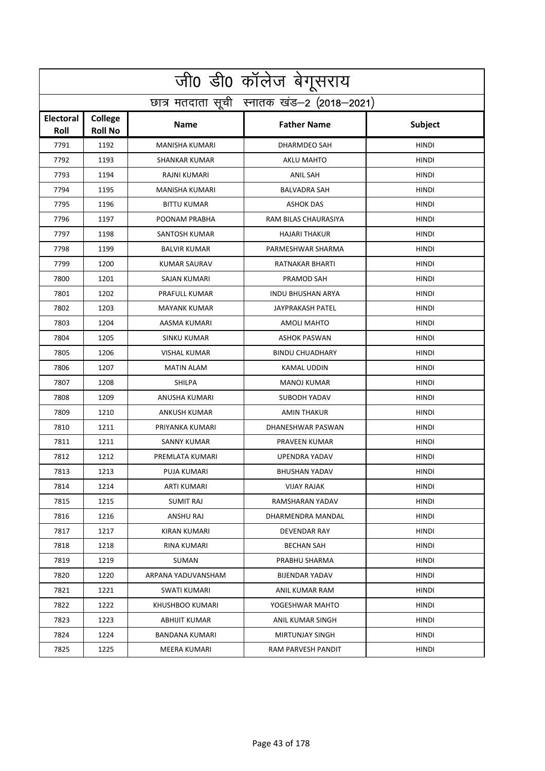# जी0 डी0 कॉलेज बेगूसराय

## छात्र मतदाता सूची स्नातक खंड–2 (2018–2021)

| Electoral Roll | College Roll No | Name | Father Name | Subject |
|---|---|---|---|---|
| 7791 | 1192 | MANISHA KUMARI | DHARMDEO SAH | HINDI |
| 7792 | 1193 | SHANKAR KUMAR | AKLU MAHTO | HINDI |
| 7793 | 1194 | RAJNI KUMARI | ANIL SAH | HINDI |
| 7794 | 1195 | MANISHA KUMARI | BALVADRA SAH | HINDI |
| 7795 | 1196 | BITTU KUMAR | ASHOK DAS | HINDI |
| 7796 | 1197 | POONAM PRABHA | RAM BILAS CHAURASIYA | HINDI |
| 7797 | 1198 | SANTOSH KUMAR | HAJARI THAKUR | HINDI |
| 7798 | 1199 | BALVIR KUMAR | PARMESHWAR SHARMA | HINDI |
| 7799 | 1200 | KUMAR SAURAV | RATNAKAR BHARTI | HINDI |
| 7800 | 1201 | SAJAN KUMARI | PRAMOD SAH | HINDI |
| 7801 | 1202 | PRAFULL KUMAR | INDU BHUSHAN ARYA | HINDI |
| 7802 | 1203 | MAYANK KUMAR | JAYPRAKASH PATEL | HINDI |
| 7803 | 1204 | AASMA KUMARI | AMOLI MAHTO | HINDI |
| 7804 | 1205 | SINKU KUMAR | ASHOK PASWAN | HINDI |
| 7805 | 1206 | VISHAL KUMAR | BINDU CHUADHARY | HINDI |
| 7806 | 1207 | MATIN ALAM | KAMAL UDDIN | HINDI |
| 7807 | 1208 | SHILPA | MANOJ KUMAR | HINDI |
| 7808 | 1209 | ANUSHA KUMARI | SUBODH YADAV | HINDI |
| 7809 | 1210 | ANKUSH KUMAR | AMIN THAKUR | HINDI |
| 7810 | 1211 | PRIYANKA KUMARI | DHANESHWAR PASWAN | HINDI |
| 7811 | 1211 | SANNY KUMAR | PRAVEEN KUMAR | HINDI |
| 7812 | 1212 | PREMLATA KUMARI | UPENDRA YADAV | HINDI |
| 7813 | 1213 | PUJA KUMARI | BHUSHAN YADAV | HINDI |
| 7814 | 1214 | ARTI KUMARI | VIJAY RAJAK | HINDI |
| 7815 | 1215 | SUMIT RAJ | RAMSHARAN YADAV | HINDI |
| 7816 | 1216 | ANSHU RAJ | DHARMENDRA MANDAL | HINDI |
| 7817 | 1217 | KIRAN KUMARI | DEVENDAR RAY | HINDI |
| 7818 | 1218 | RINA KUMARI | BECHAN SAH | HINDI |
| 7819 | 1219 | SUMAN | PRABHU SHARMA | HINDI |
| 7820 | 1220 | ARPANA YADUVANSHAM | BIJENDAR YADAV | HINDI |
| 7821 | 1221 | SWATI KUMARI | ANIL KUMAR RAM | HINDI |
| 7822 | 1222 | KHUSHBOO KUMARI | YOGESHWAR MAHTO | HINDI |
| 7823 | 1223 | ABHIJIT KUMAR | ANIL KUMAR SINGH | HINDI |
| 7824 | 1224 | BANDANA KUMARI | MIRTUNJAY SINGH | HINDI |
| 7825 | 1225 | MEERA KUMARI | RAM PARVESH PANDIT | HINDI |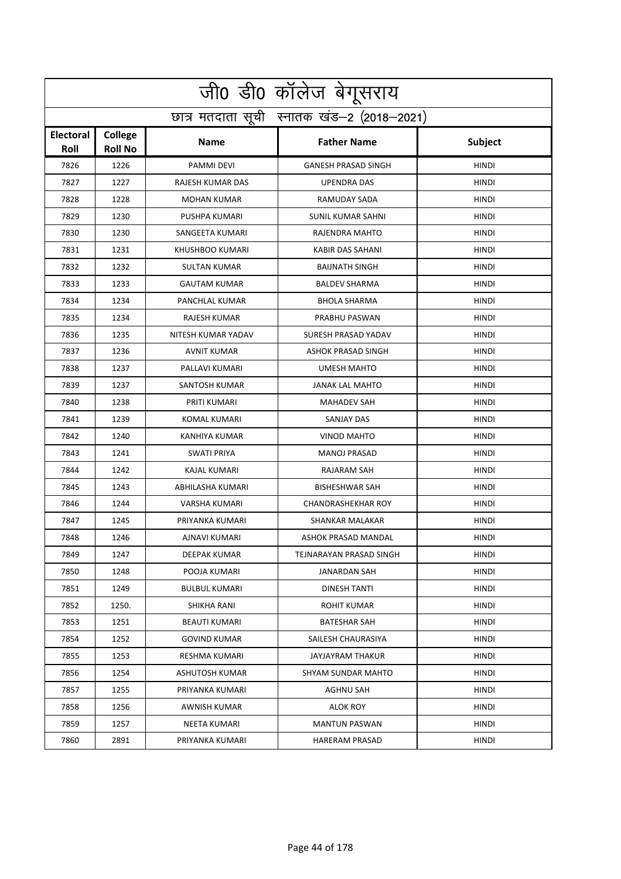# जी0 डी0 कॉलेज बेगूसराय

## छात्र मतदाता सूची स्नातक खंड–2 (2018–2021)

| Electoral Roll | College Roll No | Name | Father Name | Subject |
|---|---|---|---|---|
| 7826 | 1226 | PAMMI DEVI | GANESH PRASAD SINGH | HINDI |
| 7827 | 1227 | RAJESH KUMAR DAS | UPENDRA DAS | HINDI |
| 7828 | 1228 | MOHAN KUMAR | RAMUDAY SADA | HINDI |
| 7829 | 1230 | PUSHPA KUMARI | SUNIL KUMAR SAHNI | HINDI |
| 7830 | 1230 | SANGEETA KUMARI | RAJENDRA MAHTO | HINDI |
| 7831 | 1231 | KHUSHBOO KUMARI | KABIR DAS SAHANI | HINDI |
| 7832 | 1232 | SULTAN KUMAR | BAIJNATH SINGH | HINDI |
| 7833 | 1233 | GAUTAM KUMAR | BALDEV SHARMA | HINDI |
| 7834 | 1234 | PANCHLAL KUMAR | BHOLA SHARMA | HINDI |
| 7835 | 1234 | RAJESH KUMAR | PRABHU PASWAN | HINDI |
| 7836 | 1235 | NITESH KUMAR YADAV | SURESH PRASAD YADAV | HINDI |
| 7837 | 1236 | AVNIT KUMAR | ASHOK PRASAD SINGH | HINDI |
| 7838 | 1237 | PALLAVI KUMARI | UMESH MAHTO | HINDI |
| 7839 | 1237 | SANTOSH KUMAR | JANAK LAL MAHTO | HINDI |
| 7840 | 1238 | PRITI KUMARI | MAHADEV SAH | HINDI |
| 7841 | 1239 | KOMAL KUMARI | SANJAY DAS | HINDI |
| 7842 | 1240 | KANHIYA KUMAR | VINOD MAHTO | HINDI |
| 7843 | 1241 | SWATI PRIYA | MANOJ PRASAD | HINDI |
| 7844 | 1242 | KAJAL KUMARI | RAJARAM SAH | HINDI |
| 7845 | 1243 | ABHILASHA KUMARI | BISHESHWAR SAH | HINDI |
| 7846 | 1244 | VARSHA KUMARI | CHANDRASHEKHAR ROY | HINDI |
| 7847 | 1245 | PRIYANKA KUMARI | SHANKAR MALAKAR | HINDI |
| 7848 | 1246 | AJNAVI KUMARI | ASHOK PRASAD MANDAL | HINDI |
| 7849 | 1247 | DEEPAK KUMAR | TEJNARAYAN PRASAD SINGH | HINDI |
| 7850 | 1248 | POOJA KUMARI | JANARDAN SAH | HINDI |
| 7851 | 1249 | BULBUL KUMARI | DINESH TANTI | HINDI |
| 7852 | 1250. | SHIKHA RANI | ROHIT KUMAR | HINDI |
| 7853 | 1251 | BEAUTI KUMARI | BATESHAR SAH | HINDI |
| 7854 | 1252 | GOVIND KUMAR | SAILESH CHAURASIYA | HINDI |
| 7855 | 1253 | RESHMA KUMARI | JAYJAYRAM THAKUR | HINDI |
| 7856 | 1254 | ASHUTOSH KUMAR | SHYAM SUNDAR MAHTO | HINDI |
| 7857 | 1255 | PRIYANKA KUMARI | AGHNU SAH | HINDI |
| 7858 | 1256 | AWNISH KUMAR | ALOK ROY | HINDI |
| 7859 | 1257 | NEETA KUMARI | MANTUN PASWAN | HINDI |
| 7860 | 2891 | PRIYANKA KUMARI | HARERAM PRASAD | HINDI |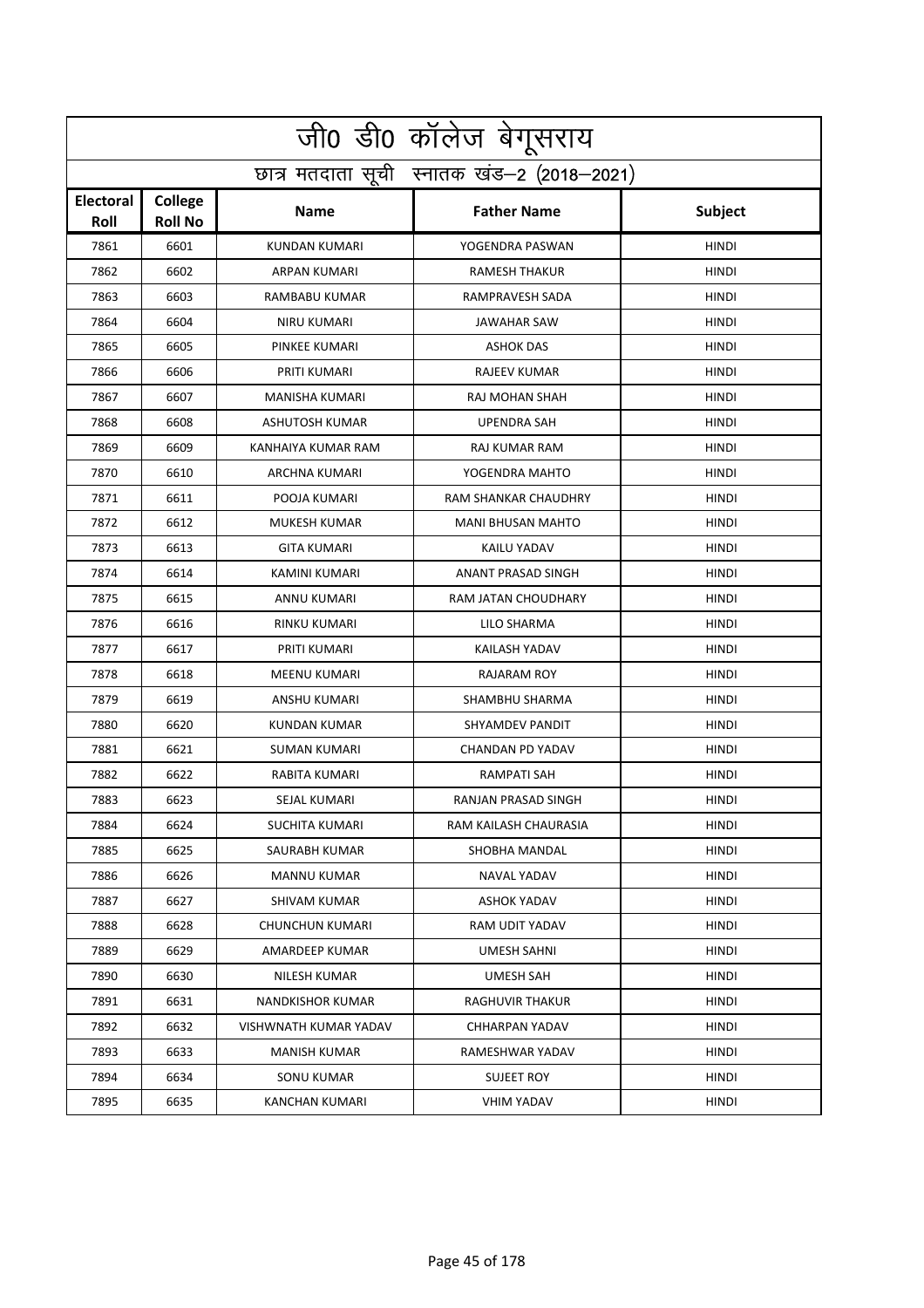# जी0 डी0 कॉलेज बेगूसराय

## छात्र मतदाता सूची स्नातक खंड–2 (2018–2021)

| Electoral Roll | College Roll No | Name | Father Name | Subject |
|---|---|---|---|---|
| 7861 | 6601 | KUNDAN KUMARI | YOGENDRA PASWAN | HINDI |
| 7862 | 6602 | ARPAN KUMARI | RAMESH THAKUR | HINDI |
| 7863 | 6603 | RAMBABU KUMAR | RAMPRAVESH SADA | HINDI |
| 7864 | 6604 | NIRU KUMARI | JAWAHAR SAW | HINDI |
| 7865 | 6605 | PINKEE KUMARI | ASHOK DAS | HINDI |
| 7866 | 6606 | PRITI KUMARI | RAJEEV KUMAR | HINDI |
| 7867 | 6607 | MANISHA KUMARI | RAJ MOHAN SHAH | HINDI |
| 7868 | 6608 | ASHUTOSH KUMAR | UPENDRA SAH | HINDI |
| 7869 | 6609 | KANHAIYA KUMAR RAM | RAJ KUMAR RAM | HINDI |
| 7870 | 6610 | ARCHNA KUMARI | YOGENDRA MAHTO | HINDI |
| 7871 | 6611 | POOJA KUMARI | RAM SHANKAR CHAUDHRY | HINDI |
| 7872 | 6612 | MUKESH KUMAR | MANI BHUSAN MAHTO | HINDI |
| 7873 | 6613 | GITA KUMARI | KAILU YADAV | HINDI |
| 7874 | 6614 | KAMINI KUMARI | ANANT PRASAD SINGH | HINDI |
| 7875 | 6615 | ANNU KUMARI | RAM JATAN CHOUDHARY | HINDI |
| 7876 | 6616 | RINKU KUMARI | LILO SHARMA | HINDI |
| 7877 | 6617 | PRITI KUMARI | KAILASH YADAV | HINDI |
| 7878 | 6618 | MEENU KUMARI | RAJARAM ROY | HINDI |
| 7879 | 6619 | ANSHU KUMARI | SHAMBHU SHARMA | HINDI |
| 7880 | 6620 | KUNDAN KUMAR | SHYAMDEV PANDIT | HINDI |
| 7881 | 6621 | SUMAN KUMARI | CHANDAN PD YADAV | HINDI |
| 7882 | 6622 | RABITA KUMARI | RAMPATI SAH | HINDI |
| 7883 | 6623 | SEJAL KUMARI | RANJAN PRASAD SINGH | HINDI |
| 7884 | 6624 | SUCHITA KUMARI | RAM KAILASH CHAURASIA | HINDI |
| 7885 | 6625 | SAURABH KUMAR | SHOBHA MANDAL | HINDI |
| 7886 | 6626 | MANNU KUMAR | NAVAL YADAV | HINDI |
| 7887 | 6627 | SHIVAM KUMAR | ASHOK YADAV | HINDI |
| 7888 | 6628 | CHUNCHUN KUMARI | RAM UDIT YADAV | HINDI |
| 7889 | 6629 | AMARDEEP KUMAR | UMESH SAHNI | HINDI |
| 7890 | 6630 | NILESH KUMAR | UMESH SAH | HINDI |
| 7891 | 6631 | NANDKISHOR KUMAR | RAGHUVIR THAKUR | HINDI |
| 7892 | 6632 | VISHWNATH KUMAR YADAV | CHHARPAN YADAV | HINDI |
| 7893 | 6633 | MANISH KUMAR | RAMESHWAR YADAV | HINDI |
| 7894 | 6634 | SONU KUMAR | SUJEET ROY | HINDI |
| 7895 | 6635 | KANCHAN KUMARI | VHIM YADAV | HINDI |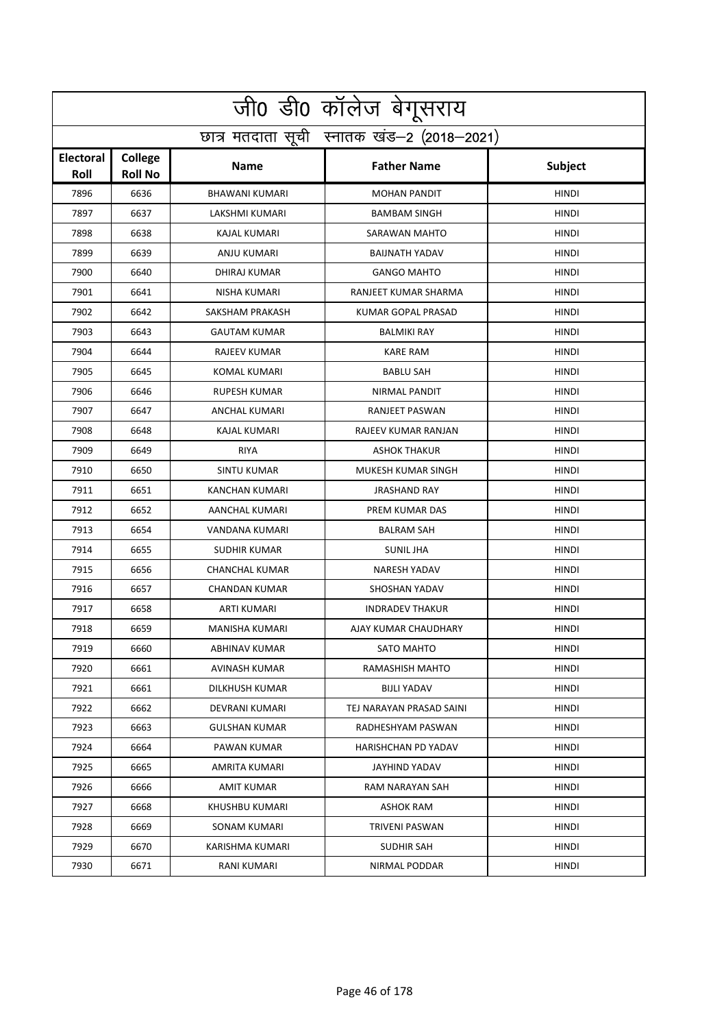# जी0 डी0 कॉलेज बेगूसराय

## छात्र मतदाता सूची स्नातक खंड–2 (2018–2021)

| Electoral Roll | College Roll No | Name | Father Name | Subject |
|---|---|---|---|---|
| 7896 | 6636 | BHAWANI KUMARI | MOHAN PANDIT | HINDI |
| 7897 | 6637 | LAKSHMI KUMARI | BAMBAM SINGH | HINDI |
| 7898 | 6638 | KAJAL KUMARI | SARAWAN MAHTO | HINDI |
| 7899 | 6639 | ANJU KUMARI | BAIJNATH YADAV | HINDI |
| 7900 | 6640 | DHIRAJ KUMAR | GANGO MAHTO | HINDI |
| 7901 | 6641 | NISHA KUMARI | RANJEET KUMAR SHARMA | HINDI |
| 7902 | 6642 | SAKSHAM PRAKASH | KUMAR GOPAL PRASAD | HINDI |
| 7903 | 6643 | GAUTAM KUMAR | BALMIKI RAY | HINDI |
| 7904 | 6644 | RAJEEV KUMAR | KARE RAM | HINDI |
| 7905 | 6645 | KOMAL KUMARI | BABLU SAH | HINDI |
| 7906 | 6646 | RUPESH KUMAR | NIRMAL PANDIT | HINDI |
| 7907 | 6647 | ANCHAL KUMARI | RANJEET PASWAN | HINDI |
| 7908 | 6648 | KAJAL KUMARI | RAJEEV KUMAR RANJAN | HINDI |
| 7909 | 6649 | RIYA | ASHOK THAKUR | HINDI |
| 7910 | 6650 | SINTU KUMAR | MUKESH KUMAR SINGH | HINDI |
| 7911 | 6651 | KANCHAN KUMARI | JRASHAND RAY | HINDI |
| 7912 | 6652 | AANCHAL KUMARI | PREM KUMAR DAS | HINDI |
| 7913 | 6654 | VANDANA KUMARI | BALRAM SAH | HINDI |
| 7914 | 6655 | SUDHIR KUMAR | SUNIL JHA | HINDI |
| 7915 | 6656 | CHANCHAL KUMAR | NARESH YADAV | HINDI |
| 7916 | 6657 | CHANDAN KUMAR | SHOSHAN YADAV | HINDI |
| 7917 | 6658 | ARTI KUMARI | INDRADEV THAKUR | HINDI |
| 7918 | 6659 | MANISHA KUMARI | AJAY KUMAR CHAUDHARY | HINDI |
| 7919 | 6660 | ABHINAV KUMAR | SATO MAHTO | HINDI |
| 7920 | 6661 | AVINASH KUMAR | RAMASHISH MAHTO | HINDI |
| 7921 | 6661 | DILKHUSH KUMAR | BIJLI YADAV | HINDI |
| 7922 | 6662 | DEVRANI KUMARI | TEJ NARAYAN PRASAD SAINI | HINDI |
| 7923 | 6663 | GULSHAN KUMAR | RADHESHYAM PASWAN | HINDI |
| 7924 | 6664 | PAWAN KUMAR | HARISHCHAN PD YADAV | HINDI |
| 7925 | 6665 | AMRITA KUMARI | JAYHIND YADAV | HINDI |
| 7926 | 6666 | AMIT KUMAR | RAM NARAYAN SAH | HINDI |
| 7927 | 6668 | KHUSHBU KUMARI | ASHOK RAM | HINDI |
| 7928 | 6669 | SONAM KUMARI | TRIVENI PASWAN | HINDI |
| 7929 | 6670 | KARISHMA KUMARI | SUDHIR SAH | HINDI |
| 7930 | 6671 | RANI KUMARI | NIRMAL PODDAR | HINDI |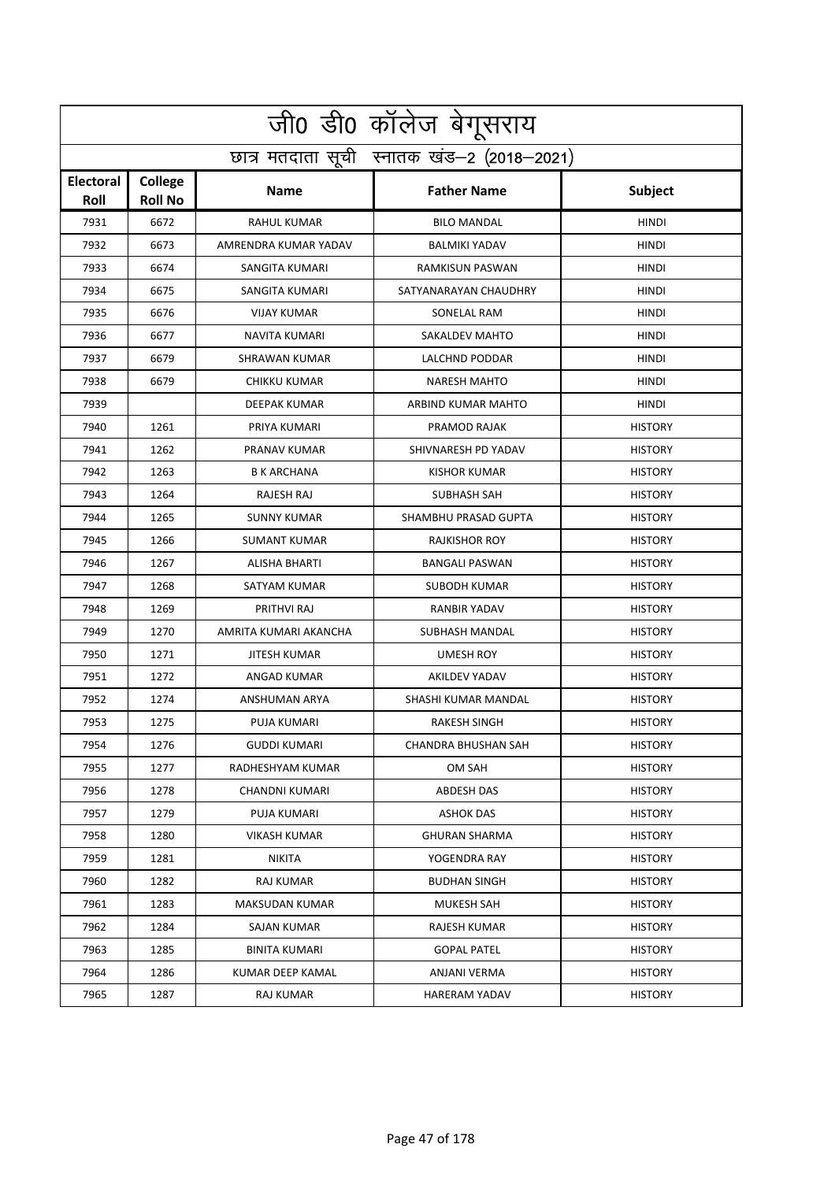# जी0 डी0 कॉलेज बेगूसराय

## छात्र मतदाता सूची स्नातक खंड–2 (2018–2021)

| Electoral Roll | College Roll No | Name | Father Name | Subject |
|---|---|---|---|---|
| 7931 | 6672 | RAHUL KUMAR | BILO MANDAL | HINDI |
| 7932 | 6673 | AMRENDRA KUMAR YADAV | BALMIKI YADAV | HINDI |
| 7933 | 6674 | SANGITA KUMARI | RAMKISUN PASWAN | HINDI |
| 7934 | 6675 | SANGITA KUMARI | SATYANARAYAN CHAUDHRY | HINDI |
| 7935 | 6676 | VIJAY KUMAR | SONELAL RAM | HINDI |
| 7936 | 6677 | NAVITA KUMARI | SAKALDEV MAHTO | HINDI |
| 7937 | 6679 | SHRAWAN KUMAR | LALCHND PODDAR | HINDI |
| 7938 | 6679 | CHIKKU KUMAR | NARESH MAHTO | HINDI |
| 7939 | | DEEPAK KUMAR | ARBIND KUMAR MAHTO | HINDI |
| 7940 | 1261 | PRIYA KUMARI | PRAMOD RAJAK | HISTORY |
| 7941 | 1262 | PRANAV KUMAR | SHIVNARESH PD YADAV | HISTORY |
| 7942 | 1263 | B K ARCHANA | KISHOR KUMAR | HISTORY |
| 7943 | 1264 | RAJESH RAJ | SUBHASH SAH | HISTORY |
| 7944 | 1265 | SUNNY KUMAR | SHAMBHU PRASAD GUPTA | HISTORY |
| 7945 | 1266 | SUMANT KUMAR | RAJKISHOR ROY | HISTORY |
| 7946 | 1267 | ALISHA BHARTI | BANGALI PASWAN | HISTORY |
| 7947 | 1268 | SATYAM KUMAR | SUBODH KUMAR | HISTORY |
| 7948 | 1269 | PRITHVI RAJ | RANBIR YADAV | HISTORY |
| 7949 | 1270 | AMRITA KUMARI AKANCHA | SUBHASH MANDAL | HISTORY |
| 7950 | 1271 | JITESH KUMAR | UMESH ROY | HISTORY |
| 7951 | 1272 | ANGAD KUMAR | AKILDEV YADAV | HISTORY |
| 7952 | 1274 | ANSHUMAN ARYA | SHASHI KUMAR MANDAL | HISTORY |
| 7953 | 1275 | PUJA KUMARI | RAKESH SINGH | HISTORY |
| 7954 | 1276 | GUDDI KUMARI | CHANDRA BHUSHAN SAH | HISTORY |
| 7955 | 1277 | RADHESHYAM KUMAR | OM SAH | HISTORY |
| 7956 | 1278 | CHANDNI KUMARI | ABDESH DAS | HISTORY |
| 7957 | 1279 | PUJA KUMARI | ASHOK DAS | HISTORY |
| 7958 | 1280 | VIKASH KUMAR | GHURAN SHARMA | HISTORY |
| 7959 | 1281 | NIKITA | YOGENDRA RAY | HISTORY |
| 7960 | 1282 | RAJ KUMAR | BUDHAN SINGH | HISTORY |
| 7961 | 1283 | MAKSUDAN KUMAR | MUKESH SAH | HISTORY |
| 7962 | 1284 | SAJAN KUMAR | RAJESH KUMAR | HISTORY |
| 7963 | 1285 | BINITA KUMARI | GOPAL PATEL | HISTORY |
| 7964 | 1286 | KUMAR DEEP KAMAL | ANJANI VERMA | HISTORY |
| 7965 | 1287 | RAJ KUMAR | HARERAM YADAV | HISTORY |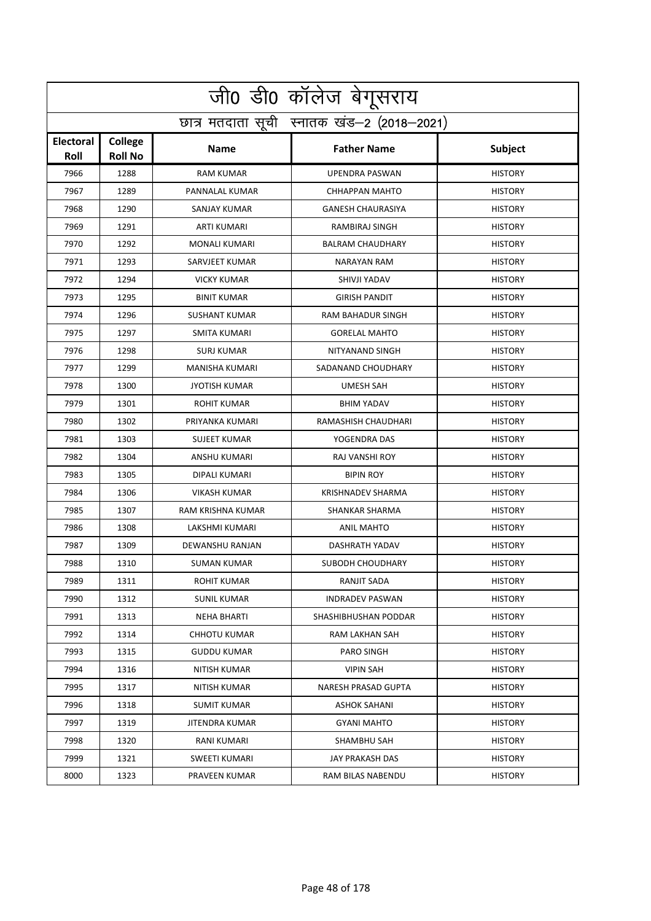# जी0 डी0 कॉलेज बेगूसराय

## छात्र मतदाता सूची स्नातक खंड–2 (2018–2021)

| Electoral Roll | College Roll No | Name | Father Name | Subject |
|---|---|---|---|---|
| 7966 | 1288 | RAM KUMAR | UPENDRA PASWAN | HISTORY |
| 7967 | 1289 | PANNALAL KUMAR | CHHAPPAN MAHTO | HISTORY |
| 7968 | 1290 | SANJAY KUMAR | GANESH CHAURASIYA | HISTORY |
| 7969 | 1291 | ARTI KUMARI | RAMBIRAJ SINGH | HISTORY |
| 7970 | 1292 | MONALI KUMARI | BALRAM CHAUDHARY | HISTORY |
| 7971 | 1293 | SARVJEET KUMAR | NARAYAN RAM | HISTORY |
| 7972 | 1294 | VICKY KUMAR | SHIVJI YADAV | HISTORY |
| 7973 | 1295 | BINIT KUMAR | GIRISH PANDIT | HISTORY |
| 7974 | 1296 | SUSHANT KUMAR | RAM BAHADUR SINGH | HISTORY |
| 7975 | 1297 | SMITA KUMARI | GORELAL MAHTO | HISTORY |
| 7976 | 1298 | SURJ KUMAR | NITYANAND SINGH | HISTORY |
| 7977 | 1299 | MANISHA KUMARI | SADANAND CHOUDHARY | HISTORY |
| 7978 | 1300 | JYOTISH KUMAR | UMESH SAH | HISTORY |
| 7979 | 1301 | ROHIT KUMAR | BHIM YADAV | HISTORY |
| 7980 | 1302 | PRIYANKA KUMARI | RAMASHISH CHAUDHARI | HISTORY |
| 7981 | 1303 | SUJEET KUMAR | YOGENDRA DAS | HISTORY |
| 7982 | 1304 | ANSHU KUMARI | RAJ VANSHI ROY | HISTORY |
| 7983 | 1305 | DIPALI KUMARI | BIPIN ROY | HISTORY |
| 7984 | 1306 | VIKASH KUMAR | KRISHNADEV SHARMA | HISTORY |
| 7985 | 1307 | RAM KRISHNA KUMAR | SHANKAR SHARMA | HISTORY |
| 7986 | 1308 | LAKSHMI KUMARI | ANIL MAHTO | HISTORY |
| 7987 | 1309 | DEWANSHU RANJAN | DASHRATH YADAV | HISTORY |
| 7988 | 1310 | SUMAN KUMAR | SUBODH CHOUDHARY | HISTORY |
| 7989 | 1311 | ROHIT KUMAR | RANJIT SADA | HISTORY |
| 7990 | 1312 | SUNIL KUMAR | INDRADEV PASWAN | HISTORY |
| 7991 | 1313 | NEHA BHARTI | SHASHIBHUSHAN PODDAR | HISTORY |
| 7992 | 1314 | CHHOTU KUMAR | RAM LAKHAN SAH | HISTORY |
| 7993 | 1315 | GUDDU KUMAR | PARO SINGH | HISTORY |
| 7994 | 1316 | NITISH KUMAR | VIPIN SAH | HISTORY |
| 7995 | 1317 | NITISH KUMAR | NARESH PRASAD GUPTA | HISTORY |
| 7996 | 1318 | SUMIT KUMAR | ASHOK SAHANI | HISTORY |
| 7997 | 1319 | JITENDRA KUMAR | GYANI MAHTO | HISTORY |
| 7998 | 1320 | RANI KUMARI | SHAMBHU SAH | HISTORY |
| 7999 | 1321 | SWEETI KUMARI | JAY PRAKASH DAS | HISTORY |
| 8000 | 1323 | PRAVEEN KUMAR | RAM BILAS NABENDU | HISTORY |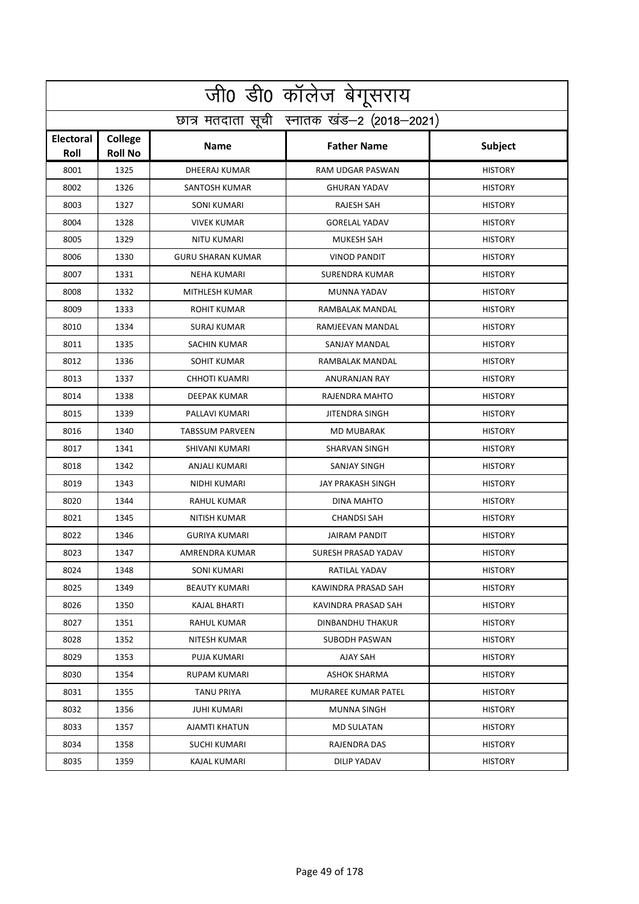# जी0 डी0 कॉलेज बेगूसराय

## छात्र मतदाता सूची स्नातक खंड–2 (2018–2021)

| Electoral Roll | College Roll No | Name | Father Name | Subject |
|---|---|---|---|---|
| 8001 | 1325 | DHEERAJ KUMAR | RAM UDGAR PASWAN | HISTORY |
| 8002 | 1326 | SANTOSH KUMAR | GHURAN YADAV | HISTORY |
| 8003 | 1327 | SONI KUMARI | RAJESH SAH | HISTORY |
| 8004 | 1328 | VIVEK KUMAR | GORELAL YADAV | HISTORY |
| 8005 | 1329 | NITU KUMARI | MUKESH SAH | HISTORY |
| 8006 | 1330 | GURU SHARAN KUMAR | VINOD PANDIT | HISTORY |
| 8007 | 1331 | NEHA KUMARI | SURENDRA KUMAR | HISTORY |
| 8008 | 1332 | MITHLESH KUMAR | MUNNA YADAV | HISTORY |
| 8009 | 1333 | ROHIT KUMAR | RAMBALAK MANDAL | HISTORY |
| 8010 | 1334 | SURAJ KUMAR | RAMJEEVAN MANDAL | HISTORY |
| 8011 | 1335 | SACHIN KUMAR | SANJAY MANDAL | HISTORY |
| 8012 | 1336 | SOHIT KUMAR | RAMBALAK MANDAL | HISTORY |
| 8013 | 1337 | CHHOTI KUAMRI | ANURANJAN RAY | HISTORY |
| 8014 | 1338 | DEEPAK KUMAR | RAJENDRA MAHTO | HISTORY |
| 8015 | 1339 | PALLAVI KUMARI | JITENDRA SINGH | HISTORY |
| 8016 | 1340 | TABSSUM PARVEEN | MD MUBARAK | HISTORY |
| 8017 | 1341 | SHIVANI KUMARI | SHARVAN SINGH | HISTORY |
| 8018 | 1342 | ANJALI KUMARI | SANJAY SINGH | HISTORY |
| 8019 | 1343 | NIDHI KUMARI | JAY PRAKASH SINGH | HISTORY |
| 8020 | 1344 | RAHUL KUMAR | DINA MAHTO | HISTORY |
| 8021 | 1345 | NITISH KUMAR | CHANDSI SAH | HISTORY |
| 8022 | 1346 | GURIYA KUMARI | JAIRAM PANDIT | HISTORY |
| 8023 | 1347 | AMRENDRA KUMAR | SURESH PRASAD YADAV | HISTORY |
| 8024 | 1348 | SONI KUMARI | RATILAL YADAV | HISTORY |
| 8025 | 1349 | BEAUTY KUMARI | KAWINDRA PRASAD SAH | HISTORY |
| 8026 | 1350 | KAJAL BHARTI | KAVINDRA PRASAD SAH | HISTORY |
| 8027 | 1351 | RAHUL KUMAR | DINBANDHU THAKUR | HISTORY |
| 8028 | 1352 | NITESH KUMAR | SUBODH PASWAN | HISTORY |
| 8029 | 1353 | PUJA KUMARI | AJAY SAH | HISTORY |
| 8030 | 1354 | RUPAM KUMARI | ASHOK SHARMA | HISTORY |
| 8031 | 1355 | TANU PRIYA | MURAREE KUMAR PATEL | HISTORY |
| 8032 | 1356 | JUHI KUMARI | MUNNA SINGH | HISTORY |
| 8033 | 1357 | AJAMTI KHATUN | MD SULATAN | HISTORY |
| 8034 | 1358 | SUCHI KUMARI | RAJENDRA DAS | HISTORY |
| 8035 | 1359 | KAJAL KUMARI | DILIP YADAV | HISTORY |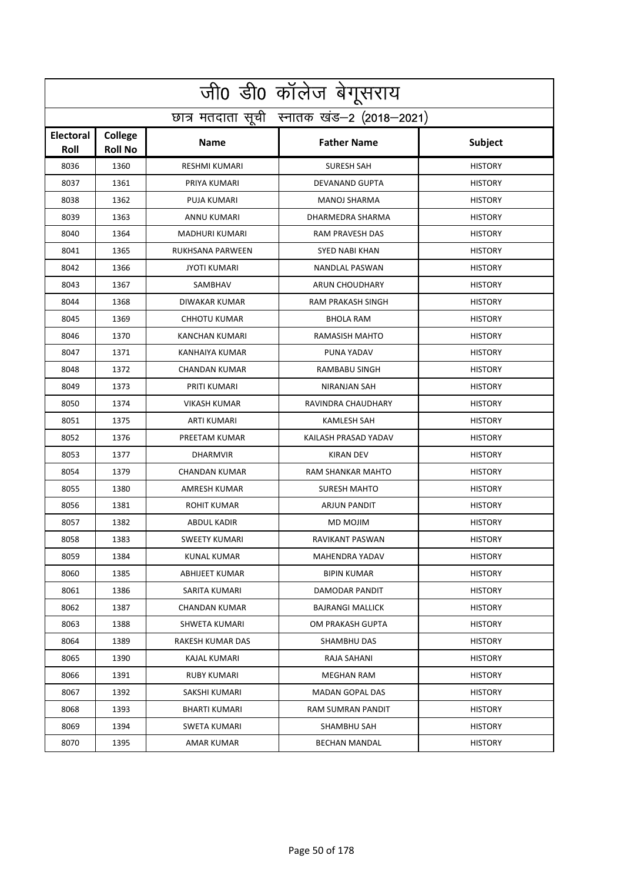| जी0 डी0 कॉलेज बेगूसराय | | | | |
|---|---|---|---|---|
| छात्र मतदाता सूची स्नातक खंड–2 (2018–2021) | | | | |
| **Electoral Roll** | **College Roll No** | **Name** | **Father Name** | **Subject** |
| 8036 | 1360 | RESHMI KUMARI | SURESH SAH | HISTORY |
| 8037 | 1361 | PRIYA KUMARI | DEVANAND GUPTA | HISTORY |
| 8038 | 1362 | PUJA KUMARI | MANOJ SHARMA | HISTORY |
| 8039 | 1363 | ANNU KUMARI | DHARMEDRA SHARMA | HISTORY |
| 8040 | 1364 | MADHURI KUMARI | RAM PRAVESH DAS | HISTORY |
| 8041 | 1365 | RUKHSANA PARWEEN | SYED NABI KHAN | HISTORY |
| 8042 | 1366 | JYOTI KUMARI | NANDLAL PASWAN | HISTORY |
| 8043 | 1367 | SAMBHAV | ARUN CHOUDHARY | HISTORY |
| 8044 | 1368 | DIWAKAR KUMAR | RAM PRAKASH SINGH | HISTORY |
| 8045 | 1369 | CHHOTU KUMAR | BHOLA RAM | HISTORY |
| 8046 | 1370 | KANCHAN KUMARI | RAMASISH MAHTO | HISTORY |
| 8047 | 1371 | KANHAIYA KUMAR | PUNA YADAV | HISTORY |
| 8048 | 1372 | CHANDAN KUMAR | RAMBABU SINGH | HISTORY |
| 8049 | 1373 | PRITI KUMARI | NIRANJAN SAH | HISTORY |
| 8050 | 1374 | VIKASH KUMAR | RAVINDRA CHAUDHARY | HISTORY |
| 8051 | 1375 | ARTI KUMARI | KAMLESH SAH | HISTORY |
| 8052 | 1376 | PREETAM KUMAR | KAILASH PRASAD YADAV | HISTORY |
| 8053 | 1377 | DHARMVIR | KIRAN DEV | HISTORY |
| 8054 | 1379 | CHANDAN KUMAR | RAM SHANKAR MAHTO | HISTORY |
| 8055 | 1380 | AMRESH KUMAR | SURESH MAHTO | HISTORY |
| 8056 | 1381 | ROHIT KUMAR | ARJUN PANDIT | HISTORY |
| 8057 | 1382 | ABDUL KADIR | MD MOJIM | HISTORY |
| 8058 | 1383 | SWEETY KUMARI | RAVIKANT PASWAN | HISTORY |
| 8059 | 1384 | KUNAL KUMAR | MAHENDRA YADAV | HISTORY |
| 8060 | 1385 | ABHIJEET KUMAR | BIPIN KUMAR | HISTORY |
| 8061 | 1386 | SARITA KUMARI | DAMODAR PANDIT | HISTORY |
| 8062 | 1387 | CHANDAN KUMAR | BAJRANGI MALLICK | HISTORY |
| 8063 | 1388 | SHWETA KUMARI | OM PRAKASH GUPTA | HISTORY |
| 8064 | 1389 | RAKESH KUMAR DAS | SHAMBHU DAS | HISTORY |
| 8065 | 1390 | KAJAL KUMARI | RAJA SAHANI | HISTORY |
| 8066 | 1391 | RUBY KUMARI | MEGHAN RAM | HISTORY |
| 8067 | 1392 | SAKSHI KUMARI | MADAN GOPAL DAS | HISTORY |
| 8068 | 1393 | BHARTI KUMARI | RAM SUMRAN PANDIT | HISTORY |
| 8069 | 1394 | SWETA KUMARI | SHAMBHU SAH | HISTORY |
| 8070 | 1395 | AMAR KUMAR | BECHAN MANDAL | HISTORY |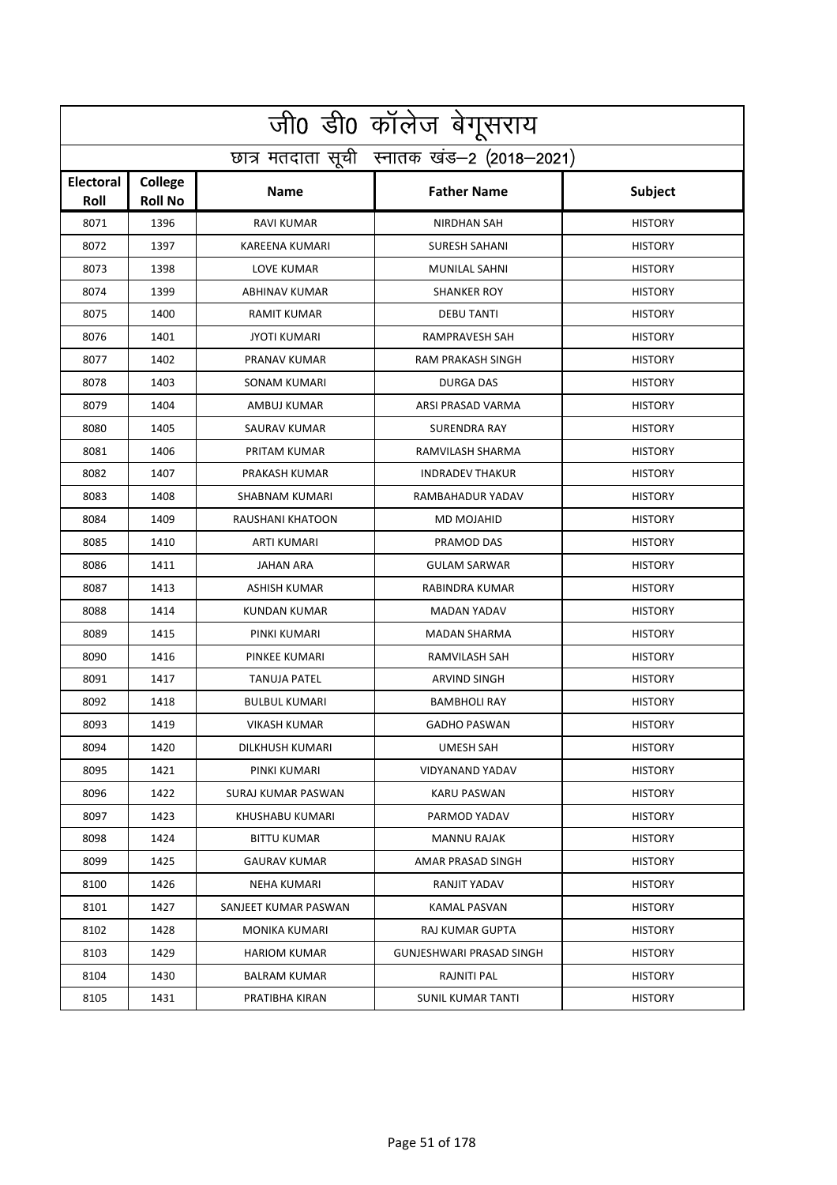# जी0 डी0 कॉलेज बेगूसराय

## छात्र मतदाता सूची स्नातक खंड–2 (2018–2021)

| Electoral Roll | College Roll No | Name | Father Name | Subject |
|---|---|---|---|---|
| 8071 | 1396 | RAVI KUMAR | NIRDHAN SAH | HISTORY |
| 8072 | 1397 | KAREENA KUMARI | SURESH SAHANI | HISTORY |
| 8073 | 1398 | LOVE KUMAR | MUNILAL SAHNI | HISTORY |
| 8074 | 1399 | ABHINAV KUMAR | SHANKER ROY | HISTORY |
| 8075 | 1400 | RAMIT KUMAR | DEBU TANTI | HISTORY |
| 8076 | 1401 | JYOTI KUMARI | RAMPRAVESH SAH | HISTORY |
| 8077 | 1402 | PRANAV KUMAR | RAM PRAKASH SINGH | HISTORY |
| 8078 | 1403 | SONAM KUMARI | DURGA DAS | HISTORY |
| 8079 | 1404 | AMBUJ KUMAR | ARSI PRASAD VARMA | HISTORY |
| 8080 | 1405 | SAURAV KUMAR | SURENDRA RAY | HISTORY |
| 8081 | 1406 | PRITAM KUMAR | RAMVILASH SHARMA | HISTORY |
| 8082 | 1407 | PRAKASH KUMAR | INDRADEV THAKUR | HISTORY |
| 8083 | 1408 | SHABNAM KUMARI | RAMBAHADUR YADAV | HISTORY |
| 8084 | 1409 | RAUSHANI KHATOON | MD MOJAHID | HISTORY |
| 8085 | 1410 | ARTI KUMARI | PRAMOD DAS | HISTORY |
| 8086 | 1411 | JAHAN ARA | GULAM SARWAR | HISTORY |
| 8087 | 1413 | ASHISH KUMAR | RABINDRA KUMAR | HISTORY |
| 8088 | 1414 | KUNDAN KUMAR | MADAN YADAV | HISTORY |
| 8089 | 1415 | PINKI KUMARI | MADAN SHARMA | HISTORY |
| 8090 | 1416 | PINKEE KUMARI | RAMVILASH SAH | HISTORY |
| 8091 | 1417 | TANUJA PATEL | ARVIND SINGH | HISTORY |
| 8092 | 1418 | BULBUL KUMARI | BAMBHOLI RAY | HISTORY |
| 8093 | 1419 | VIKASH KUMAR | GADHO PASWAN | HISTORY |
| 8094 | 1420 | DILKHUSH KUMARI | UMESH SAH | HISTORY |
| 8095 | 1421 | PINKI KUMARI | VIDYANAND YADAV | HISTORY |
| 8096 | 1422 | SURAJ KUMAR PASWAN | KARU PASWAN | HISTORY |
| 8097 | 1423 | KHUSHABU KUMARI | PARMOD YADAV | HISTORY |
| 8098 | 1424 | BITTU KUMAR | MANNU RAJAK | HISTORY |
| 8099 | 1425 | GAURAV KUMAR | AMAR PRASAD SINGH | HISTORY |
| 8100 | 1426 | NEHA KUMARI | RANJIT YADAV | HISTORY |
| 8101 | 1427 | SANJEET KUMAR PASWAN | KAMAL PASVAN | HISTORY |
| 8102 | 1428 | MONIKA KUMARI | RAJ KUMAR GUPTA | HISTORY |
| 8103 | 1429 | HARIOM KUMAR | GUNJESHWARI PRASAD SINGH | HISTORY |
| 8104 | 1430 | BALRAM KUMAR | RAJNITI PAL | HISTORY |
| 8105 | 1431 | PRATIBHA KIRAN | SUNIL KUMAR TANTI | HISTORY |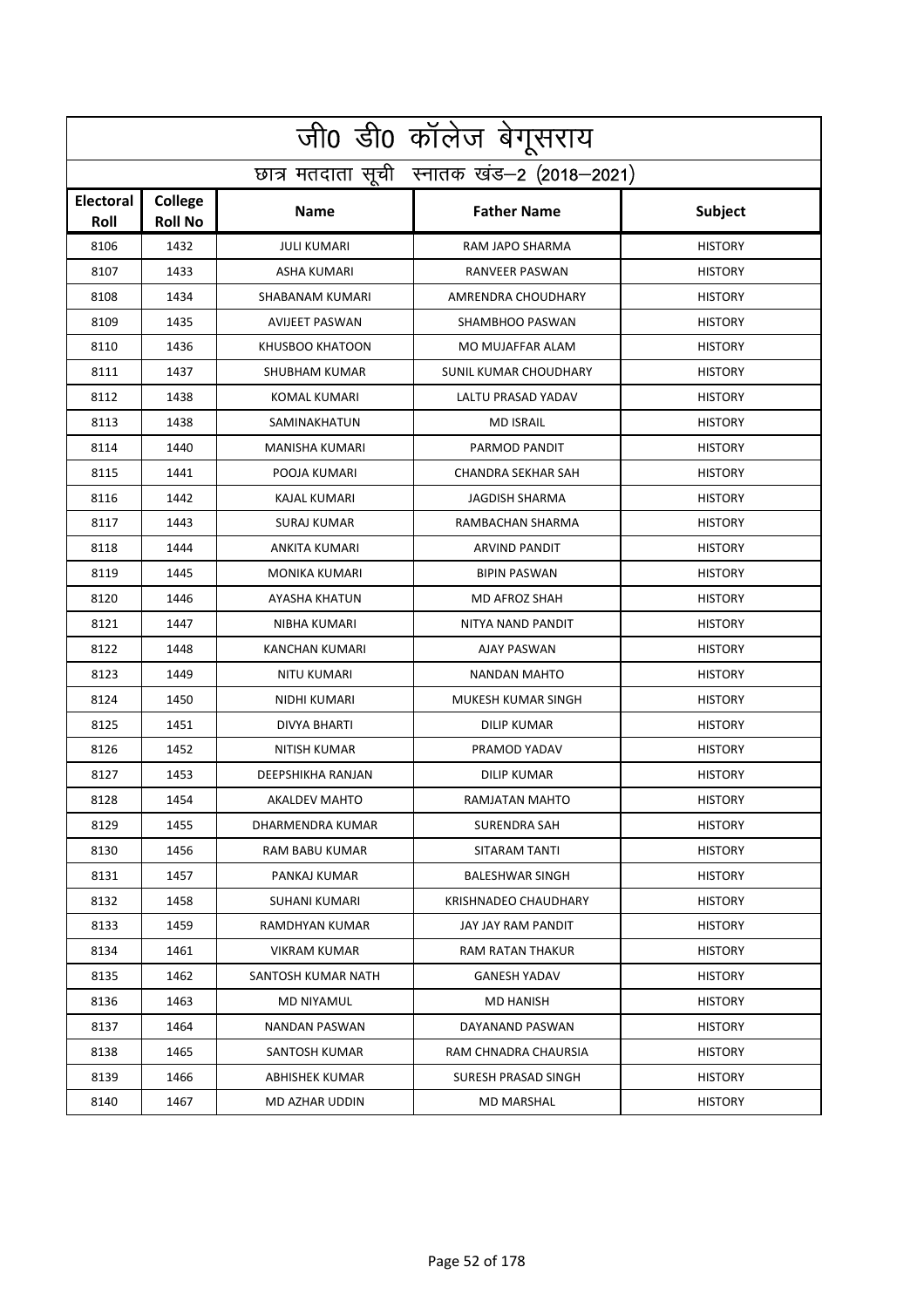# जी0 डी0 कॉलेज बेगूसराय

## छात्र मतदाता सूची स्नातक खंड–2 (2018–2021)

| Electoral Roll | College Roll No | Name | Father Name | Subject |
|---|---|---|---|---|
| 8106 | 1432 | JULI KUMARI | RAM JAPO SHARMA | HISTORY |
| 8107 | 1433 | ASHA KUMARI | RANVEER PASWAN | HISTORY |
| 8108 | 1434 | SHABANAM KUMARI | AMRENDRA CHOUDHARY | HISTORY |
| 8109 | 1435 | AVIJEET PASWAN | SHAMBHOO PASWAN | HISTORY |
| 8110 | 1436 | KHUSBOO KHATOON | MO MUJAFFAR ALAM | HISTORY |
| 8111 | 1437 | SHUBHAM KUMAR | SUNIL KUMAR CHOUDHARY | HISTORY |
| 8112 | 1438 | KOMAL KUMARI | LALTU PRASAD YADAV | HISTORY |
| 8113 | 1438 | SAMINAKHATUN | MD ISRAIL | HISTORY |
| 8114 | 1440 | MANISHA KUMARI | PARMOD PANDIT | HISTORY |
| 8115 | 1441 | POOJA KUMARI | CHANDRA SEKHAR SAH | HISTORY |
| 8116 | 1442 | KAJAL KUMARI | JAGDISH SHARMA | HISTORY |
| 8117 | 1443 | SURAJ KUMAR | RAMBACHAN SHARMA | HISTORY |
| 8118 | 1444 | ANKITA KUMARI | ARVIND PANDIT | HISTORY |
| 8119 | 1445 | MONIKA KUMARI | BIPIN PASWAN | HISTORY |
| 8120 | 1446 | AYASHA KHATUN | MD AFROZ SHAH | HISTORY |
| 8121 | 1447 | NIBHA KUMARI | NITYA NAND PANDIT | HISTORY |
| 8122 | 1448 | KANCHAN KUMARI | AJAY PASWAN | HISTORY |
| 8123 | 1449 | NITU KUMARI | NANDAN MAHTO | HISTORY |
| 8124 | 1450 | NIDHI KUMARI | MUKESH KUMAR SINGH | HISTORY |
| 8125 | 1451 | DIVYA BHARTI | DILIP KUMAR | HISTORY |
| 8126 | 1452 | NITISH KUMAR | PRAMOD YADAV | HISTORY |
| 8127 | 1453 | DEEPSHIKHA RANJAN | DILIP KUMAR | HISTORY |
| 8128 | 1454 | AKALDEV MAHTO | RAMJATAN MAHTO | HISTORY |
| 8129 | 1455 | DHARMENDRA KUMAR | SURENDRA SAH | HISTORY |
| 8130 | 1456 | RAM BABU KUMAR | SITARAM TANTI | HISTORY |
| 8131 | 1457 | PANKAJ KUMAR | BALESHWAR SINGH | HISTORY |
| 8132 | 1458 | SUHANI KUMARI | KRISHNADEO CHAUDHARY | HISTORY |
| 8133 | 1459 | RAMDHYAN KUMAR | JAY JAY RAM PANDIT | HISTORY |
| 8134 | 1461 | VIKRAM KUMAR | RAM RATAN THAKUR | HISTORY |
| 8135 | 1462 | SANTOSH KUMAR NATH | GANESH YADAV | HISTORY |
| 8136 | 1463 | MD NIYAMUL | MD HANISH | HISTORY |
| 8137 | 1464 | NANDAN PASWAN | DAYANAND PASWAN | HISTORY |
| 8138 | 1465 | SANTOSH KUMAR | RAM CHNADRA CHAURSIA | HISTORY |
| 8139 | 1466 | ABHISHEK KUMAR | SURESH PRASAD SINGH | HISTORY |
| 8140 | 1467 | MD AZHAR UDDIN | MD MARSHAL | HISTORY |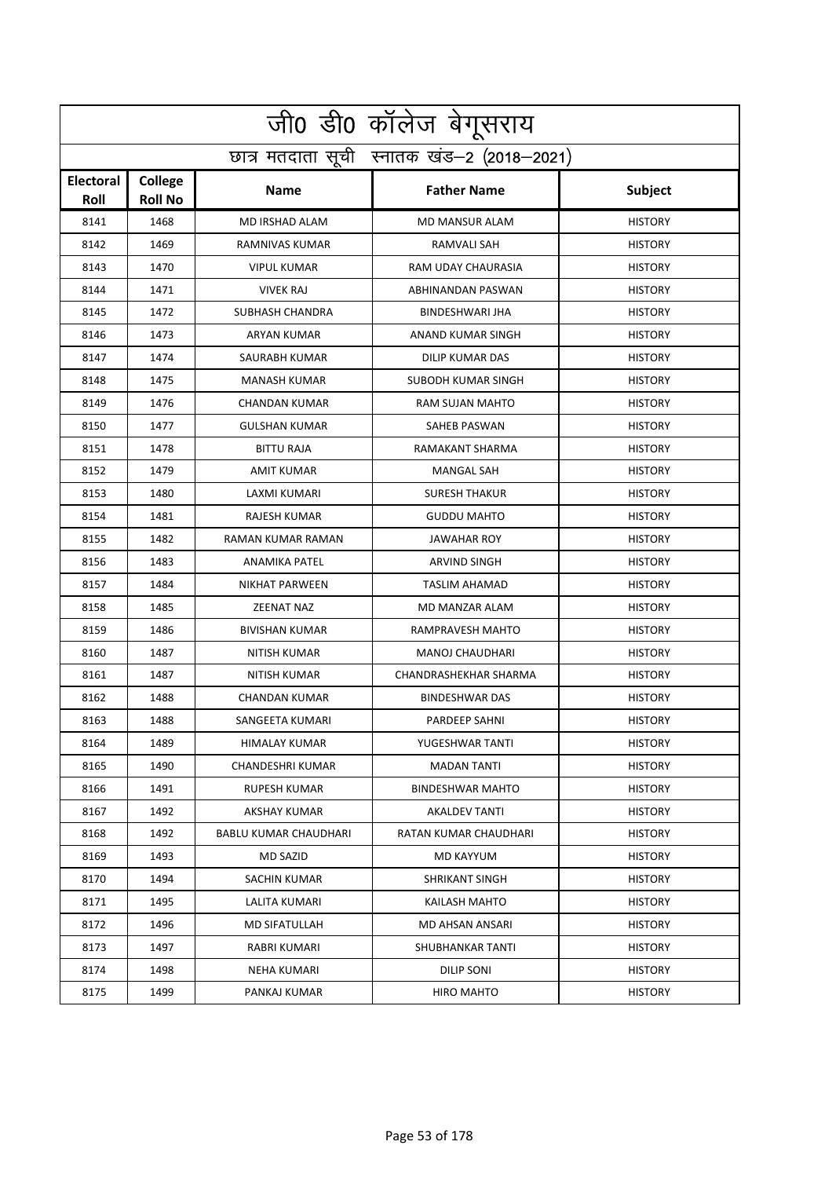# जी0 डी0 कॉलेज बेगूसराय

## छात्र मतदाता सूची स्नातक खंड–2 (2018–2021)

| Electoral Roll | College Roll No | Name | Father Name | Subject |
|---|---|---|---|---|
| 8141 | 1468 | MD IRSHAD ALAM | MD MANSUR ALAM | HISTORY |
| 8142 | 1469 | RAMNIVAS KUMAR | RAMVALI SAH | HISTORY |
| 8143 | 1470 | VIPUL KUMAR | RAM UDAY CHAURASIA | HISTORY |
| 8144 | 1471 | VIVEK RAJ | ABHINANDAN PASWAN | HISTORY |
| 8145 | 1472 | SUBHASH CHANDRA | BINDESHWARI JHA | HISTORY |
| 8146 | 1473 | ARYAN KUMAR | ANAND KUMAR SINGH | HISTORY |
| 8147 | 1474 | SAURABH KUMAR | DILIP KUMAR DAS | HISTORY |
| 8148 | 1475 | MANASH KUMAR | SUBODH KUMAR SINGH | HISTORY |
| 8149 | 1476 | CHANDAN KUMAR | RAM SUJAN MAHTO | HISTORY |
| 8150 | 1477 | GULSHAN KUMAR | SAHEB PASWAN | HISTORY |
| 8151 | 1478 | BITTU RAJA | RAMAKANT SHARMA | HISTORY |
| 8152 | 1479 | AMIT KUMAR | MANGAL SAH | HISTORY |
| 8153 | 1480 | LAXMI KUMARI | SURESH THAKUR | HISTORY |
| 8154 | 1481 | RAJESH KUMAR | GUDDU MAHTO | HISTORY |
| 8155 | 1482 | RAMAN KUMAR RAMAN | JAWAHAR ROY | HISTORY |
| 8156 | 1483 | ANAMIKA PATEL | ARVIND SINGH | HISTORY |
| 8157 | 1484 | NIKHAT PARWEEN | TASLIM AHAMAD | HISTORY |
| 8158 | 1485 | ZEENAT NAZ | MD MANZAR ALAM | HISTORY |
| 8159 | 1486 | BIVISHAN KUMAR | RAMPRAVESH MAHTO | HISTORY |
| 8160 | 1487 | NITISH KUMAR | MANOJ CHAUDHARI | HISTORY |
| 8161 | 1487 | NITISH KUMAR | CHANDRASHEKHAR SHARMA | HISTORY |
| 8162 | 1488 | CHANDAN KUMAR | BINDESHWAR DAS | HISTORY |
| 8163 | 1488 | SANGEETA KUMARI | PARDEEP SAHNI | HISTORY |
| 8164 | 1489 | HIMALAY KUMAR | YUGESHWAR TANTI | HISTORY |
| 8165 | 1490 | CHANDESHRI KUMAR | MADAN TANTI | HISTORY |
| 8166 | 1491 | RUPESH KUMAR | BINDESHWAR MAHTO | HISTORY |
| 8167 | 1492 | AKSHAY KUMAR | AKALDEV TANTI | HISTORY |
| 8168 | 1492 | BABLU KUMAR CHAUDHARI | RATAN KUMAR CHAUDHARI | HISTORY |
| 8169 | 1493 | MD SAZID | MD KAYYUM | HISTORY |
| 8170 | 1494 | SACHIN KUMAR | SHRIKANT SINGH | HISTORY |
| 8171 | 1495 | LALITA KUMARI | KAILASH MAHTO | HISTORY |
| 8172 | 1496 | MD SIFATULLAH | MD AHSAN ANSARI | HISTORY |
| 8173 | 1497 | RABRI KUMARI | SHUBHANKAR TANTI | HISTORY |
| 8174 | 1498 | NEHA KUMARI | DILIP SONI | HISTORY |
| 8175 | 1499 | PANKAJ KUMAR | HIRO MAHTO | HISTORY |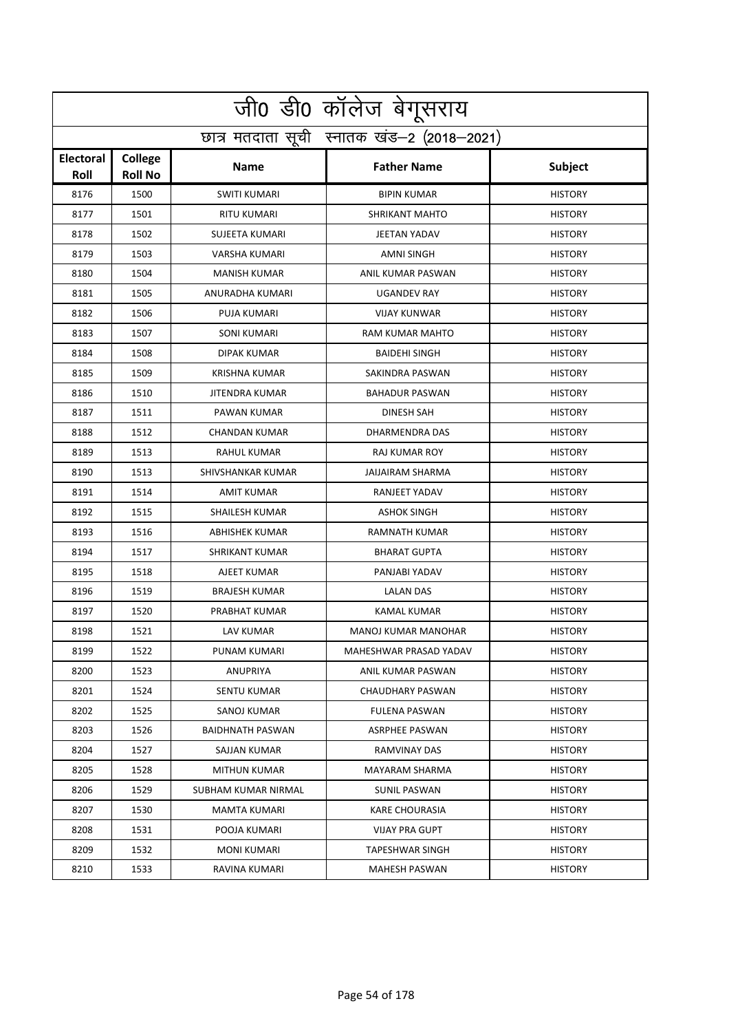# जी0 डी0 कॉलेज बेगूसराय

## छात्र मतदाता सूची स्नातक खंड–2 (2018–2021)

| Electoral Roll | College Roll No | Name | Father Name | Subject |
|---|---|---|---|---|
| 8176 | 1500 | SWITI KUMARI | BIPIN KUMAR | HISTORY |
| 8177 | 1501 | RITU KUMARI | SHRIKANT MAHTO | HISTORY |
| 8178 | 1502 | SUJEETA KUMARI | JEETAN YADAV | HISTORY |
| 8179 | 1503 | VARSHA KUMARI | AMNI SINGH | HISTORY |
| 8180 | 1504 | MANISH KUMAR | ANIL KUMAR PASWAN | HISTORY |
| 8181 | 1505 | ANURADHA KUMARI | UGANDEV RAY | HISTORY |
| 8182 | 1506 | PUJA KUMARI | VIJAY KUNWAR | HISTORY |
| 8183 | 1507 | SONI KUMARI | RAM KUMAR MAHTO | HISTORY |
| 8184 | 1508 | DIPAK KUMAR | BAIDEHI SINGH | HISTORY |
| 8185 | 1509 | KRISHNA KUMAR | SAKINDRA PASWAN | HISTORY |
| 8186 | 1510 | JITENDRA KUMAR | BAHADUR PASWAN | HISTORY |
| 8187 | 1511 | PAWAN KUMAR | DINESH SAH | HISTORY |
| 8188 | 1512 | CHANDAN KUMAR | DHARMENDRA DAS | HISTORY |
| 8189 | 1513 | RAHUL KUMAR | RAJ KUMAR ROY | HISTORY |
| 8190 | 1513 | SHIVSHANKAR KUMAR | JAIJAIRAM SHARMA | HISTORY |
| 8191 | 1514 | AMIT KUMAR | RANJEET YADAV | HISTORY |
| 8192 | 1515 | SHAILESH KUMAR | ASHOK SINGH | HISTORY |
| 8193 | 1516 | ABHISHEK KUMAR | RAMNATH KUMAR | HISTORY |
| 8194 | 1517 | SHRIKANT KUMAR | BHARAT GUPTA | HISTORY |
| 8195 | 1518 | AJEET KUMAR | PANJABI YADAV | HISTORY |
| 8196 | 1519 | BRAJESH KUMAR | LALAN DAS | HISTORY |
| 8197 | 1520 | PRABHAT KUMAR | KAMAL KUMAR | HISTORY |
| 8198 | 1521 | LAV KUMAR | MANOJ KUMAR MANOHAR | HISTORY |
| 8199 | 1522 | PUNAM KUMARI | MAHESHWAR PRASAD YADAV | HISTORY |
| 8200 | 1523 | ANUPRIYA | ANIL KUMAR PASWAN | HISTORY |
| 8201 | 1524 | SENTU KUMAR | CHAUDHARY PASWAN | HISTORY |
| 8202 | 1525 | SANOJ KUMAR | FULENA PASWAN | HISTORY |
| 8203 | 1526 | BAIDHNATH PASWAN | ASRPHEE PASWAN | HISTORY |
| 8204 | 1527 | SAJJAN KUMAR | RAMVINAY DAS | HISTORY |
| 8205 | 1528 | MITHUN KUMAR | MAYARAM SHARMA | HISTORY |
| 8206 | 1529 | SUBHAM KUMAR NIRMAL | SUNIL PASWAN | HISTORY |
| 8207 | 1530 | MAMTA KUMARI | KARE CHOURASIA | HISTORY |
| 8208 | 1531 | POOJA KUMARI | VIJAY PRA GUPT | HISTORY |
| 8209 | 1532 | MONI KUMARI | TAPESHWAR SINGH | HISTORY |
| 8210 | 1533 | RAVINA KUMARI | MAHESH PASWAN | HISTORY |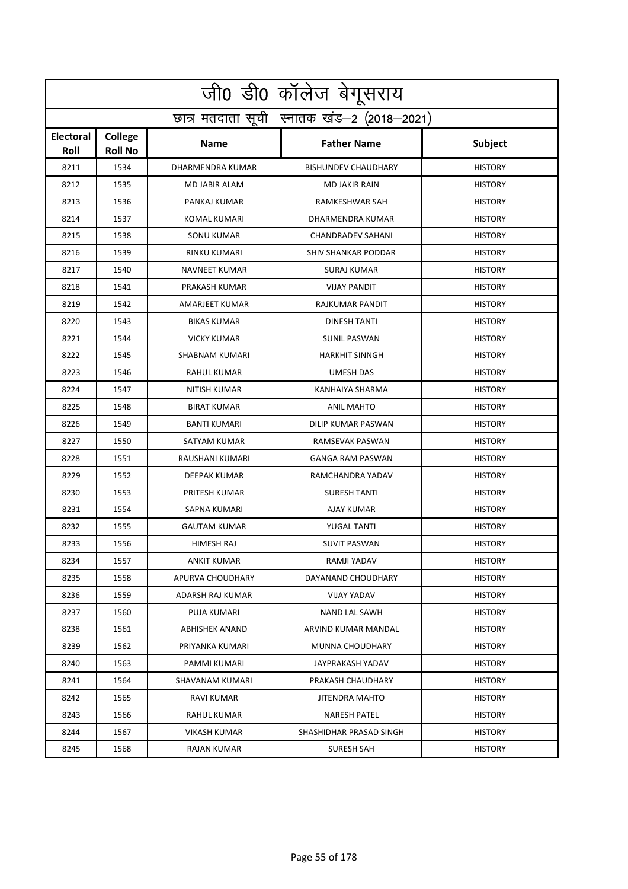# जी0 डी0 कॉलेज बेगूसराय

## छात्र मतदाता सूची स्नातक खंड–2 (2018–2021)

| Electoral Roll | College Roll No | Name | Father Name | Subject |
|---|---|---|---|---|
| 8211 | 1534 | DHARMENDRA KUMAR | BISHUNDEV CHAUDHARY | HISTORY |
| 8212 | 1535 | MD JABIR ALAM | MD JAKIR RAIN | HISTORY |
| 8213 | 1536 | PANKAJ KUMAR | RAMKESHWAR SAH | HISTORY |
| 8214 | 1537 | KOMAL KUMARI | DHARMENDRA KUMAR | HISTORY |
| 8215 | 1538 | SONU KUMAR | CHANDRADEV SAHANI | HISTORY |
| 8216 | 1539 | RINKU KUMARI | SHIV SHANKAR PODDAR | HISTORY |
| 8217 | 1540 | NAVNEET KUMAR | SURAJ KUMAR | HISTORY |
| 8218 | 1541 | PRAKASH KUMAR | VIJAY PANDIT | HISTORY |
| 8219 | 1542 | AMARJEET KUMAR | RAJKUMAR PANDIT | HISTORY |
| 8220 | 1543 | BIKAS KUMAR | DINESH TANTI | HISTORY |
| 8221 | 1544 | VICKY KUMAR | SUNIL PASWAN | HISTORY |
| 8222 | 1545 | SHABNAM KUMARI | HARKHIT SINNGH | HISTORY |
| 8223 | 1546 | RAHUL KUMAR | UMESH DAS | HISTORY |
| 8224 | 1547 | NITISH KUMAR | KANHAIYA SHARMA | HISTORY |
| 8225 | 1548 | BIRAT KUMAR | ANIL MAHTO | HISTORY |
| 8226 | 1549 | BANTI KUMARI | DILIP KUMAR PASWAN | HISTORY |
| 8227 | 1550 | SATYAM KUMAR | RAMSEVAK PASWAN | HISTORY |
| 8228 | 1551 | RAUSHANI KUMARI | GANGA RAM PASWAN | HISTORY |
| 8229 | 1552 | DEEPAK KUMAR | RAMCHANDRA YADAV | HISTORY |
| 8230 | 1553 | PRITESH KUMAR | SURESH TANTI | HISTORY |
| 8231 | 1554 | SAPNA KUMARI | AJAY KUMAR | HISTORY |
| 8232 | 1555 | GAUTAM KUMAR | YUGAL TANTI | HISTORY |
| 8233 | 1556 | HIMESH RAJ | SUVIT PASWAN | HISTORY |
| 8234 | 1557 | ANKIT KUMAR | RAMJI YADAV | HISTORY |
| 8235 | 1558 | APURVA CHOUDHARY | DAYANAND CHOUDHARY | HISTORY |
| 8236 | 1559 | ADARSH RAJ KUMAR | VIJAY YADAV | HISTORY |
| 8237 | 1560 | PUJA KUMARI | NAND LAL SAWH | HISTORY |
| 8238 | 1561 | ABHISHEK ANAND | ARVIND KUMAR MANDAL | HISTORY |
| 8239 | 1562 | PRIYANKA KUMARI | MUNNA CHOUDHARY | HISTORY |
| 8240 | 1563 | PAMMI KUMARI | JAYPRAKASH YADAV | HISTORY |
| 8241 | 1564 | SHAVANAM KUMARI | PRAKASH CHAUDHARY | HISTORY |
| 8242 | 1565 | RAVI KUMAR | JITENDRA MAHTO | HISTORY |
| 8243 | 1566 | RAHUL KUMAR | NARESH PATEL | HISTORY |
| 8244 | 1567 | VIKASH KUMAR | SHASHIDHAR PRASAD SINGH | HISTORY |
| 8245 | 1568 | RAJAN KUMAR | SURESH SAH | HISTORY |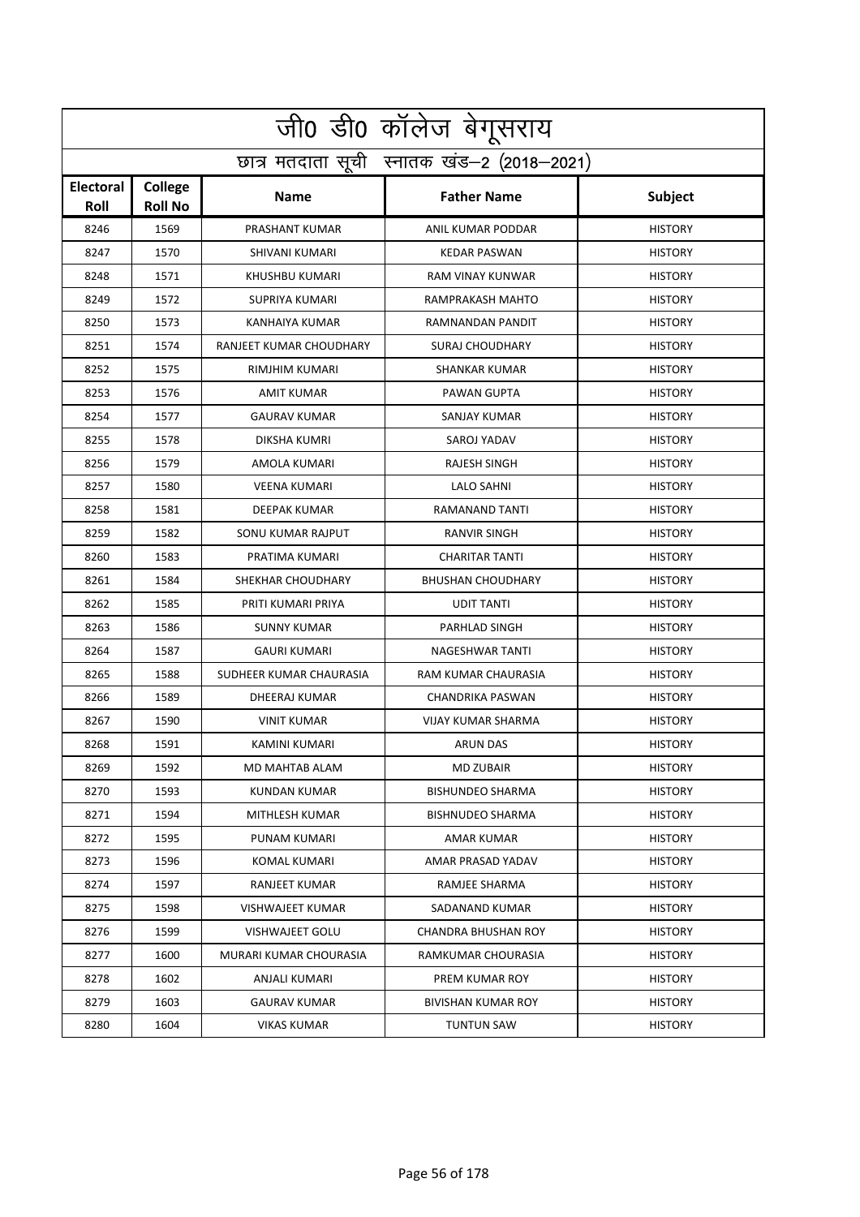# जी0 डी0 कॉलेज बेगूसराय

## छात्र मतदाता सूची स्नातक खंड–2 (2018–2021)

| Electoral Roll | College Roll No | Name | Father Name | Subject |
|---|---|---|---|---|
| 8246 | 1569 | PRASHANT KUMAR | ANIL KUMAR PODDAR | HISTORY |
| 8247 | 1570 | SHIVANI KUMARI | KEDAR PASWAN | HISTORY |
| 8248 | 1571 | KHUSHBU KUMARI | RAM VINAY KUNWAR | HISTORY |
| 8249 | 1572 | SUPRIYA KUMARI | RAMPRAKASH MAHTO | HISTORY |
| 8250 | 1573 | KANHAIYA KUMAR | RAMNANDAN PANDIT | HISTORY |
| 8251 | 1574 | RANJEET KUMAR CHOUDHARY | SURAJ CHOUDHARY | HISTORY |
| 8252 | 1575 | RIMJHIM KUMARI | SHANKAR KUMAR | HISTORY |
| 8253 | 1576 | AMIT KUMAR | PAWAN GUPTA | HISTORY |
| 8254 | 1577 | GAURAV KUMAR | SANJAY KUMAR | HISTORY |
| 8255 | 1578 | DIKSHA KUMRI | SAROJ YADAV | HISTORY |
| 8256 | 1579 | AMOLA KUMARI | RAJESH SINGH | HISTORY |
| 8257 | 1580 | VEENA KUMARI | LALO SAHNI | HISTORY |
| 8258 | 1581 | DEEPAK KUMAR | RAMANAND TANTI | HISTORY |
| 8259 | 1582 | SONU KUMAR RAJPUT | RANVIR SINGH | HISTORY |
| 8260 | 1583 | PRATIMA KUMARI | CHARITAR TANTI | HISTORY |
| 8261 | 1584 | SHEKHAR CHOUDHARY | BHUSHAN CHOUDHARY | HISTORY |
| 8262 | 1585 | PRITI KUMARI PRIYA | UDIT TANTI | HISTORY |
| 8263 | 1586 | SUNNY KUMAR | PARHLAD SINGH | HISTORY |
| 8264 | 1587 | GAURI KUMARI | NAGESHWAR TANTI | HISTORY |
| 8265 | 1588 | SUDHEER KUMAR CHAURASIA | RAM KUMAR CHAURASIA | HISTORY |
| 8266 | 1589 | DHEERAJ KUMAR | CHANDRIKA PASWAN | HISTORY |
| 8267 | 1590 | VINIT KUMAR | VIJAY KUMAR SHARMA | HISTORY |
| 8268 | 1591 | KAMINI KUMARI | ARUN DAS | HISTORY |
| 8269 | 1592 | MD MAHTAB ALAM | MD ZUBAIR | HISTORY |
| 8270 | 1593 | KUNDAN KUMAR | BISHUNDEO SHARMA | HISTORY |
| 8271 | 1594 | MITHLESH KUMAR | BISHNUDEO SHARMA | HISTORY |
| 8272 | 1595 | PUNAM KUMARI | AMAR KUMAR | HISTORY |
| 8273 | 1596 | KOMAL KUMARI | AMAR PRASAD YADAV | HISTORY |
| 8274 | 1597 | RANJEET KUMAR | RAMJEE SHARMA | HISTORY |
| 8275 | 1598 | VISHWAJEET KUMAR | SADANAND KUMAR | HISTORY |
| 8276 | 1599 | VISHWAJEET GOLU | CHANDRA BHUSHAN ROY | HISTORY |
| 8277 | 1600 | MURARI KUMAR CHOURASIA | RAMKUMAR CHOURASIA | HISTORY |
| 8278 | 1602 | ANJALI KUMARI | PREM KUMAR ROY | HISTORY |
| 8279 | 1603 | GAURAV KUMAR | BIVISHAN KUMAR ROY | HISTORY |
| 8280 | 1604 | VIKAS KUMAR | TUNTUN SAW | HISTORY |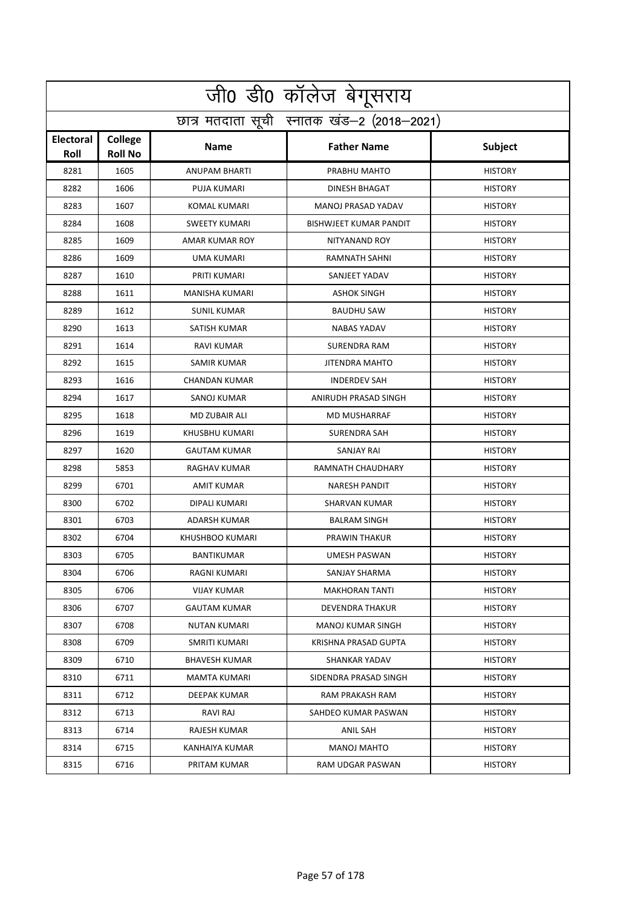# जी0 डी0 कॉलेज बेगूसराय

## छात्र मतदाता सूची स्नातक खंड–2 (2018–2021)

| Electoral Roll | College Roll No | Name | Father Name | Subject |
|---|---|---|---|---|
| 8281 | 1605 | ANUPAM BHARTI | PRABHU MAHTO | HISTORY |
| 8282 | 1606 | PUJA KUMARI | DINESH BHAGAT | HISTORY |
| 8283 | 1607 | KOMAL KUMARI | MANOJ PRASAD YADAV | HISTORY |
| 8284 | 1608 | SWEETY KUMARI | BISHWJEET KUMAR PANDIT | HISTORY |
| 8285 | 1609 | AMAR KUMAR ROY | NITYANAND ROY | HISTORY |
| 8286 | 1609 | UMA KUMARI | RAMNATH SAHNI | HISTORY |
| 8287 | 1610 | PRITI KUMARI | SANJEET YADAV | HISTORY |
| 8288 | 1611 | MANISHA KUMARI | ASHOK SINGH | HISTORY |
| 8289 | 1612 | SUNIL KUMAR | BAUDHU SAW | HISTORY |
| 8290 | 1613 | SATISH KUMAR | NABAS YADAV | HISTORY |
| 8291 | 1614 | RAVI KUMAR | SURENDRA RAM | HISTORY |
| 8292 | 1615 | SAMIR KUMAR | JITENDRA MAHTO | HISTORY |
| 8293 | 1616 | CHANDAN KUMAR | INDERDEV SAH | HISTORY |
| 8294 | 1617 | SANOJ KUMAR | ANIRUDH PRASAD SINGH | HISTORY |
| 8295 | 1618 | MD ZUBAIR ALI | MD MUSHARRAF | HISTORY |
| 8296 | 1619 | KHUSBHU KUMARI | SURENDRA SAH | HISTORY |
| 8297 | 1620 | GAUTAM KUMAR | SANJAY RAI | HISTORY |
| 8298 | 5853 | RAGHAV KUMAR | RAMNATH CHAUDHARY | HISTORY |
| 8299 | 6701 | AMIT KUMAR | NARESH PANDIT | HISTORY |
| 8300 | 6702 | DIPALI KUMARI | SHARVAN KUMAR | HISTORY |
| 8301 | 6703 | ADARSH KUMAR | BALRAM SINGH | HISTORY |
| 8302 | 6704 | KHUSHBOO KUMARI | PRAWIN THAKUR | HISTORY |
| 8303 | 6705 | BANTIKUMAR | UMESH PASWAN | HISTORY |
| 8304 | 6706 | RAGNI KUMARI | SANJAY SHARMA | HISTORY |
| 8305 | 6706 | VIJAY KUMAR | MAKHORAN TANTI | HISTORY |
| 8306 | 6707 | GAUTAM KUMAR | DEVENDRA THAKUR | HISTORY |
| 8307 | 6708 | NUTAN KUMARI | MANOJ KUMAR SINGH | HISTORY |
| 8308 | 6709 | SMRITI KUMARI | KRISHNA PRASAD GUPTA | HISTORY |
| 8309 | 6710 | BHAVESH KUMAR | SHANKAR YADAV | HISTORY |
| 8310 | 6711 | MAMTA KUMARI | SIDENDRA PRASAD SINGH | HISTORY |
| 8311 | 6712 | DEEPAK KUMAR | RAM PRAKASH RAM | HISTORY |
| 8312 | 6713 | RAVI RAJ | SAHDEO KUMAR PASWAN | HISTORY |
| 8313 | 6714 | RAJESH KUMAR | ANIL SAH | HISTORY |
| 8314 | 6715 | KANHAIYA KUMAR | MANOJ MAHTO | HISTORY |
| 8315 | 6716 | PRITAM KUMAR | RAM UDGAR PASWAN | HISTORY |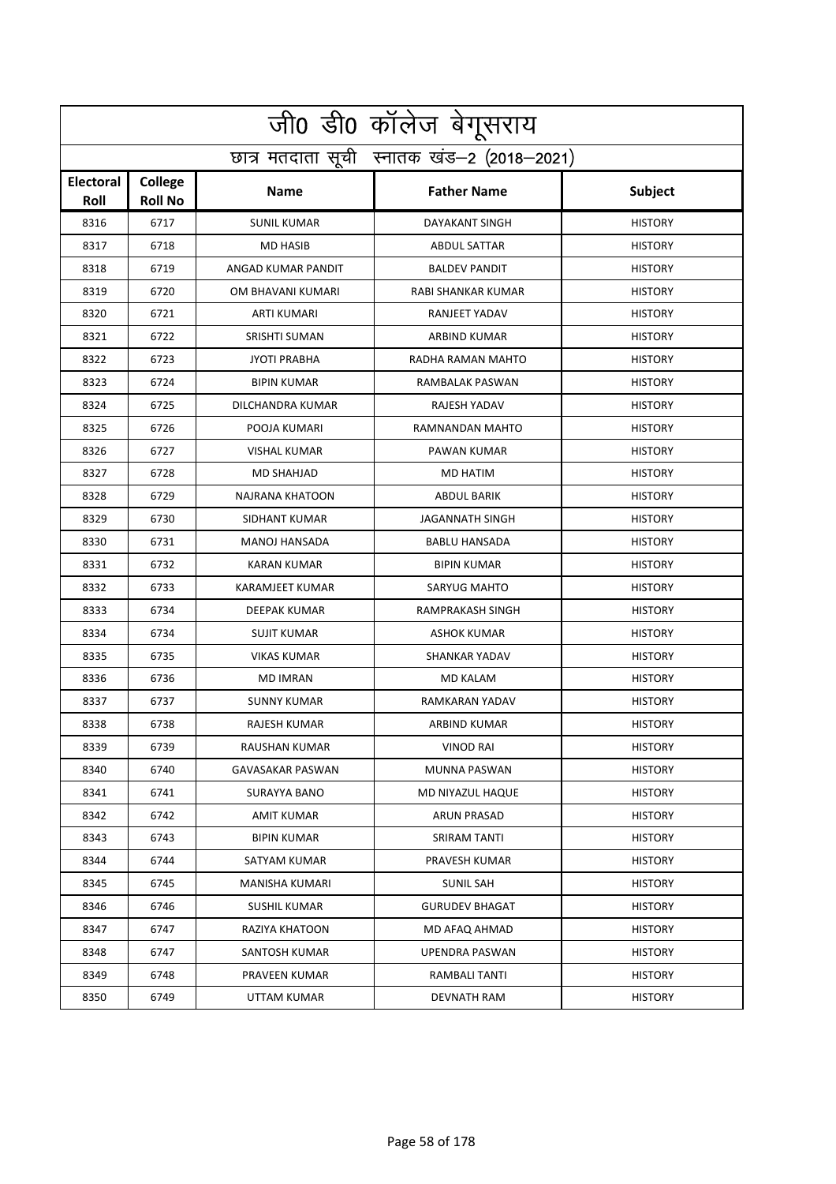# जी0 डी0 कॉलेज बेगूसराय

## छात्र मतदाता सूची स्नातक खंड–2 (2018–2021)

| Electoral Roll | College Roll No | Name | Father Name | Subject |
|---|---|---|---|---|
| 8316 | 6717 | SUNIL KUMAR | DAYAKANT SINGH | HISTORY |
| 8317 | 6718 | MD HASIB | ABDUL SATTAR | HISTORY |
| 8318 | 6719 | ANGAD KUMAR PANDIT | BALDEV PANDIT | HISTORY |
| 8319 | 6720 | OM BHAVANI KUMARI | RABI SHANKAR KUMAR | HISTORY |
| 8320 | 6721 | ARTI KUMARI | RANJEET YADAV | HISTORY |
| 8321 | 6722 | SRISHTI SUMAN | ARBIND KUMAR | HISTORY |
| 8322 | 6723 | JYOTI PRABHA | RADHA RAMAN MAHTO | HISTORY |
| 8323 | 6724 | BIPIN KUMAR | RAMBALAK PASWAN | HISTORY |
| 8324 | 6725 | DILCHANDRA KUMAR | RAJESH YADAV | HISTORY |
| 8325 | 6726 | POOJA KUMARI | RAMNANDAN MAHTO | HISTORY |
| 8326 | 6727 | VISHAL KUMAR | PAWAN KUMAR | HISTORY |
| 8327 | 6728 | MD SHAHJAD | MD HATIM | HISTORY |
| 8328 | 6729 | NAJRANA KHATOON | ABDUL BARIK | HISTORY |
| 8329 | 6730 | SIDHANT KUMAR | JAGANNATH SINGH | HISTORY |
| 8330 | 6731 | MANOJ HANSADA | BABLU HANSADA | HISTORY |
| 8331 | 6732 | KARAN KUMAR | BIPIN KUMAR | HISTORY |
| 8332 | 6733 | KARAMJEET KUMAR | SARYUG MAHTO | HISTORY |
| 8333 | 6734 | DEEPAK KUMAR | RAMPRAKASH SINGH | HISTORY |
| 8334 | 6734 | SUJIT KUMAR | ASHOK KUMAR | HISTORY |
| 8335 | 6735 | VIKAS KUMAR | SHANKAR YADAV | HISTORY |
| 8336 | 6736 | MD IMRAN | MD KALAM | HISTORY |
| 8337 | 6737 | SUNNY KUMAR | RAMKARAN YADAV | HISTORY |
| 8338 | 6738 | RAJESH KUMAR | ARBIND KUMAR | HISTORY |
| 8339 | 6739 | RAUSHAN KUMAR | VINOD RAI | HISTORY |
| 8340 | 6740 | GAVASAKAR PASWAN | MUNNA PASWAN | HISTORY |
| 8341 | 6741 | SURAYYA BANO | MD NIYAZUL HAQUE | HISTORY |
| 8342 | 6742 | AMIT KUMAR | ARUN PRASAD | HISTORY |
| 8343 | 6743 | BIPIN KUMAR | SRIRAM TANTI | HISTORY |
| 8344 | 6744 | SATYAM KUMAR | PRAVESH KUMAR | HISTORY |
| 8345 | 6745 | MANISHA KUMARI | SUNIL SAH | HISTORY |
| 8346 | 6746 | SUSHIL KUMAR | GURUDEV BHAGAT | HISTORY |
| 8347 | 6747 | RAZIYA KHATOON | MD AFAQ AHMAD | HISTORY |
| 8348 | 6747 | SANTOSH KUMAR | UPENDRA PASWAN | HISTORY |
| 8349 | 6748 | PRAVEEN KUMAR | RAMBALI TANTI | HISTORY |
| 8350 | 6749 | UTTAM KUMAR | DEVNATH RAM | HISTORY |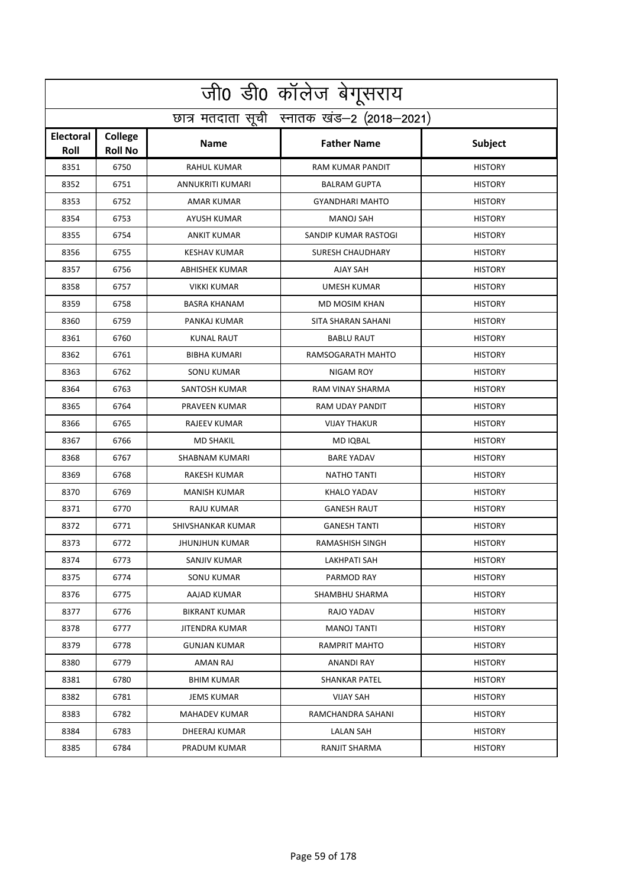# जी0 डी0 कॉलेज बेगूसराय

## छात्र मतदाता सूची स्नातक खंड–2 (2018–2021)

| Electoral Roll | College Roll No | Name | Father Name | Subject |
|---|---|---|---|---|
| 8351 | 6750 | RAHUL KUMAR | RAM KUMAR PANDIT | HISTORY |
| 8352 | 6751 | ANNUKRITI KUMARI | BALRAM GUPTA | HISTORY |
| 8353 | 6752 | AMAR KUMAR | GYANDHARI MAHTO | HISTORY |
| 8354 | 6753 | AYUSH KUMAR | MANOJ SAH | HISTORY |
| 8355 | 6754 | ANKIT KUMAR | SANDIP KUMAR RASTOGI | HISTORY |
| 8356 | 6755 | KESHAV KUMAR | SURESH CHAUDHARY | HISTORY |
| 8357 | 6756 | ABHISHEK KUMAR | AJAY SAH | HISTORY |
| 8358 | 6757 | VIKKI KUMAR | UMESH KUMAR | HISTORY |
| 8359 | 6758 | BASRA KHANAM | MD MOSIM KHAN | HISTORY |
| 8360 | 6759 | PANKAJ KUMAR | SITA SHARAN SAHANI | HISTORY |
| 8361 | 6760 | KUNAL RAUT | BABLU RAUT | HISTORY |
| 8362 | 6761 | BIBHA KUMARI | RAMSOGARATH MAHTO | HISTORY |
| 8363 | 6762 | SONU KUMAR | NIGAM ROY | HISTORY |
| 8364 | 6763 | SANTOSH KUMAR | RAM VINAY SHARMA | HISTORY |
| 8365 | 6764 | PRAVEEN KUMAR | RAM UDAY PANDIT | HISTORY |
| 8366 | 6765 | RAJEEV KUMAR | VIJAY THAKUR | HISTORY |
| 8367 | 6766 | MD SHAKIL | MD IQBAL | HISTORY |
| 8368 | 6767 | SHABNAM KUMARI | BARE YADAV | HISTORY |
| 8369 | 6768 | RAKESH KUMAR | NATHO TANTI | HISTORY |
| 8370 | 6769 | MANISH KUMAR | KHALO YADAV | HISTORY |
| 8371 | 6770 | RAJU KUMAR | GANESH RAUT | HISTORY |
| 8372 | 6771 | SHIVSHANKAR KUMAR | GANESH TANTI | HISTORY |
| 8373 | 6772 | JHUNJHUN KUMAR | RAMASHISH SINGH | HISTORY |
| 8374 | 6773 | SANJIV KUMAR | LAKHPATI SAH | HISTORY |
| 8375 | 6774 | SONU KUMAR | PARMOD RAY | HISTORY |
| 8376 | 6775 | AAJAD KUMAR | SHAMBHU SHARMA | HISTORY |
| 8377 | 6776 | BIKRANT KUMAR | RAJO YADAV | HISTORY |
| 8378 | 6777 | JITENDRA KUMAR | MANOJ TANTI | HISTORY |
| 8379 | 6778 | GUNJAN KUMAR | RAMPRIT MAHTO | HISTORY |
| 8380 | 6779 | AMAN RAJ | ANANDI RAY | HISTORY |
| 8381 | 6780 | BHIM KUMAR | SHANKAR PATEL | HISTORY |
| 8382 | 6781 | JEMS KUMAR | VIJAY SAH | HISTORY |
| 8383 | 6782 | MAHADEV KUMAR | RAMCHANDRA SAHANI | HISTORY |
| 8384 | 6783 | DHEERAJ KUMAR | LALAN SAH | HISTORY |
| 8385 | 6784 | PRADUM KUMAR | RANJIT SHARMA | HISTORY |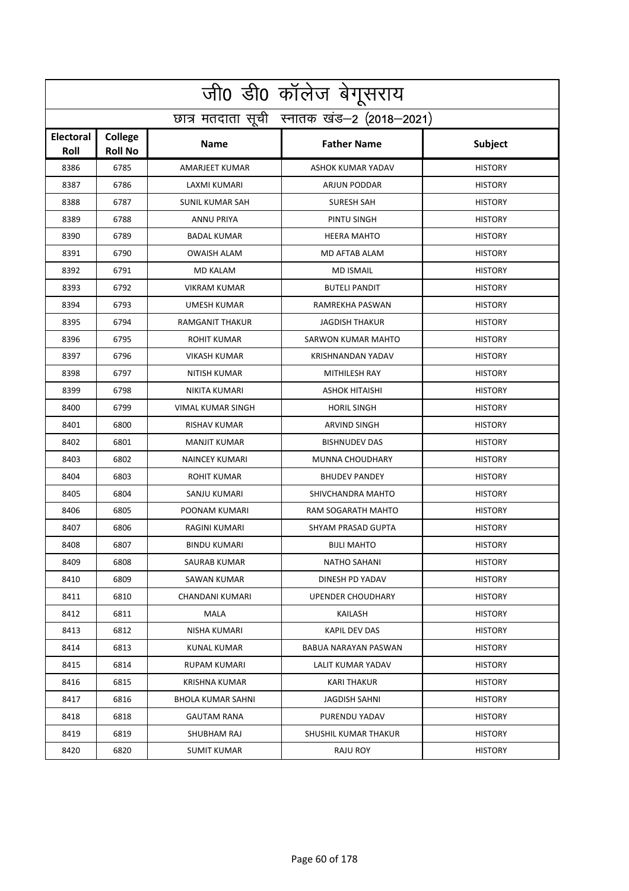| जी0 डी0 कॉलेज बेगूसराय | | | | |
|---|---|---|---|---|
| छात्र मतदाता सूची स्नातक खंड–2 (2018–2021) | | | | |
| **Electoral Roll** | **College Roll No** | **Name** | **Father Name** | **Subject** |
| 8386 | 6785 | AMARJEET KUMAR | ASHOK KUMAR YADAV | HISTORY |
| 8387 | 6786 | LAXMI KUMARI | ARJUN PODDAR | HISTORY |
| 8388 | 6787 | SUNIL KUMAR SAH | SURESH SAH | HISTORY |
| 8389 | 6788 | ANNU PRIYA | PINTU SINGH | HISTORY |
| 8390 | 6789 | BADAL KUMAR | HEERA MAHTO | HISTORY |
| 8391 | 6790 | OWAISH ALAM | MD AFTAB ALAM | HISTORY |
| 8392 | 6791 | MD KALAM | MD ISMAIL | HISTORY |
| 8393 | 6792 | VIKRAM KUMAR | BUTELI PANDIT | HISTORY |
| 8394 | 6793 | UMESH KUMAR | RAMREKHA PASWAN | HISTORY |
| 8395 | 6794 | RAMGANIT THAKUR | JAGDISH THAKUR | HISTORY |
| 8396 | 6795 | ROHIT KUMAR | SARWON KUMAR MAHTO | HISTORY |
| 8397 | 6796 | VIKASH KUMAR | KRISHNANDAN YADAV | HISTORY |
| 8398 | 6797 | NITISH KUMAR | MITHILESH RAY | HISTORY |
| 8399 | 6798 | NIKITA KUMARI | ASHOK HITAISHI | HISTORY |
| 8400 | 6799 | VIMAL KUMAR SINGH | HORIL SINGH | HISTORY |
| 8401 | 6800 | RISHAV KUMAR | ARVIND SINGH | HISTORY |
| 8402 | 6801 | MANJIT KUMAR | BISHNUDEV DAS | HISTORY |
| 8403 | 6802 | NAINCEY KUMARI | MUNNA CHOUDHARY | HISTORY |
| 8404 | 6803 | ROHIT KUMAR | BHUDEV PANDEY | HISTORY |
| 8405 | 6804 | SANJU KUMARI | SHIVCHANDRA MAHTO | HISTORY |
| 8406 | 6805 | POONAM KUMARI | RAM SOGARATH MAHTO | HISTORY |
| 8407 | 6806 | RAGINI KUMARI | SHYAM PRASAD GUPTA | HISTORY |
| 8408 | 6807 | BINDU KUMARI | BIJLI MAHTO | HISTORY |
| 8409 | 6808 | SAURAB KUMAR | NATHO SAHANI | HISTORY |
| 8410 | 6809 | SAWAN KUMAR | DINESH PD YADAV | HISTORY |
| 8411 | 6810 | CHANDANI KUMARI | UPENDER CHOUDHARY | HISTORY |
| 8412 | 6811 | MALA | KAILASH | HISTORY |
| 8413 | 6812 | NISHA KUMARI | KAPIL DEV DAS | HISTORY |
| 8414 | 6813 | KUNAL KUMAR | BABUA NARAYAN PASWAN | HISTORY |
| 8415 | 6814 | RUPAM KUMARI | LALIT KUMAR YADAV | HISTORY |
| 8416 | 6815 | KRISHNA KUMAR | KARI THAKUR | HISTORY |
| 8417 | 6816 | BHOLA KUMAR SAHNI | JAGDISH SAHNI | HISTORY |
| 8418 | 6818 | GAUTAM RANA | PURENDU YADAV | HISTORY |
| 8419 | 6819 | SHUBHAM RAJ | SHUSHIL KUMAR THAKUR | HISTORY |
| 8420 | 6820 | SUMIT KUMAR | RAJU ROY | HISTORY |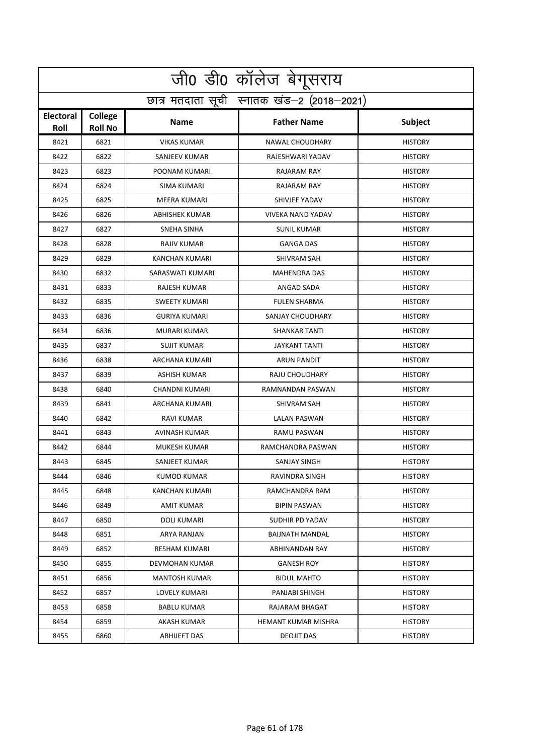# जी0 डी0 कॉलेज बेगूसराय

## छात्र मतदाता सूची स्नातक खंड–2 (2018–2021)

| Electoral Roll | College Roll No | Name | Father Name | Subject |
|---|---|---|---|---|
| 8421 | 6821 | VIKAS KUMAR | NAWAL CHOUDHARY | HISTORY |
| 8422 | 6822 | SANJEEV KUMAR | RAJESHWARI YADAV | HISTORY |
| 8423 | 6823 | POONAM KUMARI | RAJARAM RAY | HISTORY |
| 8424 | 6824 | SIMA KUMARI | RAJARAM RAY | HISTORY |
| 8425 | 6825 | MEERA KUMARI | SHIVJEE YADAV | HISTORY |
| 8426 | 6826 | ABHISHEK KUMAR | VIVEKA NAND YADAV | HISTORY |
| 8427 | 6827 | SNEHA SINHA | SUNIL KUMAR | HISTORY |
| 8428 | 6828 | RAJIV KUMAR | GANGA DAS | HISTORY |
| 8429 | 6829 | KANCHAN KUMARI | SHIVRAM SAH | HISTORY |
| 8430 | 6832 | SARASWATI KUMARI | MAHENDRA DAS | HISTORY |
| 8431 | 6833 | RAJESH KUMAR | ANGAD SADA | HISTORY |
| 8432 | 6835 | SWEETY KUMARI | FULEN SHARMA | HISTORY |
| 8433 | 6836 | GURIYA KUMARI | SANJAY CHOUDHARY | HISTORY |
| 8434 | 6836 | MURARI KUMAR | SHANKAR TANTI | HISTORY |
| 8435 | 6837 | SUJIT KUMAR | JAYKANT TANTI | HISTORY |
| 8436 | 6838 | ARCHANA KUMARI | ARUN PANDIT | HISTORY |
| 8437 | 6839 | ASHISH KUMAR | RAJU CHOUDHARY | HISTORY |
| 8438 | 6840 | CHANDNI KUMARI | RAMNANDAN PASWAN | HISTORY |
| 8439 | 6841 | ARCHANA KUMARI | SHIVRAM SAH | HISTORY |
| 8440 | 6842 | RAVI KUMAR | LALAN PASWAN | HISTORY |
| 8441 | 6843 | AVINASH KUMAR | RAMU PASWAN | HISTORY |
| 8442 | 6844 | MUKESH KUMAR | RAMCHANDRA PASWAN | HISTORY |
| 8443 | 6845 | SANJEET KUMAR | SANJAY SINGH | HISTORY |
| 8444 | 6846 | KUMOD KUMAR | RAVINDRA SINGH | HISTORY |
| 8445 | 6848 | KANCHAN KUMARI | RAMCHANDRA RAM | HISTORY |
| 8446 | 6849 | AMIT KUMAR | BIPIN PASWAN | HISTORY |
| 8447 | 6850 | DOLI KUMARI | SUDHIR PD YADAV | HISTORY |
| 8448 | 6851 | ARYA RANJAN | BAIJNATH MANDAL | HISTORY |
| 8449 | 6852 | RESHAM KUMARI | ABHINANDAN RAY | HISTORY |
| 8450 | 6855 | DEVMOHAN KUMAR | GANESH ROY | HISTORY |
| 8451 | 6856 | MANTOSH KUMAR | BIDUL MAHTO | HISTORY |
| 8452 | 6857 | LOVELY KUMARI | PANJABI SHINGH | HISTORY |
| 8453 | 6858 | BABLU KUMAR | RAJARAM BHAGAT | HISTORY |
| 8454 | 6859 | AKASH KUMAR | HEMANT KUMAR MISHRA | HISTORY |
| 8455 | 6860 | ABHIJEET DAS | DEOJIT DAS | HISTORY |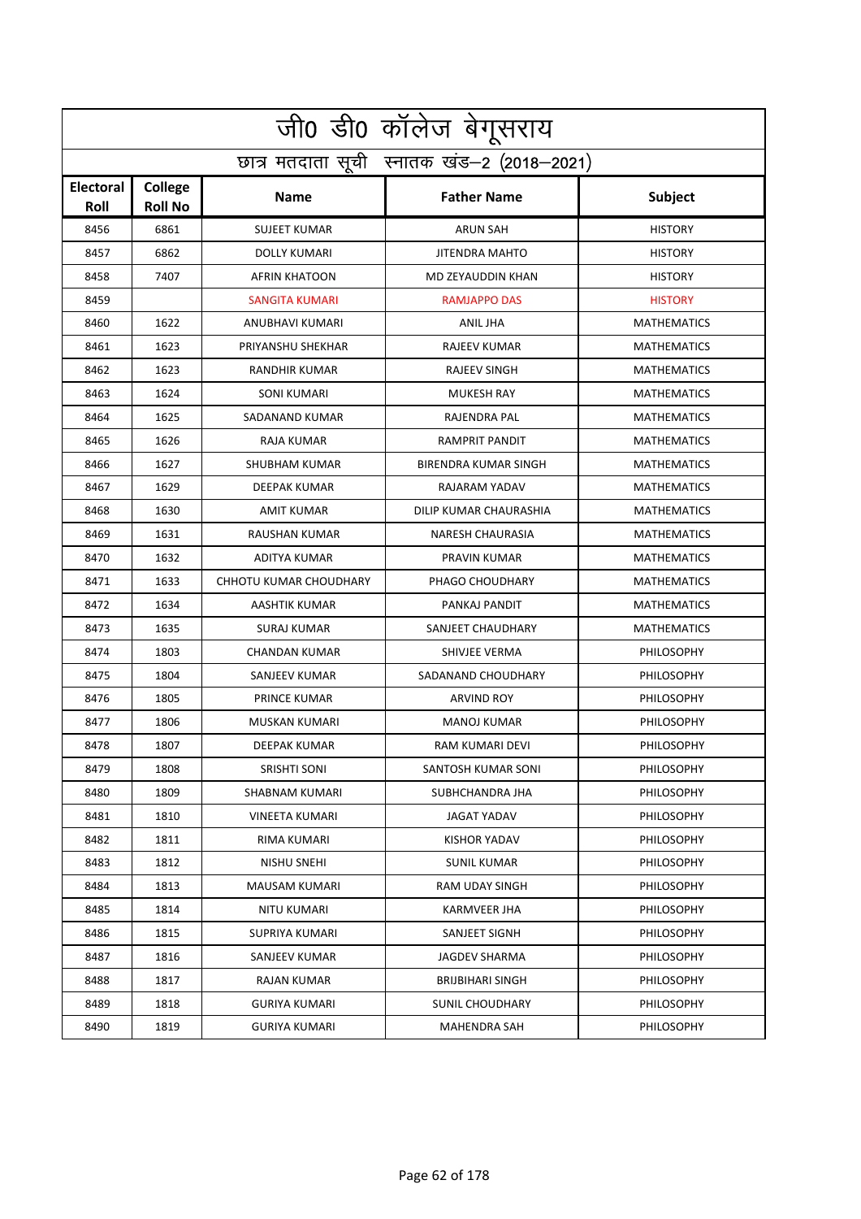# जी0 डी0 कॉलेज बेगूसराय

## छात्र मतदाता सूची स्नातक खंड–2 (2018–2021)

| Electoral Roll | College Roll No | Name | Father Name | Subject |
|---|---|---|---|---|
| 8456 | 6861 | SUJEET KUMAR | ARUN SAH | HISTORY |
| 8457 | 6862 | DOLLY KUMARI | JITENDRA MAHTO | HISTORY |
| 8458 | 7407 | AFRIN KHATOON | MD ZEYAUDDIN KHAN | HISTORY |
| 8459 | | SANGITA KUMARI | RAMJAPPO DAS | HISTORY |
| 8460 | 1622 | ANUBHAVI KUMARI | ANIL JHA | MATHEMATICS |
| 8461 | 1623 | PRIYANSHU SHEKHAR | RAJEEV KUMAR | MATHEMATICS |
| 8462 | 1623 | RANDHIR KUMAR | RAJEEV SINGH | MATHEMATICS |
| 8463 | 1624 | SONI KUMARI | MUKESH RAY | MATHEMATICS |
| 8464 | 1625 | SADANAND KUMAR | RAJENDRA PAL | MATHEMATICS |
| 8465 | 1626 | RAJA KUMAR | RAMPRIT PANDIT | MATHEMATICS |
| 8466 | 1627 | SHUBHAM KUMAR | BIRENDRA KUMAR SINGH | MATHEMATICS |
| 8467 | 1629 | DEEPAK KUMAR | RAJARAM YADAV | MATHEMATICS |
| 8468 | 1630 | AMIT KUMAR | DILIP KUMAR CHAURASHIA | MATHEMATICS |
| 8469 | 1631 | RAUSHAN KUMAR | NARESH CHAURASIA | MATHEMATICS |
| 8470 | 1632 | ADITYA KUMAR | PRAVIN KUMAR | MATHEMATICS |
| 8471 | 1633 | CHHOTU KUMAR CHOUDHARY | PHAGO CHOUDHARY | MATHEMATICS |
| 8472 | 1634 | AASHTIK KUMAR | PANKAJ PANDIT | MATHEMATICS |
| 8473 | 1635 | SURAJ KUMAR | SANJEET CHAUDHARY | MATHEMATICS |
| 8474 | 1803 | CHANDAN KUMAR | SHIVJEE VERMA | PHILOSOPHY |
| 8475 | 1804 | SANJEEV KUMAR | SADANAND CHOUDHARY | PHILOSOPHY |
| 8476 | 1805 | PRINCE KUMAR | ARVIND ROY | PHILOSOPHY |
| 8477 | 1806 | MUSKAN KUMARI | MANOJ KUMAR | PHILOSOPHY |
| 8478 | 1807 | DEEPAK KUMAR | RAM KUMARI DEVI | PHILOSOPHY |
| 8479 | 1808 | SRISHTI SONI | SANTOSH KUMAR SONI | PHILOSOPHY |
| 8480 | 1809 | SHABNAM KUMARI | SUBHCHANDRA JHA | PHILOSOPHY |
| 8481 | 1810 | VINEETA KUMARI | JAGAT YADAV | PHILOSOPHY |
| 8482 | 1811 | RIMA KUMARI | KISHOR YADAV | PHILOSOPHY |
| 8483 | 1812 | NISHU SNEHI | SUNIL KUMAR | PHILOSOPHY |
| 8484 | 1813 | MAUSAM KUMARI | RAM UDAY SINGH | PHILOSOPHY |
| 8485 | 1814 | NITU KUMARI | KARMVEER JHA | PHILOSOPHY |
| 8486 | 1815 | SUPRIYA KUMARI | SANJEET SIGNH | PHILOSOPHY |
| 8487 | 1816 | SANJEEV KUMAR | JAGDEV SHARMA | PHILOSOPHY |
| 8488 | 1817 | RAJAN KUMAR | BRIJBIHARI SINGH | PHILOSOPHY |
| 8489 | 1818 | GURIYA KUMARI | SUNIL CHOUDHARY | PHILOSOPHY |
| 8490 | 1819 | GURIYA KUMARI | MAHENDRA SAH | PHILOSOPHY |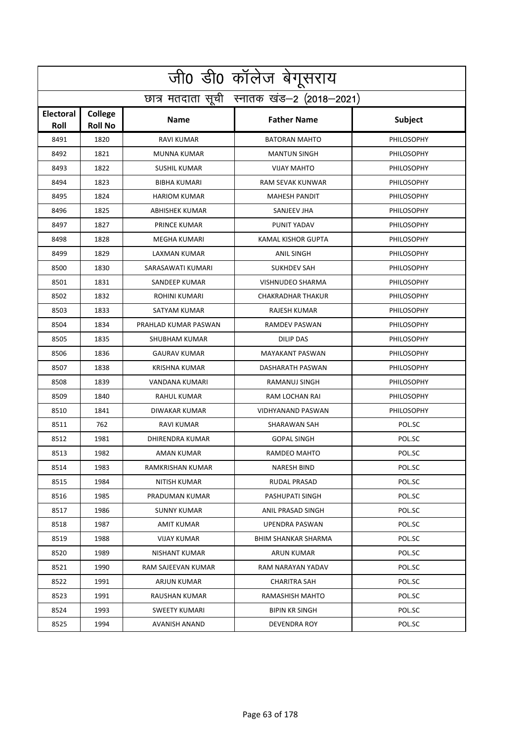# जी0 डी0 कॉलेज बेगूसराय

## छात्र मतदाता सूची स्नातक खंड–2 (2018–2021)

| Electoral Roll | College Roll No | Name | Father Name | Subject |
|---|---|---|---|---|
| 8491 | 1820 | RAVI KUMAR | BATORAN MAHTO | PHILOSOPHY |
| 8492 | 1821 | MUNNA KUMAR | MANTUN SINGH | PHILOSOPHY |
| 8493 | 1822 | SUSHIL KUMAR | VIJAY MAHTO | PHILOSOPHY |
| 8494 | 1823 | BIBHA KUMARI | RAM SEVAK KUNWAR | PHILOSOPHY |
| 8495 | 1824 | HARIOM KUMAR | MAHESH PANDIT | PHILOSOPHY |
| 8496 | 1825 | ABHISHEK KUMAR | SANJEEV JHA | PHILOSOPHY |
| 8497 | 1827 | PRINCE KUMAR | PUNIT YADAV | PHILOSOPHY |
| 8498 | 1828 | MEGHA KUMARI | KAMAL KISHOR GUPTA | PHILOSOPHY |
| 8499 | 1829 | LAXMAN KUMAR | ANIL SINGH | PHILOSOPHY |
| 8500 | 1830 | SARASAWATI KUMARI | SUKHDEV SAH | PHILOSOPHY |
| 8501 | 1831 | SANDEEP KUMAR | VISHNUDEO SHARMA | PHILOSOPHY |
| 8502 | 1832 | ROHINI KUMARI | CHAKRADHAR THAKUR | PHILOSOPHY |
| 8503 | 1833 | SATYAM KUMAR | RAJESH KUMAR | PHILOSOPHY |
| 8504 | 1834 | PRAHLAD KUMAR PASWAN | RAMDEV PASWAN | PHILOSOPHY |
| 8505 | 1835 | SHUBHAM KUMAR | DILIP DAS | PHILOSOPHY |
| 8506 | 1836 | GAURAV KUMAR | MAYAKANT PASWAN | PHILOSOPHY |
| 8507 | 1838 | KRISHNA KUMAR | DASHARATH PASWAN | PHILOSOPHY |
| 8508 | 1839 | VANDANA KUMARI | RAMANUJ SINGH | PHILOSOPHY |
| 8509 | 1840 | RAHUL KUMAR | RAM LOCHAN RAI | PHILOSOPHY |
| 8510 | 1841 | DIWAKAR KUMAR | VIDHYANAND PASWAN | PHILOSOPHY |
| 8511 | 762 | RAVI KUMAR | SHARAWAN SAH | POL.SC |
| 8512 | 1981 | DHIRENDRA KUMAR | GOPAL SINGH | POL.SC |
| 8513 | 1982 | AMAN KUMAR | RAMDEO MAHTO | POL.SC |
| 8514 | 1983 | RAMKRISHAN KUMAR | NARESH BIND | POL.SC |
| 8515 | 1984 | NITISH KUMAR | RUDAL PRASAD | POL.SC |
| 8516 | 1985 | PRADUMAN KUMAR | PASHUPATI SINGH | POL.SC |
| 8517 | 1986 | SUNNY KUMAR | ANIL PRASAD SINGH | POL.SC |
| 8518 | 1987 | AMIT KUMAR | UPENDRA PASWAN | POL.SC |
| 8519 | 1988 | VIJAY KUMAR | BHIM SHANKAR SHARMA | POL.SC |
| 8520 | 1989 | NISHANT KUMAR | ARUN KUMAR | POL.SC |
| 8521 | 1990 | RAM SAJEEVAN KUMAR | RAM NARAYAN YADAV | POL.SC |
| 8522 | 1991 | ARJUN KUMAR | CHARITRA SAH | POL.SC |
| 8523 | 1991 | RAUSHAN KUMAR | RAMASHISH MAHTO | POL.SC |
| 8524 | 1993 | SWEETY KUMARI | BIPIN KR SINGH | POL.SC |
| 8525 | 1994 | AVANISH ANAND | DEVENDRA ROY | POL.SC |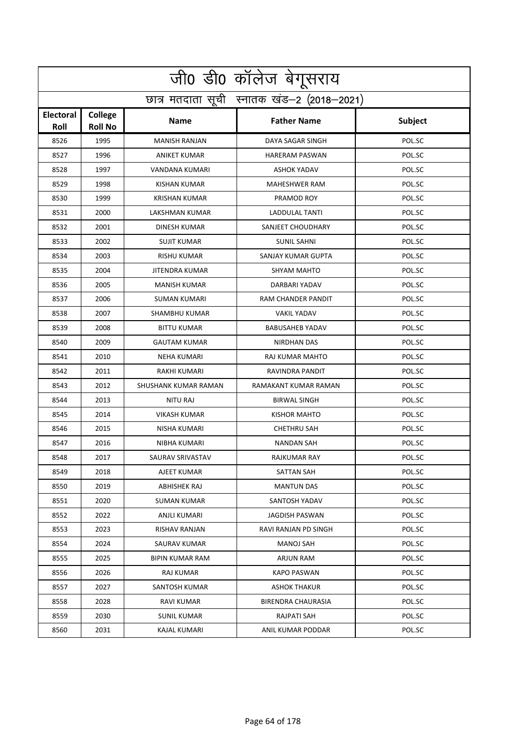# जी0 डी0 कॉलेज बेगूसराय

## छात्र मतदाता सूची स्नातक खंड–2 (2018–2021)

| Electoral Roll | College Roll No | Name | Father Name | Subject |
|---|---|---|---|---|
| 8526 | 1995 | MANISH RANJAN | DAYA SAGAR SINGH | POL.SC |
| 8527 | 1996 | ANIKET KUMAR | HARERAM PASWAN | POL.SC |
| 8528 | 1997 | VANDANA KUMARI | ASHOK YADAV | POL.SC |
| 8529 | 1998 | KISHAN KUMAR | MAHESHWER RAM | POL.SC |
| 8530 | 1999 | KRISHAN KUMAR | PRAMOD ROY | POL.SC |
| 8531 | 2000 | LAKSHMAN KUMAR | LADDULAL TANTI | POL.SC |
| 8532 | 2001 | DINESH KUMAR | SANJEET CHOUDHARY | POL.SC |
| 8533 | 2002 | SUJIT KUMAR | SUNIL SAHNI | POL.SC |
| 8534 | 2003 | RISHU KUMAR | SANJAY KUMAR GUPTA | POL.SC |
| 8535 | 2004 | JITENDRA KUMAR | SHYAM MAHTO | POL.SC |
| 8536 | 2005 | MANISH KUMAR | DARBARI YADAV | POL.SC |
| 8537 | 2006 | SUMAN KUMARI | RAM CHANDER PANDIT | POL.SC |
| 8538 | 2007 | SHAMBHU KUMAR | VAKIL YADAV | POL.SC |
| 8539 | 2008 | BITTU KUMAR | BABUSAHEB YADAV | POL.SC |
| 8540 | 2009 | GAUTAM KUMAR | NIRDHAN DAS | POL.SC |
| 8541 | 2010 | NEHA KUMARI | RAJ KUMAR MAHTO | POL.SC |
| 8542 | 2011 | RAKHI KUMARI | RAVINDRA PANDIT | POL.SC |
| 8543 | 2012 | SHUSHANK KUMAR RAMAN | RAMAKANT KUMAR RAMAN | POL.SC |
| 8544 | 2013 | NITU RAJ | BIRWAL SINGH | POL.SC |
| 8545 | 2014 | VIKASH KUMAR | KISHOR MAHTO | POL.SC |
| 8546 | 2015 | NISHA KUMARI | CHETHRU SAH | POL.SC |
| 8547 | 2016 | NIBHA KUMARI | NANDAN SAH | POL.SC |
| 8548 | 2017 | SAURAV SRIVASTAV | RAJKUMAR RAY | POL.SC |
| 8549 | 2018 | AJEET KUMAR | SATTAN SAH | POL.SC |
| 8550 | 2019 | ABHISHEK RAJ | MANTUN DAS | POL.SC |
| 8551 | 2020 | SUMAN KUMAR | SANTOSH YADAV | POL.SC |
| 8552 | 2022 | ANJLI KUMARI | JAGDISH PASWAN | POL.SC |
| 8553 | 2023 | RISHAV RANJAN | RAVI RANJAN PD SINGH | POL.SC |
| 8554 | 2024 | SAURAV KUMAR | MANOJ SAH | POL.SC |
| 8555 | 2025 | BIPIN KUMAR RAM | ARJUN RAM | POL.SC |
| 8556 | 2026 | RAJ KUMAR | KAPO PASWAN | POL.SC |
| 8557 | 2027 | SANTOSH KUMAR | ASHOK THAKUR | POL.SC |
| 8558 | 2028 | RAVI KUMAR | BIRENDRA CHAURASIA | POL.SC |
| 8559 | 2030 | SUNIL KUMAR | RAJPATI SAH | POL.SC |
| 8560 | 2031 | KAJAL KUMARI | ANIL KUMAR PODDAR | POL.SC |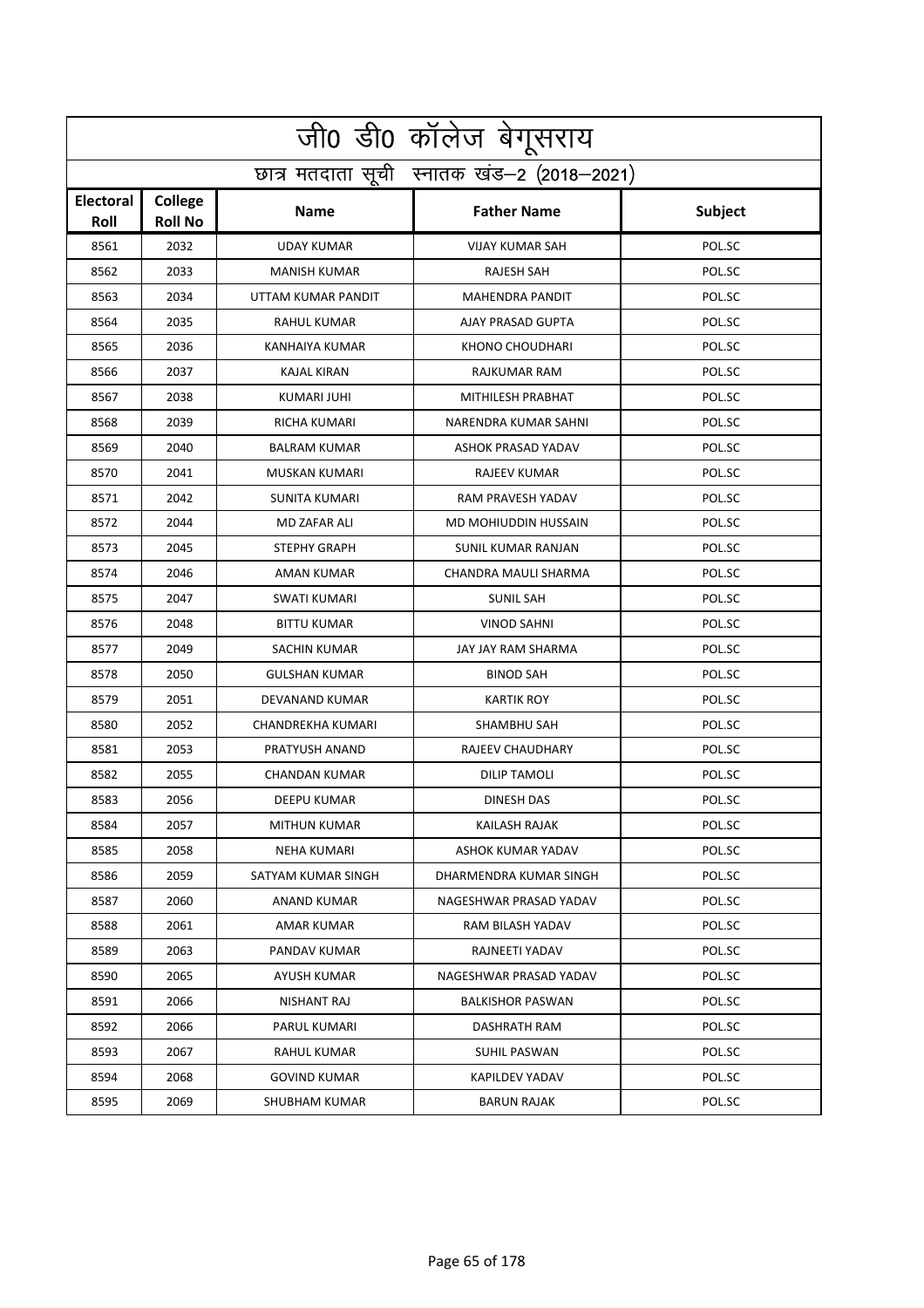| जी0 डी0 कॉलेज बेगूसराय | | | | |
|---|---|---|---|---|
| छात्र मतदाता सूची स्नातक खंड–2 (2018–2021) | | | | |
| **Electoral Roll** | **College Roll No** | **Name** | **Father Name** | **Subject** |
| 8561 | 2032 | UDAY KUMAR | VIJAY KUMAR SAH | POL.SC |
| 8562 | 2033 | MANISH KUMAR | RAJESH SAH | POL.SC |
| 8563 | 2034 | UTTAM KUMAR PANDIT | MAHENDRA PANDIT | POL.SC |
| 8564 | 2035 | RAHUL KUMAR | AJAY PRASAD GUPTA | POL.SC |
| 8565 | 2036 | KANHAIYA KUMAR | KHONO CHOUDHARI | POL.SC |
| 8566 | 2037 | KAJAL KIRAN | RAJKUMAR RAM | POL.SC |
| 8567 | 2038 | KUMARI JUHI | MITHILESH PRABHAT | POL.SC |
| 8568 | 2039 | RICHA KUMARI | NARENDRA KUMAR SAHNI | POL.SC |
| 8569 | 2040 | BALRAM KUMAR | ASHOK PRASAD YADAV | POL.SC |
| 8570 | 2041 | MUSKAN KUMARI | RAJEEV KUMAR | POL.SC |
| 8571 | 2042 | SUNITA KUMARI | RAM PRAVESH YADAV | POL.SC |
| 8572 | 2044 | MD ZAFAR ALI | MD MOHIUDDIN HUSSAIN | POL.SC |
| 8573 | 2045 | STEPHY GRAPH | SUNIL KUMAR RANJAN | POL.SC |
| 8574 | 2046 | AMAN KUMAR | CHANDRA MAULI SHARMA | POL.SC |
| 8575 | 2047 | SWATI KUMARI | SUNIL SAH | POL.SC |
| 8576 | 2048 | BITTU KUMAR | VINOD SAHNI | POL.SC |
| 8577 | 2049 | SACHIN KUMAR | JAY JAY RAM SHARMA | POL.SC |
| 8578 | 2050 | GULSHAN KUMAR | BINOD SAH | POL.SC |
| 8579 | 2051 | DEVANAND KUMAR | KARTIK ROY | POL.SC |
| 8580 | 2052 | CHANDREKHA KUMARI | SHAMBHU SAH | POL.SC |
| 8581 | 2053 | PRATYUSH ANAND | RAJEEV CHAUDHARY | POL.SC |
| 8582 | 2055 | CHANDAN KUMAR | DILIP TAMOLI | POL.SC |
| 8583 | 2056 | DEEPU KUMAR | DINESH DAS | POL.SC |
| 8584 | 2057 | MITHUN KUMAR | KAILASH RAJAK | POL.SC |
| 8585 | 2058 | NEHA KUMARI | ASHOK KUMAR YADAV | POL.SC |
| 8586 | 2059 | SATYAM KUMAR SINGH | DHARMENDRA KUMAR SINGH | POL.SC |
| 8587 | 2060 | ANAND KUMAR | NAGESHWAR PRASAD YADAV | POL.SC |
| 8588 | 2061 | AMAR KUMAR | RAM BILASH YADAV | POL.SC |
| 8589 | 2063 | PANDAV KUMAR | RAJNEETI YADAV | POL.SC |
| 8590 | 2065 | AYUSH KUMAR | NAGESHWAR PRASAD YADAV | POL.SC |
| 8591 | 2066 | NISHANT RAJ | BALKISHOR PASWAN | POL.SC |
| 8592 | 2066 | PARUL KUMARI | DASHRATH RAM | POL.SC |
| 8593 | 2067 | RAHUL KUMAR | SUHIL PASWAN | POL.SC |
| 8594 | 2068 | GOVIND KUMAR | KAPILDEV YADAV | POL.SC |
| 8595 | 2069 | SHUBHAM KUMAR | BARUN RAJAK | POL.SC |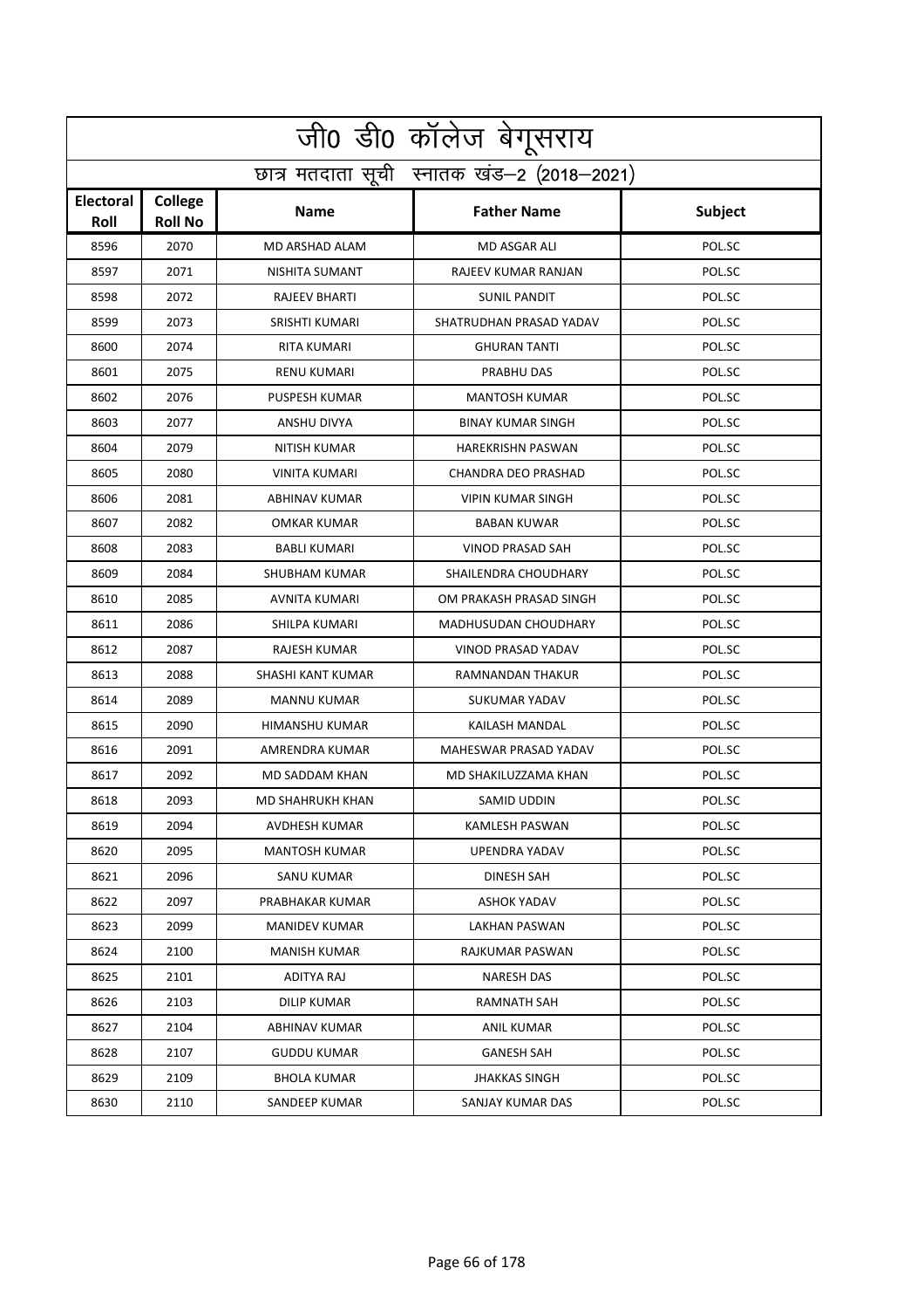# जी0 डी0 कॉलेज बेगूसराय

## छात्र मतदाता सूची स्नातक खंड–2 (2018–2021)

| Electoral Roll | College Roll No | Name | Father Name | Subject |
|---|---|---|---|---|
| 8596 | 2070 | MD ARSHAD ALAM | MD ASGAR ALI | POL.SC |
| 8597 | 2071 | NISHITA SUMANT | RAJEEV KUMAR RANJAN | POL.SC |
| 8598 | 2072 | RAJEEV BHARTI | SUNIL PANDIT | POL.SC |
| 8599 | 2073 | SRISHTI KUMARI | SHATRUDHAN PRASAD YADAV | POL.SC |
| 8600 | 2074 | RITA KUMARI | GHURAN TANTI | POL.SC |
| 8601 | 2075 | RENU KUMARI | PRABHU DAS | POL.SC |
| 8602 | 2076 | PUSPESH KUMAR | MANTOSH KUMAR | POL.SC |
| 8603 | 2077 | ANSHU DIVYA | BINAY KUMAR SINGH | POL.SC |
| 8604 | 2079 | NITISH KUMAR | HAREKRISHN PASWAN | POL.SC |
| 8605 | 2080 | VINITA KUMARI | CHANDRA DEO PRASHAD | POL.SC |
| 8606 | 2081 | ABHINAV KUMAR | VIPIN KUMAR SINGH | POL.SC |
| 8607 | 2082 | OMKAR KUMAR | BABAN KUWAR | POL.SC |
| 8608 | 2083 | BABLI KUMARI | VINOD PRASAD SAH | POL.SC |
| 8609 | 2084 | SHUBHAM KUMAR | SHAILENDRA CHOUDHARY | POL.SC |
| 8610 | 2085 | AVNITA KUMARI | OM PRAKASH PRASAD SINGH | POL.SC |
| 8611 | 2086 | SHILPA KUMARI | MADHUSUDAN CHOUDHARY | POL.SC |
| 8612 | 2087 | RAJESH KUMAR | VINOD PRASAD YADAV | POL.SC |
| 8613 | 2088 | SHASHI KANT KUMAR | RAMNANDAN THAKUR | POL.SC |
| 8614 | 2089 | MANNU KUMAR | SUKUMAR YADAV | POL.SC |
| 8615 | 2090 | HIMANSHU KUMAR | KAILASH MANDAL | POL.SC |
| 8616 | 2091 | AMRENDRA KUMAR | MAHESWAR PRASAD YADAV | POL.SC |
| 8617 | 2092 | MD SADDAM KHAN | MD SHAKILUZZAMA KHAN | POL.SC |
| 8618 | 2093 | MD SHAHRUKH KHAN | SAMID UDDIN | POL.SC |
| 8619 | 2094 | AVDHESH KUMAR | KAMLESH PASWAN | POL.SC |
| 8620 | 2095 | MANTOSH KUMAR | UPENDRA YADAV | POL.SC |
| 8621 | 2096 | SANU KUMAR | DINESH SAH | POL.SC |
| 8622 | 2097 | PRABHAKAR KUMAR | ASHOK YADAV | POL.SC |
| 8623 | 2099 | MANIDEV KUMAR | LAKHAN PASWAN | POL.SC |
| 8624 | 2100 | MANISH KUMAR | RAJKUMAR PASWAN | POL.SC |
| 8625 | 2101 | ADITYA RAJ | NARESH DAS | POL.SC |
| 8626 | 2103 | DILIP KUMAR | RAMNATH SAH | POL.SC |
| 8627 | 2104 | ABHINAV KUMAR | ANIL KUMAR | POL.SC |
| 8628 | 2107 | GUDDU KUMAR | GANESH SAH | POL.SC |
| 8629 | 2109 | BHOLA KUMAR | JHAKKAS SINGH | POL.SC |
| 8630 | 2110 | SANDEEP KUMAR | SANJAY KUMAR DAS | POL.SC |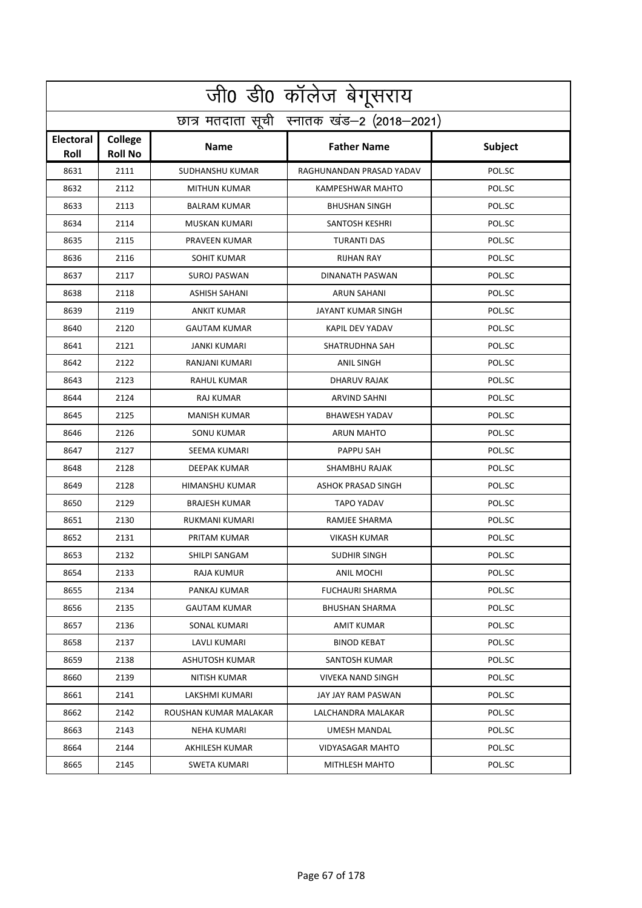# जी0 डी0 कॉलेज बेगूसराय

## छात्र मतदाता सूची स्नातक खंड–2 (2018–2021)

| Electoral Roll | College Roll No | Name | Father Name | Subject |
|---|---|---|---|---|
| 8631 | 2111 | SUDHANSHU KUMAR | RAGHUNANDAN PRASAD YADAV | POL.SC |
| 8632 | 2112 | MITHUN KUMAR | KAMPESHWAR MAHTO | POL.SC |
| 8633 | 2113 | BALRAM KUMAR | BHUSHAN SINGH | POL.SC |
| 8634 | 2114 | MUSKAN KUMARI | SANTOSH KESHRI | POL.SC |
| 8635 | 2115 | PRAVEEN KUMAR | TURANTI DAS | POL.SC |
| 8636 | 2116 | SOHIT KUMAR | RIJHAN RAY | POL.SC |
| 8637 | 2117 | SUROJ PASWAN | DINANATH PASWAN | POL.SC |
| 8638 | 2118 | ASHISH SAHANI | ARUN SAHANI | POL.SC |
| 8639 | 2119 | ANKIT KUMAR | JAYANT KUMAR SINGH | POL.SC |
| 8640 | 2120 | GAUTAM KUMAR | KAPIL DEV YADAV | POL.SC |
| 8641 | 2121 | JANKI KUMARI | SHATRUDHNA SAH | POL.SC |
| 8642 | 2122 | RANJANI KUMARI | ANIL SINGH | POL.SC |
| 8643 | 2123 | RAHUL KUMAR | DHARUV RAJAK | POL.SC |
| 8644 | 2124 | RAJ KUMAR | ARVIND SAHNI | POL.SC |
| 8645 | 2125 | MANISH KUMAR | BHAWESH YADAV | POL.SC |
| 8646 | 2126 | SONU KUMAR | ARUN MAHTO | POL.SC |
| 8647 | 2127 | SEEMA KUMARI | PAPPU SAH | POL.SC |
| 8648 | 2128 | DEEPAK KUMAR | SHAMBHU RAJAK | POL.SC |
| 8649 | 2128 | HIMANSHU KUMAR | ASHOK PRASAD SINGH | POL.SC |
| 8650 | 2129 | BRAJESH KUMAR | TAPO YADAV | POL.SC |
| 8651 | 2130 | RUKMANI KUMARI | RAMJEE SHARMA | POL.SC |
| 8652 | 2131 | PRITAM KUMAR | VIKASH KUMAR | POL.SC |
| 8653 | 2132 | SHILPI SANGAM | SUDHIR SINGH | POL.SC |
| 8654 | 2133 | RAJA KUMUR | ANIL MOCHI | POL.SC |
| 8655 | 2134 | PANKAJ KUMAR | FUCHAURI SHARMA | POL.SC |
| 8656 | 2135 | GAUTAM KUMAR | BHUSHAN SHARMA | POL.SC |
| 8657 | 2136 | SONAL KUMARI | AMIT KUMAR | POL.SC |
| 8658 | 2137 | LAVLI KUMARI | BINOD KEBAT | POL.SC |
| 8659 | 2138 | ASHUTOSH KUMAR | SANTOSH KUMAR | POL.SC |
| 8660 | 2139 | NITISH KUMAR | VIVEKA NAND SINGH | POL.SC |
| 8661 | 2141 | LAKSHMI KUMARI | JAY JAY RAM PASWAN | POL.SC |
| 8662 | 2142 | ROUSHAN KUMAR MALAKAR | LALCHANDRA MALAKAR | POL.SC |
| 8663 | 2143 | NEHA KUMARI | UMESH MANDAL | POL.SC |
| 8664 | 2144 | AKHILESH KUMAR | VIDYASAGAR MAHTO | POL.SC |
| 8665 | 2145 | SWETA KUMARI | MITHLESH MAHTO | POL.SC |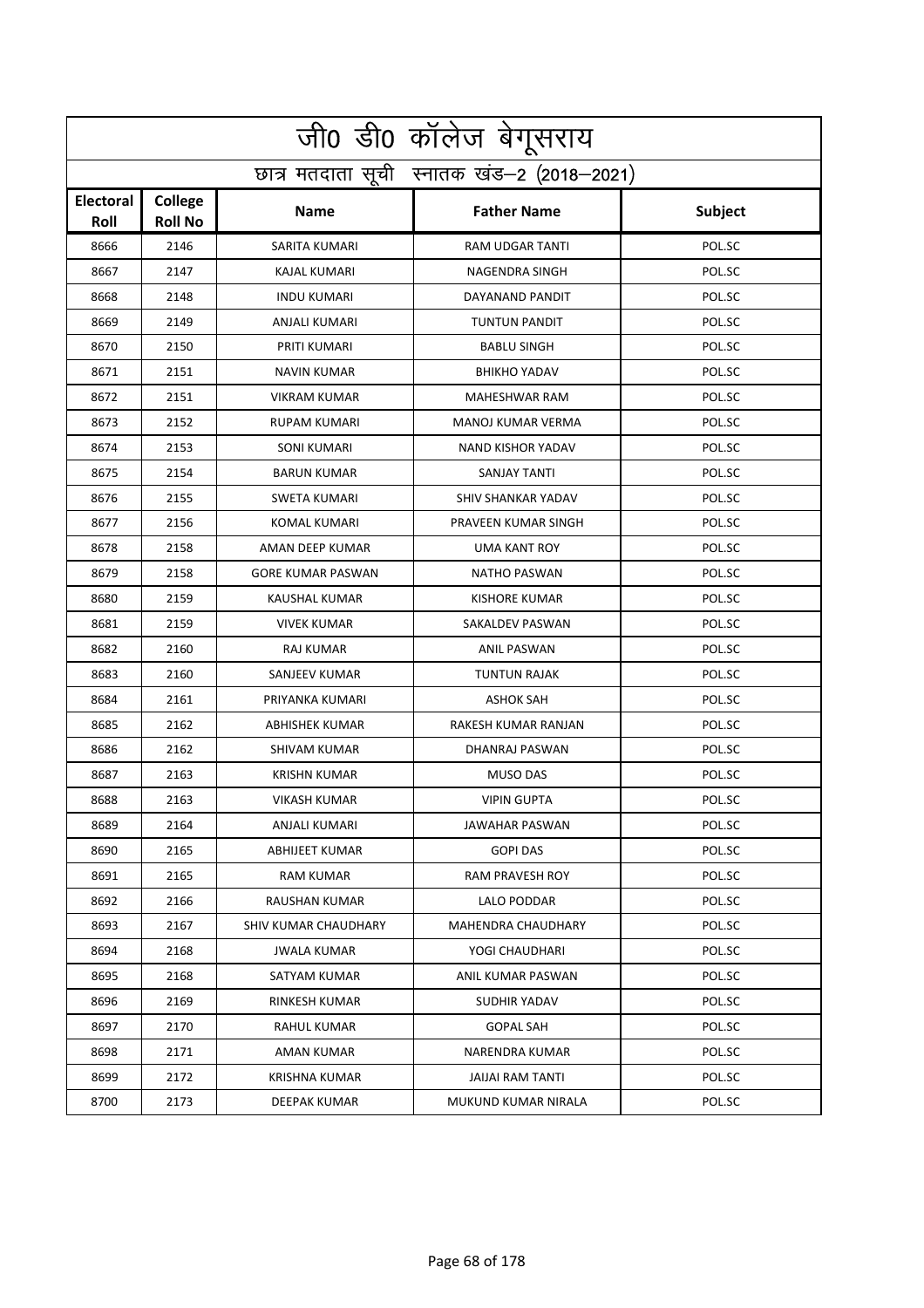# जी0 डी0 कॉलेज बेगूसराय

## छात्र मतदाता सूची स्नातक खंड–2 (2018–2021)

| Electoral Roll | College Roll No | Name | Father Name | Subject |
|---|---|---|---|---|
| 8666 | 2146 | SARITA KUMARI | RAM UDGAR TANTI | POL.SC |
| 8667 | 2147 | KAJAL KUMARI | NAGENDRA SINGH | POL.SC |
| 8668 | 2148 | INDU KUMARI | DAYANAND PANDIT | POL.SC |
| 8669 | 2149 | ANJALI KUMARI | TUNTUN PANDIT | POL.SC |
| 8670 | 2150 | PRITI KUMARI | BABLU SINGH | POL.SC |
| 8671 | 2151 | NAVIN KUMAR | BHIKHO YADAV | POL.SC |
| 8672 | 2151 | VIKRAM KUMAR | MAHESHWAR RAM | POL.SC |
| 8673 | 2152 | RUPAM KUMARI | MANOJ KUMAR VERMA | POL.SC |
| 8674 | 2153 | SONI KUMARI | NAND KISHOR YADAV | POL.SC |
| 8675 | 2154 | BARUN KUMAR | SANJAY TANTI | POL.SC |
| 8676 | 2155 | SWETA KUMARI | SHIV SHANKAR YADAV | POL.SC |
| 8677 | 2156 | KOMAL KUMARI | PRAVEEN KUMAR SINGH | POL.SC |
| 8678 | 2158 | AMAN DEEP KUMAR | UMA KANT ROY | POL.SC |
| 8679 | 2158 | GORE KUMAR PASWAN | NATHO PASWAN | POL.SC |
| 8680 | 2159 | KAUSHAL KUMAR | KISHORE KUMAR | POL.SC |
| 8681 | 2159 | VIVEK KUMAR | SAKALDEV PASWAN | POL.SC |
| 8682 | 2160 | RAJ KUMAR | ANIL PASWAN | POL.SC |
| 8683 | 2160 | SANJEEV KUMAR | TUNTUN RAJAK | POL.SC |
| 8684 | 2161 | PRIYANKA KUMARI | ASHOK SAH | POL.SC |
| 8685 | 2162 | ABHISHEK KUMAR | RAKESH KUMAR RANJAN | POL.SC |
| 8686 | 2162 | SHIVAM KUMAR | DHANRAJ PASWAN | POL.SC |
| 8687 | 2163 | KRISHN KUMAR | MUSO DAS | POL.SC |
| 8688 | 2163 | VIKASH KUMAR | VIPIN GUPTA | POL.SC |
| 8689 | 2164 | ANJALI KUMARI | JAWAHAR PASWAN | POL.SC |
| 8690 | 2165 | ABHIJEET KUMAR | GOPI DAS | POL.SC |
| 8691 | 2165 | RAM KUMAR | RAM PRAVESH ROY | POL.SC |
| 8692 | 2166 | RAUSHAN KUMAR | LALO PODDAR | POL.SC |
| 8693 | 2167 | SHIV KUMAR CHAUDHARY | MAHENDRA CHAUDHARY | POL.SC |
| 8694 | 2168 | JWALA KUMAR | YOGI CHAUDHARI | POL.SC |
| 8695 | 2168 | SATYAM KUMAR | ANIL KUMAR PASWAN | POL.SC |
| 8696 | 2169 | RINKESH KUMAR | SUDHIR YADAV | POL.SC |
| 8697 | 2170 | RAHUL KUMAR | GOPAL SAH | POL.SC |
| 8698 | 2171 | AMAN KUMAR | NARENDRA KUMAR | POL.SC |
| 8699 | 2172 | KRISHNA KUMAR | JAIJAI RAM TANTI | POL.SC |
| 8700 | 2173 | DEEPAK KUMAR | MUKUND KUMAR NIRALA | POL.SC |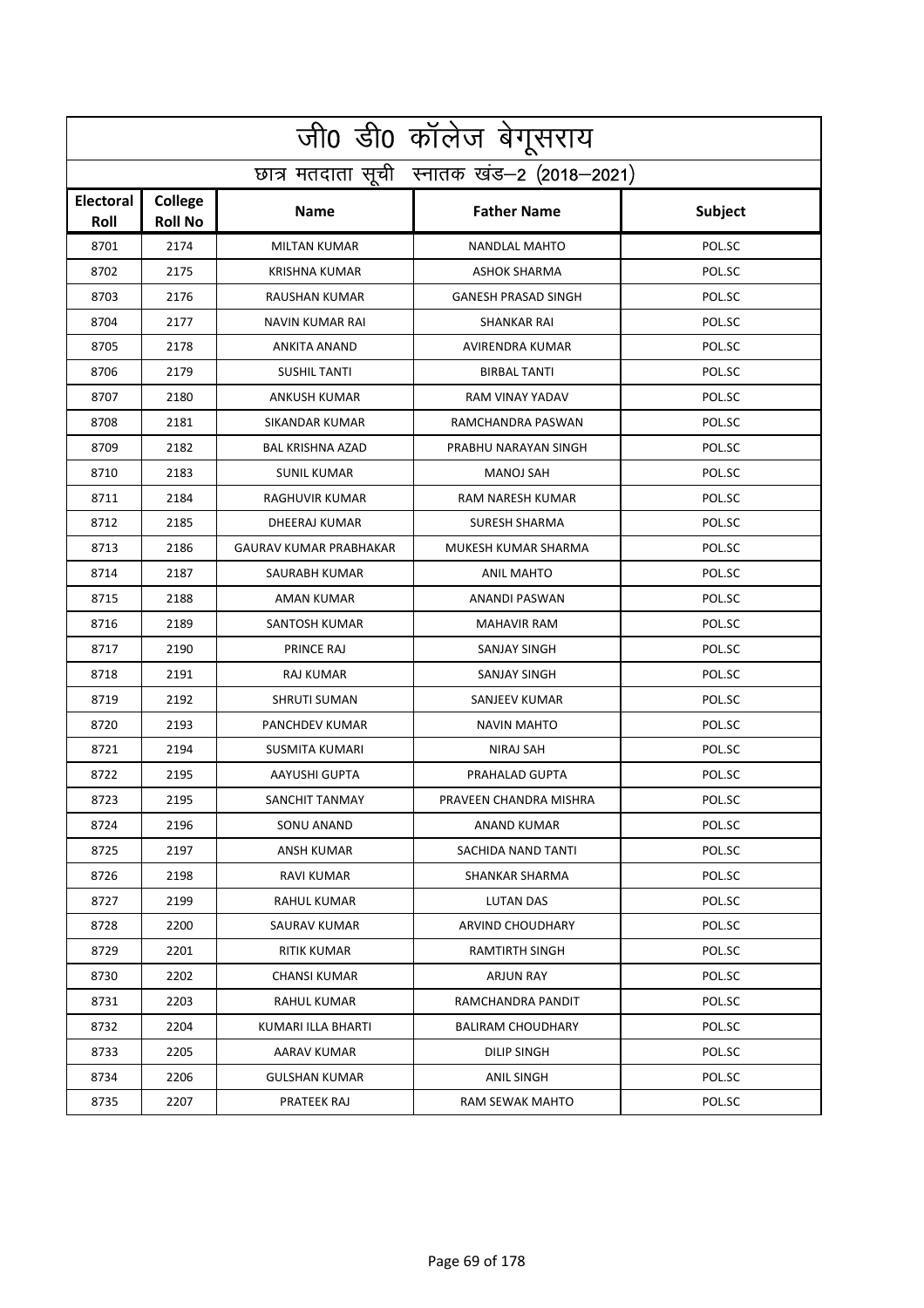# जी0 डी0 कॉलेज बेगूसराय

## छात्र मतदाता सूची स्नातक खंड–2 (2018–2021)

| Electoral Roll | College Roll No | Name | Father Name | Subject |
|---|---|---|---|---|
| 8701 | 2174 | MILTAN KUMAR | NANDLAL MAHTO | POL.SC |
| 8702 | 2175 | KRISHNA KUMAR | ASHOK SHARMA | POL.SC |
| 8703 | 2176 | RAUSHAN KUMAR | GANESH PRASAD SINGH | POL.SC |
| 8704 | 2177 | NAVIN KUMAR RAI | SHANKAR RAI | POL.SC |
| 8705 | 2178 | ANKITA ANAND | AVIRENDRA KUMAR | POL.SC |
| 8706 | 2179 | SUSHIL TANTI | BIRBAL TANTI | POL.SC |
| 8707 | 2180 | ANKUSH KUMAR | RAM VINAY YADAV | POL.SC |
| 8708 | 2181 | SIKANDAR KUMAR | RAMCHANDRA PASWAN | POL.SC |
| 8709 | 2182 | BAL KRISHNA AZAD | PRABHU NARAYAN SINGH | POL.SC |
| 8710 | 2183 | SUNIL KUMAR | MANOJ SAH | POL.SC |
| 8711 | 2184 | RAGHUVIR KUMAR | RAM NARESH KUMAR | POL.SC |
| 8712 | 2185 | DHEERAJ KUMAR | SURESH SHARMA | POL.SC |
| 8713 | 2186 | GAURAV KUMAR PRABHAKAR | MUKESH KUMAR SHARMA | POL.SC |
| 8714 | 2187 | SAURABH KUMAR | ANIL MAHTO | POL.SC |
| 8715 | 2188 | AMAN KUMAR | ANANDI PASWAN | POL.SC |
| 8716 | 2189 | SANTOSH KUMAR | MAHAVIR RAM | POL.SC |
| 8717 | 2190 | PRINCE RAJ | SANJAY SINGH | POL.SC |
| 8718 | 2191 | RAJ KUMAR | SANJAY SINGH | POL.SC |
| 8719 | 2192 | SHRUTI SUMAN | SANJEEV KUMAR | POL.SC |
| 8720 | 2193 | PANCHDEV KUMAR | NAVIN MAHTO | POL.SC |
| 8721 | 2194 | SUSMITA KUMARI | NIRAJ SAH | POL.SC |
| 8722 | 2195 | AAYUSHI GUPTA | PRAHALAD GUPTA | POL.SC |
| 8723 | 2195 | SANCHIT TANMAY | PRAVEEN CHANDRA MISHRA | POL.SC |
| 8724 | 2196 | SONU ANAND | ANAND KUMAR | POL.SC |
| 8725 | 2197 | ANSH KUMAR | SACHIDA NAND TANTI | POL.SC |
| 8726 | 2198 | RAVI KUMAR | SHANKAR SHARMA | POL.SC |
| 8727 | 2199 | RAHUL KUMAR | LUTAN DAS | POL.SC |
| 8728 | 2200 | SAURAV KUMAR | ARVIND CHOUDHARY | POL.SC |
| 8729 | 2201 | RITIK KUMAR | RAMTIRTH SINGH | POL.SC |
| 8730 | 2202 | CHANSI KUMAR | ARJUN RAY | POL.SC |
| 8731 | 2203 | RAHUL KUMAR | RAMCHANDRA PANDIT | POL.SC |
| 8732 | 2204 | KUMARI ILLA BHARTI | BALIRAM CHOUDHARY | POL.SC |
| 8733 | 2205 | AARAV KUMAR | DILIP SINGH | POL.SC |
| 8734 | 2206 | GULSHAN KUMAR | ANIL SINGH | POL.SC |
| 8735 | 2207 | PRATEEK RAJ | RAM SEWAK MAHTO | POL.SC |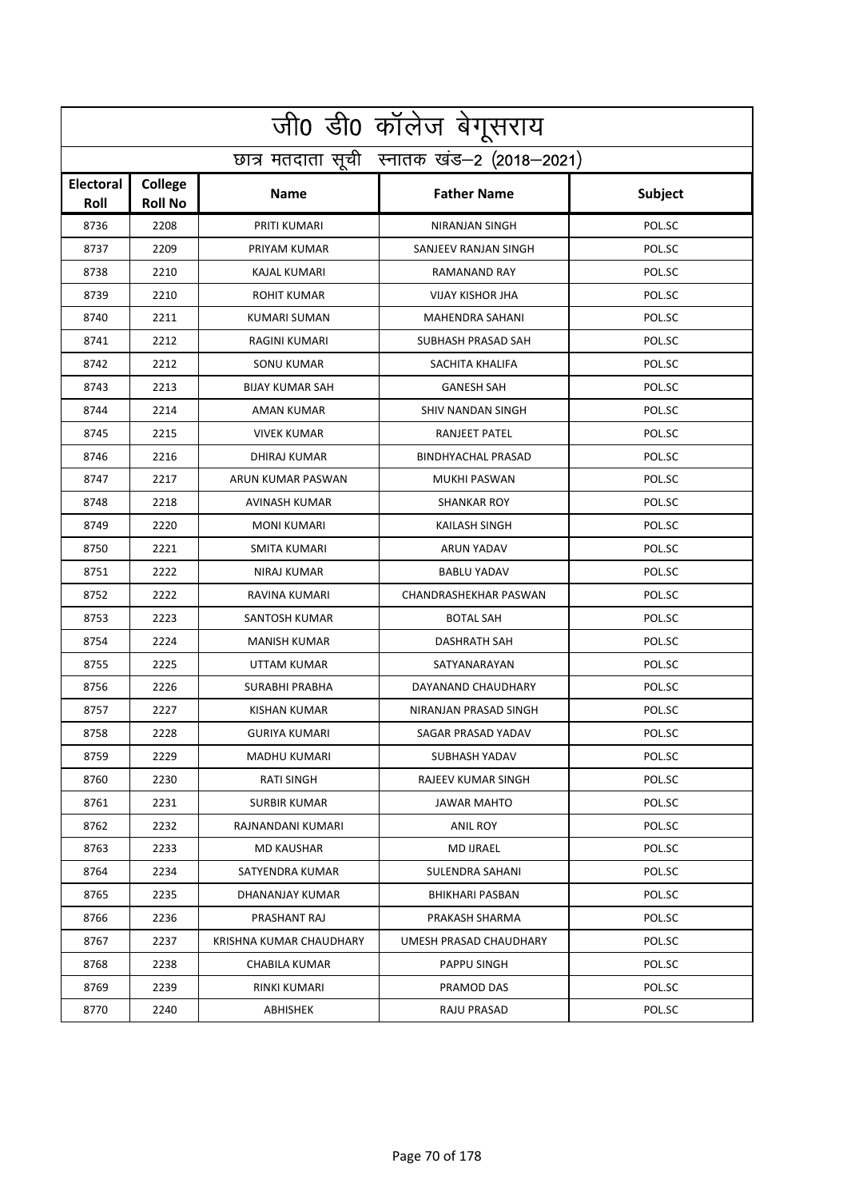# जी0 डी0 कॉलेज बेगूसराय

## छात्र मतदाता सूची स्नातक खंड–2 (2018–2021)

| Electoral Roll | College Roll No | Name | Father Name | Subject |
|---|---|---|---|---|
| 8736 | 2208 | PRITI KUMARI | NIRANJAN SINGH | POL.SC |
| 8737 | 2209 | PRIYAM KUMAR | SANJEEV RANJAN SINGH | POL.SC |
| 8738 | 2210 | KAJAL KUMARI | RAMANAND RAY | POL.SC |
| 8739 | 2210 | ROHIT KUMAR | VIJAY KISHOR JHA | POL.SC |
| 8740 | 2211 | KUMARI SUMAN | MAHENDRA SAHANI | POL.SC |
| 8741 | 2212 | RAGINI KUMARI | SUBHASH PRASAD SAH | POL.SC |
| 8742 | 2212 | SONU KUMAR | SACHITA KHALIFA | POL.SC |
| 8743 | 2213 | BIJAY KUMAR SAH | GANESH SAH | POL.SC |
| 8744 | 2214 | AMAN KUMAR | SHIV NANDAN SINGH | POL.SC |
| 8745 | 2215 | VIVEK KUMAR | RANJEET PATEL | POL.SC |
| 8746 | 2216 | DHIRAJ KUMAR | BINDHYACHAL PRASAD | POL.SC |
| 8747 | 2217 | ARUN KUMAR PASWAN | MUKHI PASWAN | POL.SC |
| 8748 | 2218 | AVINASH KUMAR | SHANKAR ROY | POL.SC |
| 8749 | 2220 | MONI KUMARI | KAILASH SINGH | POL.SC |
| 8750 | 2221 | SMITA KUMARI | ARUN YADAV | POL.SC |
| 8751 | 2222 | NIRAJ KUMAR | BABLU YADAV | POL.SC |
| 8752 | 2222 | RAVINA KUMARI | CHANDRASHEKHAR PASWAN | POL.SC |
| 8753 | 2223 | SANTOSH KUMAR | BOTAL SAH | POL.SC |
| 8754 | 2224 | MANISH KUMAR | DASHRATH SAH | POL.SC |
| 8755 | 2225 | UTTAM KUMAR | SATYANARAYAN | POL.SC |
| 8756 | 2226 | SURABHI PRABHA | DAYANAND CHAUDHARY | POL.SC |
| 8757 | 2227 | KISHAN KUMAR | NIRANJAN PRASAD SINGH | POL.SC |
| 8758 | 2228 | GURIYA KUMARI | SAGAR PRASAD YADAV | POL.SC |
| 8759 | 2229 | MADHU KUMARI | SUBHASH YADAV | POL.SC |
| 8760 | 2230 | RATI SINGH | RAJEEV KUMAR SINGH | POL.SC |
| 8761 | 2231 | SURBIR KUMAR | JAWAR MAHTO | POL.SC |
| 8762 | 2232 | RAJNANDANI KUMARI | ANIL ROY | POL.SC |
| 8763 | 2233 | MD KAUSHAR | MD IJRAEL | POL.SC |
| 8764 | 2234 | SATYENDRA KUMAR | SULENDRA SAHANI | POL.SC |
| 8765 | 2235 | DHANANJAY KUMAR | BHIKHARI PASBAN | POL.SC |
| 8766 | 2236 | PRASHANT RAJ | PRAKASH SHARMA | POL.SC |
| 8767 | 2237 | KRISHNA KUMAR CHAUDHARY | UMESH PRASAD CHAUDHARY | POL.SC |
| 8768 | 2238 | CHABILA KUMAR | PAPPU SINGH | POL.SC |
| 8769 | 2239 | RINKI KUMARI | PRAMOD DAS | POL.SC |
| 8770 | 2240 | ABHISHEK | RAJU PRASAD | POL.SC |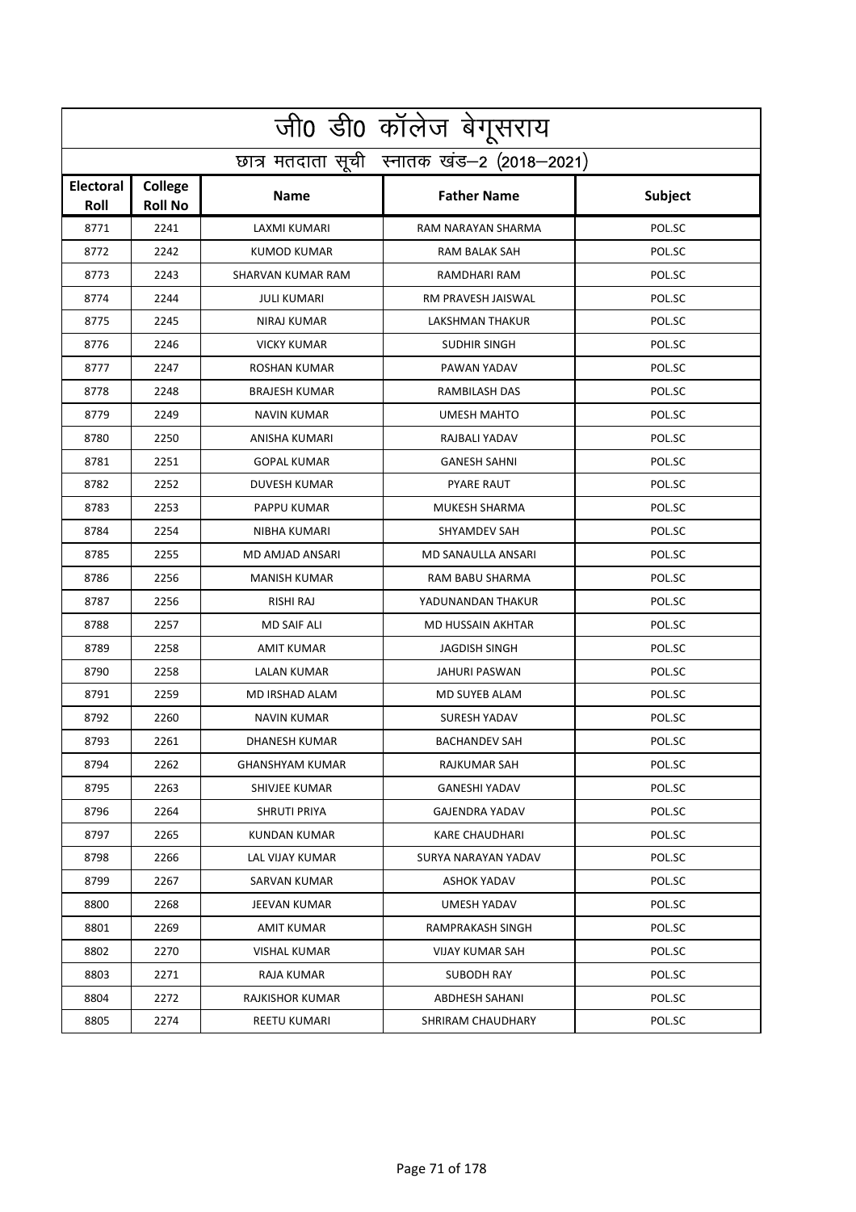# जी0 डी0 कॉलेज बेगूसराय

## छात्र मतदाता सूची स्नातक खंड–2 (2018–2021)

| Electoral Roll | College Roll No | Name | Father Name | Subject |
|---|---|---|---|---|
| 8771 | 2241 | LAXMI KUMARI | RAM NARAYAN SHARMA | POL.SC |
| 8772 | 2242 | KUMOD KUMAR | RAM BALAK SAH | POL.SC |
| 8773 | 2243 | SHARVAN KUMAR RAM | RAMDHARI RAM | POL.SC |
| 8774 | 2244 | JULI KUMARI | RM PRAVESH JAISWAL | POL.SC |
| 8775 | 2245 | NIRAJ KUMAR | LAKSHMAN THAKUR | POL.SC |
| 8776 | 2246 | VICKY KUMAR | SUDHIR SINGH | POL.SC |
| 8777 | 2247 | ROSHAN KUMAR | PAWAN YADAV | POL.SC |
| 8778 | 2248 | BRAJESH KUMAR | RAMBILASH DAS | POL.SC |
| 8779 | 2249 | NAVIN KUMAR | UMESH MAHTO | POL.SC |
| 8780 | 2250 | ANISHA KUMARI | RAJBALI YADAV | POL.SC |
| 8781 | 2251 | GOPAL KUMAR | GANESH SAHNI | POL.SC |
| 8782 | 2252 | DUVESH KUMAR | PYARE RAUT | POL.SC |
| 8783 | 2253 | PAPPU KUMAR | MUKESH SHARMA | POL.SC |
| 8784 | 2254 | NIBHA KUMARI | SHYAMDEV SAH | POL.SC |
| 8785 | 2255 | MD AMJAD ANSARI | MD SANAULLA ANSARI | POL.SC |
| 8786 | 2256 | MANISH KUMAR | RAM BABU SHARMA | POL.SC |
| 8787 | 2256 | RISHI RAJ | YADUNANDAN THAKUR | POL.SC |
| 8788 | 2257 | MD SAIF ALI | MD HUSSAIN AKHTAR | POL.SC |
| 8789 | 2258 | AMIT KUMAR | JAGDISH SINGH | POL.SC |
| 8790 | 2258 | LALAN KUMAR | JAHURI PASWAN | POL.SC |
| 8791 | 2259 | MD IRSHAD ALAM | MD SUYEB ALAM | POL.SC |
| 8792 | 2260 | NAVIN KUMAR | SURESH YADAV | POL.SC |
| 8793 | 2261 | DHANESH KUMAR | BACHANDEV SAH | POL.SC |
| 8794 | 2262 | GHANSHYAM KUMAR | RAJKUMAR SAH | POL.SC |
| 8795 | 2263 | SHIVJEE KUMAR | GANESHI YADAV | POL.SC |
| 8796 | 2264 | SHRUTI PRIYA | GAJENDRA YADAV | POL.SC |
| 8797 | 2265 | KUNDAN KUMAR | KARE CHAUDHARI | POL.SC |
| 8798 | 2266 | LAL VIJAY KUMAR | SURYA NARAYAN YADAV | POL.SC |
| 8799 | 2267 | SARVAN KUMAR | ASHOK YADAV | POL.SC |
| 8800 | 2268 | JEEVAN KUMAR | UMESH YADAV | POL.SC |
| 8801 | 2269 | AMIT KUMAR | RAMPRAKASH SINGH | POL.SC |
| 8802 | 2270 | VISHAL KUMAR | VIJAY KUMAR SAH | POL.SC |
| 8803 | 2271 | RAJA KUMAR | SUBODH RAY | POL.SC |
| 8804 | 2272 | RAJKISHOR KUMAR | ABDHESH SAHANI | POL.SC |
| 8805 | 2274 | REETU KUMARI | SHRIRAM CHAUDHARY | POL.SC |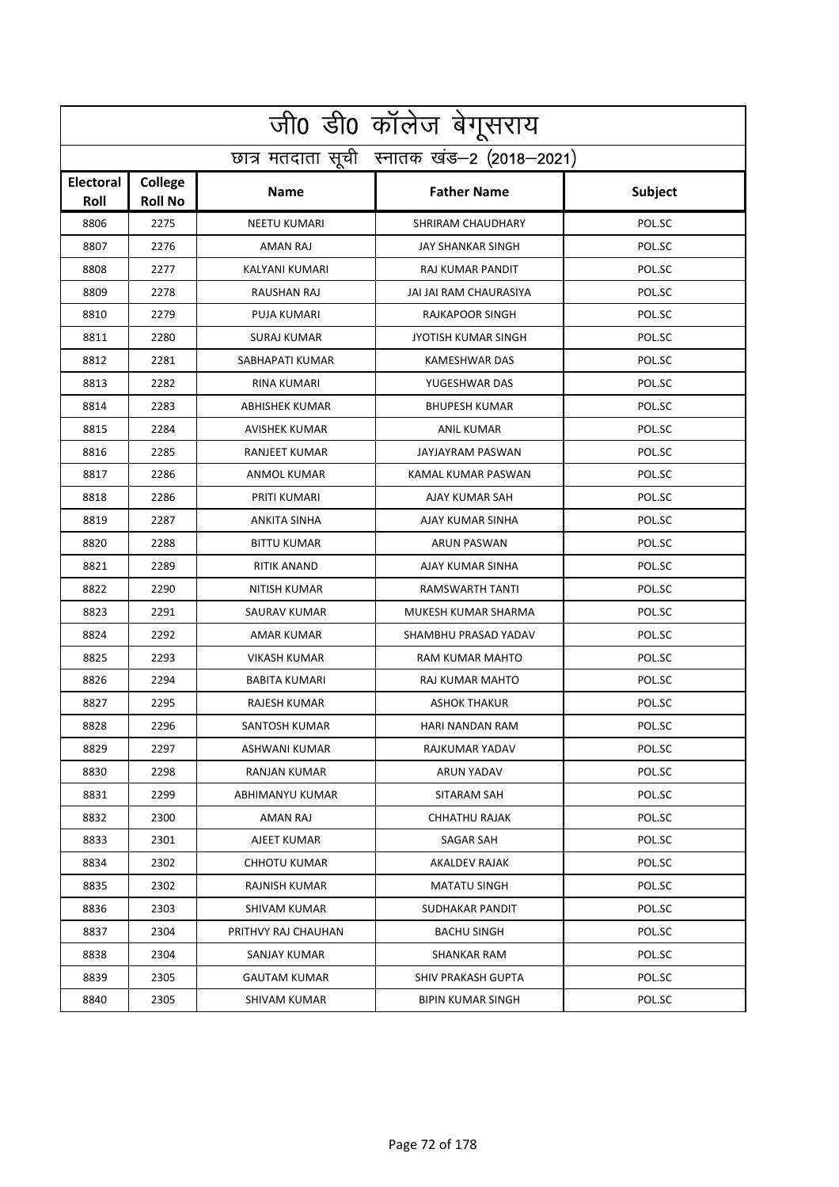| जी0 डी0 कॉलेज बेगूसराय | | | | |
|---|---|---|---|---|
| छात्र मतदाता सूची स्नातक खंड–2 (2018–2021) | | | | |
| **Electoral Roll** | **College Roll No** | **Name** | **Father Name** | **Subject** |
| 8806 | 2275 | NEETU KUMARI | SHRIRAM CHAUDHARY | POL.SC |
| 8807 | 2276 | AMAN RAJ | JAY SHANKAR SINGH | POL.SC |
| 8808 | 2277 | KALYANI KUMARI | RAJ KUMAR PANDIT | POL.SC |
| 8809 | 2278 | RAUSHAN RAJ | JAI JAI RAM CHAURASIYA | POL.SC |
| 8810 | 2279 | PUJA KUMARI | RAJKAPOOR SINGH | POL.SC |
| 8811 | 2280 | SURAJ KUMAR | JYOTISH KUMAR SINGH | POL.SC |
| 8812 | 2281 | SABHAPATI KUMAR | KAMESHWAR DAS | POL.SC |
| 8813 | 2282 | RINA KUMARI | YUGESHWAR DAS | POL.SC |
| 8814 | 2283 | ABHISHEK KUMAR | BHUPESH KUMAR | POL.SC |
| 8815 | 2284 | AVISHEK KUMAR | ANIL KUMAR | POL.SC |
| 8816 | 2285 | RANJEET KUMAR | JAYJAYRAM PASWAN | POL.SC |
| 8817 | 2286 | ANMOL KUMAR | KAMAL KUMAR PASWAN | POL.SC |
| 8818 | 2286 | PRITI KUMARI | AJAY KUMAR SAH | POL.SC |
| 8819 | 2287 | ANKITA SINHA | AJAY KUMAR SINHA | POL.SC |
| 8820 | 2288 | BITTU KUMAR | ARUN PASWAN | POL.SC |
| 8821 | 2289 | RITIK ANAND | AJAY KUMAR SINHA | POL.SC |
| 8822 | 2290 | NITISH KUMAR | RAMSWARTH TANTI | POL.SC |
| 8823 | 2291 | SAURAV KUMAR | MUKESH KUMAR SHARMA | POL.SC |
| 8824 | 2292 | AMAR KUMAR | SHAMBHU PRASAD YADAV | POL.SC |
| 8825 | 2293 | VIKASH KUMAR | RAM KUMAR MAHTO | POL.SC |
| 8826 | 2294 | BABITA KUMARI | RAJ KUMAR MAHTO | POL.SC |
| 8827 | 2295 | RAJESH KUMAR | ASHOK THAKUR | POL.SC |
| 8828 | 2296 | SANTOSH KUMAR | HARI NANDAN RAM | POL.SC |
| 8829 | 2297 | ASHWANI KUMAR | RAJKUMAR YADAV | POL.SC |
| 8830 | 2298 | RANJAN KUMAR | ARUN YADAV | POL.SC |
| 8831 | 2299 | ABHIMANYU KUMAR | SITARAM SAH | POL.SC |
| 8832 | 2300 | AMAN RAJ | CHHATHU RAJAK | POL.SC |
| 8833 | 2301 | AJEET KUMAR | SAGAR SAH | POL.SC |
| 8834 | 2302 | CHHOTU KUMAR | AKALDEV RAJAK | POL.SC |
| 8835 | 2302 | RAJNISH KUMAR | MATATU SINGH | POL.SC |
| 8836 | 2303 | SHIVAM KUMAR | SUDHAKAR PANDIT | POL.SC |
| 8837 | 2304 | PRITHVY RAJ CHAUHAN | BACHU SINGH | POL.SC |
| 8838 | 2304 | SANJAY KUMAR | SHANKAR RAM | POL.SC |
| 8839 | 2305 | GAUTAM KUMAR | SHIV PRAKASH GUPTA | POL.SC |
| 8840 | 2305 | SHIVAM KUMAR | BIPIN KUMAR SINGH | POL.SC |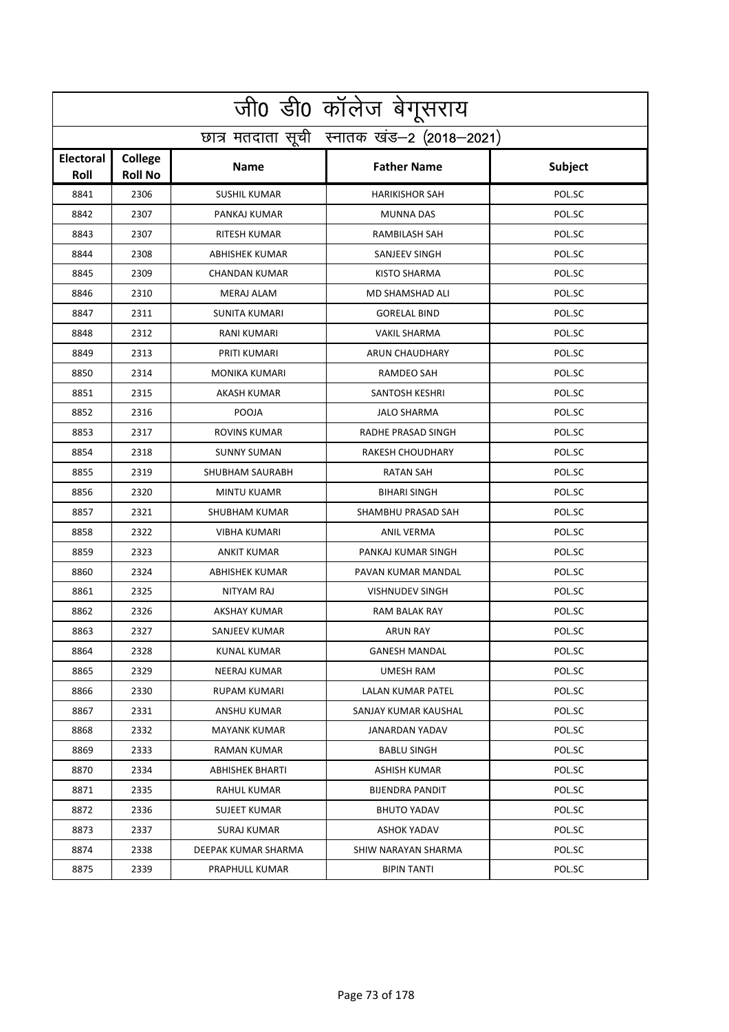# जी0 डी0 कॉलेज बेगूसराय

## छात्र मतदाता सूची स्नातक खंड–2 (2018–2021)

| Electoral Roll | College Roll No | Name | Father Name | Subject |
|---|---|---|---|---|
| 8841 | 2306 | SUSHIL KUMAR | HARIKISHOR SAH | POL.SC |
| 8842 | 2307 | PANKAJ KUMAR | MUNNA DAS | POL.SC |
| 8843 | 2307 | RITESH KUMAR | RAMBILASH SAH | POL.SC |
| 8844 | 2308 | ABHISHEK KUMAR | SANJEEV SINGH | POL.SC |
| 8845 | 2309 | CHANDAN KUMAR | KISTO SHARMA | POL.SC |
| 8846 | 2310 | MERAJ ALAM | MD SHAMSHAD ALI | POL.SC |
| 8847 | 2311 | SUNITA KUMARI | GORELAL BIND | POL.SC |
| 8848 | 2312 | RANI KUMARI | VAKIL SHARMA | POL.SC |
| 8849 | 2313 | PRITI KUMARI | ARUN CHAUDHARY | POL.SC |
| 8850 | 2314 | MONIKA KUMARI | RAMDEO SAH | POL.SC |
| 8851 | 2315 | AKASH KUMAR | SANTOSH KESHRI | POL.SC |
| 8852 | 2316 | POOJA | JALO SHARMA | POL.SC |
| 8853 | 2317 | ROVINS KUMAR | RADHE PRASAD SINGH | POL.SC |
| 8854 | 2318 | SUNNY SUMAN | RAKESH CHOUDHARY | POL.SC |
| 8855 | 2319 | SHUBHAM SAURABH | RATAN SAH | POL.SC |
| 8856 | 2320 | MINTU KUAMR | BIHARI SINGH | POL.SC |
| 8857 | 2321 | SHUBHAM KUMAR | SHAMBHU PRASAD SAH | POL.SC |
| 8858 | 2322 | VIBHA KUMARI | ANIL VERMA | POL.SC |
| 8859 | 2323 | ANKIT KUMAR | PANKAJ KUMAR SINGH | POL.SC |
| 8860 | 2324 | ABHISHEK KUMAR | PAVAN KUMAR MANDAL | POL.SC |
| 8861 | 2325 | NITYAM RAJ | VISHNUDEV SINGH | POL.SC |
| 8862 | 2326 | AKSHAY KUMAR | RAM BALAK RAY | POL.SC |
| 8863 | 2327 | SANJEEV KUMAR | ARUN RAY | POL.SC |
| 8864 | 2328 | KUNAL KUMAR | GANESH MANDAL | POL.SC |
| 8865 | 2329 | NEERAJ KUMAR | UMESH RAM | POL.SC |
| 8866 | 2330 | RUPAM KUMARI | LALAN KUMAR PATEL | POL.SC |
| 8867 | 2331 | ANSHU KUMAR | SANJAY KUMAR KAUSHAL | POL.SC |
| 8868 | 2332 | MAYANK KUMAR | JANARDAN YADAV | POL.SC |
| 8869 | 2333 | RAMAN KUMAR | BABLU SINGH | POL.SC |
| 8870 | 2334 | ABHISHEK BHARTI | ASHISH KUMAR | POL.SC |
| 8871 | 2335 | RAHUL KUMAR | BIJENDRA PANDIT | POL.SC |
| 8872 | 2336 | SUJEET KUMAR | BHUTO YADAV | POL.SC |
| 8873 | 2337 | SURAJ KUMAR | ASHOK YADAV | POL.SC |
| 8874 | 2338 | DEEPAK KUMAR SHARMA | SHIW NARAYAN SHARMA | POL.SC |
| 8875 | 2339 | PRAPHULL KUMAR | BIPIN TANTI | POL.SC |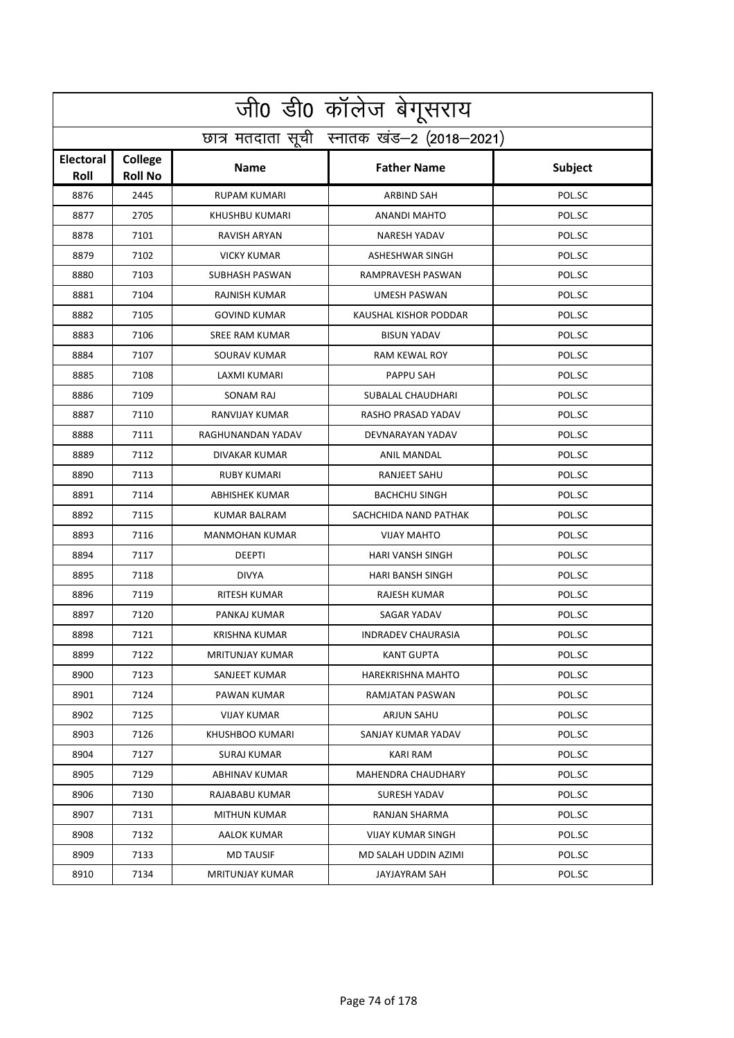# जी0 डी0 कॉलेज बेगूसराय

## छात्र मतदाता सूची स्नातक खंड–2 (2018–2021)

| Electoral Roll | College Roll No | Name | Father Name | Subject |
|---|---|---|---|---|
| 8876 | 2445 | RUPAM KUMARI | ARBIND SAH | POL.SC |
| 8877 | 2705 | KHUSHBU KUMARI | ANANDI MAHTO | POL.SC |
| 8878 | 7101 | RAVISH ARYAN | NARESH YADAV | POL.SC |
| 8879 | 7102 | VICKY KUMAR | ASHESHWAR SINGH | POL.SC |
| 8880 | 7103 | SUBHASH PASWAN | RAMPRAVESH PASWAN | POL.SC |
| 8881 | 7104 | RAJNISH KUMAR | UMESH PASWAN | POL.SC |
| 8882 | 7105 | GOVIND KUMAR | KAUSHAL KISHOR PODDAR | POL.SC |
| 8883 | 7106 | SREE RAM KUMAR | BISUN YADAV | POL.SC |
| 8884 | 7107 | SOURAV KUMAR | RAM KEWAL ROY | POL.SC |
| 8885 | 7108 | LAXMI KUMARI | PAPPU SAH | POL.SC |
| 8886 | 7109 | SONAM RAJ | SUBALAL CHAUDHARI | POL.SC |
| 8887 | 7110 | RANVIJAY KUMAR | RASHO PRASAD YADAV | POL.SC |
| 8888 | 7111 | RAGHUNANDAN YADAV | DEVNARAYAN YADAV | POL.SC |
| 8889 | 7112 | DIVAKAR KUMAR | ANIL MANDAL | POL.SC |
| 8890 | 7113 | RUBY KUMARI | RANJEET SAHU | POL.SC |
| 8891 | 7114 | ABHISHEK KUMAR | BACHCHU SINGH | POL.SC |
| 8892 | 7115 | KUMAR BALRAM | SACHCHIDA NAND PATHAK | POL.SC |
| 8893 | 7116 | MANMOHAN KUMAR | VIJAY MAHTO | POL.SC |
| 8894 | 7117 | DEEPTI | HARI VANSH SINGH | POL.SC |
| 8895 | 7118 | DIVYA | HARI BANSH SINGH | POL.SC |
| 8896 | 7119 | RITESH KUMAR | RAJESH KUMAR | POL.SC |
| 8897 | 7120 | PANKAJ KUMAR | SAGAR YADAV | POL.SC |
| 8898 | 7121 | KRISHNA KUMAR | INDRADEV CHAURASIA | POL.SC |
| 8899 | 7122 | MRITUNJAY KUMAR | KANT GUPTA | POL.SC |
| 8900 | 7123 | SANJEET KUMAR | HAREKRISHNA MAHTO | POL.SC |
| 8901 | 7124 | PAWAN KUMAR | RAMJATAN PASWAN | POL.SC |
| 8902 | 7125 | VIJAY KUMAR | ARJUN SAHU | POL.SC |
| 8903 | 7126 | KHUSHBOO KUMARI | SANJAY KUMAR YADAV | POL.SC |
| 8904 | 7127 | SURAJ KUMAR | KARI RAM | POL.SC |
| 8905 | 7129 | ABHINAV KUMAR | MAHENDRA CHAUDHARY | POL.SC |
| 8906 | 7130 | RAJABABU KUMAR | SURESH YADAV | POL.SC |
| 8907 | 7131 | MITHUN KUMAR | RANJAN SHARMA | POL.SC |
| 8908 | 7132 | AALOK KUMAR | VIJAY KUMAR SINGH | POL.SC |
| 8909 | 7133 | MD TAUSIF | MD SALAH UDDIN AZIMI | POL.SC |
| 8910 | 7134 | MRITUNJAY KUMAR | JAYJAYRAM SAH | POL.SC |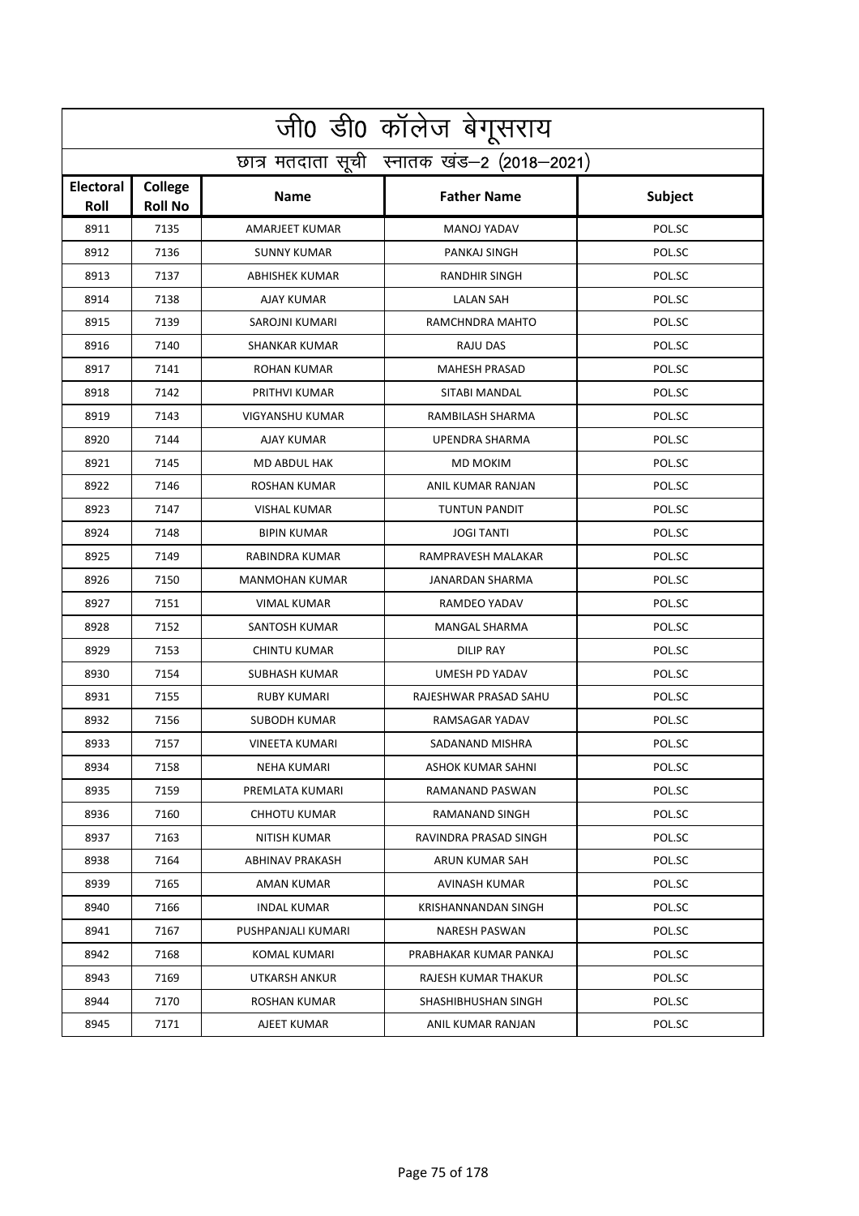# जी0 डी0 कॉलेज बेगूसराय

## छात्र मतदाता सूची स्नातक खंड–2 (2018–2021)

| Electoral Roll | College Roll No | Name | Father Name | Subject |
|---|---|---|---|---|
| 8911 | 7135 | AMARJEET KUMAR | MANOJ YADAV | POL.SC |
| 8912 | 7136 | SUNNY KUMAR | PANKAJ SINGH | POL.SC |
| 8913 | 7137 | ABHISHEK KUMAR | RANDHIR SINGH | POL.SC |
| 8914 | 7138 | AJAY KUMAR | LALAN SAH | POL.SC |
| 8915 | 7139 | SAROJNI KUMARI | RAMCHNDRA MAHTO | POL.SC |
| 8916 | 7140 | SHANKAR KUMAR | RAJU DAS | POL.SC |
| 8917 | 7141 | ROHAN KUMAR | MAHESH PRASAD | POL.SC |
| 8918 | 7142 | PRITHVI KUMAR | SITABI MANDAL | POL.SC |
| 8919 | 7143 | VIGYANSHU KUMAR | RAMBILASH SHARMA | POL.SC |
| 8920 | 7144 | AJAY KUMAR | UPENDRA SHARMA | POL.SC |
| 8921 | 7145 | MD ABDUL HAK | MD MOKIM | POL.SC |
| 8922 | 7146 | ROSHAN KUMAR | ANIL KUMAR RANJAN | POL.SC |
| 8923 | 7147 | VISHAL KUMAR | TUNTUN PANDIT | POL.SC |
| 8924 | 7148 | BIPIN KUMAR | JOGI TANTI | POL.SC |
| 8925 | 7149 | RABINDRA KUMAR | RAMPRAVESH MALAKAR | POL.SC |
| 8926 | 7150 | MANMOHAN KUMAR | JANARDAN SHARMA | POL.SC |
| 8927 | 7151 | VIMAL KUMAR | RAMDEO YADAV | POL.SC |
| 8928 | 7152 | SANTOSH KUMAR | MANGAL SHARMA | POL.SC |
| 8929 | 7153 | CHINTU KUMAR | DILIP RAY | POL.SC |
| 8930 | 7154 | SUBHASH KUMAR | UMESH PD YADAV | POL.SC |
| 8931 | 7155 | RUBY KUMARI | RAJESHWAR PRASAD SAHU | POL.SC |
| 8932 | 7156 | SUBODH KUMAR | RAMSAGAR YADAV | POL.SC |
| 8933 | 7157 | VINEETA KUMARI | SADANAND MISHRA | POL.SC |
| 8934 | 7158 | NEHA KUMARI | ASHOK KUMAR SAHNI | POL.SC |
| 8935 | 7159 | PREMLATA KUMARI | RAMANAND PASWAN | POL.SC |
| 8936 | 7160 | CHHOTU KUMAR | RAMANAND SINGH | POL.SC |
| 8937 | 7163 | NITISH KUMAR | RAVINDRA PRASAD SINGH | POL.SC |
| 8938 | 7164 | ABHINAV PRAKASH | ARUN KUMAR SAH | POL.SC |
| 8939 | 7165 | AMAN KUMAR | AVINASH KUMAR | POL.SC |
| 8940 | 7166 | INDAL KUMAR | KRISHANNANDAN SINGH | POL.SC |
| 8941 | 7167 | PUSHPANJALI KUMARI | NARESH PASWAN | POL.SC |
| 8942 | 7168 | KOMAL KUMARI | PRABHAKAR KUMAR PANKAJ | POL.SC |
| 8943 | 7169 | UTKARSH ANKUR | RAJESH KUMAR THAKUR | POL.SC |
| 8944 | 7170 | ROSHAN KUMAR | SHASHIBHUSHAN SINGH | POL.SC |
| 8945 | 7171 | AJEET KUMAR | ANIL KUMAR RANJAN | POL.SC |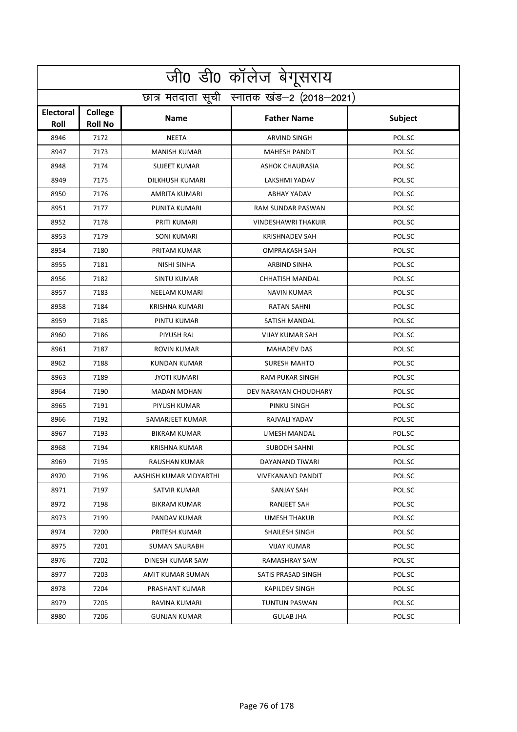# जी0 डी0 कॉलेज बेगूसराय

## छात्र मतदाता सूची स्नातक खंड–2 (2018–2021)

| Electoral Roll | College Roll No | Name | Father Name | Subject |
|---|---|---|---|---|
| 8946 | 7172 | NEETA | ARVIND SINGH | POL.SC |
| 8947 | 7173 | MANISH KUMAR | MAHESH PANDIT | POL.SC |
| 8948 | 7174 | SUJEET KUMAR | ASHOK CHAURASIA | POL.SC |
| 8949 | 7175 | DILKHUSH KUMARI | LAKSHMI YADAV | POL.SC |
| 8950 | 7176 | AMRITA KUMARI | ABHAY YADAV | POL.SC |
| 8951 | 7177 | PUNITA KUMARI | RAM SUNDAR PASWAN | POL.SC |
| 8952 | 7178 | PRITI KUMARI | VINDESHAWRI THAKUIR | POL.SC |
| 8953 | 7179 | SONI KUMARI | KRISHNADEV SAH | POL.SC |
| 8954 | 7180 | PRITAM KUMAR | OMPRAKASH SAH | POL.SC |
| 8955 | 7181 | NISHI SINHA | ARBIND SINHA | POL.SC |
| 8956 | 7182 | SINTU KUMAR | CHHATISH MANDAL | POL.SC |
| 8957 | 7183 | NEELAM KUMARI | NAVIN KUMAR | POL.SC |
| 8958 | 7184 | KRISHNA KUMARI | RATAN SAHNI | POL.SC |
| 8959 | 7185 | PINTU KUMAR | SATISH MANDAL | POL.SC |
| 8960 | 7186 | PIYUSH RAJ | VIJAY KUMAR SAH | POL.SC |
| 8961 | 7187 | ROVIN KUMAR | MAHADEV DAS | POL.SC |
| 8962 | 7188 | KUNDAN KUMAR | SURESH MAHTO | POL.SC |
| 8963 | 7189 | JYOTI KUMARI | RAM PUKAR SINGH | POL.SC |
| 8964 | 7190 | MADAN MOHAN | DEV NARAYAN CHOUDHARY | POL.SC |
| 8965 | 7191 | PIYUSH KUMAR | PINKU SINGH | POL.SC |
| 8966 | 7192 | SAMARJEET KUMAR | RAJVALI YADAV | POL.SC |
| 8967 | 7193 | BIKRAM KUMAR | UMESH MANDAL | POL.SC |
| 8968 | 7194 | KRISHNA KUMAR | SUBODH SAHNI | POL.SC |
| 8969 | 7195 | RAUSHAN KUMAR | DAYANAND TIWARI | POL.SC |
| 8970 | 7196 | AASHISH KUMAR VIDYARTHI | VIVEKANAND PANDIT | POL.SC |
| 8971 | 7197 | SATVIR KUMAR | SANJAY SAH | POL.SC |
| 8972 | 7198 | BIKRAM KUMAR | RANJEET SAH | POL.SC |
| 8973 | 7199 | PANDAV KUMAR | UMESH THAKUR | POL.SC |
| 8974 | 7200 | PRITESH KUMAR | SHAILESH SINGH | POL.SC |
| 8975 | 7201 | SUMAN SAURABH | VIJAY KUMAR | POL.SC |
| 8976 | 7202 | DINESH KUMAR SAW | RAMASHRAY SAW | POL.SC |
| 8977 | 7203 | AMIT KUMAR SUMAN | SATIS PRASAD SINGH | POL.SC |
| 8978 | 7204 | PRASHANT KUMAR | KAPILDEV SINGH | POL.SC |
| 8979 | 7205 | RAVINA KUMARI | TUNTUN PASWAN | POL.SC |
| 8980 | 7206 | GUNJAN KUMAR | GULAB JHA | POL.SC |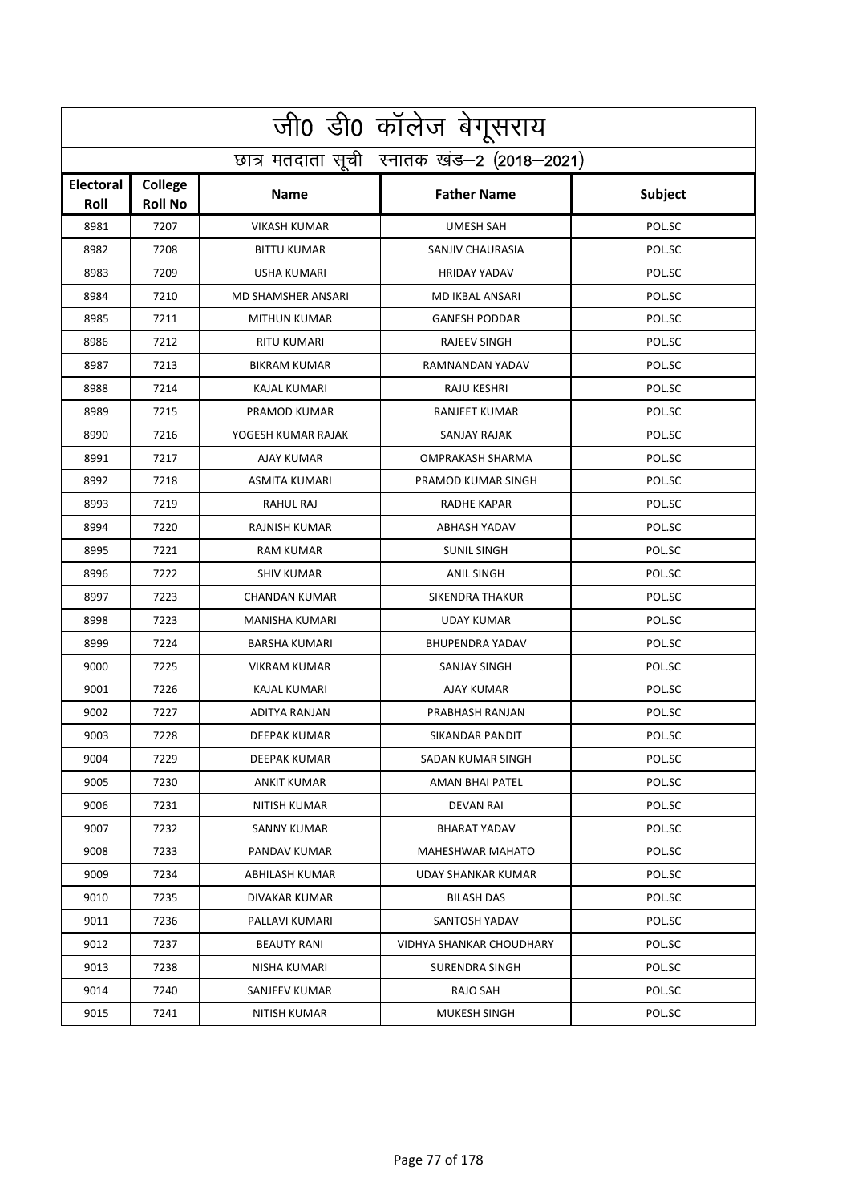| जी0 डी0 कॉलेज बेगूसराय | | | | |
|---|---|---|---|---|
| छात्र मतदाता सूची स्नातक खंड–2 (2018–2021) | | | | |
| **Electoral Roll** | **College Roll No** | **Name** | **Father Name** | **Subject** |
| 8981 | 7207 | VIKASH KUMAR | UMESH SAH | POL.SC |
| 8982 | 7208 | BITTU KUMAR | SANJIV CHAURASIA | POL.SC |
| 8983 | 7209 | USHA KUMARI | HRIDAY YADAV | POL.SC |
| 8984 | 7210 | MD SHAMSHER ANSARI | MD IKBAL ANSARI | POL.SC |
| 8985 | 7211 | MITHUN KUMAR | GANESH PODDAR | POL.SC |
| 8986 | 7212 | RITU KUMARI | RAJEEV SINGH | POL.SC |
| 8987 | 7213 | BIKRAM KUMAR | RAMNANDAN YADAV | POL.SC |
| 8988 | 7214 | KAJAL KUMARI | RAJU KESHRI | POL.SC |
| 8989 | 7215 | PRAMOD KUMAR | RANJEET KUMAR | POL.SC |
| 8990 | 7216 | YOGESH KUMAR RAJAK | SANJAY RAJAK | POL.SC |
| 8991 | 7217 | AJAY KUMAR | OMPRAKASH SHARMA | POL.SC |
| 8992 | 7218 | ASMITA KUMARI | PRAMOD KUMAR SINGH | POL.SC |
| 8993 | 7219 | RAHUL RAJ | RADHE KAPAR | POL.SC |
| 8994 | 7220 | RAJNISH KUMAR | ABHASH YADAV | POL.SC |
| 8995 | 7221 | RAM KUMAR | SUNIL SINGH | POL.SC |
| 8996 | 7222 | SHIV KUMAR | ANIL SINGH | POL.SC |
| 8997 | 7223 | CHANDAN KUMAR | SIKENDRA THAKUR | POL.SC |
| 8998 | 7223 | MANISHA KUMARI | UDAY KUMAR | POL.SC |
| 8999 | 7224 | BARSHA KUMARI | BHUPENDRA YADAV | POL.SC |
| 9000 | 7225 | VIKRAM KUMAR | SANJAY SINGH | POL.SC |
| 9001 | 7226 | KAJAL KUMARI | AJAY KUMAR | POL.SC |
| 9002 | 7227 | ADITYA RANJAN | PRABHASH RANJAN | POL.SC |
| 9003 | 7228 | DEEPAK KUMAR | SIKANDAR PANDIT | POL.SC |
| 9004 | 7229 | DEEPAK KUMAR | SADAN KUMAR SINGH | POL.SC |
| 9005 | 7230 | ANKIT KUMAR | AMAN BHAI PATEL | POL.SC |
| 9006 | 7231 | NITISH KUMAR | DEVAN RAI | POL.SC |
| 9007 | 7232 | SANNY KUMAR | BHARAT YADAV | POL.SC |
| 9008 | 7233 | PANDAV KUMAR | MAHESHWAR MAHATO | POL.SC |
| 9009 | 7234 | ABHILASH KUMAR | UDAY SHANKAR KUMAR | POL.SC |
| 9010 | 7235 | DIVAKAR KUMAR | BILASH DAS | POL.SC |
| 9011 | 7236 | PALLAVI KUMARI | SANTOSH YADAV | POL.SC |
| 9012 | 7237 | BEAUTY RANI | VIDHYA SHANKAR CHOUDHARY | POL.SC |
| 9013 | 7238 | NISHA KUMARI | SURENDRA SINGH | POL.SC |
| 9014 | 7240 | SANJEEV KUMAR | RAJO SAH | POL.SC |
| 9015 | 7241 | NITISH KUMAR | MUKESH SINGH | POL.SC |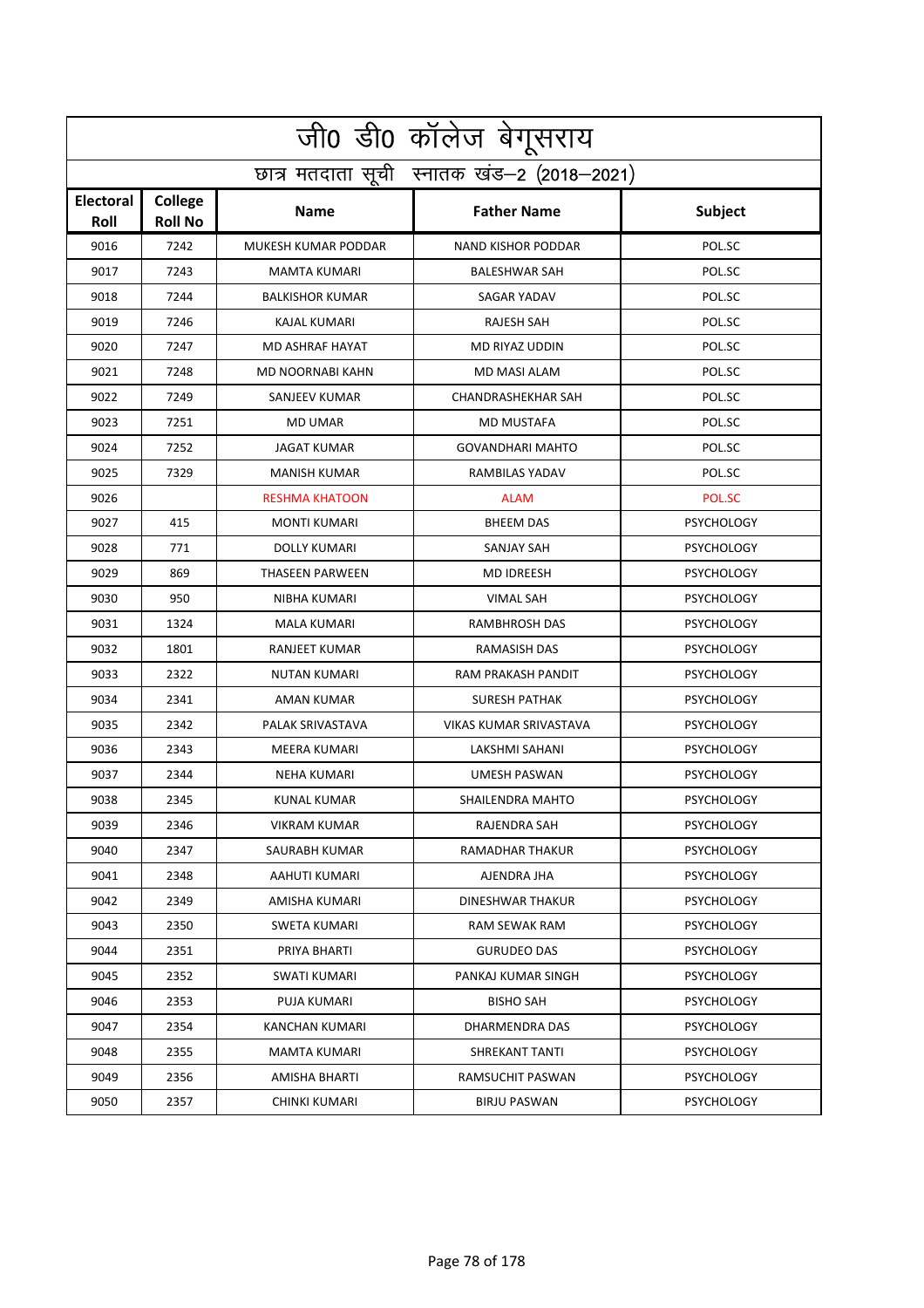# जी0 डी0 कॉलेज बेगूसराय

## छात्र मतदाता सूची स्नातक खंड–2 (2018–2021)

| Electoral Roll | College Roll No | Name | Father Name | Subject |
|---|---|---|---|---|
| 9016 | 7242 | MUKESH KUMAR PODDAR | NAND KISHOR PODDAR | POL.SC |
| 9017 | 7243 | MAMTA KUMARI | BALESHWAR SAH | POL.SC |
| 9018 | 7244 | BALKISHOR KUMAR | SAGAR YADAV | POL.SC |
| 9019 | 7246 | KAJAL KUMARI | RAJESH SAH | POL.SC |
| 9020 | 7247 | MD ASHRAF HAYAT | MD RIYAZ UDDIN | POL.SC |
| 9021 | 7248 | MD NOORNABI KAHN | MD MASI ALAM | POL.SC |
| 9022 | 7249 | SANJEEV KUMAR | CHANDRASHEKHAR SAH | POL.SC |
| 9023 | 7251 | MD UMAR | MD MUSTAFA | POL.SC |
| 9024 | 7252 | JAGAT KUMAR | GOVANDHARI MAHTO | POL.SC |
| 9025 | 7329 | MANISH KUMAR | RAMBILAS YADAV | POL.SC |
| 9026 | | RESHMA KHATOON | ALAM | POL.SC |
| 9027 | 415 | MONTI KUMARI | BHEEM DAS | PSYCHOLOGY |
| 9028 | 771 | DOLLY KUMARI | SANJAY SAH | PSYCHOLOGY |
| 9029 | 869 | THASEEN PARWEEN | MD IDREESH | PSYCHOLOGY |
| 9030 | 950 | NIBHA KUMARI | VIMAL SAH | PSYCHOLOGY |
| 9031 | 1324 | MALA KUMARI | RAMBHROSH DAS | PSYCHOLOGY |
| 9032 | 1801 | RANJEET KUMAR | RAMASISH DAS | PSYCHOLOGY |
| 9033 | 2322 | NUTAN KUMARI | RAM PRAKASH PANDIT | PSYCHOLOGY |
| 9034 | 2341 | AMAN KUMAR | SURESH PATHAK | PSYCHOLOGY |
| 9035 | 2342 | PALAK SRIVASTAVA | VIKAS KUMAR SRIVASTAVA | PSYCHOLOGY |
| 9036 | 2343 | MEERA KUMARI | LAKSHMI SAHANI | PSYCHOLOGY |
| 9037 | 2344 | NEHA KUMARI | UMESH PASWAN | PSYCHOLOGY |
| 9038 | 2345 | KUNAL KUMAR | SHAILENDRA MAHTO | PSYCHOLOGY |
| 9039 | 2346 | VIKRAM KUMAR | RAJENDRA SAH | PSYCHOLOGY |
| 9040 | 2347 | SAURABH KUMAR | RAMADHAR THAKUR | PSYCHOLOGY |
| 9041 | 2348 | AAHUTI KUMARI | AJENDRA JHA | PSYCHOLOGY |
| 9042 | 2349 | AMISHA KUMARI | DINESHWAR THAKUR | PSYCHOLOGY |
| 9043 | 2350 | SWETA KUMARI | RAM SEWAK RAM | PSYCHOLOGY |
| 9044 | 2351 | PRIYA BHARTI | GURUDEO DAS | PSYCHOLOGY |
| 9045 | 2352 | SWATI KUMARI | PANKAJ KUMAR SINGH | PSYCHOLOGY |
| 9046 | 2353 | PUJA KUMARI | BISHO SAH | PSYCHOLOGY |
| 9047 | 2354 | KANCHAN KUMARI | DHARMENDRA DAS | PSYCHOLOGY |
| 9048 | 2355 | MAMTA KUMARI | SHREKANT TANTI | PSYCHOLOGY |
| 9049 | 2356 | AMISHA BHARTI | RAMSUCHIT PASWAN | PSYCHOLOGY |
| 9050 | 2357 | CHINKI KUMARI | BIRJU PASWAN | PSYCHOLOGY |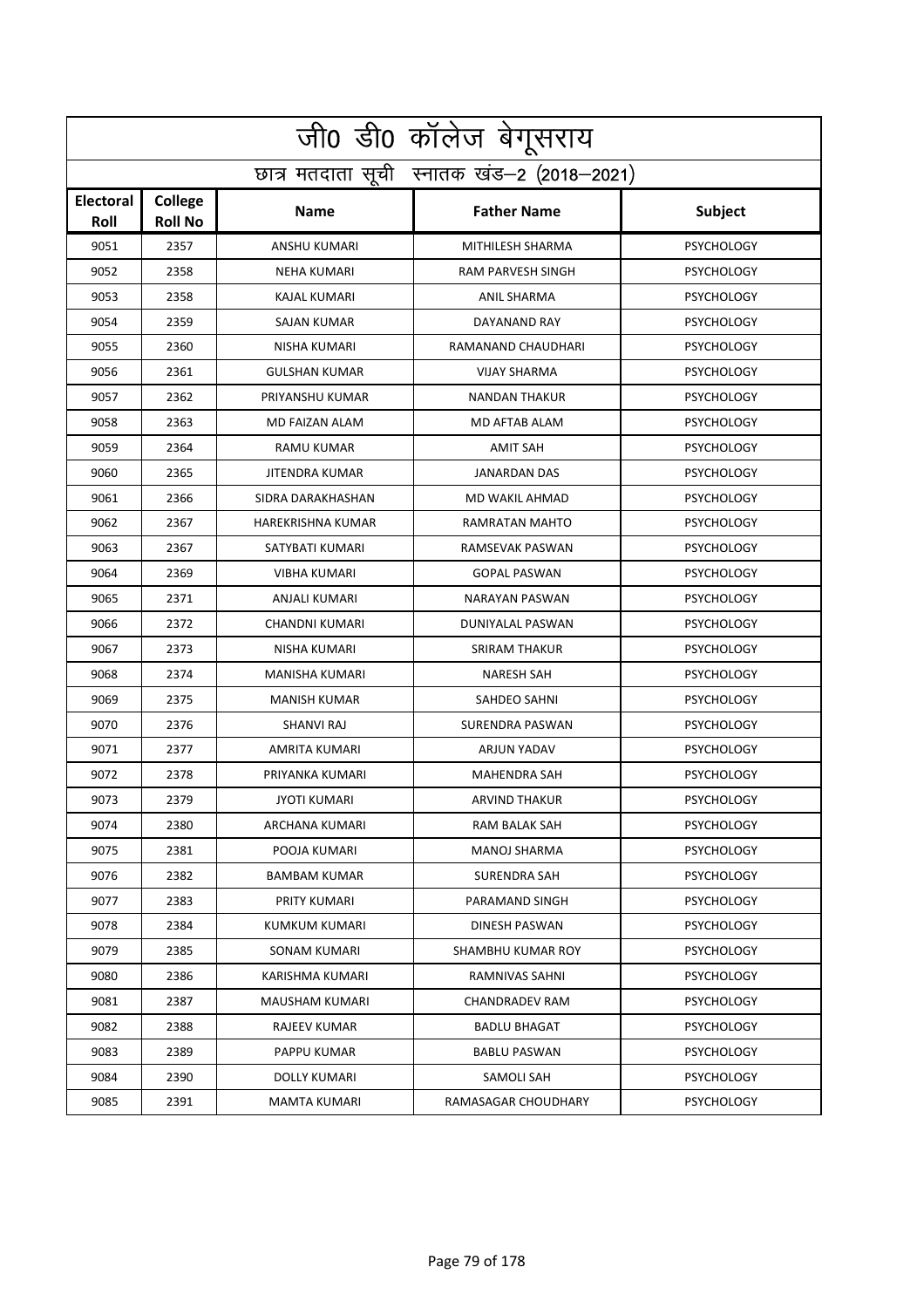# जी0 डी0 कॉलेज बेगूसराय

## छात्र मतदाता सूची स्नातक खंड–2 (2018–2021)

| Electoral Roll | College Roll No | Name | Father Name | Subject |
|---|---|---|---|---|
| 9051 | 2357 | ANSHU KUMARI | MITHILESH SHARMA | PSYCHOLOGY |
| 9052 | 2358 | NEHA KUMARI | RAM PARVESH SINGH | PSYCHOLOGY |
| 9053 | 2358 | KAJAL KUMARI | ANIL SHARMA | PSYCHOLOGY |
| 9054 | 2359 | SAJAN KUMAR | DAYANAND RAY | PSYCHOLOGY |
| 9055 | 2360 | NISHA KUMARI | RAMANAND CHAUDHARI | PSYCHOLOGY |
| 9056 | 2361 | GULSHAN KUMAR | VIJAY SHARMA | PSYCHOLOGY |
| 9057 | 2362 | PRIYANSHU KUMAR | NANDAN THAKUR | PSYCHOLOGY |
| 9058 | 2363 | MD FAIZAN ALAM | MD AFTAB ALAM | PSYCHOLOGY |
| 9059 | 2364 | RAMU KUMAR | AMIT SAH | PSYCHOLOGY |
| 9060 | 2365 | JITENDRA KUMAR | JANARDAN DAS | PSYCHOLOGY |
| 9061 | 2366 | SIDRA DARAKHASHAN | MD WAKIL AHMAD | PSYCHOLOGY |
| 9062 | 2367 | HAREKRISHNA KUMAR | RAMRATAN MAHTO | PSYCHOLOGY |
| 9063 | 2367 | SATYBATI KUMARI | RAMSEVAK PASWAN | PSYCHOLOGY |
| 9064 | 2369 | VIBHA KUMARI | GOPAL PASWAN | PSYCHOLOGY |
| 9065 | 2371 | ANJALI KUMARI | NARAYAN PASWAN | PSYCHOLOGY |
| 9066 | 2372 | CHANDNI KUMARI | DUNIYALAL PASWAN | PSYCHOLOGY |
| 9067 | 2373 | NISHA KUMARI | SRIRAM THAKUR | PSYCHOLOGY |
| 9068 | 2374 | MANISHA KUMARI | NARESH SAH | PSYCHOLOGY |
| 9069 | 2375 | MANISH KUMAR | SAHDEO SAHNI | PSYCHOLOGY |
| 9070 | 2376 | SHANVI RAJ | SURENDRA PASWAN | PSYCHOLOGY |
| 9071 | 2377 | AMRITA KUMARI | ARJUN YADAV | PSYCHOLOGY |
| 9072 | 2378 | PRIYANKA KUMARI | MAHENDRA SAH | PSYCHOLOGY |
| 9073 | 2379 | JYOTI KUMARI | ARVIND THAKUR | PSYCHOLOGY |
| 9074 | 2380 | ARCHANA KUMARI | RAM BALAK SAH | PSYCHOLOGY |
| 9075 | 2381 | POOJA KUMARI | MANOJ SHARMA | PSYCHOLOGY |
| 9076 | 2382 | BAMBAM KUMAR | SURENDRA SAH | PSYCHOLOGY |
| 9077 | 2383 | PRITY KUMARI | PARAMAND SINGH | PSYCHOLOGY |
| 9078 | 2384 | KUMKUM KUMARI | DINESH PASWAN | PSYCHOLOGY |
| 9079 | 2385 | SONAM KUMARI | SHAMBHU KUMAR ROY | PSYCHOLOGY |
| 9080 | 2386 | KARISHMA KUMARI | RAMNIVAS SAHNI | PSYCHOLOGY |
| 9081 | 2387 | MAUSHAM KUMARI | CHANDRADEV RAM | PSYCHOLOGY |
| 9082 | 2388 | RAJEEV KUMAR | BADLU BHAGAT | PSYCHOLOGY |
| 9083 | 2389 | PAPPU KUMAR | BABLU PASWAN | PSYCHOLOGY |
| 9084 | 2390 | DOLLY KUMARI | SAMOLI SAH | PSYCHOLOGY |
| 9085 | 2391 | MAMTA KUMARI | RAMASAGAR CHOUDHARY | PSYCHOLOGY |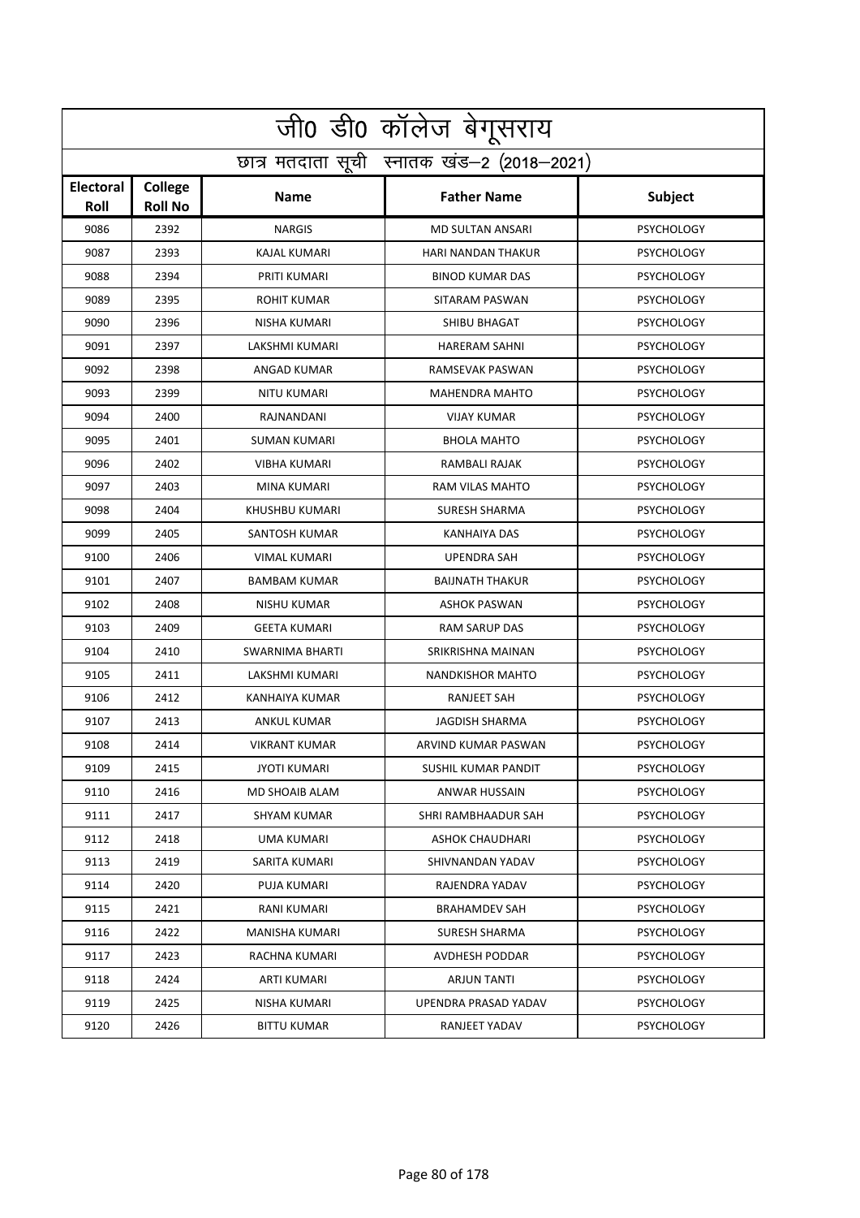# जी0 डी0 कॉलेज बेगूसराय

## छात्र मतदाता सूची स्नातक खंड–2 (2018–2021)

| Electoral Roll | College Roll No | Name | Father Name | Subject |
|---|---|---|---|---|
| 9086 | 2392 | NARGIS | MD SULTAN ANSARI | PSYCHOLOGY |
| 9087 | 2393 | KAJAL KUMARI | HARI NANDAN THAKUR | PSYCHOLOGY |
| 9088 | 2394 | PRITI KUMARI | BINOD KUMAR DAS | PSYCHOLOGY |
| 9089 | 2395 | ROHIT KUMAR | SITARAM PASWAN | PSYCHOLOGY |
| 9090 | 2396 | NISHA KUMARI | SHIBU BHAGAT | PSYCHOLOGY |
| 9091 | 2397 | LAKSHMI KUMARI | HARERAM SAHNI | PSYCHOLOGY |
| 9092 | 2398 | ANGAD KUMAR | RAMSEVAK PASWAN | PSYCHOLOGY |
| 9093 | 2399 | NITU KUMARI | MAHENDRA MAHTO | PSYCHOLOGY |
| 9094 | 2400 | RAJNANDANI | VIJAY KUMAR | PSYCHOLOGY |
| 9095 | 2401 | SUMAN KUMARI | BHOLA MAHTO | PSYCHOLOGY |
| 9096 | 2402 | VIBHA KUMARI | RAMBALI RAJAK | PSYCHOLOGY |
| 9097 | 2403 | MINA KUMARI | RAM VILAS MAHTO | PSYCHOLOGY |
| 9098 | 2404 | KHUSHBU KUMARI | SURESH SHARMA | PSYCHOLOGY |
| 9099 | 2405 | SANTOSH KUMAR | KANHAIYA DAS | PSYCHOLOGY |
| 9100 | 2406 | VIMAL KUMARI | UPENDRA SAH | PSYCHOLOGY |
| 9101 | 2407 | BAMBAM KUMAR | BAIJNATH THAKUR | PSYCHOLOGY |
| 9102 | 2408 | NISHU KUMAR | ASHOK PASWAN | PSYCHOLOGY |
| 9103 | 2409 | GEETA KUMARI | RAM SARUP DAS | PSYCHOLOGY |
| 9104 | 2410 | SWARNIMA BHARTI | SRIKRISHNA MAINAN | PSYCHOLOGY |
| 9105 | 2411 | LAKSHMI KUMARI | NANDKISHOR MAHTO | PSYCHOLOGY |
| 9106 | 2412 | KANHAIYA KUMAR | RANJEET SAH | PSYCHOLOGY |
| 9107 | 2413 | ANKUL KUMAR | JAGDISH SHARMA | PSYCHOLOGY |
| 9108 | 2414 | VIKRANT KUMAR | ARVIND KUMAR PASWAN | PSYCHOLOGY |
| 9109 | 2415 | JYOTI KUMARI | SUSHIL KUMAR PANDIT | PSYCHOLOGY |
| 9110 | 2416 | MD SHOAIB ALAM | ANWAR HUSSAIN | PSYCHOLOGY |
| 9111 | 2417 | SHYAM KUMAR | SHRI RAMBHAADUR SAH | PSYCHOLOGY |
| 9112 | 2418 | UMA KUMARI | ASHOK CHAUDHARI | PSYCHOLOGY |
| 9113 | 2419 | SARITA KUMARI | SHIVNANDAN YADAV | PSYCHOLOGY |
| 9114 | 2420 | PUJA KUMARI | RAJENDRA YADAV | PSYCHOLOGY |
| 9115 | 2421 | RANI KUMARI | BRAHAMDEV SAH | PSYCHOLOGY |
| 9116 | 2422 | MANISHA KUMARI | SURESH SHARMA | PSYCHOLOGY |
| 9117 | 2423 | RACHNA KUMARI | AVDHESH PODDAR | PSYCHOLOGY |
| 9118 | 2424 | ARTI KUMARI | ARJUN TANTI | PSYCHOLOGY |
| 9119 | 2425 | NISHA KUMARI | UPENDRA PRASAD YADAV | PSYCHOLOGY |
| 9120 | 2426 | BITTU KUMAR | RANJEET YADAV | PSYCHOLOGY |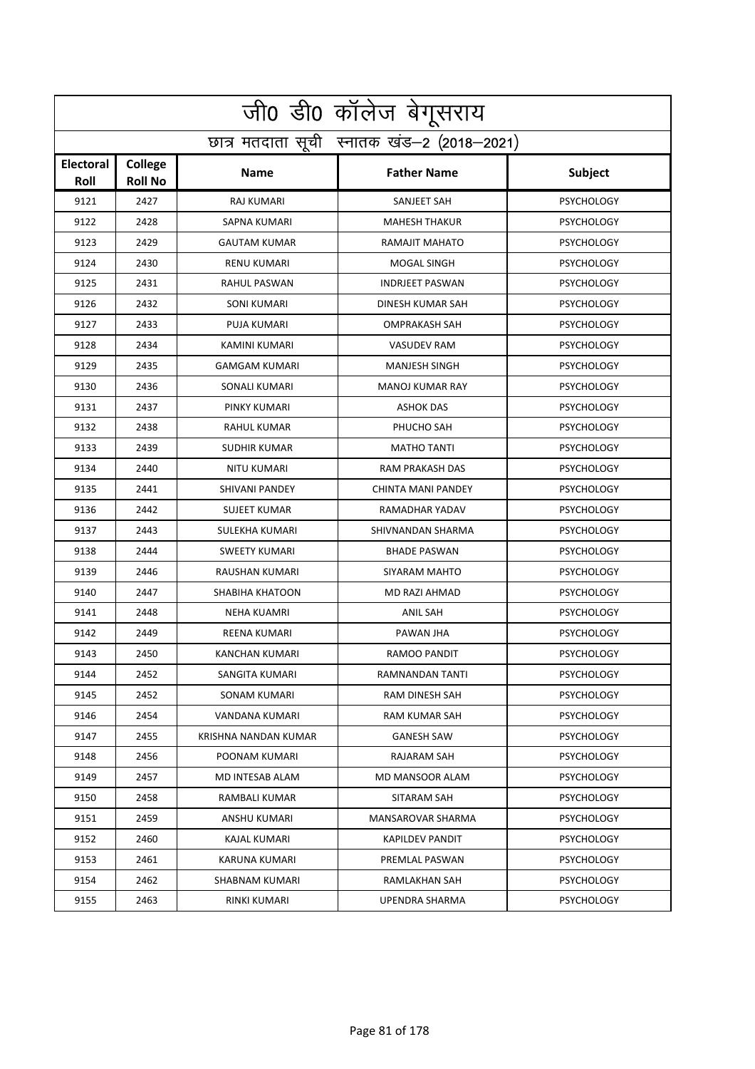# जी0 डी0 कॉलेज बेगूसराय

## छात्र मतदाता सूची स्नातक खंड–2 (2018–2021)

| Electoral Roll | College Roll No | Name | Father Name | Subject |
|---|---|---|---|---|
| 9121 | 2427 | RAJ KUMARI | SANJEET SAH | PSYCHOLOGY |
| 9122 | 2428 | SAPNA KUMARI | MAHESH THAKUR | PSYCHOLOGY |
| 9123 | 2429 | GAUTAM KUMAR | RAMAJIT MAHATO | PSYCHOLOGY |
| 9124 | 2430 | RENU KUMARI | MOGAL SINGH | PSYCHOLOGY |
| 9125 | 2431 | RAHUL PASWAN | INDRJEET PASWAN | PSYCHOLOGY |
| 9126 | 2432 | SONI KUMARI | DINESH KUMAR SAH | PSYCHOLOGY |
| 9127 | 2433 | PUJA KUMARI | OMPRAKASH SAH | PSYCHOLOGY |
| 9128 | 2434 | KAMINI KUMARI | VASUDEV RAM | PSYCHOLOGY |
| 9129 | 2435 | GAMGAM KUMARI | MANJESH SINGH | PSYCHOLOGY |
| 9130 | 2436 | SONALI KUMARI | MANOJ KUMAR RAY | PSYCHOLOGY |
| 9131 | 2437 | PINKY KUMARI | ASHOK DAS | PSYCHOLOGY |
| 9132 | 2438 | RAHUL KUMAR | PHUCHO SAH | PSYCHOLOGY |
| 9133 | 2439 | SUDHIR KUMAR | MATHO TANTI | PSYCHOLOGY |
| 9134 | 2440 | NITU KUMARI | RAM PRAKASH DAS | PSYCHOLOGY |
| 9135 | 2441 | SHIVANI PANDEY | CHINTA MANI PANDEY | PSYCHOLOGY |
| 9136 | 2442 | SUJEET KUMAR | RAMADHAR YADAV | PSYCHOLOGY |
| 9137 | 2443 | SULEKHA KUMARI | SHIVNANDAN SHARMA | PSYCHOLOGY |
| 9138 | 2444 | SWEETY KUMARI | BHADE PASWAN | PSYCHOLOGY |
| 9139 | 2446 | RAUSHAN KUMARI | SIYARAM MAHTO | PSYCHOLOGY |
| 9140 | 2447 | SHABIHA KHATOON | MD RAZI AHMAD | PSYCHOLOGY |
| 9141 | 2448 | NEHA KUAMRI | ANIL SAH | PSYCHOLOGY |
| 9142 | 2449 | REENA KUMARI | PAWAN JHA | PSYCHOLOGY |
| 9143 | 2450 | KANCHAN KUMARI | RAMOO PANDIT | PSYCHOLOGY |
| 9144 | 2452 | SANGITA KUMARI | RAMNANDAN TANTI | PSYCHOLOGY |
| 9145 | 2452 | SONAM KUMARI | RAM DINESH SAH | PSYCHOLOGY |
| 9146 | 2454 | VANDANA KUMARI | RAM KUMAR SAH | PSYCHOLOGY |
| 9147 | 2455 | KRISHNA NANDAN KUMAR | GANESH SAW | PSYCHOLOGY |
| 9148 | 2456 | POONAM KUMARI | RAJARAM SAH | PSYCHOLOGY |
| 9149 | 2457 | MD INTESAB ALAM | MD MANSOOR ALAM | PSYCHOLOGY |
| 9150 | 2458 | RAMBALI KUMAR | SITARAM SAH | PSYCHOLOGY |
| 9151 | 2459 | ANSHU KUMARI | MANSAROVAR SHARMA | PSYCHOLOGY |
| 9152 | 2460 | KAJAL KUMARI | KAPILDEV PANDIT | PSYCHOLOGY |
| 9153 | 2461 | KARUNA KUMARI | PREMLAL PASWAN | PSYCHOLOGY |
| 9154 | 2462 | SHABNAM KUMARI | RAMLAKHAN SAH | PSYCHOLOGY |
| 9155 | 2463 | RINKI KUMARI | UPENDRA SHARMA | PSYCHOLOGY |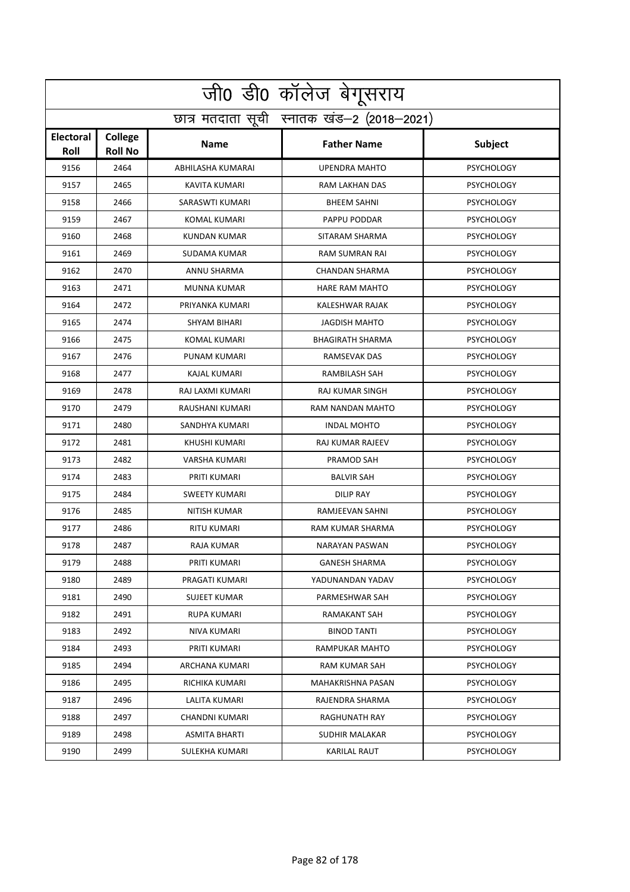# जी0 डी0 कॉलेज बेगूसराय

## छात्र मतदाता सूची स्नातक खंड–2 (2018–2021)

| Electoral Roll | College Roll No | Name | Father Name | Subject |
|---|---|---|---|---|
| 9156 | 2464 | ABHILASHA KUMARAI | UPENDRA MAHTO | PSYCHOLOGY |
| 9157 | 2465 | KAVITA KUMARI | RAM LAKHAN DAS | PSYCHOLOGY |
| 9158 | 2466 | SARASWTI KUMARI | BHEEM SAHNI | PSYCHOLOGY |
| 9159 | 2467 | KOMAL KUMARI | PAPPU PODDAR | PSYCHOLOGY |
| 9160 | 2468 | KUNDAN KUMAR | SITARAM SHARMA | PSYCHOLOGY |
| 9161 | 2469 | SUDAMA KUMAR | RAM SUMRAN RAI | PSYCHOLOGY |
| 9162 | 2470 | ANNU SHARMA | CHANDAN SHARMA | PSYCHOLOGY |
| 9163 | 2471 | MUNNA KUMAR | HARE RAM MAHTO | PSYCHOLOGY |
| 9164 | 2472 | PRIYANKA KUMARI | KALESHWAR RAJAK | PSYCHOLOGY |
| 9165 | 2474 | SHYAM BIHARI | JAGDISH MAHTO | PSYCHOLOGY |
| 9166 | 2475 | KOMAL KUMARI | BHAGIRATH SHARMA | PSYCHOLOGY |
| 9167 | 2476 | PUNAM KUMARI | RAMSEVAK DAS | PSYCHOLOGY |
| 9168 | 2477 | KAJAL KUMARI | RAMBILASH SAH | PSYCHOLOGY |
| 9169 | 2478 | RAJ LAXMI KUMARI | RAJ KUMAR SINGH | PSYCHOLOGY |
| 9170 | 2479 | RAUSHANI KUMARI | RAM NANDAN MAHTO | PSYCHOLOGY |
| 9171 | 2480 | SANDHYA KUMARI | INDAL MOHTO | PSYCHOLOGY |
| 9172 | 2481 | KHUSHI KUMARI | RAJ KUMAR RAJEEV | PSYCHOLOGY |
| 9173 | 2482 | VARSHA KUMARI | PRAMOD SAH | PSYCHOLOGY |
| 9174 | 2483 | PRITI KUMARI | BALVIR SAH | PSYCHOLOGY |
| 9175 | 2484 | SWEETY KUMARI | DILIP RAY | PSYCHOLOGY |
| 9176 | 2485 | NITISH KUMAR | RAMJEEVAN SAHNI | PSYCHOLOGY |
| 9177 | 2486 | RITU KUMARI | RAM KUMAR SHARMA | PSYCHOLOGY |
| 9178 | 2487 | RAJA KUMAR | NARAYAN PASWAN | PSYCHOLOGY |
| 9179 | 2488 | PRITI KUMARI | GANESH SHARMA | PSYCHOLOGY |
| 9180 | 2489 | PRAGATI KUMARI | YADUNANDAN YADAV | PSYCHOLOGY |
| 9181 | 2490 | SUJEET KUMAR | PARMESHWAR SAH | PSYCHOLOGY |
| 9182 | 2491 | RUPA KUMARI | RAMAKANT SAH | PSYCHOLOGY |
| 9183 | 2492 | NIVA KUMARI | BINOD TANTI | PSYCHOLOGY |
| 9184 | 2493 | PRITI KUMARI | RAMPUKAR MAHTO | PSYCHOLOGY |
| 9185 | 2494 | ARCHANA KUMARI | RAM KUMAR SAH | PSYCHOLOGY |
| 9186 | 2495 | RICHIKA KUMARI | MAHAKRISHNA PASAN | PSYCHOLOGY |
| 9187 | 2496 | LALITA KUMARI | RAJENDRA SHARMA | PSYCHOLOGY |
| 9188 | 2497 | CHANDNI KUMARI | RAGHUNATH RAY | PSYCHOLOGY |
| 9189 | 2498 | ASMITA BHARTI | SUDHIR MALAKAR | PSYCHOLOGY |
| 9190 | 2499 | SULEKHA KUMARI | KARILAL RAUT | PSYCHOLOGY |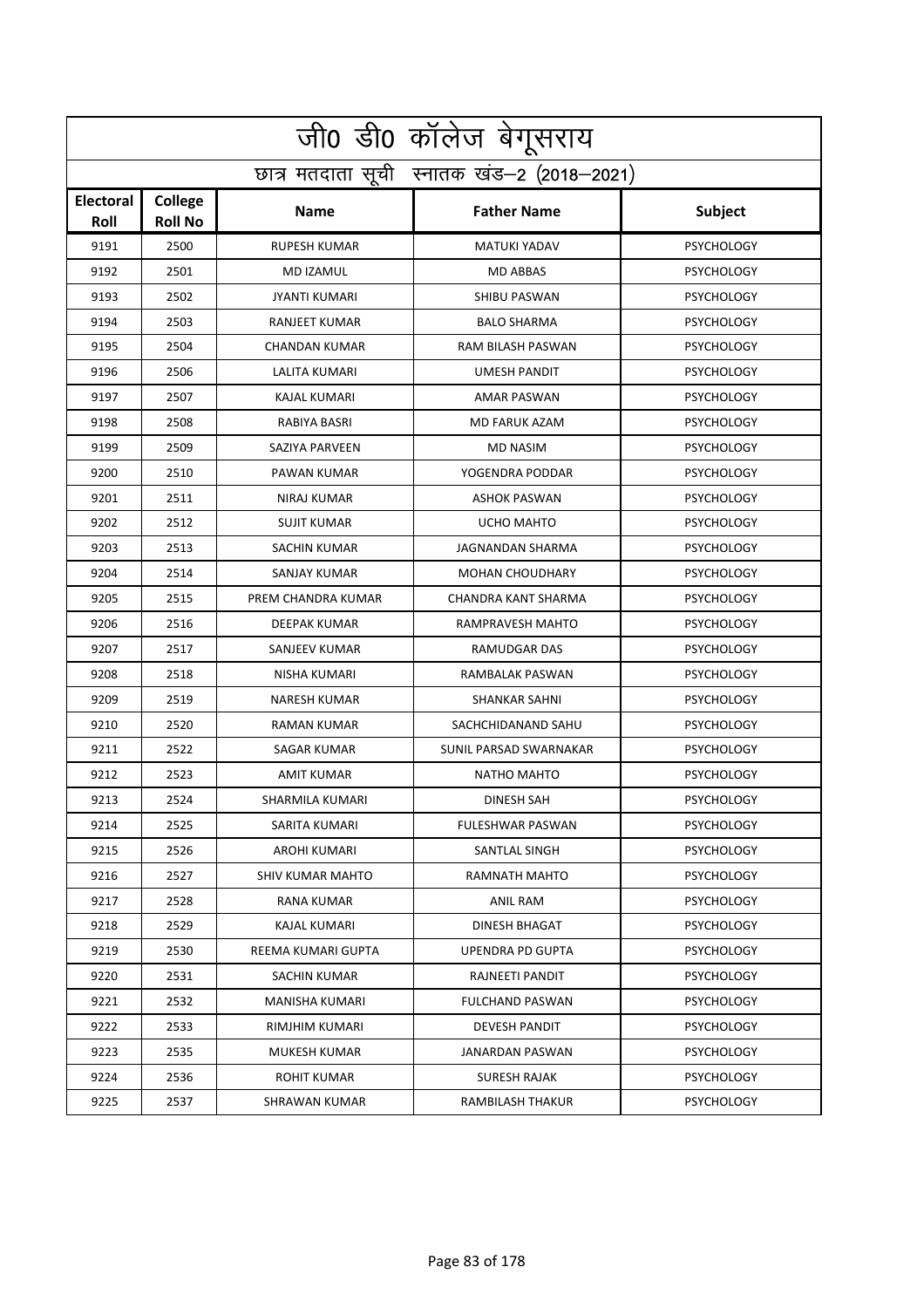# जी0 डी0 कॉलेज बेगूसराय

## छात्र मतदाता सूची स्नातक खंड–2 (2018–2021)

| Electoral Roll | College Roll No | Name | Father Name | Subject |
|---|---|---|---|---|
| 9191 | 2500 | RUPESH KUMAR | MATUKI YADAV | PSYCHOLOGY |
| 9192 | 2501 | MD IZAMUL | MD ABBAS | PSYCHOLOGY |
| 9193 | 2502 | JYANTI KUMARI | SHIBU PASWAN | PSYCHOLOGY |
| 9194 | 2503 | RANJEET KUMAR | BALO SHARMA | PSYCHOLOGY |
| 9195 | 2504 | CHANDAN KUMAR | RAM BILASH PASWAN | PSYCHOLOGY |
| 9196 | 2506 | LALITA KUMARI | UMESH PANDIT | PSYCHOLOGY |
| 9197 | 2507 | KAJAL KUMARI | AMAR PASWAN | PSYCHOLOGY |
| 9198 | 2508 | RABIYA BASRI | MD FARUK AZAM | PSYCHOLOGY |
| 9199 | 2509 | SAZIYA PARVEEN | MD NASIM | PSYCHOLOGY |
| 9200 | 2510 | PAWAN KUMAR | YOGENDRA PODDAR | PSYCHOLOGY |
| 9201 | 2511 | NIRAJ KUMAR | ASHOK PASWAN | PSYCHOLOGY |
| 9202 | 2512 | SUJIT KUMAR | UCHO MAHTO | PSYCHOLOGY |
| 9203 | 2513 | SACHIN KUMAR | JAGNANDAN SHARMA | PSYCHOLOGY |
| 9204 | 2514 | SANJAY KUMAR | MOHAN CHOUDHARY | PSYCHOLOGY |
| 9205 | 2515 | PREM CHANDRA KUMAR | CHANDRA KANT SHARMA | PSYCHOLOGY |
| 9206 | 2516 | DEEPAK KUMAR | RAMPRAVESH MAHTO | PSYCHOLOGY |
| 9207 | 2517 | SANJEEV KUMAR | RAMUDGAR DAS | PSYCHOLOGY |
| 9208 | 2518 | NISHA KUMARI | RAMBALAK PASWAN | PSYCHOLOGY |
| 9209 | 2519 | NARESH KUMAR | SHANKAR SAHNI | PSYCHOLOGY |
| 9210 | 2520 | RAMAN KUMAR | SACHCHIDANAND SAHU | PSYCHOLOGY |
| 9211 | 2522 | SAGAR KUMAR | SUNIL PARSAD SWARNAKAR | PSYCHOLOGY |
| 9212 | 2523 | AMIT KUMAR | NATHO MAHTO | PSYCHOLOGY |
| 9213 | 2524 | SHARMILA KUMARI | DINESH SAH | PSYCHOLOGY |
| 9214 | 2525 | SARITA KUMARI | FULESHWAR PASWAN | PSYCHOLOGY |
| 9215 | 2526 | AROHI KUMARI | SANTLAL SINGH | PSYCHOLOGY |
| 9216 | 2527 | SHIV KUMAR MAHTO | RAMNATH MAHTO | PSYCHOLOGY |
| 9217 | 2528 | RANA KUMAR | ANIL RAM | PSYCHOLOGY |
| 9218 | 2529 | KAJAL KUMARI | DINESH BHAGAT | PSYCHOLOGY |
| 9219 | 2530 | REEMA KUMARI GUPTA | UPENDRA PD GUPTA | PSYCHOLOGY |
| 9220 | 2531 | SACHIN KUMAR | RAJNEETI PANDIT | PSYCHOLOGY |
| 9221 | 2532 | MANISHA KUMARI | FULCHAND PASWAN | PSYCHOLOGY |
| 9222 | 2533 | RIMJHIM KUMARI | DEVESH PANDIT | PSYCHOLOGY |
| 9223 | 2535 | MUKESH KUMAR | JANARDAN PASWAN | PSYCHOLOGY |
| 9224 | 2536 | ROHIT KUMAR | SURESH RAJAK | PSYCHOLOGY |
| 9225 | 2537 | SHRAWAN KUMAR | RAMBILASH THAKUR | PSYCHOLOGY |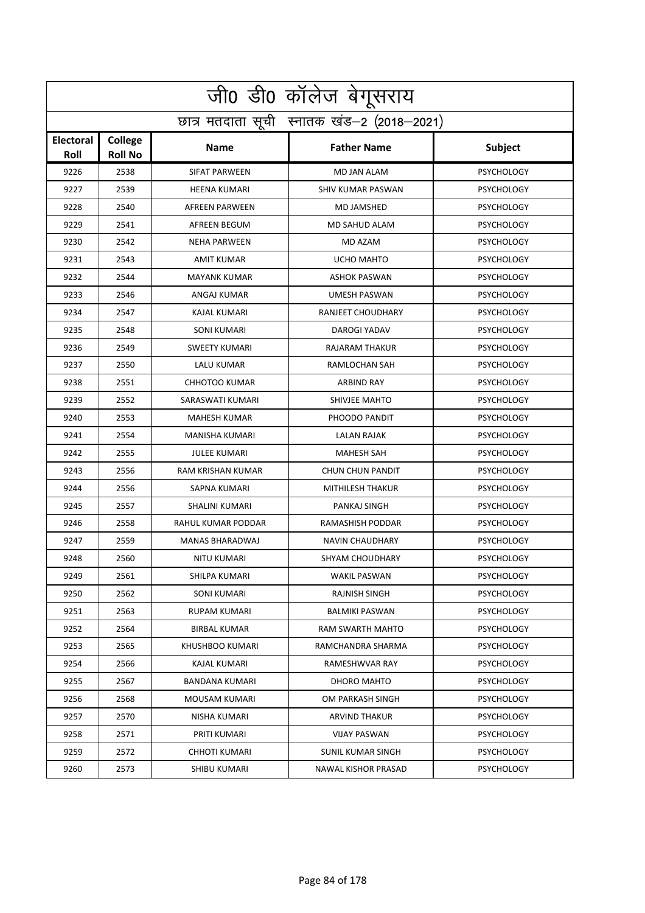# जी0 डी0 कॉलेज बेगूसराय

## छात्र मतदाता सूची स्नातक खंड–2 (2018–2021)

| Electoral Roll | College Roll No | Name | Father Name | Subject |
|---|---|---|---|---|
| 9226 | 2538 | SIFAT PARWEEN | MD JAN ALAM | PSYCHOLOGY |
| 9227 | 2539 | HEENA KUMARI | SHIV KUMAR PASWAN | PSYCHOLOGY |
| 9228 | 2540 | AFREEN PARWEEN | MD JAMSHED | PSYCHOLOGY |
| 9229 | 2541 | AFREEN BEGUM | MD SAHUD ALAM | PSYCHOLOGY |
| 9230 | 2542 | NEHA PARWEEN | MD AZAM | PSYCHOLOGY |
| 9231 | 2543 | AMIT KUMAR | UCHO MAHTO | PSYCHOLOGY |
| 9232 | 2544 | MAYANK KUMAR | ASHOK PASWAN | PSYCHOLOGY |
| 9233 | 2546 | ANGAJ KUMAR | UMESH PASWAN | PSYCHOLOGY |
| 9234 | 2547 | KAJAL KUMARI | RANJEET CHOUDHARY | PSYCHOLOGY |
| 9235 | 2548 | SONI KUMARI | DAROGI YADAV | PSYCHOLOGY |
| 9236 | 2549 | SWEETY KUMARI | RAJARAM THAKUR | PSYCHOLOGY |
| 9237 | 2550 | LALU KUMAR | RAMLOCHAN SAH | PSYCHOLOGY |
| 9238 | 2551 | CHHOTOO KUMAR | ARBIND RAY | PSYCHOLOGY |
| 9239 | 2552 | SARASWATI KUMARI | SHIVJEE MAHTO | PSYCHOLOGY |
| 9240 | 2553 | MAHESH KUMAR | PHOODO PANDIT | PSYCHOLOGY |
| 9241 | 2554 | MANISHA KUMARI | LALAN RAJAK | PSYCHOLOGY |
| 9242 | 2555 | JULEE KUMARI | MAHESH SAH | PSYCHOLOGY |
| 9243 | 2556 | RAM KRISHAN KUMAR | CHUN CHUN PANDIT | PSYCHOLOGY |
| 9244 | 2556 | SAPNA KUMARI | MITHILESH THAKUR | PSYCHOLOGY |
| 9245 | 2557 | SHALINI KUMARI | PANKAJ SINGH | PSYCHOLOGY |
| 9246 | 2558 | RAHUL KUMAR PODDAR | RAMASHISH PODDAR | PSYCHOLOGY |
| 9247 | 2559 | MANAS BHARADWAJ | NAVIN CHAUDHARY | PSYCHOLOGY |
| 9248 | 2560 | NITU KUMARI | SHYAM CHOUDHARY | PSYCHOLOGY |
| 9249 | 2561 | SHILPA KUMARI | WAKIL PASWAN | PSYCHOLOGY |
| 9250 | 2562 | SONI KUMARI | RAJNISH SINGH | PSYCHOLOGY |
| 9251 | 2563 | RUPAM KUMARI | BALMIKI PASWAN | PSYCHOLOGY |
| 9252 | 2564 | BIRBAL KUMAR | RAM SWARTH MAHTO | PSYCHOLOGY |
| 9253 | 2565 | KHUSHBOO KUMARI | RAMCHANDRA SHARMA | PSYCHOLOGY |
| 9254 | 2566 | KAJAL KUMARI | RAMESHWVAR RAY | PSYCHOLOGY |
| 9255 | 2567 | BANDANA KUMARI | DHORO MAHTO | PSYCHOLOGY |
| 9256 | 2568 | MOUSAM KUMARI | OM PARKASH SINGH | PSYCHOLOGY |
| 9257 | 2570 | NISHA KUMARI | ARVIND THAKUR | PSYCHOLOGY |
| 9258 | 2571 | PRITI KUMARI | VIJAY PASWAN | PSYCHOLOGY |
| 9259 | 2572 | CHHOTI KUMARI | SUNIL KUMAR SINGH | PSYCHOLOGY |
| 9260 | 2573 | SHIBU KUMARI | NAWAL KISHOR PRASAD | PSYCHOLOGY |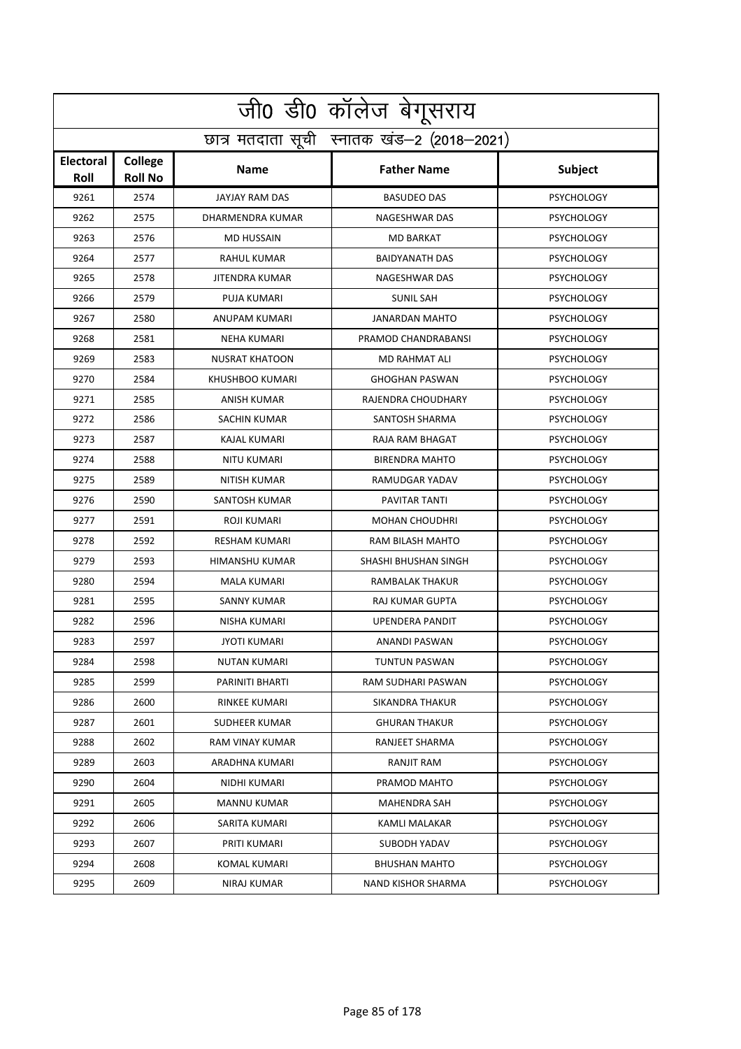# जी0 डी0 कॉलेज बेगूसराय

## छात्र मतदाता सूची स्नातक खंड–2 (2018–2021)

| Electoral Roll | College Roll No | Name | Father Name | Subject |
|---|---|---|---|---|
| 9261 | 2574 | JAYJAY RAM DAS | BASUDEO DAS | PSYCHOLOGY |
| 9262 | 2575 | DHARMENDRA KUMAR | NAGESHWAR DAS | PSYCHOLOGY |
| 9263 | 2576 | MD HUSSAIN | MD BARKAT | PSYCHOLOGY |
| 9264 | 2577 | RAHUL KUMAR | BAIDYANATH DAS | PSYCHOLOGY |
| 9265 | 2578 | JITENDRA KUMAR | NAGESHWAR DAS | PSYCHOLOGY |
| 9266 | 2579 | PUJA KUMARI | SUNIL SAH | PSYCHOLOGY |
| 9267 | 2580 | ANUPAM KUMARI | JANARDAN MAHTO | PSYCHOLOGY |
| 9268 | 2581 | NEHA KUMARI | PRAMOD CHANDRABANSI | PSYCHOLOGY |
| 9269 | 2583 | NUSRAT KHATOON | MD RAHMAT ALI | PSYCHOLOGY |
| 9270 | 2584 | KHUSHBOO KUMARI | GHOGHAN PASWAN | PSYCHOLOGY |
| 9271 | 2585 | ANISH KUMAR | RAJENDRA CHOUDHARY | PSYCHOLOGY |
| 9272 | 2586 | SACHIN KUMAR | SANTOSH SHARMA | PSYCHOLOGY |
| 9273 | 2587 | KAJAL KUMARI | RAJA RAM BHAGAT | PSYCHOLOGY |
| 9274 | 2588 | NITU KUMARI | BIRENDRA MAHTO | PSYCHOLOGY |
| 9275 | 2589 | NITISH KUMAR | RAMUDGAR YADAV | PSYCHOLOGY |
| 9276 | 2590 | SANTOSH KUMAR | PAVITAR TANTI | PSYCHOLOGY |
| 9277 | 2591 | ROJI KUMARI | MOHAN CHOUDHRI | PSYCHOLOGY |
| 9278 | 2592 | RESHAM KUMARI | RAM BILASH MAHTO | PSYCHOLOGY |
| 9279 | 2593 | HIMANSHU KUMAR | SHASHI BHUSHAN SINGH | PSYCHOLOGY |
| 9280 | 2594 | MALA KUMARI | RAMBALAK THAKUR | PSYCHOLOGY |
| 9281 | 2595 | SANNY KUMAR | RAJ KUMAR GUPTA | PSYCHOLOGY |
| 9282 | 2596 | NISHA KUMARI | UPENDERA PANDIT | PSYCHOLOGY |
| 9283 | 2597 | JYOTI KUMARI | ANANDI PASWAN | PSYCHOLOGY |
| 9284 | 2598 | NUTAN KUMARI | TUNTUN PASWAN | PSYCHOLOGY |
| 9285 | 2599 | PARINITI BHARTI | RAM SUDHARI PASWAN | PSYCHOLOGY |
| 9286 | 2600 | RINKEE KUMARI | SIKANDRA THAKUR | PSYCHOLOGY |
| 9287 | 2601 | SUDHEER KUMAR | GHURAN THAKUR | PSYCHOLOGY |
| 9288 | 2602 | RAM VINAY KUMAR | RANJEET SHARMA | PSYCHOLOGY |
| 9289 | 2603 | ARADHNA KUMARI | RANJIT RAM | PSYCHOLOGY |
| 9290 | 2604 | NIDHI KUMARI | PRAMOD MAHTO | PSYCHOLOGY |
| 9291 | 2605 | MANNU KUMAR | MAHENDRA SAH | PSYCHOLOGY |
| 9292 | 2606 | SARITA KUMARI | KAMLI MALAKAR | PSYCHOLOGY |
| 9293 | 2607 | PRITI KUMARI | SUBODH YADAV | PSYCHOLOGY |
| 9294 | 2608 | KOMAL KUMARI | BHUSHAN MAHTO | PSYCHOLOGY |
| 9295 | 2609 | NIRAJ KUMAR | NAND KISHOR SHARMA | PSYCHOLOGY |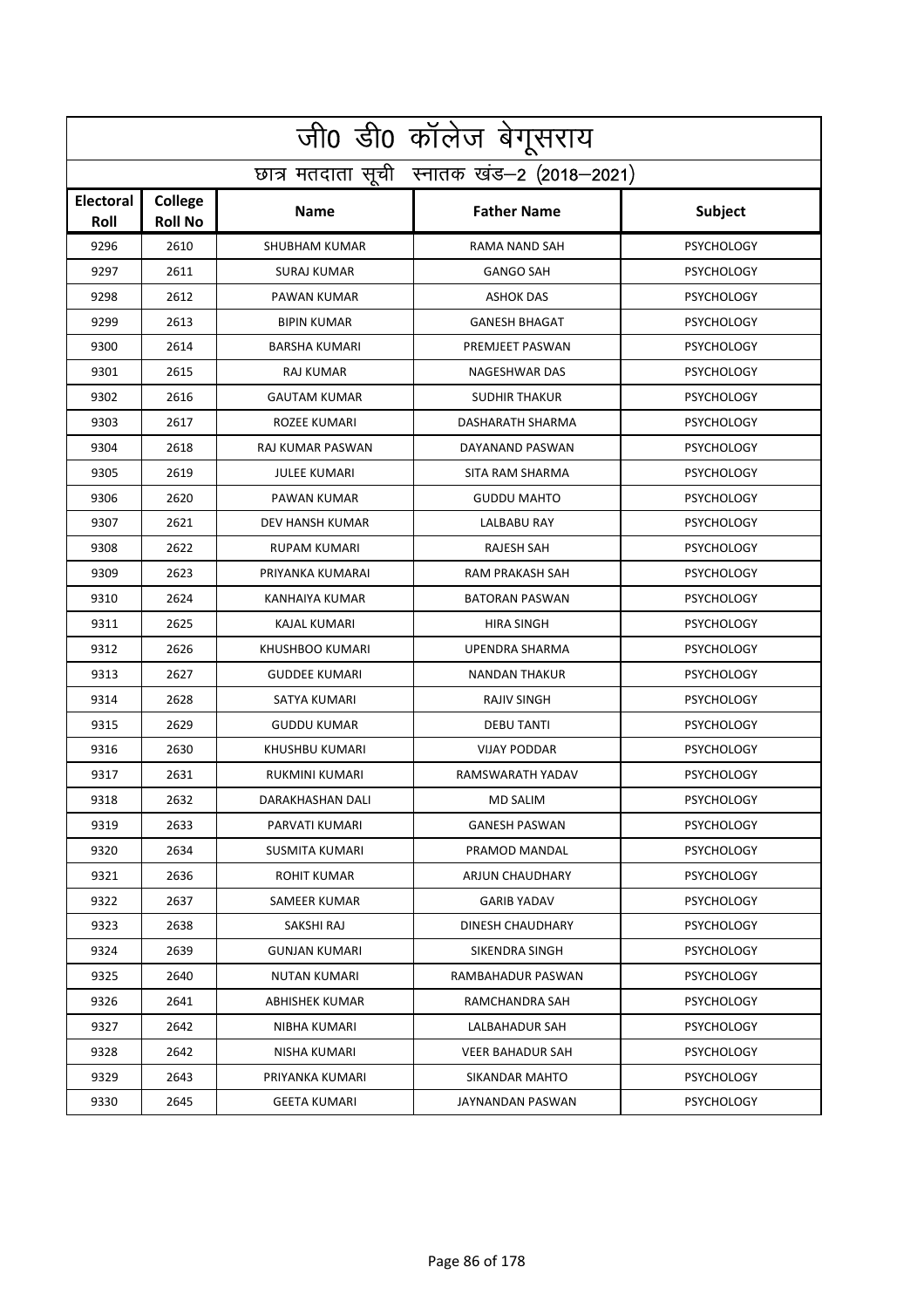# जी0 डी0 कॉलेज बेगूसराय

## छात्र मतदाता सूची स्नातक खंड–2 (2018–2021)

| Electoral Roll | College Roll No | Name | Father Name | Subject |
|---|---|---|---|---|
| 9296 | 2610 | SHUBHAM KUMAR | RAMA NAND SAH | PSYCHOLOGY |
| 9297 | 2611 | SURAJ KUMAR | GANGO SAH | PSYCHOLOGY |
| 9298 | 2612 | PAWAN KUMAR | ASHOK DAS | PSYCHOLOGY |
| 9299 | 2613 | BIPIN KUMAR | GANESH BHAGAT | PSYCHOLOGY |
| 9300 | 2614 | BARSHA KUMARI | PREMJEET PASWAN | PSYCHOLOGY |
| 9301 | 2615 | RAJ KUMAR | NAGESHWAR DAS | PSYCHOLOGY |
| 9302 | 2616 | GAUTAM KUMAR | SUDHIR THAKUR | PSYCHOLOGY |
| 9303 | 2617 | ROZEE KUMARI | DASHARATH SHARMA | PSYCHOLOGY |
| 9304 | 2618 | RAJ KUMAR PASWAN | DAYANAND PASWAN | PSYCHOLOGY |
| 9305 | 2619 | JULEE KUMARI | SITA RAM SHARMA | PSYCHOLOGY |
| 9306 | 2620 | PAWAN KUMAR | GUDDU MAHTO | PSYCHOLOGY |
| 9307 | 2621 | DEV HANSH KUMAR | LALBABU RAY | PSYCHOLOGY |
| 9308 | 2622 | RUPAM KUMARI | RAJESH SAH | PSYCHOLOGY |
| 9309 | 2623 | PRIYANKA KUMARAI | RAM PRAKASH SAH | PSYCHOLOGY |
| 9310 | 2624 | KANHAIYA KUMAR | BATORAN PASWAN | PSYCHOLOGY |
| 9311 | 2625 | KAJAL KUMARI | HIRA SINGH | PSYCHOLOGY |
| 9312 | 2626 | KHUSHBOO KUMARI | UPENDRA SHARMA | PSYCHOLOGY |
| 9313 | 2627 | GUDDEE KUMARI | NANDAN THAKUR | PSYCHOLOGY |
| 9314 | 2628 | SATYA KUMARI | RAJIV SINGH | PSYCHOLOGY |
| 9315 | 2629 | GUDDU KUMAR | DEBU TANTI | PSYCHOLOGY |
| 9316 | 2630 | KHUSHBU KUMARI | VIJAY PODDAR | PSYCHOLOGY |
| 9317 | 2631 | RUKMINI KUMARI | RAMSWARATH YADAV | PSYCHOLOGY |
| 9318 | 2632 | DARAKHASHAN DALI | MD SALIM | PSYCHOLOGY |
| 9319 | 2633 | PARVATI KUMARI | GANESH PASWAN | PSYCHOLOGY |
| 9320 | 2634 | SUSMITA KUMARI | PRAMOD MANDAL | PSYCHOLOGY |
| 9321 | 2636 | ROHIT KUMAR | ARJUN CHAUDHARY | PSYCHOLOGY |
| 9322 | 2637 | SAMEER KUMAR | GARIB YADAV | PSYCHOLOGY |
| 9323 | 2638 | SAKSHI RAJ | DINESH CHAUDHARY | PSYCHOLOGY |
| 9324 | 2639 | GUNJAN KUMARI | SIKENDRA SINGH | PSYCHOLOGY |
| 9325 | 2640 | NUTAN KUMARI | RAMBAHADUR PASWAN | PSYCHOLOGY |
| 9326 | 2641 | ABHISHEK KUMAR | RAMCHANDRA SAH | PSYCHOLOGY |
| 9327 | 2642 | NIBHA KUMARI | LALBAHADUR SAH | PSYCHOLOGY |
| 9328 | 2642 | NISHA KUMARI | VEER BAHADUR SAH | PSYCHOLOGY |
| 9329 | 2643 | PRIYANKA KUMARI | SIKANDAR MAHTO | PSYCHOLOGY |
| 9330 | 2645 | GEETA KUMARI | JAYNANDAN PASWAN | PSYCHOLOGY |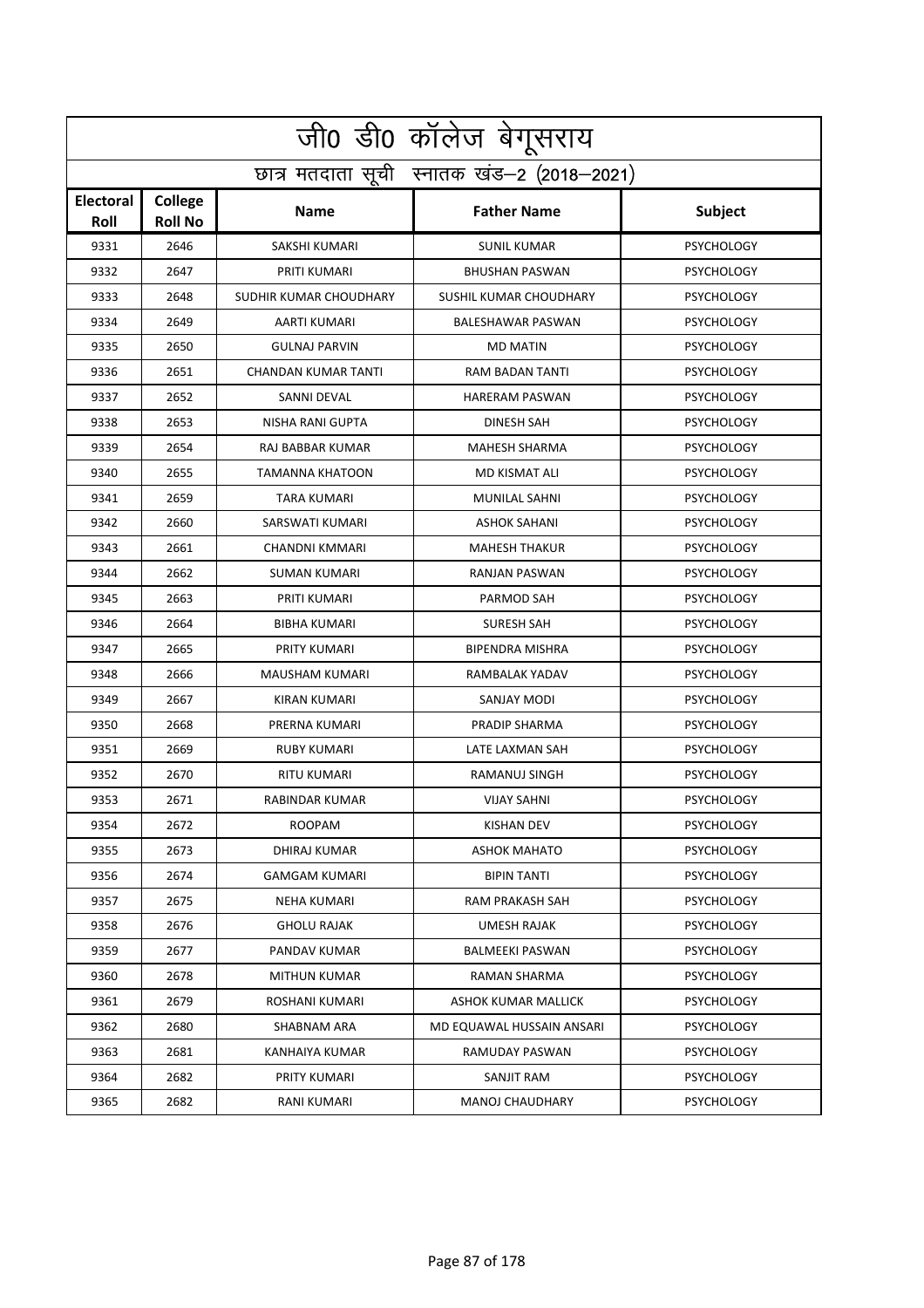# जी0 डी0 कॉलेज बेगूसराय

## छात्र मतदाता सूची स्नातक खंड–2 (2018–2021)

| Electoral Roll | College Roll No | Name | Father Name | Subject |
|---|---|---|---|---|
| 9331 | 2646 | SAKSHI KUMARI | SUNIL KUMAR | PSYCHOLOGY |
| 9332 | 2647 | PRITI KUMARI | BHUSHAN PASWAN | PSYCHOLOGY |
| 9333 | 2648 | SUDHIR KUMAR CHOUDHARY | SUSHIL KUMAR CHOUDHARY | PSYCHOLOGY |
| 9334 | 2649 | AARTI KUMARI | BALESHAWAR PASWAN | PSYCHOLOGY |
| 9335 | 2650 | GULNAJ PARVIN | MD MATIN | PSYCHOLOGY |
| 9336 | 2651 | CHANDAN KUMAR TANTI | RAM BADAN TANTI | PSYCHOLOGY |
| 9337 | 2652 | SANNI DEVAL | HARERAM PASWAN | PSYCHOLOGY |
| 9338 | 2653 | NISHA RANI GUPTA | DINESH SAH | PSYCHOLOGY |
| 9339 | 2654 | RAJ BABBAR KUMAR | MAHESH SHARMA | PSYCHOLOGY |
| 9340 | 2655 | TAMANNA KHATOON | MD KISMAT ALI | PSYCHOLOGY |
| 9341 | 2659 | TARA KUMARI | MUNILAL SAHNI | PSYCHOLOGY |
| 9342 | 2660 | SARSWATI KUMARI | ASHOK SAHANI | PSYCHOLOGY |
| 9343 | 2661 | CHANDNI KMMARI | MAHESH THAKUR | PSYCHOLOGY |
| 9344 | 2662 | SUMAN KUMARI | RANJAN PASWAN | PSYCHOLOGY |
| 9345 | 2663 | PRITI KUMARI | PARMOD SAH | PSYCHOLOGY |
| 9346 | 2664 | BIBHA KUMARI | SURESH SAH | PSYCHOLOGY |
| 9347 | 2665 | PRITY KUMARI | BIPENDRA MISHRA | PSYCHOLOGY |
| 9348 | 2666 | MAUSHAM KUMARI | RAMBALAK YADAV | PSYCHOLOGY |
| 9349 | 2667 | KIRAN KUMARI | SANJAY MODI | PSYCHOLOGY |
| 9350 | 2668 | PRERNA KUMARI | PRADIP SHARMA | PSYCHOLOGY |
| 9351 | 2669 | RUBY KUMARI | LATE LAXMAN SAH | PSYCHOLOGY |
| 9352 | 2670 | RITU KUMARI | RAMANUJ SINGH | PSYCHOLOGY |
| 9353 | 2671 | RABINDAR KUMAR | VIJAY SAHNI | PSYCHOLOGY |
| 9354 | 2672 | ROOPAM | KISHAN DEV | PSYCHOLOGY |
| 9355 | 2673 | DHIRAJ KUMAR | ASHOK MAHATO | PSYCHOLOGY |
| 9356 | 2674 | GAMGAM KUMARI | BIPIN TANTI | PSYCHOLOGY |
| 9357 | 2675 | NEHA KUMARI | RAM PRAKASH SAH | PSYCHOLOGY |
| 9358 | 2676 | GHOLU RAJAK | UMESH RAJAK | PSYCHOLOGY |
| 9359 | 2677 | PANDAV KUMAR | BALMEEKI PASWAN | PSYCHOLOGY |
| 9360 | 2678 | MITHUN KUMAR | RAMAN SHARMA | PSYCHOLOGY |
| 9361 | 2679 | ROSHANI KUMARI | ASHOK KUMAR MALLICK | PSYCHOLOGY |
| 9362 | 2680 | SHABNAM ARA | MD EQUAWAL HUSSAIN ANSARI | PSYCHOLOGY |
| 9363 | 2681 | KANHAIYA KUMAR | RAMUDAY PASWAN | PSYCHOLOGY |
| 9364 | 2682 | PRITY KUMARI | SANJIT RAM | PSYCHOLOGY |
| 9365 | 2682 | RANI KUMARI | MANOJ CHAUDHARY | PSYCHOLOGY |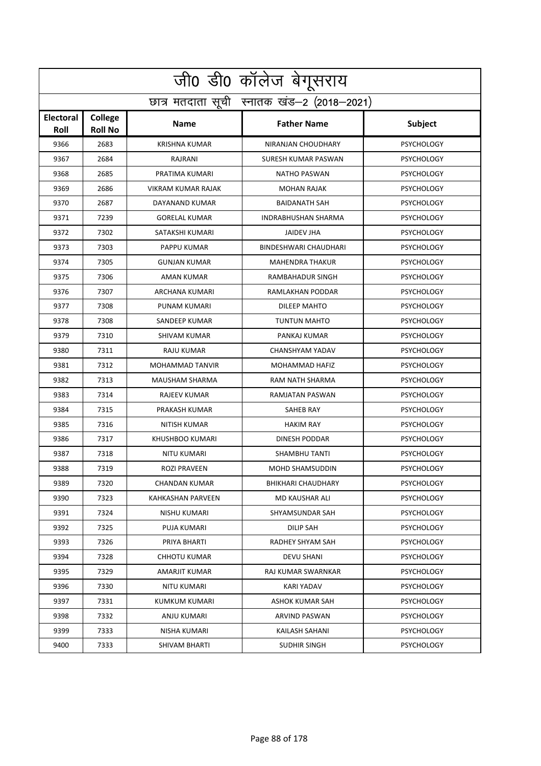# जी0 डी0 कॉलेज बेगूसराय

## छात्र मतदाता सूची स्नातक खंड–2 (2018–2021)

| Electoral Roll | College Roll No | Name | Father Name | Subject |
|---|---|---|---|---|
| 9366 | 2683 | KRISHNA KUMAR | NIRANJAN CHOUDHARY | PSYCHOLOGY |
| 9367 | 2684 | RAJRANI | SURESH KUMAR PASWAN | PSYCHOLOGY |
| 9368 | 2685 | PRATIMA KUMARI | NATHO PASWAN | PSYCHOLOGY |
| 9369 | 2686 | VIKRAM KUMAR RAJAK | MOHAN RAJAK | PSYCHOLOGY |
| 9370 | 2687 | DAYANAND KUMAR | BAIDANATH SAH | PSYCHOLOGY |
| 9371 | 7239 | GORELAL KUMAR | INDRABHUSHAN SHARMA | PSYCHOLOGY |
| 9372 | 7302 | SATAKSHI KUMARI | JAIDEV JHA | PSYCHOLOGY |
| 9373 | 7303 | PAPPU KUMAR | BINDESHWARI CHAUDHARI | PSYCHOLOGY |
| 9374 | 7305 | GUNJAN KUMAR | MAHENDRA THAKUR | PSYCHOLOGY |
| 9375 | 7306 | AMAN KUMAR | RAMBAHADUR SINGH | PSYCHOLOGY |
| 9376 | 7307 | ARCHANA KUMARI | RAMLAKHAN PODDAR | PSYCHOLOGY |
| 9377 | 7308 | PUNAM KUMARI | DILEEP MAHTO | PSYCHOLOGY |
| 9378 | 7308 | SANDEEP KUMAR | TUNTUN MAHTO | PSYCHOLOGY |
| 9379 | 7310 | SHIVAM KUMAR | PANKAJ KUMAR | PSYCHOLOGY |
| 9380 | 7311 | RAJU KUMAR | CHANSHYAM YADAV | PSYCHOLOGY |
| 9381 | 7312 | MOHAMMAD TANVIR | MOHAMMAD HAFIZ | PSYCHOLOGY |
| 9382 | 7313 | MAUSHAM SHARMA | RAM NATH SHARMA | PSYCHOLOGY |
| 9383 | 7314 | RAJEEV KUMAR | RAMJATAN PASWAN | PSYCHOLOGY |
| 9384 | 7315 | PRAKASH KUMAR | SAHEB RAY | PSYCHOLOGY |
| 9385 | 7316 | NITISH KUMAR | HAKIM RAY | PSYCHOLOGY |
| 9386 | 7317 | KHUSHBOO KUMARI | DINESH PODDAR | PSYCHOLOGY |
| 9387 | 7318 | NITU KUMARI | SHAMBHU TANTI | PSYCHOLOGY |
| 9388 | 7319 | ROZI PRAVEEN | MOHD SHAMSUDDIN | PSYCHOLOGY |
| 9389 | 7320 | CHANDAN KUMAR | BHIKHARI CHAUDHARY | PSYCHOLOGY |
| 9390 | 7323 | KAHKASHAN PARVEEN | MD KAUSHAR ALI | PSYCHOLOGY |
| 9391 | 7324 | NISHU KUMARI | SHYAMSUNDAR SAH | PSYCHOLOGY |
| 9392 | 7325 | PUJA KUMARI | DILIP SAH | PSYCHOLOGY |
| 9393 | 7326 | PRIYA BHARTI | RADHEY SHYAM SAH | PSYCHOLOGY |
| 9394 | 7328 | CHHOTU KUMAR | DEVU SHANI | PSYCHOLOGY |
| 9395 | 7329 | AMARJIT KUMAR | RAJ KUMAR SWARNKAR | PSYCHOLOGY |
| 9396 | 7330 | NITU KUMARI | KARI YADAV | PSYCHOLOGY |
| 9397 | 7331 | KUMKUM KUMARI | ASHOK KUMAR SAH | PSYCHOLOGY |
| 9398 | 7332 | ANJU KUMARI | ARVIND PASWAN | PSYCHOLOGY |
| 9399 | 7333 | NISHA KUMARI | KAILASH SAHANI | PSYCHOLOGY |
| 9400 | 7333 | SHIVAM BHARTI | SUDHIR SINGH | PSYCHOLOGY |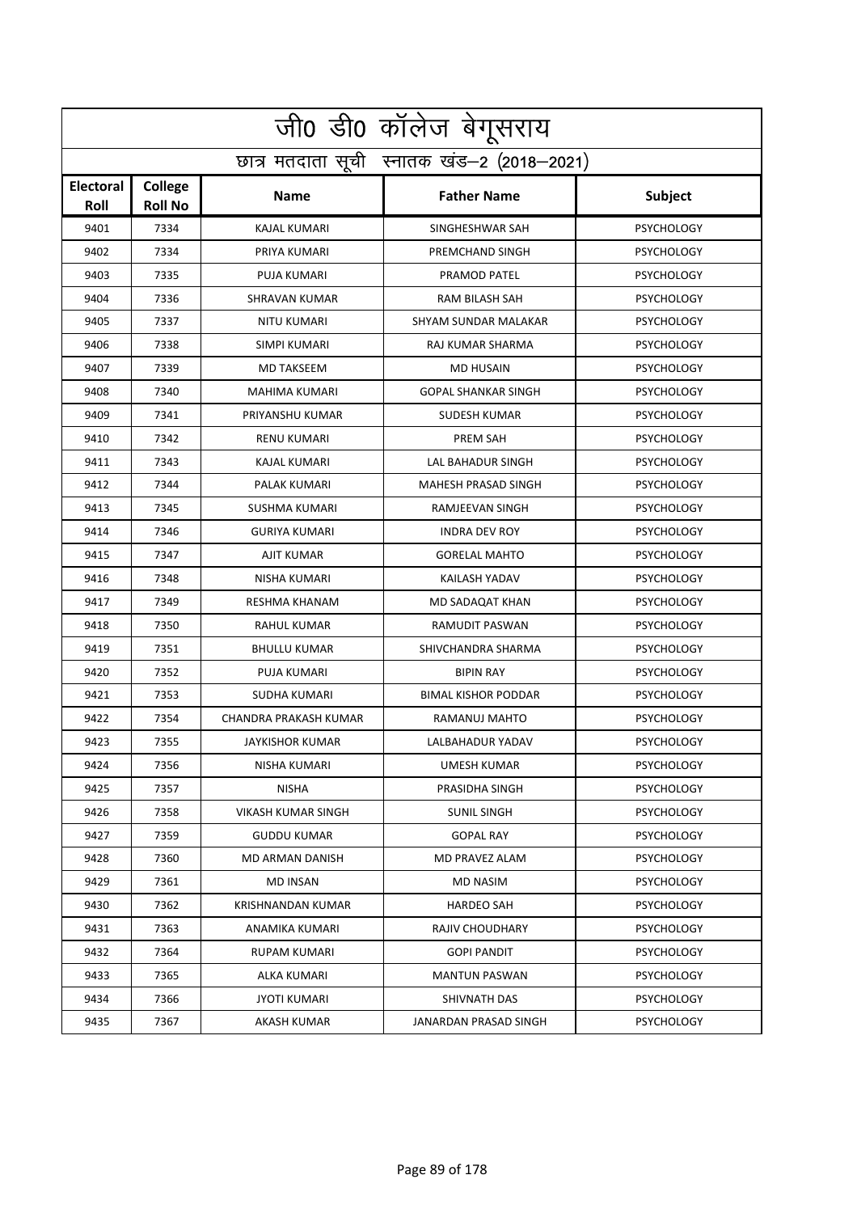# जी0 डी0 कॉलेज बेगूसराय

## छात्र मतदाता सूची स्नातक खंड–2 (2018–2021)

| Electoral Roll | College Roll No | Name | Father Name | Subject |
|---|---|---|---|---|
| 9401 | 7334 | KAJAL KUMARI | SINGHESHWAR SAH | PSYCHOLOGY |
| 9402 | 7334 | PRIYA KUMARI | PREMCHAND SINGH | PSYCHOLOGY |
| 9403 | 7335 | PUJA KUMARI | PRAMOD PATEL | PSYCHOLOGY |
| 9404 | 7336 | SHRAVAN KUMAR | RAM BILASH SAH | PSYCHOLOGY |
| 9405 | 7337 | NITU KUMARI | SHYAM SUNDAR MALAKAR | PSYCHOLOGY |
| 9406 | 7338 | SIMPI KUMARI | RAJ KUMAR SHARMA | PSYCHOLOGY |
| 9407 | 7339 | MD TAKSEEM | MD HUSAIN | PSYCHOLOGY |
| 9408 | 7340 | MAHIMA KUMARI | GOPAL SHANKAR SINGH | PSYCHOLOGY |
| 9409 | 7341 | PRIYANSHU KUMAR | SUDESH KUMAR | PSYCHOLOGY |
| 9410 | 7342 | RENU KUMARI | PREM SAH | PSYCHOLOGY |
| 9411 | 7343 | KAJAL KUMARI | LAL BAHADUR SINGH | PSYCHOLOGY |
| 9412 | 7344 | PALAK KUMARI | MAHESH PRASAD SINGH | PSYCHOLOGY |
| 9413 | 7345 | SUSHMA KUMARI | RAMJEEVAN SINGH | PSYCHOLOGY |
| 9414 | 7346 | GURIYA KUMARI | INDRA DEV ROY | PSYCHOLOGY |
| 9415 | 7347 | AJIT KUMAR | GORELAL MAHTO | PSYCHOLOGY |
| 9416 | 7348 | NISHA KUMARI | KAILASH YADAV | PSYCHOLOGY |
| 9417 | 7349 | RESHMA KHANAM | MD SADAQAT KHAN | PSYCHOLOGY |
| 9418 | 7350 | RAHUL KUMAR | RAMUDIT PASWAN | PSYCHOLOGY |
| 9419 | 7351 | BHULLU KUMAR | SHIVCHANDRA SHARMA | PSYCHOLOGY |
| 9420 | 7352 | PUJA KUMARI | BIPIN RAY | PSYCHOLOGY |
| 9421 | 7353 | SUDHA KUMARI | BIMAL KISHOR PODDAR | PSYCHOLOGY |
| 9422 | 7354 | CHANDRA PRAKASH KUMAR | RAMANUJ MAHTO | PSYCHOLOGY |
| 9423 | 7355 | JAYKISHOR KUMAR | LALBAHADUR YADAV | PSYCHOLOGY |
| 9424 | 7356 | NISHA KUMARI | UMESH KUMAR | PSYCHOLOGY |
| 9425 | 7357 | NISHA | PRASIDHA SINGH | PSYCHOLOGY |
| 9426 | 7358 | VIKASH KUMAR SINGH | SUNIL SINGH | PSYCHOLOGY |
| 9427 | 7359 | GUDDU KUMAR | GOPAL RAY | PSYCHOLOGY |
| 9428 | 7360 | MD ARMAN DANISH | MD PRAVEZ ALAM | PSYCHOLOGY |
| 9429 | 7361 | MD INSAN | MD NASIM | PSYCHOLOGY |
| 9430 | 7362 | KRISHNANDAN KUMAR | HARDEO SAH | PSYCHOLOGY |
| 9431 | 7363 | ANAMIKA KUMARI | RAJIV CHOUDHARY | PSYCHOLOGY |
| 9432 | 7364 | RUPAM KUMARI | GOPI PANDIT | PSYCHOLOGY |
| 9433 | 7365 | ALKA KUMARI | MANTUN PASWAN | PSYCHOLOGY |
| 9434 | 7366 | JYOTI KUMARI | SHIVNATH DAS | PSYCHOLOGY |
| 9435 | 7367 | AKASH KUMAR | JANARDAN PRASAD SINGH | PSYCHOLOGY |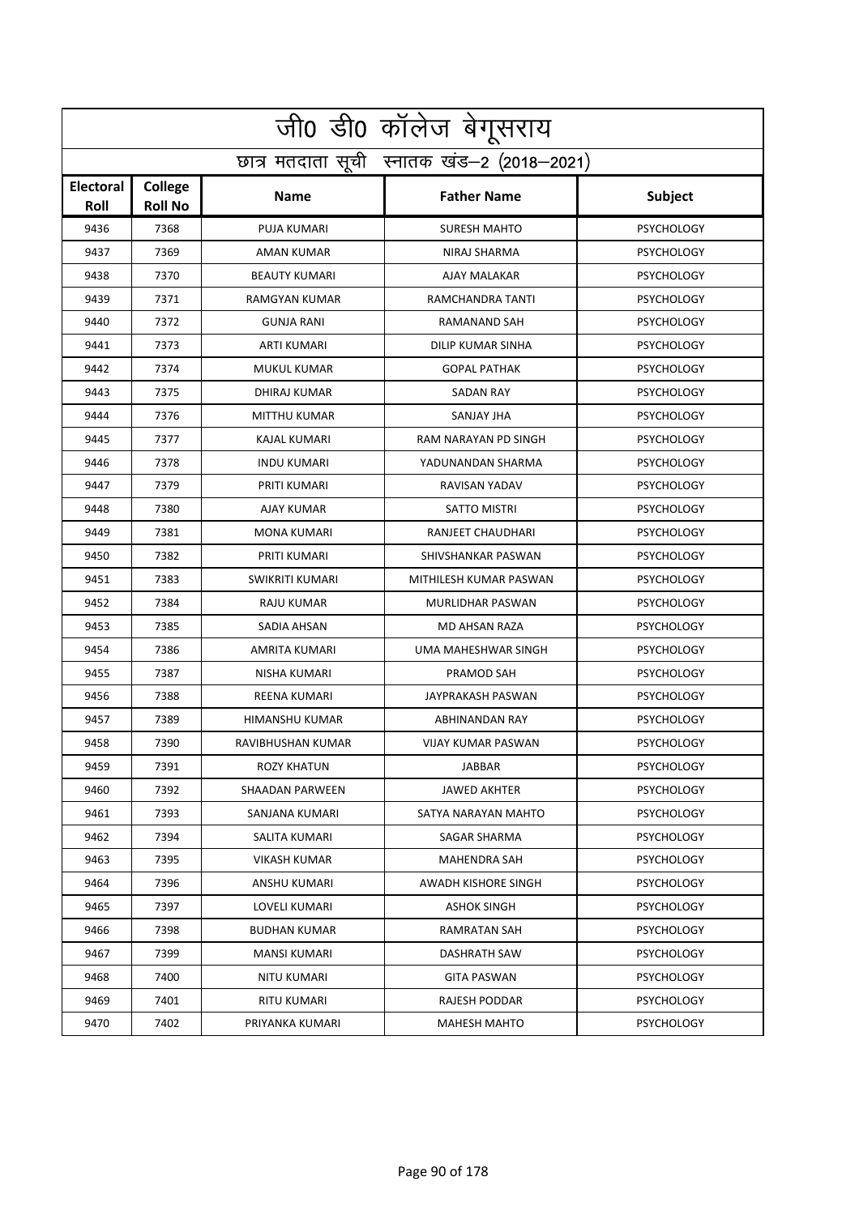# जी0 डी0 कॉलेज बेगूसराय

## छात्र मतदाता सूची स्नातक खंड–2 (2018–2021)

| Electoral Roll | College Roll No | Name | Father Name | Subject |
|---|---|---|---|---|
| 9436 | 7368 | PUJA KUMARI | SURESH MAHTO | PSYCHOLOGY |
| 9437 | 7369 | AMAN KUMAR | NIRAJ SHARMA | PSYCHOLOGY |
| 9438 | 7370 | BEAUTY KUMARI | AJAY MALAKAR | PSYCHOLOGY |
| 9439 | 7371 | RAMGYAN KUMAR | RAMCHANDRA TANTI | PSYCHOLOGY |
| 9440 | 7372 | GUNJA RANI | RAMANAND SAH | PSYCHOLOGY |
| 9441 | 7373 | ARTI KUMARI | DILIP KUMAR SINHA | PSYCHOLOGY |
| 9442 | 7374 | MUKUL KUMAR | GOPAL PATHAK | PSYCHOLOGY |
| 9443 | 7375 | DHIRAJ KUMAR | SADAN RAY | PSYCHOLOGY |
| 9444 | 7376 | MITTHU KUMAR | SANJAY JHA | PSYCHOLOGY |
| 9445 | 7377 | KAJAL KUMARI | RAM NARAYAN PD SINGH | PSYCHOLOGY |
| 9446 | 7378 | INDU KUMARI | YADUNANDAN SHARMA | PSYCHOLOGY |
| 9447 | 7379 | PRITI KUMARI | RAVISAN YADAV | PSYCHOLOGY |
| 9448 | 7380 | AJAY KUMAR | SATTO MISTRI | PSYCHOLOGY |
| 9449 | 7381 | MONA KUMARI | RANJEET CHAUDHARI | PSYCHOLOGY |
| 9450 | 7382 | PRITI KUMARI | SHIVSHANKAR PASWAN | PSYCHOLOGY |
| 9451 | 7383 | SWIKRITI KUMARI | MITHILESH KUMAR PASWAN | PSYCHOLOGY |
| 9452 | 7384 | RAJU KUMAR | MURLIDHAR PASWAN | PSYCHOLOGY |
| 9453 | 7385 | SADIA AHSAN | MD AHSAN RAZA | PSYCHOLOGY |
| 9454 | 7386 | AMRITA KUMARI | UMA MAHESHWAR SINGH | PSYCHOLOGY |
| 9455 | 7387 | NISHA KUMARI | PRAMOD SAH | PSYCHOLOGY |
| 9456 | 7388 | REENA KUMARI | JAYPRAKASH PASWAN | PSYCHOLOGY |
| 9457 | 7389 | HIMANSHU KUMAR | ABHINANDAN RAY | PSYCHOLOGY |
| 9458 | 7390 | RAVIBHUSHAN KUMAR | VIJAY KUMAR PASWAN | PSYCHOLOGY |
| 9459 | 7391 | ROZY KHATUN | JABBAR | PSYCHOLOGY |
| 9460 | 7392 | SHAADAN PARWEEN | JAWED AKHTER | PSYCHOLOGY |
| 9461 | 7393 | SANJANA KUMARI | SATYA NARAYAN MAHTO | PSYCHOLOGY |
| 9462 | 7394 | SALITA KUMARI | SAGAR SHARMA | PSYCHOLOGY |
| 9463 | 7395 | VIKASH KUMAR | MAHENDRA SAH | PSYCHOLOGY |
| 9464 | 7396 | ANSHU KUMARI | AWADH KISHORE SINGH | PSYCHOLOGY |
| 9465 | 7397 | LOVELI KUMARI | ASHOK SINGH | PSYCHOLOGY |
| 9466 | 7398 | BUDHAN KUMAR | RAMRATAN SAH | PSYCHOLOGY |
| 9467 | 7399 | MANSI KUMARI | DASHRATH SAW | PSYCHOLOGY |
| 9468 | 7400 | NITU KUMARI | GITA PASWAN | PSYCHOLOGY |
| 9469 | 7401 | RITU KUMARI | RAJESH PODDAR | PSYCHOLOGY |
| 9470 | 7402 | PRIYANKA KUMARI | MAHESH MAHTO | PSYCHOLOGY |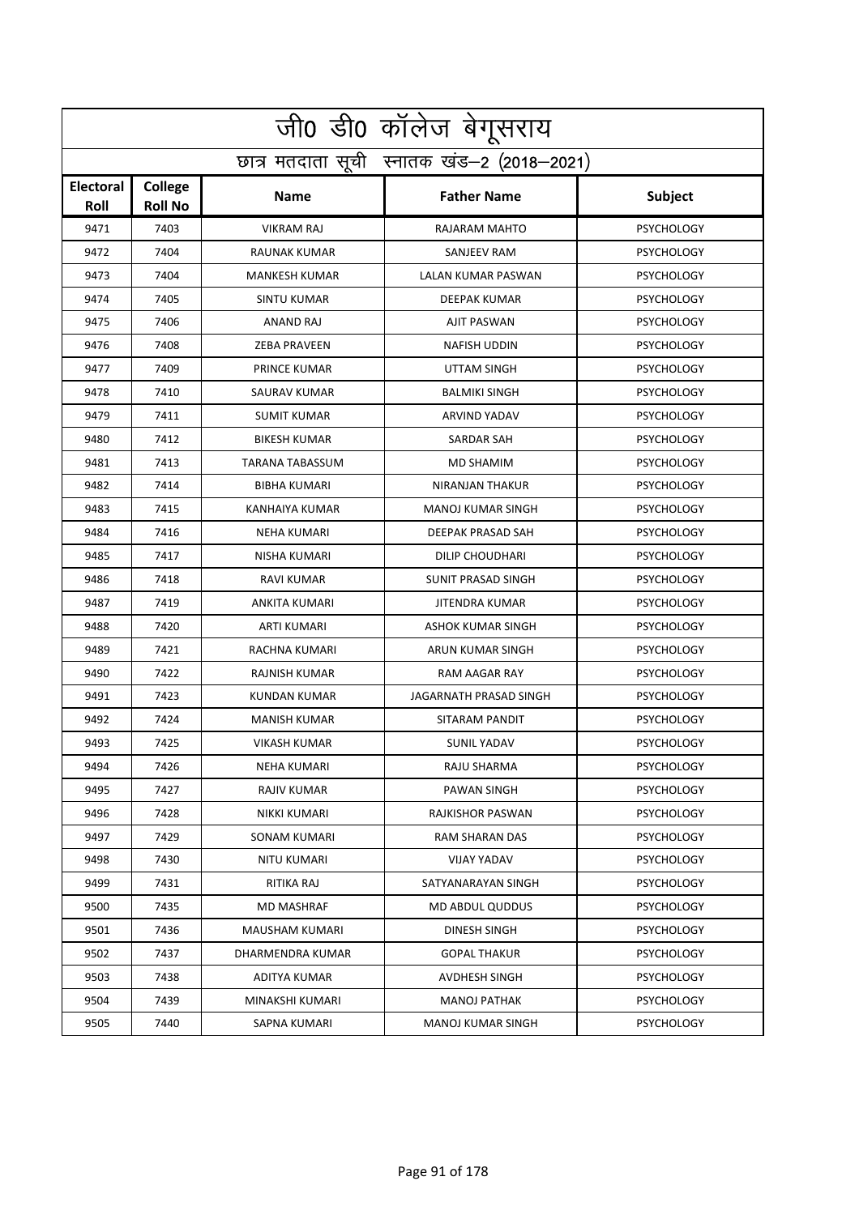# जी0 डी0 कॉलेज बेगूसराय

## छात्र मतदाता सूची स्नातक खंड–2 (2018–2021)

| Electoral Roll | College Roll No | Name | Father Name | Subject |
|---|---|---|---|---|
| 9471 | 7403 | VIKRAM RAJ | RAJARAM MAHTO | PSYCHOLOGY |
| 9472 | 7404 | RAUNAK KUMAR | SANJEEV RAM | PSYCHOLOGY |
| 9473 | 7404 | MANKESH KUMAR | LALAN KUMAR PASWAN | PSYCHOLOGY |
| 9474 | 7405 | SINTU KUMAR | DEEPAK KUMAR | PSYCHOLOGY |
| 9475 | 7406 | ANAND RAJ | AJIT PASWAN | PSYCHOLOGY |
| 9476 | 7408 | ZEBA PRAVEEN | NAFISH UDDIN | PSYCHOLOGY |
| 9477 | 7409 | PRINCE KUMAR | UTTAM SINGH | PSYCHOLOGY |
| 9478 | 7410 | SAURAV KUMAR | BALMIKI SINGH | PSYCHOLOGY |
| 9479 | 7411 | SUMIT KUMAR | ARVIND YADAV | PSYCHOLOGY |
| 9480 | 7412 | BIKESH KUMAR | SARDAR SAH | PSYCHOLOGY |
| 9481 | 7413 | TARANA TABASSUM | MD SHAMIM | PSYCHOLOGY |
| 9482 | 7414 | BIBHA KUMARI | NIRANJAN THAKUR | PSYCHOLOGY |
| 9483 | 7415 | KANHAIYA KUMAR | MANOJ KUMAR SINGH | PSYCHOLOGY |
| 9484 | 7416 | NEHA KUMARI | DEEPAK PRASAD SAH | PSYCHOLOGY |
| 9485 | 7417 | NISHA KUMARI | DILIP CHOUDHARI | PSYCHOLOGY |
| 9486 | 7418 | RAVI KUMAR | SUNIT PRASAD SINGH | PSYCHOLOGY |
| 9487 | 7419 | ANKITA KUMARI | JITENDRA KUMAR | PSYCHOLOGY |
| 9488 | 7420 | ARTI KUMARI | ASHOK KUMAR SINGH | PSYCHOLOGY |
| 9489 | 7421 | RACHNA KUMARI | ARUN KUMAR SINGH | PSYCHOLOGY |
| 9490 | 7422 | RAJNISH KUMAR | RAM AAGAR RAY | PSYCHOLOGY |
| 9491 | 7423 | KUNDAN KUMAR | JAGARNATH PRASAD SINGH | PSYCHOLOGY |
| 9492 | 7424 | MANISH KUMAR | SITARAM PANDIT | PSYCHOLOGY |
| 9493 | 7425 | VIKASH KUMAR | SUNIL YADAV | PSYCHOLOGY |
| 9494 | 7426 | NEHA KUMARI | RAJU SHARMA | PSYCHOLOGY |
| 9495 | 7427 | RAJIV KUMAR | PAWAN SINGH | PSYCHOLOGY |
| 9496 | 7428 | NIKKI KUMARI | RAJKISHOR PASWAN | PSYCHOLOGY |
| 9497 | 7429 | SONAM KUMARI | RAM SHARAN DAS | PSYCHOLOGY |
| 9498 | 7430 | NITU KUMARI | VIJAY YADAV | PSYCHOLOGY |
| 9499 | 7431 | RITIKA RAJ | SATYANARAYAN SINGH | PSYCHOLOGY |
| 9500 | 7435 | MD MASHRAF | MD ABDUL QUDDUS | PSYCHOLOGY |
| 9501 | 7436 | MAUSHAM KUMARI | DINESH SINGH | PSYCHOLOGY |
| 9502 | 7437 | DHARMENDRA KUMAR | GOPAL THAKUR | PSYCHOLOGY |
| 9503 | 7438 | ADITYA KUMAR | AVDHESH SINGH | PSYCHOLOGY |
| 9504 | 7439 | MINAKSHI KUMARI | MANOJ PATHAK | PSYCHOLOGY |
| 9505 | 7440 | SAPNA KUMARI | MANOJ KUMAR SINGH | PSYCHOLOGY |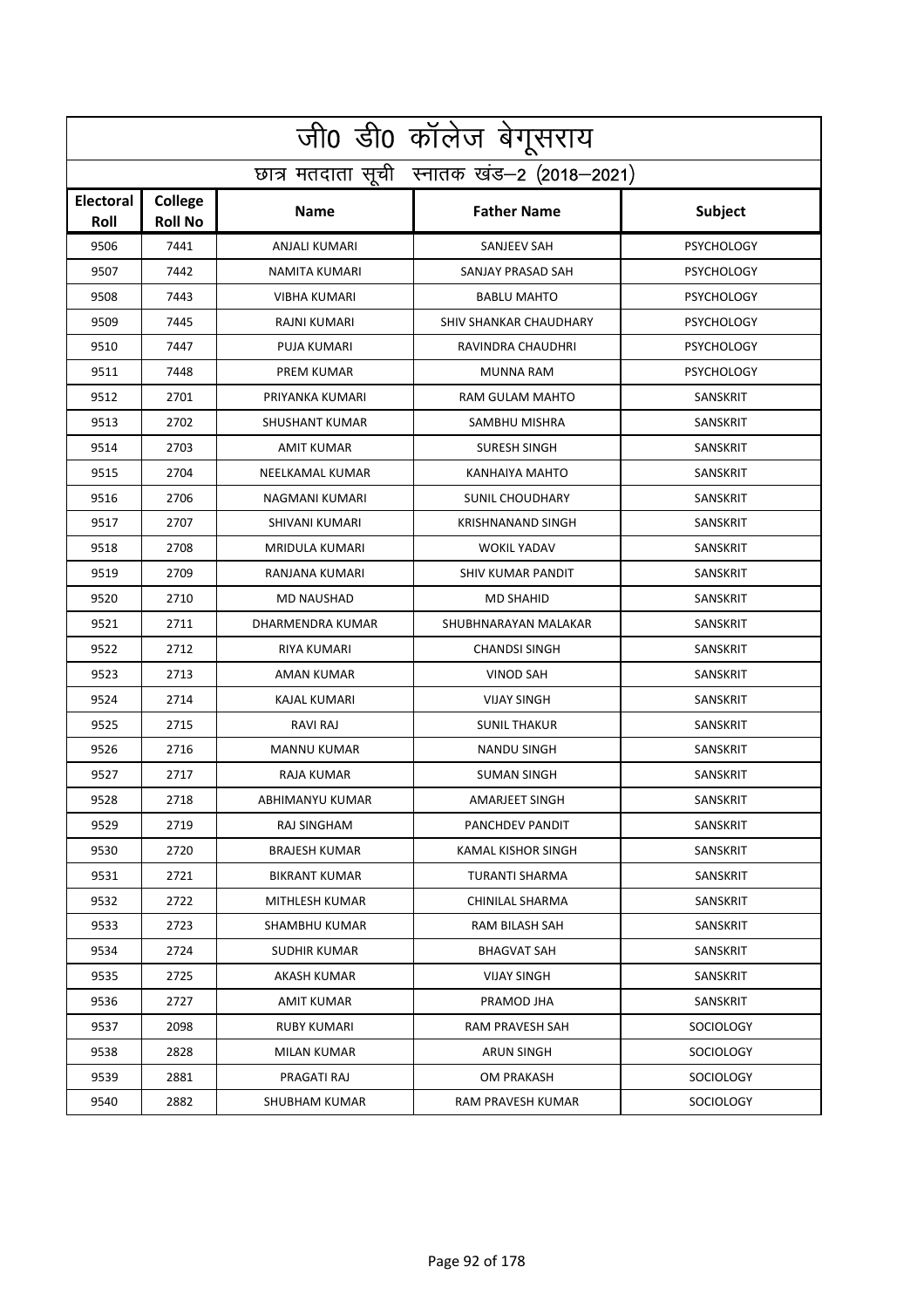# जी0 डी0 कॉलेज बेगूसराय

## छात्र मतदाता सूची स्नातक खंड–2 (2018–2021)

| Electoral Roll | College Roll No | Name | Father Name | Subject |
|---|---|---|---|---|
| 9506 | 7441 | ANJALI KUMARI | SANJEEV SAH | PSYCHOLOGY |
| 9507 | 7442 | NAMITA KUMARI | SANJAY PRASAD SAH | PSYCHOLOGY |
| 9508 | 7443 | VIBHA KUMARI | BABLU MAHTO | PSYCHOLOGY |
| 9509 | 7445 | RAJNI KUMARI | SHIV SHANKAR CHAUDHARY | PSYCHOLOGY |
| 9510 | 7447 | PUJA KUMARI | RAVINDRA CHAUDHRI | PSYCHOLOGY |
| 9511 | 7448 | PREM KUMAR | MUNNA RAM | PSYCHOLOGY |
| 9512 | 2701 | PRIYANKA KUMARI | RAM GULAM MAHTO | SANSKRIT |
| 9513 | 2702 | SHUSHANT KUMAR | SAMBHU MISHRA | SANSKRIT |
| 9514 | 2703 | AMIT KUMAR | SURESH SINGH | SANSKRIT |
| 9515 | 2704 | NEELKAMAL KUMAR | KANHAIYA MAHTO | SANSKRIT |
| 9516 | 2706 | NAGMANI KUMARI | SUNIL CHOUDHARY | SANSKRIT |
| 9517 | 2707 | SHIVANI KUMARI | KRISHNANAND SINGH | SANSKRIT |
| 9518 | 2708 | MRIDULA KUMARI | WOKIL YADAV | SANSKRIT |
| 9519 | 2709 | RANJANA KUMARI | SHIV KUMAR PANDIT | SANSKRIT |
| 9520 | 2710 | MD NAUSHAD | MD SHAHID | SANSKRIT |
| 9521 | 2711 | DHARMENDRA KUMAR | SHUBHNARAYAN MALAKAR | SANSKRIT |
| 9522 | 2712 | RIYA KUMARI | CHANDSI SINGH | SANSKRIT |
| 9523 | 2713 | AMAN KUMAR | VINOD SAH | SANSKRIT |
| 9524 | 2714 | KAJAL KUMARI | VIJAY SINGH | SANSKRIT |
| 9525 | 2715 | RAVI RAJ | SUNIL THAKUR | SANSKRIT |
| 9526 | 2716 | MANNU KUMAR | NANDU SINGH | SANSKRIT |
| 9527 | 2717 | RAJA KUMAR | SUMAN SINGH | SANSKRIT |
| 9528 | 2718 | ABHIMANYU KUMAR | AMARJEET SINGH | SANSKRIT |
| 9529 | 2719 | RAJ SINGHAM | PANCHDEV PANDIT | SANSKRIT |
| 9530 | 2720 | BRAJESH KUMAR | KAMAL KISHOR SINGH | SANSKRIT |
| 9531 | 2721 | BIKRANT KUMAR | TURANTI SHARMA | SANSKRIT |
| 9532 | 2722 | MITHLESH KUMAR | CHINILAL SHARMA | SANSKRIT |
| 9533 | 2723 | SHAMBHU KUMAR | RAM BILASH SAH | SANSKRIT |
| 9534 | 2724 | SUDHIR KUMAR | BHAGVAT SAH | SANSKRIT |
| 9535 | 2725 | AKASH KUMAR | VIJAY SINGH | SANSKRIT |
| 9536 | 2727 | AMIT KUMAR | PRAMOD JHA | SANSKRIT |
| 9537 | 2098 | RUBY KUMARI | RAM PRAVESH SAH | SOCIOLOGY |
| 9538 | 2828 | MILAN KUMAR | ARUN SINGH | SOCIOLOGY |
| 9539 | 2881 | PRAGATI RAJ | OM PRAKASH | SOCIOLOGY |
| 9540 | 2882 | SHUBHAM KUMAR | RAM PRAVESH KUMAR | SOCIOLOGY |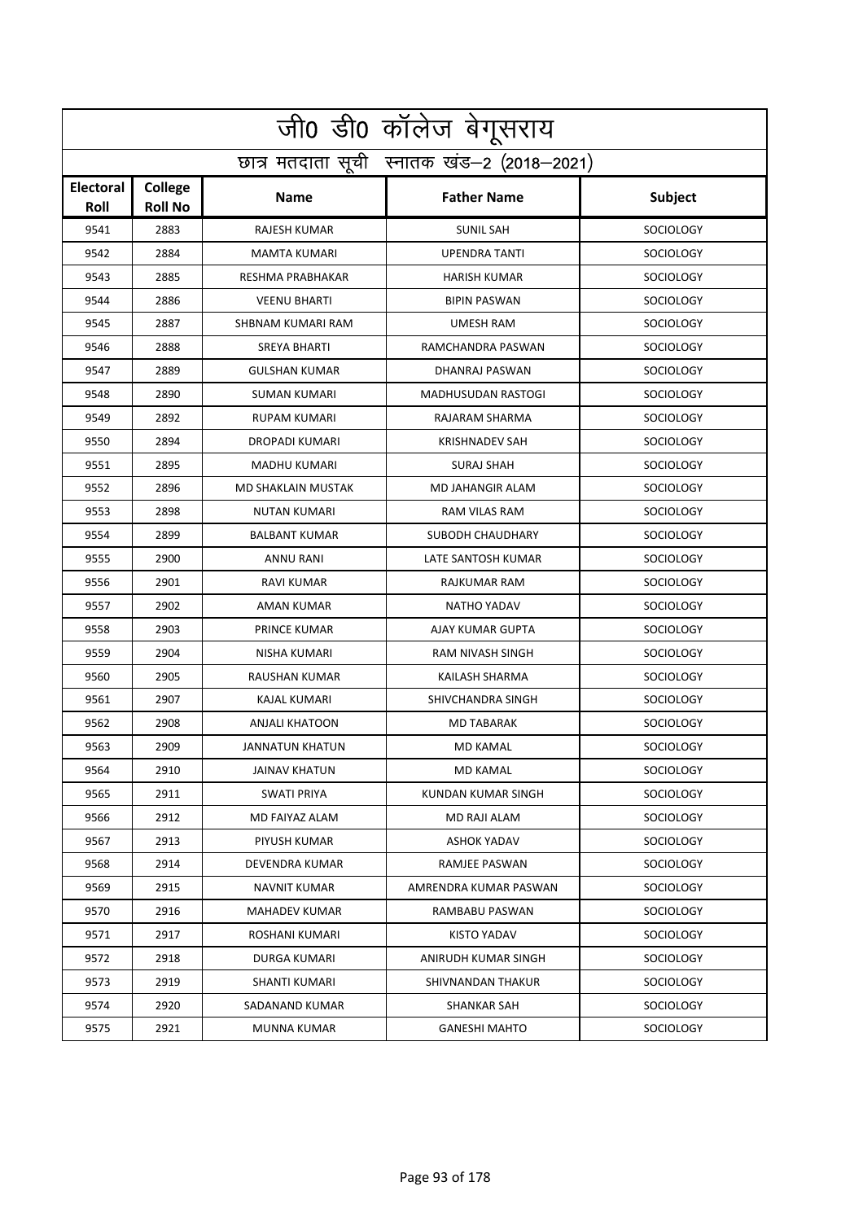# जी0 डी0 कॉलेज बेगूसराय

## छात्र मतदाता सूची स्नातक खंड–2 (2018–2021)

| Electoral Roll | College Roll No | Name | Father Name | Subject |
|---|---|---|---|---|
| 9541 | 2883 | RAJESH KUMAR | SUNIL SAH | SOCIOLOGY |
| 9542 | 2884 | MAMTA KUMARI | UPENDRA TANTI | SOCIOLOGY |
| 9543 | 2885 | RESHMA PRABHAKAR | HARISH KUMAR | SOCIOLOGY |
| 9544 | 2886 | VEENU BHARTI | BIPIN PASWAN | SOCIOLOGY |
| 9545 | 2887 | SHBNAM KUMARI RAM | UMESH RAM | SOCIOLOGY |
| 9546 | 2888 | SREYA BHARTI | RAMCHANDRA PASWAN | SOCIOLOGY |
| 9547 | 2889 | GULSHAN KUMAR | DHANRAJ PASWAN | SOCIOLOGY |
| 9548 | 2890 | SUMAN KUMARI | MADHUSUDAN RASTOGI | SOCIOLOGY |
| 9549 | 2892 | RUPAM KUMARI | RAJARAM SHARMA | SOCIOLOGY |
| 9550 | 2894 | DROPADI KUMARI | KRISHNADEV SAH | SOCIOLOGY |
| 9551 | 2895 | MADHU KUMARI | SURAJ SHAH | SOCIOLOGY |
| 9552 | 2896 | MD SHAKLAIN MUSTAK | MD JAHANGIR ALAM | SOCIOLOGY |
| 9553 | 2898 | NUTAN KUMARI | RAM VILAS RAM | SOCIOLOGY |
| 9554 | 2899 | BALBANT KUMAR | SUBODH CHAUDHARY | SOCIOLOGY |
| 9555 | 2900 | ANNU RANI | LATE SANTOSH KUMAR | SOCIOLOGY |
| 9556 | 2901 | RAVI KUMAR | RAJKUMAR RAM | SOCIOLOGY |
| 9557 | 2902 | AMAN KUMAR | NATHO YADAV | SOCIOLOGY |
| 9558 | 2903 | PRINCE KUMAR | AJAY KUMAR GUPTA | SOCIOLOGY |
| 9559 | 2904 | NISHA KUMARI | RAM NIVASH SINGH | SOCIOLOGY |
| 9560 | 2905 | RAUSHAN KUMAR | KAILASH SHARMA | SOCIOLOGY |
| 9561 | 2907 | KAJAL KUMARI | SHIVCHANDRA SINGH | SOCIOLOGY |
| 9562 | 2908 | ANJALI KHATOON | MD TABARAK | SOCIOLOGY |
| 9563 | 2909 | JANNATUN KHATUN | MD KAMAL | SOCIOLOGY |
| 9564 | 2910 | JAINAV KHATUN | MD KAMAL | SOCIOLOGY |
| 9565 | 2911 | SWATI PRIYA | KUNDAN KUMAR SINGH | SOCIOLOGY |
| 9566 | 2912 | MD FAIYAZ ALAM | MD RAJI ALAM | SOCIOLOGY |
| 9567 | 2913 | PIYUSH KUMAR | ASHOK YADAV | SOCIOLOGY |
| 9568 | 2914 | DEVENDRA KUMAR | RAMJEE PASWAN | SOCIOLOGY |
| 9569 | 2915 | NAVNIT KUMAR | AMRENDRA KUMAR PASWAN | SOCIOLOGY |
| 9570 | 2916 | MAHADEV KUMAR | RAMBABU PASWAN | SOCIOLOGY |
| 9571 | 2917 | ROSHANI KUMARI | KISTO YADAV | SOCIOLOGY |
| 9572 | 2918 | DURGA KUMARI | ANIRUDH KUMAR SINGH | SOCIOLOGY |
| 9573 | 2919 | SHANTI KUMARI | SHIVNANDAN THAKUR | SOCIOLOGY |
| 9574 | 2920 | SADANAND KUMAR | SHANKAR SAH | SOCIOLOGY |
| 9575 | 2921 | MUNNA KUMAR | GANESHI MAHTO | SOCIOLOGY |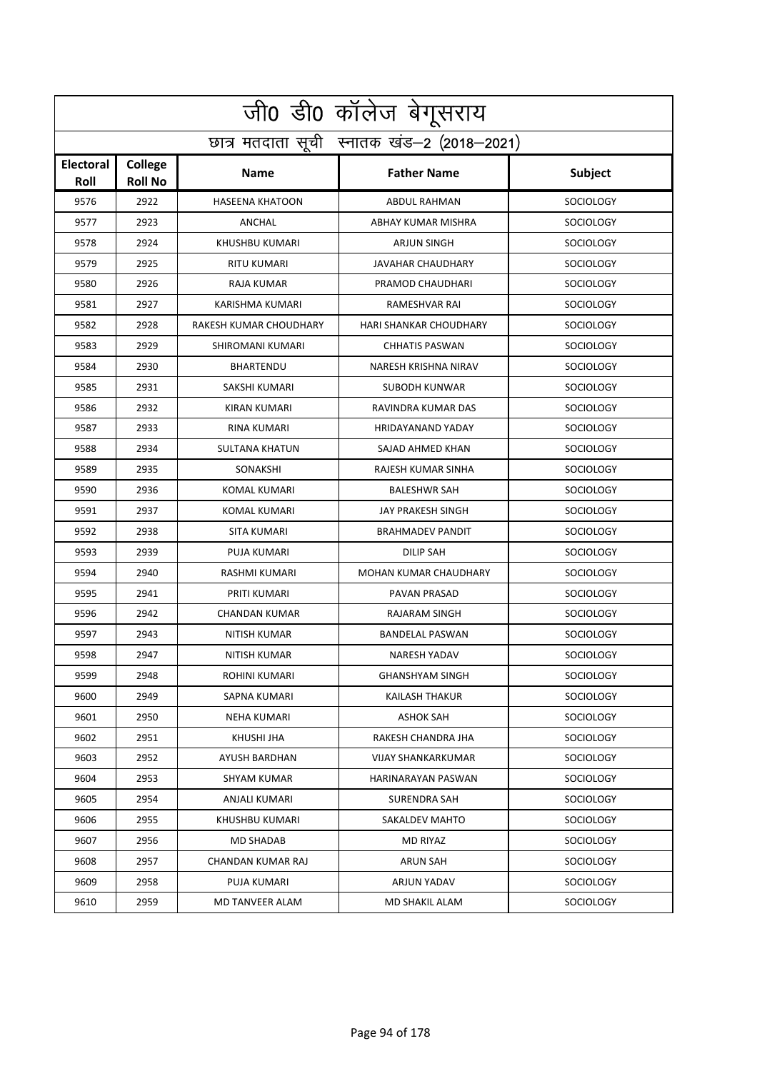| जी0 डी0 कॉलेज बेगूसराय | | | | |
|---|---|---|---|---|
| छात्र मतदाता सूची स्नातक खंड–2 (2018–2021) | | | | |
| **Electoral Roll** | **College Roll No** | **Name** | **Father Name** | **Subject** |
| 9576 | 2922 | HASEENA KHATOON | ABDUL RAHMAN | SOCIOLOGY |
| 9577 | 2923 | ANCHAL | ABHAY KUMAR MISHRA | SOCIOLOGY |
| 9578 | 2924 | KHUSHBU KUMARI | ARJUN SINGH | SOCIOLOGY |
| 9579 | 2925 | RITU KUMARI | JAVAHAR CHAUDHARY | SOCIOLOGY |
| 9580 | 2926 | RAJA KUMAR | PRAMOD CHAUDHARI | SOCIOLOGY |
| 9581 | 2927 | KARISHMA KUMARI | RAMESHVAR RAI | SOCIOLOGY |
| 9582 | 2928 | RAKESH KUMAR CHOUDHARY | HARI SHANKAR CHOUDHARY | SOCIOLOGY |
| 9583 | 2929 | SHIROMANI KUMARI | CHHATIS PASWAN | SOCIOLOGY |
| 9584 | 2930 | BHARTENDU | NARESH KRISHNA NIRAV | SOCIOLOGY |
| 9585 | 2931 | SAKSHI KUMARI | SUBODH KUNWAR | SOCIOLOGY |
| 9586 | 2932 | KIRAN KUMARI | RAVINDRA KUMAR DAS | SOCIOLOGY |
| 9587 | 2933 | RINA KUMARI | HRIDAYANAND YADAY | SOCIOLOGY |
| 9588 | 2934 | SULTANA KHATUN | SAJAD AHMED KHAN | SOCIOLOGY |
| 9589 | 2935 | SONAKSHI | RAJESH KUMAR SINHA | SOCIOLOGY |
| 9590 | 2936 | KOMAL KUMARI | BALESHWR SAH | SOCIOLOGY |
| 9591 | 2937 | KOMAL KUMARI | JAY PRAKESH SINGH | SOCIOLOGY |
| 9592 | 2938 | SITA KUMARI | BRAHMADEV PANDIT | SOCIOLOGY |
| 9593 | 2939 | PUJA KUMARI | DILIP SAH | SOCIOLOGY |
| 9594 | 2940 | RASHMI KUMARI | MOHAN KUMAR CHAUDHARY | SOCIOLOGY |
| 9595 | 2941 | PRITI KUMARI | PAVAN PRASAD | SOCIOLOGY |
| 9596 | 2942 | CHANDAN KUMAR | RAJARAM SINGH | SOCIOLOGY |
| 9597 | 2943 | NITISH KUMAR | BANDELAL PASWAN | SOCIOLOGY |
| 9598 | 2947 | NITISH KUMAR | NARESH YADAV | SOCIOLOGY |
| 9599 | 2948 | ROHINI KUMARI | GHANSHYAM SINGH | SOCIOLOGY |
| 9600 | 2949 | SAPNA KUMARI | KAILASH THAKUR | SOCIOLOGY |
| 9601 | 2950 | NEHA KUMARI | ASHOK SAH | SOCIOLOGY |
| 9602 | 2951 | KHUSHI JHA | RAKESH CHANDRA JHA | SOCIOLOGY |
| 9603 | 2952 | AYUSH BARDHAN | VIJAY SHANKARKUMAR | SOCIOLOGY |
| 9604 | 2953 | SHYAM KUMAR | HARINARAYAN PASWAN | SOCIOLOGY |
| 9605 | 2954 | ANJALI KUMARI | SURENDRA SAH | SOCIOLOGY |
| 9606 | 2955 | KHUSHBU KUMARI | SAKALDEV MAHTO | SOCIOLOGY |
| 9607 | 2956 | MD SHADAB | MD RIYAZ | SOCIOLOGY |
| 9608 | 2957 | CHANDAN KUMAR RAJ | ARUN SAH | SOCIOLOGY |
| 9609 | 2958 | PUJA KUMARI | ARJUN YADAV | SOCIOLOGY |
| 9610 | 2959 | MD TANVEER ALAM | MD SHAKIL ALAM | SOCIOLOGY |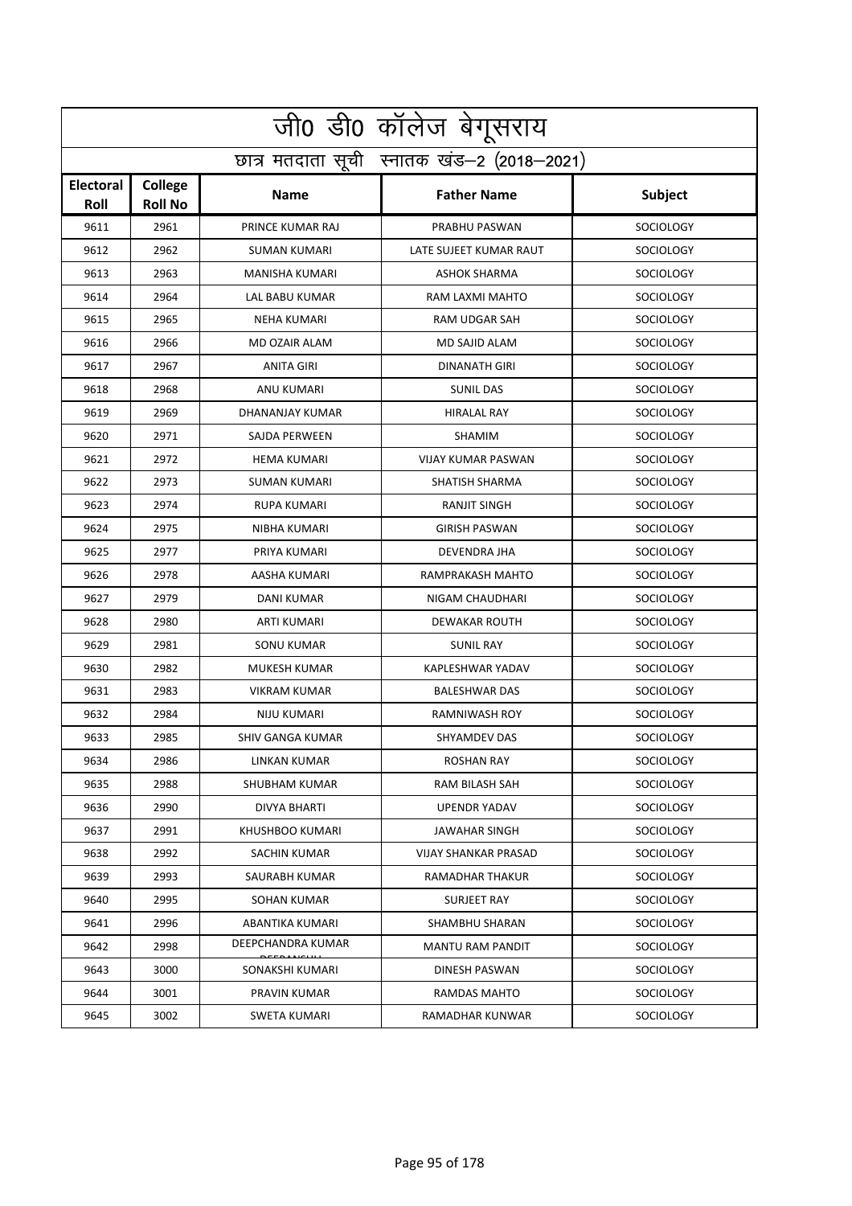# जी0 डी0 कॉलेज बेगूसराय

## छात्र मतदाता सूची स्नातक खंड–2 (2018–2021)

| Electoral Roll | College Roll No | Name | Father Name | Subject |
|---|---|---|---|---|
| 9611 | 2961 | PRINCE KUMAR RAJ | PRABHU PASWAN | SOCIOLOGY |
| 9612 | 2962 | SUMAN KUMARI | LATE SUJEET KUMAR RAUT | SOCIOLOGY |
| 9613 | 2963 | MANISHA KUMARI | ASHOK SHARMA | SOCIOLOGY |
| 9614 | 2964 | LAL BABU KUMAR | RAM LAXMI MAHTO | SOCIOLOGY |
| 9615 | 2965 | NEHA KUMARI | RAM UDGAR SAH | SOCIOLOGY |
| 9616 | 2966 | MD OZAIR ALAM | MD SAJID ALAM | SOCIOLOGY |
| 9617 | 2967 | ANITA GIRI | DINANATH GIRI | SOCIOLOGY |
| 9618 | 2968 | ANU KUMARI | SUNIL DAS | SOCIOLOGY |
| 9619 | 2969 | DHANANJAY KUMAR | HIRALAL RAY | SOCIOLOGY |
| 9620 | 2971 | SAJDA PERWEEN | SHAMIM | SOCIOLOGY |
| 9621 | 2972 | HEMA KUMARI | VIJAY KUMAR PASWAN | SOCIOLOGY |
| 9622 | 2973 | SUMAN KUMARI | SHATISH SHARMA | SOCIOLOGY |
| 9623 | 2974 | RUPA KUMARI | RANJIT SINGH | SOCIOLOGY |
| 9624 | 2975 | NIBHA KUMARI | GIRISH PASWAN | SOCIOLOGY |
| 9625 | 2977 | PRIYA KUMARI | DEVENDRA JHA | SOCIOLOGY |
| 9626 | 2978 | AASHA KUMARI | RAMPRAKASH MAHTO | SOCIOLOGY |
| 9627 | 2979 | DANI KUMAR | NIGAM CHAUDHARI | SOCIOLOGY |
| 9628 | 2980 | ARTI KUMARI | DEWAKAR ROUTH | SOCIOLOGY |
| 9629 | 2981 | SONU KUMAR | SUNIL RAY | SOCIOLOGY |
| 9630 | 2982 | MUKESH KUMAR | KAPLESHWAR YADAV | SOCIOLOGY |
| 9631 | 2983 | VIKRAM KUMAR | BALESHWAR DAS | SOCIOLOGY |
| 9632 | 2984 | NIJU KUMARI | RAMNIWASH ROY | SOCIOLOGY |
| 9633 | 2985 | SHIV GANGA KUMAR | SHYAMDEV DAS | SOCIOLOGY |
| 9634 | 2986 | LINKAN KUMAR | ROSHAN RAY | SOCIOLOGY |
| 9635 | 2988 | SHUBHAM KUMAR | RAM BILASH SAH | SOCIOLOGY |
| 9636 | 2990 | DIVYA BHARTI | UPENDR YADAV | SOCIOLOGY |
| 9637 | 2991 | KHUSHBOO KUMARI | JAWAHAR SINGH | SOCIOLOGY |
| 9638 | 2992 | SACHIN KUMAR | VIJAY SHANKAR PRASAD | SOCIOLOGY |
| 9639 | 2993 | SAURABH KUMAR | RAMADHAR THAKUR | SOCIOLOGY |
| 9640 | 2995 | SOHAN KUMAR | SURJEET RAY | SOCIOLOGY |
| 9641 | 2996 | ABANTIKA KUMARI | SHAMBHU SHARAN | SOCIOLOGY |
| 9642 | 2998 | DEEPCHANDRA KUMAR DEEPANSHU | MANTU RAM PANDIT | SOCIOLOGY |
| 9643 | 3000 | SONAKSHI KUMARI | DINESH PASWAN | SOCIOLOGY |
| 9644 | 3001 | PRAVIN KUMAR | RAMDAS MAHTO | SOCIOLOGY |
| 9645 | 3002 | SWETA KUMARI | RAMADHAR KUNWAR | SOCIOLOGY |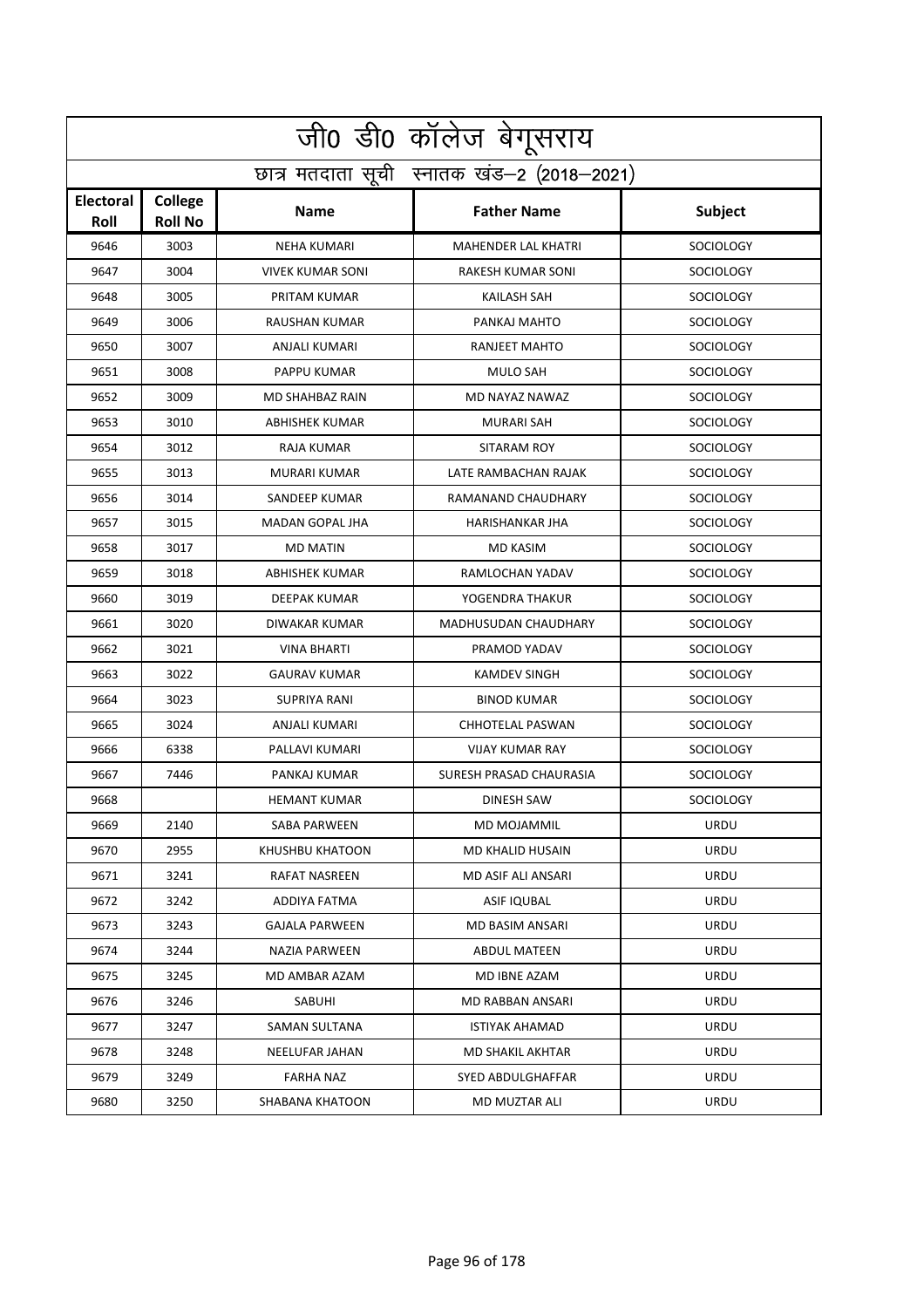# जी0 डी0 कॉलेज बेगूसराय

## छात्र मतदाता सूची स्नातक खंड–2 (2018–2021)

| Electoral Roll | College Roll No | Name | Father Name | Subject |
|---|---|---|---|---|
| 9646 | 3003 | NEHA KUMARI | MAHENDER LAL KHATRI | SOCIOLOGY |
| 9647 | 3004 | VIVEK KUMAR SONI | RAKESH KUMAR SONI | SOCIOLOGY |
| 9648 | 3005 | PRITAM KUMAR | KAILASH SAH | SOCIOLOGY |
| 9649 | 3006 | RAUSHAN KUMAR | PANKAJ MAHTO | SOCIOLOGY |
| 9650 | 3007 | ANJALI KUMARI | RANJEET MAHTO | SOCIOLOGY |
| 9651 | 3008 | PAPPU KUMAR | MULO SAH | SOCIOLOGY |
| 9652 | 3009 | MD SHAHBAZ RAIN | MD NAYAZ NAWAZ | SOCIOLOGY |
| 9653 | 3010 | ABHISHEK KUMAR | MURARI SAH | SOCIOLOGY |
| 9654 | 3012 | RAJA KUMAR | SITARAM ROY | SOCIOLOGY |
| 9655 | 3013 | MURARI KUMAR | LATE RAMBACHAN RAJAK | SOCIOLOGY |
| 9656 | 3014 | SANDEEP KUMAR | RAMANAND CHAUDHARY | SOCIOLOGY |
| 9657 | 3015 | MADAN GOPAL JHA | HARISHANKAR JHA | SOCIOLOGY |
| 9658 | 3017 | MD MATIN | MD KASIM | SOCIOLOGY |
| 9659 | 3018 | ABHISHEK KUMAR | RAMLOCHAN YADAV | SOCIOLOGY |
| 9660 | 3019 | DEEPAK KUMAR | YOGENDRA THAKUR | SOCIOLOGY |
| 9661 | 3020 | DIWAKAR KUMAR | MADHUSUDAN CHAUDHARY | SOCIOLOGY |
| 9662 | 3021 | VINA BHARTI | PRAMOD YADAV | SOCIOLOGY |
| 9663 | 3022 | GAURAV KUMAR | KAMDEV SINGH | SOCIOLOGY |
| 9664 | 3023 | SUPRIYA RANI | BINOD KUMAR | SOCIOLOGY |
| 9665 | 3024 | ANJALI KUMARI | CHHOTELAL PASWAN | SOCIOLOGY |
| 9666 | 6338 | PALLAVI KUMARI | VIJAY KUMAR RAY | SOCIOLOGY |
| 9667 | 7446 | PANKAJ KUMAR | SURESH PRASAD CHAURASIA | SOCIOLOGY |
| 9668 | | HEMANT KUMAR | DINESH SAW | SOCIOLOGY |
| 9669 | 2140 | SABA PARWEEN | MD MOJAMMIL | URDU |
| 9670 | 2955 | KHUSHBU KHATOON | MD KHALID HUSAIN | URDU |
| 9671 | 3241 | RAFAT NASREEN | MD ASIF ALI ANSARI | URDU |
| 9672 | 3242 | ADDIYA FATMA | ASIF IQUBAL | URDU |
| 9673 | 3243 | GAJALA PARWEEN | MD BASIM ANSARI | URDU |
| 9674 | 3244 | NAZIA PARWEEN | ABDUL MATEEN | URDU |
| 9675 | 3245 | MD AMBAR AZAM | MD IBNE AZAM | URDU |
| 9676 | 3246 | SABUHI | MD RABBAN ANSARI | URDU |
| 9677 | 3247 | SAMAN SULTANA | ISTIYAK AHAMAD | URDU |
| 9678 | 3248 | NEELUFAR JAHAN | MD SHAKIL AKHTAR | URDU |
| 9679 | 3249 | FARHA NAZ | SYED ABDULGHAFFAR | URDU |
| 9680 | 3250 | SHABANA KHATOON | MD MUZTAR ALI | URDU |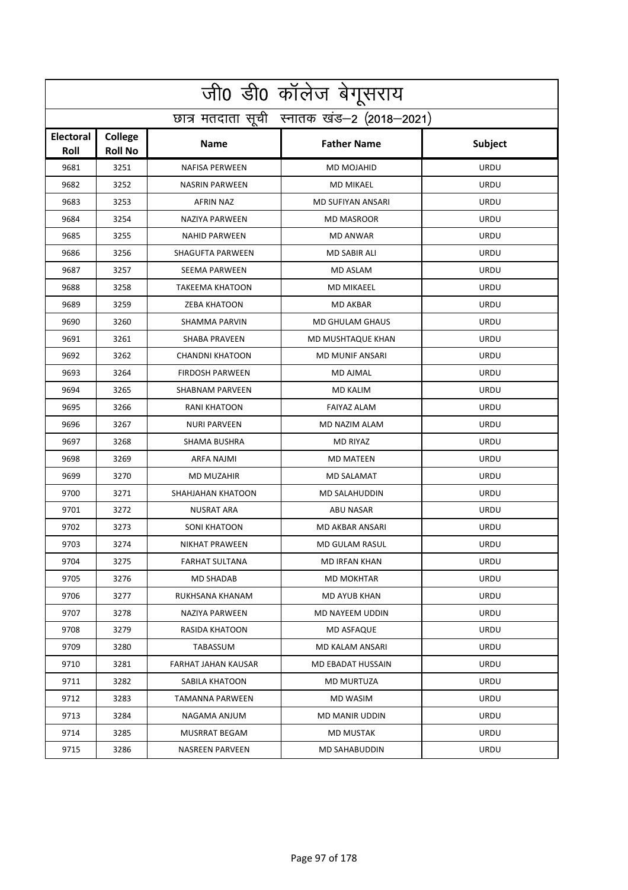# जी0 डी0 कॉलेज बेगूसराय

## छात्र मतदाता सूची स्नातक खंड–2 (2018–2021)

| Electoral Roll | College Roll No | Name | Father Name | Subject |
|---|---|---|---|---|
| 9681 | 3251 | NAFISA PERWEEN | MD MOJAHID | URDU |
| 9682 | 3252 | NASRIN PARWEEN | MD MIKAEL | URDU |
| 9683 | 3253 | AFRIN NAZ | MD SUFIYAN ANSARI | URDU |
| 9684 | 3254 | NAZIYA PARWEEN | MD MASROOR | URDU |
| 9685 | 3255 | NAHID PARWEEN | MD ANWAR | URDU |
| 9686 | 3256 | SHAGUFTA PARWEEN | MD SABIR ALI | URDU |
| 9687 | 3257 | SEEMA PARWEEN | MD ASLAM | URDU |
| 9688 | 3258 | TAKEEMA KHATOON | MD MIKAEEL | URDU |
| 9689 | 3259 | ZEBA KHATOON | MD AKBAR | URDU |
| 9690 | 3260 | SHAMMA PARVIN | MD GHULAM GHAUS | URDU |
| 9691 | 3261 | SHABA PRAVEEN | MD MUSHTAQUE KHAN | URDU |
| 9692 | 3262 | CHANDNI KHATOON | MD MUNIF ANSARI | URDU |
| 9693 | 3264 | FIRDOSH PARWEEN | MD AJMAL | URDU |
| 9694 | 3265 | SHABNAM PARVEEN | MD KALIM | URDU |
| 9695 | 3266 | RANI KHATOON | FAIYAZ ALAM | URDU |
| 9696 | 3267 | NURI PARVEEN | MD NAZIM ALAM | URDU |
| 9697 | 3268 | SHAMA BUSHRA | MD RIYAZ | URDU |
| 9698 | 3269 | ARFA NAJMI | MD MATEEN | URDU |
| 9699 | 3270 | MD MUZAHIR | MD SALAMAT | URDU |
| 9700 | 3271 | SHAHJAHAN KHATOON | MD SALAHUDDIN | URDU |
| 9701 | 3272 | NUSRAT ARA | ABU NASAR | URDU |
| 9702 | 3273 | SONI KHATOON | MD AKBAR ANSARI | URDU |
| 9703 | 3274 | NIKHAT PRAWEEN | MD GULAM RASUL | URDU |
| 9704 | 3275 | FARHAT SULTANA | MD IRFAN KHAN | URDU |
| 9705 | 3276 | MD SHADAB | MD MOKHTAR | URDU |
| 9706 | 3277 | RUKHSANA KHANAM | MD AYUB KHAN | URDU |
| 9707 | 3278 | NAZIYA PARWEEN | MD NAYEEM UDDIN | URDU |
| 9708 | 3279 | RASIDA KHATOON | MD ASFAQUE | URDU |
| 9709 | 3280 | TABASSUM | MD KALAM ANSARI | URDU |
| 9710 | 3281 | FARHAT JAHAN KAUSAR | MD EBADAT HUSSAIN | URDU |
| 9711 | 3282 | SABILA KHATOON | MD MURTUZA | URDU |
| 9712 | 3283 | TAMANNA PARWEEN | MD WASIM | URDU |
| 9713 | 3284 | NAGAMA ANJUM | MD MANIR UDDIN | URDU |
| 9714 | 3285 | MUSRRAT BEGAM | MD MUSTAK | URDU |
| 9715 | 3286 | NASREEN PARVEEN | MD SAHABUDDIN | URDU |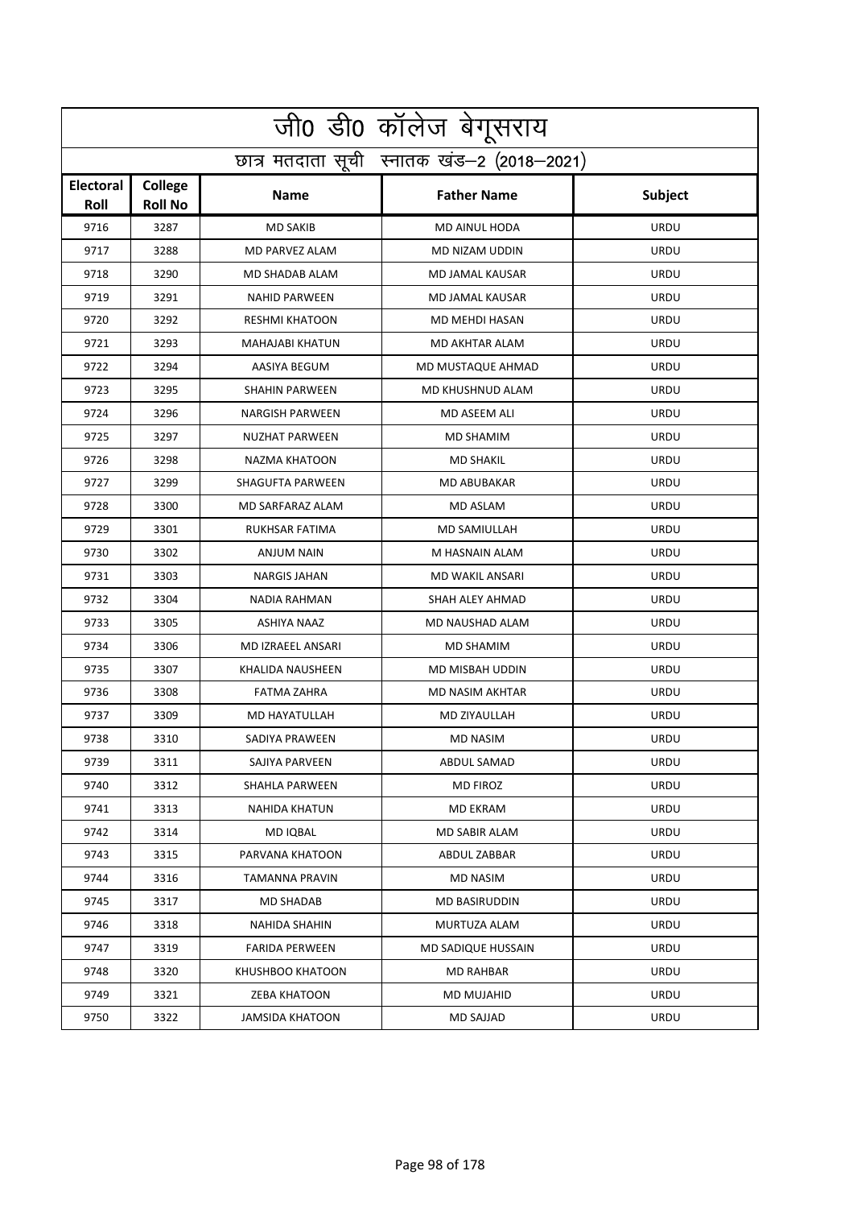# जी0 डी0 कॉलेज बेगूसराय

## छात्र मतदाता सूची स्नातक खंड–2 (2018–2021)

| Electoral Roll | College Roll No | Name | Father Name | Subject |
|---|---|---|---|---|
| 9716 | 3287 | MD SAKIB | MD AINUL HODA | URDU |
| 9717 | 3288 | MD PARVEZ ALAM | MD NIZAM UDDIN | URDU |
| 9718 | 3290 | MD SHADAB ALAM | MD JAMAL KAUSAR | URDU |
| 9719 | 3291 | NAHID PARWEEN | MD JAMAL KAUSAR | URDU |
| 9720 | 3292 | RESHMI KHATOON | MD MEHDI HASAN | URDU |
| 9721 | 3293 | MAHAJABI KHATUN | MD AKHTAR ALAM | URDU |
| 9722 | 3294 | AASIYA BEGUM | MD MUSTAQUE AHMAD | URDU |
| 9723 | 3295 | SHAHIN PARWEEN | MD KHUSHNUD ALAM | URDU |
| 9724 | 3296 | NARGISH PARWEEN | MD ASEEM ALI | URDU |
| 9725 | 3297 | NUZHAT PARWEEN | MD SHAMIM | URDU |
| 9726 | 3298 | NAZMA KHATOON | MD SHAKIL | URDU |
| 9727 | 3299 | SHAGUFTA PARWEEN | MD ABUBAKAR | URDU |
| 9728 | 3300 | MD SARFARAZ ALAM | MD ASLAM | URDU |
| 9729 | 3301 | RUKHSAR FATIMA | MD SAMIULLAH | URDU |
| 9730 | 3302 | ANJUM NAIN | M HASNAIN ALAM | URDU |
| 9731 | 3303 | NARGIS JAHAN | MD WAKIL ANSARI | URDU |
| 9732 | 3304 | NADIA RAHMAN | SHAH ALEY AHMAD | URDU |
| 9733 | 3305 | ASHIYA NAAZ | MD NAUSHAD ALAM | URDU |
| 9734 | 3306 | MD IZRAEEL ANSARI | MD SHAMIM | URDU |
| 9735 | 3307 | KHALIDA NAUSHEEN | MD MISBAH UDDIN | URDU |
| 9736 | 3308 | FATMA ZAHRA | MD NASIM AKHTAR | URDU |
| 9737 | 3309 | MD HAYATULLAH | MD ZIYAULLAH | URDU |
| 9738 | 3310 | SADIYA PRAWEEN | MD NASIM | URDU |
| 9739 | 3311 | SAJIYA PARVEEN | ABDUL SAMAD | URDU |
| 9740 | 3312 | SHAHLA PARWEEN | MD FIROZ | URDU |
| 9741 | 3313 | NAHIDA KHATUN | MD EKRAM | URDU |
| 9742 | 3314 | MD IQBAL | MD SABIR ALAM | URDU |
| 9743 | 3315 | PARVANA KHATOON | ABDUL ZABBAR | URDU |
| 9744 | 3316 | TAMANNA PRAVIN | MD NASIM | URDU |
| 9745 | 3317 | MD SHADAB | MD BASIRUDDIN | URDU |
| 9746 | 3318 | NAHIDA SHAHIN | MURTUZA ALAM | URDU |
| 9747 | 3319 | FARIDA PERWEEN | MD SADIQUE HUSSAIN | URDU |
| 9748 | 3320 | KHUSHBOO KHATOON | MD RAHBAR | URDU |
| 9749 | 3321 | ZEBA KHATOON | MD MUJAHID | URDU |
| 9750 | 3322 | JAMSIDA KHATOON | MD SAJJAD | URDU |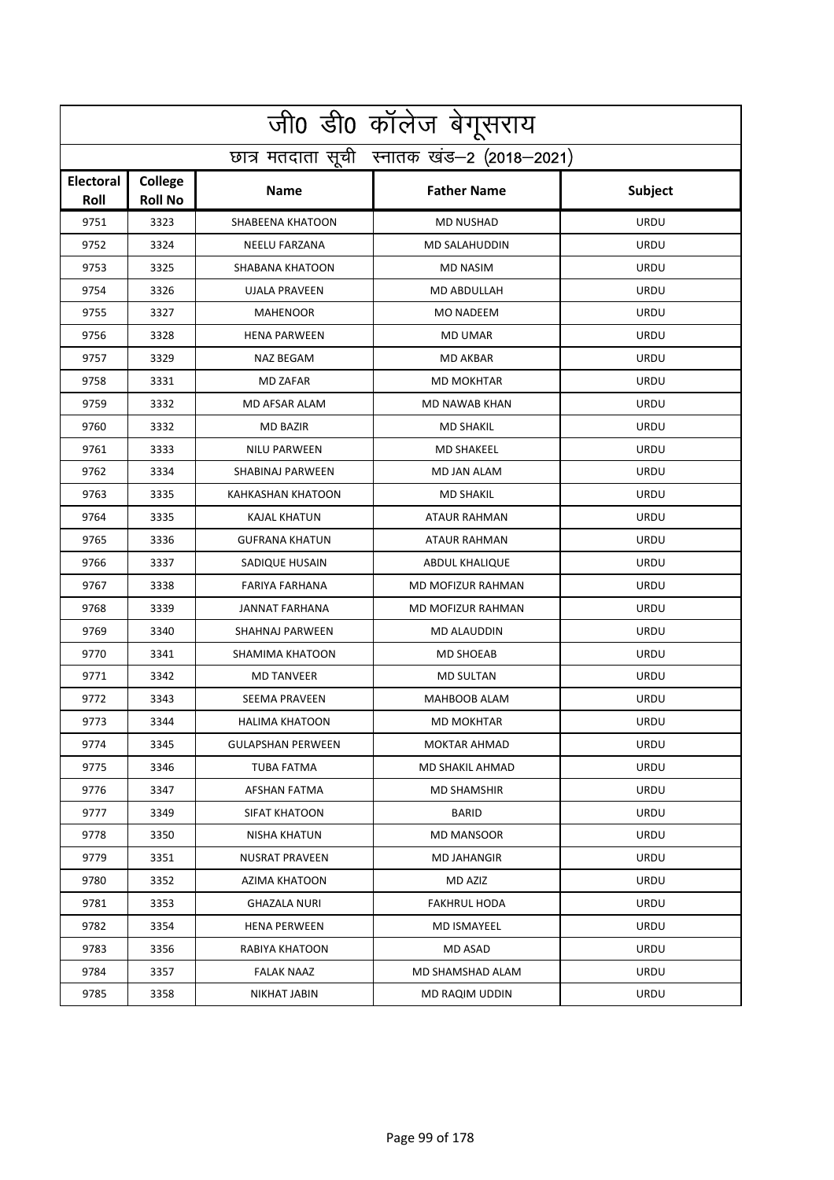# जी0 डी0 कॉलेज बेगूसराय

## छात्र मतदाता सूची स्नातक खंड–2 (2018–2021)

| Electoral Roll | College Roll No | Name | Father Name | Subject |
|---|---|---|---|---|
| 9751 | 3323 | SHABEENA KHATOON | MD NUSHAD | URDU |
| 9752 | 3324 | NEELU FARZANA | MD SALAHUDDIN | URDU |
| 9753 | 3325 | SHABANA KHATOON | MD NASIM | URDU |
| 9754 | 3326 | UJALA PRAVEEN | MD ABDULLAH | URDU |
| 9755 | 3327 | MAHENOOR | MO NADEEM | URDU |
| 9756 | 3328 | HENA PARWEEN | MD UMAR | URDU |
| 9757 | 3329 | NAZ BEGAM | MD AKBAR | URDU |
| 9758 | 3331 | MD ZAFAR | MD MOKHTAR | URDU |
| 9759 | 3332 | MD AFSAR ALAM | MD NAWAB KHAN | URDU |
| 9760 | 3332 | MD BAZIR | MD SHAKIL | URDU |
| 9761 | 3333 | NILU PARWEEN | MD SHAKEEL | URDU |
| 9762 | 3334 | SHABINAJ PARWEEN | MD JAN ALAM | URDU |
| 9763 | 3335 | KAHKASHAN KHATOON | MD SHAKIL | URDU |
| 9764 | 3335 | KAJAL KHATUN | ATAUR RAHMAN | URDU |
| 9765 | 3336 | GUFRANA KHATUN | ATAUR RAHMAN | URDU |
| 9766 | 3337 | SADIQUE HUSAIN | ABDUL KHALIQUE | URDU |
| 9767 | 3338 | FARIYA FARHANA | MD MOFIZUR RAHMAN | URDU |
| 9768 | 3339 | JANNAT FARHANA | MD MOFIZUR RAHMAN | URDU |
| 9769 | 3340 | SHAHNAJ PARWEEN | MD ALAUDDIN | URDU |
| 9770 | 3341 | SHAMIMA KHATOON | MD SHOEAB | URDU |
| 9771 | 3342 | MD TANVEER | MD SULTAN | URDU |
| 9772 | 3343 | SEEMA PRAVEEN | MAHBOOB ALAM | URDU |
| 9773 | 3344 | HALIMA KHATOON | MD MOKHTAR | URDU |
| 9774 | 3345 | GULAPSHAN PERWEEN | MOKTAR AHMAD | URDU |
| 9775 | 3346 | TUBA FATMA | MD SHAKIL AHMAD | URDU |
| 9776 | 3347 | AFSHAN FATMA | MD SHAMSHIR | URDU |
| 9777 | 3349 | SIFAT KHATOON | BARID | URDU |
| 9778 | 3350 | NISHA KHATUN | MD MANSOOR | URDU |
| 9779 | 3351 | NUSRAT PRAVEEN | MD JAHANGIR | URDU |
| 9780 | 3352 | AZIMA KHATOON | MD AZIZ | URDU |
| 9781 | 3353 | GHAZALA NURI | FAKHRUL HODA | URDU |
| 9782 | 3354 | HENA PERWEEN | MD ISMAYEEL | URDU |
| 9783 | 3356 | RABIYA KHATOON | MD ASAD | URDU |
| 9784 | 3357 | FALAK NAAZ | MD SHAMSHAD ALAM | URDU |
| 9785 | 3358 | NIKHAT JABIN | MD RAQIM UDDIN | URDU |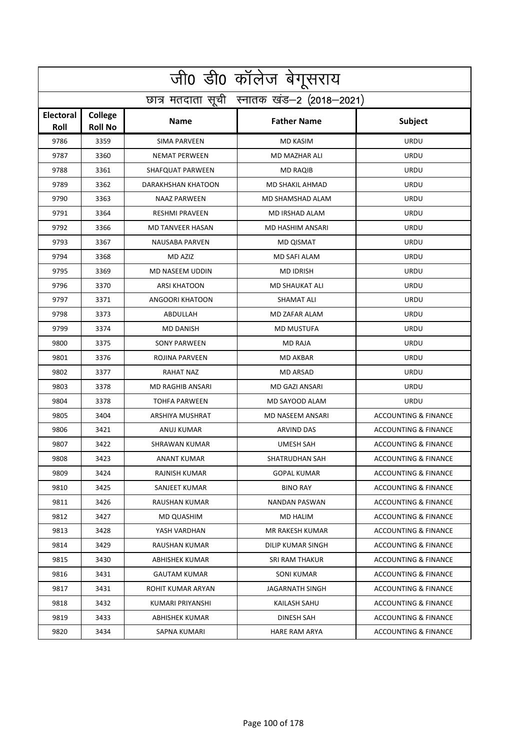| जी0 डी0 कॉलेज बेगूसराय | | | | |
|---|---|---|---|---|
| छात्र मतदाता सूची स्नातक खंड–2 (2018–2021) | | | | |
| **Electoral Roll** | **College Roll No** | **Name** | **Father Name** | **Subject** |
| 9786 | 3359 | SIMA PARVEEN | MD KASIM | URDU |
| 9787 | 3360 | NEMAT PERWEEN | MD MAZHAR ALI | URDU |
| 9788 | 3361 | SHAFQUAT PARWEEN | MD RAQIB | URDU |
| 9789 | 3362 | DARAKHSHAN KHATOON | MD SHAKIL AHMAD | URDU |
| 9790 | 3363 | NAAZ PARWEEN | MD SHAMSHAD ALAM | URDU |
| 9791 | 3364 | RESHMI PRAVEEN | MD IRSHAD ALAM | URDU |
| 9792 | 3366 | MD TANVEER HASAN | MD HASHIM ANSARI | URDU |
| 9793 | 3367 | NAUSABA PARVEN | MD QISMAT | URDU |
| 9794 | 3368 | MD AZIZ | MD SAFI ALAM | URDU |
| 9795 | 3369 | MD NASEEM UDDIN | MD IDRISH | URDU |
| 9796 | 3370 | ARSI KHATOON | MD SHAUKAT ALI | URDU |
| 9797 | 3371 | ANGOORI KHATOON | SHAMAT ALI | URDU |
| 9798 | 3373 | ABDULLAH | MD ZAFAR ALAM | URDU |
| 9799 | 3374 | MD DANISH | MD MUSTUFA | URDU |
| 9800 | 3375 | SONY PARWEEN | MD RAJA | URDU |
| 9801 | 3376 | ROJINA PARVEEN | MD AKBAR | URDU |
| 9802 | 3377 | RAHAT NAZ | MD ARSAD | URDU |
| 9803 | 3378 | MD RAGHIB ANSARI | MD GAZI ANSARI | URDU |
| 9804 | 3378 | TOHFA PARWEEN | MD SAYOOD ALAM | URDU |
| 9805 | 3404 | ARSHIYA MUSHRAT | MD NASEEM ANSARI | ACCOUNTING & FINANCE |
| 9806 | 3421 | ANUJ KUMAR | ARVIND DAS | ACCOUNTING & FINANCE |
| 9807 | 3422 | SHRAWAN KUMAR | UMESH SAH | ACCOUNTING & FINANCE |
| 9808 | 3423 | ANANT KUMAR | SHATRUDHAN SAH | ACCOUNTING & FINANCE |
| 9809 | 3424 | RAJNISH KUMAR | GOPAL KUMAR | ACCOUNTING & FINANCE |
| 9810 | 3425 | SANJEET KUMAR | BINO RAY | ACCOUNTING & FINANCE |
| 9811 | 3426 | RAUSHAN KUMAR | NANDAN PASWAN | ACCOUNTING & FINANCE |
| 9812 | 3427 | MD QUASHIM | MD HALIM | ACCOUNTING & FINANCE |
| 9813 | 3428 | YASH VARDHAN | MR RAKESH KUMAR | ACCOUNTING & FINANCE |
| 9814 | 3429 | RAUSHAN KUMAR | DILIP KUMAR SINGH | ACCOUNTING & FINANCE |
| 9815 | 3430 | ABHISHEK KUMAR | SRI RAM THAKUR | ACCOUNTING & FINANCE |
| 9816 | 3431 | GAUTAM KUMAR | SONI KUMAR | ACCOUNTING & FINANCE |
| 9817 | 3431 | ROHIT KUMAR ARYAN | JAGARNATH SINGH | ACCOUNTING & FINANCE |
| 9818 | 3432 | KUMARI PRIYANSHI | KAILASH SAHU | ACCOUNTING & FINANCE |
| 9819 | 3433 | ABHISHEK KUMAR | DINESH SAH | ACCOUNTING & FINANCE |
| 9820 | 3434 | SAPNA KUMARI | HARE RAM ARYA | ACCOUNTING & FINANCE |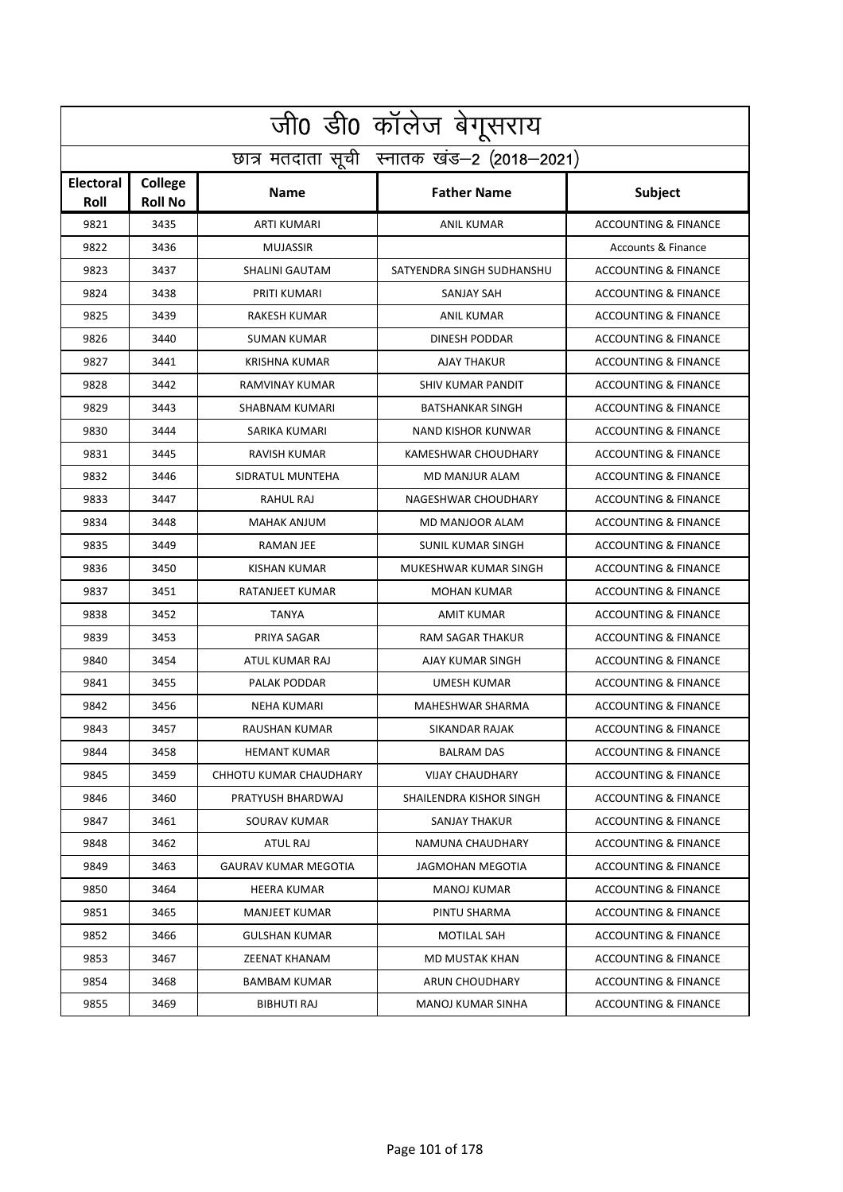# जी0 डी0 कॉलेज बेगूसराय

## छात्र मतदाता सूची स्नातक खंड–2 (2018–2021)

| Electoral Roll | College Roll No | Name | Father Name | Subject |
|---|---|---|---|---|
| 9821 | 3435 | ARTI KUMARI | ANIL KUMAR | ACCOUNTING & FINANCE |
| 9822 | 3436 | MUJASSIR | | Accounts & Finance |
| 9823 | 3437 | SHALINI GAUTAM | SATYENDRA SINGH SUDHANSHU | ACCOUNTING & FINANCE |
| 9824 | 3438 | PRITI KUMARI | SANJAY SAH | ACCOUNTING & FINANCE |
| 9825 | 3439 | RAKESH KUMAR | ANIL KUMAR | ACCOUNTING & FINANCE |
| 9826 | 3440 | SUMAN KUMAR | DINESH PODDAR | ACCOUNTING & FINANCE |
| 9827 | 3441 | KRISHNA KUMAR | AJAY THAKUR | ACCOUNTING & FINANCE |
| 9828 | 3442 | RAMVINAY KUMAR | SHIV KUMAR PANDIT | ACCOUNTING & FINANCE |
| 9829 | 3443 | SHABNAM KUMARI | BATSHANKAR SINGH | ACCOUNTING & FINANCE |
| 9830 | 3444 | SARIKA KUMARI | NAND KISHOR KUNWAR | ACCOUNTING & FINANCE |
| 9831 | 3445 | RAVISH KUMAR | KAMESHWAR CHOUDHARY | ACCOUNTING & FINANCE |
| 9832 | 3446 | SIDRATUL MUNTEHA | MD MANJUR ALAM | ACCOUNTING & FINANCE |
| 9833 | 3447 | RAHUL RAJ | NAGESHWAR CHOUDHARY | ACCOUNTING & FINANCE |
| 9834 | 3448 | MAHAK ANJUM | MD MANJOOR ALAM | ACCOUNTING & FINANCE |
| 9835 | 3449 | RAMAN JEE | SUNIL KUMAR SINGH | ACCOUNTING & FINANCE |
| 9836 | 3450 | KISHAN KUMAR | MUKESHWAR KUMAR SINGH | ACCOUNTING & FINANCE |
| 9837 | 3451 | RATANJEET KUMAR | MOHAN KUMAR | ACCOUNTING & FINANCE |
| 9838 | 3452 | TANYA | AMIT KUMAR | ACCOUNTING & FINANCE |
| 9839 | 3453 | PRIYA SAGAR | RAM SAGAR THAKUR | ACCOUNTING & FINANCE |
| 9840 | 3454 | ATUL KUMAR RAJ | AJAY KUMAR SINGH | ACCOUNTING & FINANCE |
| 9841 | 3455 | PALAK PODDAR | UMESH KUMAR | ACCOUNTING & FINANCE |
| 9842 | 3456 | NEHA KUMARI | MAHESHWAR SHARMA | ACCOUNTING & FINANCE |
| 9843 | 3457 | RAUSHAN KUMAR | SIKANDAR RAJAK | ACCOUNTING & FINANCE |
| 9844 | 3458 | HEMANT KUMAR | BALRAM DAS | ACCOUNTING & FINANCE |
| 9845 | 3459 | CHHOTU KUMAR CHAUDHARY | VIJAY CHAUDHARY | ACCOUNTING & FINANCE |
| 9846 | 3460 | PRATYUSH BHARDWAJ | SHAILENDRA KISHOR SINGH | ACCOUNTING & FINANCE |
| 9847 | 3461 | SOURAV KUMAR | SANJAY THAKUR | ACCOUNTING & FINANCE |
| 9848 | 3462 | ATUL RAJ | NAMUNA CHAUDHARY | ACCOUNTING & FINANCE |
| 9849 | 3463 | GAURAV KUMAR MEGOTIA | JAGMOHAN MEGOTIA | ACCOUNTING & FINANCE |
| 9850 | 3464 | HEERA KUMAR | MANOJ KUMAR | ACCOUNTING & FINANCE |
| 9851 | 3465 | MANJEET KUMAR | PINTU SHARMA | ACCOUNTING & FINANCE |
| 9852 | 3466 | GULSHAN KUMAR | MOTILAL SAH | ACCOUNTING & FINANCE |
| 9853 | 3467 | ZEENAT KHANAM | MD MUSTAK KHAN | ACCOUNTING & FINANCE |
| 9854 | 3468 | BAMBAM KUMAR | ARUN CHOUDHARY | ACCOUNTING & FINANCE |
| 9855 | 3469 | BIBHUTI RAJ | MANOJ KUMAR SINHA | ACCOUNTING & FINANCE |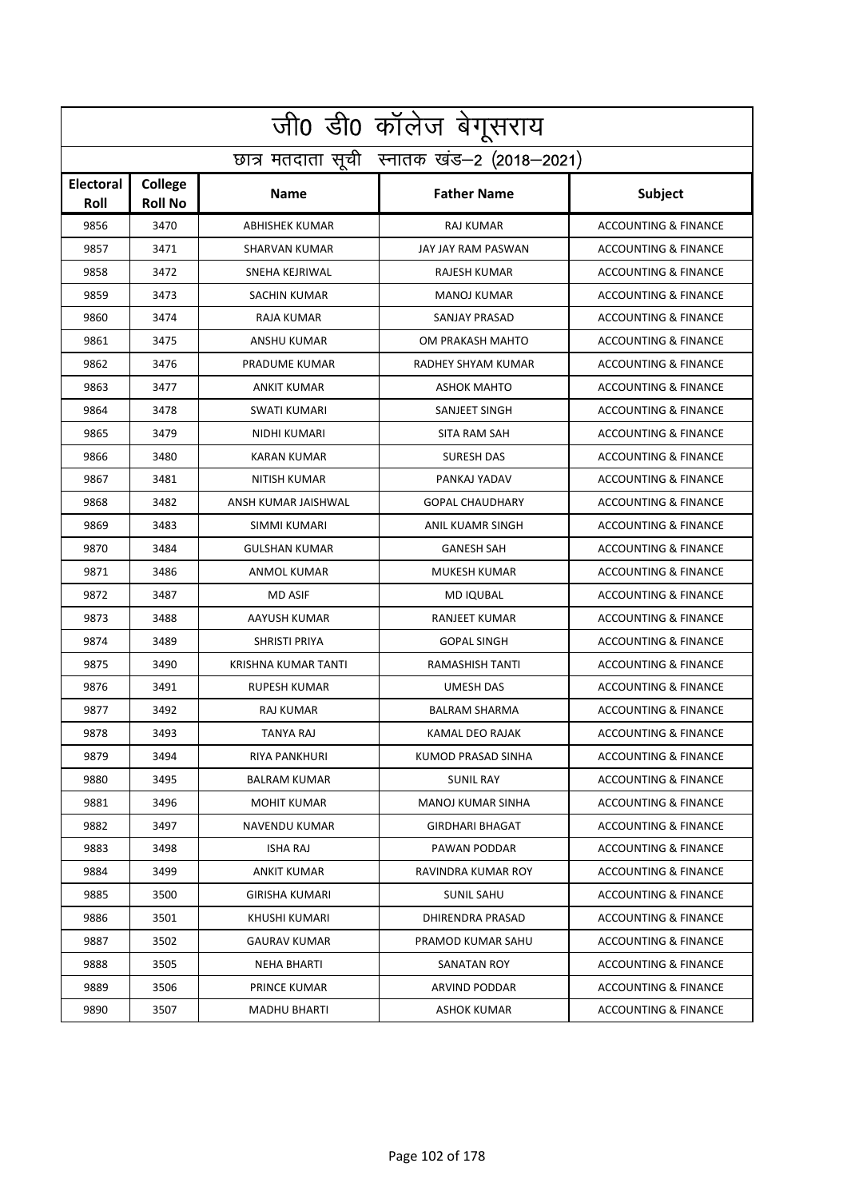# जी0 डी0 कॉलेज बेगूसराय

## छात्र मतदाता सूची स्नातक खंड–2 (2018–2021)

| Electoral Roll | College Roll No | Name | Father Name | Subject |
|---|---|---|---|---|
| 9856 | 3470 | ABHISHEK KUMAR | RAJ KUMAR | ACCOUNTING & FINANCE |
| 9857 | 3471 | SHARVAN KUMAR | JAY JAY RAM PASWAN | ACCOUNTING & FINANCE |
| 9858 | 3472 | SNEHA KEJRIWAL | RAJESH KUMAR | ACCOUNTING & FINANCE |
| 9859 | 3473 | SACHIN KUMAR | MANOJ KUMAR | ACCOUNTING & FINANCE |
| 9860 | 3474 | RAJA KUMAR | SANJAY PRASAD | ACCOUNTING & FINANCE |
| 9861 | 3475 | ANSHU KUMAR | OM PRAKASH MAHTO | ACCOUNTING & FINANCE |
| 9862 | 3476 | PRADUME KUMAR | RADHEY SHYAM KUMAR | ACCOUNTING & FINANCE |
| 9863 | 3477 | ANKIT KUMAR | ASHOK MAHTO | ACCOUNTING & FINANCE |
| 9864 | 3478 | SWATI KUMARI | SANJEET SINGH | ACCOUNTING & FINANCE |
| 9865 | 3479 | NIDHI KUMARI | SITA RAM SAH | ACCOUNTING & FINANCE |
| 9866 | 3480 | KARAN KUMAR | SURESH DAS | ACCOUNTING & FINANCE |
| 9867 | 3481 | NITISH KUMAR | PANKAJ YADAV | ACCOUNTING & FINANCE |
| 9868 | 3482 | ANSH KUMAR JAISHWAL | GOPAL CHAUDHARY | ACCOUNTING & FINANCE |
| 9869 | 3483 | SIMMI KUMARI | ANIL KUAMR SINGH | ACCOUNTING & FINANCE |
| 9870 | 3484 | GULSHAN KUMAR | GANESH SAH | ACCOUNTING & FINANCE |
| 9871 | 3486 | ANMOL KUMAR | MUKESH KUMAR | ACCOUNTING & FINANCE |
| 9872 | 3487 | MD ASIF | MD IQUBAL | ACCOUNTING & FINANCE |
| 9873 | 3488 | AAYUSH KUMAR | RANJEET KUMAR | ACCOUNTING & FINANCE |
| 9874 | 3489 | SHRISTI PRIYA | GOPAL SINGH | ACCOUNTING & FINANCE |
| 9875 | 3490 | KRISHNA KUMAR TANTI | RAMASHISH TANTI | ACCOUNTING & FINANCE |
| 9876 | 3491 | RUPESH KUMAR | UMESH DAS | ACCOUNTING & FINANCE |
| 9877 | 3492 | RAJ KUMAR | BALRAM SHARMA | ACCOUNTING & FINANCE |
| 9878 | 3493 | TANYA RAJ | KAMAL DEO RAJAK | ACCOUNTING & FINANCE |
| 9879 | 3494 | RIYA PANKHURI | KUMOD PRASAD SINHA | ACCOUNTING & FINANCE |
| 9880 | 3495 | BALRAM KUMAR | SUNIL RAY | ACCOUNTING & FINANCE |
| 9881 | 3496 | MOHIT KUMAR | MANOJ KUMAR SINHA | ACCOUNTING & FINANCE |
| 9882 | 3497 | NAVENDU KUMAR | GIRDHARI BHAGAT | ACCOUNTING & FINANCE |
| 9883 | 3498 | ISHA RAJ | PAWAN PODDAR | ACCOUNTING & FINANCE |
| 9884 | 3499 | ANKIT KUMAR | RAVINDRA KUMAR ROY | ACCOUNTING & FINANCE |
| 9885 | 3500 | GIRISHA KUMARI | SUNIL SAHU | ACCOUNTING & FINANCE |
| 9886 | 3501 | KHUSHI KUMARI | DHIRENDRA PRASAD | ACCOUNTING & FINANCE |
| 9887 | 3502 | GAURAV KUMAR | PRAMOD KUMAR SAHU | ACCOUNTING & FINANCE |
| 9888 | 3505 | NEHA BHARTI | SANATAN ROY | ACCOUNTING & FINANCE |
| 9889 | 3506 | PRINCE KUMAR | ARVIND PODDAR | ACCOUNTING & FINANCE |
| 9890 | 3507 | MADHU BHARTI | ASHOK KUMAR | ACCOUNTING & FINANCE |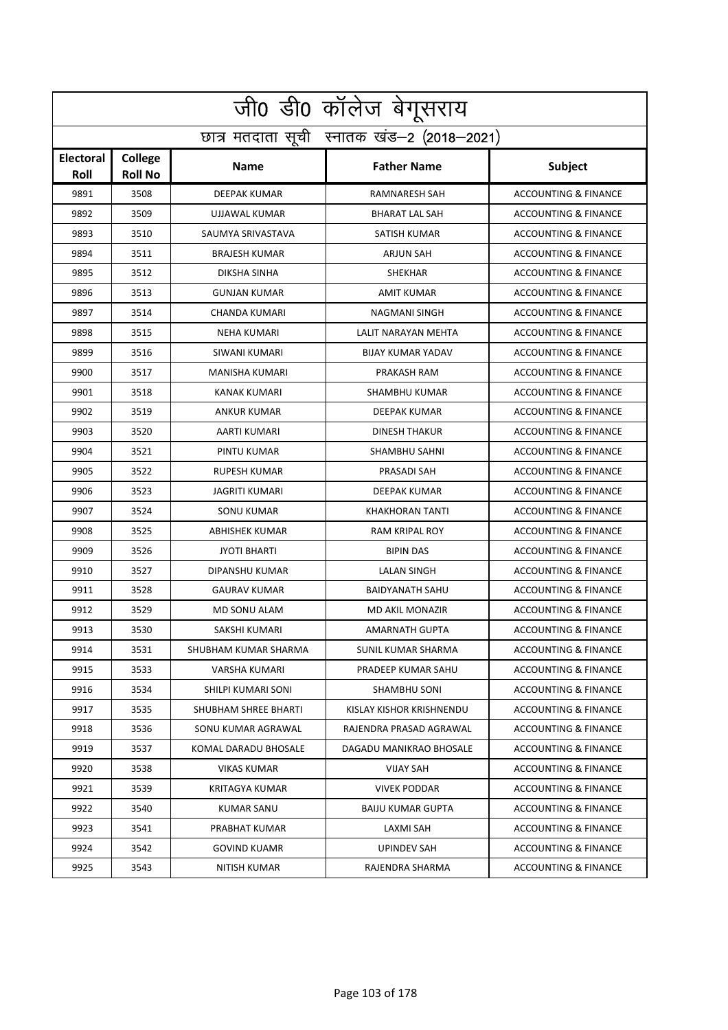# जी0 डी0 कॉलेज बेगूसराय

## छात्र मतदाता सूची स्नातक खंड–2 (2018–2021)

| Electoral Roll | College Roll No | Name | Father Name | Subject |
|---|---|---|---|---|
| 9891 | 3508 | DEEPAK KUMAR | RAMNARESH SAH | ACCOUNTING & FINANCE |
| 9892 | 3509 | UJJAWAL KUMAR | BHARAT LAL SAH | ACCOUNTING & FINANCE |
| 9893 | 3510 | SAUMYA SRIVASTAVA | SATISH KUMAR | ACCOUNTING & FINANCE |
| 9894 | 3511 | BRAJESH KUMAR | ARJUN SAH | ACCOUNTING & FINANCE |
| 9895 | 3512 | DIKSHA SINHA | SHEKHAR | ACCOUNTING & FINANCE |
| 9896 | 3513 | GUNJAN KUMAR | AMIT KUMAR | ACCOUNTING & FINANCE |
| 9897 | 3514 | CHANDA KUMARI | NAGMANI SINGH | ACCOUNTING & FINANCE |
| 9898 | 3515 | NEHA KUMARI | LALIT NARAYAN MEHTA | ACCOUNTING & FINANCE |
| 9899 | 3516 | SIWANI KUMARI | BIJAY KUMAR YADAV | ACCOUNTING & FINANCE |
| 9900 | 3517 | MANISHA KUMARI | PRAKASH RAM | ACCOUNTING & FINANCE |
| 9901 | 3518 | KANAK KUMARI | SHAMBHU KUMAR | ACCOUNTING & FINANCE |
| 9902 | 3519 | ANKUR KUMAR | DEEPAK KUMAR | ACCOUNTING & FINANCE |
| 9903 | 3520 | AARTI KUMARI | DINESH THAKUR | ACCOUNTING & FINANCE |
| 9904 | 3521 | PINTU KUMAR | SHAMBHU SAHNI | ACCOUNTING & FINANCE |
| 9905 | 3522 | RUPESH KUMAR | PRASADI SAH | ACCOUNTING & FINANCE |
| 9906 | 3523 | JAGRITI KUMARI | DEEPAK KUMAR | ACCOUNTING & FINANCE |
| 9907 | 3524 | SONU KUMAR | KHAKHORAN TANTI | ACCOUNTING & FINANCE |
| 9908 | 3525 | ABHISHEK KUMAR | RAM KRIPAL ROY | ACCOUNTING & FINANCE |
| 9909 | 3526 | JYOTI BHARTI | BIPIN DAS | ACCOUNTING & FINANCE |
| 9910 | 3527 | DIPANSHU KUMAR | LALAN SINGH | ACCOUNTING & FINANCE |
| 9911 | 3528 | GAURAV KUMAR | BAIDYANATH SAHU | ACCOUNTING & FINANCE |
| 9912 | 3529 | MD SONU ALAM | MD AKIL MONAZIR | ACCOUNTING & FINANCE |
| 9913 | 3530 | SAKSHI KUMARI | AMARNATH GUPTA | ACCOUNTING & FINANCE |
| 9914 | 3531 | SHUBHAM KUMAR SHARMA | SUNIL KUMAR SHARMA | ACCOUNTING & FINANCE |
| 9915 | 3533 | VARSHA KUMARI | PRADEEP KUMAR SAHU | ACCOUNTING & FINANCE |
| 9916 | 3534 | SHILPI KUMARI SONI | SHAMBHU SONI | ACCOUNTING & FINANCE |
| 9917 | 3535 | SHUBHAM SHREE BHARTI | KISLAY KISHOR KRISHNENDU | ACCOUNTING & FINANCE |
| 9918 | 3536 | SONU KUMAR AGRAWAL | RAJENDRA PRASAD AGRAWAL | ACCOUNTING & FINANCE |
| 9919 | 3537 | KOMAL DARADU BHOSALE | DAGADU MANIKRAO BHOSALE | ACCOUNTING & FINANCE |
| 9920 | 3538 | VIKAS KUMAR | VIJAY SAH | ACCOUNTING & FINANCE |
| 9921 | 3539 | KRITAGYA KUMAR | VIVEK PODDAR | ACCOUNTING & FINANCE |
| 9922 | 3540 | KUMAR SANU | BAIJU KUMAR GUPTA | ACCOUNTING & FINANCE |
| 9923 | 3541 | PRABHAT KUMAR | LAXMI SAH | ACCOUNTING & FINANCE |
| 9924 | 3542 | GOVIND KUAMR | UPINDEV SAH | ACCOUNTING & FINANCE |
| 9925 | 3543 | NITISH KUMAR | RAJENDRA SHARMA | ACCOUNTING & FINANCE |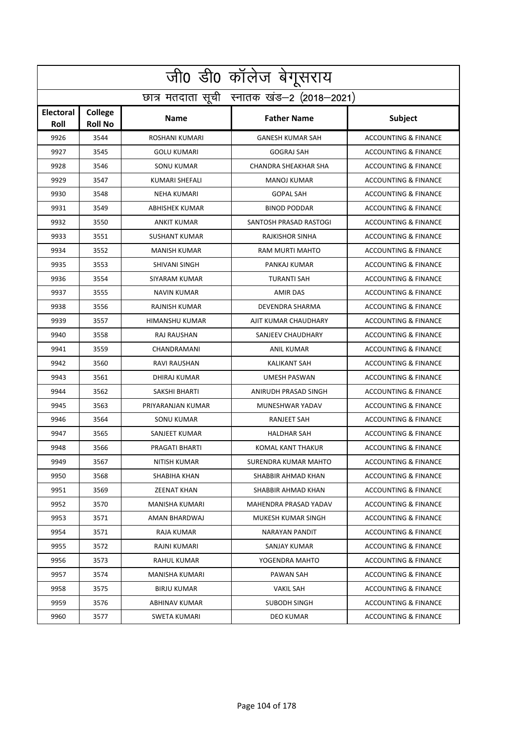# जी0 डी0 कॉलेज बेगूसराय

## छात्र मतदाता सूची स्नातक खंड–2 (2018–2021)

| Electoral Roll | College Roll No | Name | Father Name | Subject |
|---|---|---|---|---|
| 9926 | 3544 | ROSHANI KUMARI | GANESH KUMAR SAH | ACCOUNTING & FINANCE |
| 9927 | 3545 | GOLU KUMARI | GOGRAJ SAH | ACCOUNTING & FINANCE |
| 9928 | 3546 | SONU KUMAR | CHANDRA SHEAKHAR SHA | ACCOUNTING & FINANCE |
| 9929 | 3547 | KUMARI SHEFALI | MANOJ KUMAR | ACCOUNTING & FINANCE |
| 9930 | 3548 | NEHA KUMARI | GOPAL SAH | ACCOUNTING & FINANCE |
| 9931 | 3549 | ABHISHEK KUMAR | BINOD PODDAR | ACCOUNTING & FINANCE |
| 9932 | 3550 | ANKIT KUMAR | SANTOSH PRASAD RASTOGI | ACCOUNTING & FINANCE |
| 9933 | 3551 | SUSHANT KUMAR | RAJKISHOR SINHA | ACCOUNTING & FINANCE |
| 9934 | 3552 | MANISH KUMAR | RAM MURTI MAHTO | ACCOUNTING & FINANCE |
| 9935 | 3553 | SHIVANI SINGH | PANKAJ KUMAR | ACCOUNTING & FINANCE |
| 9936 | 3554 | SIYARAM KUMAR | TURANTI SAH | ACCOUNTING & FINANCE |
| 9937 | 3555 | NAVIN KUMAR | AMIR DAS | ACCOUNTING & FINANCE |
| 9938 | 3556 | RAJNISH KUMAR | DEVENDRA SHARMA | ACCOUNTING & FINANCE |
| 9939 | 3557 | HIMANSHU KUMAR | AJIT KUMAR CHAUDHARY | ACCOUNTING & FINANCE |
| 9940 | 3558 | RAJ RAUSHAN | SANJEEV CHAUDHARY | ACCOUNTING & FINANCE |
| 9941 | 3559 | CHANDRAMANI | ANIL KUMAR | ACCOUNTING & FINANCE |
| 9942 | 3560 | RAVI RAUSHAN | KALIKANT SAH | ACCOUNTING & FINANCE |
| 9943 | 3561 | DHIRAJ KUMAR | UMESH PASWAN | ACCOUNTING & FINANCE |
| 9944 | 3562 | SAKSHI BHARTI | ANIRUDH PRASAD SINGH | ACCOUNTING & FINANCE |
| 9945 | 3563 | PRIYARANJAN KUMAR | MUNESHWAR YADAV | ACCOUNTING & FINANCE |
| 9946 | 3564 | SONU KUMAR | RANJEET SAH | ACCOUNTING & FINANCE |
| 9947 | 3565 | SANJEET KUMAR | HALDHAR SAH | ACCOUNTING & FINANCE |
| 9948 | 3566 | PRAGATI BHARTI | KOMAL KANT THAKUR | ACCOUNTING & FINANCE |
| 9949 | 3567 | NITISH KUMAR | SURENDRA KUMAR MAHTO | ACCOUNTING & FINANCE |
| 9950 | 3568 | SHABIHA KHAN | SHABBIR AHMAD KHAN | ACCOUNTING & FINANCE |
| 9951 | 3569 | ZEENAT KHAN | SHABBIR AHMAD KHAN | ACCOUNTING & FINANCE |
| 9952 | 3570 | MANISHA KUMARI | MAHENDRA PRASAD YADAV | ACCOUNTING & FINANCE |
| 9953 | 3571 | AMAN BHARDWAJ | MUKESH KUMAR SINGH | ACCOUNTING & FINANCE |
| 9954 | 3571 | RAJA KUMAR | NARAYAN PANDIT | ACCOUNTING & FINANCE |
| 9955 | 3572 | RAJNI KUMARI | SANJAY KUMAR | ACCOUNTING & FINANCE |
| 9956 | 3573 | RAHUL KUMAR | YOGENDRA MAHTO | ACCOUNTING & FINANCE |
| 9957 | 3574 | MANISHA KUMARI | PAWAN SAH | ACCOUNTING & FINANCE |
| 9958 | 3575 | BIRJU KUMAR | VAKIL SAH | ACCOUNTING & FINANCE |
| 9959 | 3576 | ABHINAV KUMAR | SUBODH SINGH | ACCOUNTING & FINANCE |
| 9960 | 3577 | SWETA KUMARI | DEO KUMAR | ACCOUNTING & FINANCE |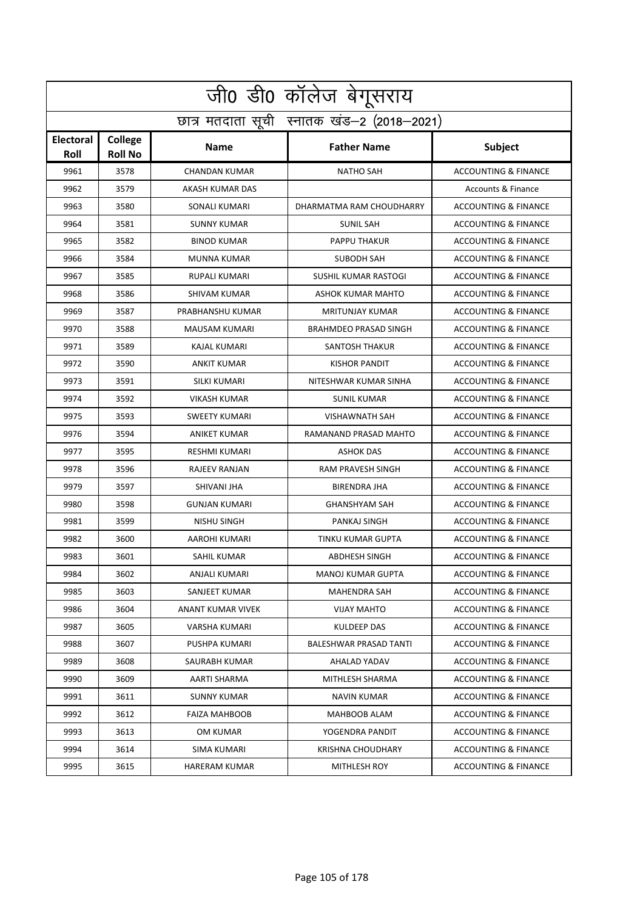# जी0 डी0 कॉलेज बेगूसराय

## छात्र मतदाता सूची स्नातक खंड–2 (2018–2021)

| Electoral Roll | College Roll No | Name | Father Name | Subject |
|---|---|---|---|---|
| 9961 | 3578 | CHANDAN KUMAR | NATHO SAH | ACCOUNTING & FINANCE |
| 9962 | 3579 | AKASH KUMAR DAS | | Accounts & Finance |
| 9963 | 3580 | SONALI KUMARI | DHARMATMA RAM CHOUDHARRY | ACCOUNTING & FINANCE |
| 9964 | 3581 | SUNNY KUMAR | SUNIL SAH | ACCOUNTING & FINANCE |
| 9965 | 3582 | BINOD KUMAR | PAPPU THAKUR | ACCOUNTING & FINANCE |
| 9966 | 3584 | MUNNA KUMAR | SUBODH SAH | ACCOUNTING & FINANCE |
| 9967 | 3585 | RUPALI KUMARI | SUSHIL KUMAR RASTOGI | ACCOUNTING & FINANCE |
| 9968 | 3586 | SHIVAM KUMAR | ASHOK KUMAR MAHTO | ACCOUNTING & FINANCE |
| 9969 | 3587 | PRABHANSHU KUMAR | MRITUNJAY KUMAR | ACCOUNTING & FINANCE |
| 9970 | 3588 | MAUSAM KUMARI | BRAHMDEO PRASAD SINGH | ACCOUNTING & FINANCE |
| 9971 | 3589 | KAJAL KUMARI | SANTOSH THAKUR | ACCOUNTING & FINANCE |
| 9972 | 3590 | ANKIT KUMAR | KISHOR PANDIT | ACCOUNTING & FINANCE |
| 9973 | 3591 | SILKI KUMARI | NITESHWAR KUMAR SINHA | ACCOUNTING & FINANCE |
| 9974 | 3592 | VIKASH KUMAR | SUNIL KUMAR | ACCOUNTING & FINANCE |
| 9975 | 3593 | SWEETY KUMARI | VISHAWNATH SAH | ACCOUNTING & FINANCE |
| 9976 | 3594 | ANIKET KUMAR | RAMANAND PRASAD MAHTO | ACCOUNTING & FINANCE |
| 9977 | 3595 | RESHMI KUMARI | ASHOK DAS | ACCOUNTING & FINANCE |
| 9978 | 3596 | RAJEEV RANJAN | RAM PRAVESH SINGH | ACCOUNTING & FINANCE |
| 9979 | 3597 | SHIVANI JHA | BIRENDRA JHA | ACCOUNTING & FINANCE |
| 9980 | 3598 | GUNJAN KUMARI | GHANSHYAM SAH | ACCOUNTING & FINANCE |
| 9981 | 3599 | NISHU SINGH | PANKAJ SINGH | ACCOUNTING & FINANCE |
| 9982 | 3600 | AAROHI KUMARI | TINKU KUMAR GUPTA | ACCOUNTING & FINANCE |
| 9983 | 3601 | SAHIL KUMAR | ABDHESH SINGH | ACCOUNTING & FINANCE |
| 9984 | 3602 | ANJALI KUMARI | MANOJ KUMAR GUPTA | ACCOUNTING & FINANCE |
| 9985 | 3603 | SANJEET KUMAR | MAHENDRA SAH | ACCOUNTING & FINANCE |
| 9986 | 3604 | ANANT KUMAR VIVEK | VIJAY MAHTO | ACCOUNTING & FINANCE |
| 9987 | 3605 | VARSHA KUMARI | KULDEEP DAS | ACCOUNTING & FINANCE |
| 9988 | 3607 | PUSHPA KUMARI | BALESHWAR PRASAD TANTI | ACCOUNTING & FINANCE |
| 9989 | 3608 | SAURABH KUMAR | AHALAD YADAV | ACCOUNTING & FINANCE |
| 9990 | 3609 | AARTI SHARMA | MITHLESH SHARMA | ACCOUNTING & FINANCE |
| 9991 | 3611 | SUNNY KUMAR | NAVIN KUMAR | ACCOUNTING & FINANCE |
| 9992 | 3612 | FAIZA MAHBOOB | MAHBOOB ALAM | ACCOUNTING & FINANCE |
| 9993 | 3613 | OM KUMAR | YOGENDRA PANDIT | ACCOUNTING & FINANCE |
| 9994 | 3614 | SIMA KUMARI | KRISHNA CHOUDHARY | ACCOUNTING & FINANCE |
| 9995 | 3615 | HARERAM KUMAR | MITHLESH ROY | ACCOUNTING & FINANCE |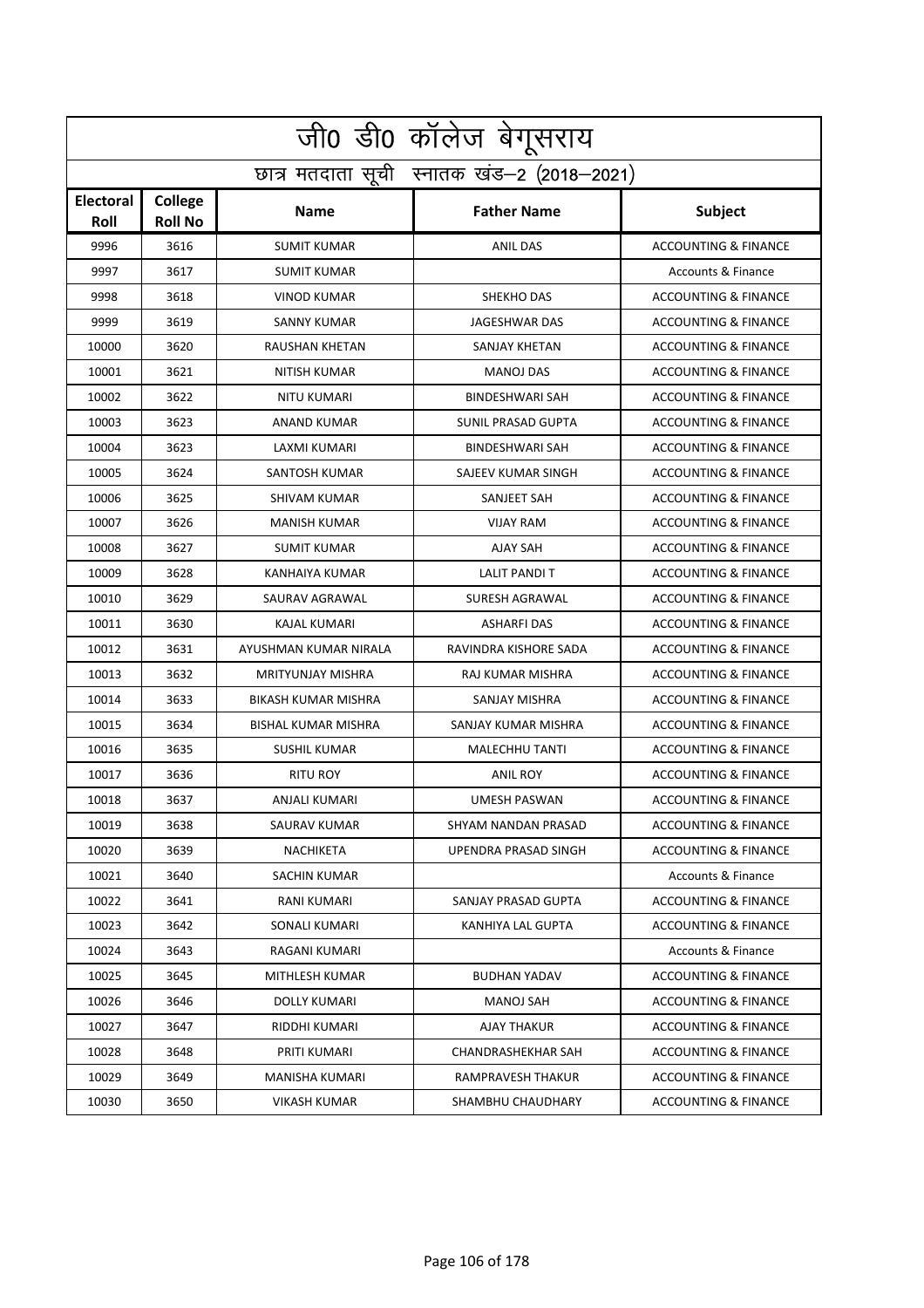# जी0 डी0 कॉलेज बेगूसराय

## छात्र मतदाता सूची स्नातक खंड–2 (2018–2021)

| Electoral Roll | College Roll No | Name | Father Name | Subject |
|---|---|---|---|---|
| 9996 | 3616 | SUMIT KUMAR | ANIL DAS | ACCOUNTING & FINANCE |
| 9997 | 3617 | SUMIT KUMAR | | Accounts & Finance |
| 9998 | 3618 | VINOD KUMAR | SHEKHO DAS | ACCOUNTING & FINANCE |
| 9999 | 3619 | SANNY KUMAR | JAGESHWAR DAS | ACCOUNTING & FINANCE |
| 10000 | 3620 | RAUSHAN KHETAN | SANJAY KHETAN | ACCOUNTING & FINANCE |
| 10001 | 3621 | NITISH KUMAR | MANOJ DAS | ACCOUNTING & FINANCE |
| 10002 | 3622 | NITU KUMARI | BINDESHWARI SAH | ACCOUNTING & FINANCE |
| 10003 | 3623 | ANAND KUMAR | SUNIL PRASAD GUPTA | ACCOUNTING & FINANCE |
| 10004 | 3623 | LAXMI KUMARI | BINDESHWARI SAH | ACCOUNTING & FINANCE |
| 10005 | 3624 | SANTOSH KUMAR | SAJEEV KUMAR SINGH | ACCOUNTING & FINANCE |
| 10006 | 3625 | SHIVAM KUMAR | SANJEET SAH | ACCOUNTING & FINANCE |
| 10007 | 3626 | MANISH KUMAR | VIJAY RAM | ACCOUNTING & FINANCE |
| 10008 | 3627 | SUMIT KUMAR | AJAY SAH | ACCOUNTING & FINANCE |
| 10009 | 3628 | KANHAIYA KUMAR | LALIT PANDI T | ACCOUNTING & FINANCE |
| 10010 | 3629 | SAURAV AGRAWAL | SURESH AGRAWAL | ACCOUNTING & FINANCE |
| 10011 | 3630 | KAJAL KUMARI | ASHARFI DAS | ACCOUNTING & FINANCE |
| 10012 | 3631 | AYUSHMAN KUMAR NIRALA | RAVINDRA KISHORE SADA | ACCOUNTING & FINANCE |
| 10013 | 3632 | MRITYUNJAY MISHRA | RAJ KUMAR MISHRA | ACCOUNTING & FINANCE |
| 10014 | 3633 | BIKASH KUMAR MISHRA | SANJAY MISHRA | ACCOUNTING & FINANCE |
| 10015 | 3634 | BISHAL KUMAR MISHRA | SANJAY KUMAR MISHRA | ACCOUNTING & FINANCE |
| 10016 | 3635 | SUSHIL KUMAR | MALECHHU TANTI | ACCOUNTING & FINANCE |
| 10017 | 3636 | RITU ROY | ANIL ROY | ACCOUNTING & FINANCE |
| 10018 | 3637 | ANJALI KUMARI | UMESH PASWAN | ACCOUNTING & FINANCE |
| 10019 | 3638 | SAURAV KUMAR | SHYAM NANDAN PRASAD | ACCOUNTING & FINANCE |
| 10020 | 3639 | NACHIKETA | UPENDRA PRASAD SINGH | ACCOUNTING & FINANCE |
| 10021 | 3640 | SACHIN KUMAR | | Accounts & Finance |
| 10022 | 3641 | RANI KUMARI | SANJAY PRASAD GUPTA | ACCOUNTING & FINANCE |
| 10023 | 3642 | SONALI KUMARI | KANHIYA LAL GUPTA | ACCOUNTING & FINANCE |
| 10024 | 3643 | RAGANI KUMARI | | Accounts & Finance |
| 10025 | 3645 | MITHLESH KUMAR | BUDHAN YADAV | ACCOUNTING & FINANCE |
| 10026 | 3646 | DOLLY KUMARI | MANOJ SAH | ACCOUNTING & FINANCE |
| 10027 | 3647 | RIDDHI KUMARI | AJAY THAKUR | ACCOUNTING & FINANCE |
| 10028 | 3648 | PRITI KUMARI | CHANDRASHEKHAR SAH | ACCOUNTING & FINANCE |
| 10029 | 3649 | MANISHA KUMARI | RAMPRAVESH THAKUR | ACCOUNTING & FINANCE |
| 10030 | 3650 | VIKASH KUMAR | SHAMBHU CHAUDHARY | ACCOUNTING & FINANCE |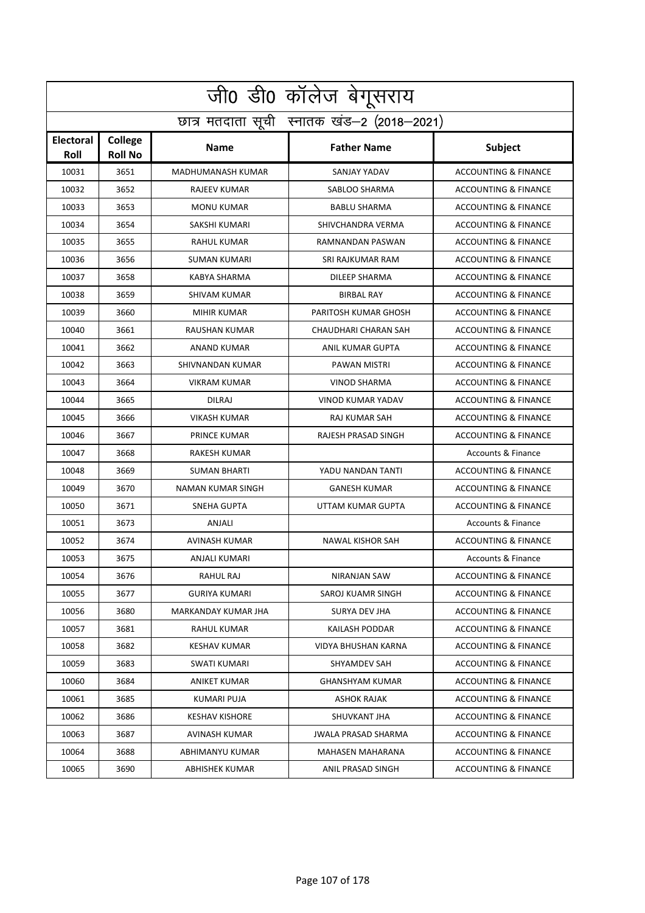# जी0 डी0 कॉलेज बेगूसराय

## छात्र मतदाता सूची स्नातक खंड–2 (2018–2021)

| Electoral Roll | College Roll No | Name | Father Name | Subject |
|---|---|---|---|---|
| 10031 | 3651 | MADHUMANASH KUMAR | SANJAY YADAV | ACCOUNTING & FINANCE |
| 10032 | 3652 | RAJEEV KUMAR | SABLOO SHARMA | ACCOUNTING & FINANCE |
| 10033 | 3653 | MONU KUMAR | BABLU SHARMA | ACCOUNTING & FINANCE |
| 10034 | 3654 | SAKSHI KUMARI | SHIVCHANDRA VERMA | ACCOUNTING & FINANCE |
| 10035 | 3655 | RAHUL KUMAR | RAMNANDAN PASWAN | ACCOUNTING & FINANCE |
| 10036 | 3656 | SUMAN KUMARI | SRI RAJKUMAR RAM | ACCOUNTING & FINANCE |
| 10037 | 3658 | KABYA SHARMA | DILEEP SHARMA | ACCOUNTING & FINANCE |
| 10038 | 3659 | SHIVAM KUMAR | BIRBAL RAY | ACCOUNTING & FINANCE |
| 10039 | 3660 | MIHIR KUMAR | PARITOSH KUMAR GHOSH | ACCOUNTING & FINANCE |
| 10040 | 3661 | RAUSHAN KUMAR | CHAUDHARI CHARAN SAH | ACCOUNTING & FINANCE |
| 10041 | 3662 | ANAND KUMAR | ANIL KUMAR GUPTA | ACCOUNTING & FINANCE |
| 10042 | 3663 | SHIVNANDAN KUMAR | PAWAN MISTRI | ACCOUNTING & FINANCE |
| 10043 | 3664 | VIKRAM KUMAR | VINOD SHARMA | ACCOUNTING & FINANCE |
| 10044 | 3665 | DILRAJ | VINOD KUMAR YADAV | ACCOUNTING & FINANCE |
| 10045 | 3666 | VIKASH KUMAR | RAJ KUMAR SAH | ACCOUNTING & FINANCE |
| 10046 | 3667 | PRINCE KUMAR | RAJESH PRASAD SINGH | ACCOUNTING & FINANCE |
| 10047 | 3668 | RAKESH KUMAR | | Accounts & Finance |
| 10048 | 3669 | SUMAN BHARTI | YADU NANDAN TANTI | ACCOUNTING & FINANCE |
| 10049 | 3670 | NAMAN KUMAR SINGH | GANESH KUMAR | ACCOUNTING & FINANCE |
| 10050 | 3671 | SNEHA GUPTA | UTTAM KUMAR GUPTA | ACCOUNTING & FINANCE |
| 10051 | 3673 | ANJALI | | Accounts & Finance |
| 10052 | 3674 | AVINASH KUMAR | NAWAL KISHOR SAH | ACCOUNTING & FINANCE |
| 10053 | 3675 | ANJALI KUMARI | | Accounts & Finance |
| 10054 | 3676 | RAHUL RAJ | NIRANJAN SAW | ACCOUNTING & FINANCE |
| 10055 | 3677 | GURIYA KUMARI | SAROJ KUAMR SINGH | ACCOUNTING & FINANCE |
| 10056 | 3680 | MARKANDAY KUMAR JHA | SURYA DEV JHA | ACCOUNTING & FINANCE |
| 10057 | 3681 | RAHUL KUMAR | KAILASH PODDAR | ACCOUNTING & FINANCE |
| 10058 | 3682 | KESHAV KUMAR | VIDYA BHUSHAN KARNA | ACCOUNTING & FINANCE |
| 10059 | 3683 | SWATI KUMARI | SHYAMDEV SAH | ACCOUNTING & FINANCE |
| 10060 | 3684 | ANIKET KUMAR | GHANSHYAM KUMAR | ACCOUNTING & FINANCE |
| 10061 | 3685 | KUMARI PUJA | ASHOK RAJAK | ACCOUNTING & FINANCE |
| 10062 | 3686 | KESHAV KISHORE | SHUVKANT JHA | ACCOUNTING & FINANCE |
| 10063 | 3687 | AVINASH KUMAR | JWALA PRASAD SHARMA | ACCOUNTING & FINANCE |
| 10064 | 3688 | ABHIMANYU KUMAR | MAHASEN MAHARANA | ACCOUNTING & FINANCE |
| 10065 | 3690 | ABHISHEK KUMAR | ANIL PRASAD SINGH | ACCOUNTING & FINANCE |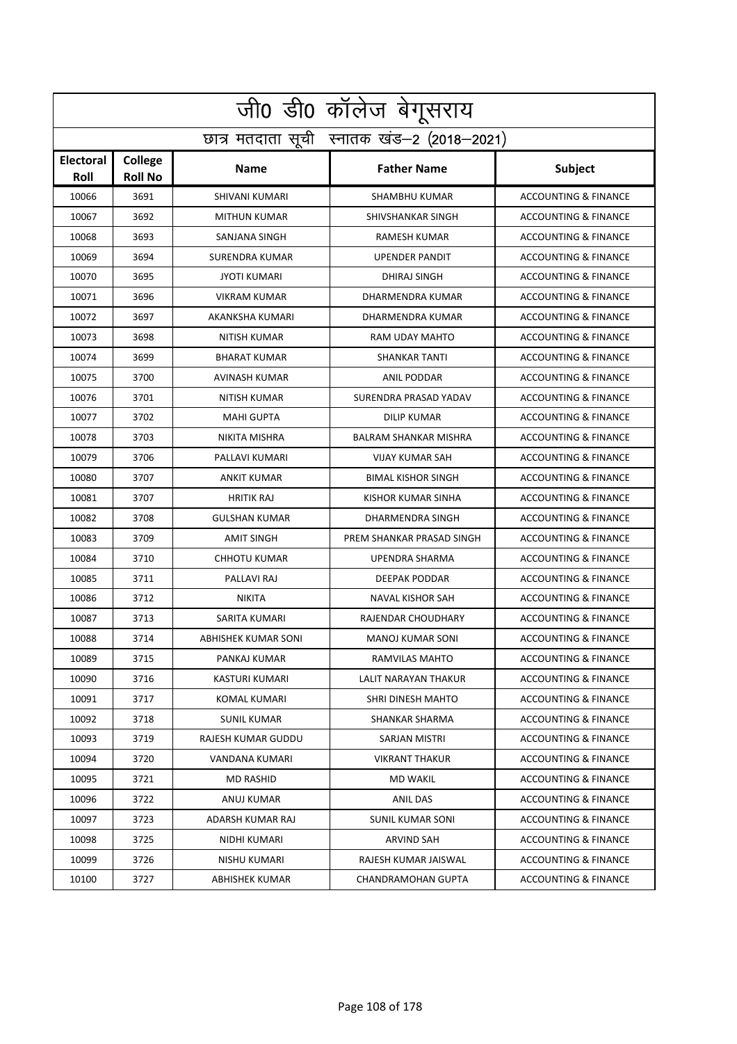# जी0 डी0 कॉलेज बेगूसराय

## छात्र मतदाता सूची स्नातक खंड–2 (2018–2021)

| Electoral Roll | College Roll No | Name | Father Name | Subject |
|---|---|---|---|---|
| 10066 | 3691 | SHIVANI KUMARI | SHAMBHU KUMAR | ACCOUNTING & FINANCE |
| 10067 | 3692 | MITHUN KUMAR | SHIVSHANKAR SINGH | ACCOUNTING & FINANCE |
| 10068 | 3693 | SANJANA SINGH | RAMESH KUMAR | ACCOUNTING & FINANCE |
| 10069 | 3694 | SURENDRA KUMAR | UPENDER PANDIT | ACCOUNTING & FINANCE |
| 10070 | 3695 | JYOTI KUMARI | DHIRAJ SINGH | ACCOUNTING & FINANCE |
| 10071 | 3696 | VIKRAM KUMAR | DHARMENDRA KUMAR | ACCOUNTING & FINANCE |
| 10072 | 3697 | AKANKSHA KUMARI | DHARMENDRA KUMAR | ACCOUNTING & FINANCE |
| 10073 | 3698 | NITISH KUMAR | RAM UDAY MAHTO | ACCOUNTING & FINANCE |
| 10074 | 3699 | BHARAT KUMAR | SHANKAR TANTI | ACCOUNTING & FINANCE |
| 10075 | 3700 | AVINASH KUMAR | ANIL PODDAR | ACCOUNTING & FINANCE |
| 10076 | 3701 | NITISH KUMAR | SURENDRA PRASAD YADAV | ACCOUNTING & FINANCE |
| 10077 | 3702 | MAHI GUPTA | DILIP KUMAR | ACCOUNTING & FINANCE |
| 10078 | 3703 | NIKITA MISHRA | BALRAM SHANKAR MISHRA | ACCOUNTING & FINANCE |
| 10079 | 3706 | PALLAVI KUMARI | VIJAY KUMAR SAH | ACCOUNTING & FINANCE |
| 10080 | 3707 | ANKIT KUMAR | BIMAL KISHOR SINGH | ACCOUNTING & FINANCE |
| 10081 | 3707 | HRITIK RAJ | KISHOR KUMAR SINHA | ACCOUNTING & FINANCE |
| 10082 | 3708 | GULSHAN KUMAR | DHARMENDRA SINGH | ACCOUNTING & FINANCE |
| 10083 | 3709 | AMIT SINGH | PREM SHANKAR PRASAD SINGH | ACCOUNTING & FINANCE |
| 10084 | 3710 | CHHOTU KUMAR | UPENDRA SHARMA | ACCOUNTING & FINANCE |
| 10085 | 3711 | PALLAVI RAJ | DEEPAK PODDAR | ACCOUNTING & FINANCE |
| 10086 | 3712 | NIKITA | NAVAL KISHOR SAH | ACCOUNTING & FINANCE |
| 10087 | 3713 | SARITA KUMARI | RAJENDAR CHOUDHARY | ACCOUNTING & FINANCE |
| 10088 | 3714 | ABHISHEK KUMAR SONI | MANOJ KUMAR SONI | ACCOUNTING & FINANCE |
| 10089 | 3715 | PANKAJ KUMAR | RAMVILAS MAHTO | ACCOUNTING & FINANCE |
| 10090 | 3716 | KASTURI KUMARI | LALIT NARAYAN THAKUR | ACCOUNTING & FINANCE |
| 10091 | 3717 | KOMAL KUMARI | SHRI DINESH MAHTO | ACCOUNTING & FINANCE |
| 10092 | 3718 | SUNIL KUMAR | SHANKAR SHARMA | ACCOUNTING & FINANCE |
| 10093 | 3719 | RAJESH KUMAR GUDDU | SARJAN MISTRI | ACCOUNTING & FINANCE |
| 10094 | 3720 | VANDANA KUMARI | VIKRANT THAKUR | ACCOUNTING & FINANCE |
| 10095 | 3721 | MD RASHID | MD WAKIL | ACCOUNTING & FINANCE |
| 10096 | 3722 | ANUJ KUMAR | ANIL DAS | ACCOUNTING & FINANCE |
| 10097 | 3723 | ADARSH KUMAR RAJ | SUNIL KUMAR SONI | ACCOUNTING & FINANCE |
| 10098 | 3725 | NIDHI KUMARI | ARVIND SAH | ACCOUNTING & FINANCE |
| 10099 | 3726 | NISHU KUMARI | RAJESH KUMAR JAISWAL | ACCOUNTING & FINANCE |
| 10100 | 3727 | ABHISHEK KUMAR | CHANDRAMOHAN GUPTA | ACCOUNTING & FINANCE |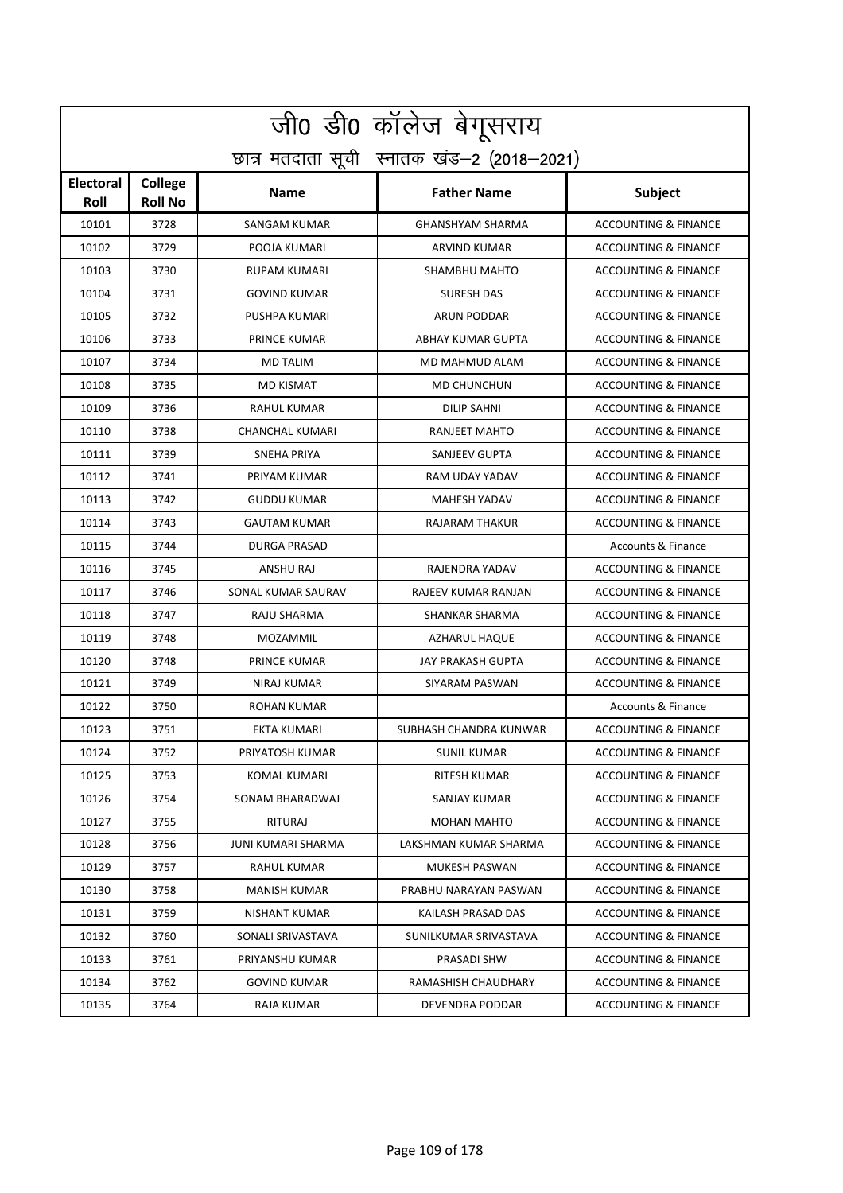| जी0 डी0 कॉलेज बेगूसराय | | | | |
|---|---|---|---|---|
| छात्र मतदाता सूची स्नातक खंड–2 (2018–2021) | | | | |
| **Electoral Roll** | **College Roll No** | **Name** | **Father Name** | **Subject** |
| 10101 | 3728 | SANGAM KUMAR | GHANSHYAM SHARMA | ACCOUNTING & FINANCE |
| 10102 | 3729 | POOJA KUMARI | ARVIND KUMAR | ACCOUNTING & FINANCE |
| 10103 | 3730 | RUPAM KUMARI | SHAMBHU MAHTO | ACCOUNTING & FINANCE |
| 10104 | 3731 | GOVIND KUMAR | SURESH DAS | ACCOUNTING & FINANCE |
| 10105 | 3732 | PUSHPA KUMARI | ARUN PODDAR | ACCOUNTING & FINANCE |
| 10106 | 3733 | PRINCE KUMAR | ABHAY KUMAR GUPTA | ACCOUNTING & FINANCE |
| 10107 | 3734 | MD TALIM | MD MAHMUD ALAM | ACCOUNTING & FINANCE |
| 10108 | 3735 | MD KISMAT | MD CHUNCHUN | ACCOUNTING & FINANCE |
| 10109 | 3736 | RAHUL KUMAR | DILIP SAHNI | ACCOUNTING & FINANCE |
| 10110 | 3738 | CHANCHAL KUMARI | RANJEET MAHTO | ACCOUNTING & FINANCE |
| 10111 | 3739 | SNEHA PRIYA | SANJEEV GUPTA | ACCOUNTING & FINANCE |
| 10112 | 3741 | PRIYAM KUMAR | RAM UDAY YADAV | ACCOUNTING & FINANCE |
| 10113 | 3742 | GUDDU KUMAR | MAHESH YADAV | ACCOUNTING & FINANCE |
| 10114 | 3743 | GAUTAM KUMAR | RAJARAM THAKUR | ACCOUNTING & FINANCE |
| 10115 | 3744 | DURGA PRASAD | | Accounts & Finance |
| 10116 | 3745 | ANSHU RAJ | RAJENDRA YADAV | ACCOUNTING & FINANCE |
| 10117 | 3746 | SONAL KUMAR SAURAV | RAJEEV KUMAR RANJAN | ACCOUNTING & FINANCE |
| 10118 | 3747 | RAJU SHARMA | SHANKAR SHARMA | ACCOUNTING & FINANCE |
| 10119 | 3748 | MOZAMMIL | AZHARUL HAQUE | ACCOUNTING & FINANCE |
| 10120 | 3748 | PRINCE KUMAR | JAY PRAKASH GUPTA | ACCOUNTING & FINANCE |
| 10121 | 3749 | NIRAJ KUMAR | SIYARAM PASWAN | ACCOUNTING & FINANCE |
| 10122 | 3750 | ROHAN KUMAR | | Accounts & Finance |
| 10123 | 3751 | EKTA KUMARI | SUBHASH CHANDRA KUNWAR | ACCOUNTING & FINANCE |
| 10124 | 3752 | PRIYATOSH KUMAR | SUNIL KUMAR | ACCOUNTING & FINANCE |
| 10125 | 3753 | KOMAL KUMARI | RITESH KUMAR | ACCOUNTING & FINANCE |
| 10126 | 3754 | SONAM BHARADWAJ | SANJAY KUMAR | ACCOUNTING & FINANCE |
| 10127 | 3755 | RITURAJ | MOHAN MAHTO | ACCOUNTING & FINANCE |
| 10128 | 3756 | JUNI KUMARI SHARMA | LAKSHMAN KUMAR SHARMA | ACCOUNTING & FINANCE |
| 10129 | 3757 | RAHUL KUMAR | MUKESH PASWAN | ACCOUNTING & FINANCE |
| 10130 | 3758 | MANISH KUMAR | PRABHU NARAYAN PASWAN | ACCOUNTING & FINANCE |
| 10131 | 3759 | NISHANT KUMAR | KAILASH PRASAD DAS | ACCOUNTING & FINANCE |
| 10132 | 3760 | SONALI SRIVASTAVA | SUNILKUMAR SRIVASTAVA | ACCOUNTING & FINANCE |
| 10133 | 3761 | PRIYANSHU KUMAR | PRASADI SHW | ACCOUNTING & FINANCE |
| 10134 | 3762 | GOVIND KUMAR | RAMASHISH CHAUDHARY | ACCOUNTING & FINANCE |
| 10135 | 3764 | RAJA KUMAR | DEVENDRA PODDAR | ACCOUNTING & FINANCE |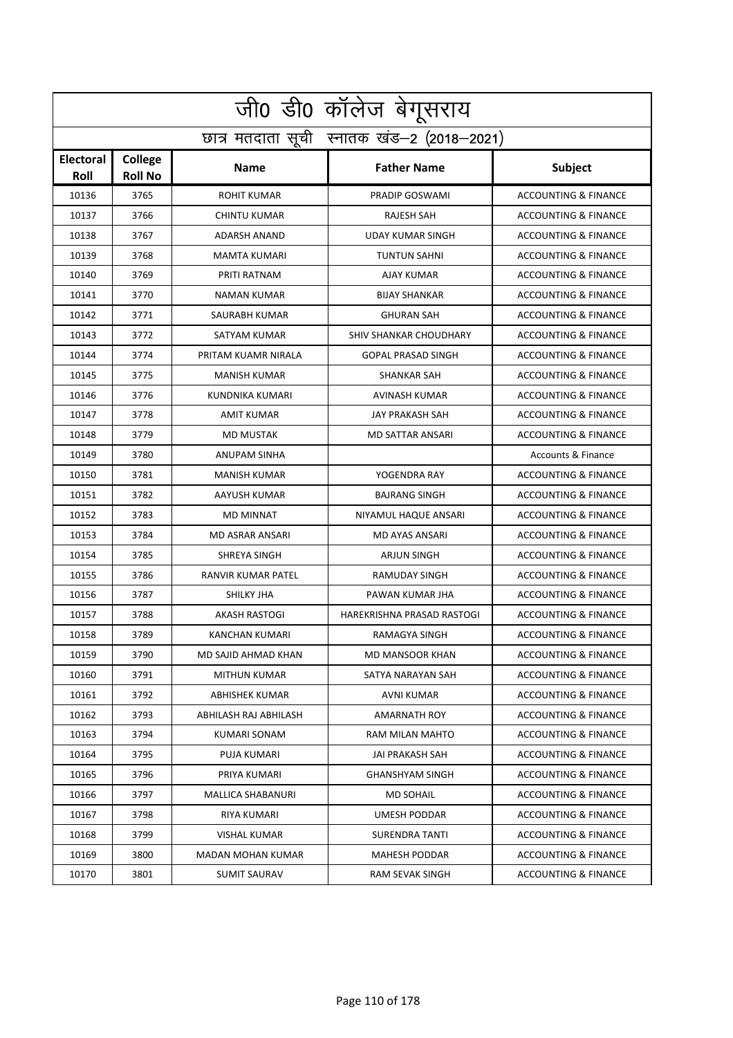| जी0 डी0 कॉलेज बेगूसराय | | | | |
|---|---|---|---|---|
| छात्र मतदाता सूची स्नातक खंड–2 (2018–2021) | | | | |
| **Electoral Roll** | **College Roll No** | **Name** | **Father Name** | **Subject** |
| 10136 | 3765 | ROHIT KUMAR | PRADIP GOSWAMI | ACCOUNTING & FINANCE |
| 10137 | 3766 | CHINTU KUMAR | RAJESH SAH | ACCOUNTING & FINANCE |
| 10138 | 3767 | ADARSH ANAND | UDAY KUMAR SINGH | ACCOUNTING & FINANCE |
| 10139 | 3768 | MAMTA KUMARI | TUNTUN SAHNI | ACCOUNTING & FINANCE |
| 10140 | 3769 | PRITI RATNAM | AJAY KUMAR | ACCOUNTING & FINANCE |
| 10141 | 3770 | NAMAN KUMAR | BIJAY SHANKAR | ACCOUNTING & FINANCE |
| 10142 | 3771 | SAURABH KUMAR | GHURAN SAH | ACCOUNTING & FINANCE |
| 10143 | 3772 | SATYAM KUMAR | SHIV SHANKAR CHOUDHARY | ACCOUNTING & FINANCE |
| 10144 | 3774 | PRITAM KUAMR NIRALA | GOPAL PRASAD SINGH | ACCOUNTING & FINANCE |
| 10145 | 3775 | MANISH KUMAR | SHANKAR SAH | ACCOUNTING & FINANCE |
| 10146 | 3776 | KUNDNIKA KUMARI | AVINASH KUMAR | ACCOUNTING & FINANCE |
| 10147 | 3778 | AMIT KUMAR | JAY PRAKASH SAH | ACCOUNTING & FINANCE |
| 10148 | 3779 | MD MUSTAK | MD SATTAR ANSARI | ACCOUNTING & FINANCE |
| 10149 | 3780 | ANUPAM SINHA | | Accounts & Finance |
| 10150 | 3781 | MANISH KUMAR | YOGENDRA RAY | ACCOUNTING & FINANCE |
| 10151 | 3782 | AAYUSH KUMAR | BAJRANG SINGH | ACCOUNTING & FINANCE |
| 10152 | 3783 | MD MINNAT | NIYAMUL HAQUE ANSARI | ACCOUNTING & FINANCE |
| 10153 | 3784 | MD ASRAR ANSARI | MD AYAS ANSARI | ACCOUNTING & FINANCE |
| 10154 | 3785 | SHREYA SINGH | ARJUN SINGH | ACCOUNTING & FINANCE |
| 10155 | 3786 | RANVIR KUMAR PATEL | RAMUDAY SINGH | ACCOUNTING & FINANCE |
| 10156 | 3787 | SHILKY JHA | PAWAN KUMAR JHA | ACCOUNTING & FINANCE |
| 10157 | 3788 | AKASH RASTOGI | HAREKRISHNA PRASAD RASTOGI | ACCOUNTING & FINANCE |
| 10158 | 3789 | KANCHAN KUMARI | RAMAGYA SINGH | ACCOUNTING & FINANCE |
| 10159 | 3790 | MD SAJID AHMAD KHAN | MD MANSOOR KHAN | ACCOUNTING & FINANCE |
| 10160 | 3791 | MITHUN KUMAR | SATYA NARAYAN SAH | ACCOUNTING & FINANCE |
| 10161 | 3792 | ABHISHEK KUMAR | AVNI KUMAR | ACCOUNTING & FINANCE |
| 10162 | 3793 | ABHILASH RAJ ABHILASH | AMARNATH ROY | ACCOUNTING & FINANCE |
| 10163 | 3794 | KUMARI SONAM | RAM MILAN MAHTO | ACCOUNTING & FINANCE |
| 10164 | 3795 | PUJA KUMARI | JAI PRAKASH SAH | ACCOUNTING & FINANCE |
| 10165 | 3796 | PRIYA KUMARI | GHANSHYAM SINGH | ACCOUNTING & FINANCE |
| 10166 | 3797 | MALLICA SHABANURI | MD SOHAIL | ACCOUNTING & FINANCE |
| 10167 | 3798 | RIYA KUMARI | UMESH PODDAR | ACCOUNTING & FINANCE |
| 10168 | 3799 | VISHAL KUMAR | SURENDRA TANTI | ACCOUNTING & FINANCE |
| 10169 | 3800 | MADAN MOHAN KUMAR | MAHESH PODDAR | ACCOUNTING & FINANCE |
| 10170 | 3801 | SUMIT SAURAV | RAM SEVAK SINGH | ACCOUNTING & FINANCE |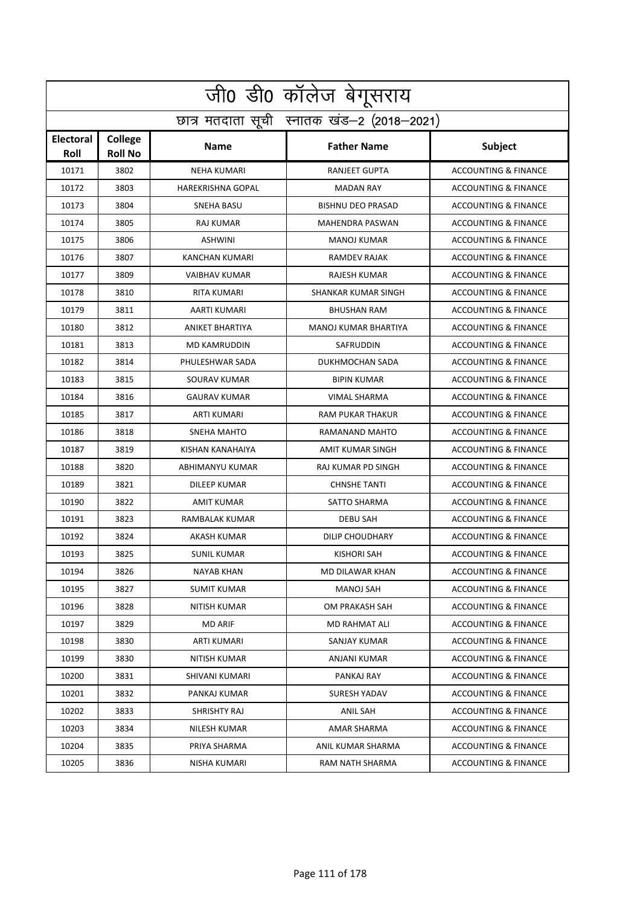| जी0 डी0 कॉलेज बेगूसराय | | | | |
|---|---|---|---|---|
| छात्र मतदाता सूची स्नातक खंड–2 (2018–2021) | | | | |
| **Electoral Roll** | **College Roll No** | **Name** | **Father Name** | **Subject** |
| 10171 | 3802 | NEHA KUMARI | RANJEET GUPTA | ACCOUNTING & FINANCE |
| 10172 | 3803 | HAREKRISHNA GOPAL | MADAN RAY | ACCOUNTING & FINANCE |
| 10173 | 3804 | SNEHA BASU | BISHNU DEO PRASAD | ACCOUNTING & FINANCE |
| 10174 | 3805 | RAJ KUMAR | MAHENDRA PASWAN | ACCOUNTING & FINANCE |
| 10175 | 3806 | ASHWINI | MANOJ KUMAR | ACCOUNTING & FINANCE |
| 10176 | 3807 | KANCHAN KUMARI | RAMDEV RAJAK | ACCOUNTING & FINANCE |
| 10177 | 3809 | VAIBHAV KUMAR | RAJESH KUMAR | ACCOUNTING & FINANCE |
| 10178 | 3810 | RITA KUMARI | SHANKAR KUMAR SINGH | ACCOUNTING & FINANCE |
| 10179 | 3811 | AARTI KUMARI | BHUSHAN RAM | ACCOUNTING & FINANCE |
| 10180 | 3812 | ANIKET BHARTIYA | MANOJ KUMAR BHARTIYA | ACCOUNTING & FINANCE |
| 10181 | 3813 | MD KAMRUDDIN | SAFRUDDIN | ACCOUNTING & FINANCE |
| 10182 | 3814 | PHULESHWAR SADA | DUKHMOCHAN SADA | ACCOUNTING & FINANCE |
| 10183 | 3815 | SOURAV KUMAR | BIPIN KUMAR | ACCOUNTING & FINANCE |
| 10184 | 3816 | GAURAV KUMAR | VIMAL SHARMA | ACCOUNTING & FINANCE |
| 10185 | 3817 | ARTI KUMARI | RAM PUKAR THAKUR | ACCOUNTING & FINANCE |
| 10186 | 3818 | SNEHA MAHTO | RAMANAND MAHTO | ACCOUNTING & FINANCE |
| 10187 | 3819 | KISHAN KANAHAIYA | AMIT KUMAR SINGH | ACCOUNTING & FINANCE |
| 10188 | 3820 | ABHIMANYU KUMAR | RAJ KUMAR PD SINGH | ACCOUNTING & FINANCE |
| 10189 | 3821 | DILEEP KUMAR | CHNSHE TANTI | ACCOUNTING & FINANCE |
| 10190 | 3822 | AMIT KUMAR | SATTO SHARMA | ACCOUNTING & FINANCE |
| 10191 | 3823 | RAMBALAK KUMAR | DEBU SAH | ACCOUNTING & FINANCE |
| 10192 | 3824 | AKASH KUMAR | DILIP CHOUDHARY | ACCOUNTING & FINANCE |
| 10193 | 3825 | SUNIL KUMAR | KISHORI SAH | ACCOUNTING & FINANCE |
| 10194 | 3826 | NAYAB KHAN | MD DILAWAR KHAN | ACCOUNTING & FINANCE |
| 10195 | 3827 | SUMIT KUMAR | MANOJ SAH | ACCOUNTING & FINANCE |
| 10196 | 3828 | NITISH KUMAR | OM PRAKASH SAH | ACCOUNTING & FINANCE |
| 10197 | 3829 | MD ARIF | MD RAHMAT ALI | ACCOUNTING & FINANCE |
| 10198 | 3830 | ARTI KUMARI | SANJAY KUMAR | ACCOUNTING & FINANCE |
| 10199 | 3830 | NITISH KUMAR | ANJANI KUMAR | ACCOUNTING & FINANCE |
| 10200 | 3831 | SHIVANI KUMARI | PANKAJ RAY | ACCOUNTING & FINANCE |
| 10201 | 3832 | PANKAJ KUMAR | SURESH YADAV | ACCOUNTING & FINANCE |
| 10202 | 3833 | SHRISHTY RAJ | ANIL SAH | ACCOUNTING & FINANCE |
| 10203 | 3834 | NILESH KUMAR | AMAR SHARMA | ACCOUNTING & FINANCE |
| 10204 | 3835 | PRIYA SHARMA | ANIL KUMAR SHARMA | ACCOUNTING & FINANCE |
| 10205 | 3836 | NISHA KUMARI | RAM NATH SHARMA | ACCOUNTING & FINANCE |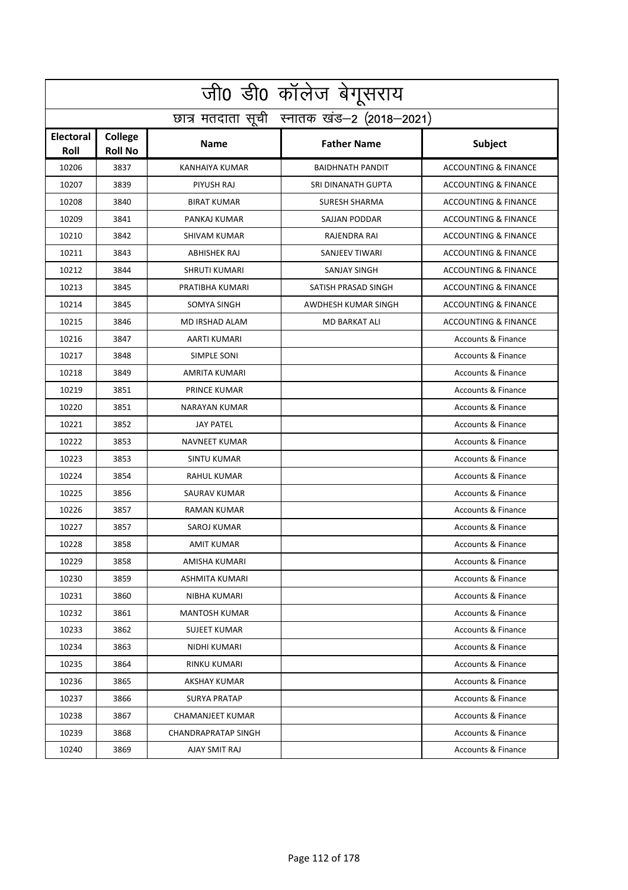# जी0 डी0 कॉलेज बेगूसराय

## छात्र मतदाता सूची स्नातक खंड–2 (2018–2021)

| Electoral Roll | College Roll No | Name | Father Name | Subject |
|---|---|---|---|---|
| 10206 | 3837 | KANHAIYA KUMAR | BAIDHNATH PANDIT | ACCOUNTING & FINANCE |
| 10207 | 3839 | PIYUSH RAJ | SRI DINANATH GUPTA | ACCOUNTING & FINANCE |
| 10208 | 3840 | BIRAT KUMAR | SURESH SHARMA | ACCOUNTING & FINANCE |
| 10209 | 3841 | PANKAJ KUMAR | SAJJAN PODDAR | ACCOUNTING & FINANCE |
| 10210 | 3842 | SHIVAM KUMAR | RAJENDRA RAI | ACCOUNTING & FINANCE |
| 10211 | 3843 | ABHISHEK RAJ | SANJEEV TIWARI | ACCOUNTING & FINANCE |
| 10212 | 3844 | SHRUTI KUMARI | SANJAY SINGH | ACCOUNTING & FINANCE |
| 10213 | 3845 | PRATIBHA KUMARI | SATISH PRASAD SINGH | ACCOUNTING & FINANCE |
| 10214 | 3845 | SOMYA SINGH | AWDHESH KUMAR SINGH | ACCOUNTING & FINANCE |
| 10215 | 3846 | MD IRSHAD ALAM | MD BARKAT ALI | ACCOUNTING & FINANCE |
| 10216 | 3847 | AARTI KUMARI | | Accounts & Finance |
| 10217 | 3848 | SIMPLE SONI | | Accounts & Finance |
| 10218 | 3849 | AMRITA KUMARI | | Accounts & Finance |
| 10219 | 3851 | PRINCE KUMAR | | Accounts & Finance |
| 10220 | 3851 | NARAYAN KUMAR | | Accounts & Finance |
| 10221 | 3852 | JAY PATEL | | Accounts & Finance |
| 10222 | 3853 | NAVNEET KUMAR | | Accounts & Finance |
| 10223 | 3853 | SINTU KUMAR | | Accounts & Finance |
| 10224 | 3854 | RAHUL KUMAR | | Accounts & Finance |
| 10225 | 3856 | SAURAV KUMAR | | Accounts & Finance |
| 10226 | 3857 | RAMAN KUMAR | | Accounts & Finance |
| 10227 | 3857 | SAROJ KUMAR | | Accounts & Finance |
| 10228 | 3858 | AMIT KUMAR | | Accounts & Finance |
| 10229 | 3858 | AMISHA KUMARI | | Accounts & Finance |
| 10230 | 3859 | ASHMITA KUMARI | | Accounts & Finance |
| 10231 | 3860 | NIBHA KUMARI | | Accounts & Finance |
| 10232 | 3861 | MANTOSH KUMAR | | Accounts & Finance |
| 10233 | 3862 | SUJEET KUMAR | | Accounts & Finance |
| 10234 | 3863 | NIDHI KUMARI | | Accounts & Finance |
| 10235 | 3864 | RINKU KUMARI | | Accounts & Finance |
| 10236 | 3865 | AKSHAY KUMAR | | Accounts & Finance |
| 10237 | 3866 | SURYA PRATAP | | Accounts & Finance |
| 10238 | 3867 | CHAMANJEET KUMAR | | Accounts & Finance |
| 10239 | 3868 | CHANDRAPRATAP SINGH | | Accounts & Finance |
| 10240 | 3869 | AJAY SMIT RAJ | | Accounts & Finance |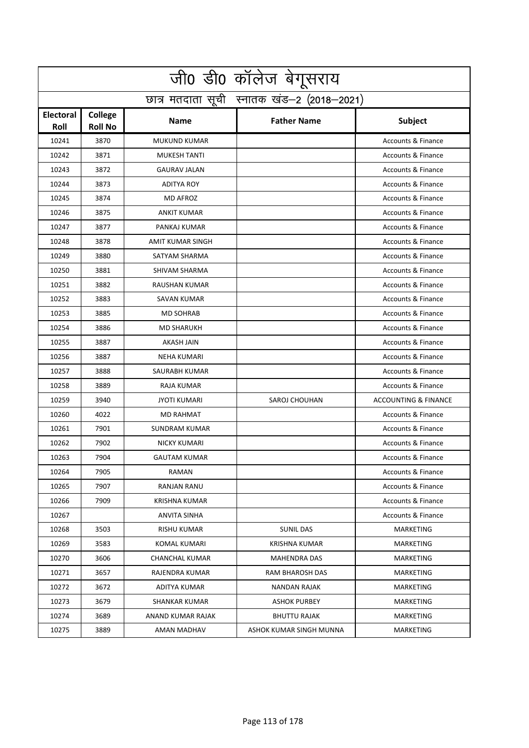# जी0 डी0 कॉलेज बेगूसराय

## छात्र मतदाता सूची स्नातक खंड–2 (2018–2021)

| Electoral Roll | College Roll No | Name | Father Name | Subject |
|---|---|---|---|---|
| 10241 | 3870 | MUKUND KUMAR | | Accounts & Finance |
| 10242 | 3871 | MUKESH TANTI | | Accounts & Finance |
| 10243 | 3872 | GAURAV JALAN | | Accounts & Finance |
| 10244 | 3873 | ADITYA ROY | | Accounts & Finance |
| 10245 | 3874 | MD AFROZ | | Accounts & Finance |
| 10246 | 3875 | ANKIT KUMAR | | Accounts & Finance |
| 10247 | 3877 | PANKAJ KUMAR | | Accounts & Finance |
| 10248 | 3878 | AMIT KUMAR SINGH | | Accounts & Finance |
| 10249 | 3880 | SATYAM SHARMA | | Accounts & Finance |
| 10250 | 3881 | SHIVAM SHARMA | | Accounts & Finance |
| 10251 | 3882 | RAUSHAN KUMAR | | Accounts & Finance |
| 10252 | 3883 | SAVAN KUMAR | | Accounts & Finance |
| 10253 | 3885 | MD SOHRAB | | Accounts & Finance |
| 10254 | 3886 | MD SHARUKH | | Accounts & Finance |
| 10255 | 3887 | AKASH JAIN | | Accounts & Finance |
| 10256 | 3887 | NEHA KUMARI | | Accounts & Finance |
| 10257 | 3888 | SAURABH KUMAR | | Accounts & Finance |
| 10258 | 3889 | RAJA KUMAR | | Accounts & Finance |
| 10259 | 3940 | JYOTI KUMARI | SAROJ CHOUHAN | ACCOUNTING & FINANCE |
| 10260 | 4022 | MD RAHMAT | | Accounts & Finance |
| 10261 | 7901 | SUNDRAM KUMAR | | Accounts & Finance |
| 10262 | 7902 | NICKY KUMARI | | Accounts & Finance |
| 10263 | 7904 | GAUTAM KUMAR | | Accounts & Finance |
| 10264 | 7905 | RAMAN | | Accounts & Finance |
| 10265 | 7907 | RANJAN RANU | | Accounts & Finance |
| 10266 | 7909 | KRISHNA KUMAR | | Accounts & Finance |
| 10267 | | ANVITA SINHA | | Accounts & Finance |
| 10268 | 3503 | RISHU KUMAR | SUNIL DAS | MARKETING |
| 10269 | 3583 | KOMAL KUMARI | KRISHNA KUMAR | MARKETING |
| 10270 | 3606 | CHANCHAL KUMAR | MAHENDRA DAS | MARKETING |
| 10271 | 3657 | RAJENDRA KUMAR | RAM BHAROSH DAS | MARKETING |
| 10272 | 3672 | ADITYA KUMAR | NANDAN RAJAK | MARKETING |
| 10273 | 3679 | SHANKAR KUMAR | ASHOK PURBEY | MARKETING |
| 10274 | 3689 | ANAND KUMAR RAJAK | BHUTTU RAJAK | MARKETING |
| 10275 | 3889 | AMAN MADHAV | ASHOK KUMAR SINGH MUNNA | MARKETING |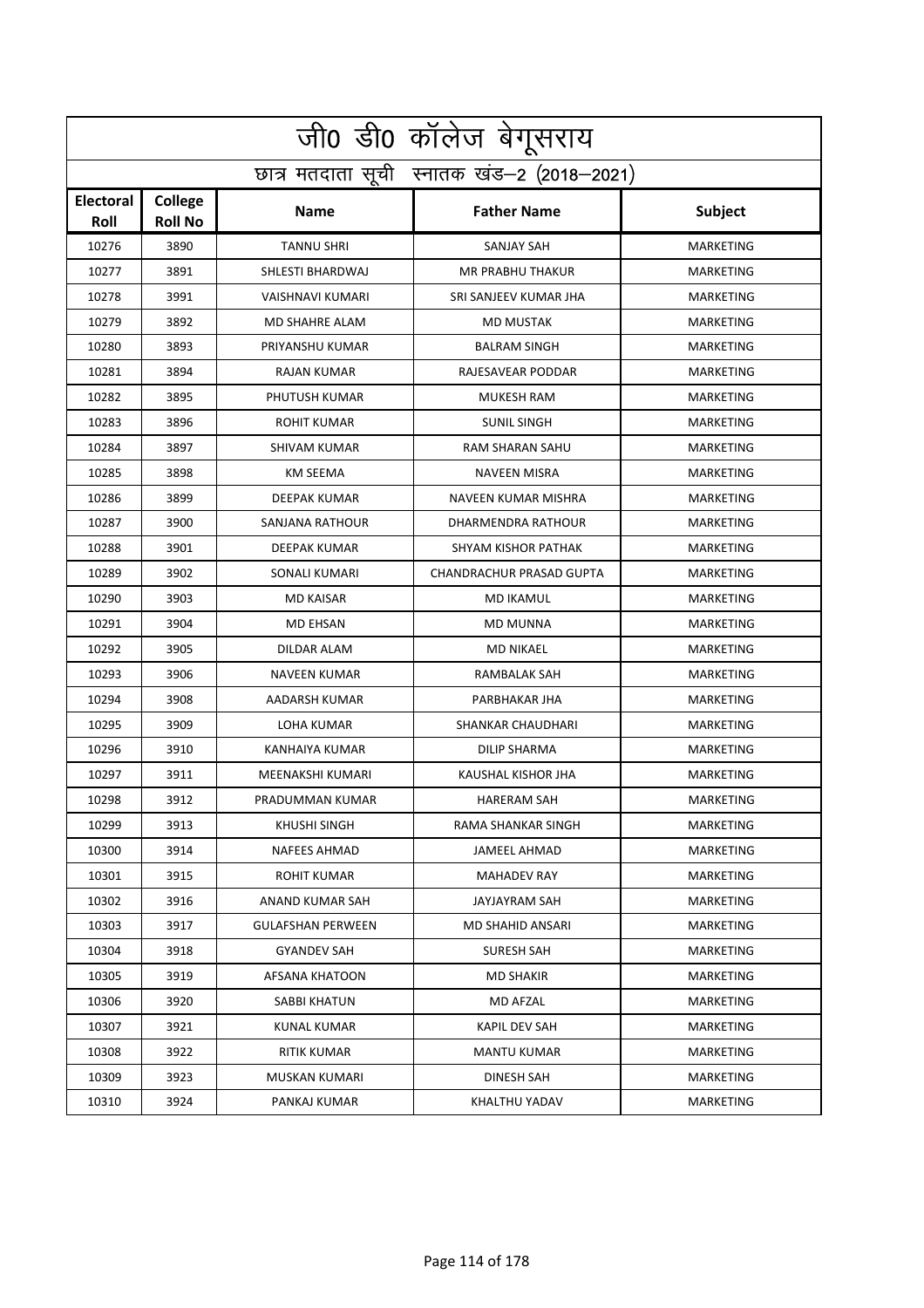# जी0 डी0 कॉलेज बेगूसराय

## छात्र मतदाता सूची स्नातक खंड–2 (2018–2021)

| Electoral Roll | College Roll No | Name | Father Name | Subject |
|---|---|---|---|---|
| 10276 | 3890 | TANNU SHRI | SANJAY SAH | MARKETING |
| 10277 | 3891 | SHLESTI BHARDWAJ | MR PRABHU THAKUR | MARKETING |
| 10278 | 3991 | VAISHNAVI KUMARI | SRI SANJEEV KUMAR JHA | MARKETING |
| 10279 | 3892 | MD SHAHRE ALAM | MD MUSTAK | MARKETING |
| 10280 | 3893 | PRIYANSHU KUMAR | BALRAM SINGH | MARKETING |
| 10281 | 3894 | RAJAN KUMAR | RAJESAVEAR PODDAR | MARKETING |
| 10282 | 3895 | PHUTUSH KUMAR | MUKESH RAM | MARKETING |
| 10283 | 3896 | ROHIT KUMAR | SUNIL SINGH | MARKETING |
| 10284 | 3897 | SHIVAM KUMAR | RAM SHARAN SAHU | MARKETING |
| 10285 | 3898 | KM SEEMA | NAVEEN MISRA | MARKETING |
| 10286 | 3899 | DEEPAK KUMAR | NAVEEN KUMAR MISHRA | MARKETING |
| 10287 | 3900 | SANJANA RATHOUR | DHARMENDRA RATHOUR | MARKETING |
| 10288 | 3901 | DEEPAK KUMAR | SHYAM KISHOR PATHAK | MARKETING |
| 10289 | 3902 | SONALI KUMARI | CHANDRACHUR PRASAD GUPTA | MARKETING |
| 10290 | 3903 | MD KAISAR | MD IKAMUL | MARKETING |
| 10291 | 3904 | MD EHSAN | MD MUNNA | MARKETING |
| 10292 | 3905 | DILDAR ALAM | MD NIKAEL | MARKETING |
| 10293 | 3906 | NAVEEN KUMAR | RAMBALAK SAH | MARKETING |
| 10294 | 3908 | AADARSH KUMAR | PARBHAKAR JHA | MARKETING |
| 10295 | 3909 | LOHA KUMAR | SHANKAR CHAUDHARI | MARKETING |
| 10296 | 3910 | KANHAIYA KUMAR | DILIP SHARMA | MARKETING |
| 10297 | 3911 | MEENAKSHI KUMARI | KAUSHAL KISHOR JHA | MARKETING |
| 10298 | 3912 | PRADUMMAN KUMAR | HARERAM SAH | MARKETING |
| 10299 | 3913 | KHUSHI SINGH | RAMA SHANKAR SINGH | MARKETING |
| 10300 | 3914 | NAFEES AHMAD | JAMEEL AHMAD | MARKETING |
| 10301 | 3915 | ROHIT KUMAR | MAHADEV RAY | MARKETING |
| 10302 | 3916 | ANAND KUMAR SAH | JAYJAYRAM SAH | MARKETING |
| 10303 | 3917 | GULAFSHAN PERWEEN | MD SHAHID ANSARI | MARKETING |
| 10304 | 3918 | GYANDEV SAH | SURESH SAH | MARKETING |
| 10305 | 3919 | AFSANA KHATOON | MD SHAKIR | MARKETING |
| 10306 | 3920 | SABBI KHATUN | MD AFZAL | MARKETING |
| 10307 | 3921 | KUNAL KUMAR | KAPIL DEV SAH | MARKETING |
| 10308 | 3922 | RITIK KUMAR | MANTU KUMAR | MARKETING |
| 10309 | 3923 | MUSKAN KUMARI | DINESH SAH | MARKETING |
| 10310 | 3924 | PANKAJ KUMAR | KHALTHU YADAV | MARKETING |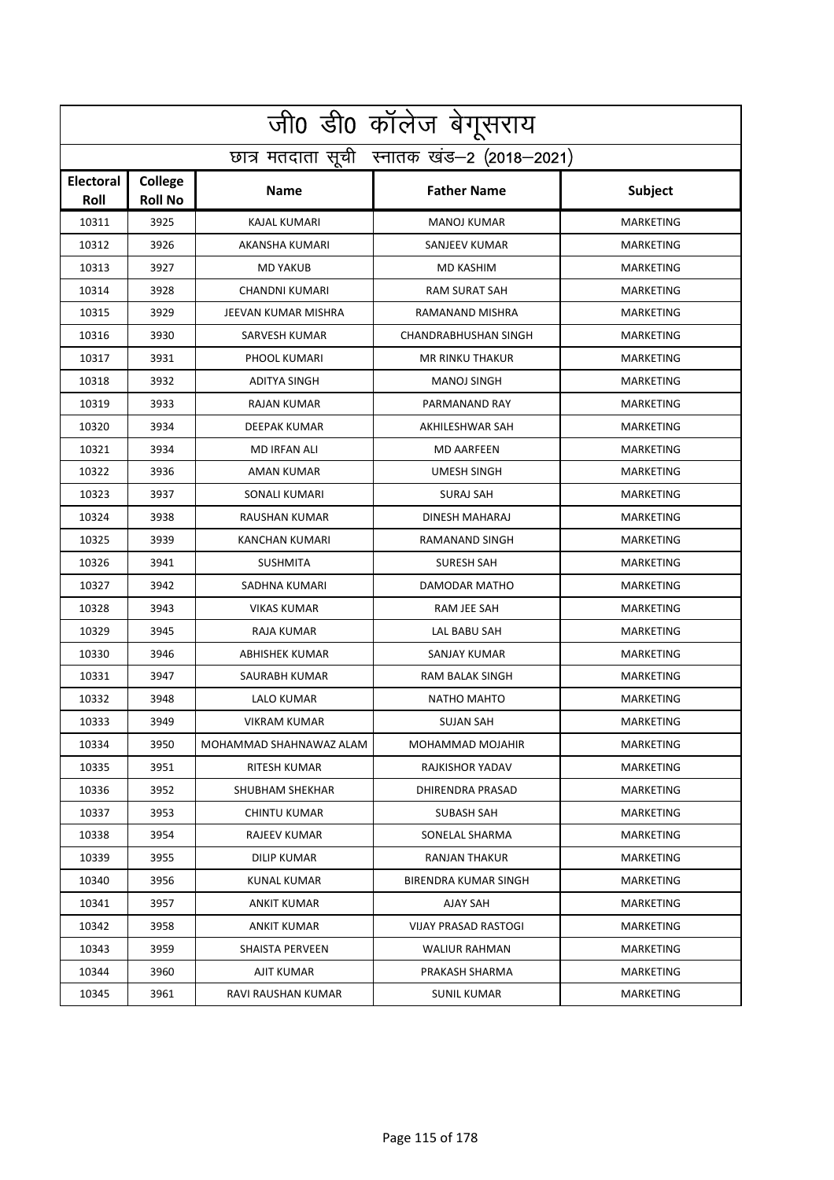# जी0 डी0 कॉलेज बेगूसराय

## छात्र मतदाता सूची स्नातक खंड–2 (2018–2021)

| Electoral Roll | College Roll No | Name | Father Name | Subject |
|---|---|---|---|---|
| 10311 | 3925 | KAJAL KUMARI | MANOJ KUMAR | MARKETING |
| 10312 | 3926 | AKANSHA KUMARI | SANJEEV KUMAR | MARKETING |
| 10313 | 3927 | MD YAKUB | MD KASHIM | MARKETING |
| 10314 | 3928 | CHANDNI KUMARI | RAM SURAT SAH | MARKETING |
| 10315 | 3929 | JEEVAN KUMAR MISHRA | RAMANAND MISHRA | MARKETING |
| 10316 | 3930 | SARVESH KUMAR | CHANDRABHUSHAN SINGH | MARKETING |
| 10317 | 3931 | PHOOL KUMARI | MR RINKU THAKUR | MARKETING |
| 10318 | 3932 | ADITYA SINGH | MANOJ SINGH | MARKETING |
| 10319 | 3933 | RAJAN KUMAR | PARMANAND RAY | MARKETING |
| 10320 | 3934 | DEEPAK KUMAR | AKHILESHWAR SAH | MARKETING |
| 10321 | 3934 | MD IRFAN ALI | MD AARFEEN | MARKETING |
| 10322 | 3936 | AMAN KUMAR | UMESH SINGH | MARKETING |
| 10323 | 3937 | SONALI KUMARI | SURAJ SAH | MARKETING |
| 10324 | 3938 | RAUSHAN KUMAR | DINESH MAHARAJ | MARKETING |
| 10325 | 3939 | KANCHAN KUMARI | RAMANAND SINGH | MARKETING |
| 10326 | 3941 | SUSHMITA | SURESH SAH | MARKETING |
| 10327 | 3942 | SADHNA KUMARI | DAMODAR MATHO | MARKETING |
| 10328 | 3943 | VIKAS KUMAR | RAM JEE SAH | MARKETING |
| 10329 | 3945 | RAJA KUMAR | LAL BABU SAH | MARKETING |
| 10330 | 3946 | ABHISHEK KUMAR | SANJAY KUMAR | MARKETING |
| 10331 | 3947 | SAURABH KUMAR | RAM BALAK SINGH | MARKETING |
| 10332 | 3948 | LALO KUMAR | NATHO MAHTO | MARKETING |
| 10333 | 3949 | VIKRAM KUMAR | SUJAN SAH | MARKETING |
| 10334 | 3950 | MOHAMMAD SHAHNAWAZ ALAM | MOHAMMAD MOJAHIR | MARKETING |
| 10335 | 3951 | RITESH KUMAR | RAJKISHOR YADAV | MARKETING |
| 10336 | 3952 | SHUBHAM SHEKHAR | DHIRENDRA PRASAD | MARKETING |
| 10337 | 3953 | CHINTU KUMAR | SUBASH SAH | MARKETING |
| 10338 | 3954 | RAJEEV KUMAR | SONELAL SHARMA | MARKETING |
| 10339 | 3955 | DILIP KUMAR | RANJAN THAKUR | MARKETING |
| 10340 | 3956 | KUNAL KUMAR | BIRENDRA KUMAR SINGH | MARKETING |
| 10341 | 3957 | ANKIT KUMAR | AJAY SAH | MARKETING |
| 10342 | 3958 | ANKIT KUMAR | VIJAY PRASAD RASTOGI | MARKETING |
| 10343 | 3959 | SHAISTA PERVEEN | WALIUR RAHMAN | MARKETING |
| 10344 | 3960 | AJIT KUMAR | PRAKASH SHARMA | MARKETING |
| 10345 | 3961 | RAVI RAUSHAN KUMAR | SUNIL KUMAR | MARKETING |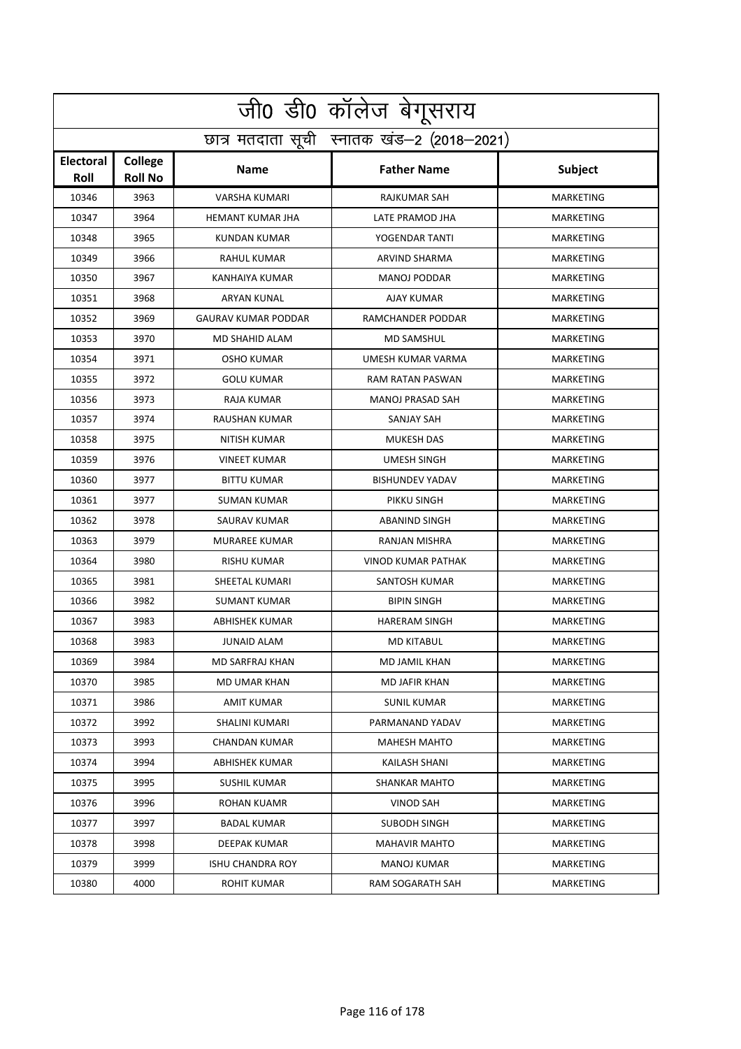| जी0 डी0 कॉलेज बेगूसराय | | | | |
|---|---|---|---|---|
| छात्र मतदाता सूची स्नातक खंड–2 (2018–2021) | | | | |
| **Electoral Roll** | **College Roll No** | **Name** | **Father Name** | **Subject** |
| 10346 | 3963 | VARSHA KUMARI | RAJKUMAR SAH | MARKETING |
| 10347 | 3964 | HEMANT KUMAR JHA | LATE PRAMOD JHA | MARKETING |
| 10348 | 3965 | KUNDAN KUMAR | YOGENDAR TANTI | MARKETING |
| 10349 | 3966 | RAHUL KUMAR | ARVIND SHARMA | MARKETING |
| 10350 | 3967 | KANHAIYA KUMAR | MANOJ PODDAR | MARKETING |
| 10351 | 3968 | ARYAN KUNAL | AJAY KUMAR | MARKETING |
| 10352 | 3969 | GAURAV KUMAR PODDAR | RAMCHANDER PODDAR | MARKETING |
| 10353 | 3970 | MD SHAHID ALAM | MD SAMSHUL | MARKETING |
| 10354 | 3971 | OSHO KUMAR | UMESH KUMAR VARMA | MARKETING |
| 10355 | 3972 | GOLU KUMAR | RAM RATAN PASWAN | MARKETING |
| 10356 | 3973 | RAJA KUMAR | MANOJ PRASAD SAH | MARKETING |
| 10357 | 3974 | RAUSHAN KUMAR | SANJAY SAH | MARKETING |
| 10358 | 3975 | NITISH KUMAR | MUKESH DAS | MARKETING |
| 10359 | 3976 | VINEET KUMAR | UMESH SINGH | MARKETING |
| 10360 | 3977 | BITTU KUMAR | BISHUNDEV YADAV | MARKETING |
| 10361 | 3977 | SUMAN KUMAR | PIKKU SINGH | MARKETING |
| 10362 | 3978 | SAURAV KUMAR | ABANIND SINGH | MARKETING |
| 10363 | 3979 | MURAREE KUMAR | RANJAN MISHRA | MARKETING |
| 10364 | 3980 | RISHU KUMAR | VINOD KUMAR PATHAK | MARKETING |
| 10365 | 3981 | SHEETAL KUMARI | SANTOSH KUMAR | MARKETING |
| 10366 | 3982 | SUMANT KUMAR | BIPIN SINGH | MARKETING |
| 10367 | 3983 | ABHISHEK KUMAR | HARERAM SINGH | MARKETING |
| 10368 | 3983 | JUNAID ALAM | MD KITABUL | MARKETING |
| 10369 | 3984 | MD SARFRAJ KHAN | MD JAMIL KHAN | MARKETING |
| 10370 | 3985 | MD UMAR KHAN | MD JAFIR KHAN | MARKETING |
| 10371 | 3986 | AMIT KUMAR | SUNIL KUMAR | MARKETING |
| 10372 | 3992 | SHALINI KUMARI | PARMANAND YADAV | MARKETING |
| 10373 | 3993 | CHANDAN KUMAR | MAHESH MAHTO | MARKETING |
| 10374 | 3994 | ABHISHEK KUMAR | KAILASH SHANI | MARKETING |
| 10375 | 3995 | SUSHIL KUMAR | SHANKAR MAHTO | MARKETING |
| 10376 | 3996 | ROHAN KUAMR | VINOD SAH | MARKETING |
| 10377 | 3997 | BADAL KUMAR | SUBODH SINGH | MARKETING |
| 10378 | 3998 | DEEPAK KUMAR | MAHAVIR MAHTO | MARKETING |
| 10379 | 3999 | ISHU CHANDRA ROY | MANOJ KUMAR | MARKETING |
| 10380 | 4000 | ROHIT KUMAR | RAM SOGARATH SAH | MARKETING |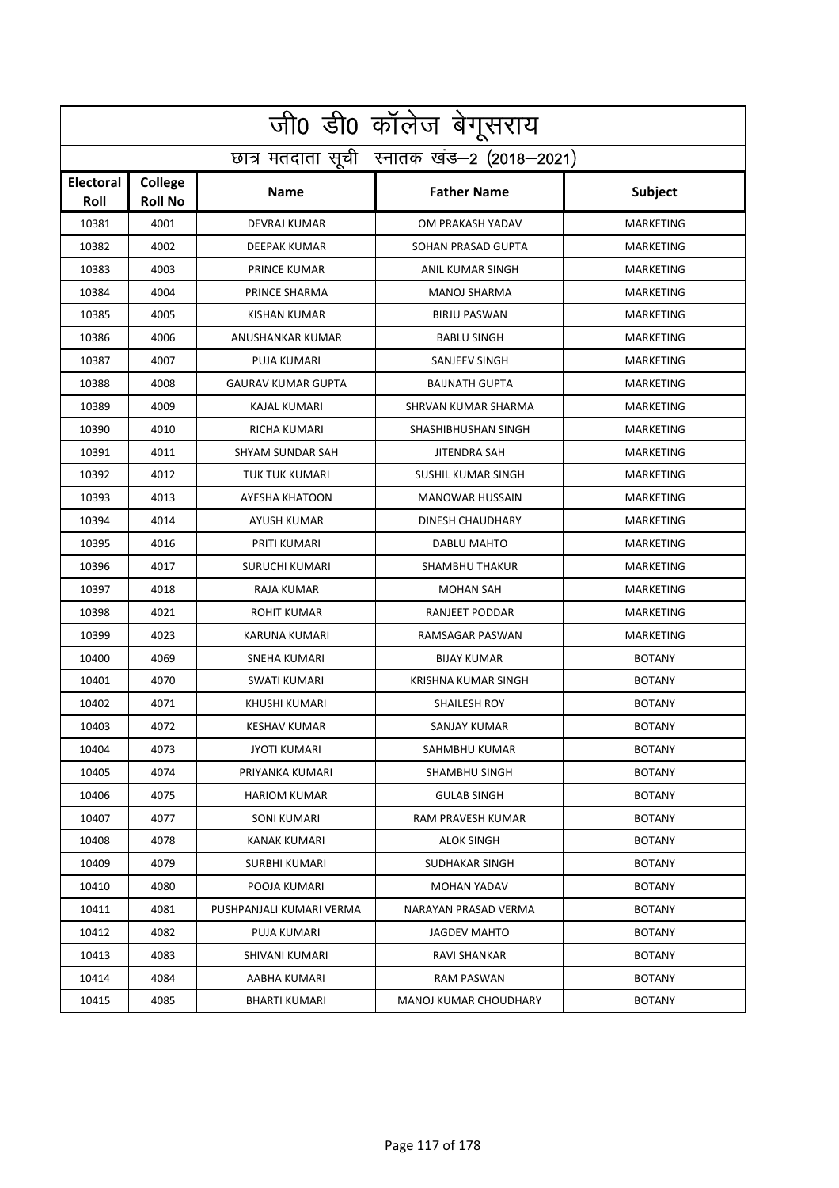# जी0 डी0 कॉलेज बेगूसराय

## छात्र मतदाता सूची स्नातक खंड–2 (2018–2021)

| Electoral Roll | College Roll No | Name | Father Name | Subject |
|---|---|---|---|---|
| 10381 | 4001 | DEVRAJ KUMAR | OM PRAKASH YADAV | MARKETING |
| 10382 | 4002 | DEEPAK KUMAR | SOHAN PRASAD GUPTA | MARKETING |
| 10383 | 4003 | PRINCE KUMAR | ANIL KUMAR SINGH | MARKETING |
| 10384 | 4004 | PRINCE SHARMA | MANOJ SHARMA | MARKETING |
| 10385 | 4005 | KISHAN KUMAR | BIRJU PASWAN | MARKETING |
| 10386 | 4006 | ANUSHANKAR KUMAR | BABLU SINGH | MARKETING |
| 10387 | 4007 | PUJA KUMARI | SANJEEV SINGH | MARKETING |
| 10388 | 4008 | GAURAV KUMAR GUPTA | BAIJNATH GUPTA | MARKETING |
| 10389 | 4009 | KAJAL KUMARI | SHRVAN KUMAR SHARMA | MARKETING |
| 10390 | 4010 | RICHA KUMARI | SHASHIBHUSHAN SINGH | MARKETING |
| 10391 | 4011 | SHYAM SUNDAR SAH | JITENDRA SAH | MARKETING |
| 10392 | 4012 | TUK TUK KUMARI | SUSHIL KUMAR SINGH | MARKETING |
| 10393 | 4013 | AYESHA KHATOON | MANOWAR HUSSAIN | MARKETING |
| 10394 | 4014 | AYUSH KUMAR | DINESH CHAUDHARY | MARKETING |
| 10395 | 4016 | PRITI KUMARI | DABLU MAHTO | MARKETING |
| 10396 | 4017 | SURUCHI KUMARI | SHAMBHU THAKUR | MARKETING |
| 10397 | 4018 | RAJA KUMAR | MOHAN SAH | MARKETING |
| 10398 | 4021 | ROHIT KUMAR | RANJEET PODDAR | MARKETING |
| 10399 | 4023 | KARUNA KUMARI | RAMSAGAR PASWAN | MARKETING |
| 10400 | 4069 | SNEHA KUMARI | BIJAY KUMAR | BOTANY |
| 10401 | 4070 | SWATI KUMARI | KRISHNA KUMAR SINGH | BOTANY |
| 10402 | 4071 | KHUSHI KUMARI | SHAILESH ROY | BOTANY |
| 10403 | 4072 | KESHAV KUMAR | SANJAY KUMAR | BOTANY |
| 10404 | 4073 | JYOTI KUMARI | SAHMBHU KUMAR | BOTANY |
| 10405 | 4074 | PRIYANKA KUMARI | SHAMBHU SINGH | BOTANY |
| 10406 | 4075 | HARIOM KUMAR | GULAB SINGH | BOTANY |
| 10407 | 4077 | SONI KUMARI | RAM PRAVESH KUMAR | BOTANY |
| 10408 | 4078 | KANAK KUMARI | ALOK SINGH | BOTANY |
| 10409 | 4079 | SURBHI KUMARI | SUDHAKAR SINGH | BOTANY |
| 10410 | 4080 | POOJA KUMARI | MOHAN YADAV | BOTANY |
| 10411 | 4081 | PUSHPANJALI KUMARI VERMA | NARAYAN PRASAD VERMA | BOTANY |
| 10412 | 4082 | PUJA KUMARI | JAGDEV MAHTO | BOTANY |
| 10413 | 4083 | SHIVANI KUMARI | RAVI SHANKAR | BOTANY |
| 10414 | 4084 | AABHA KUMARI | RAM PASWAN | BOTANY |
| 10415 | 4085 | BHARTI KUMARI | MANOJ KUMAR CHOUDHARY | BOTANY |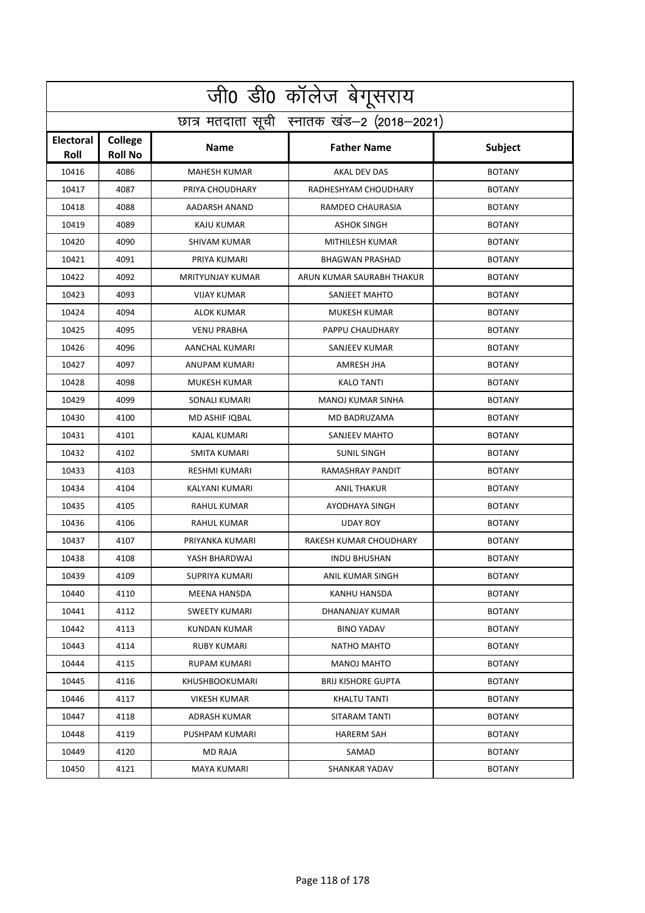# जी0 डी0 कॉलेज बेगूसराय

## छात्र मतदाता सूची स्नातक खंड–2 (2018–2021)

| Electoral Roll | College Roll No | Name | Father Name | Subject |
|---|---|---|---|---|
| 10416 | 4086 | MAHESH KUMAR | AKAL DEV DAS | BOTANY |
| 10417 | 4087 | PRIYA CHOUDHARY | RADHESHYAM CHOUDHARY | BOTANY |
| 10418 | 4088 | AADARSH ANAND | RAMDEO CHAURASIA | BOTANY |
| 10419 | 4089 | KAJU KUMAR | ASHOK SINGH | BOTANY |
| 10420 | 4090 | SHIVAM KUMAR | MITHILESH KUMAR | BOTANY |
| 10421 | 4091 | PRIYA KUMARI | BHAGWAN PRASHAD | BOTANY |
| 10422 | 4092 | MRITYUNJAY KUMAR | ARUN KUMAR SAURABH THAKUR | BOTANY |
| 10423 | 4093 | VIJAY KUMAR | SANJEET MAHTO | BOTANY |
| 10424 | 4094 | ALOK KUMAR | MUKESH KUMAR | BOTANY |
| 10425 | 4095 | VENU PRABHA | PAPPU CHAUDHARY | BOTANY |
| 10426 | 4096 | AANCHAL KUMARI | SANJEEV KUMAR | BOTANY |
| 10427 | 4097 | ANUPAM KUMARI | AMRESH JHA | BOTANY |
| 10428 | 4098 | MUKESH KUMAR | KALO TANTI | BOTANY |
| 10429 | 4099 | SONALI KUMARI | MANOJ KUMAR SINHA | BOTANY |
| 10430 | 4100 | MD ASHIF IQBAL | MD BADRUZAMA | BOTANY |
| 10431 | 4101 | KAJAL KUMARI | SANJEEV MAHTO | BOTANY |
| 10432 | 4102 | SMITA KUMARI | SUNIL SINGH | BOTANY |
| 10433 | 4103 | RESHMI KUMARI | RAMASHRAY PANDIT | BOTANY |
| 10434 | 4104 | KALYANI KUMARI | ANIL THAKUR | BOTANY |
| 10435 | 4105 | RAHUL KUMAR | AYODHAYA SINGH | BOTANY |
| 10436 | 4106 | RAHUL KUMAR | UDAY ROY | BOTANY |
| 10437 | 4107 | PRIYANKA KUMARI | RAKESH KUMAR CHOUDHARY | BOTANY |
| 10438 | 4108 | YASH BHARDWAJ | INDU BHUSHAN | BOTANY |
| 10439 | 4109 | SUPRIYA KUMARI | ANIL KUMAR SINGH | BOTANY |
| 10440 | 4110 | MEENA HANSDA | KANHU HANSDA | BOTANY |
| 10441 | 4112 | SWEETY KUMARI | DHANANJAY KUMAR | BOTANY |
| 10442 | 4113 | KUNDAN KUMAR | BINO YADAV | BOTANY |
| 10443 | 4114 | RUBY KUMARI | NATHO MAHTO | BOTANY |
| 10444 | 4115 | RUPAM KUMARI | MANOJ MAHTO | BOTANY |
| 10445 | 4116 | KHUSHBOOKUMARI | BRIJ KISHORE GUPTA | BOTANY |
| 10446 | 4117 | VIKESH KUMAR | KHALTU TANTI | BOTANY |
| 10447 | 4118 | ADRASH KUMAR | SITARAM TANTI | BOTANY |
| 10448 | 4119 | PUSHPAM KUMARI | HARERM SAH | BOTANY |
| 10449 | 4120 | MD RAJA | SAMAD | BOTANY |
| 10450 | 4121 | MAYA KUMARI | SHANKAR YADAV | BOTANY |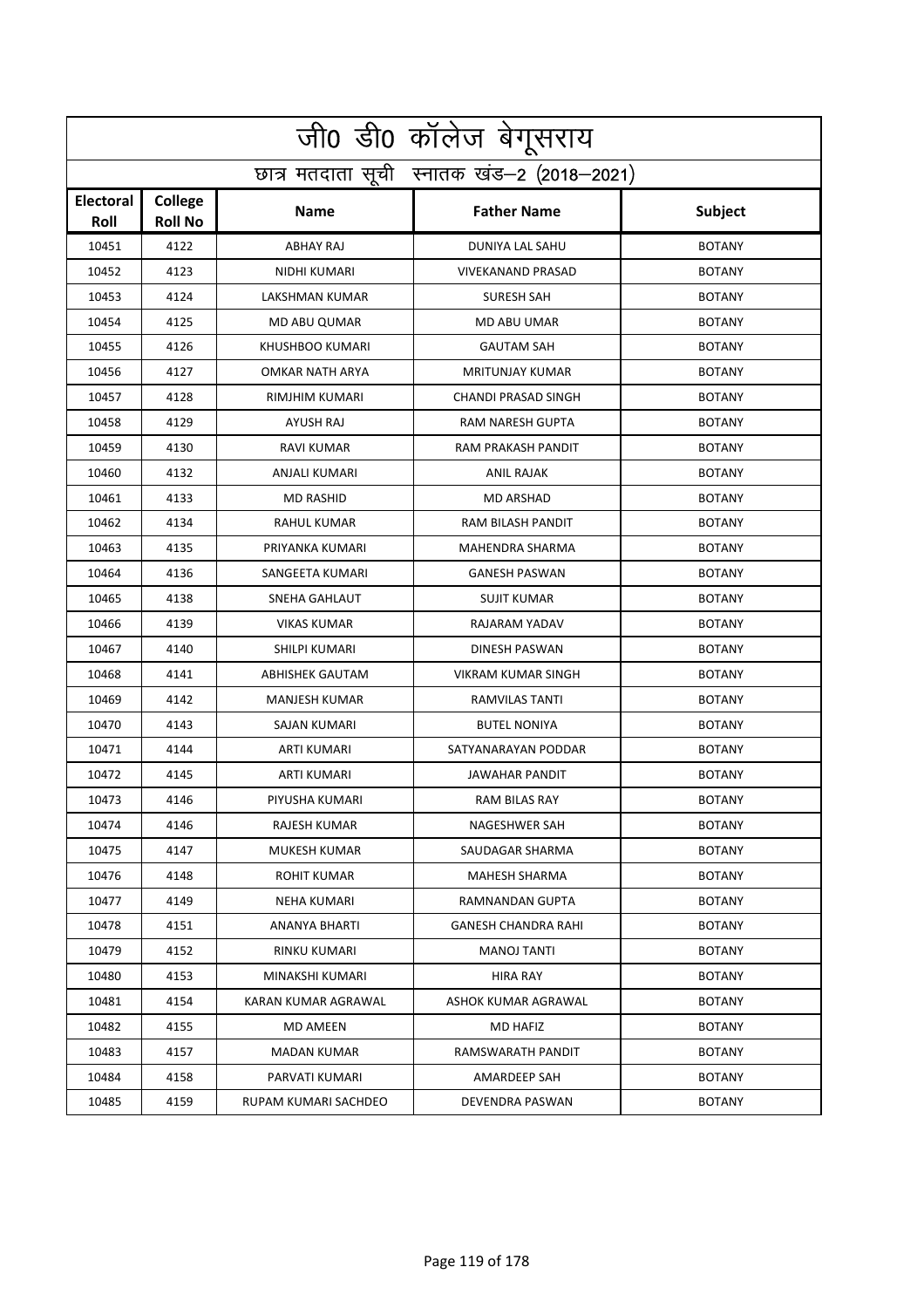| जी0 डी0 कॉलेज बेगूसराय | | | | |
|---|---|---|---|---|
| छात्र मतदाता सूची स्नातक खंड–2 (2018–2021) | | | | |
| **Electoral Roll** | **College Roll No** | **Name** | **Father Name** | **Subject** |
| 10451 | 4122 | ABHAY RAJ | DUNIYA LAL SAHU | BOTANY |
| 10452 | 4123 | NIDHI KUMARI | VIVEKANAND PRASAD | BOTANY |
| 10453 | 4124 | LAKSHMAN KUMAR | SURESH SAH | BOTANY |
| 10454 | 4125 | MD ABU QUMAR | MD ABU UMAR | BOTANY |
| 10455 | 4126 | KHUSHBOO KUMARI | GAUTAM SAH | BOTANY |
| 10456 | 4127 | OMKAR NATH ARYA | MRITUNJAY KUMAR | BOTANY |
| 10457 | 4128 | RIMJHIM KUMARI | CHANDI PRASAD SINGH | BOTANY |
| 10458 | 4129 | AYUSH RAJ | RAM NARESH GUPTA | BOTANY |
| 10459 | 4130 | RAVI KUMAR | RAM PRAKASH PANDIT | BOTANY |
| 10460 | 4132 | ANJALI KUMARI | ANIL RAJAK | BOTANY |
| 10461 | 4133 | MD RASHID | MD ARSHAD | BOTANY |
| 10462 | 4134 | RAHUL KUMAR | RAM BILASH PANDIT | BOTANY |
| 10463 | 4135 | PRIYANKA KUMARI | MAHENDRA SHARMA | BOTANY |
| 10464 | 4136 | SANGEETA KUMARI | GANESH PASWAN | BOTANY |
| 10465 | 4138 | SNEHA GAHLAUT | SUJIT KUMAR | BOTANY |
| 10466 | 4139 | VIKAS KUMAR | RAJARAM YADAV | BOTANY |
| 10467 | 4140 | SHILPI KUMARI | DINESH PASWAN | BOTANY |
| 10468 | 4141 | ABHISHEK GAUTAM | VIKRAM KUMAR SINGH | BOTANY |
| 10469 | 4142 | MANJESH KUMAR | RAMVILAS TANTI | BOTANY |
| 10470 | 4143 | SAJAN KUMARI | BUTEL NONIYA | BOTANY |
| 10471 | 4144 | ARTI KUMARI | SATYANARAYAN PODDAR | BOTANY |
| 10472 | 4145 | ARTI KUMARI | JAWAHAR PANDIT | BOTANY |
| 10473 | 4146 | PIYUSHA KUMARI | RAM BILAS RAY | BOTANY |
| 10474 | 4146 | RAJESH KUMAR | NAGESHWER SAH | BOTANY |
| 10475 | 4147 | MUKESH KUMAR | SAUDAGAR SHARMA | BOTANY |
| 10476 | 4148 | ROHIT KUMAR | MAHESH SHARMA | BOTANY |
| 10477 | 4149 | NEHA KUMARI | RAMNANDAN GUPTA | BOTANY |
| 10478 | 4151 | ANANYA BHARTI | GANESH CHANDRA RAHI | BOTANY |
| 10479 | 4152 | RINKU KUMARI | MANOJ TANTI | BOTANY |
| 10480 | 4153 | MINAKSHI KUMARI | HIRA RAY | BOTANY |
| 10481 | 4154 | KARAN KUMAR AGRAWAL | ASHOK KUMAR AGRAWAL | BOTANY |
| 10482 | 4155 | MD AMEEN | MD HAFIZ | BOTANY |
| 10483 | 4157 | MADAN KUMAR | RAMSWARATH PANDIT | BOTANY |
| 10484 | 4158 | PARVATI KUMARI | AMARDEEP SAH | BOTANY |
| 10485 | 4159 | RUPAM KUMARI SACHDEO | DEVENDRA PASWAN | BOTANY |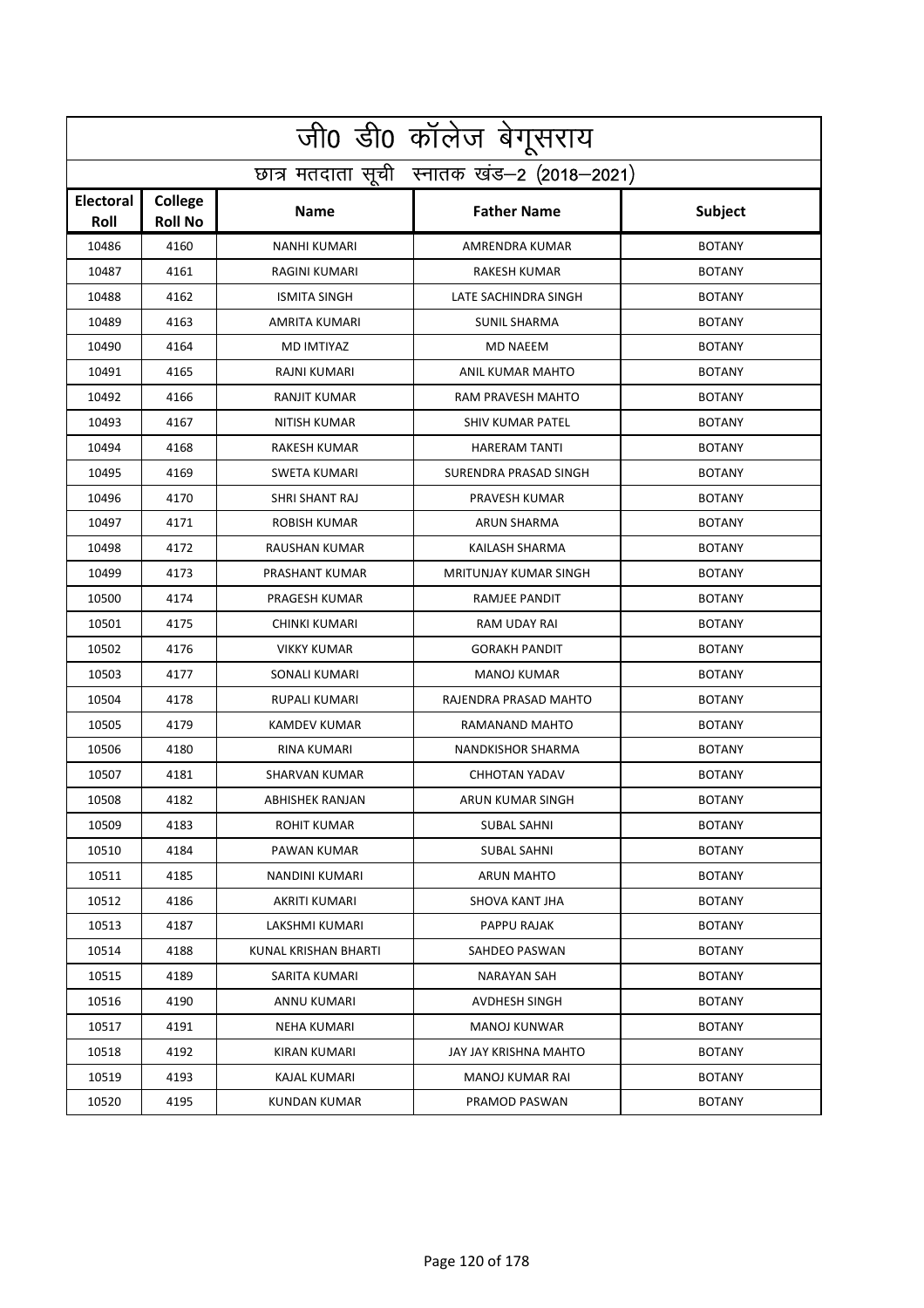# जी0 डी0 कॉलेज बेगूसराय

## छात्र मतदाता सूची स्नातक खंड–2 (2018–2021)

| Electoral Roll | College Roll No | Name | Father Name | Subject |
|---|---|---|---|---|
| 10486 | 4160 | NANHI KUMARI | AMRENDRA KUMAR | BOTANY |
| 10487 | 4161 | RAGINI KUMARI | RAKESH KUMAR | BOTANY |
| 10488 | 4162 | ISMITA SINGH | LATE SACHINDRA SINGH | BOTANY |
| 10489 | 4163 | AMRITA KUMARI | SUNIL SHARMA | BOTANY |
| 10490 | 4164 | MD IMTIYAZ | MD NAEEM | BOTANY |
| 10491 | 4165 | RAJNI KUMARI | ANIL KUMAR MAHTO | BOTANY |
| 10492 | 4166 | RANJIT KUMAR | RAM PRAVESH MAHTO | BOTANY |
| 10493 | 4167 | NITISH KUMAR | SHIV KUMAR PATEL | BOTANY |
| 10494 | 4168 | RAKESH KUMAR | HARERAM TANTI | BOTANY |
| 10495 | 4169 | SWETA KUMARI | SURENDRA PRASAD SINGH | BOTANY |
| 10496 | 4170 | SHRI SHANT RAJ | PRAVESH KUMAR | BOTANY |
| 10497 | 4171 | ROBISH KUMAR | ARUN SHARMA | BOTANY |
| 10498 | 4172 | RAUSHAN KUMAR | KAILASH SHARMA | BOTANY |
| 10499 | 4173 | PRASHANT KUMAR | MRITUNJAY KUMAR SINGH | BOTANY |
| 10500 | 4174 | PRAGESH KUMAR | RAMJEE PANDIT | BOTANY |
| 10501 | 4175 | CHINKI KUMARI | RAM UDAY RAI | BOTANY |
| 10502 | 4176 | VIKKY KUMAR | GORAKH PANDIT | BOTANY |
| 10503 | 4177 | SONALI KUMARI | MANOJ KUMAR | BOTANY |
| 10504 | 4178 | RUPALI KUMARI | RAJENDRA PRASAD MAHTO | BOTANY |
| 10505 | 4179 | KAMDEV KUMAR | RAMANAND MAHTO | BOTANY |
| 10506 | 4180 | RINA KUMARI | NANDKISHOR SHARMA | BOTANY |
| 10507 | 4181 | SHARVAN KUMAR | CHHOTAN YADAV | BOTANY |
| 10508 | 4182 | ABHISHEK RANJAN | ARUN KUMAR SINGH | BOTANY |
| 10509 | 4183 | ROHIT KUMAR | SUBAL SAHNI | BOTANY |
| 10510 | 4184 | PAWAN KUMAR | SUBAL SAHNI | BOTANY |
| 10511 | 4185 | NANDINI KUMARI | ARUN MAHTO | BOTANY |
| 10512 | 4186 | AKRITI KUMARI | SHOVA KANT JHA | BOTANY |
| 10513 | 4187 | LAKSHMI KUMARI | PAPPU RAJAK | BOTANY |
| 10514 | 4188 | KUNAL KRISHAN BHARTI | SAHDEO PASWAN | BOTANY |
| 10515 | 4189 | SARITA KUMARI | NARAYAN SAH | BOTANY |
| 10516 | 4190 | ANNU KUMARI | AVDHESH SINGH | BOTANY |
| 10517 | 4191 | NEHA KUMARI | MANOJ KUNWAR | BOTANY |
| 10518 | 4192 | KIRAN KUMARI | JAY JAY KRISHNA MAHTO | BOTANY |
| 10519 | 4193 | KAJAL KUMARI | MANOJ KUMAR RAI | BOTANY |
| 10520 | 4195 | KUNDAN KUMAR | PRAMOD PASWAN | BOTANY |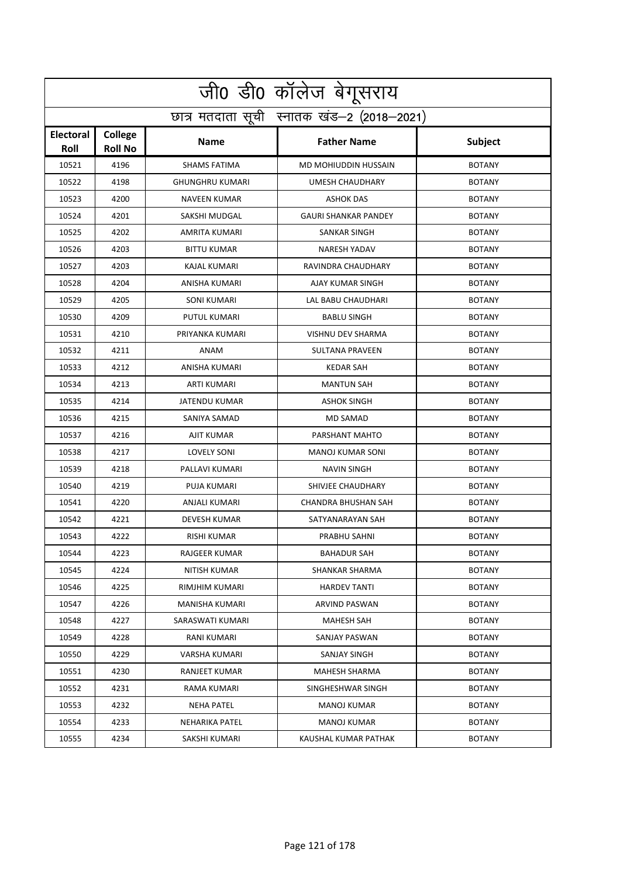# जी0 डी0 कॉलेज बेगूसराय

## छात्र मतदाता सूची स्नातक खंड–2 (2018–2021)

| Electoral Roll | College Roll No | Name | Father Name | Subject |
|---|---|---|---|---|
| 10521 | 4196 | SHAMS FATIMA | MD MOHIUDDIN HUSSAIN | BOTANY |
| 10522 | 4198 | GHUNGHRU KUMARI | UMESH CHAUDHARY | BOTANY |
| 10523 | 4200 | NAVEEN KUMAR | ASHOK DAS | BOTANY |
| 10524 | 4201 | SAKSHI MUDGAL | GAURI SHANKAR PANDEY | BOTANY |
| 10525 | 4202 | AMRITA KUMARI | SANKAR SINGH | BOTANY |
| 10526 | 4203 | BITTU KUMAR | NARESH YADAV | BOTANY |
| 10527 | 4203 | KAJAL KUMARI | RAVINDRA CHAUDHARY | BOTANY |
| 10528 | 4204 | ANISHA KUMARI | AJAY KUMAR SINGH | BOTANY |
| 10529 | 4205 | SONI KUMARI | LAL BABU CHAUDHARI | BOTANY |
| 10530 | 4209 | PUTUL KUMARI | BABLU SINGH | BOTANY |
| 10531 | 4210 | PRIYANKA KUMARI | VISHNU DEV SHARMA | BOTANY |
| 10532 | 4211 | ANAM | SULTANA PRAVEEN | BOTANY |
| 10533 | 4212 | ANISHA KUMARI | KEDAR SAH | BOTANY |
| 10534 | 4213 | ARTI KUMARI | MANTUN SAH | BOTANY |
| 10535 | 4214 | JATENDU KUMAR | ASHOK SINGH | BOTANY |
| 10536 | 4215 | SANIYA SAMAD | MD SAMAD | BOTANY |
| 10537 | 4216 | AJIT KUMAR | PARSHANT MAHTO | BOTANY |
| 10538 | 4217 | LOVELY SONI | MANOJ KUMAR SONI | BOTANY |
| 10539 | 4218 | PALLAVI KUMARI | NAVIN SINGH | BOTANY |
| 10540 | 4219 | PUJA KUMARI | SHIVJEE CHAUDHARY | BOTANY |
| 10541 | 4220 | ANJALI KUMARI | CHANDRA BHUSHAN SAH | BOTANY |
| 10542 | 4221 | DEVESH KUMAR | SATYANARAYAN SAH | BOTANY |
| 10543 | 4222 | RISHI KUMAR | PRABHU SAHNI | BOTANY |
| 10544 | 4223 | RAJGEER KUMAR | BAHADUR SAH | BOTANY |
| 10545 | 4224 | NITISH KUMAR | SHANKAR SHARMA | BOTANY |
| 10546 | 4225 | RIMJHIM KUMARI | HARDEV TANTI | BOTANY |
| 10547 | 4226 | MANISHA KUMARI | ARVIND PASWAN | BOTANY |
| 10548 | 4227 | SARASWATI KUMARI | MAHESH SAH | BOTANY |
| 10549 | 4228 | RANI KUMARI | SANJAY PASWAN | BOTANY |
| 10550 | 4229 | VARSHA KUMARI | SANJAY SINGH | BOTANY |
| 10551 | 4230 | RANJEET KUMAR | MAHESH SHARMA | BOTANY |
| 10552 | 4231 | RAMA KUMARI | SINGHESHWAR SINGH | BOTANY |
| 10553 | 4232 | NEHA PATEL | MANOJ KUMAR | BOTANY |
| 10554 | 4233 | NEHARIKA PATEL | MANOJ KUMAR | BOTANY |
| 10555 | 4234 | SAKSHI KUMARI | KAUSHAL KUMAR PATHAK | BOTANY |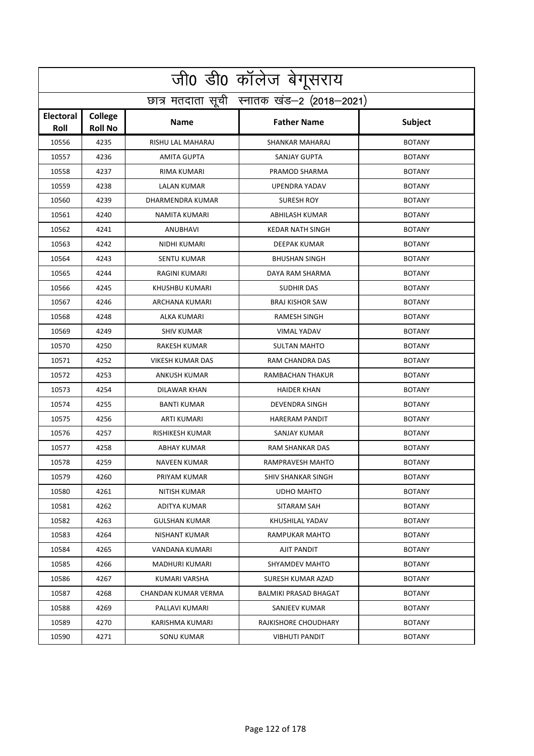# जी0 डी0 कॉलेज बेगूसराय

## छात्र मतदाता सूची स्नातक खंड–2 (2018–2021)

| Electoral Roll | College Roll No | Name | Father Name | Subject |
|---|---|---|---|---|
| 10556 | 4235 | RISHU LAL MAHARAJ | SHANKAR MAHARAJ | BOTANY |
| 10557 | 4236 | AMITA GUPTA | SANJAY GUPTA | BOTANY |
| 10558 | 4237 | RIMA KUMARI | PRAMOD SHARMA | BOTANY |
| 10559 | 4238 | LALAN KUMAR | UPENDRA YADAV | BOTANY |
| 10560 | 4239 | DHARMENDRA KUMAR | SURESH ROY | BOTANY |
| 10561 | 4240 | NAMITA KUMARI | ABHILASH KUMAR | BOTANY |
| 10562 | 4241 | ANUBHAVI | KEDAR NATH SINGH | BOTANY |
| 10563 | 4242 | NIDHI KUMARI | DEEPAK KUMAR | BOTANY |
| 10564 | 4243 | SENTU KUMAR | BHUSHAN SINGH | BOTANY |
| 10565 | 4244 | RAGINI KUMARI | DAYA RAM SHARMA | BOTANY |
| 10566 | 4245 | KHUSHBU KUMARI | SUDHIR DAS | BOTANY |
| 10567 | 4246 | ARCHANA KUMARI | BRAJ KISHOR SAW | BOTANY |
| 10568 | 4248 | ALKA KUMARI | RAMESH SINGH | BOTANY |
| 10569 | 4249 | SHIV KUMAR | VIMAL YADAV | BOTANY |
| 10570 | 4250 | RAKESH KUMAR | SULTAN MAHTO | BOTANY |
| 10571 | 4252 | VIKESH KUMAR DAS | RAM CHANDRA DAS | BOTANY |
| 10572 | 4253 | ANKUSH KUMAR | RAMBACHAN THAKUR | BOTANY |
| 10573 | 4254 | DILAWAR KHAN | HAIDER KHAN | BOTANY |
| 10574 | 4255 | BANTI KUMAR | DEVENDRA SINGH | BOTANY |
| 10575 | 4256 | ARTI KUMARI | HARERAM PANDIT | BOTANY |
| 10576 | 4257 | RISHIKESH KUMAR | SANJAY KUMAR | BOTANY |
| 10577 | 4258 | ABHAY KUMAR | RAM SHANKAR DAS | BOTANY |
| 10578 | 4259 | NAVEEN KUMAR | RAMPRAVESH MAHTO | BOTANY |
| 10579 | 4260 | PRIYAM KUMAR | SHIV SHANKAR SINGH | BOTANY |
| 10580 | 4261 | NITISH KUMAR | UDHO MAHTO | BOTANY |
| 10581 | 4262 | ADITYA KUMAR | SITARAM SAH | BOTANY |
| 10582 | 4263 | GULSHAN KUMAR | KHUSHILAL YADAV | BOTANY |
| 10583 | 4264 | NISHANT KUMAR | RAMPUKAR MAHTO | BOTANY |
| 10584 | 4265 | VANDANA KUMARI | AJIT PANDIT | BOTANY |
| 10585 | 4266 | MADHURI KUMARI | SHYAMDEV MAHTO | BOTANY |
| 10586 | 4267 | KUMARI VARSHA | SURESH KUMAR AZAD | BOTANY |
| 10587 | 4268 | CHANDAN KUMAR VERMA | BALMIKI PRASAD BHAGAT | BOTANY |
| 10588 | 4269 | PALLAVI KUMARI | SANJEEV KUMAR | BOTANY |
| 10589 | 4270 | KARISHMA KUMARI | RAJKISHORE CHOUDHARY | BOTANY |
| 10590 | 4271 | SONU KUMAR | VIBHUTI PANDIT | BOTANY |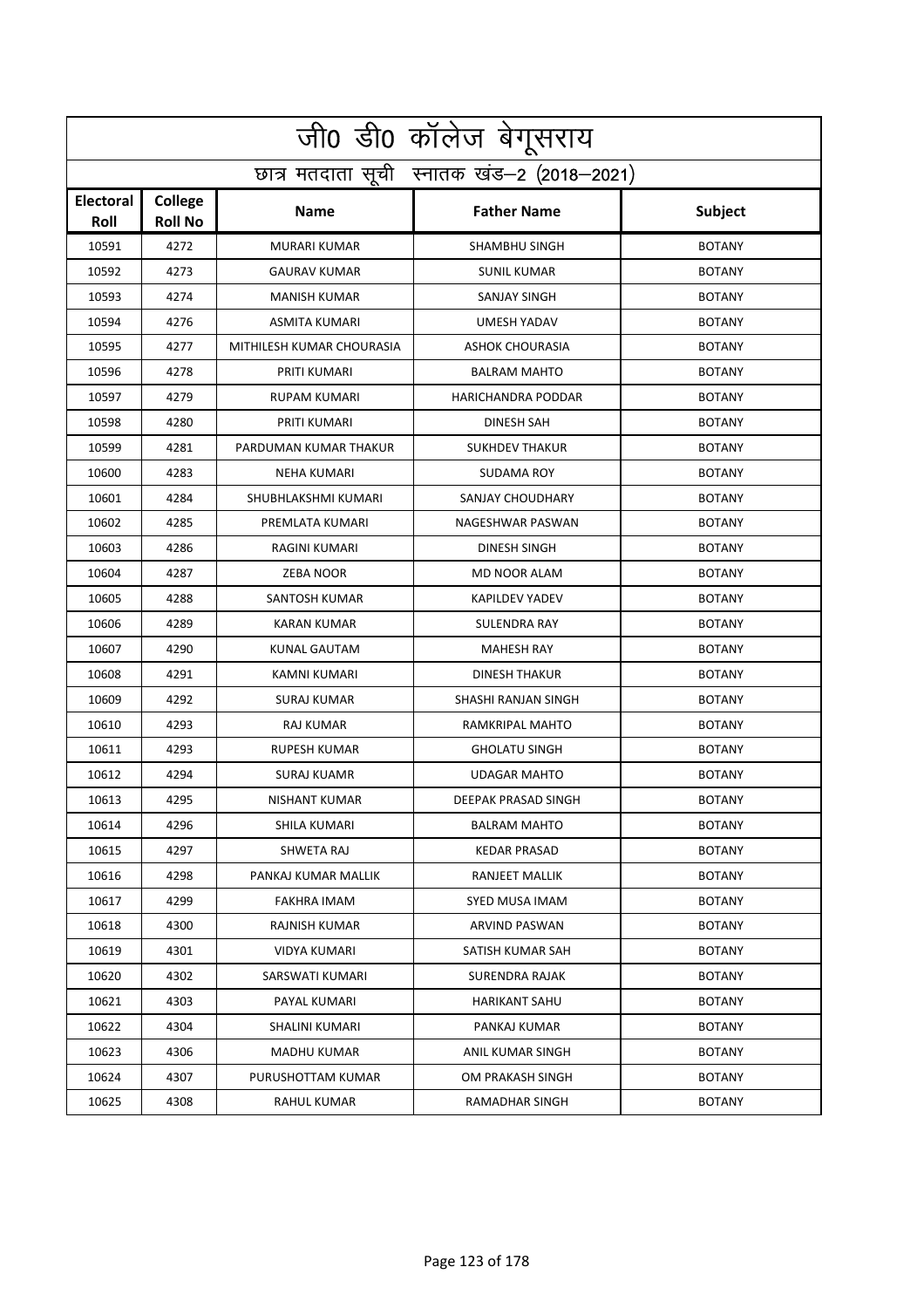# जी0 डी0 कॉलेज बेगूसराय

## छात्र मतदाता सूची स्नातक खंड–2 (2018–2021)

| Electoral Roll | College Roll No | Name | Father Name | Subject |
|---|---|---|---|---|
| 10591 | 4272 | MURARI KUMAR | SHAMBHU SINGH | BOTANY |
| 10592 | 4273 | GAURAV KUMAR | SUNIL KUMAR | BOTANY |
| 10593 | 4274 | MANISH KUMAR | SANJAY SINGH | BOTANY |
| 10594 | 4276 | ASMITA KUMARI | UMESH YADAV | BOTANY |
| 10595 | 4277 | MITHILESH KUMAR CHOURASIA | ASHOK CHOURASIA | BOTANY |
| 10596 | 4278 | PRITI KUMARI | BALRAM MAHTO | BOTANY |
| 10597 | 4279 | RUPAM KUMARI | HARICHANDRA PODDAR | BOTANY |
| 10598 | 4280 | PRITI KUMARI | DINESH SAH | BOTANY |
| 10599 | 4281 | PARDUMAN KUMAR THAKUR | SUKHDEV THAKUR | BOTANY |
| 10600 | 4283 | NEHA KUMARI | SUDAMA ROY | BOTANY |
| 10601 | 4284 | SHUBHLAKSHMI KUMARI | SANJAY CHOUDHARY | BOTANY |
| 10602 | 4285 | PREMLATA KUMARI | NAGESHWAR PASWAN | BOTANY |
| 10603 | 4286 | RAGINI KUMARI | DINESH SINGH | BOTANY |
| 10604 | 4287 | ZEBA NOOR | MD NOOR ALAM | BOTANY |
| 10605 | 4288 | SANTOSH KUMAR | KAPILDEV YADEV | BOTANY |
| 10606 | 4289 | KARAN KUMAR | SULENDRA RAY | BOTANY |
| 10607 | 4290 | KUNAL GAUTAM | MAHESH RAY | BOTANY |
| 10608 | 4291 | KAMNI KUMARI | DINESH THAKUR | BOTANY |
| 10609 | 4292 | SURAJ KUMAR | SHASHI RANJAN SINGH | BOTANY |
| 10610 | 4293 | RAJ KUMAR | RAMKRIPAL MAHTO | BOTANY |
| 10611 | 4293 | RUPESH KUMAR | GHOLATU SINGH | BOTANY |
| 10612 | 4294 | SURAJ KUAMR | UDAGAR MAHTO | BOTANY |
| 10613 | 4295 | NISHANT KUMAR | DEEPAK PRASAD SINGH | BOTANY |
| 10614 | 4296 | SHILA KUMARI | BALRAM MAHTO | BOTANY |
| 10615 | 4297 | SHWETA RAJ | KEDAR PRASAD | BOTANY |
| 10616 | 4298 | PANKAJ KUMAR MALLIK | RANJEET MALLIK | BOTANY |
| 10617 | 4299 | FAKHRA IMAM | SYED MUSA IMAM | BOTANY |
| 10618 | 4300 | RAJNISH KUMAR | ARVIND PASWAN | BOTANY |
| 10619 | 4301 | VIDYA KUMARI | SATISH KUMAR SAH | BOTANY |
| 10620 | 4302 | SARSWATI KUMARI | SURENDRA RAJAK | BOTANY |
| 10621 | 4303 | PAYAL KUMARI | HARIKANT SAHU | BOTANY |
| 10622 | 4304 | SHALINI KUMARI | PANKAJ KUMAR | BOTANY |
| 10623 | 4306 | MADHU KUMAR | ANIL KUMAR SINGH | BOTANY |
| 10624 | 4307 | PURUSHOTTAM KUMAR | OM PRAKASH SINGH | BOTANY |
| 10625 | 4308 | RAHUL KUMAR | RAMADHAR SINGH | BOTANY |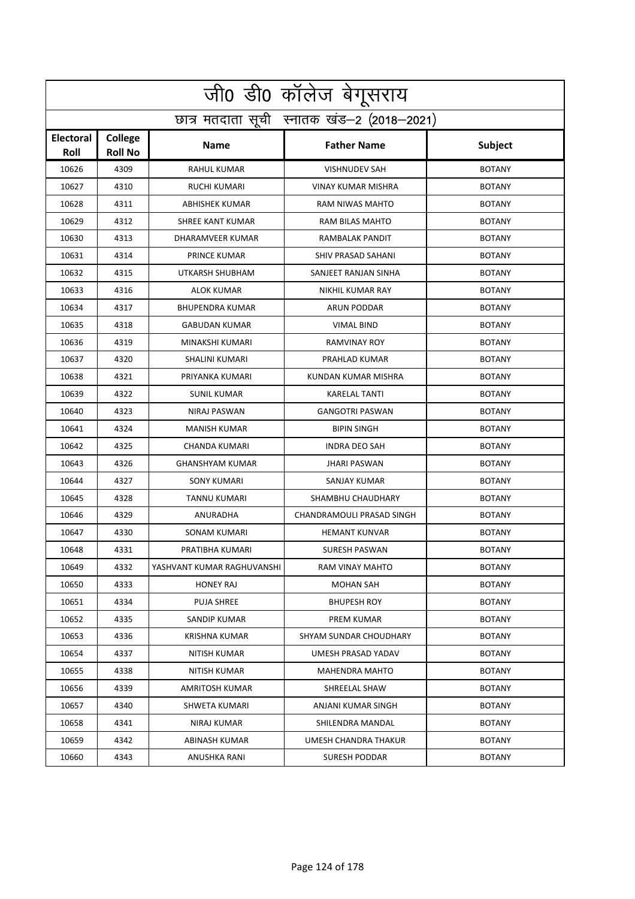# जी0 डी0 कॉलेज बेगूसराय

## छात्र मतदाता सूची स्नातक खंड–2 (2018–2021)

| Electoral Roll | College Roll No | Name | Father Name | Subject |
|---|---|---|---|---|
| 10626 | 4309 | RAHUL KUMAR | VISHNUDEV SAH | BOTANY |
| 10627 | 4310 | RUCHI KUMARI | VINAY KUMAR MISHRA | BOTANY |
| 10628 | 4311 | ABHISHEK KUMAR | RAM NIWAS MAHTO | BOTANY |
| 10629 | 4312 | SHREE KANT KUMAR | RAM BILAS MAHTO | BOTANY |
| 10630 | 4313 | DHARAMVEER KUMAR | RAMBALAK PANDIT | BOTANY |
| 10631 | 4314 | PRINCE KUMAR | SHIV PRASAD SAHANI | BOTANY |
| 10632 | 4315 | UTKARSH SHUBHAM | SANJEET RANJAN SINHA | BOTANY |
| 10633 | 4316 | ALOK KUMAR | NIKHIL KUMAR RAY | BOTANY |
| 10634 | 4317 | BHUPENDRA KUMAR | ARUN PODDAR | BOTANY |
| 10635 | 4318 | GABUDAN KUMAR | VIMAL BIND | BOTANY |
| 10636 | 4319 | MINAKSHI KUMARI | RAMVINAY ROY | BOTANY |
| 10637 | 4320 | SHALINI KUMARI | PRAHLAD KUMAR | BOTANY |
| 10638 | 4321 | PRIYANKA KUMARI | KUNDAN KUMAR MISHRA | BOTANY |
| 10639 | 4322 | SUNIL KUMAR | KARELAL TANTI | BOTANY |
| 10640 | 4323 | NIRAJ PASWAN | GANGOTRI PASWAN | BOTANY |
| 10641 | 4324 | MANISH KUMAR | BIPIN SINGH | BOTANY |
| 10642 | 4325 | CHANDA KUMARI | INDRA DEO SAH | BOTANY |
| 10643 | 4326 | GHANSHYAM KUMAR | JHARI PASWAN | BOTANY |
| 10644 | 4327 | SONY KUMARI | SANJAY KUMAR | BOTANY |
| 10645 | 4328 | TANNU KUMARI | SHAMBHU CHAUDHARY | BOTANY |
| 10646 | 4329 | ANURADHA | CHANDRAMOULI PRASAD SINGH | BOTANY |
| 10647 | 4330 | SONAM KUMARI | HEMANT KUNVAR | BOTANY |
| 10648 | 4331 | PRATIBHA KUMARI | SURESH PASWAN | BOTANY |
| 10649 | 4332 | YASHVANT KUMAR RAGHUVANSHI | RAM VINAY MAHTO | BOTANY |
| 10650 | 4333 | HONEY RAJ | MOHAN SAH | BOTANY |
| 10651 | 4334 | PUJA SHREE | BHUPESH ROY | BOTANY |
| 10652 | 4335 | SANDIP KUMAR | PREM KUMAR | BOTANY |
| 10653 | 4336 | KRISHNA KUMAR | SHYAM SUNDAR CHOUDHARY | BOTANY |
| 10654 | 4337 | NITISH KUMAR | UMESH PRASAD YADAV | BOTANY |
| 10655 | 4338 | NITISH KUMAR | MAHENDRA MAHTO | BOTANY |
| 10656 | 4339 | AMRITOSH KUMAR | SHREELAL SHAW | BOTANY |
| 10657 | 4340 | SHWETA KUMARI | ANJANI KUMAR SINGH | BOTANY |
| 10658 | 4341 | NIRAJ KUMAR | SHILENDRA MANDAL | BOTANY |
| 10659 | 4342 | ABINASH KUMAR | UMESH CHANDRA THAKUR | BOTANY |
| 10660 | 4343 | ANUSHKA RANI | SURESH PODDAR | BOTANY |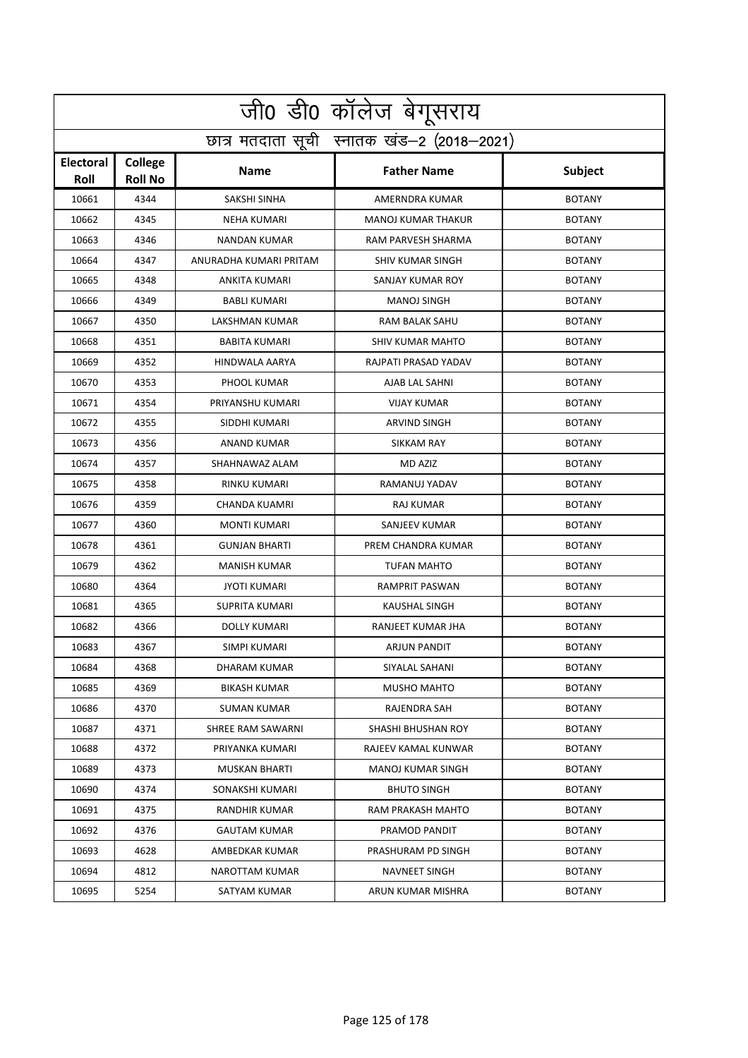# जी0 डी0 कॉलेज बेगूसराय

## छात्र मतदाता सूची स्नातक खंड–2 (2018–2021)

| Electoral Roll | College Roll No | Name | Father Name | Subject |
|---|---|---|---|---|
| 10661 | 4344 | SAKSHI SINHA | AMERNDRA KUMAR | BOTANY |
| 10662 | 4345 | NEHA KUMARI | MANOJ KUMAR THAKUR | BOTANY |
| 10663 | 4346 | NANDAN KUMAR | RAM PARVESH SHARMA | BOTANY |
| 10664 | 4347 | ANURADHA KUMARI PRITAM | SHIV KUMAR SINGH | BOTANY |
| 10665 | 4348 | ANKITA KUMARI | SANJAY KUMAR ROY | BOTANY |
| 10666 | 4349 | BABLI KUMARI | MANOJ SINGH | BOTANY |
| 10667 | 4350 | LAKSHMAN KUMAR | RAM BALAK SAHU | BOTANY |
| 10668 | 4351 | BABITA KUMARI | SHIV KUMAR MAHTO | BOTANY |
| 10669 | 4352 | HINDWALA AARYA | RAJPATI PRASAD YADAV | BOTANY |
| 10670 | 4353 | PHOOL KUMAR | AJAB LAL SAHNI | BOTANY |
| 10671 | 4354 | PRIYANSHU KUMARI | VIJAY KUMAR | BOTANY |
| 10672 | 4355 | SIDDHI KUMARI | ARVIND SINGH | BOTANY |
| 10673 | 4356 | ANAND KUMAR | SIKKAM RAY | BOTANY |
| 10674 | 4357 | SHAHNAWAZ ALAM | MD AZIZ | BOTANY |
| 10675 | 4358 | RINKU KUMARI | RAMANUJ YADAV | BOTANY |
| 10676 | 4359 | CHANDA KUAMRI | RAJ KUMAR | BOTANY |
| 10677 | 4360 | MONTI KUMARI | SANJEEV KUMAR | BOTANY |
| 10678 | 4361 | GUNJAN BHARTI | PREM CHANDRA KUMAR | BOTANY |
| 10679 | 4362 | MANISH KUMAR | TUFAN MAHTO | BOTANY |
| 10680 | 4364 | JYOTI KUMARI | RAMPRIT PASWAN | BOTANY |
| 10681 | 4365 | SUPRITA KUMARI | KAUSHAL SINGH | BOTANY |
| 10682 | 4366 | DOLLY KUMARI | RANJEET KUMAR JHA | BOTANY |
| 10683 | 4367 | SIMPI KUMARI | ARJUN PANDIT | BOTANY |
| 10684 | 4368 | DHARAM KUMAR | SIYALAL SAHANI | BOTANY |
| 10685 | 4369 | BIKASH KUMAR | MUSHO MAHTO | BOTANY |
| 10686 | 4370 | SUMAN KUMAR | RAJENDRA SAH | BOTANY |
| 10687 | 4371 | SHREE RAM SAWARNI | SHASHI BHUSHAN ROY | BOTANY |
| 10688 | 4372 | PRIYANKA KUMARI | RAJEEV KAMAL KUNWAR | BOTANY |
| 10689 | 4373 | MUSKAN BHARTI | MANOJ KUMAR SINGH | BOTANY |
| 10690 | 4374 | SONAKSHI KUMARI | BHUTO SINGH | BOTANY |
| 10691 | 4375 | RANDHIR KUMAR | RAM PRAKASH MAHTO | BOTANY |
| 10692 | 4376 | GAUTAM KUMAR | PRAMOD PANDIT | BOTANY |
| 10693 | 4628 | AMBEDKAR KUMAR | PRASHURAM PD SINGH | BOTANY |
| 10694 | 4812 | NAROTTAM KUMAR | NAVNEET SINGH | BOTANY |
| 10695 | 5254 | SATYAM KUMAR | ARUN KUMAR MISHRA | BOTANY |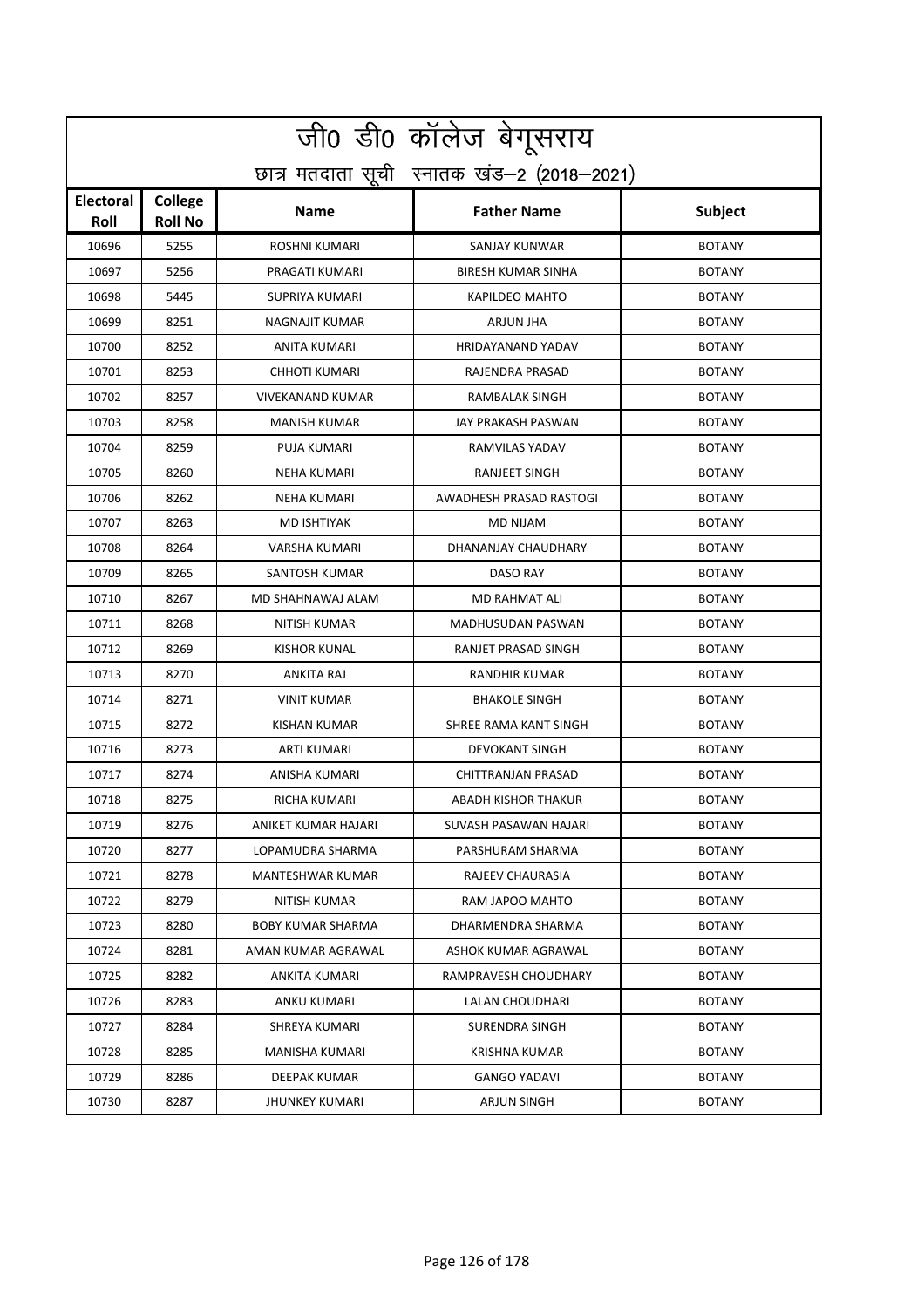# जी0 डी0 कॉलेज बेगूसराय

## छात्र मतदाता सूची स्नातक खंड–2 (2018–2021)

| Electoral Roll | College Roll No | Name | Father Name | Subject |
|---|---|---|---|---|
| 10696 | 5255 | ROSHNI KUMARI | SANJAY KUNWAR | BOTANY |
| 10697 | 5256 | PRAGATI KUMARI | BIRESH KUMAR SINHA | BOTANY |
| 10698 | 5445 | SUPRIYA KUMARI | KAPILDEO MAHTO | BOTANY |
| 10699 | 8251 | NAGNAJIT KUMAR | ARJUN JHA | BOTANY |
| 10700 | 8252 | ANITA KUMARI | HRIDAYANAND YADAV | BOTANY |
| 10701 | 8253 | CHHOTI KUMARI | RAJENDRA PRASAD | BOTANY |
| 10702 | 8257 | VIVEKANAND KUMAR | RAMBALAK SINGH | BOTANY |
| 10703 | 8258 | MANISH KUMAR | JAY PRAKASH PASWAN | BOTANY |
| 10704 | 8259 | PUJA KUMARI | RAMVILAS YADAV | BOTANY |
| 10705 | 8260 | NEHA KUMARI | RANJEET SINGH | BOTANY |
| 10706 | 8262 | NEHA KUMARI | AWADHESH PRASAD RASTOGI | BOTANY |
| 10707 | 8263 | MD ISHTIYAK | MD NIJAM | BOTANY |
| 10708 | 8264 | VARSHA KUMARI | DHANANJAY CHAUDHARY | BOTANY |
| 10709 | 8265 | SANTOSH KUMAR | DASO RAY | BOTANY |
| 10710 | 8267 | MD SHAHNAWAJ ALAM | MD RAHMAT ALI | BOTANY |
| 10711 | 8268 | NITISH KUMAR | MADHUSUDAN PASWAN | BOTANY |
| 10712 | 8269 | KISHOR KUNAL | RANJET PRASAD SINGH | BOTANY |
| 10713 | 8270 | ANKITA RAJ | RANDHIR KUMAR | BOTANY |
| 10714 | 8271 | VINIT KUMAR | BHAKOLE SINGH | BOTANY |
| 10715 | 8272 | KISHAN KUMAR | SHREE RAMA KANT SINGH | BOTANY |
| 10716 | 8273 | ARTI KUMARI | DEVOKANT SINGH | BOTANY |
| 10717 | 8274 | ANISHA KUMARI | CHITTRANJAN PRASAD | BOTANY |
| 10718 | 8275 | RICHA KUMARI | ABADH KISHOR THAKUR | BOTANY |
| 10719 | 8276 | ANIKET KUMAR HAJARI | SUVASH PASAWAN HAJARI | BOTANY |
| 10720 | 8277 | LOPAMUDRA SHARMA | PARSHURAM SHARMA | BOTANY |
| 10721 | 8278 | MANTESHWAR KUMAR | RAJEEV CHAURASIA | BOTANY |
| 10722 | 8279 | NITISH KUMAR | RAM JAPOO MAHTO | BOTANY |
| 10723 | 8280 | BOBY KUMAR SHARMA | DHARMENDRA SHARMA | BOTANY |
| 10724 | 8281 | AMAN KUMAR AGRAWAL | ASHOK KUMAR AGRAWAL | BOTANY |
| 10725 | 8282 | ANKITA KUMARI | RAMPRAVESH CHOUDHARY | BOTANY |
| 10726 | 8283 | ANKU KUMARI | LALAN CHOUDHARI | BOTANY |
| 10727 | 8284 | SHREYA KUMARI | SURENDRA SINGH | BOTANY |
| 10728 | 8285 | MANISHA KUMARI | KRISHNA KUMAR | BOTANY |
| 10729 | 8286 | DEEPAK KUMAR | GANGO YADAVI | BOTANY |
| 10730 | 8287 | JHUNKEY KUMARI | ARJUN SINGH | BOTANY |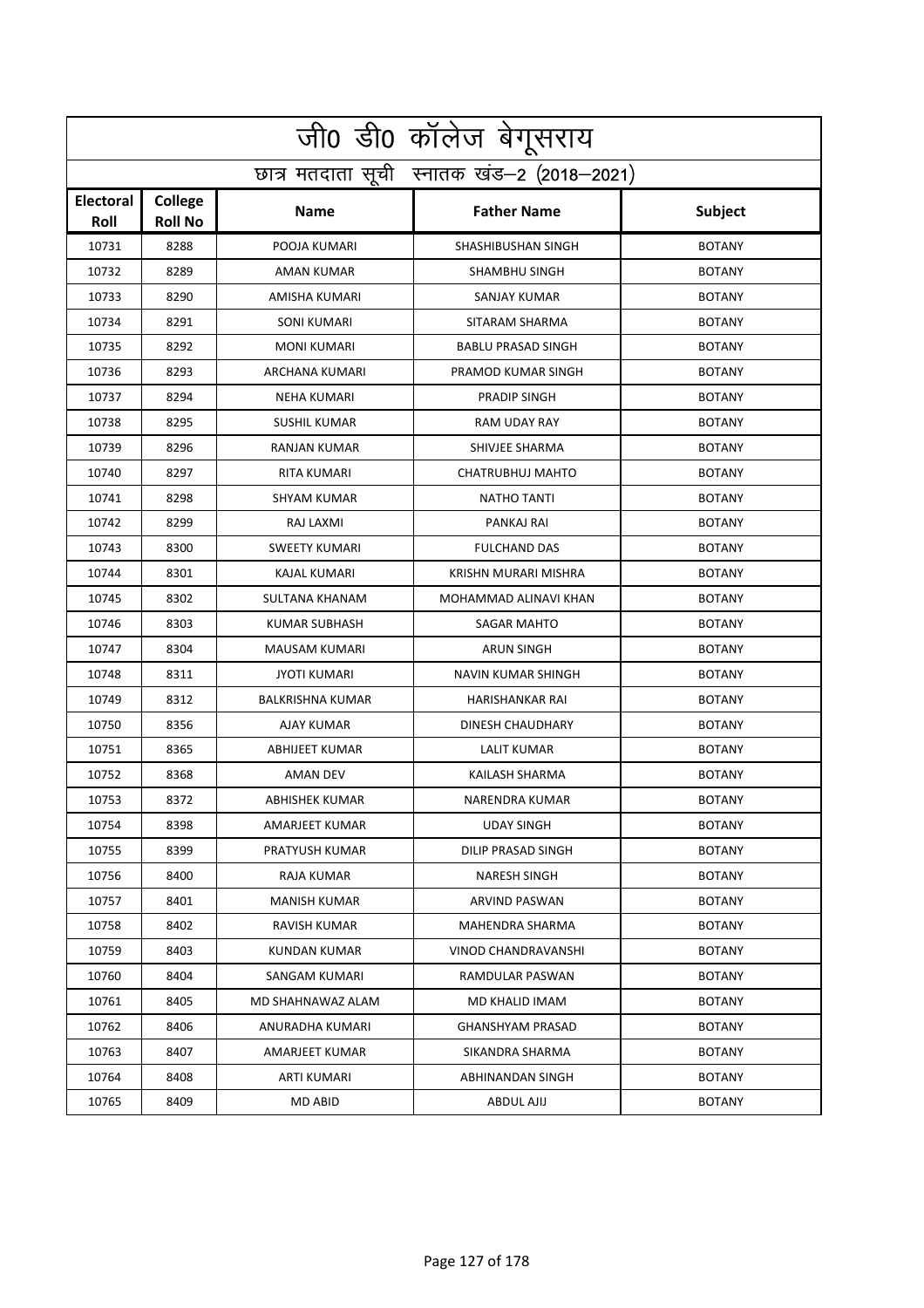# जी0 डी0 कॉलेज बेगूसराय

## छात्र मतदाता सूची स्नातक खंड–2 (2018–2021)

| Electoral Roll | College Roll No | Name | Father Name | Subject |
|---|---|---|---|---|
| 10731 | 8288 | POOJA KUMARI | SHASHIBUSHAN SINGH | BOTANY |
| 10732 | 8289 | AMAN KUMAR | SHAMBHU SINGH | BOTANY |
| 10733 | 8290 | AMISHA KUMARI | SANJAY KUMAR | BOTANY |
| 10734 | 8291 | SONI KUMARI | SITARAM SHARMA | BOTANY |
| 10735 | 8292 | MONI KUMARI | BABLU PRASAD SINGH | BOTANY |
| 10736 | 8293 | ARCHANA KUMARI | PRAMOD KUMAR SINGH | BOTANY |
| 10737 | 8294 | NEHA KUMARI | PRADIP SINGH | BOTANY |
| 10738 | 8295 | SUSHIL KUMAR | RAM UDAY RAY | BOTANY |
| 10739 | 8296 | RANJAN KUMAR | SHIVJEE SHARMA | BOTANY |
| 10740 | 8297 | RITA KUMARI | CHATRUBHUJ MAHTO | BOTANY |
| 10741 | 8298 | SHYAM KUMAR | NATHO TANTI | BOTANY |
| 10742 | 8299 | RAJ LAXMI | PANKAJ RAI | BOTANY |
| 10743 | 8300 | SWEETY KUMARI | FULCHAND DAS | BOTANY |
| 10744 | 8301 | KAJAL KUMARI | KRISHN MURARI MISHRA | BOTANY |
| 10745 | 8302 | SULTANA KHANAM | MOHAMMAD ALINAVI KHAN | BOTANY |
| 10746 | 8303 | KUMAR SUBHASH | SAGAR MAHTO | BOTANY |
| 10747 | 8304 | MAUSAM KUMARI | ARUN SINGH | BOTANY |
| 10748 | 8311 | JYOTI KUMARI | NAVIN KUMAR SHINGH | BOTANY |
| 10749 | 8312 | BALKRISHNA KUMAR | HARISHANKAR RAI | BOTANY |
| 10750 | 8356 | AJAY KUMAR | DINESH CHAUDHARY | BOTANY |
| 10751 | 8365 | ABHIJEET KUMAR | LALIT KUMAR | BOTANY |
| 10752 | 8368 | AMAN DEV | KAILASH SHARMA | BOTANY |
| 10753 | 8372 | ABHISHEK KUMAR | NARENDRA KUMAR | BOTANY |
| 10754 | 8398 | AMARJEET KUMAR | UDAY SINGH | BOTANY |
| 10755 | 8399 | PRATYUSH KUMAR | DILIP PRASAD SINGH | BOTANY |
| 10756 | 8400 | RAJA KUMAR | NARESH SINGH | BOTANY |
| 10757 | 8401 | MANISH KUMAR | ARVIND PASWAN | BOTANY |
| 10758 | 8402 | RAVISH KUMAR | MAHENDRA SHARMA | BOTANY |
| 10759 | 8403 | KUNDAN KUMAR | VINOD CHANDRAVANSHI | BOTANY |
| 10760 | 8404 | SANGAM KUMARI | RAMDULAR PASWAN | BOTANY |
| 10761 | 8405 | MD SHAHNAWAZ ALAM | MD KHALID IMAM | BOTANY |
| 10762 | 8406 | ANURADHA KUMARI | GHANSHYAM PRASAD | BOTANY |
| 10763 | 8407 | AMARJEET KUMAR | SIKANDRA SHARMA | BOTANY |
| 10764 | 8408 | ARTI KUMARI | ABHINANDAN SINGH | BOTANY |
| 10765 | 8409 | MD ABID | ABDUL AJIJ | BOTANY |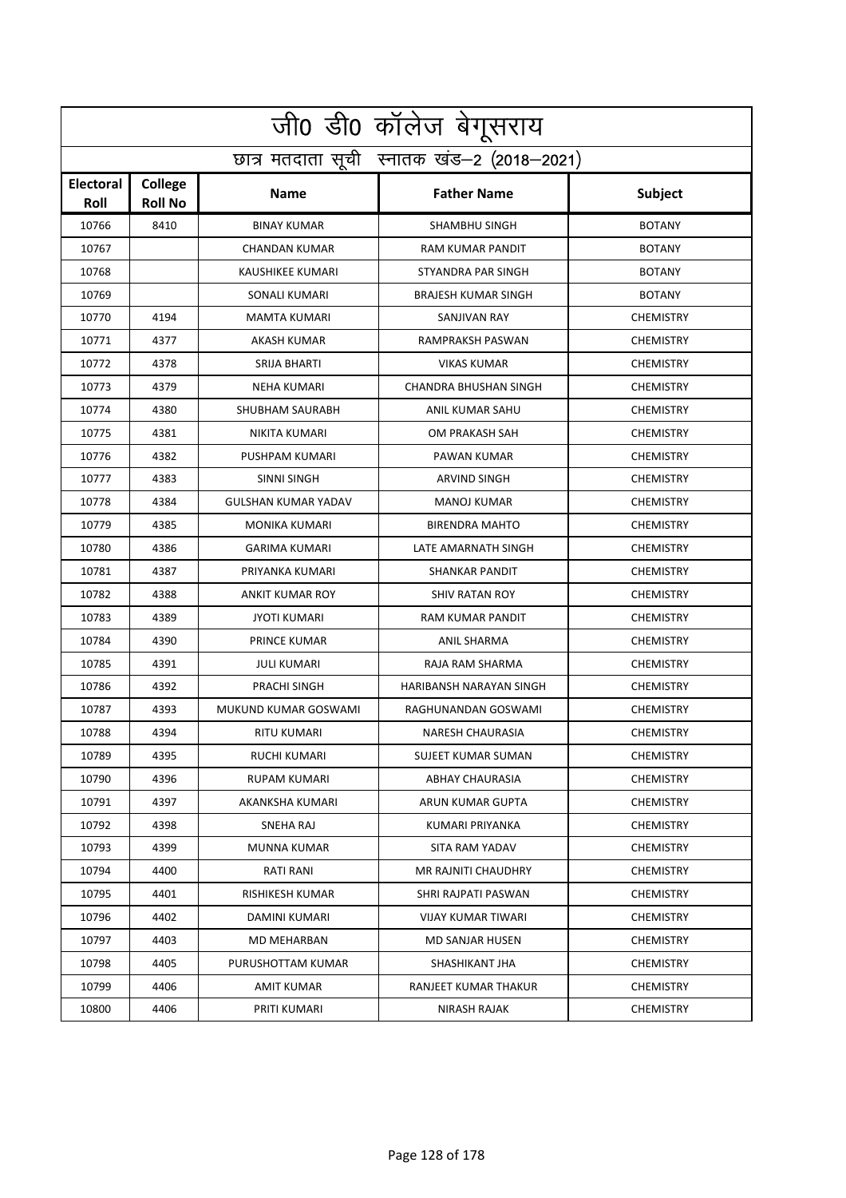# जी0 डी0 कॉलेज बेगूसराय

## छात्र मतदाता सूची स्नातक खंड–2 (2018–2021)

| Electoral Roll | College Roll No | Name | Father Name | Subject |
|---|---|---|---|---|
| 10766 | 8410 | BINAY KUMAR | SHAMBHU SINGH | BOTANY |
| 10767 | | CHANDAN KUMAR | RAM KUMAR PANDIT | BOTANY |
| 10768 | | KAUSHIKEE KUMARI | STYANDRA PAR SINGH | BOTANY |
| 10769 | | SONALI KUMARI | BRAJESH KUMAR SINGH | BOTANY |
| 10770 | 4194 | MAMTA KUMARI | SANJIVAN RAY | CHEMISTRY |
| 10771 | 4377 | AKASH KUMAR | RAMPRAKSH PASWAN | CHEMISTRY |
| 10772 | 4378 | SRIJA BHARTI | VIKAS KUMAR | CHEMISTRY |
| 10773 | 4379 | NEHA KUMARI | CHANDRA BHUSHAN SINGH | CHEMISTRY |
| 10774 | 4380 | SHUBHAM SAURABH | ANIL KUMAR SAHU | CHEMISTRY |
| 10775 | 4381 | NIKITA KUMARI | OM PRAKASH SAH | CHEMISTRY |
| 10776 | 4382 | PUSHPAM KUMARI | PAWAN KUMAR | CHEMISTRY |
| 10777 | 4383 | SINNI SINGH | ARVIND SINGH | CHEMISTRY |
| 10778 | 4384 | GULSHAN KUMAR YADAV | MANOJ KUMAR | CHEMISTRY |
| 10779 | 4385 | MONIKA KUMARI | BIRENDRA MAHTO | CHEMISTRY |
| 10780 | 4386 | GARIMA KUMARI | LATE AMARNATH SINGH | CHEMISTRY |
| 10781 | 4387 | PRIYANKA KUMARI | SHANKAR PANDIT | CHEMISTRY |
| 10782 | 4388 | ANKIT KUMAR ROY | SHIV RATAN ROY | CHEMISTRY |
| 10783 | 4389 | JYOTI KUMARI | RAM KUMAR PANDIT | CHEMISTRY |
| 10784 | 4390 | PRINCE KUMAR | ANIL SHARMA | CHEMISTRY |
| 10785 | 4391 | JULI KUMARI | RAJA RAM SHARMA | CHEMISTRY |
| 10786 | 4392 | PRACHI SINGH | HARIBANSH NARAYAN SINGH | CHEMISTRY |
| 10787 | 4393 | MUKUND KUMAR GOSWAMI | RAGHUNANDAN GOSWAMI | CHEMISTRY |
| 10788 | 4394 | RITU KUMARI | NARESH CHAURASIA | CHEMISTRY |
| 10789 | 4395 | RUCHI KUMARI | SUJEET KUMAR SUMAN | CHEMISTRY |
| 10790 | 4396 | RUPAM KUMARI | ABHAY CHAURASIA | CHEMISTRY |
| 10791 | 4397 | AKANKSHA KUMARI | ARUN KUMAR GUPTA | CHEMISTRY |
| 10792 | 4398 | SNEHA RAJ | KUMARI PRIYANKA | CHEMISTRY |
| 10793 | 4399 | MUNNA KUMAR | SITA RAM YADAV | CHEMISTRY |
| 10794 | 4400 | RATI RANI | MR RAJNITI CHAUDHRY | CHEMISTRY |
| 10795 | 4401 | RISHIKESH KUMAR | SHRI RAJPATI PASWAN | CHEMISTRY |
| 10796 | 4402 | DAMINI KUMARI | VIJAY KUMAR TIWARI | CHEMISTRY |
| 10797 | 4403 | MD MEHARBAN | MD SANJAR HUSEN | CHEMISTRY |
| 10798 | 4405 | PURUSHOTTAM KUMAR | SHASHIKANT JHA | CHEMISTRY |
| 10799 | 4406 | AMIT KUMAR | RANJEET KUMAR THAKUR | CHEMISTRY |
| 10800 | 4406 | PRITI KUMARI | NIRASH RAJAK | CHEMISTRY |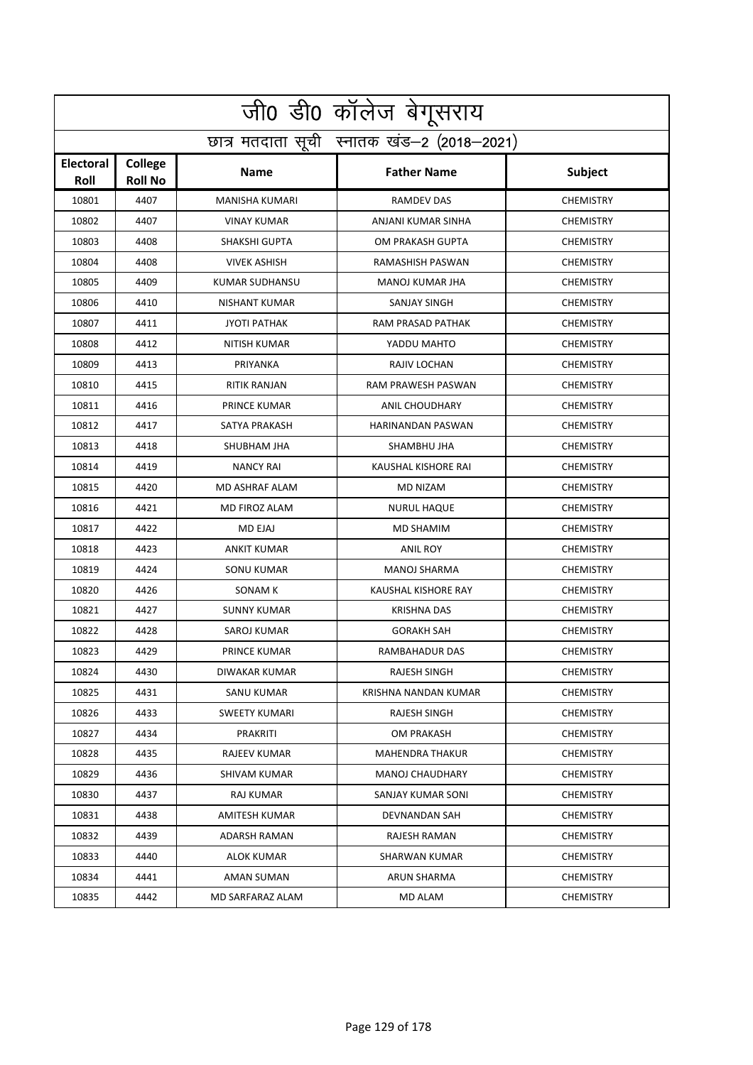# जी0 डी0 कॉलेज बेगूसराय

## छात्र मतदाता सूची स्नातक खंड–2 (2018–2021)

| Electoral Roll | College Roll No | Name | Father Name | Subject |
|---|---|---|---|---|
| 10801 | 4407 | MANISHA KUMARI | RAMDEV DAS | CHEMISTRY |
| 10802 | 4407 | VINAY KUMAR | ANJANI KUMAR SINHA | CHEMISTRY |
| 10803 | 4408 | SHAKSHI GUPTA | OM PRAKASH GUPTA | CHEMISTRY |
| 10804 | 4408 | VIVEK ASHISH | RAMASHISH PASWAN | CHEMISTRY |
| 10805 | 4409 | KUMAR SUDHANSU | MANOJ KUMAR JHA | CHEMISTRY |
| 10806 | 4410 | NISHANT KUMAR | SANJAY SINGH | CHEMISTRY |
| 10807 | 4411 | JYOTI PATHAK | RAM PRASAD PATHAK | CHEMISTRY |
| 10808 | 4412 | NITISH KUMAR | YADDU MAHTO | CHEMISTRY |
| 10809 | 4413 | PRIYANKA | RAJIV LOCHAN | CHEMISTRY |
| 10810 | 4415 | RITIK RANJAN | RAM PRAWESH PASWAN | CHEMISTRY |
| 10811 | 4416 | PRINCE KUMAR | ANIL CHOUDHARY | CHEMISTRY |
| 10812 | 4417 | SATYA PRAKASH | HARINANDAN PASWAN | CHEMISTRY |
| 10813 | 4418 | SHUBHAM JHA | SHAMBHU JHA | CHEMISTRY |
| 10814 | 4419 | NANCY RAI | KAUSHAL KISHORE RAI | CHEMISTRY |
| 10815 | 4420 | MD ASHRAF ALAM | MD NIZAM | CHEMISTRY |
| 10816 | 4421 | MD FIROZ ALAM | NURUL HAQUE | CHEMISTRY |
| 10817 | 4422 | MD EJAJ | MD SHAMIM | CHEMISTRY |
| 10818 | 4423 | ANKIT KUMAR | ANIL ROY | CHEMISTRY |
| 10819 | 4424 | SONU KUMAR | MANOJ SHARMA | CHEMISTRY |
| 10820 | 4426 | SONAM K | KAUSHAL KISHORE RAY | CHEMISTRY |
| 10821 | 4427 | SUNNY KUMAR | KRISHNA DAS | CHEMISTRY |
| 10822 | 4428 | SAROJ KUMAR | GORAKH SAH | CHEMISTRY |
| 10823 | 4429 | PRINCE KUMAR | RAMBAHADUR DAS | CHEMISTRY |
| 10824 | 4430 | DIWAKAR KUMAR | RAJESH SINGH | CHEMISTRY |
| 10825 | 4431 | SANU KUMAR | KRISHNA NANDAN KUMAR | CHEMISTRY |
| 10826 | 4433 | SWEETY KUMARI | RAJESH SINGH | CHEMISTRY |
| 10827 | 4434 | PRAKRITI | OM PRAKASH | CHEMISTRY |
| 10828 | 4435 | RAJEEV KUMAR | MAHENDRA THAKUR | CHEMISTRY |
| 10829 | 4436 | SHIVAM KUMAR | MANOJ CHAUDHARY | CHEMISTRY |
| 10830 | 4437 | RAJ KUMAR | SANJAY KUMAR SONI | CHEMISTRY |
| 10831 | 4438 | AMITESH KUMAR | DEVNANDAN SAH | CHEMISTRY |
| 10832 | 4439 | ADARSH RAMAN | RAJESH RAMAN | CHEMISTRY |
| 10833 | 4440 | ALOK KUMAR | SHARWAN KUMAR | CHEMISTRY |
| 10834 | 4441 | AMAN SUMAN | ARUN SHARMA | CHEMISTRY |
| 10835 | 4442 | MD SARFARAZ ALAM | MD ALAM | CHEMISTRY |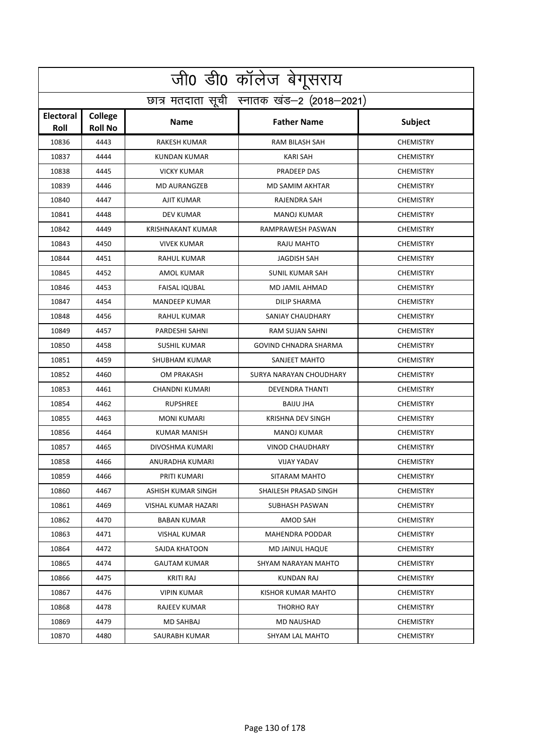# जी0 डी0 कॉलेज बेगूसराय

## छात्र मतदाता सूची स्नातक खंड–2 (2018–2021)

| Electoral Roll | College Roll No | Name | Father Name | Subject |
|---|---|---|---|---|
| 10836 | 4443 | RAKESH KUMAR | RAM BILASH SAH | CHEMISTRY |
| 10837 | 4444 | KUNDAN KUMAR | KARI SAH | CHEMISTRY |
| 10838 | 4445 | VICKY KUMAR | PRADEEP DAS | CHEMISTRY |
| 10839 | 4446 | MD AURANGZEB | MD SAMIM AKHTAR | CHEMISTRY |
| 10840 | 4447 | AJIT KUMAR | RAJENDRA SAH | CHEMISTRY |
| 10841 | 4448 | DEV KUMAR | MANOJ KUMAR | CHEMISTRY |
| 10842 | 4449 | KRISHNAKANT KUMAR | RAMPRAWESH PASWAN | CHEMISTRY |
| 10843 | 4450 | VIVEK KUMAR | RAJU MAHTO | CHEMISTRY |
| 10844 | 4451 | RAHUL KUMAR | JAGDISH SAH | CHEMISTRY |
| 10845 | 4452 | AMOL KUMAR | SUNIL KUMAR SAH | CHEMISTRY |
| 10846 | 4453 | FAISAL IQUBAL | MD JAMIL AHMAD | CHEMISTRY |
| 10847 | 4454 | MANDEEP KUMAR | DILIP SHARMA | CHEMISTRY |
| 10848 | 4456 | RAHUL KUMAR | SANIAY CHAUDHARY | CHEMISTRY |
| 10849 | 4457 | PARDESHI SAHNI | RAM SUJAN SAHNI | CHEMISTRY |
| 10850 | 4458 | SUSHIL KUMAR | GOVIND CHNADRA SHARMA | CHEMISTRY |
| 10851 | 4459 | SHUBHAM KUMAR | SANJEET MAHTO | CHEMISTRY |
| 10852 | 4460 | OM PRAKASH | SURYA NARAYAN CHOUDHARY | CHEMISTRY |
| 10853 | 4461 | CHANDNI KUMARI | DEVENDRA THANTI | CHEMISTRY |
| 10854 | 4462 | RUPSHREE | BAIJU JHA | CHEMISTRY |
| 10855 | 4463 | MONI KUMARI | KRISHNA DEV SINGH | CHEMISTRY |
| 10856 | 4464 | KUMAR MANISH | MANOJ KUMAR | CHEMISTRY |
| 10857 | 4465 | DIVOSHMA KUMARI | VINOD CHAUDHARY | CHEMISTRY |
| 10858 | 4466 | ANURADHA KUMARI | VIJAY YADAV | CHEMISTRY |
| 10859 | 4466 | PRITI KUMARI | SITARAM MAHTO | CHEMISTRY |
| 10860 | 4467 | ASHISH KUMAR SINGH | SHAILESH PRASAD SINGH | CHEMISTRY |
| 10861 | 4469 | VISHAL KUMAR HAZARI | SUBHASH PASWAN | CHEMISTRY |
| 10862 | 4470 | BABAN KUMAR | AMOD SAH | CHEMISTRY |
| 10863 | 4471 | VISHAL KUMAR | MAHENDRA PODDAR | CHEMISTRY |
| 10864 | 4472 | SAJDA KHATOON | MD JAINUL HAQUE | CHEMISTRY |
| 10865 | 4474 | GAUTAM KUMAR | SHYAM NARAYAN MAHTO | CHEMISTRY |
| 10866 | 4475 | KRITI RAJ | KUNDAN RAJ | CHEMISTRY |
| 10867 | 4476 | VIPIN KUMAR | KISHOR KUMAR MAHTO | CHEMISTRY |
| 10868 | 4478 | RAJEEV KUMAR | THORHO RAY | CHEMISTRY |
| 10869 | 4479 | MD SAHBAJ | MD NAUSHAD | CHEMISTRY |
| 10870 | 4480 | SAURABH KUMAR | SHYAM LAL MAHTO | CHEMISTRY |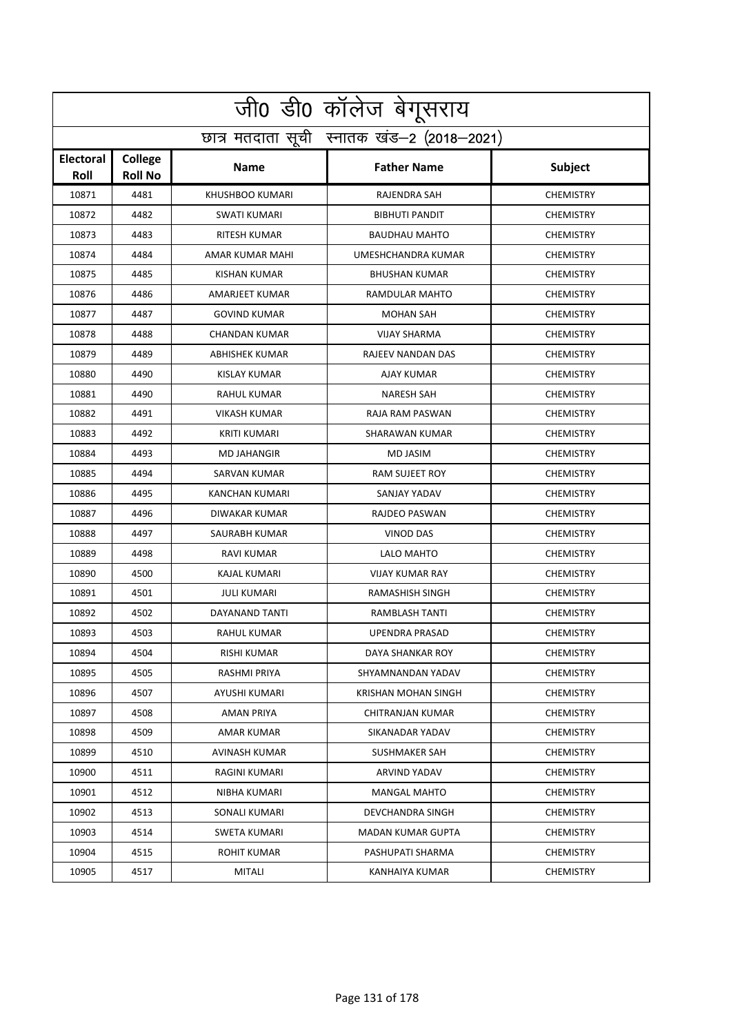# जी0 डी0 कॉलेज बेगूसराय

## छात्र मतदाता सूची स्नातक खंड–2 (2018–2021)

| Electoral Roll | College Roll No | Name | Father Name | Subject |
|---|---|---|---|---|
| 10871 | 4481 | KHUSHBOO KUMARI | RAJENDRA SAH | CHEMISTRY |
| 10872 | 4482 | SWATI KUMARI | BIBHUTI PANDIT | CHEMISTRY |
| 10873 | 4483 | RITESH KUMAR | BAUDHAU MAHTO | CHEMISTRY |
| 10874 | 4484 | AMAR KUMAR MAHI | UMESHCHANDRA KUMAR | CHEMISTRY |
| 10875 | 4485 | KISHAN KUMAR | BHUSHAN KUMAR | CHEMISTRY |
| 10876 | 4486 | AMARJEET KUMAR | RAMDULAR MAHTO | CHEMISTRY |
| 10877 | 4487 | GOVIND KUMAR | MOHAN SAH | CHEMISTRY |
| 10878 | 4488 | CHANDAN KUMAR | VIJAY SHARMA | CHEMISTRY |
| 10879 | 4489 | ABHISHEK KUMAR | RAJEEV NANDAN DAS | CHEMISTRY |
| 10880 | 4490 | KISLAY KUMAR | AJAY KUMAR | CHEMISTRY |
| 10881 | 4490 | RAHUL KUMAR | NARESH SAH | CHEMISTRY |
| 10882 | 4491 | VIKASH KUMAR | RAJA RAM PASWAN | CHEMISTRY |
| 10883 | 4492 | KRITI KUMARI | SHARAWAN KUMAR | CHEMISTRY |
| 10884 | 4493 | MD JAHANGIR | MD JASIM | CHEMISTRY |
| 10885 | 4494 | SARVAN KUMAR | RAM SUJEET ROY | CHEMISTRY |
| 10886 | 4495 | KANCHAN KUMARI | SANJAY YADAV | CHEMISTRY |
| 10887 | 4496 | DIWAKAR KUMAR | RAJDEO PASWAN | CHEMISTRY |
| 10888 | 4497 | SAURABH KUMAR | VINOD DAS | CHEMISTRY |
| 10889 | 4498 | RAVI KUMAR | LALO MAHTO | CHEMISTRY |
| 10890 | 4500 | KAJAL KUMARI | VIJAY KUMAR RAY | CHEMISTRY |
| 10891 | 4501 | JULI KUMARI | RAMASHISH SINGH | CHEMISTRY |
| 10892 | 4502 | DAYANAND TANTI | RAMBLASH TANTI | CHEMISTRY |
| 10893 | 4503 | RAHUL KUMAR | UPENDRA PRASAD | CHEMISTRY |
| 10894 | 4504 | RISHI KUMAR | DAYA SHANKAR ROY | CHEMISTRY |
| 10895 | 4505 | RASHMI PRIYA | SHYAMNANDAN YADAV | CHEMISTRY |
| 10896 | 4507 | AYUSHI KUMARI | KRISHAN MOHAN SINGH | CHEMISTRY |
| 10897 | 4508 | AMAN PRIYA | CHITRANJAN KUMAR | CHEMISTRY |
| 10898 | 4509 | AMAR KUMAR | SIKANADAR YADAV | CHEMISTRY |
| 10899 | 4510 | AVINASH KUMAR | SUSHMAKER SAH | CHEMISTRY |
| 10900 | 4511 | RAGINI KUMARI | ARVIND YADAV | CHEMISTRY |
| 10901 | 4512 | NIBHA KUMARI | MANGAL MAHTO | CHEMISTRY |
| 10902 | 4513 | SONALI KUMARI | DEVCHANDRA SINGH | CHEMISTRY |
| 10903 | 4514 | SWETA KUMARI | MADAN KUMAR GUPTA | CHEMISTRY |
| 10904 | 4515 | ROHIT KUMAR | PASHUPATI SHARMA | CHEMISTRY |
| 10905 | 4517 | MITALI | KANHAIYA KUMAR | CHEMISTRY |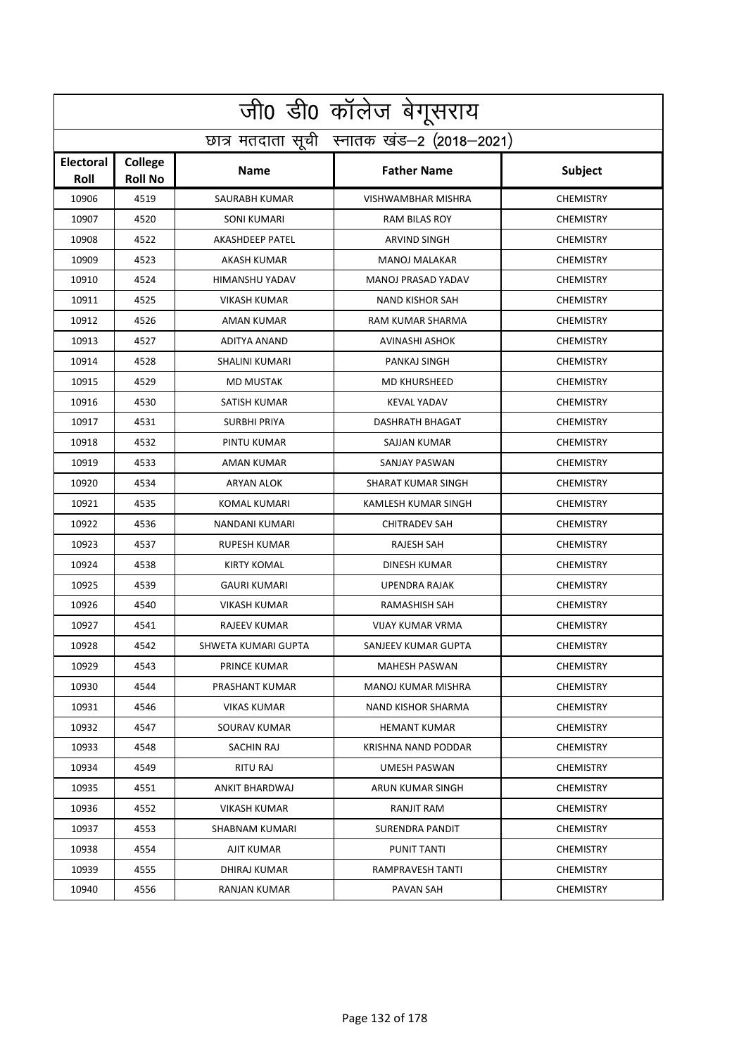# जी0 डी0 कॉलेज बेगूसराय

## छात्र मतदाता सूची स्नातक खंड–2 (2018–2021)

| Electoral Roll | College Roll No | Name | Father Name | Subject |
|---|---|---|---|---|
| 10906 | 4519 | SAURABH KUMAR | VISHWAMBHAR MISHRA | CHEMISTRY |
| 10907 | 4520 | SONI KUMARI | RAM BILAS ROY | CHEMISTRY |
| 10908 | 4522 | AKASHDEEP PATEL | ARVIND SINGH | CHEMISTRY |
| 10909 | 4523 | AKASH KUMAR | MANOJ MALAKAR | CHEMISTRY |
| 10910 | 4524 | HIMANSHU YADAV | MANOJ PRASAD YADAV | CHEMISTRY |
| 10911 | 4525 | VIKASH KUMAR | NAND KISHOR SAH | CHEMISTRY |
| 10912 | 4526 | AMAN KUMAR | RAM KUMAR SHARMA | CHEMISTRY |
| 10913 | 4527 | ADITYA ANAND | AVINASHI ASHOK | CHEMISTRY |
| 10914 | 4528 | SHALINI KUMARI | PANKAJ SINGH | CHEMISTRY |
| 10915 | 4529 | MD MUSTAK | MD KHURSHEED | CHEMISTRY |
| 10916 | 4530 | SATISH KUMAR | KEVAL YADAV | CHEMISTRY |
| 10917 | 4531 | SURBHI PRIYA | DASHRATH BHAGAT | CHEMISTRY |
| 10918 | 4532 | PINTU KUMAR | SAJJAN KUMAR | CHEMISTRY |
| 10919 | 4533 | AMAN KUMAR | SANJAY PASWAN | CHEMISTRY |
| 10920 | 4534 | ARYAN ALOK | SHARAT KUMAR SINGH | CHEMISTRY |
| 10921 | 4535 | KOMAL KUMARI | KAMLESH KUMAR SINGH | CHEMISTRY |
| 10922 | 4536 | NANDANI KUMARI | CHITRADEV SAH | CHEMISTRY |
| 10923 | 4537 | RUPESH KUMAR | RAJESH SAH | CHEMISTRY |
| 10924 | 4538 | KIRTY KOMAL | DINESH KUMAR | CHEMISTRY |
| 10925 | 4539 | GAURI KUMARI | UPENDRA RAJAK | CHEMISTRY |
| 10926 | 4540 | VIKASH KUMAR | RAMASHISH SAH | CHEMISTRY |
| 10927 | 4541 | RAJEEV KUMAR | VIJAY KUMAR VRMA | CHEMISTRY |
| 10928 | 4542 | SHWETA KUMARI GUPTA | SANJEEV KUMAR GUPTA | CHEMISTRY |
| 10929 | 4543 | PRINCE KUMAR | MAHESH PASWAN | CHEMISTRY |
| 10930 | 4544 | PRASHANT KUMAR | MANOJ KUMAR MISHRA | CHEMISTRY |
| 10931 | 4546 | VIKAS KUMAR | NAND KISHOR SHARMA | CHEMISTRY |
| 10932 | 4547 | SOURAV KUMAR | HEMANT KUMAR | CHEMISTRY |
| 10933 | 4548 | SACHIN RAJ | KRISHNA NAND PODDAR | CHEMISTRY |
| 10934 | 4549 | RITU RAJ | UMESH PASWAN | CHEMISTRY |
| 10935 | 4551 | ANKIT BHARDWAJ | ARUN KUMAR SINGH | CHEMISTRY |
| 10936 | 4552 | VIKASH KUMAR | RANJIT RAM | CHEMISTRY |
| 10937 | 4553 | SHABNAM KUMARI | SURENDRA PANDIT | CHEMISTRY |
| 10938 | 4554 | AJIT KUMAR | PUNIT TANTI | CHEMISTRY |
| 10939 | 4555 | DHIRAJ KUMAR | RAMPRAVESH TANTI | CHEMISTRY |
| 10940 | 4556 | RANJAN KUMAR | PAVAN SAH | CHEMISTRY |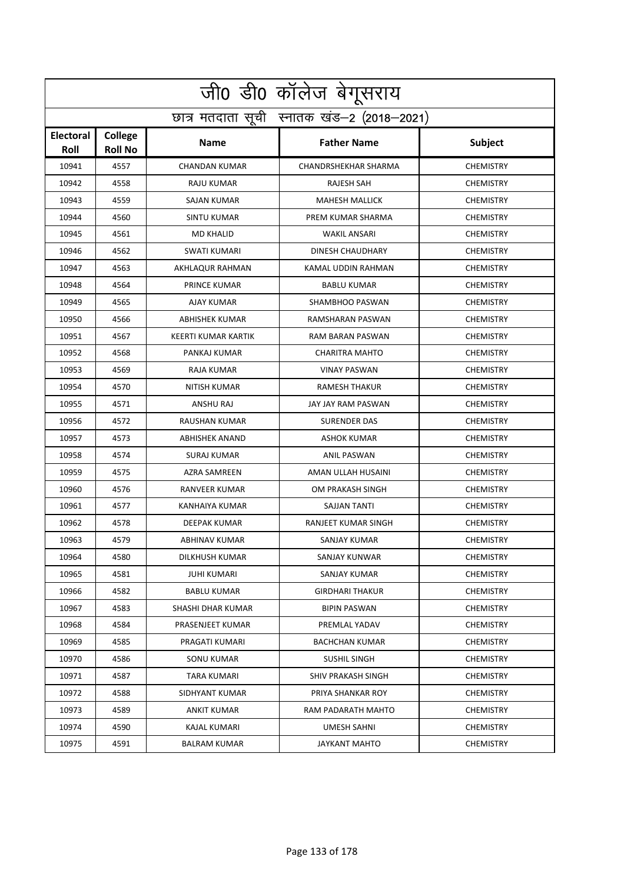# जी0 डी0 कॉलेज बेगूसराय

## छात्र मतदाता सूची स्नातक खंड–2 (2018–2021)

| Electoral Roll | College Roll No | Name | Father Name | Subject |
|---|---|---|---|---|
| 10941 | 4557 | CHANDAN KUMAR | CHANDRSHEKHAR SHARMA | CHEMISTRY |
| 10942 | 4558 | RAJU KUMAR | RAJESH SAH | CHEMISTRY |
| 10943 | 4559 | SAJAN KUMAR | MAHESH MALLICK | CHEMISTRY |
| 10944 | 4560 | SINTU KUMAR | PREM KUMAR SHARMA | CHEMISTRY |
| 10945 | 4561 | MD KHALID | WAKIL ANSARI | CHEMISTRY |
| 10946 | 4562 | SWATI KUMARI | DINESH CHAUDHARY | CHEMISTRY |
| 10947 | 4563 | AKHLAQUR RAHMAN | KAMAL UDDIN RAHMAN | CHEMISTRY |
| 10948 | 4564 | PRINCE KUMAR | BABLU KUMAR | CHEMISTRY |
| 10949 | 4565 | AJAY KUMAR | SHAMBHOO PASWAN | CHEMISTRY |
| 10950 | 4566 | ABHISHEK KUMAR | RAMSHARAN PASWAN | CHEMISTRY |
| 10951 | 4567 | KEERTI KUMAR KARTIK | RAM BARAN PASWAN | CHEMISTRY |
| 10952 | 4568 | PANKAJ KUMAR | CHARITRA MAHTO | CHEMISTRY |
| 10953 | 4569 | RAJA KUMAR | VINAY PASWAN | CHEMISTRY |
| 10954 | 4570 | NITISH KUMAR | RAMESH THAKUR | CHEMISTRY |
| 10955 | 4571 | ANSHU RAJ | JAY JAY RAM PASWAN | CHEMISTRY |
| 10956 | 4572 | RAUSHAN KUMAR | SURENDER DAS | CHEMISTRY |
| 10957 | 4573 | ABHISHEK ANAND | ASHOK KUMAR | CHEMISTRY |
| 10958 | 4574 | SURAJ KUMAR | ANIL PASWAN | CHEMISTRY |
| 10959 | 4575 | AZRA SAMREEN | AMAN ULLAH HUSAINI | CHEMISTRY |
| 10960 | 4576 | RANVEER KUMAR | OM PRAKASH SINGH | CHEMISTRY |
| 10961 | 4577 | KANHAIYA KUMAR | SAJJAN TANTI | CHEMISTRY |
| 10962 | 4578 | DEEPAK KUMAR | RANJEET KUMAR SINGH | CHEMISTRY |
| 10963 | 4579 | ABHINAV KUMAR | SANJAY KUMAR | CHEMISTRY |
| 10964 | 4580 | DILKHUSH KUMAR | SANJAY KUNWAR | CHEMISTRY |
| 10965 | 4581 | JUHI KUMARI | SANJAY KUMAR | CHEMISTRY |
| 10966 | 4582 | BABLU KUMAR | GIRDHARI THAKUR | CHEMISTRY |
| 10967 | 4583 | SHASHI DHAR KUMAR | BIPIN PASWAN | CHEMISTRY |
| 10968 | 4584 | PRASENJEET KUMAR | PREMLAL YADAV | CHEMISTRY |
| 10969 | 4585 | PRAGATI KUMARI | BACHCHAN KUMAR | CHEMISTRY |
| 10970 | 4586 | SONU KUMAR | SUSHIL SINGH | CHEMISTRY |
| 10971 | 4587 | TARA KUMARI | SHIV PRAKASH SINGH | CHEMISTRY |
| 10972 | 4588 | SIDHYANT KUMAR | PRIYA SHANKAR ROY | CHEMISTRY |
| 10973 | 4589 | ANKIT KUMAR | RAM PADARATH MAHTO | CHEMISTRY |
| 10974 | 4590 | KAJAL KUMARI | UMESH SAHNI | CHEMISTRY |
| 10975 | 4591 | BALRAM KUMAR | JAYKANT MAHTO | CHEMISTRY |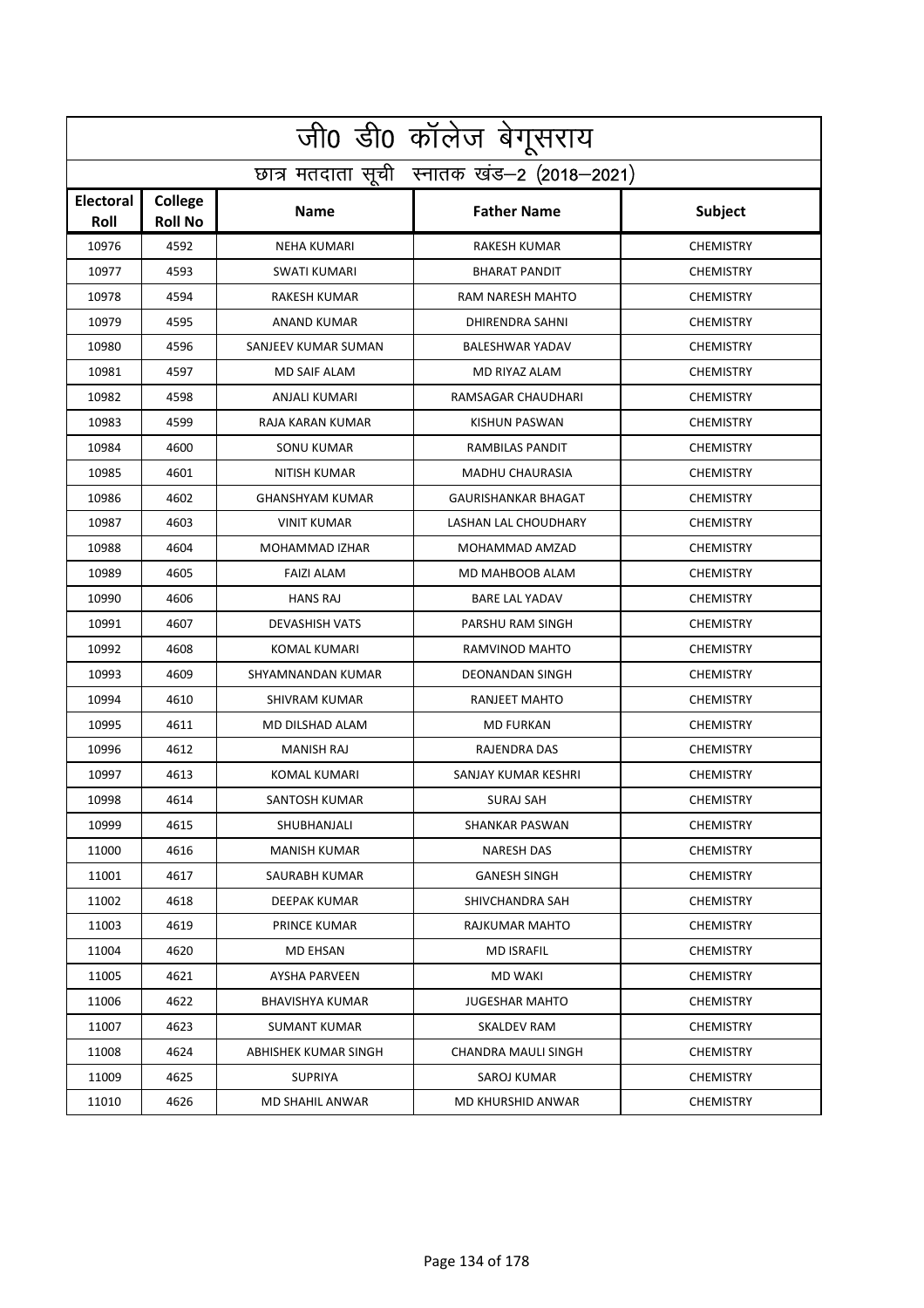# जी0 डी0 कॉलेज बेगूसराय

## छात्र मतदाता सूची स्नातक खंड–2 (2018–2021)

| Electoral Roll | College Roll No | Name | Father Name | Subject |
|---|---|---|---|---|
| 10976 | 4592 | NEHA KUMARI | RAKESH KUMAR | CHEMISTRY |
| 10977 | 4593 | SWATI KUMARI | BHARAT PANDIT | CHEMISTRY |
| 10978 | 4594 | RAKESH KUMAR | RAM NARESH MAHTO | CHEMISTRY |
| 10979 | 4595 | ANAND KUMAR | DHIRENDRA SAHNI | CHEMISTRY |
| 10980 | 4596 | SANJEEV KUMAR SUMAN | BALESHWAR YADAV | CHEMISTRY |
| 10981 | 4597 | MD SAIF ALAM | MD RIYAZ ALAM | CHEMISTRY |
| 10982 | 4598 | ANJALI KUMARI | RAMSAGAR CHAUDHARI | CHEMISTRY |
| 10983 | 4599 | RAJA KARAN KUMAR | KISHUN PASWAN | CHEMISTRY |
| 10984 | 4600 | SONU KUMAR | RAMBILAS PANDIT | CHEMISTRY |
| 10985 | 4601 | NITISH KUMAR | MADHU CHAURASIA | CHEMISTRY |
| 10986 | 4602 | GHANSHYAM KUMAR | GAURISHANKAR BHAGAT | CHEMISTRY |
| 10987 | 4603 | VINIT KUMAR | LASHAN LAL CHOUDHARY | CHEMISTRY |
| 10988 | 4604 | MOHAMMAD IZHAR | MOHAMMAD AMZAD | CHEMISTRY |
| 10989 | 4605 | FAIZI ALAM | MD MAHBOOB ALAM | CHEMISTRY |
| 10990 | 4606 | HANS RAJ | BARE LAL YADAV | CHEMISTRY |
| 10991 | 4607 | DEVASHISH VATS | PARSHU RAM SINGH | CHEMISTRY |
| 10992 | 4608 | KOMAL KUMARI | RAMVINOD MAHTO | CHEMISTRY |
| 10993 | 4609 | SHYAMNANDAN KUMAR | DEONANDAN SINGH | CHEMISTRY |
| 10994 | 4610 | SHIVRAM KUMAR | RANJEET MAHTO | CHEMISTRY |
| 10995 | 4611 | MD DILSHAD ALAM | MD FURKAN | CHEMISTRY |
| 10996 | 4612 | MANISH RAJ | RAJENDRA DAS | CHEMISTRY |
| 10997 | 4613 | KOMAL KUMARI | SANJAY KUMAR KESHRI | CHEMISTRY |
| 10998 | 4614 | SANTOSH KUMAR | SURAJ SAH | CHEMISTRY |
| 10999 | 4615 | SHUBHANJALI | SHANKAR PASWAN | CHEMISTRY |
| 11000 | 4616 | MANISH KUMAR | NARESH DAS | CHEMISTRY |
| 11001 | 4617 | SAURABH KUMAR | GANESH SINGH | CHEMISTRY |
| 11002 | 4618 | DEEPAK KUMAR | SHIVCHANDRA SAH | CHEMISTRY |
| 11003 | 4619 | PRINCE KUMAR | RAJKUMAR MAHTO | CHEMISTRY |
| 11004 | 4620 | MD EHSAN | MD ISRAFIL | CHEMISTRY |
| 11005 | 4621 | AYSHA PARVEEN | MD WAKI | CHEMISTRY |
| 11006 | 4622 | BHAVISHYA KUMAR | JUGESHAR MAHTO | CHEMISTRY |
| 11007 | 4623 | SUMANT KUMAR | SKALDEV RAM | CHEMISTRY |
| 11008 | 4624 | ABHISHEK KUMAR SINGH | CHANDRA MAULI SINGH | CHEMISTRY |
| 11009 | 4625 | SUPRIYA | SAROJ KUMAR | CHEMISTRY |
| 11010 | 4626 | MD SHAHIL ANWAR | MD KHURSHID ANWAR | CHEMISTRY |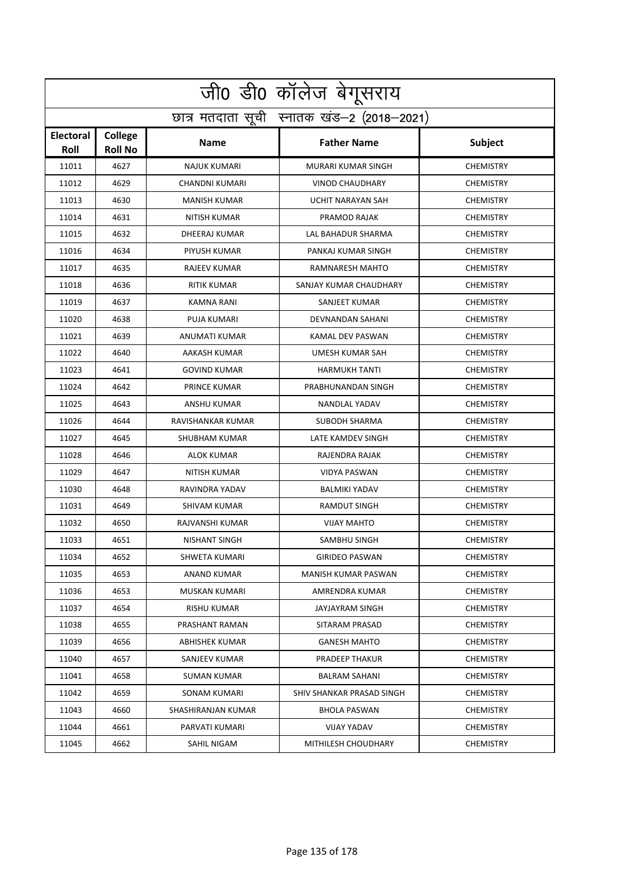# जी0 डी0 कॉलेज बेगूसराय

## छात्र मतदाता सूची स्नातक खंड–2 (2018–2021)

| Electoral Roll | College Roll No | Name | Father Name | Subject |
|---|---|---|---|---|
| 11011 | 4627 | NAJUK KUMARI | MURARI KUMAR SINGH | CHEMISTRY |
| 11012 | 4629 | CHANDNI KUMARI | VINOD CHAUDHARY | CHEMISTRY |
| 11013 | 4630 | MANISH KUMAR | UCHIT NARAYAN SAH | CHEMISTRY |
| 11014 | 4631 | NITISH KUMAR | PRAMOD RAJAK | CHEMISTRY |
| 11015 | 4632 | DHEERAJ KUMAR | LAL BAHADUR SHARMA | CHEMISTRY |
| 11016 | 4634 | PIYUSH KUMAR | PANKAJ KUMAR SINGH | CHEMISTRY |
| 11017 | 4635 | RAJEEV KUMAR | RAMNARESH MAHTO | CHEMISTRY |
| 11018 | 4636 | RITIK KUMAR | SANJAY KUMAR CHAUDHARY | CHEMISTRY |
| 11019 | 4637 | KAMNA RANI | SANJEET KUMAR | CHEMISTRY |
| 11020 | 4638 | PUJA KUMARI | DEVNANDAN SAHANI | CHEMISTRY |
| 11021 | 4639 | ANUMATI KUMAR | KAMAL DEV PASWAN | CHEMISTRY |
| 11022 | 4640 | AAKASH KUMAR | UMESH KUMAR SAH | CHEMISTRY |
| 11023 | 4641 | GOVIND KUMAR | HARMUKH TANTI | CHEMISTRY |
| 11024 | 4642 | PRINCE KUMAR | PRABHUNANDAN SINGH | CHEMISTRY |
| 11025 | 4643 | ANSHU KUMAR | NANDLAL YADAV | CHEMISTRY |
| 11026 | 4644 | RAVISHANKAR KUMAR | SUBODH SHARMA | CHEMISTRY |
| 11027 | 4645 | SHUBHAM KUMAR | LATE KAMDEV SINGH | CHEMISTRY |
| 11028 | 4646 | ALOK KUMAR | RAJENDRA RAJAK | CHEMISTRY |
| 11029 | 4647 | NITISH KUMAR | VIDYA PASWAN | CHEMISTRY |
| 11030 | 4648 | RAVINDRA YADAV | BALMIKI YADAV | CHEMISTRY |
| 11031 | 4649 | SHIVAM KUMAR | RAMDUT SINGH | CHEMISTRY |
| 11032 | 4650 | RAJVANSHI KUMAR | VIJAY MAHTO | CHEMISTRY |
| 11033 | 4651 | NISHANT SINGH | SAMBHU SINGH | CHEMISTRY |
| 11034 | 4652 | SHWETA KUMARI | GIRIDEO PASWAN | CHEMISTRY |
| 11035 | 4653 | ANAND KUMAR | MANISH KUMAR PASWAN | CHEMISTRY |
| 11036 | 4653 | MUSKAN KUMARI | AMRENDRA KUMAR | CHEMISTRY |
| 11037 | 4654 | RISHU KUMAR | JAYJAYRAM SINGH | CHEMISTRY |
| 11038 | 4655 | PRASHANT RAMAN | SITARAM PRASAD | CHEMISTRY |
| 11039 | 4656 | ABHISHEK KUMAR | GANESH MAHTO | CHEMISTRY |
| 11040 | 4657 | SANJEEV KUMAR | PRADEEP THAKUR | CHEMISTRY |
| 11041 | 4658 | SUMAN KUMAR | BALRAM SAHANI | CHEMISTRY |
| 11042 | 4659 | SONAM KUMARI | SHIV SHANKAR PRASAD SINGH | CHEMISTRY |
| 11043 | 4660 | SHASHIRANJAN KUMAR | BHOLA PASWAN | CHEMISTRY |
| 11044 | 4661 | PARVATI KUMARI | VIJAY YADAV | CHEMISTRY |
| 11045 | 4662 | SAHIL NIGAM | MITHILESH CHOUDHARY | CHEMISTRY |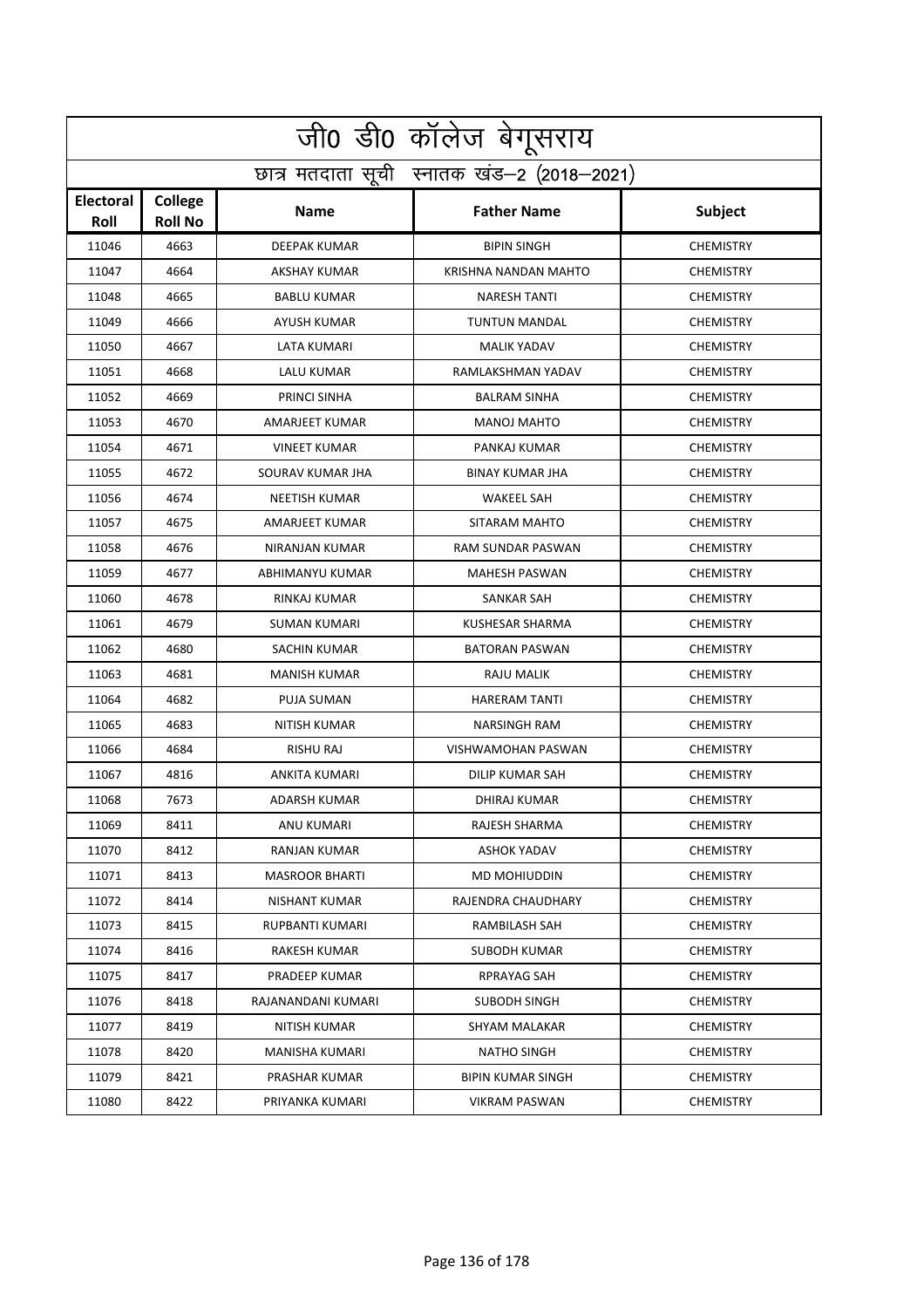# जी0 डी0 कॉलेज बेगूसराय

## छात्र मतदाता सूची स्नातक खंड–2 (2018–2021)

| Electoral Roll | College Roll No | Name | Father Name | Subject |
|---|---|---|---|---|
| 11046 | 4663 | DEEPAK KUMAR | BIPIN SINGH | CHEMISTRY |
| 11047 | 4664 | AKSHAY KUMAR | KRISHNA NANDAN MAHTO | CHEMISTRY |
| 11048 | 4665 | BABLU KUMAR | NARESH TANTI | CHEMISTRY |
| 11049 | 4666 | AYUSH KUMAR | TUNTUN MANDAL | CHEMISTRY |
| 11050 | 4667 | LATA KUMARI | MALIK YADAV | CHEMISTRY |
| 11051 | 4668 | LALU KUMAR | RAMLAKSHMAN YADAV | CHEMISTRY |
| 11052 | 4669 | PRINCI SINHA | BALRAM SINHA | CHEMISTRY |
| 11053 | 4670 | AMARJEET KUMAR | MANOJ MAHTO | CHEMISTRY |
| 11054 | 4671 | VINEET KUMAR | PANKAJ KUMAR | CHEMISTRY |
| 11055 | 4672 | SOURAV KUMAR JHA | BINAY KUMAR JHA | CHEMISTRY |
| 11056 | 4674 | NEETISH KUMAR | WAKEEL SAH | CHEMISTRY |
| 11057 | 4675 | AMARJEET KUMAR | SITARAM MAHTO | CHEMISTRY |
| 11058 | 4676 | NIRANJAN KUMAR | RAM SUNDAR PASWAN | CHEMISTRY |
| 11059 | 4677 | ABHIMANYU KUMAR | MAHESH PASWAN | CHEMISTRY |
| 11060 | 4678 | RINKAJ KUMAR | SANKAR SAH | CHEMISTRY |
| 11061 | 4679 | SUMAN KUMARI | KUSHESAR SHARMA | CHEMISTRY |
| 11062 | 4680 | SACHIN KUMAR | BATORAN PASWAN | CHEMISTRY |
| 11063 | 4681 | MANISH KUMAR | RAJU MALIK | CHEMISTRY |
| 11064 | 4682 | PUJA SUMAN | HARERAM TANTI | CHEMISTRY |
| 11065 | 4683 | NITISH KUMAR | NARSINGH RAM | CHEMISTRY |
| 11066 | 4684 | RISHU RAJ | VISHWAMOHAN PASWAN | CHEMISTRY |
| 11067 | 4816 | ANKITA KUMARI | DILIP KUMAR SAH | CHEMISTRY |
| 11068 | 7673 | ADARSH KUMAR | DHIRAJ KUMAR | CHEMISTRY |
| 11069 | 8411 | ANU KUMARI | RAJESH SHARMA | CHEMISTRY |
| 11070 | 8412 | RANJAN KUMAR | ASHOK YADAV | CHEMISTRY |
| 11071 | 8413 | MASROOR BHARTI | MD MOHIUDDIN | CHEMISTRY |
| 11072 | 8414 | NISHANT KUMAR | RAJENDRA CHAUDHARY | CHEMISTRY |
| 11073 | 8415 | RUPBANTI KUMARI | RAMBILASH SAH | CHEMISTRY |
| 11074 | 8416 | RAKESH KUMAR | SUBODH KUMAR | CHEMISTRY |
| 11075 | 8417 | PRADEEP KUMAR | RPRAYAG SAH | CHEMISTRY |
| 11076 | 8418 | RAJANANDANI KUMARI | SUBODH SINGH | CHEMISTRY |
| 11077 | 8419 | NITISH KUMAR | SHYAM MALAKAR | CHEMISTRY |
| 11078 | 8420 | MANISHA KUMARI | NATHO SINGH | CHEMISTRY |
| 11079 | 8421 | PRASHAR KUMAR | BIPIN KUMAR SINGH | CHEMISTRY |
| 11080 | 8422 | PRIYANKA KUMARI | VIKRAM PASWAN | CHEMISTRY |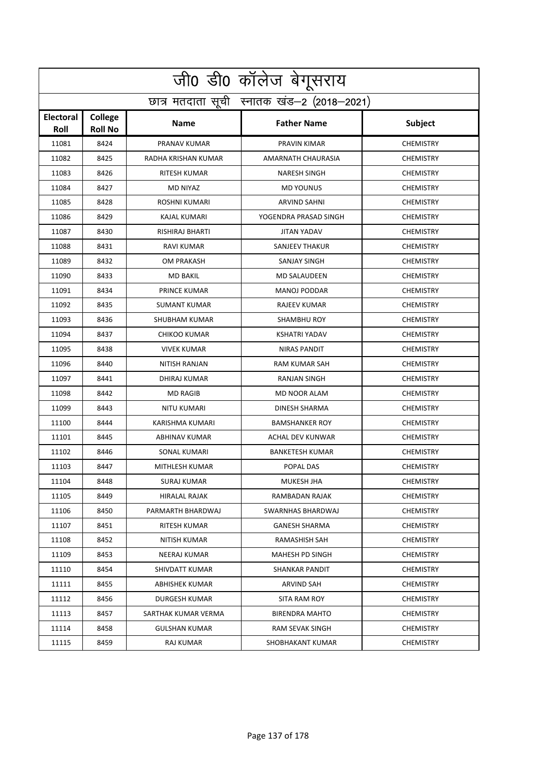| जी0 डी0 कॉलेज बेगूसराय | | | | |
|---|---|---|---|---|
| छात्र मतदाता सूची स्नातक खंड–2 (2018–2021) | | | | |
| **Electoral Roll** | **College Roll No** | **Name** | **Father Name** | **Subject** |
| 11081 | 8424 | PRANAV KUMAR | PRAVIN KIMAR | CHEMISTRY |
| 11082 | 8425 | RADHA KRISHAN KUMAR | AMARNATH CHAURASIA | CHEMISTRY |
| 11083 | 8426 | RITESH KUMAR | NARESH SINGH | CHEMISTRY |
| 11084 | 8427 | MD NIYAZ | MD YOUNUS | CHEMISTRY |
| 11085 | 8428 | ROSHNI KUMARI | ARVIND SAHNI | CHEMISTRY |
| 11086 | 8429 | KAJAL KUMARI | YOGENDRA PRASAD SINGH | CHEMISTRY |
| 11087 | 8430 | RISHIRAJ BHARTI | JITAN YADAV | CHEMISTRY |
| 11088 | 8431 | RAVI KUMAR | SANJEEV THAKUR | CHEMISTRY |
| 11089 | 8432 | OM PRAKASH | SANJAY SINGH | CHEMISTRY |
| 11090 | 8433 | MD BAKIL | MD SALAUDEEN | CHEMISTRY |
| 11091 | 8434 | PRINCE KUMAR | MANOJ PODDAR | CHEMISTRY |
| 11092 | 8435 | SUMANT KUMAR | RAJEEV KUMAR | CHEMISTRY |
| 11093 | 8436 | SHUBHAM KUMAR | SHAMBHU ROY | CHEMISTRY |
| 11094 | 8437 | CHIKOO KUMAR | KSHATRI YADAV | CHEMISTRY |
| 11095 | 8438 | VIVEK KUMAR | NIRAS PANDIT | CHEMISTRY |
| 11096 | 8440 | NITISH RANJAN | RAM KUMAR SAH | CHEMISTRY |
| 11097 | 8441 | DHIRAJ KUMAR | RANJAN SINGH | CHEMISTRY |
| 11098 | 8442 | MD RAGIB | MD NOOR ALAM | CHEMISTRY |
| 11099 | 8443 | NITU KUMARI | DINESH SHARMA | CHEMISTRY |
| 11100 | 8444 | KARISHMA KUMARI | BAMSHANKER ROY | CHEMISTRY |
| 11101 | 8445 | ABHINAV KUMAR | ACHAL DEV KUNWAR | CHEMISTRY |
| 11102 | 8446 | SONAL KUMARI | BANKETESH KUMAR | CHEMISTRY |
| 11103 | 8447 | MITHLESH KUMAR | POPAL DAS | CHEMISTRY |
| 11104 | 8448 | SURAJ KUMAR | MUKESH JHA | CHEMISTRY |
| 11105 | 8449 | HIRALAL RAJAK | RAMBADAN RAJAK | CHEMISTRY |
| 11106 | 8450 | PARMARTH BHARDWAJ | SWARNHAS BHARDWAJ | CHEMISTRY |
| 11107 | 8451 | RITESH KUMAR | GANESH SHARMA | CHEMISTRY |
| 11108 | 8452 | NITISH KUMAR | RAMASHISH SAH | CHEMISTRY |
| 11109 | 8453 | NEERAJ KUMAR | MAHESH PD SINGH | CHEMISTRY |
| 11110 | 8454 | SHIVDATT KUMAR | SHANKAR PANDIT | CHEMISTRY |
| 11111 | 8455 | ABHISHEK KUMAR | ARVIND SAH | CHEMISTRY |
| 11112 | 8456 | DURGESH KUMAR | SITA RAM ROY | CHEMISTRY |
| 11113 | 8457 | SARTHAK KUMAR VERMA | BIRENDRA MAHTO | CHEMISTRY |
| 11114 | 8458 | GULSHAN KUMAR | RAM SEVAK SINGH | CHEMISTRY |
| 11115 | 8459 | RAJ KUMAR | SHOBHAKANT KUMAR | CHEMISTRY |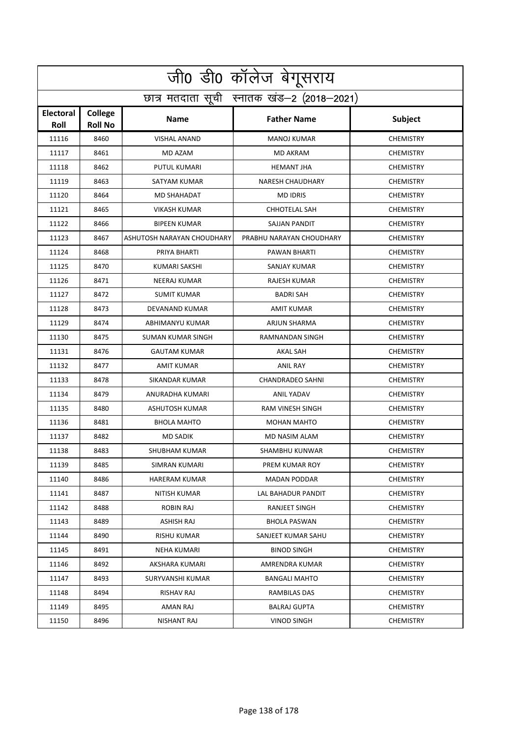| जी0 डी0 कॉलेज बेगूसराय | | | | |
|---|---|---|---|---|
| छात्र मतदाता सूची स्नातक खंड–2 (2018–2021) | | | | |
| **Electoral Roll** | **College Roll No** | **Name** | **Father Name** | **Subject** |
| 11116 | 8460 | VISHAL ANAND | MANOJ KUMAR | CHEMISTRY |
| 11117 | 8461 | MD AZAM | MD AKRAM | CHEMISTRY |
| 11118 | 8462 | PUTUL KUMARI | HEMANT JHA | CHEMISTRY |
| 11119 | 8463 | SATYAM KUMAR | NARESH CHAUDHARY | CHEMISTRY |
| 11120 | 8464 | MD SHAHADAT | MD IDRIS | CHEMISTRY |
| 11121 | 8465 | VIKASH KUMAR | CHHOTELAL SAH | CHEMISTRY |
| 11122 | 8466 | BIPEEN KUMAR | SAJJAN PANDIT | CHEMISTRY |
| 11123 | 8467 | ASHUTOSH NARAYAN CHOUDHARY | PRABHU NARAYAN CHOUDHARY | CHEMISTRY |
| 11124 | 8468 | PRIYA BHARTI | PAWAN BHARTI | CHEMISTRY |
| 11125 | 8470 | KUMARI SAKSHI | SANJAY KUMAR | CHEMISTRY |
| 11126 | 8471 | NEERAJ KUMAR | RAJESH KUMAR | CHEMISTRY |
| 11127 | 8472 | SUMIT KUMAR | BADRI SAH | CHEMISTRY |
| 11128 | 8473 | DEVANAND KUMAR | AMIT KUMAR | CHEMISTRY |
| 11129 | 8474 | ABHIMANYU KUMAR | ARJUN SHARMA | CHEMISTRY |
| 11130 | 8475 | SUMAN KUMAR SINGH | RAMNANDAN SINGH | CHEMISTRY |
| 11131 | 8476 | GAUTAM KUMAR | AKAL SAH | CHEMISTRY |
| 11132 | 8477 | AMIT KUMAR | ANIL RAY | CHEMISTRY |
| 11133 | 8478 | SIKANDAR KUMAR | CHANDRADEO SAHNI | CHEMISTRY |
| 11134 | 8479 | ANURADHA KUMARI | ANIL YADAV | CHEMISTRY |
| 11135 | 8480 | ASHUTOSH KUMAR | RAM VINESH SINGH | CHEMISTRY |
| 11136 | 8481 | BHOLA MAHTO | MOHAN MAHTO | CHEMISTRY |
| 11137 | 8482 | MD SADIK | MD NASIM ALAM | CHEMISTRY |
| 11138 | 8483 | SHUBHAM KUMAR | SHAMBHU KUNWAR | CHEMISTRY |
| 11139 | 8485 | SIMRAN KUMARI | PREM KUMAR ROY | CHEMISTRY |
| 11140 | 8486 | HARERAM KUMAR | MADAN PODDAR | CHEMISTRY |
| 11141 | 8487 | NITISH KUMAR | LAL BAHADUR PANDIT | CHEMISTRY |
| 11142 | 8488 | ROBIN RAJ | RANJEET SINGH | CHEMISTRY |
| 11143 | 8489 | ASHISH RAJ | BHOLA PASWAN | CHEMISTRY |
| 11144 | 8490 | RISHU KUMAR | SANJEET KUMAR SAHU | CHEMISTRY |
| 11145 | 8491 | NEHA KUMARI | BINOD SINGH | CHEMISTRY |
| 11146 | 8492 | AKSHARA KUMARI | AMRENDRA KUMAR | CHEMISTRY |
| 11147 | 8493 | SURYVANSHI KUMAR | BANGALI MAHTO | CHEMISTRY |
| 11148 | 8494 | RISHAV RAJ | RAMBILAS DAS | CHEMISTRY |
| 11149 | 8495 | AMAN RAJ | BALRAJ GUPTA | CHEMISTRY |
| 11150 | 8496 | NISHANT RAJ | VINOD SINGH | CHEMISTRY |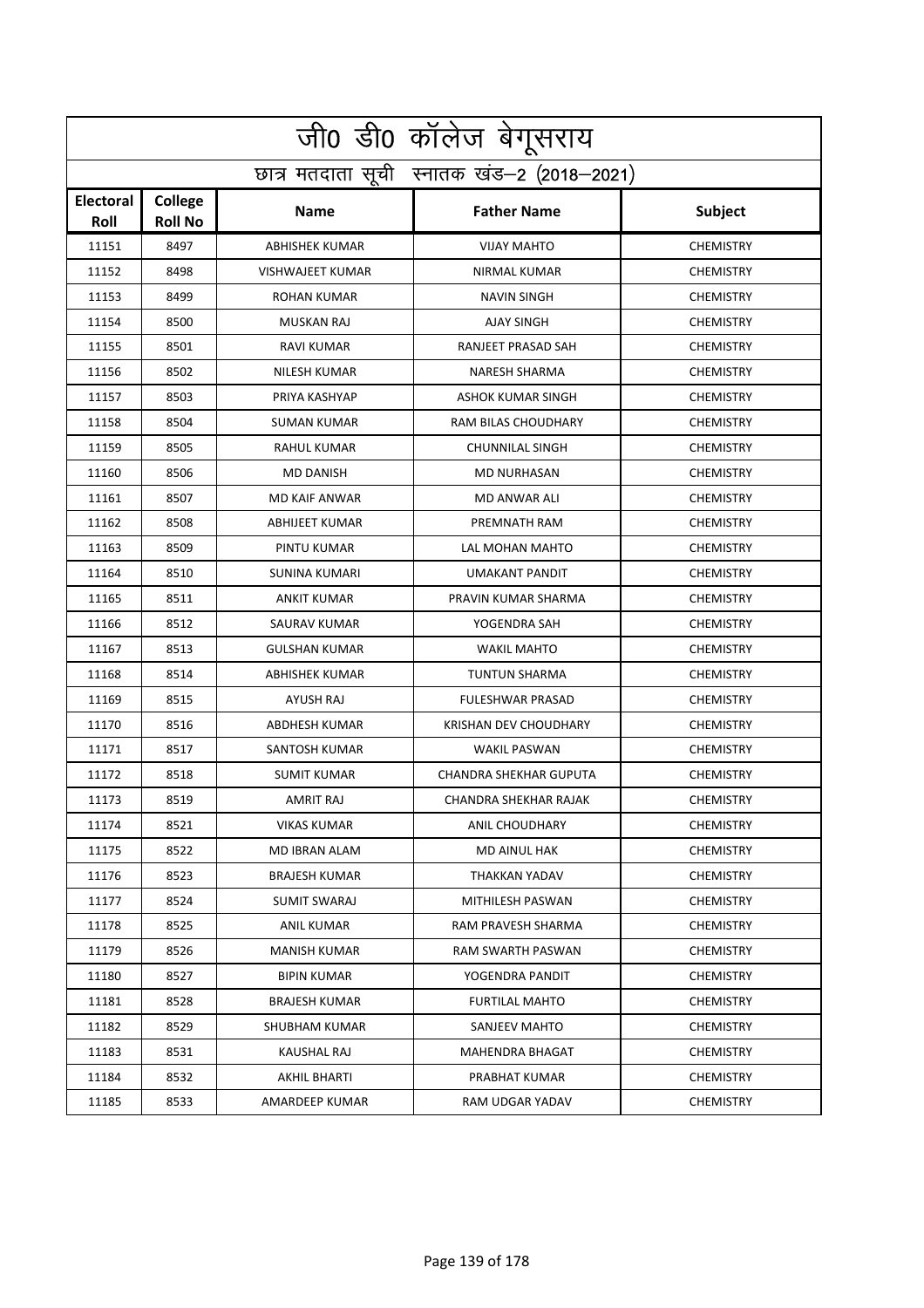# जी0 डी0 कॉलेज बेगूसराय

## छात्र मतदाता सूची स्नातक खंड–2 (2018–2021)

| Electoral Roll | College Roll No | Name | Father Name | Subject |
|---|---|---|---|---|
| 11151 | 8497 | ABHISHEK KUMAR | VIJAY MAHTO | CHEMISTRY |
| 11152 | 8498 | VISHWAJEET KUMAR | NIRMAL KUMAR | CHEMISTRY |
| 11153 | 8499 | ROHAN KUMAR | NAVIN SINGH | CHEMISTRY |
| 11154 | 8500 | MUSKAN RAJ | AJAY SINGH | CHEMISTRY |
| 11155 | 8501 | RAVI KUMAR | RANJEET PRASAD SAH | CHEMISTRY |
| 11156 | 8502 | NILESH KUMAR | NARESH SHARMA | CHEMISTRY |
| 11157 | 8503 | PRIYA KASHYAP | ASHOK KUMAR SINGH | CHEMISTRY |
| 11158 | 8504 | SUMAN KUMAR | RAM BILAS CHOUDHARY | CHEMISTRY |
| 11159 | 8505 | RAHUL KUMAR | CHUNNILAL SINGH | CHEMISTRY |
| 11160 | 8506 | MD DANISH | MD NURHASAN | CHEMISTRY |
| 11161 | 8507 | MD KAIF ANWAR | MD ANWAR ALI | CHEMISTRY |
| 11162 | 8508 | ABHIJEET KUMAR | PREMNATH RAM | CHEMISTRY |
| 11163 | 8509 | PINTU KUMAR | LAL MOHAN MAHTO | CHEMISTRY |
| 11164 | 8510 | SUNINA KUMARI | UMAKANT PANDIT | CHEMISTRY |
| 11165 | 8511 | ANKIT KUMAR | PRAVIN KUMAR SHARMA | CHEMISTRY |
| 11166 | 8512 | SAURAV KUMAR | YOGENDRA SAH | CHEMISTRY |
| 11167 | 8513 | GULSHAN KUMAR | WAKIL MAHTO | CHEMISTRY |
| 11168 | 8514 | ABHISHEK KUMAR | TUNTUN SHARMA | CHEMISTRY |
| 11169 | 8515 | AYUSH RAJ | FULESHWAR PRASAD | CHEMISTRY |
| 11170 | 8516 | ABDHESH KUMAR | KRISHAN DEV CHOUDHARY | CHEMISTRY |
| 11171 | 8517 | SANTOSH KUMAR | WAKIL PASWAN | CHEMISTRY |
| 11172 | 8518 | SUMIT KUMAR | CHANDRA SHEKHAR GUPUTA | CHEMISTRY |
| 11173 | 8519 | AMRIT RAJ | CHANDRA SHEKHAR RAJAK | CHEMISTRY |
| 11174 | 8521 | VIKAS KUMAR | ANIL CHOUDHARY | CHEMISTRY |
| 11175 | 8522 | MD IBRAN ALAM | MD AINUL HAK | CHEMISTRY |
| 11176 | 8523 | BRAJESH KUMAR | THAKKAN YADAV | CHEMISTRY |
| 11177 | 8524 | SUMIT SWARAJ | MITHILESH PASWAN | CHEMISTRY |
| 11178 | 8525 | ANIL KUMAR | RAM PRAVESH SHARMA | CHEMISTRY |
| 11179 | 8526 | MANISH KUMAR | RAM SWARTH PASWAN | CHEMISTRY |
| 11180 | 8527 | BIPIN KUMAR | YOGENDRA PANDIT | CHEMISTRY |
| 11181 | 8528 | BRAJESH KUMAR | FURTILAL MAHTO | CHEMISTRY |
| 11182 | 8529 | SHUBHAM KUMAR | SANJEEV MAHTO | CHEMISTRY |
| 11183 | 8531 | KAUSHAL RAJ | MAHENDRA BHAGAT | CHEMISTRY |
| 11184 | 8532 | AKHIL BHARTI | PRABHAT KUMAR | CHEMISTRY |
| 11185 | 8533 | AMARDEEP KUMAR | RAM UDGAR YADAV | CHEMISTRY |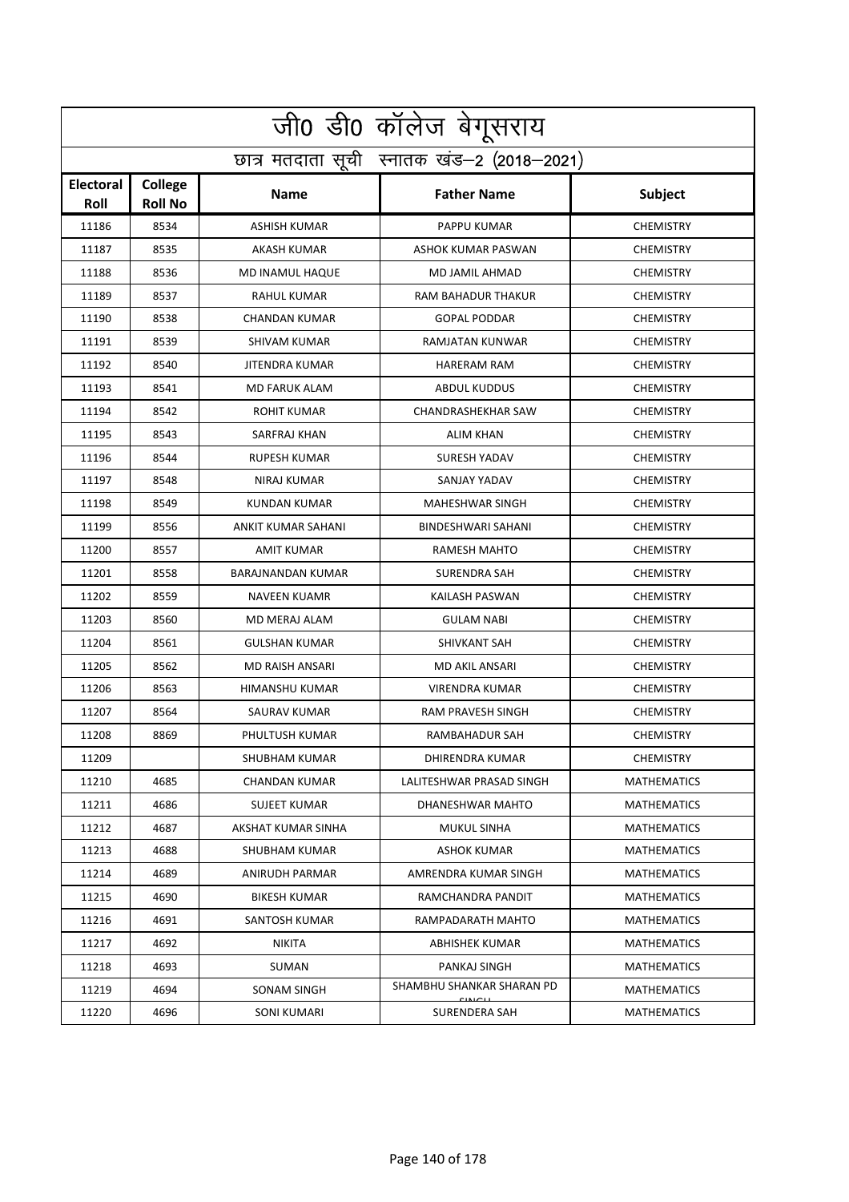# जी0 डी0 कॉलेज बेगूसराय

## छात्र मतदाता सूची स्नातक खंड–2 (2018–2021)

| Electoral Roll | College Roll No | Name | Father Name | Subject |
|---|---|---|---|---|
| 11186 | 8534 | ASHISH KUMAR | PAPPU KUMAR | CHEMISTRY |
| 11187 | 8535 | AKASH KUMAR | ASHOK KUMAR PASWAN | CHEMISTRY |
| 11188 | 8536 | MD INAMUL HAQUE | MD JAMIL AHMAD | CHEMISTRY |
| 11189 | 8537 | RAHUL KUMAR | RAM BAHADUR THAKUR | CHEMISTRY |
| 11190 | 8538 | CHANDAN KUMAR | GOPAL PODDAR | CHEMISTRY |
| 11191 | 8539 | SHIVAM KUMAR | RAMJATAN KUNWAR | CHEMISTRY |
| 11192 | 8540 | JITENDRA KUMAR | HARERAM RAM | CHEMISTRY |
| 11193 | 8541 | MD FARUK ALAM | ABDUL KUDDUS | CHEMISTRY |
| 11194 | 8542 | ROHIT KUMAR | CHANDRASHEKHAR SAW | CHEMISTRY |
| 11195 | 8543 | SARFRAJ KHAN | ALIM KHAN | CHEMISTRY |
| 11196 | 8544 | RUPESH KUMAR | SURESH YADAV | CHEMISTRY |
| 11197 | 8548 | NIRAJ KUMAR | SANJAY YADAV | CHEMISTRY |
| 11198 | 8549 | KUNDAN KUMAR | MAHESHWAR SINGH | CHEMISTRY |
| 11199 | 8556 | ANKIT KUMAR SAHANI | BINDESHWARI SAHANI | CHEMISTRY |
| 11200 | 8557 | AMIT KUMAR | RAMESH MAHTO | CHEMISTRY |
| 11201 | 8558 | BARAJNANDAN KUMAR | SURENDRA SAH | CHEMISTRY |
| 11202 | 8559 | NAVEEN KUAMR | KAILASH PASWAN | CHEMISTRY |
| 11203 | 8560 | MD MERAJ ALAM | GULAM NABI | CHEMISTRY |
| 11204 | 8561 | GULSHAN KUMAR | SHIVKANT SAH | CHEMISTRY |
| 11205 | 8562 | MD RAISH ANSARI | MD AKIL ANSARI | CHEMISTRY |
| 11206 | 8563 | HIMANSHU KUMAR | VIRENDRA KUMAR | CHEMISTRY |
| 11207 | 8564 | SAURAV KUMAR | RAM PRAVESH SINGH | CHEMISTRY |
| 11208 | 8869 | PHULTUSH KUMAR | RAMBAHADUR SAH | CHEMISTRY |
| 11209 | | SHUBHAM KUMAR | DHIRENDRA KUMAR | CHEMISTRY |
| 11210 | 4685 | CHANDAN KUMAR | LALITESHWAR PRASAD SINGH | MATHEMATICS |
| 11211 | 4686 | SUJEET KUMAR | DHANESHWAR MAHTO | MATHEMATICS |
| 11212 | 4687 | AKSHAT KUMAR SINHA | MUKUL SINHA | MATHEMATICS |
| 11213 | 4688 | SHUBHAM KUMAR | ASHOK KUMAR | MATHEMATICS |
| 11214 | 4689 | ANIRUDH PARMAR | AMRENDRA KUMAR SINGH | MATHEMATICS |
| 11215 | 4690 | BIKESH KUMAR | RAMCHANDRA PANDIT | MATHEMATICS |
| 11216 | 4691 | SANTOSH KUMAR | RAMPADARATH MAHTO | MATHEMATICS |
| 11217 | 4692 | NIKITA | ABHISHEK KUMAR | MATHEMATICS |
| 11218 | 4693 | SUMAN | PANKAJ SINGH | MATHEMATICS |
| 11219 | 4694 | SONAM SINGH | SHAMBHU SHANKAR SHARAN PD SINGH | MATHEMATICS |
| 11220 | 4696 | SONI KUMARI | SURENDERA SAH | MATHEMATICS |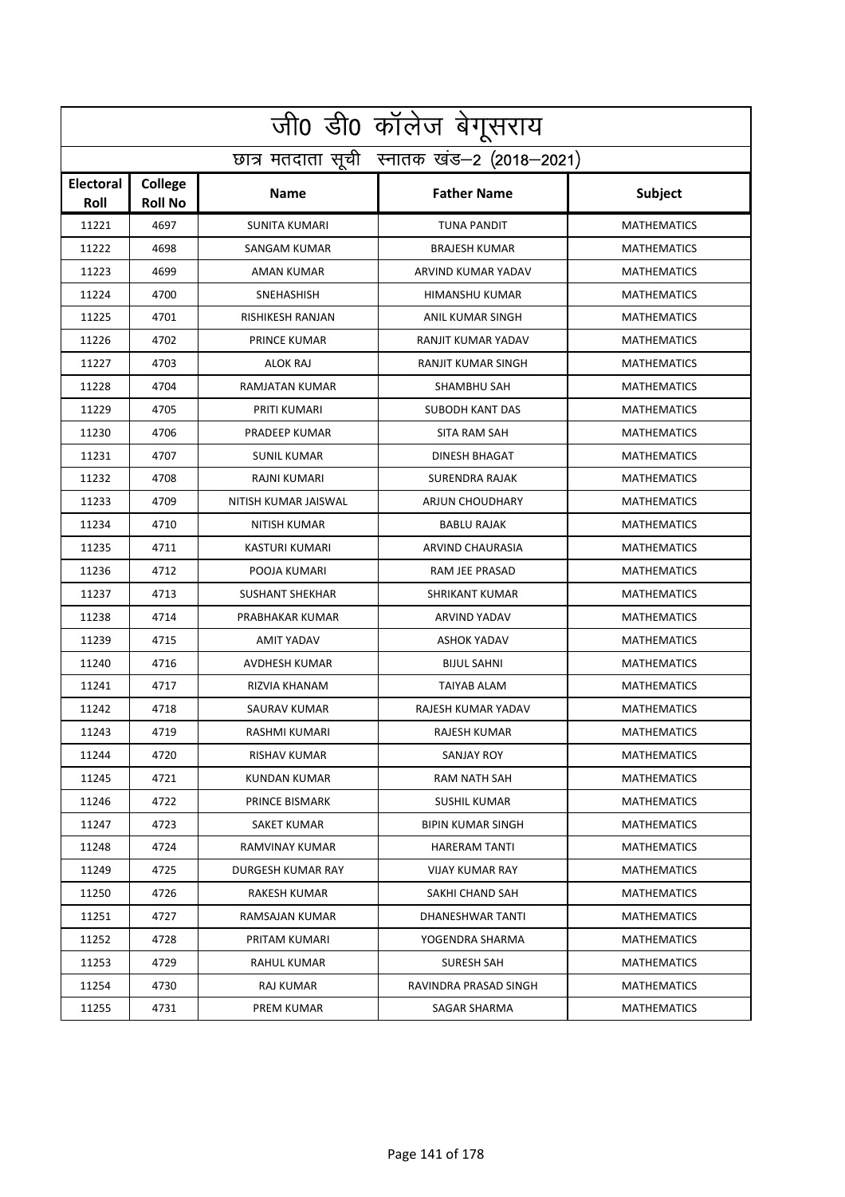# जी0 डी0 कॉलेज बेगूसराय

## छात्र मतदाता सूची स्नातक खंड–2 (2018–2021)

| Electoral Roll | College Roll No | Name | Father Name | Subject |
|---|---|---|---|---|
| 11221 | 4697 | SUNITA KUMARI | TUNA PANDIT | MATHEMATICS |
| 11222 | 4698 | SANGAM KUMAR | BRAJESH KUMAR | MATHEMATICS |
| 11223 | 4699 | AMAN KUMAR | ARVIND KUMAR YADAV | MATHEMATICS |
| 11224 | 4700 | SNEHASHISH | HIMANSHU KUMAR | MATHEMATICS |
| 11225 | 4701 | RISHIKESH RANJAN | ANIL KUMAR SINGH | MATHEMATICS |
| 11226 | 4702 | PRINCE KUMAR | RANJIT KUMAR YADAV | MATHEMATICS |
| 11227 | 4703 | ALOK RAJ | RANJIT KUMAR SINGH | MATHEMATICS |
| 11228 | 4704 | RAMJATAN KUMAR | SHAMBHU SAH | MATHEMATICS |
| 11229 | 4705 | PRITI KUMARI | SUBODH KANT DAS | MATHEMATICS |
| 11230 | 4706 | PRADEEP KUMAR | SITA RAM SAH | MATHEMATICS |
| 11231 | 4707 | SUNIL KUMAR | DINESH BHAGAT | MATHEMATICS |
| 11232 | 4708 | RAJNI KUMARI | SURENDRA RAJAK | MATHEMATICS |
| 11233 | 4709 | NITISH KUMAR JAISWAL | ARJUN CHOUDHARY | MATHEMATICS |
| 11234 | 4710 | NITISH KUMAR | BABLU RAJAK | MATHEMATICS |
| 11235 | 4711 | KASTURI KUMARI | ARVIND CHAURASIA | MATHEMATICS |
| 11236 | 4712 | POOJA KUMARI | RAM JEE PRASAD | MATHEMATICS |
| 11237 | 4713 | SUSHANT SHEKHAR | SHRIKANT KUMAR | MATHEMATICS |
| 11238 | 4714 | PRABHAKAR KUMAR | ARVIND YADAV | MATHEMATICS |
| 11239 | 4715 | AMIT YADAV | ASHOK YADAV | MATHEMATICS |
| 11240 | 4716 | AVDHESH KUMAR | BIJUL SAHNI | MATHEMATICS |
| 11241 | 4717 | RIZVIA KHANAM | TAIYAB ALAM | MATHEMATICS |
| 11242 | 4718 | SAURAV KUMAR | RAJESH KUMAR YADAV | MATHEMATICS |
| 11243 | 4719 | RASHMI KUMARI | RAJESH KUMAR | MATHEMATICS |
| 11244 | 4720 | RISHAV KUMAR | SANJAY ROY | MATHEMATICS |
| 11245 | 4721 | KUNDAN KUMAR | RAM NATH SAH | MATHEMATICS |
| 11246 | 4722 | PRINCE BISMARK | SUSHIL KUMAR | MATHEMATICS |
| 11247 | 4723 | SAKET KUMAR | BIPIN KUMAR SINGH | MATHEMATICS |
| 11248 | 4724 | RAMVINAY KUMAR | HARERAM TANTI | MATHEMATICS |
| 11249 | 4725 | DURGESH KUMAR RAY | VIJAY KUMAR RAY | MATHEMATICS |
| 11250 | 4726 | RAKESH KUMAR | SAKHI CHAND SAH | MATHEMATICS |
| 11251 | 4727 | RAMSAJAN KUMAR | DHANESHWAR TANTI | MATHEMATICS |
| 11252 | 4728 | PRITAM KUMARI | YOGENDRA SHARMA | MATHEMATICS |
| 11253 | 4729 | RAHUL KUMAR | SURESH SAH | MATHEMATICS |
| 11254 | 4730 | RAJ KUMAR | RAVINDRA PRASAD SINGH | MATHEMATICS |
| 11255 | 4731 | PREM KUMAR | SAGAR SHARMA | MATHEMATICS |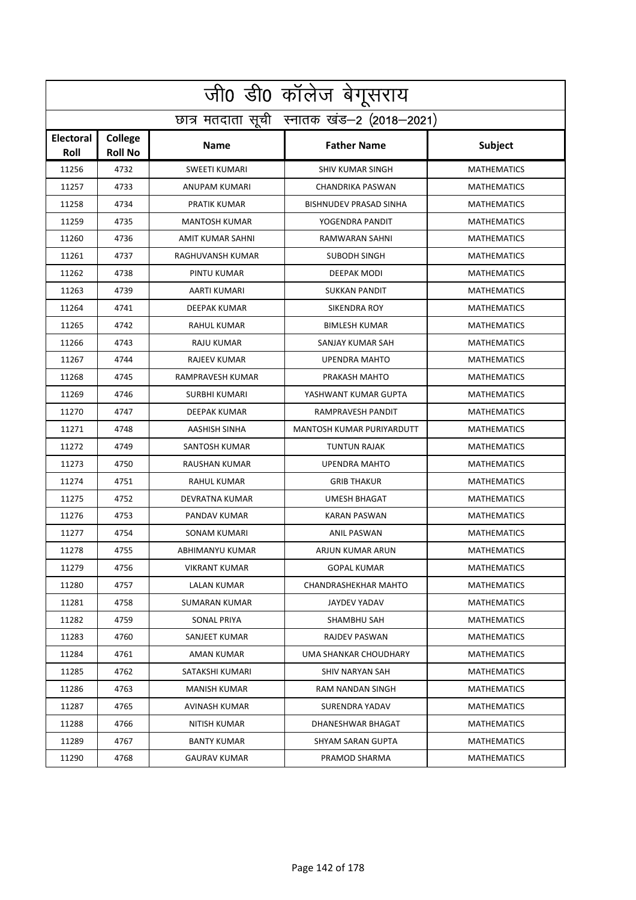# जी0 डी0 कॉलेज बेगूसराय

## छात्र मतदाता सूची स्नातक खंड–2 (2018–2021)

| Electoral Roll | College Roll No | Name | Father Name | Subject |
|---|---|---|---|---|
| 11256 | 4732 | SWEETI KUMARI | SHIV KUMAR SINGH | MATHEMATICS |
| 11257 | 4733 | ANUPAM KUMARI | CHANDRIKA PASWAN | MATHEMATICS |
| 11258 | 4734 | PRATIK KUMAR | BISHNUDEV PRASAD SINHA | MATHEMATICS |
| 11259 | 4735 | MANTOSH KUMAR | YOGENDRA PANDIT | MATHEMATICS |
| 11260 | 4736 | AMIT KUMAR SAHNI | RAMWARAN SAHNI | MATHEMATICS |
| 11261 | 4737 | RAGHUVANSH KUMAR | SUBODH SINGH | MATHEMATICS |
| 11262 | 4738 | PINTU KUMAR | DEEPAK MODI | MATHEMATICS |
| 11263 | 4739 | AARTI KUMARI | SUKKAN PANDIT | MATHEMATICS |
| 11264 | 4741 | DEEPAK KUMAR | SIKENDRA ROY | MATHEMATICS |
| 11265 | 4742 | RAHUL KUMAR | BIMLESH KUMAR | MATHEMATICS |
| 11266 | 4743 | RAJU KUMAR | SANJAY KUMAR SAH | MATHEMATICS |
| 11267 | 4744 | RAJEEV KUMAR | UPENDRA MAHTO | MATHEMATICS |
| 11268 | 4745 | RAMPRAVESH KUMAR | PRAKASH MAHTO | MATHEMATICS |
| 11269 | 4746 | SURBHI KUMARI | YASHWANT KUMAR GUPTA | MATHEMATICS |
| 11270 | 4747 | DEEPAK KUMAR | RAMPRAVESH PANDIT | MATHEMATICS |
| 11271 | 4748 | AASHISH SINHA | MANTOSH KUMAR PURIYARDUTT | MATHEMATICS |
| 11272 | 4749 | SANTOSH KUMAR | TUNTUN RAJAK | MATHEMATICS |
| 11273 | 4750 | RAUSHAN KUMAR | UPENDRA MAHTO | MATHEMATICS |
| 11274 | 4751 | RAHUL KUMAR | GRIB THAKUR | MATHEMATICS |
| 11275 | 4752 | DEVRATNA KUMAR | UMESH BHAGAT | MATHEMATICS |
| 11276 | 4753 | PANDAV KUMAR | KARAN PASWAN | MATHEMATICS |
| 11277 | 4754 | SONAM KUMARI | ANIL PASWAN | MATHEMATICS |
| 11278 | 4755 | ABHIMANYU KUMAR | ARJUN KUMAR ARUN | MATHEMATICS |
| 11279 | 4756 | VIKRANT KUMAR | GOPAL KUMAR | MATHEMATICS |
| 11280 | 4757 | LALAN KUMAR | CHANDRASHEKHAR MAHTO | MATHEMATICS |
| 11281 | 4758 | SUMARAN KUMAR | JAYDEV YADAV | MATHEMATICS |
| 11282 | 4759 | SONAL PRIYA | SHAMBHU SAH | MATHEMATICS |
| 11283 | 4760 | SANJEET KUMAR | RAJDEV PASWAN | MATHEMATICS |
| 11284 | 4761 | AMAN KUMAR | UMA SHANKAR CHOUDHARY | MATHEMATICS |
| 11285 | 4762 | SATAKSHI KUMARI | SHIV NARYAN SAH | MATHEMATICS |
| 11286 | 4763 | MANISH KUMAR | RAM NANDAN SINGH | MATHEMATICS |
| 11287 | 4765 | AVINASH KUMAR | SURENDRA YADAV | MATHEMATICS |
| 11288 | 4766 | NITISH KUMAR | DHANESHWAR BHAGAT | MATHEMATICS |
| 11289 | 4767 | BANTY KUMAR | SHYAM SARAN GUPTA | MATHEMATICS |
| 11290 | 4768 | GAURAV KUMAR | PRAMOD SHARMA | MATHEMATICS |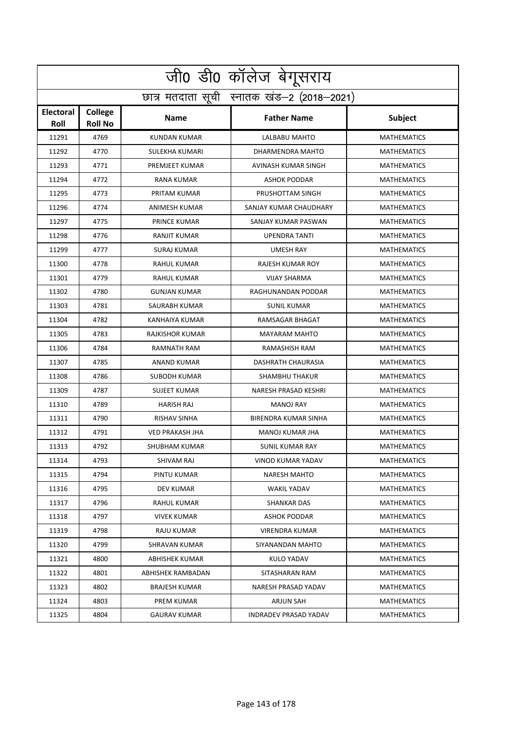# जी0 डी0 कॉलेज बेगूसराय

## छात्र मतदाता सूची स्नातक खंड–2 (2018–2021)

| Electoral Roll | College Roll No | Name | Father Name | Subject |
|---|---|---|---|---|
| 11291 | 4769 | KUNDAN KUMAR | LALBABU MAHTO | MATHEMATICS |
| 11292 | 4770 | SULEKHA KUMARI | DHARMENDRA MAHTO | MATHEMATICS |
| 11293 | 4771 | PREMJEET KUMAR | AVINASH KUMAR SINGH | MATHEMATICS |
| 11294 | 4772 | RANA KUMAR | ASHOK PODDAR | MATHEMATICS |
| 11295 | 4773 | PRITAM KUMAR | PRUSHOTTAM SINGH | MATHEMATICS |
| 11296 | 4774 | ANIMESH KUMAR | SANJAY KUMAR CHAUDHARY | MATHEMATICS |
| 11297 | 4775 | PRINCE KUMAR | SANJAY KUMAR PASWAN | MATHEMATICS |
| 11298 | 4776 | RANJIT KUMAR | UPENDRA TANTI | MATHEMATICS |
| 11299 | 4777 | SURAJ KUMAR | UMESH RAY | MATHEMATICS |
| 11300 | 4778 | RAHUL KUMAR | RAJESH KUMAR ROY | MATHEMATICS |
| 11301 | 4779 | RAHUL KUMAR | VIJAY SHARMA | MATHEMATICS |
| 11302 | 4780 | GUNJAN KUMAR | RAGHUNANDAN PODDAR | MATHEMATICS |
| 11303 | 4781 | SAURABH KUMAR | SUNIL KUMAR | MATHEMATICS |
| 11304 | 4782 | KANHAIYA KUMAR | RAMSAGAR BHAGAT | MATHEMATICS |
| 11305 | 4783 | RAJKISHOR KUMAR | MAYARAM MAHTO | MATHEMATICS |
| 11306 | 4784 | RAMNATH RAM | RAMASHISH RAM | MATHEMATICS |
| 11307 | 4785 | ANAND KUMAR | DASHRATH CHAURASIA | MATHEMATICS |
| 11308 | 4786 | SUBODH KUMAR | SHAMBHU THAKUR | MATHEMATICS |
| 11309 | 4787 | SUJEET KUMAR | NARESH PRASAD KESHRI | MATHEMATICS |
| 11310 | 4789 | HARISH RAJ | MANOJ RAY | MATHEMATICS |
| 11311 | 4790 | RISHAV SINHA | BIRENDRA KUMAR SINHA | MATHEMATICS |
| 11312 | 4791 | VED PRAKASH JHA | MANOJ KUMAR JHA | MATHEMATICS |
| 11313 | 4792 | SHUBHAM KUMAR | SUNIL KUMAR RAY | MATHEMATICS |
| 11314 | 4793 | SHIVAM RAJ | VINOD KUMAR YADAV | MATHEMATICS |
| 11315 | 4794 | PINTU KUMAR | NARESH MAHTO | MATHEMATICS |
| 11316 | 4795 | DEV KUMAR | WAKIL YADAV | MATHEMATICS |
| 11317 | 4796 | RAHUL KUMAR | SHANKAR DAS | MATHEMATICS |
| 11318 | 4797 | VIVEK KUMAR | ASHOK PODDAR | MATHEMATICS |
| 11319 | 4798 | RAJU KUMAR | VIRENDRA KUMAR | MATHEMATICS |
| 11320 | 4799 | SHRAVAN KUMAR | SIYANANDAN MAHTO | MATHEMATICS |
| 11321 | 4800 | ABHISHEK KUMAR | KULO YADAV | MATHEMATICS |
| 11322 | 4801 | ABHISHEK RAMBADAN | SITASHARAN RAM | MATHEMATICS |
| 11323 | 4802 | BRAJESH KUMAR | NARESH PRASAD YADAV | MATHEMATICS |
| 11324 | 4803 | PREM KUMAR | ARJUN SAH | MATHEMATICS |
| 11325 | 4804 | GAURAV KUMAR | INDRADEV PRASAD YADAV | MATHEMATICS |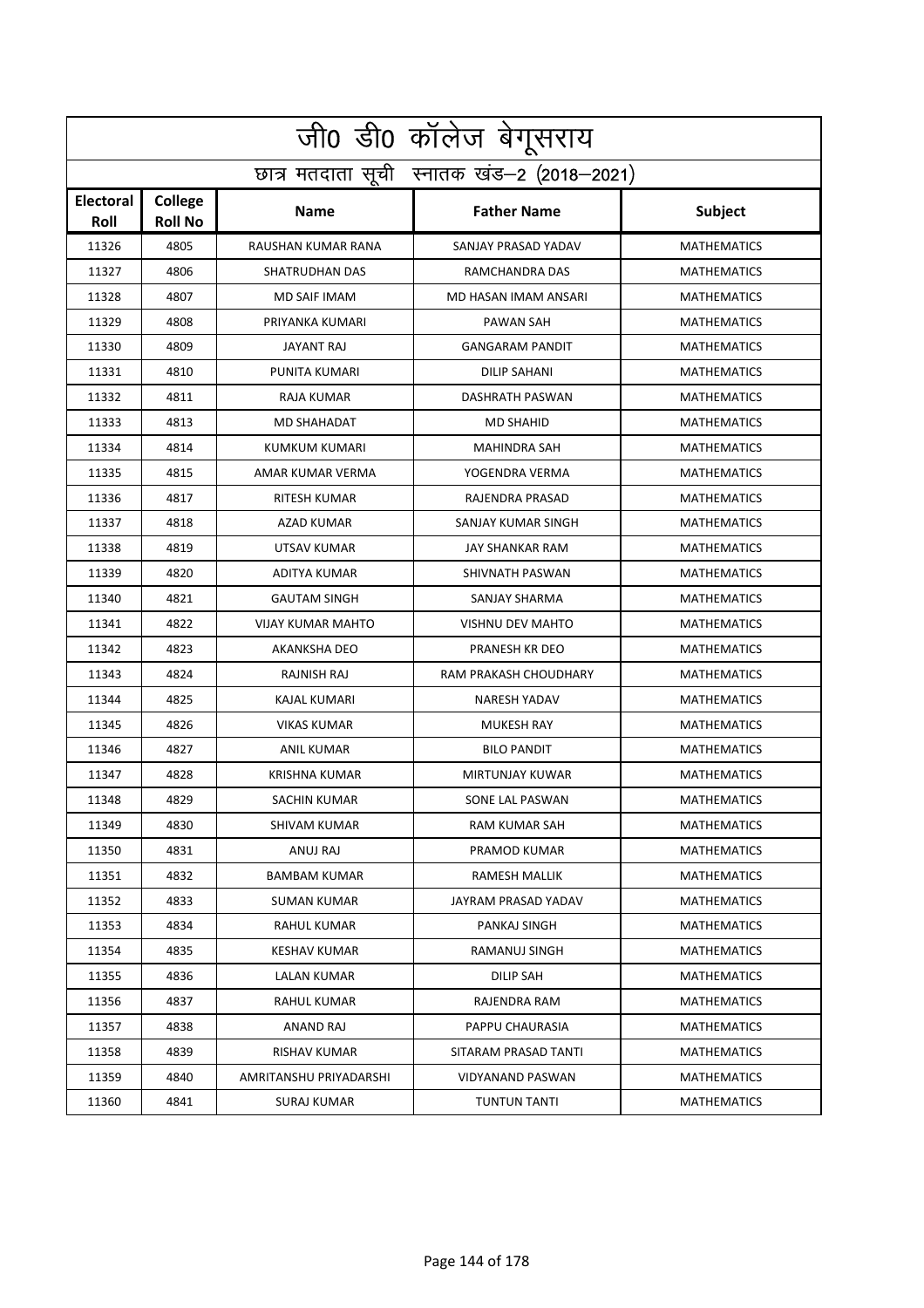# जी0 डी0 कॉलेज बेगूसराय

## छात्र मतदाता सूची स्नातक खंड–2 (2018–2021)

| Electoral Roll | College Roll No | Name | Father Name | Subject |
|---|---|---|---|---|
| 11326 | 4805 | RAUSHAN KUMAR RANA | SANJAY PRASAD YADAV | MATHEMATICS |
| 11327 | 4806 | SHATRUDHAN DAS | RAMCHANDRA DAS | MATHEMATICS |
| 11328 | 4807 | MD SAIF IMAM | MD HASAN IMAM ANSARI | MATHEMATICS |
| 11329 | 4808 | PRIYANKA KUMARI | PAWAN SAH | MATHEMATICS |
| 11330 | 4809 | JAYANT RAJ | GANGARAM PANDIT | MATHEMATICS |
| 11331 | 4810 | PUNITA KUMARI | DILIP SAHANI | MATHEMATICS |
| 11332 | 4811 | RAJA KUMAR | DASHRATH PASWAN | MATHEMATICS |
| 11333 | 4813 | MD SHAHADAT | MD SHAHID | MATHEMATICS |
| 11334 | 4814 | KUMKUM KUMARI | MAHINDRA SAH | MATHEMATICS |
| 11335 | 4815 | AMAR KUMAR VERMA | YOGENDRA VERMA | MATHEMATICS |
| 11336 | 4817 | RITESH KUMAR | RAJENDRA PRASAD | MATHEMATICS |
| 11337 | 4818 | AZAD KUMAR | SANJAY KUMAR SINGH | MATHEMATICS |
| 11338 | 4819 | UTSAV KUMAR | JAY SHANKAR RAM | MATHEMATICS |
| 11339 | 4820 | ADITYA KUMAR | SHIVNATH PASWAN | MATHEMATICS |
| 11340 | 4821 | GAUTAM SINGH | SANJAY SHARMA | MATHEMATICS |
| 11341 | 4822 | VIJAY KUMAR MAHTO | VISHNU DEV MAHTO | MATHEMATICS |
| 11342 | 4823 | AKANKSHA DEO | PRANESH KR DEO | MATHEMATICS |
| 11343 | 4824 | RAJNISH RAJ | RAM PRAKASH CHOUDHARY | MATHEMATICS |
| 11344 | 4825 | KAJAL KUMARI | NARESH YADAV | MATHEMATICS |
| 11345 | 4826 | VIKAS KUMAR | MUKESH RAY | MATHEMATICS |
| 11346 | 4827 | ANIL KUMAR | BILO PANDIT | MATHEMATICS |
| 11347 | 4828 | KRISHNA KUMAR | MIRTUNJAY KUWAR | MATHEMATICS |
| 11348 | 4829 | SACHIN KUMAR | SONE LAL PASWAN | MATHEMATICS |
| 11349 | 4830 | SHIVAM KUMAR | RAM KUMAR SAH | MATHEMATICS |
| 11350 | 4831 | ANUJ RAJ | PRAMOD KUMAR | MATHEMATICS |
| 11351 | 4832 | BAMBAM KUMAR | RAMESH MALLIK | MATHEMATICS |
| 11352 | 4833 | SUMAN KUMAR | JAYRAM PRASAD YADAV | MATHEMATICS |
| 11353 | 4834 | RAHUL KUMAR | PANKAJ SINGH | MATHEMATICS |
| 11354 | 4835 | KESHAV KUMAR | RAMANUJ SINGH | MATHEMATICS |
| 11355 | 4836 | LALAN KUMAR | DILIP SAH | MATHEMATICS |
| 11356 | 4837 | RAHUL KUMAR | RAJENDRA RAM | MATHEMATICS |
| 11357 | 4838 | ANAND RAJ | PAPPU CHAURASIA | MATHEMATICS |
| 11358 | 4839 | RISHAV KUMAR | SITARAM PRASAD TANTI | MATHEMATICS |
| 11359 | 4840 | AMRITANSHU PRIYADARSHI | VIDYANAND PASWAN | MATHEMATICS |
| 11360 | 4841 | SURAJ KUMAR | TUNTUN TANTI | MATHEMATICS |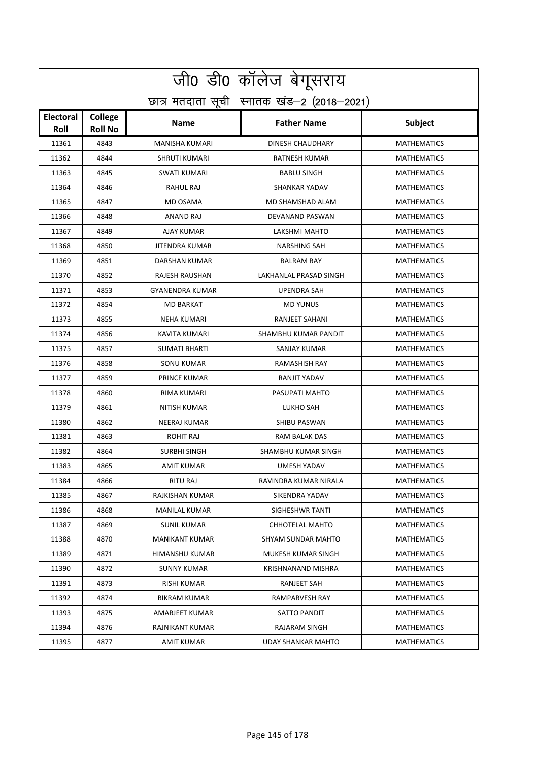# जी0 डी0 कॉलेज बेगूसराय

## छात्र मतदाता सूची स्नातक खंड–2 (2018–2021)

| Electoral Roll | College Roll No | Name | Father Name | Subject |
|---|---|---|---|---|
| 11361 | 4843 | MANISHA KUMARI | DINESH CHAUDHARY | MATHEMATICS |
| 11362 | 4844 | SHRUTI KUMARI | RATNESH KUMAR | MATHEMATICS |
| 11363 | 4845 | SWATI KUMARI | BABLU SINGH | MATHEMATICS |
| 11364 | 4846 | RAHUL RAJ | SHANKAR YADAV | MATHEMATICS |
| 11365 | 4847 | MD OSAMA | MD SHAMSHAD ALAM | MATHEMATICS |
| 11366 | 4848 | ANAND RAJ | DEVANAND PASWAN | MATHEMATICS |
| 11367 | 4849 | AJAY KUMAR | LAKSHMI MAHTO | MATHEMATICS |
| 11368 | 4850 | JITENDRA KUMAR | NARSHING SAH | MATHEMATICS |
| 11369 | 4851 | DARSHAN KUMAR | BALRAM RAY | MATHEMATICS |
| 11370 | 4852 | RAJESH RAUSHAN | LAKHANLAL PRASAD SINGH | MATHEMATICS |
| 11371 | 4853 | GYANENDRA KUMAR | UPENDRA SAH | MATHEMATICS |
| 11372 | 4854 | MD BARKAT | MD YUNUS | MATHEMATICS |
| 11373 | 4855 | NEHA KUMARI | RANJEET SAHANI | MATHEMATICS |
| 11374 | 4856 | KAVITA KUMARI | SHAMBHU KUMAR PANDIT | MATHEMATICS |
| 11375 | 4857 | SUMATI BHARTI | SANJAY KUMAR | MATHEMATICS |
| 11376 | 4858 | SONU KUMAR | RAMASHISH RAY | MATHEMATICS |
| 11377 | 4859 | PRINCE KUMAR | RANJIT YADAV | MATHEMATICS |
| 11378 | 4860 | RIMA KUMARI | PASUPATI MAHTO | MATHEMATICS |
| 11379 | 4861 | NITISH KUMAR | LUKHO SAH | MATHEMATICS |
| 11380 | 4862 | NEERAJ KUMAR | SHIBU PASWAN | MATHEMATICS |
| 11381 | 4863 | ROHIT RAJ | RAM BALAK DAS | MATHEMATICS |
| 11382 | 4864 | SURBHI SINGH | SHAMBHU KUMAR SINGH | MATHEMATICS |
| 11383 | 4865 | AMIT KUMAR | UMESH YADAV | MATHEMATICS |
| 11384 | 4866 | RITU RAJ | RAVINDRA KUMAR NIRALA | MATHEMATICS |
| 11385 | 4867 | RAJKISHAN KUMAR | SIKENDRA YADAV | MATHEMATICS |
| 11386 | 4868 | MANILAL KUMAR | SIGHESHWR TANTI | MATHEMATICS |
| 11387 | 4869 | SUNIL KUMAR | CHHOTELAL MAHTO | MATHEMATICS |
| 11388 | 4870 | MANIKANT KUMAR | SHYAM SUNDAR MAHTO | MATHEMATICS |
| 11389 | 4871 | HIMANSHU KUMAR | MUKESH KUMAR SINGH | MATHEMATICS |
| 11390 | 4872 | SUNNY KUMAR | KRISHNANAND MISHRA | MATHEMATICS |
| 11391 | 4873 | RISHI KUMAR | RANJEET SAH | MATHEMATICS |
| 11392 | 4874 | BIKRAM KUMAR | RAMPARVESH RAY | MATHEMATICS |
| 11393 | 4875 | AMARJEET KUMAR | SATTO PANDIT | MATHEMATICS |
| 11394 | 4876 | RAJNIKANT KUMAR | RAJARAM SINGH | MATHEMATICS |
| 11395 | 4877 | AMIT KUMAR | UDAY SHANKAR MAHTO | MATHEMATICS |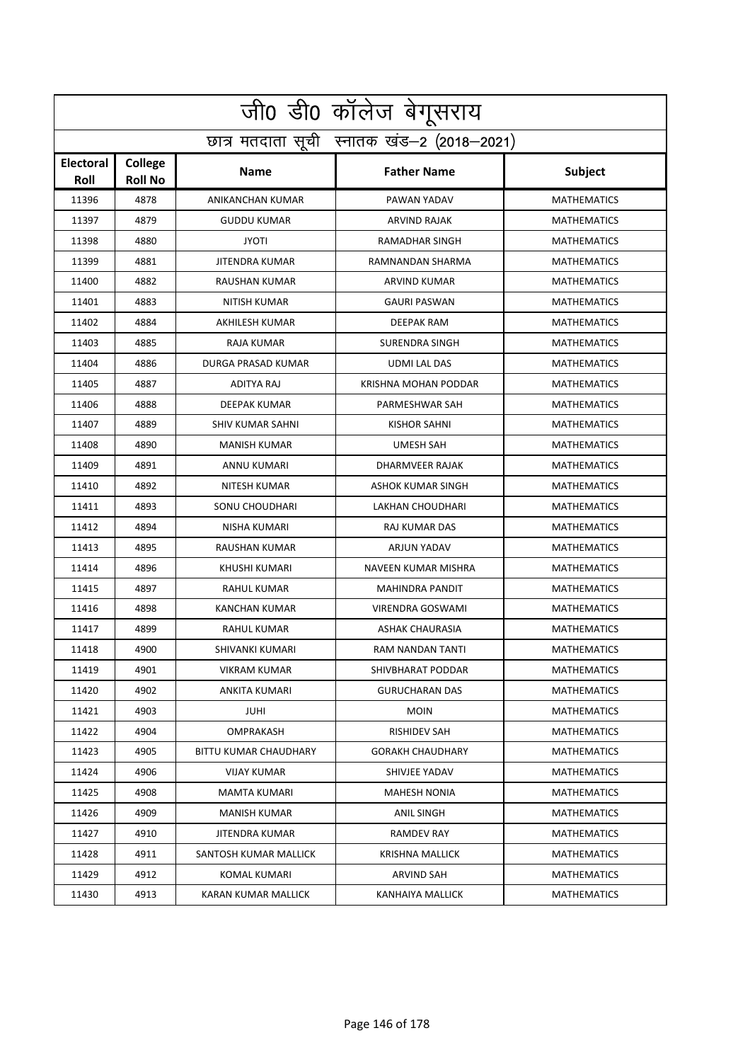| जी0 डी0 कॉलेज बेगूसराय | | | | |
|---|---|---|---|---|
| छात्र मतदाता सूची स्नातक खंड–2 (2018–2021) | | | | |
| **Electoral Roll** | **College Roll No** | **Name** | **Father Name** | **Subject** |
| 11396 | 4878 | ANIKANCHAN KUMAR | PAWAN YADAV | MATHEMATICS |
| 11397 | 4879 | GUDDU KUMAR | ARVIND RAJAK | MATHEMATICS |
| 11398 | 4880 | JYOTI | RAMADHAR SINGH | MATHEMATICS |
| 11399 | 4881 | JITENDRA KUMAR | RAMNANDAN SHARMA | MATHEMATICS |
| 11400 | 4882 | RAUSHAN KUMAR | ARVIND KUMAR | MATHEMATICS |
| 11401 | 4883 | NITISH KUMAR | GAURI PASWAN | MATHEMATICS |
| 11402 | 4884 | AKHILESH KUMAR | DEEPAK RAM | MATHEMATICS |
| 11403 | 4885 | RAJA KUMAR | SURENDRA SINGH | MATHEMATICS |
| 11404 | 4886 | DURGA PRASAD KUMAR | UDMI LAL DAS | MATHEMATICS |
| 11405 | 4887 | ADITYA RAJ | KRISHNA MOHAN PODDAR | MATHEMATICS |
| 11406 | 4888 | DEEPAK KUMAR | PARMESHWAR SAH | MATHEMATICS |
| 11407 | 4889 | SHIV KUMAR SAHNI | KISHOR SAHNI | MATHEMATICS |
| 11408 | 4890 | MANISH KUMAR | UMESH SAH | MATHEMATICS |
| 11409 | 4891 | ANNU KUMARI | DHARMVEER RAJAK | MATHEMATICS |
| 11410 | 4892 | NITESH KUMAR | ASHOK KUMAR SINGH | MATHEMATICS |
| 11411 | 4893 | SONU CHOUDHARI | LAKHAN CHOUDHARI | MATHEMATICS |
| 11412 | 4894 | NISHA KUMARI | RAJ KUMAR DAS | MATHEMATICS |
| 11413 | 4895 | RAUSHAN KUMAR | ARJUN YADAV | MATHEMATICS |
| 11414 | 4896 | KHUSHI KUMARI | NAVEEN KUMAR MISHRA | MATHEMATICS |
| 11415 | 4897 | RAHUL KUMAR | MAHINDRA PANDIT | MATHEMATICS |
| 11416 | 4898 | KANCHAN KUMAR | VIRENDRA GOSWAMI | MATHEMATICS |
| 11417 | 4899 | RAHUL KUMAR | ASHAK CHAURASIA | MATHEMATICS |
| 11418 | 4900 | SHIVANKI KUMARI | RAM NANDAN TANTI | MATHEMATICS |
| 11419 | 4901 | VIKRAM KUMAR | SHIVBHARAT PODDAR | MATHEMATICS |
| 11420 | 4902 | ANKITA KUMARI | GURUCHARAN DAS | MATHEMATICS |
| 11421 | 4903 | JUHI | MOIN | MATHEMATICS |
| 11422 | 4904 | OMPRAKASH | RISHIDEV SAH | MATHEMATICS |
| 11423 | 4905 | BITTU KUMAR CHAUDHARY | GORAKH CHAUDHARY | MATHEMATICS |
| 11424 | 4906 | VIJAY KUMAR | SHIVJEE YADAV | MATHEMATICS |
| 11425 | 4908 | MAMTA KUMARI | MAHESH NONIA | MATHEMATICS |
| 11426 | 4909 | MANISH KUMAR | ANIL SINGH | MATHEMATICS |
| 11427 | 4910 | JITENDRA KUMAR | RAMDEV RAY | MATHEMATICS |
| 11428 | 4911 | SANTOSH KUMAR MALLICK | KRISHNA MALLICK | MATHEMATICS |
| 11429 | 4912 | KOMAL KUMARI | ARVIND SAH | MATHEMATICS |
| 11430 | 4913 | KARAN KUMAR MALLICK | KANHAIYA MALLICK | MATHEMATICS |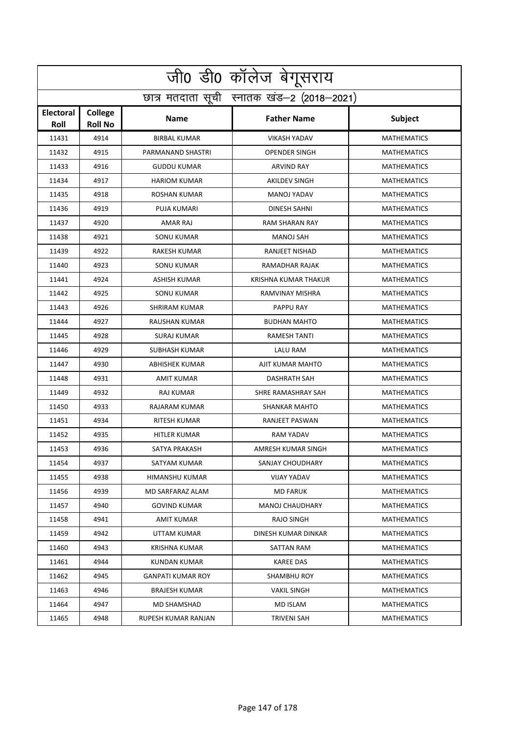| जी0 डी0 कॉलेज बेगूसराय | | | | |
|---|---|---|---|---|
| छात्र मतदाता सूची स्नातक खंड–2 (2018–2021) | | | | |
| **Electoral Roll** | **College Roll No** | **Name** | **Father Name** | **Subject** |
| 11431 | 4914 | BIRBAL KUMAR | VIKASH YADAV | MATHEMATICS |
| 11432 | 4915 | PARMANAND SHASTRI | OPENDER SINGH | MATHEMATICS |
| 11433 | 4916 | GUDDU KUMAR | ARVIND RAY | MATHEMATICS |
| 11434 | 4917 | HARIOM KUMAR | AKILDEV SINGH | MATHEMATICS |
| 11435 | 4918 | ROSHAN KUMAR | MANOJ YADAV | MATHEMATICS |
| 11436 | 4919 | PUJA KUMARI | DINESH SAHNI | MATHEMATICS |
| 11437 | 4920 | AMAR RAJ | RAM SHARAN RAY | MATHEMATICS |
| 11438 | 4921 | SONU KUMAR | MANOJ SAH | MATHEMATICS |
| 11439 | 4922 | RAKESH KUMAR | RANJEET NISHAD | MATHEMATICS |
| 11440 | 4923 | SONU KUMAR | RAMADHAR RAJAK | MATHEMATICS |
| 11441 | 4924 | ASHISH KUMAR | KRISHNA KUMAR THAKUR | MATHEMATICS |
| 11442 | 4925 | SONU KUMAR | RAMVINAY MISHRA | MATHEMATICS |
| 11443 | 4926 | SHRIRAM KUMAR | PAPPU RAY | MATHEMATICS |
| 11444 | 4927 | RAUSHAN KUMAR | BUDHAN MAHTO | MATHEMATICS |
| 11445 | 4928 | SURAJ KUMAR | RAMESH TANTI | MATHEMATICS |
| 11446 | 4929 | SUBHASH KUMAR | LALU RAM | MATHEMATICS |
| 11447 | 4930 | ABHISHEK KUMAR | AJIT KUMAR MAHTO | MATHEMATICS |
| 11448 | 4931 | AMIT KUMAR | DASHRATH SAH | MATHEMATICS |
| 11449 | 4932 | RAJ KUMAR | SHRE RAMASHRAY SAH | MATHEMATICS |
| 11450 | 4933 | RAJARAM KUMAR | SHANKAR MAHTO | MATHEMATICS |
| 11451 | 4934 | RITESH KUMAR | RANJEET PASWAN | MATHEMATICS |
| 11452 | 4935 | HITLER KUMAR | RAM YADAV | MATHEMATICS |
| 11453 | 4936 | SATYA PRAKASH | AMRESH KUMAR SINGH | MATHEMATICS |
| 11454 | 4937 | SATYAM KUMAR | SANJAY CHOUDHARY | MATHEMATICS |
| 11455 | 4938 | HIMANSHU KUMAR | VIJAY YADAV | MATHEMATICS |
| 11456 | 4939 | MD SARFARAZ ALAM | MD FARUK | MATHEMATICS |
| 11457 | 4940 | GOVIND KUMAR | MANOJ CHAUDHARY | MATHEMATICS |
| 11458 | 4941 | AMIT KUMAR | RAJO SINGH | MATHEMATICS |
| 11459 | 4942 | UTTAM KUMAR | DINESH KUMAR DINKAR | MATHEMATICS |
| 11460 | 4943 | KRISHNA KUMAR | SATTAN RAM | MATHEMATICS |
| 11461 | 4944 | KUNDAN KUMAR | KAREE DAS | MATHEMATICS |
| 11462 | 4945 | GANPATI KUMAR ROY | SHAMBHU ROY | MATHEMATICS |
| 11463 | 4946 | BRAJESH KUMAR | VAKIL SINGH | MATHEMATICS |
| 11464 | 4947 | MD SHAMSHAD | MD ISLAM | MATHEMATICS |
| 11465 | 4948 | RUPESH KUMAR RANJAN | TRIVENI SAH | MATHEMATICS |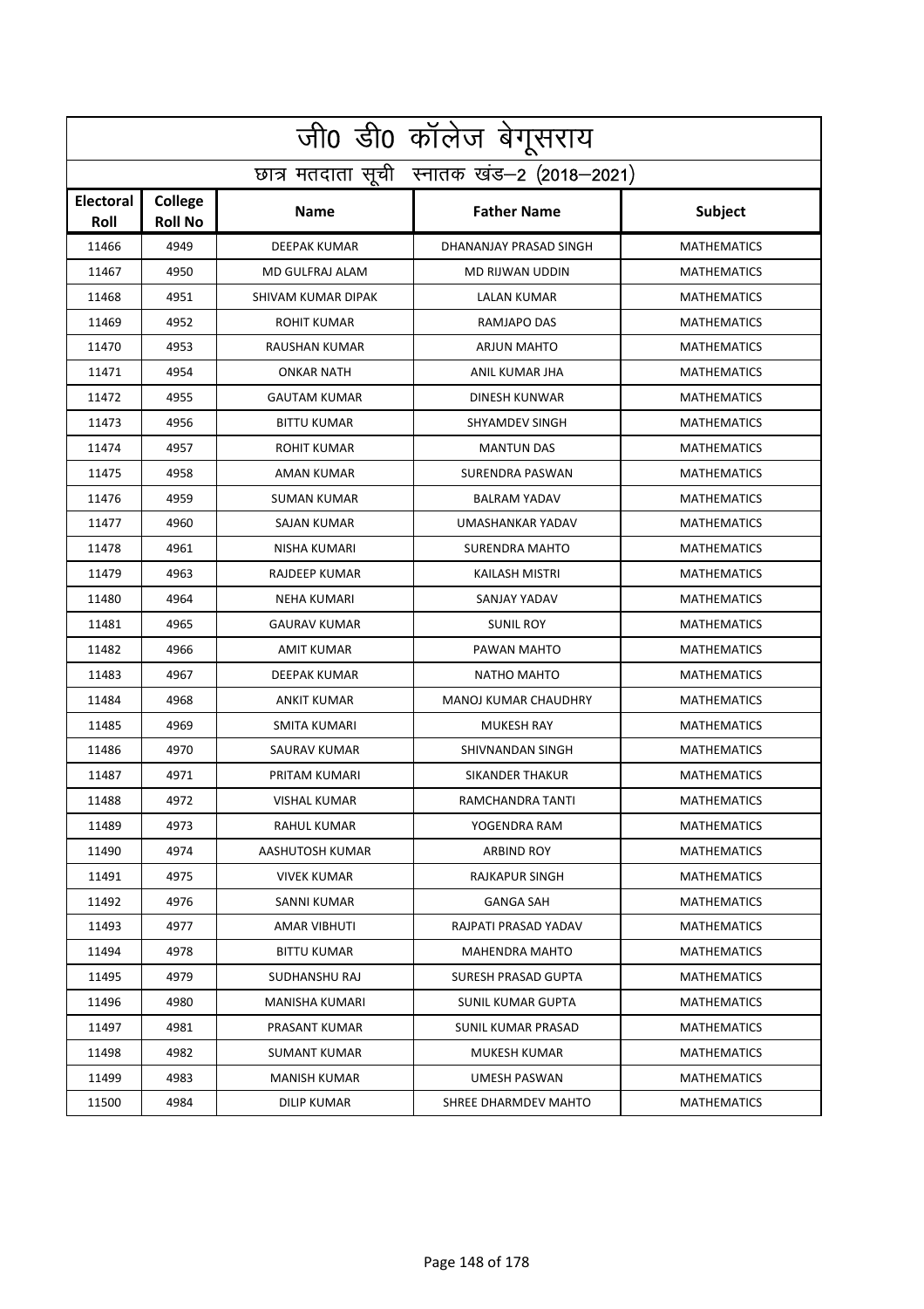# जी0 डी0 कॉलेज बेगूसराय

## छात्र मतदाता सूची स्नातक खंड–2 (2018–2021)

| Electoral Roll | College Roll No | Name | Father Name | Subject |
|---|---|---|---|---|
| 11466 | 4949 | DEEPAK KUMAR | DHANANJAY PRASAD SINGH | MATHEMATICS |
| 11467 | 4950 | MD GULFRAJ ALAM | MD RIJWAN UDDIN | MATHEMATICS |
| 11468 | 4951 | SHIVAM KUMAR DIPAK | LALAN KUMAR | MATHEMATICS |
| 11469 | 4952 | ROHIT KUMAR | RAMJAPO DAS | MATHEMATICS |
| 11470 | 4953 | RAUSHAN KUMAR | ARJUN MAHTO | MATHEMATICS |
| 11471 | 4954 | ONKAR NATH | ANIL KUMAR JHA | MATHEMATICS |
| 11472 | 4955 | GAUTAM KUMAR | DINESH KUNWAR | MATHEMATICS |
| 11473 | 4956 | BITTU KUMAR | SHYAMDEV SINGH | MATHEMATICS |
| 11474 | 4957 | ROHIT KUMAR | MANTUN DAS | MATHEMATICS |
| 11475 | 4958 | AMAN KUMAR | SURENDRA PASWAN | MATHEMATICS |
| 11476 | 4959 | SUMAN KUMAR | BALRAM YADAV | MATHEMATICS |
| 11477 | 4960 | SAJAN KUMAR | UMASHANKAR YADAV | MATHEMATICS |
| 11478 | 4961 | NISHA KUMARI | SURENDRA MAHTO | MATHEMATICS |
| 11479 | 4963 | RAJDEEP KUMAR | KAILASH MISTRI | MATHEMATICS |
| 11480 | 4964 | NEHA KUMARI | SANJAY YADAV | MATHEMATICS |
| 11481 | 4965 | GAURAV KUMAR | SUNIL ROY | MATHEMATICS |
| 11482 | 4966 | AMIT KUMAR | PAWAN MAHTO | MATHEMATICS |
| 11483 | 4967 | DEEPAK KUMAR | NATHO MAHTO | MATHEMATICS |
| 11484 | 4968 | ANKIT KUMAR | MANOJ KUMAR CHAUDHRY | MATHEMATICS |
| 11485 | 4969 | SMITA KUMARI | MUKESH RAY | MATHEMATICS |
| 11486 | 4970 | SAURAV KUMAR | SHIVNANDAN SINGH | MATHEMATICS |
| 11487 | 4971 | PRITAM KUMARI | SIKANDER THAKUR | MATHEMATICS |
| 11488 | 4972 | VISHAL KUMAR | RAMCHANDRA TANTI | MATHEMATICS |
| 11489 | 4973 | RAHUL KUMAR | YOGENDRA RAM | MATHEMATICS |
| 11490 | 4974 | AASHUTOSH KUMAR | ARBIND ROY | MATHEMATICS |
| 11491 | 4975 | VIVEK KUMAR | RAJKAPUR SINGH | MATHEMATICS |
| 11492 | 4976 | SANNI KUMAR | GANGA SAH | MATHEMATICS |
| 11493 | 4977 | AMAR VIBHUTI | RAJPATI PRASAD YADAV | MATHEMATICS |
| 11494 | 4978 | BITTU KUMAR | MAHENDRA MAHTO | MATHEMATICS |
| 11495 | 4979 | SUDHANSHU RAJ | SURESH PRASAD GUPTA | MATHEMATICS |
| 11496 | 4980 | MANISHA KUMARI | SUNIL KUMAR GUPTA | MATHEMATICS |
| 11497 | 4981 | PRASANT KUMAR | SUNIL KUMAR PRASAD | MATHEMATICS |
| 11498 | 4982 | SUMANT KUMAR | MUKESH KUMAR | MATHEMATICS |
| 11499 | 4983 | MANISH KUMAR | UMESH PASWAN | MATHEMATICS |
| 11500 | 4984 | DILIP KUMAR | SHREE DHARMDEV MAHTO | MATHEMATICS |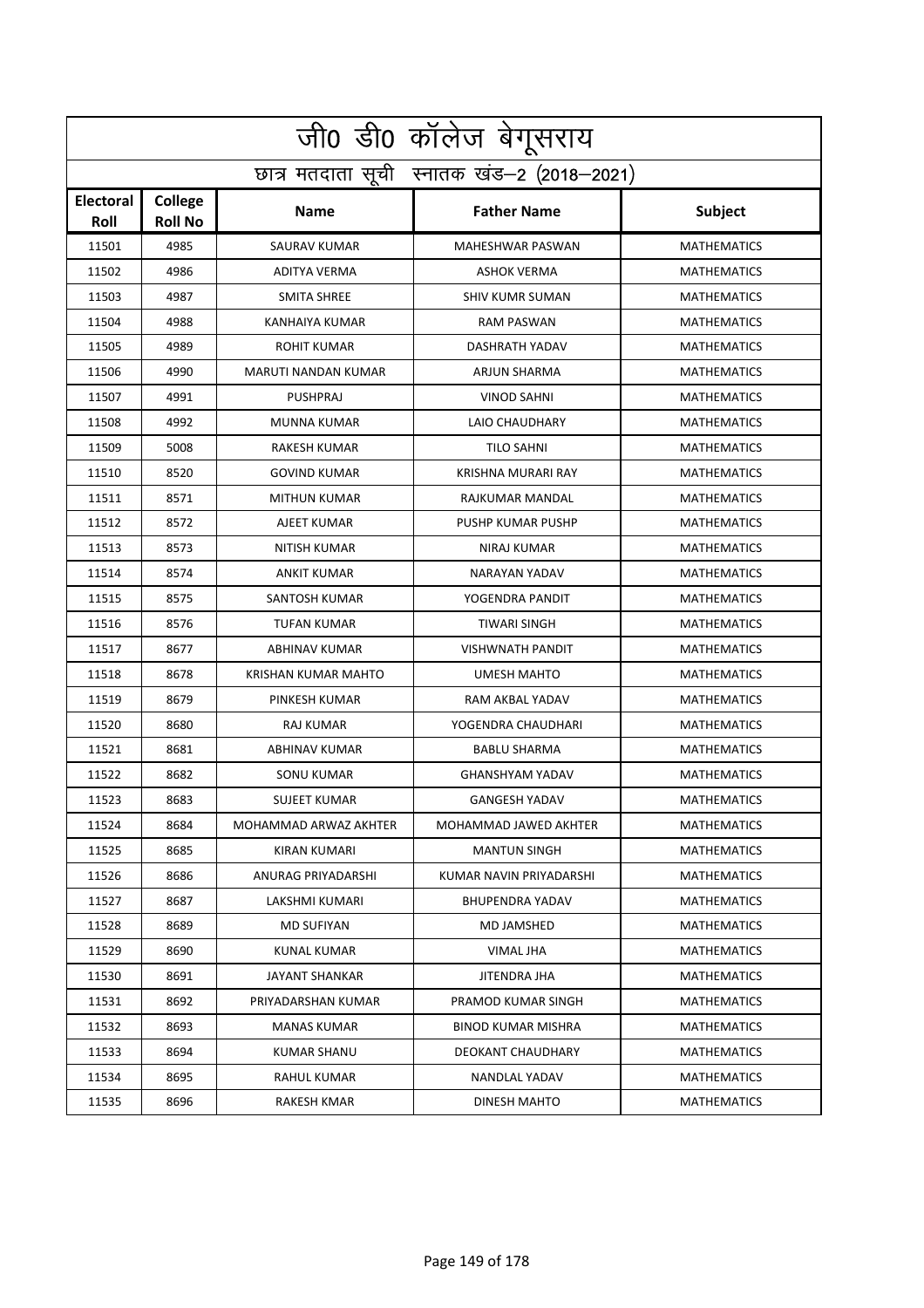# जी0 डी0 कॉलेज बेगूसराय

## छात्र मतदाता सूची स्नातक खंड–2 (2018–2021)

| Electoral Roll | College Roll No | Name | Father Name | Subject |
|---|---|---|---|---|
| 11501 | 4985 | SAURAV KUMAR | MAHESHWAR PASWAN | MATHEMATICS |
| 11502 | 4986 | ADITYA VERMA | ASHOK VERMA | MATHEMATICS |
| 11503 | 4987 | SMITA SHREE | SHIV KUMR SUMAN | MATHEMATICS |
| 11504 | 4988 | KANHAIYA KUMAR | RAM PASWAN | MATHEMATICS |
| 11505 | 4989 | ROHIT KUMAR | DASHRATH YADAV | MATHEMATICS |
| 11506 | 4990 | MARUTI NANDAN KUMAR | ARJUN SHARMA | MATHEMATICS |
| 11507 | 4991 | PUSHPRAJ | VINOD SAHNI | MATHEMATICS |
| 11508 | 4992 | MUNNA KUMAR | LAIO CHAUDHARY | MATHEMATICS |
| 11509 | 5008 | RAKESH KUMAR | TILO SAHNI | MATHEMATICS |
| 11510 | 8520 | GOVIND KUMAR | KRISHNA MURARI RAY | MATHEMATICS |
| 11511 | 8571 | MITHUN KUMAR | RAJKUMAR MANDAL | MATHEMATICS |
| 11512 | 8572 | AJEET KUMAR | PUSHP KUMAR PUSHP | MATHEMATICS |
| 11513 | 8573 | NITISH KUMAR | NIRAJ KUMAR | MATHEMATICS |
| 11514 | 8574 | ANKIT KUMAR | NARAYAN YADAV | MATHEMATICS |
| 11515 | 8575 | SANTOSH KUMAR | YOGENDRA PANDIT | MATHEMATICS |
| 11516 | 8576 | TUFAN KUMAR | TIWARI SINGH | MATHEMATICS |
| 11517 | 8677 | ABHINAV KUMAR | VISHWNATH PANDIT | MATHEMATICS |
| 11518 | 8678 | KRISHAN KUMAR MAHTO | UMESH MAHTO | MATHEMATICS |
| 11519 | 8679 | PINKESH KUMAR | RAM AKBAL YADAV | MATHEMATICS |
| 11520 | 8680 | RAJ KUMAR | YOGENDRA CHAUDHARI | MATHEMATICS |
| 11521 | 8681 | ABHINAV KUMAR | BABLU SHARMA | MATHEMATICS |
| 11522 | 8682 | SONU KUMAR | GHANSHYAM YADAV | MATHEMATICS |
| 11523 | 8683 | SUJEET KUMAR | GANGESH YADAV | MATHEMATICS |
| 11524 | 8684 | MOHAMMAD ARWAZ AKHTER | MOHAMMAD JAWED AKHTER | MATHEMATICS |
| 11525 | 8685 | KIRAN KUMARI | MANTUN SINGH | MATHEMATICS |
| 11526 | 8686 | ANURAG PRIYADARSHI | KUMAR NAVIN PRIYADARSHI | MATHEMATICS |
| 11527 | 8687 | LAKSHMI KUMARI | BHUPENDRA YADAV | MATHEMATICS |
| 11528 | 8689 | MD SUFIYAN | MD JAMSHED | MATHEMATICS |
| 11529 | 8690 | KUNAL KUMAR | VIMAL JHA | MATHEMATICS |
| 11530 | 8691 | JAYANT SHANKAR | JITENDRA JHA | MATHEMATICS |
| 11531 | 8692 | PRIYADARSHAN KUMAR | PRAMOD KUMAR SINGH | MATHEMATICS |
| 11532 | 8693 | MANAS KUMAR | BINOD KUMAR MISHRA | MATHEMATICS |
| 11533 | 8694 | KUMAR SHANU | DEOKANT CHAUDHARY | MATHEMATICS |
| 11534 | 8695 | RAHUL KUMAR | NANDLAL YADAV | MATHEMATICS |
| 11535 | 8696 | RAKESH KMAR | DINESH MAHTO | MATHEMATICS |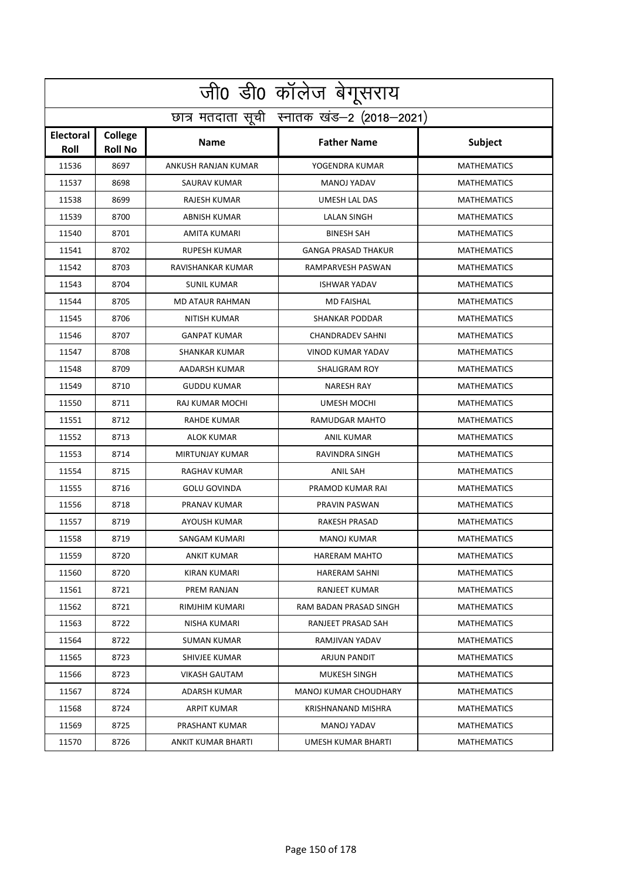# जी0 डी0 कॉलेज बेगूसराय

## छात्र मतदाता सूची स्नातक खंड–2 (2018–2021)

| Electoral Roll | College Roll No | Name | Father Name | Subject |
|---|---|---|---|---|
| 11536 | 8697 | ANKUSH RANJAN KUMAR | YOGENDRA KUMAR | MATHEMATICS |
| 11537 | 8698 | SAURAV KUMAR | MANOJ YADAV | MATHEMATICS |
| 11538 | 8699 | RAJESH KUMAR | UMESH LAL DAS | MATHEMATICS |
| 11539 | 8700 | ABNISH KUMAR | LALAN SINGH | MATHEMATICS |
| 11540 | 8701 | AMITA KUMARI | BINESH SAH | MATHEMATICS |
| 11541 | 8702 | RUPESH KUMAR | GANGA PRASAD THAKUR | MATHEMATICS |
| 11542 | 8703 | RAVISHANKAR KUMAR | RAMPARVESH PASWAN | MATHEMATICS |
| 11543 | 8704 | SUNIL KUMAR | ISHWAR YADAV | MATHEMATICS |
| 11544 | 8705 | MD ATAUR RAHMAN | MD FAISHAL | MATHEMATICS |
| 11545 | 8706 | NITISH KUMAR | SHANKAR PODDAR | MATHEMATICS |
| 11546 | 8707 | GANPAT KUMAR | CHANDRADEV SAHNI | MATHEMATICS |
| 11547 | 8708 | SHANKAR KUMAR | VINOD KUMAR YADAV | MATHEMATICS |
| 11548 | 8709 | AADARSH KUMAR | SHALIGRAM ROY | MATHEMATICS |
| 11549 | 8710 | GUDDU KUMAR | NARESH RAY | MATHEMATICS |
| 11550 | 8711 | RAJ KUMAR MOCHI | UMESH MOCHI | MATHEMATICS |
| 11551 | 8712 | RAHDE KUMAR | RAMUDGAR MAHTO | MATHEMATICS |
| 11552 | 8713 | ALOK KUMAR | ANIL KUMAR | MATHEMATICS |
| 11553 | 8714 | MIRTUNJAY KUMAR | RAVINDRA SINGH | MATHEMATICS |
| 11554 | 8715 | RAGHAV KUMAR | ANIL SAH | MATHEMATICS |
| 11555 | 8716 | GOLU GOVINDA | PRAMOD KUMAR RAI | MATHEMATICS |
| 11556 | 8718 | PRANAV KUMAR | PRAVIN PASWAN | MATHEMATICS |
| 11557 | 8719 | AYOUSH KUMAR | RAKESH PRASAD | MATHEMATICS |
| 11558 | 8719 | SANGAM KUMARI | MANOJ KUMAR | MATHEMATICS |
| 11559 | 8720 | ANKIT KUMAR | HARERAM MAHTO | MATHEMATICS |
| 11560 | 8720 | KIRAN KUMARI | HARERAM SAHNI | MATHEMATICS |
| 11561 | 8721 | PREM RANJAN | RANJEET KUMAR | MATHEMATICS |
| 11562 | 8721 | RIMJHIM KUMARI | RAM BADAN PRASAD SINGH | MATHEMATICS |
| 11563 | 8722 | NISHA KUMARI | RANJEET PRASAD SAH | MATHEMATICS |
| 11564 | 8722 | SUMAN KUMAR | RAMJIVAN YADAV | MATHEMATICS |
| 11565 | 8723 | SHIVJEE KUMAR | ARJUN PANDIT | MATHEMATICS |
| 11566 | 8723 | VIKASH GAUTAM | MUKESH SINGH | MATHEMATICS |
| 11567 | 8724 | ADARSH KUMAR | MANOJ KUMAR CHOUDHARY | MATHEMATICS |
| 11568 | 8724 | ARPIT KUMAR | KRISHNANAND MISHRA | MATHEMATICS |
| 11569 | 8725 | PRASHANT KUMAR | MANOJ YADAV | MATHEMATICS |
| 11570 | 8726 | ANKIT KUMAR BHARTI | UMESH KUMAR BHARTI | MATHEMATICS |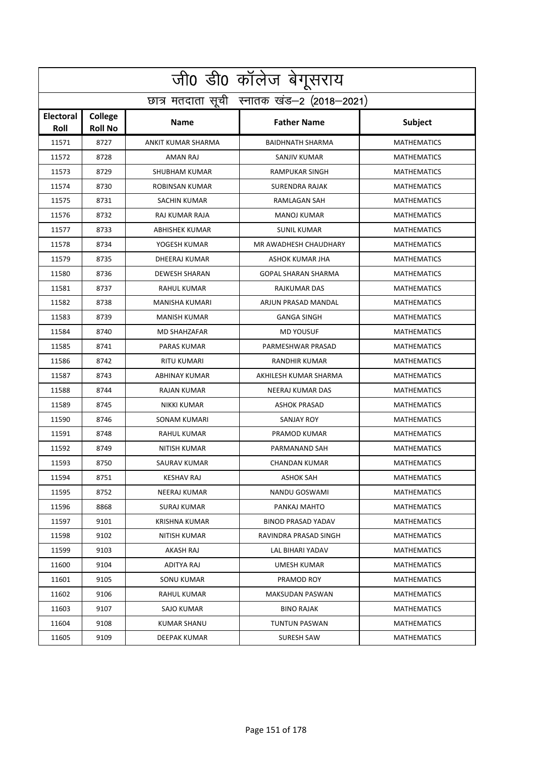# जी0 डी0 कॉलेज बेगूसराय

## छात्र मतदाता सूची स्नातक खंड–2 (2018–2021)

| Electoral Roll | College Roll No | Name | Father Name | Subject |
|---|---|---|---|---|
| 11571 | 8727 | ANKIT KUMAR SHARMA | BAIDHNATH SHARMA | MATHEMATICS |
| 11572 | 8728 | AMAN RAJ | SANJIV KUMAR | MATHEMATICS |
| 11573 | 8729 | SHUBHAM KUMAR | RAMPUKAR SINGH | MATHEMATICS |
| 11574 | 8730 | ROBINSAN KUMAR | SURENDRA RAJAK | MATHEMATICS |
| 11575 | 8731 | SACHIN KUMAR | RAMLAGAN SAH | MATHEMATICS |
| 11576 | 8732 | RAJ KUMAR RAJA | MANOJ KUMAR | MATHEMATICS |
| 11577 | 8733 | ABHISHEK KUMAR | SUNIL KUMAR | MATHEMATICS |
| 11578 | 8734 | YOGESH KUMAR | MR AWADHESH CHAUDHARY | MATHEMATICS |
| 11579 | 8735 | DHEERAJ KUMAR | ASHOK KUMAR JHA | MATHEMATICS |
| 11580 | 8736 | DEWESH SHARAN | GOPAL SHARAN SHARMA | MATHEMATICS |
| 11581 | 8737 | RAHUL KUMAR | RAJKUMAR DAS | MATHEMATICS |
| 11582 | 8738 | MANISHA KUMARI | ARJUN PRASAD MANDAL | MATHEMATICS |
| 11583 | 8739 | MANISH KUMAR | GANGA SINGH | MATHEMATICS |
| 11584 | 8740 | MD SHAHZAFAR | MD YOUSUF | MATHEMATICS |
| 11585 | 8741 | PARAS KUMAR | PARMESHWAR PRASAD | MATHEMATICS |
| 11586 | 8742 | RITU KUMARI | RANDHIR KUMAR | MATHEMATICS |
| 11587 | 8743 | ABHINAY KUMAR | AKHILESH KUMAR SHARMA | MATHEMATICS |
| 11588 | 8744 | RAJAN KUMAR | NEERAJ KUMAR DAS | MATHEMATICS |
| 11589 | 8745 | NIKKI KUMAR | ASHOK PRASAD | MATHEMATICS |
| 11590 | 8746 | SONAM KUMARI | SANJAY ROY | MATHEMATICS |
| 11591 | 8748 | RAHUL KUMAR | PRAMOD KUMAR | MATHEMATICS |
| 11592 | 8749 | NITISH KUMAR | PARMANAND SAH | MATHEMATICS |
| 11593 | 8750 | SAURAV KUMAR | CHANDAN KUMAR | MATHEMATICS |
| 11594 | 8751 | KESHAV RAJ | ASHOK SAH | MATHEMATICS |
| 11595 | 8752 | NEERAJ KUMAR | NANDU GOSWAMI | MATHEMATICS |
| 11596 | 8868 | SURAJ KUMAR | PANKAJ MAHTO | MATHEMATICS |
| 11597 | 9101 | KRISHNA KUMAR | BINOD PRASAD YADAV | MATHEMATICS |
| 11598 | 9102 | NITISH KUMAR | RAVINDRA PRASAD SINGH | MATHEMATICS |
| 11599 | 9103 | AKASH RAJ | LAL BIHARI YADAV | MATHEMATICS |
| 11600 | 9104 | ADITYA RAJ | UMESH KUMAR | MATHEMATICS |
| 11601 | 9105 | SONU KUMAR | PRAMOD ROY | MATHEMATICS |
| 11602 | 9106 | RAHUL KUMAR | MAKSUDAN PASWAN | MATHEMATICS |
| 11603 | 9107 | SAJO KUMAR | BINO RAJAK | MATHEMATICS |
| 11604 | 9108 | KUMAR SHANU | TUNTUN PASWAN | MATHEMATICS |
| 11605 | 9109 | DEEPAK KUMAR | SURESH SAW | MATHEMATICS |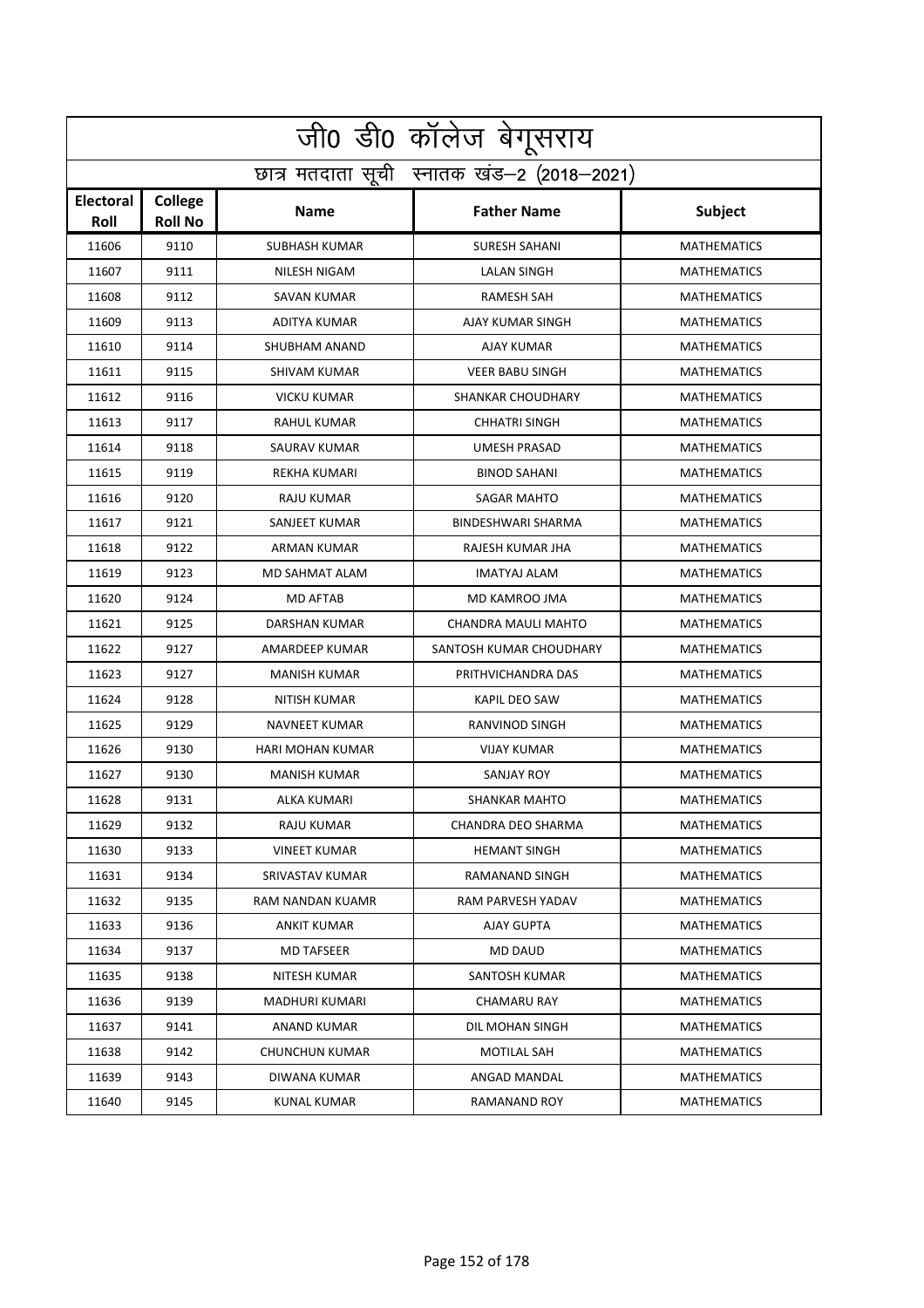| जी0 डी0 कॉलेज बेगूसराय | | | | |
|---|---|---|---|---|
| छात्र मतदाता सूची स्नातक खंड–2 (2018–2021) | | | | |
| **Electoral Roll** | **College Roll No** | **Name** | **Father Name** | **Subject** |
| 11606 | 9110 | SUBHASH KUMAR | SURESH SAHANI | MATHEMATICS |
| 11607 | 9111 | NILESH NIGAM | LALAN SINGH | MATHEMATICS |
| 11608 | 9112 | SAVAN KUMAR | RAMESH SAH | MATHEMATICS |
| 11609 | 9113 | ADITYA KUMAR | AJAY KUMAR SINGH | MATHEMATICS |
| 11610 | 9114 | SHUBHAM ANAND | AJAY KUMAR | MATHEMATICS |
| 11611 | 9115 | SHIVAM KUMAR | VEER BABU SINGH | MATHEMATICS |
| 11612 | 9116 | VICKU KUMAR | SHANKAR CHOUDHARY | MATHEMATICS |
| 11613 | 9117 | RAHUL KUMAR | CHHATRI SINGH | MATHEMATICS |
| 11614 | 9118 | SAURAV KUMAR | UMESH PRASAD | MATHEMATICS |
| 11615 | 9119 | REKHA KUMARI | BINOD SAHANI | MATHEMATICS |
| 11616 | 9120 | RAJU KUMAR | SAGAR MAHTO | MATHEMATICS |
| 11617 | 9121 | SANJEET KUMAR | BINDESHWARI SHARMA | MATHEMATICS |
| 11618 | 9122 | ARMAN KUMAR | RAJESH KUMAR JHA | MATHEMATICS |
| 11619 | 9123 | MD SAHMAT ALAM | IMATYAJ ALAM | MATHEMATICS |
| 11620 | 9124 | MD AFTAB | MD KAMROO JMA | MATHEMATICS |
| 11621 | 9125 | DARSHAN KUMAR | CHANDRA MAULI MAHTO | MATHEMATICS |
| 11622 | 9127 | AMARDEEP KUMAR | SANTOSH KUMAR CHOUDHARY | MATHEMATICS |
| 11623 | 9127 | MANISH KUMAR | PRITHVICHANDRA DAS | MATHEMATICS |
| 11624 | 9128 | NITISH KUMAR | KAPIL DEO SAW | MATHEMATICS |
| 11625 | 9129 | NAVNEET KUMAR | RANVINOD SINGH | MATHEMATICS |
| 11626 | 9130 | HARI MOHAN KUMAR | VIJAY KUMAR | MATHEMATICS |
| 11627 | 9130 | MANISH KUMAR | SANJAY ROY | MATHEMATICS |
| 11628 | 9131 | ALKA KUMARI | SHANKAR MAHTO | MATHEMATICS |
| 11629 | 9132 | RAJU KUMAR | CHANDRA DEO SHARMA | MATHEMATICS |
| 11630 | 9133 | VINEET KUMAR | HEMANT SINGH | MATHEMATICS |
| 11631 | 9134 | SRIVASTAV KUMAR | RAMANAND SINGH | MATHEMATICS |
| 11632 | 9135 | RAM NANDAN KUAMR | RAM PARVESH YADAV | MATHEMATICS |
| 11633 | 9136 | ANKIT KUMAR | AJAY GUPTA | MATHEMATICS |
| 11634 | 9137 | MD TAFSEER | MD DAUD | MATHEMATICS |
| 11635 | 9138 | NITESH KUMAR | SANTOSH KUMAR | MATHEMATICS |
| 11636 | 9139 | MADHURI KUMARI | CHAMARU RAY | MATHEMATICS |
| 11637 | 9141 | ANAND KUMAR | DIL MOHAN SINGH | MATHEMATICS |
| 11638 | 9142 | CHUNCHUN KUMAR | MOTILAL SAH | MATHEMATICS |
| 11639 | 9143 | DIWANA KUMAR | ANGAD MANDAL | MATHEMATICS |
| 11640 | 9145 | KUNAL KUMAR | RAMANAND ROY | MATHEMATICS |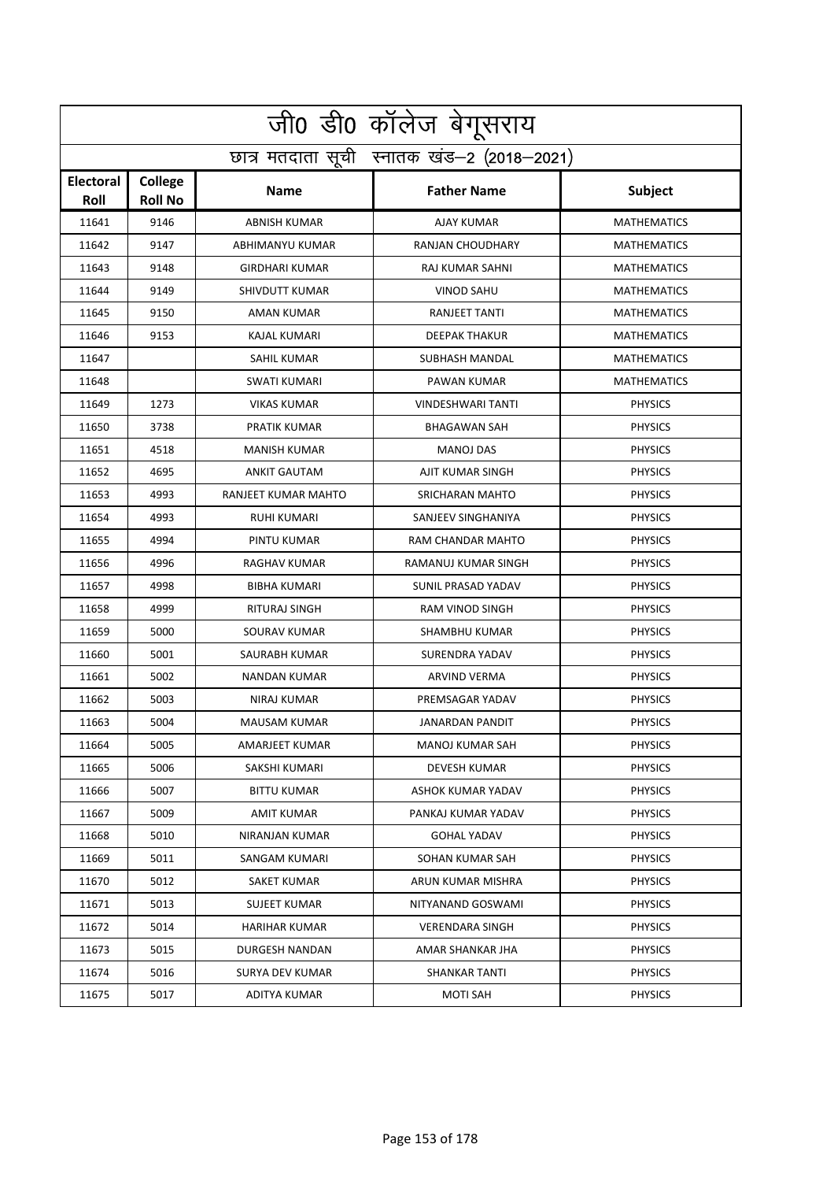# जी0 डी0 कॉलेज बेगूसराय

## छात्र मतदाता सूची स्नातक खंड–2 (2018–2021)

| Electoral Roll | College Roll No | Name | Father Name | Subject |
|---|---|---|---|---|
| 11641 | 9146 | ABNISH KUMAR | AJAY KUMAR | MATHEMATICS |
| 11642 | 9147 | ABHIMANYU KUMAR | RANJAN CHOUDHARY | MATHEMATICS |
| 11643 | 9148 | GIRDHARI KUMAR | RAJ KUMAR SAHNI | MATHEMATICS |
| 11644 | 9149 | SHIVDUTT KUMAR | VINOD SAHU | MATHEMATICS |
| 11645 | 9150 | AMAN KUMAR | RANJEET TANTI | MATHEMATICS |
| 11646 | 9153 | KAJAL KUMARI | DEEPAK THAKUR | MATHEMATICS |
| 11647 | | SAHIL KUMAR | SUBHASH MANDAL | MATHEMATICS |
| 11648 | | SWATI KUMARI | PAWAN KUMAR | MATHEMATICS |
| 11649 | 1273 | VIKAS KUMAR | VINDESHWARI TANTI | PHYSICS |
| 11650 | 3738 | PRATIK KUMAR | BHAGAWAN SAH | PHYSICS |
| 11651 | 4518 | MANISH KUMAR | MANOJ DAS | PHYSICS |
| 11652 | 4695 | ANKIT GAUTAM | AJIT KUMAR SINGH | PHYSICS |
| 11653 | 4993 | RANJEET KUMAR MAHTO | SRICHARAN MAHTO | PHYSICS |
| 11654 | 4993 | RUHI KUMARI | SANJEEV SINGHANIYA | PHYSICS |
| 11655 | 4994 | PINTU KUMAR | RAM CHANDAR MAHTO | PHYSICS |
| 11656 | 4996 | RAGHAV KUMAR | RAMANUJ KUMAR SINGH | PHYSICS |
| 11657 | 4998 | BIBHA KUMARI | SUNIL PRASAD YADAV | PHYSICS |
| 11658 | 4999 | RITURAJ SINGH | RAM VINOD SINGH | PHYSICS |
| 11659 | 5000 | SOURAV KUMAR | SHAMBHU KUMAR | PHYSICS |
| 11660 | 5001 | SAURABH KUMAR | SURENDRA YADAV | PHYSICS |
| 11661 | 5002 | NANDAN KUMAR | ARVIND VERMA | PHYSICS |
| 11662 | 5003 | NIRAJ KUMAR | PREMSAGAR YADAV | PHYSICS |
| 11663 | 5004 | MAUSAM KUMAR | JANARDAN PANDIT | PHYSICS |
| 11664 | 5005 | AMARJEET KUMAR | MANOJ KUMAR SAH | PHYSICS |
| 11665 | 5006 | SAKSHI KUMARI | DEVESH KUMAR | PHYSICS |
| 11666 | 5007 | BITTU KUMAR | ASHOK KUMAR YADAV | PHYSICS |
| 11667 | 5009 | AMIT KUMAR | PANKAJ KUMAR YADAV | PHYSICS |
| 11668 | 5010 | NIRANJAN KUMAR | GOHAL YADAV | PHYSICS |
| 11669 | 5011 | SANGAM KUMARI | SOHAN KUMAR SAH | PHYSICS |
| 11670 | 5012 | SAKET KUMAR | ARUN KUMAR MISHRA | PHYSICS |
| 11671 | 5013 | SUJEET KUMAR | NITYANAND GOSWAMI | PHYSICS |
| 11672 | 5014 | HARIHAR KUMAR | VERENDARA SINGH | PHYSICS |
| 11673 | 5015 | DURGESH NANDAN | AMAR SHANKAR JHA | PHYSICS |
| 11674 | 5016 | SURYA DEV KUMAR | SHANKAR TANTI | PHYSICS |
| 11675 | 5017 | ADITYA KUMAR | MOTI SAH | PHYSICS |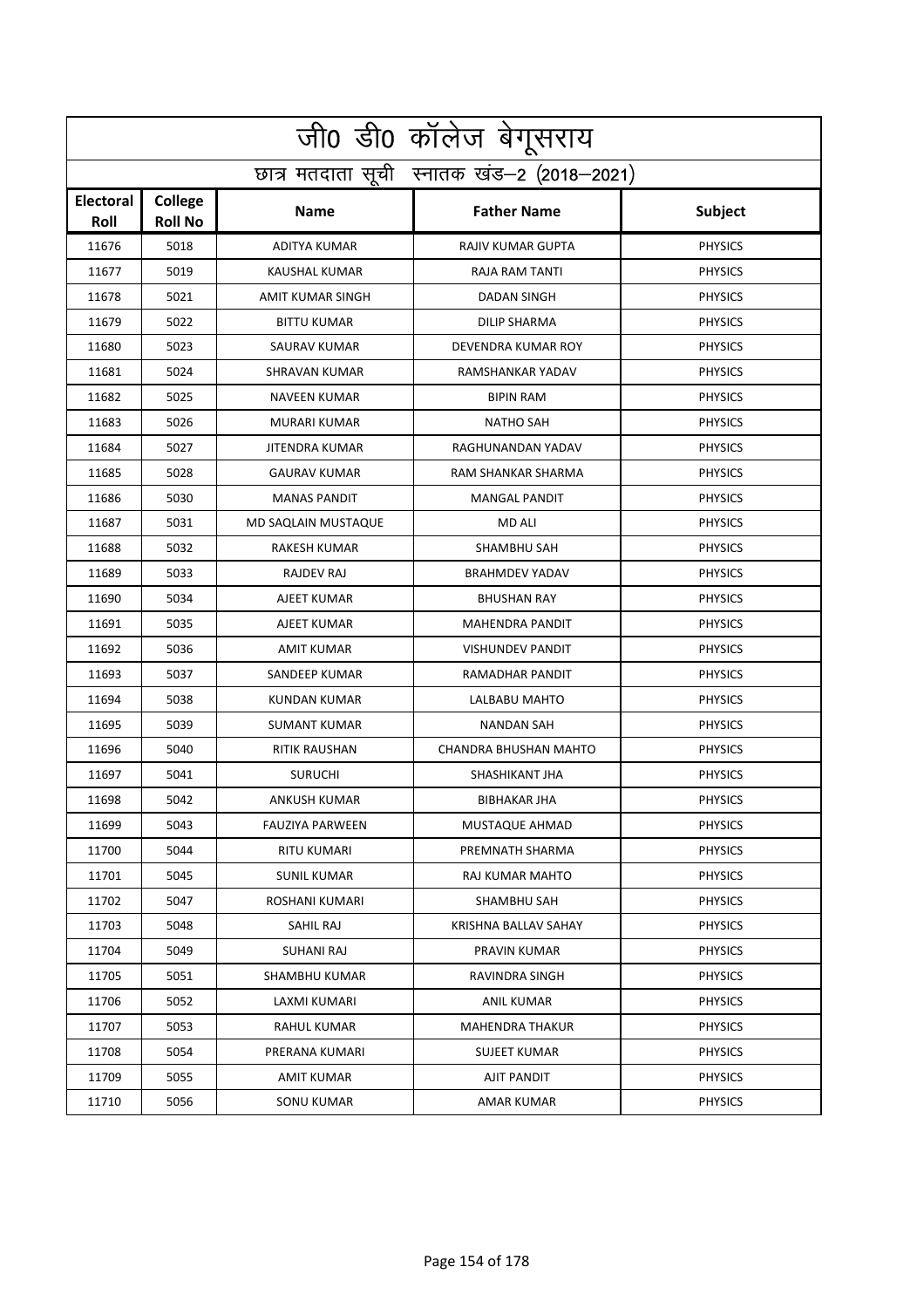# जी0 डी0 कॉलेज बेगूसराय

## छात्र मतदाता सूची स्नातक खंड–2 (2018–2021)

| Electoral Roll | College Roll No | Name | Father Name | Subject |
|---|---|---|---|---|
| 11676 | 5018 | ADITYA KUMAR | RAJIV KUMAR GUPTA | PHYSICS |
| 11677 | 5019 | KAUSHAL KUMAR | RAJA RAM TANTI | PHYSICS |
| 11678 | 5021 | AMIT KUMAR SINGH | DADAN SINGH | PHYSICS |
| 11679 | 5022 | BITTU KUMAR | DILIP SHARMA | PHYSICS |
| 11680 | 5023 | SAURAV KUMAR | DEVENDRA KUMAR ROY | PHYSICS |
| 11681 | 5024 | SHRAVAN KUMAR | RAMSHANKAR YADAV | PHYSICS |
| 11682 | 5025 | NAVEEN KUMAR | BIPIN RAM | PHYSICS |
| 11683 | 5026 | MURARI KUMAR | NATHO SAH | PHYSICS |
| 11684 | 5027 | JITENDRA KUMAR | RAGHUNANDAN YADAV | PHYSICS |
| 11685 | 5028 | GAURAV KUMAR | RAM SHANKAR SHARMA | PHYSICS |
| 11686 | 5030 | MANAS PANDIT | MANGAL PANDIT | PHYSICS |
| 11687 | 5031 | MD SAQLAIN MUSTAQUE | MD ALI | PHYSICS |
| 11688 | 5032 | RAKESH KUMAR | SHAMBHU SAH | PHYSICS |
| 11689 | 5033 | RAJDEV RAJ | BRAHMDEV YADAV | PHYSICS |
| 11690 | 5034 | AJEET KUMAR | BHUSHAN RAY | PHYSICS |
| 11691 | 5035 | AJEET KUMAR | MAHENDRA PANDIT | PHYSICS |
| 11692 | 5036 | AMIT KUMAR | VISHUNDEV PANDIT | PHYSICS |
| 11693 | 5037 | SANDEEP KUMAR | RAMADHAR PANDIT | PHYSICS |
| 11694 | 5038 | KUNDAN KUMAR | LALBABU MAHTO | PHYSICS |
| 11695 | 5039 | SUMANT KUMAR | NANDAN SAH | PHYSICS |
| 11696 | 5040 | RITIK RAUSHAN | CHANDRA BHUSHAN MAHTO | PHYSICS |
| 11697 | 5041 | SURUCHI | SHASHIKANT JHA | PHYSICS |
| 11698 | 5042 | ANKUSH KUMAR | BIBHAKAR JHA | PHYSICS |
| 11699 | 5043 | FAUZIYA PARWEEN | MUSTAQUE AHMAD | PHYSICS |
| 11700 | 5044 | RITU KUMARI | PREMNATH SHARMA | PHYSICS |
| 11701 | 5045 | SUNIL KUMAR | RAJ KUMAR MAHTO | PHYSICS |
| 11702 | 5047 | ROSHANI KUMARI | SHAMBHU SAH | PHYSICS |
| 11703 | 5048 | SAHIL RAJ | KRISHNA BALLAV SAHAY | PHYSICS |
| 11704 | 5049 | SUHANI RAJ | PRAVIN KUMAR | PHYSICS |
| 11705 | 5051 | SHAMBHU KUMAR | RAVINDRA SINGH | PHYSICS |
| 11706 | 5052 | LAXMI KUMARI | ANIL KUMAR | PHYSICS |
| 11707 | 5053 | RAHUL KUMAR | MAHENDRA THAKUR | PHYSICS |
| 11708 | 5054 | PRERANA KUMARI | SUJEET KUMAR | PHYSICS |
| 11709 | 5055 | AMIT KUMAR | AJIT PANDIT | PHYSICS |
| 11710 | 5056 | SONU KUMAR | AMAR KUMAR | PHYSICS |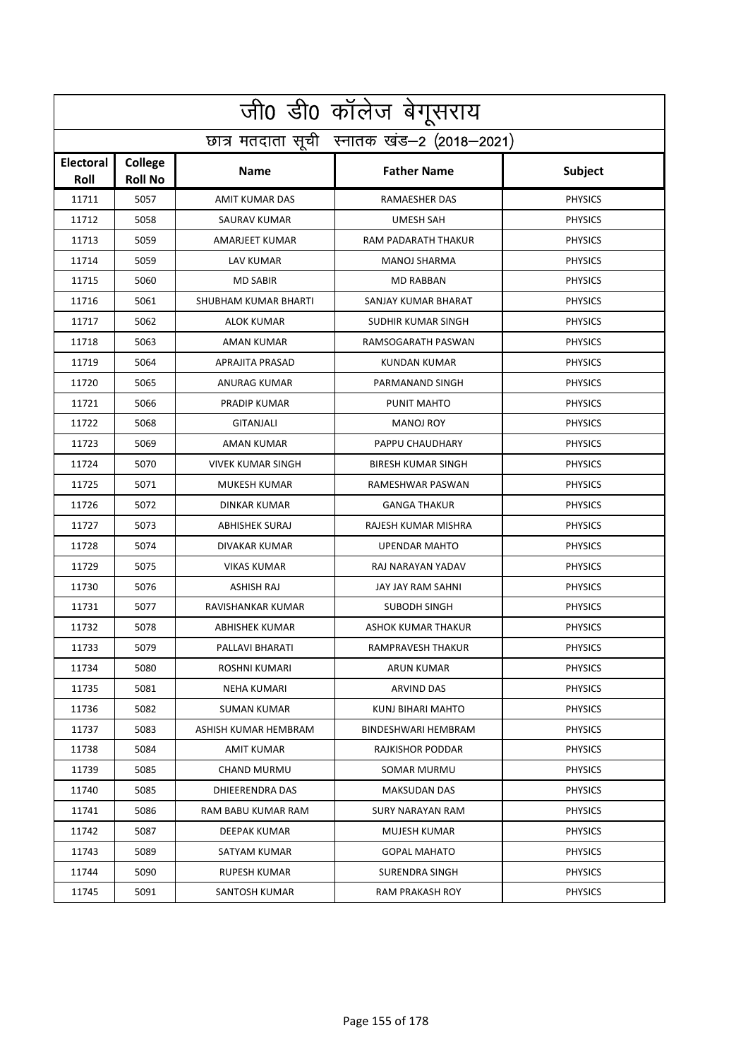# जी0 डी0 कॉलेज बेगूसराय

## छात्र मतदाता सूची स्नातक खंड–2 (2018–2021)

| Electoral Roll | College Roll No | Name | Father Name | Subject |
|---|---|---|---|---|
| 11711 | 5057 | AMIT KUMAR DAS | RAMAESHER DAS | PHYSICS |
| 11712 | 5058 | SAURAV KUMAR | UMESH SAH | PHYSICS |
| 11713 | 5059 | AMARJEET KUMAR | RAM PADARATH THAKUR | PHYSICS |
| 11714 | 5059 | LAV KUMAR | MANOJ SHARMA | PHYSICS |
| 11715 | 5060 | MD SABIR | MD RABBAN | PHYSICS |
| 11716 | 5061 | SHUBHAM KUMAR BHARTI | SANJAY KUMAR BHARAT | PHYSICS |
| 11717 | 5062 | ALOK KUMAR | SUDHIR KUMAR SINGH | PHYSICS |
| 11718 | 5063 | AMAN KUMAR | RAMSOGARATH PASWAN | PHYSICS |
| 11719 | 5064 | APRAJITA PRASAD | KUNDAN KUMAR | PHYSICS |
| 11720 | 5065 | ANURAG KUMAR | PARMANAND SINGH | PHYSICS |
| 11721 | 5066 | PRADIP KUMAR | PUNIT MAHTO | PHYSICS |
| 11722 | 5068 | GITANJALI | MANOJ ROY | PHYSICS |
| 11723 | 5069 | AMAN KUMAR | PAPPU CHAUDHARY | PHYSICS |
| 11724 | 5070 | VIVEK KUMAR SINGH | BIRESH KUMAR SINGH | PHYSICS |
| 11725 | 5071 | MUKESH KUMAR | RAMESHWAR PASWAN | PHYSICS |
| 11726 | 5072 | DINKAR KUMAR | GANGA THAKUR | PHYSICS |
| 11727 | 5073 | ABHISHEK SURAJ | RAJESH KUMAR MISHRA | PHYSICS |
| 11728 | 5074 | DIVAKAR KUMAR | UPENDAR MAHTO | PHYSICS |
| 11729 | 5075 | VIKAS KUMAR | RAJ NARAYAN YADAV | PHYSICS |
| 11730 | 5076 | ASHISH RAJ | JAY JAY RAM SAHNI | PHYSICS |
| 11731 | 5077 | RAVISHANKAR KUMAR | SUBODH SINGH | PHYSICS |
| 11732 | 5078 | ABHISHEK KUMAR | ASHOK KUMAR THAKUR | PHYSICS |
| 11733 | 5079 | PALLAVI BHARATI | RAMPRAVESH THAKUR | PHYSICS |
| 11734 | 5080 | ROSHNI KUMARI | ARUN KUMAR | PHYSICS |
| 11735 | 5081 | NEHA KUMARI | ARVIND DAS | PHYSICS |
| 11736 | 5082 | SUMAN KUMAR | KUNJ BIHARI MAHTO | PHYSICS |
| 11737 | 5083 | ASHISH KUMAR HEMBRAM | BINDESHWARI HEMBRAM | PHYSICS |
| 11738 | 5084 | AMIT KUMAR | RAJKISHOR PODDAR | PHYSICS |
| 11739 | 5085 | CHAND MURMU | SOMAR MURMU | PHYSICS |
| 11740 | 5085 | DHIEERENDRA DAS | MAKSUDAN DAS | PHYSICS |
| 11741 | 5086 | RAM BABU KUMAR RAM | SURY NARAYAN RAM | PHYSICS |
| 11742 | 5087 | DEEPAK KUMAR | MUJESH KUMAR | PHYSICS |
| 11743 | 5089 | SATYAM KUMAR | GOPAL MAHATO | PHYSICS |
| 11744 | 5090 | RUPESH KUMAR | SURENDRA SINGH | PHYSICS |
| 11745 | 5091 | SANTOSH KUMAR | RAM PRAKASH ROY | PHYSICS |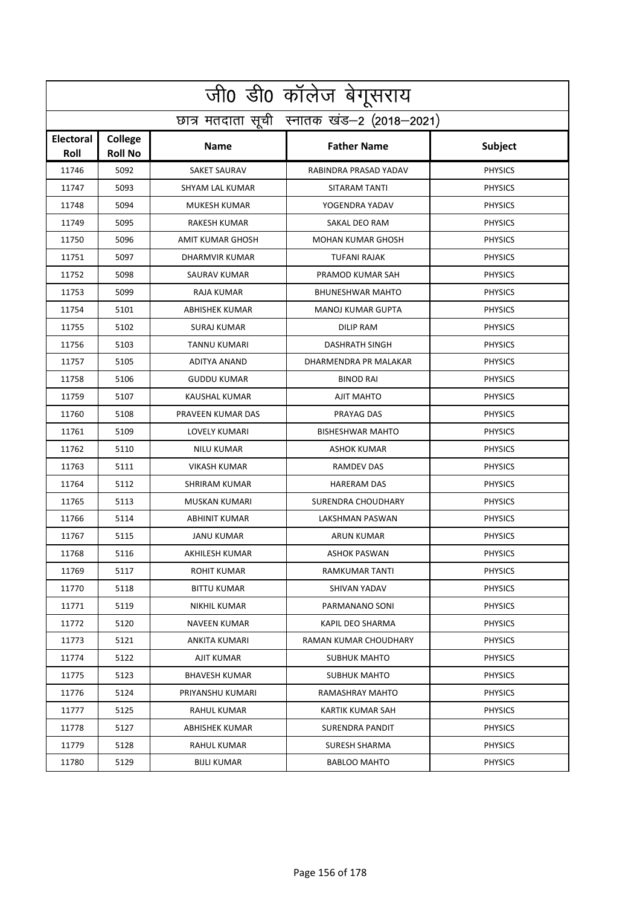# जी0 डी0 कॉलेज बेगूसराय

## छात्र मतदाता सूची स्नातक खंड–2 (2018–2021)

| Electoral Roll | College Roll No | Name | Father Name | Subject |
|---|---|---|---|---|
| 11746 | 5092 | SAKET SAURAV | RABINDRA PRASAD YADAV | PHYSICS |
| 11747 | 5093 | SHYAM LAL KUMAR | SITARAM TANTI | PHYSICS |
| 11748 | 5094 | MUKESH KUMAR | YOGENDRA YADAV | PHYSICS |
| 11749 | 5095 | RAKESH KUMAR | SAKAL DEO RAM | PHYSICS |
| 11750 | 5096 | AMIT KUMAR GHOSH | MOHAN KUMAR GHOSH | PHYSICS |
| 11751 | 5097 | DHARMVIR KUMAR | TUFANI RAJAK | PHYSICS |
| 11752 | 5098 | SAURAV KUMAR | PRAMOD KUMAR SAH | PHYSICS |
| 11753 | 5099 | RAJA KUMAR | BHUNESHWAR MAHTO | PHYSICS |
| 11754 | 5101 | ABHISHEK KUMAR | MANOJ KUMAR GUPTA | PHYSICS |
| 11755 | 5102 | SURAJ KUMAR | DILIP RAM | PHYSICS |
| 11756 | 5103 | TANNU KUMARI | DASHRATH SINGH | PHYSICS |
| 11757 | 5105 | ADITYA ANAND | DHARMENDRA PR MALAKAR | PHYSICS |
| 11758 | 5106 | GUDDU KUMAR | BINOD RAI | PHYSICS |
| 11759 | 5107 | KAUSHAL KUMAR | AJIT MAHTO | PHYSICS |
| 11760 | 5108 | PRAVEEN KUMAR DAS | PRAYAG DAS | PHYSICS |
| 11761 | 5109 | LOVELY KUMARI | BISHESHWAR MAHTO | PHYSICS |
| 11762 | 5110 | NILU KUMAR | ASHOK KUMAR | PHYSICS |
| 11763 | 5111 | VIKASH KUMAR | RAMDEV DAS | PHYSICS |
| 11764 | 5112 | SHRIRAM KUMAR | HARERAM DAS | PHYSICS |
| 11765 | 5113 | MUSKAN KUMARI | SURENDRA CHOUDHARY | PHYSICS |
| 11766 | 5114 | ABHINIT KUMAR | LAKSHMAN PASWAN | PHYSICS |
| 11767 | 5115 | JANU KUMAR | ARUN KUMAR | PHYSICS |
| 11768 | 5116 | AKHILESH KUMAR | ASHOK PASWAN | PHYSICS |
| 11769 | 5117 | ROHIT KUMAR | RAMKUMAR TANTI | PHYSICS |
| 11770 | 5118 | BITTU KUMAR | SHIVAN YADAV | PHYSICS |
| 11771 | 5119 | NIKHIL KUMAR | PARMANANO SONI | PHYSICS |
| 11772 | 5120 | NAVEEN KUMAR | KAPIL DEO SHARMA | PHYSICS |
| 11773 | 5121 | ANKITA KUMARI | RAMAN KUMAR CHOUDHARY | PHYSICS |
| 11774 | 5122 | AJIT KUMAR | SUBHUK MAHTO | PHYSICS |
| 11775 | 5123 | BHAVESH KUMAR | SUBHUK MAHTO | PHYSICS |
| 11776 | 5124 | PRIYANSHU KUMARI | RAMASHRAY MAHTO | PHYSICS |
| 11777 | 5125 | RAHUL KUMAR | KARTIK KUMAR SAH | PHYSICS |
| 11778 | 5127 | ABHISHEK KUMAR | SURENDRA PANDIT | PHYSICS |
| 11779 | 5128 | RAHUL KUMAR | SURESH SHARMA | PHYSICS |
| 11780 | 5129 | BIJLI KUMAR | BABLOO MAHTO | PHYSICS |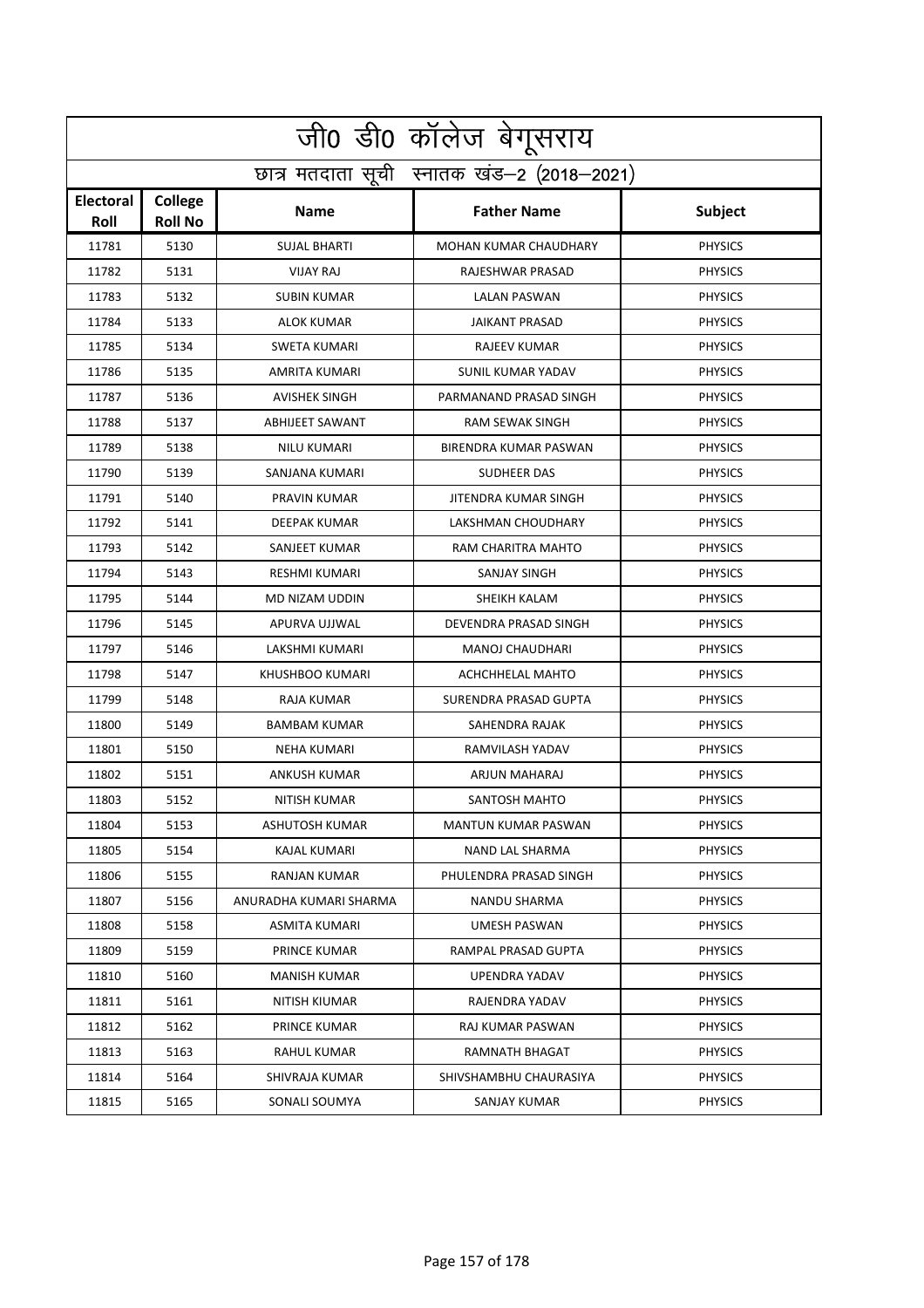# जी0 डी0 कॉलेज बेगूसराय

## छात्र मतदाता सूची स्नातक खंड–2 (2018–2021)

| Electoral Roll | College Roll No | Name | Father Name | Subject |
|---|---|---|---|---|
| 11781 | 5130 | SUJAL BHARTI | MOHAN KUMAR CHAUDHARY | PHYSICS |
| 11782 | 5131 | VIJAY RAJ | RAJESHWAR PRASAD | PHYSICS |
| 11783 | 5132 | SUBIN KUMAR | LALAN PASWAN | PHYSICS |
| 11784 | 5133 | ALOK KUMAR | JAIKANT PRASAD | PHYSICS |
| 11785 | 5134 | SWETA KUMARI | RAJEEV KUMAR | PHYSICS |
| 11786 | 5135 | AMRITA KUMARI | SUNIL KUMAR YADAV | PHYSICS |
| 11787 | 5136 | AVISHEK SINGH | PARMANAND PRASAD SINGH | PHYSICS |
| 11788 | 5137 | ABHIJEET SAWANT | RAM SEWAK SINGH | PHYSICS |
| 11789 | 5138 | NILU KUMARI | BIRENDRA KUMAR PASWAN | PHYSICS |
| 11790 | 5139 | SANJANA KUMARI | SUDHEER DAS | PHYSICS |
| 11791 | 5140 | PRAVIN KUMAR | JITENDRA KUMAR SINGH | PHYSICS |
| 11792 | 5141 | DEEPAK KUMAR | LAKSHMAN CHOUDHARY | PHYSICS |
| 11793 | 5142 | SANJEET KUMAR | RAM CHARITRA MAHTO | PHYSICS |
| 11794 | 5143 | RESHMI KUMARI | SANJAY SINGH | PHYSICS |
| 11795 | 5144 | MD NIZAM UDDIN | SHEIKH KALAM | PHYSICS |
| 11796 | 5145 | APURVA UJJWAL | DEVENDRA PRASAD SINGH | PHYSICS |
| 11797 | 5146 | LAKSHMI KUMARI | MANOJ CHAUDHARI | PHYSICS |
| 11798 | 5147 | KHUSHBOO KUMARI | ACHCHHELAL MAHTO | PHYSICS |
| 11799 | 5148 | RAJA KUMAR | SURENDRA PRASAD GUPTA | PHYSICS |
| 11800 | 5149 | BAMBAM KUMAR | SAHENDRA RAJAK | PHYSICS |
| 11801 | 5150 | NEHA KUMARI | RAMVILASH YADAV | PHYSICS |
| 11802 | 5151 | ANKUSH KUMAR | ARJUN MAHARAJ | PHYSICS |
| 11803 | 5152 | NITISH KUMAR | SANTOSH MAHTO | PHYSICS |
| 11804 | 5153 | ASHUTOSH KUMAR | MANTUN KUMAR PASWAN | PHYSICS |
| 11805 | 5154 | KAJAL KUMARI | NAND LAL SHARMA | PHYSICS |
| 11806 | 5155 | RANJAN KUMAR | PHULENDRA PRASAD SINGH | PHYSICS |
| 11807 | 5156 | ANURADHA KUMARI SHARMA | NANDU SHARMA | PHYSICS |
| 11808 | 5158 | ASMITA KUMARI | UMESH PASWAN | PHYSICS |
| 11809 | 5159 | PRINCE KUMAR | RAMPAL PRASAD GUPTA | PHYSICS |
| 11810 | 5160 | MANISH KUMAR | UPENDRA YADAV | PHYSICS |
| 11811 | 5161 | NITISH KIUMAR | RAJENDRA YADAV | PHYSICS |
| 11812 | 5162 | PRINCE KUMAR | RAJ KUMAR PASWAN | PHYSICS |
| 11813 | 5163 | RAHUL KUMAR | RAMNATH BHAGAT | PHYSICS |
| 11814 | 5164 | SHIVRAJA KUMAR | SHIVSHAMBHU CHAURASIYA | PHYSICS |
| 11815 | 5165 | SONALI SOUMYA | SANJAY KUMAR | PHYSICS |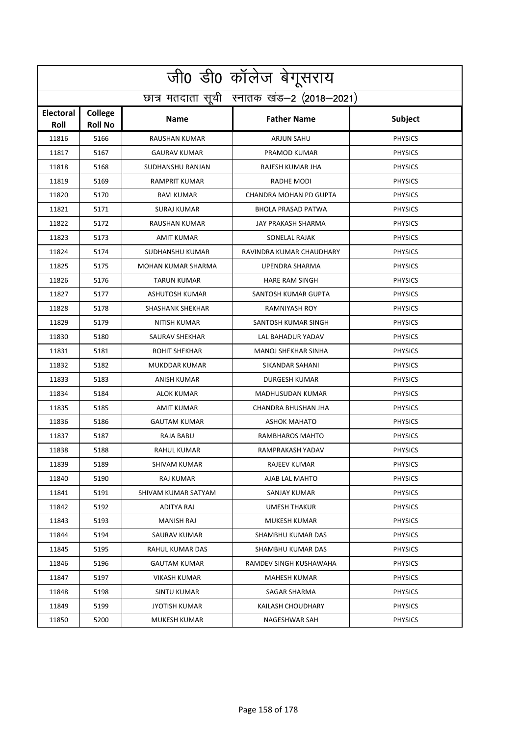| जी0 डी0 कॉलेज बेगूसराय | | | | |
|---|---|---|---|---|
| छात्र मतदाता सूची स्नातक खंड–2 (2018–2021) | | | | |
| **Electoral Roll** | **College Roll No** | **Name** | **Father Name** | **Subject** |
| 11816 | 5166 | RAUSHAN KUMAR | ARJUN SAHU | PHYSICS |
| 11817 | 5167 | GAURAV KUMAR | PRAMOD KUMAR | PHYSICS |
| 11818 | 5168 | SUDHANSHU RANJAN | RAJESH KUMAR JHA | PHYSICS |
| 11819 | 5169 | RAMPRIT KUMAR | RADHE MODI | PHYSICS |
| 11820 | 5170 | RAVI KUMAR | CHANDRA MOHAN PD GUPTA | PHYSICS |
| 11821 | 5171 | SURAJ KUMAR | BHOLA PRASAD PATWA | PHYSICS |
| 11822 | 5172 | RAUSHAN KUMAR | JAY PRAKASH SHARMA | PHYSICS |
| 11823 | 5173 | AMIT KUMAR | SONELAL RAJAK | PHYSICS |
| 11824 | 5174 | SUDHANSHU KUMAR | RAVINDRA KUMAR CHAUDHARY | PHYSICS |
| 11825 | 5175 | MOHAN KUMAR SHARMA | UPENDRA SHARMA | PHYSICS |
| 11826 | 5176 | TARUN KUMAR | HARE RAM SINGH | PHYSICS |
| 11827 | 5177 | ASHUTOSH KUMAR | SANTOSH KUMAR GUPTA | PHYSICS |
| 11828 | 5178 | SHASHANK SHEKHAR | RAMNIYASH ROY | PHYSICS |
| 11829 | 5179 | NITISH KUMAR | SANTOSH KUMAR SINGH | PHYSICS |
| 11830 | 5180 | SAURAV SHEKHAR | LAL BAHADUR YADAV | PHYSICS |
| 11831 | 5181 | ROHIT SHEKHAR | MANOJ SHEKHAR SINHA | PHYSICS |
| 11832 | 5182 | MUKDDAR KUMAR | SIKANDAR SAHANI | PHYSICS |
| 11833 | 5183 | ANISH KUMAR | DURGESH KUMAR | PHYSICS |
| 11834 | 5184 | ALOK KUMAR | MADHUSUDAN KUMAR | PHYSICS |
| 11835 | 5185 | AMIT KUMAR | CHANDRA BHUSHAN JHA | PHYSICS |
| 11836 | 5186 | GAUTAM KUMAR | ASHOK MAHATO | PHYSICS |
| 11837 | 5187 | RAJA BABU | RAMBHAROS MAHTO | PHYSICS |
| 11838 | 5188 | RAHUL KUMAR | RAMPRAKASH YADAV | PHYSICS |
| 11839 | 5189 | SHIVAM KUMAR | RAJEEV KUMAR | PHYSICS |
| 11840 | 5190 | RAJ KUMAR | AJAB LAL MAHTO | PHYSICS |
| 11841 | 5191 | SHIVAM KUMAR SATYAM | SANJAY KUMAR | PHYSICS |
| 11842 | 5192 | ADITYA RAJ | UMESH THAKUR | PHYSICS |
| 11843 | 5193 | MANISH RAJ | MUKESH KUMAR | PHYSICS |
| 11844 | 5194 | SAURAV KUMAR | SHAMBHU KUMAR DAS | PHYSICS |
| 11845 | 5195 | RAHUL KUMAR DAS | SHAMBHU KUMAR DAS | PHYSICS |
| 11846 | 5196 | GAUTAM KUMAR | RAMDEV SINGH KUSHAWAHA | PHYSICS |
| 11847 | 5197 | VIKASH KUMAR | MAHESH KUMAR | PHYSICS |
| 11848 | 5198 | SINTU KUMAR | SAGAR SHARMA | PHYSICS |
| 11849 | 5199 | JYOTISH KUMAR | KAILASH CHOUDHARY | PHYSICS |
| 11850 | 5200 | MUKESH KUMAR | NAGESHWAR SAH | PHYSICS |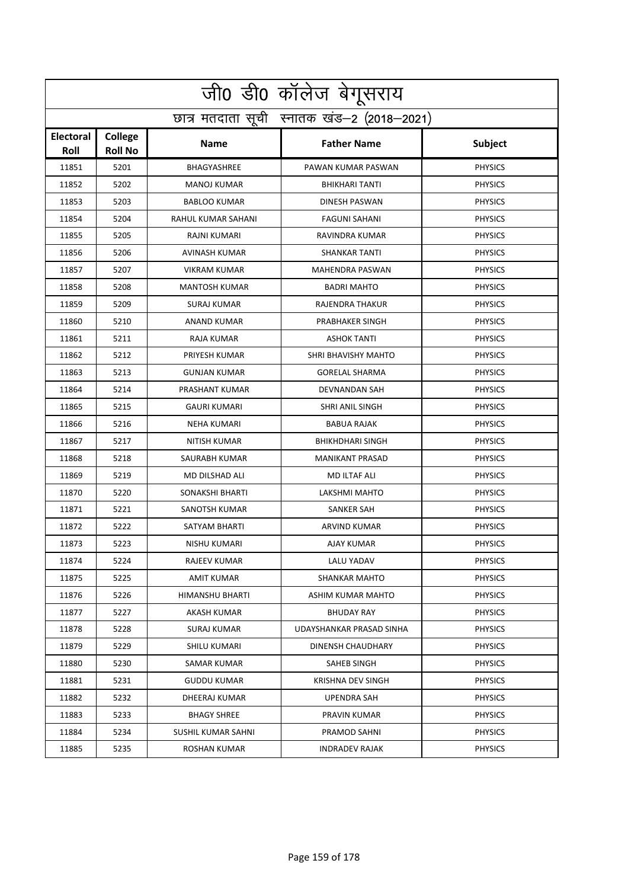# जी0 डी0 कॉलेज बेगूसराय

## छात्र मतदाता सूची स्नातक खंड–2 (2018–2021)

| Electoral Roll | College Roll No | Name | Father Name | Subject |
|---|---|---|---|---|
| 11851 | 5201 | BHAGYASHREE | PAWAN KUMAR PASWAN | PHYSICS |
| 11852 | 5202 | MANOJ KUMAR | BHIKHARI TANTI | PHYSICS |
| 11853 | 5203 | BABLOO KUMAR | DINESH PASWAN | PHYSICS |
| 11854 | 5204 | RAHUL KUMAR SAHANI | FAGUNI SAHANI | PHYSICS |
| 11855 | 5205 | RAJNI KUMARI | RAVINDRA KUMAR | PHYSICS |
| 11856 | 5206 | AVINASH KUMAR | SHANKAR TANTI | PHYSICS |
| 11857 | 5207 | VIKRAM KUMAR | MAHENDRA PASWAN | PHYSICS |
| 11858 | 5208 | MANTOSH KUMAR | BADRI MAHTO | PHYSICS |
| 11859 | 5209 | SURAJ KUMAR | RAJENDRA THAKUR | PHYSICS |
| 11860 | 5210 | ANAND KUMAR | PRABHAKER SINGH | PHYSICS |
| 11861 | 5211 | RAJA KUMAR | ASHOK TANTI | PHYSICS |
| 11862 | 5212 | PRIYESH KUMAR | SHRI BHAVISHY MAHTO | PHYSICS |
| 11863 | 5213 | GUNJAN KUMAR | GORELAL SHARMA | PHYSICS |
| 11864 | 5214 | PRASHANT KUMAR | DEVNANDAN SAH | PHYSICS |
| 11865 | 5215 | GAURI KUMARI | SHRI ANIL SINGH | PHYSICS |
| 11866 | 5216 | NEHA KUMARI | BABUA RAJAK | PHYSICS |
| 11867 | 5217 | NITISH KUMAR | BHIKHDHARI SINGH | PHYSICS |
| 11868 | 5218 | SAURABH KUMAR | MANIKANT PRASAD | PHYSICS |
| 11869 | 5219 | MD DILSHAD ALI | MD ILTAF ALI | PHYSICS |
| 11870 | 5220 | SONAKSHI BHARTI | LAKSHMI MAHTO | PHYSICS |
| 11871 | 5221 | SANOTSH KUMAR | SANKER SAH | PHYSICS |
| 11872 | 5222 | SATYAM BHARTI | ARVIND KUMAR | PHYSICS |
| 11873 | 5223 | NISHU KUMARI | AJAY KUMAR | PHYSICS |
| 11874 | 5224 | RAJEEV KUMAR | LALU YADAV | PHYSICS |
| 11875 | 5225 | AMIT KUMAR | SHANKAR MAHTO | PHYSICS |
| 11876 | 5226 | HIMANSHU BHARTI | ASHIM KUMAR MAHTO | PHYSICS |
| 11877 | 5227 | AKASH KUMAR | BHUDAY RAY | PHYSICS |
| 11878 | 5228 | SURAJ KUMAR | UDAYSHANKAR PRASAD SINHA | PHYSICS |
| 11879 | 5229 | SHILU KUMARI | DINENSH CHAUDHARY | PHYSICS |
| 11880 | 5230 | SAMAR KUMAR | SAHEB SINGH | PHYSICS |
| 11881 | 5231 | GUDDU KUMAR | KRISHNA DEV SINGH | PHYSICS |
| 11882 | 5232 | DHEERAJ KUMAR | UPENDRA SAH | PHYSICS |
| 11883 | 5233 | BHAGY SHREE | PRAVIN KUMAR | PHYSICS |
| 11884 | 5234 | SUSHIL KUMAR SAHNI | PRAMOD SAHNI | PHYSICS |
| 11885 | 5235 | ROSHAN KUMAR | INDRADEV RAJAK | PHYSICS |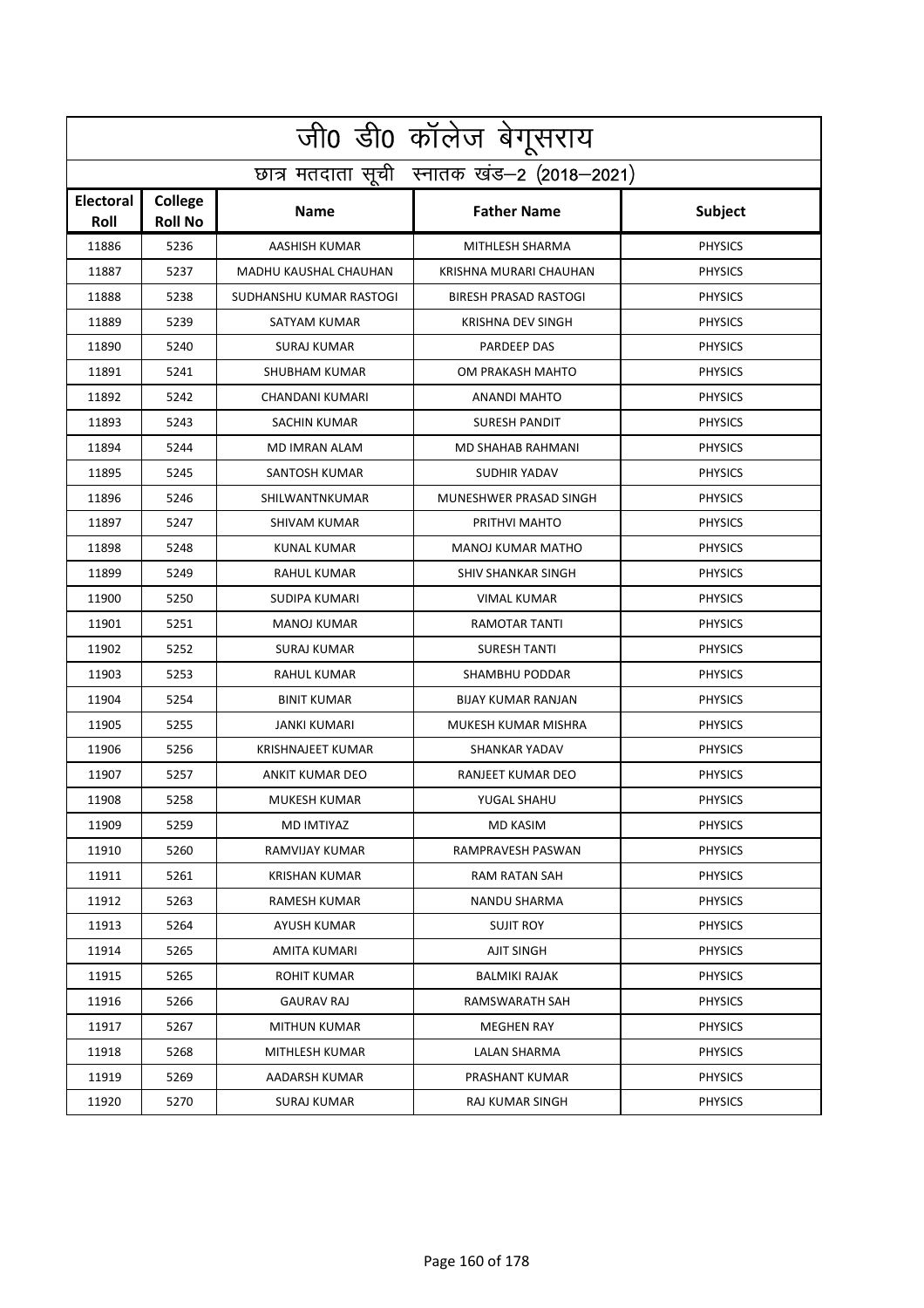# जी0 डी0 कॉलेज बेगूसराय

## छात्र मतदाता सूची स्नातक खंड–2 (2018–2021)

| Electoral Roll | College Roll No | Name | Father Name | Subject |
|---|---|---|---|---|
| 11886 | 5236 | AASHISH KUMAR | MITHLESH SHARMA | PHYSICS |
| 11887 | 5237 | MADHU KAUSHAL CHAUHAN | KRISHNA MURARI CHAUHAN | PHYSICS |
| 11888 | 5238 | SUDHANSHU KUMAR RASTOGI | BIRESH PRASAD RASTOGI | PHYSICS |
| 11889 | 5239 | SATYAM KUMAR | KRISHNA DEV SINGH | PHYSICS |
| 11890 | 5240 | SURAJ KUMAR | PARDEEP DAS | PHYSICS |
| 11891 | 5241 | SHUBHAM KUMAR | OM PRAKASH MAHTO | PHYSICS |
| 11892 | 5242 | CHANDANI KUMARI | ANANDI MAHTO | PHYSICS |
| 11893 | 5243 | SACHIN KUMAR | SURESH PANDIT | PHYSICS |
| 11894 | 5244 | MD IMRAN ALAM | MD SHAHAB RAHMANI | PHYSICS |
| 11895 | 5245 | SANTOSH KUMAR | SUDHIR YADAV | PHYSICS |
| 11896 | 5246 | SHILWANTNKUMAR | MUNESHWER PRASAD SINGH | PHYSICS |
| 11897 | 5247 | SHIVAM KUMAR | PRITHVI MAHTO | PHYSICS |
| 11898 | 5248 | KUNAL KUMAR | MANOJ KUMAR MATHO | PHYSICS |
| 11899 | 5249 | RAHUL KUMAR | SHIV SHANKAR SINGH | PHYSICS |
| 11900 | 5250 | SUDIPA KUMARI | VIMAL KUMAR | PHYSICS |
| 11901 | 5251 | MANOJ KUMAR | RAMOTAR TANTI | PHYSICS |
| 11902 | 5252 | SURAJ KUMAR | SURESH TANTI | PHYSICS |
| 11903 | 5253 | RAHUL KUMAR | SHAMBHU PODDAR | PHYSICS |
| 11904 | 5254 | BINIT KUMAR | BIJAY KUMAR RANJAN | PHYSICS |
| 11905 | 5255 | JANKI KUMARI | MUKESH KUMAR MISHRA | PHYSICS |
| 11906 | 5256 | KRISHNAJEET KUMAR | SHANKAR YADAV | PHYSICS |
| 11907 | 5257 | ANKIT KUMAR DEO | RANJEET KUMAR DEO | PHYSICS |
| 11908 | 5258 | MUKESH KUMAR | YUGAL SHAHU | PHYSICS |
| 11909 | 5259 | MD IMTIYAZ | MD KASIM | PHYSICS |
| 11910 | 5260 | RAMVIJAY KUMAR | RAMPRAVESH PASWAN | PHYSICS |
| 11911 | 5261 | KRISHAN KUMAR | RAM RATAN SAH | PHYSICS |
| 11912 | 5263 | RAMESH KUMAR | NANDU SHARMA | PHYSICS |
| 11913 | 5264 | AYUSH KUMAR | SUJIT ROY | PHYSICS |
| 11914 | 5265 | AMITA KUMARI | AJIT SINGH | PHYSICS |
| 11915 | 5265 | ROHIT KUMAR | BALMIKI RAJAK | PHYSICS |
| 11916 | 5266 | GAURAV RAJ | RAMSWARATH SAH | PHYSICS |
| 11917 | 5267 | MITHUN KUMAR | MEGHEN RAY | PHYSICS |
| 11918 | 5268 | MITHLESH KUMAR | LALAN SHARMA | PHYSICS |
| 11919 | 5269 | AADARSH KUMAR | PRASHANT KUMAR | PHYSICS |
| 11920 | 5270 | SURAJ KUMAR | RAJ KUMAR SINGH | PHYSICS |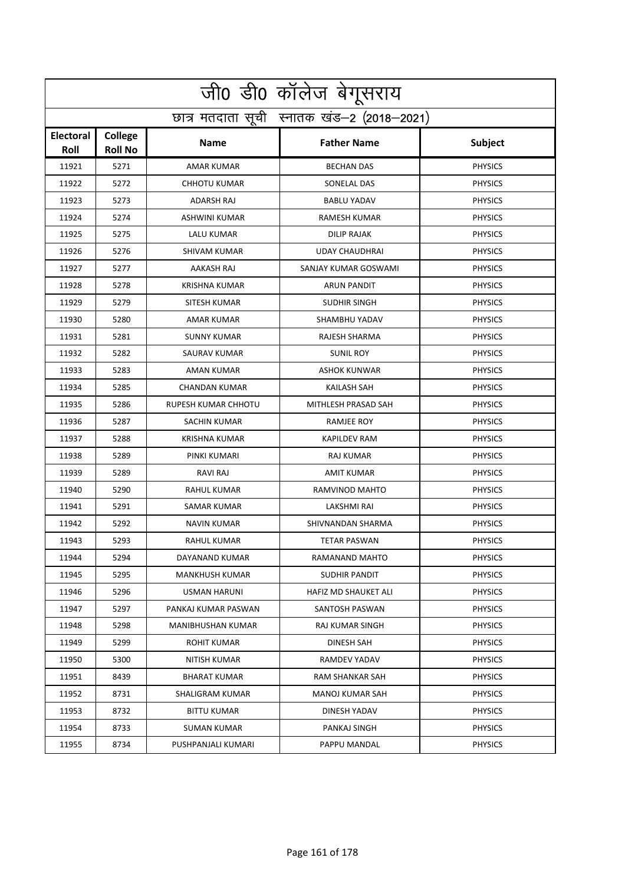# जी0 डी0 कॉलेज बेगूसराय

## छात्र मतदाता सूची स्नातक खंड–2 (2018–2021)

| Electoral Roll | College Roll No | Name | Father Name | Subject |
|---|---|---|---|---|
| 11921 | 5271 | AMAR KUMAR | BECHAN DAS | PHYSICS |
| 11922 | 5272 | CHHOTU KUMAR | SONELAL DAS | PHYSICS |
| 11923 | 5273 | ADARSH RAJ | BABLU YADAV | PHYSICS |
| 11924 | 5274 | ASHWINI KUMAR | RAMESH KUMAR | PHYSICS |
| 11925 | 5275 | LALU KUMAR | DILIP RAJAK | PHYSICS |
| 11926 | 5276 | SHIVAM KUMAR | UDAY CHAUDHRAI | PHYSICS |
| 11927 | 5277 | AAKASH RAJ | SANJAY KUMAR GOSWAMI | PHYSICS |
| 11928 | 5278 | KRISHNA KUMAR | ARUN PANDIT | PHYSICS |
| 11929 | 5279 | SITESH KUMAR | SUDHIR SINGH | PHYSICS |
| 11930 | 5280 | AMAR KUMAR | SHAMBHU YADAV | PHYSICS |
| 11931 | 5281 | SUNNY KUMAR | RAJESH SHARMA | PHYSICS |
| 11932 | 5282 | SAURAV KUMAR | SUNIL ROY | PHYSICS |
| 11933 | 5283 | AMAN KUMAR | ASHOK KUNWAR | PHYSICS |
| 11934 | 5285 | CHANDAN KUMAR | KAILASH SAH | PHYSICS |
| 11935 | 5286 | RUPESH KUMAR CHHOTU | MITHLESH PRASAD SAH | PHYSICS |
| 11936 | 5287 | SACHIN KUMAR | RAMJEE ROY | PHYSICS |
| 11937 | 5288 | KRISHNA KUMAR | KAPILDEV RAM | PHYSICS |
| 11938 | 5289 | PINKI KUMARI | RAJ KUMAR | PHYSICS |
| 11939 | 5289 | RAVI RAJ | AMIT KUMAR | PHYSICS |
| 11940 | 5290 | RAHUL KUMAR | RAMVINOD MAHTO | PHYSICS |
| 11941 | 5291 | SAMAR KUMAR | LAKSHMI RAI | PHYSICS |
| 11942 | 5292 | NAVIN KUMAR | SHIVNANDAN SHARMA | PHYSICS |
| 11943 | 5293 | RAHUL KUMAR | TETAR PASWAN | PHYSICS |
| 11944 | 5294 | DAYANAND KUMAR | RAMANAND MAHTO | PHYSICS |
| 11945 | 5295 | MANKHUSH KUMAR | SUDHIR PANDIT | PHYSICS |
| 11946 | 5296 | USMAN HARUNI | HAFIZ MD SHAUKET ALI | PHYSICS |
| 11947 | 5297 | PANKAJ KUMAR PASWAN | SANTOSH PASWAN | PHYSICS |
| 11948 | 5298 | MANIBHUSHAN KUMAR | RAJ KUMAR SINGH | PHYSICS |
| 11949 | 5299 | ROHIT KUMAR | DINESH SAH | PHYSICS |
| 11950 | 5300 | NITISH KUMAR | RAMDEV YADAV | PHYSICS |
| 11951 | 8439 | BHARAT KUMAR | RAM SHANKAR SAH | PHYSICS |
| 11952 | 8731 | SHALIGRAM KUMAR | MANOJ KUMAR SAH | PHYSICS |
| 11953 | 8732 | BITTU KUMAR | DINESH YADAV | PHYSICS |
| 11954 | 8733 | SUMAN KUMAR | PANKAJ SINGH | PHYSICS |
| 11955 | 8734 | PUSHPANJALI KUMARI | PAPPU MANDAL | PHYSICS |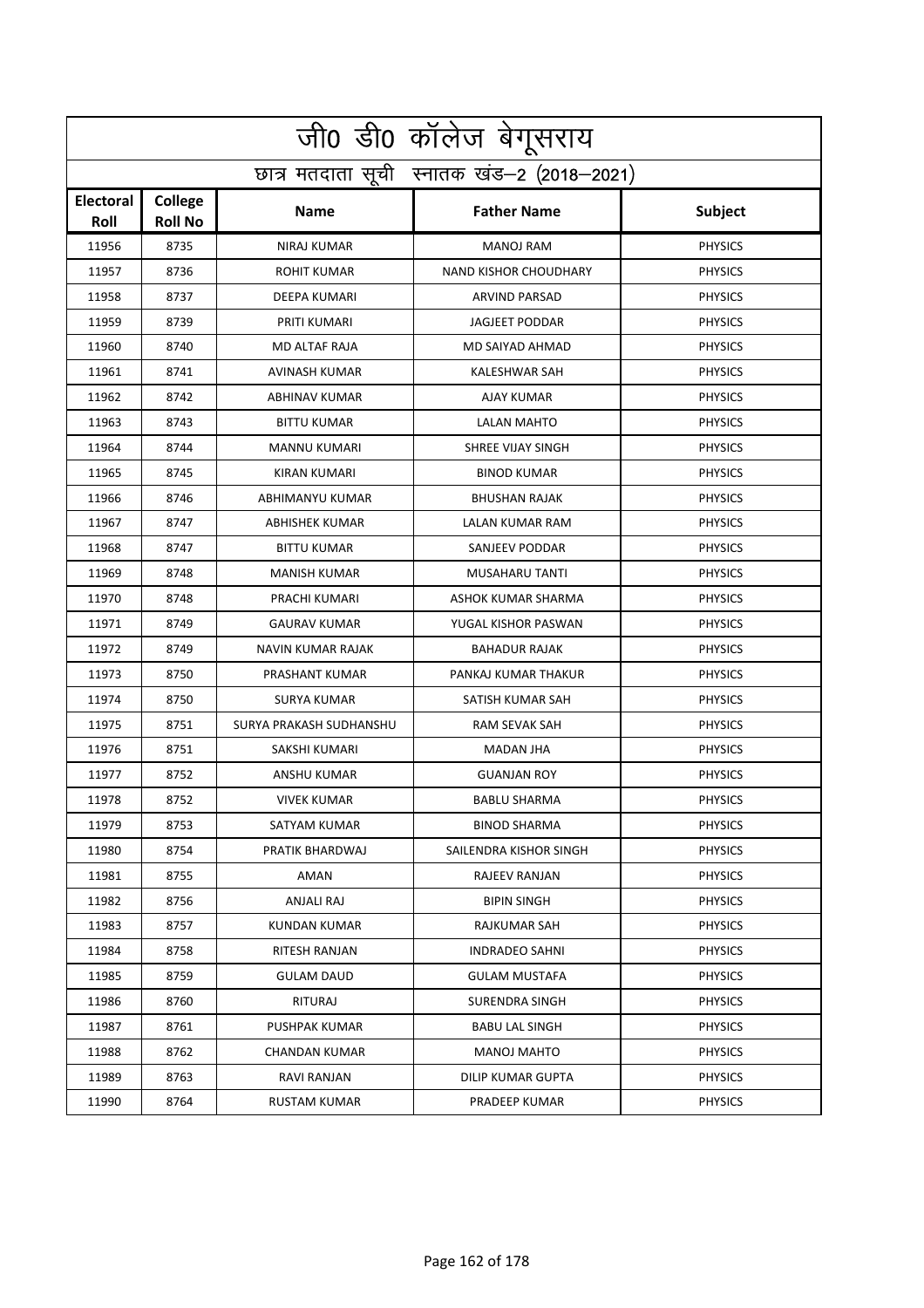# जी0 डी0 कॉलेज बेगूसराय

## छात्र मतदाता सूची स्नातक खंड–2 (2018–2021)

| Electoral Roll | College Roll No | Name | Father Name | Subject |
|---|---|---|---|---|
| 11956 | 8735 | NIRAJ KUMAR | MANOJ RAM | PHYSICS |
| 11957 | 8736 | ROHIT KUMAR | NAND KISHOR CHOUDHARY | PHYSICS |
| 11958 | 8737 | DEEPA KUMARI | ARVIND PARSAD | PHYSICS |
| 11959 | 8739 | PRITI KUMARI | JAGJEET PODDAR | PHYSICS |
| 11960 | 8740 | MD ALTAF RAJA | MD SAIYAD AHMAD | PHYSICS |
| 11961 | 8741 | AVINASH KUMAR | KALESHWAR SAH | PHYSICS |
| 11962 | 8742 | ABHINAV KUMAR | AJAY KUMAR | PHYSICS |
| 11963 | 8743 | BITTU KUMAR | LALAN MAHTO | PHYSICS |
| 11964 | 8744 | MANNU KUMARI | SHREE VIJAY SINGH | PHYSICS |
| 11965 | 8745 | KIRAN KUMARI | BINOD KUMAR | PHYSICS |
| 11966 | 8746 | ABHIMANYU KUMAR | BHUSHAN RAJAK | PHYSICS |
| 11967 | 8747 | ABHISHEK KUMAR | LALAN KUMAR RAM | PHYSICS |
| 11968 | 8747 | BITTU KUMAR | SANJEEV PODDAR | PHYSICS |
| 11969 | 8748 | MANISH KUMAR | MUSAHARU TANTI | PHYSICS |
| 11970 | 8748 | PRACHI KUMARI | ASHOK KUMAR SHARMA | PHYSICS |
| 11971 | 8749 | GAURAV KUMAR | YUGAL KISHOR PASWAN | PHYSICS |
| 11972 | 8749 | NAVIN KUMAR RAJAK | BAHADUR RAJAK | PHYSICS |
| 11973 | 8750 | PRASHANT KUMAR | PANKAJ KUMAR THAKUR | PHYSICS |
| 11974 | 8750 | SURYA KUMAR | SATISH KUMAR SAH | PHYSICS |
| 11975 | 8751 | SURYA PRAKASH SUDHANSHU | RAM SEVAK SAH | PHYSICS |
| 11976 | 8751 | SAKSHI KUMARI | MADAN JHA | PHYSICS |
| 11977 | 8752 | ANSHU KUMAR | GUANJAN ROY | PHYSICS |
| 11978 | 8752 | VIVEK KUMAR | BABLU SHARMA | PHYSICS |
| 11979 | 8753 | SATYAM KUMAR | BINOD SHARMA | PHYSICS |
| 11980 | 8754 | PRATIK BHARDWAJ | SAILENDRA KISHOR SINGH | PHYSICS |
| 11981 | 8755 | AMAN | RAJEEV RANJAN | PHYSICS |
| 11982 | 8756 | ANJALI RAJ | BIPIN SINGH | PHYSICS |
| 11983 | 8757 | KUNDAN KUMAR | RAJKUMAR SAH | PHYSICS |
| 11984 | 8758 | RITESH RANJAN | INDRADEO SAHNI | PHYSICS |
| 11985 | 8759 | GULAM DAUD | GULAM MUSTAFA | PHYSICS |
| 11986 | 8760 | RITURAJ | SURENDRA SINGH | PHYSICS |
| 11987 | 8761 | PUSHPAK KUMAR | BABU LAL SINGH | PHYSICS |
| 11988 | 8762 | CHANDAN KUMAR | MANOJ MAHTO | PHYSICS |
| 11989 | 8763 | RAVI RANJAN | DILIP KUMAR GUPTA | PHYSICS |
| 11990 | 8764 | RUSTAM KUMAR | PRADEEP KUMAR | PHYSICS |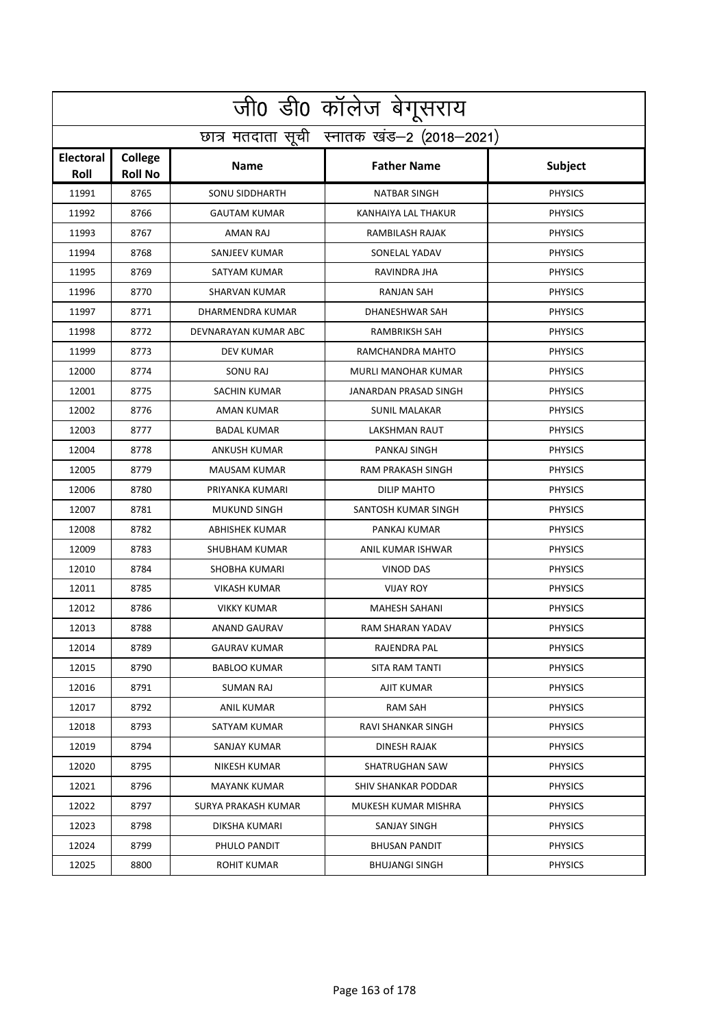| जी0 डी0 कॉलेज बेगूसराय | | | | |
|---|---|---|---|---|
| छात्र मतदाता सूची स्नातक खंड–2 (2018–2021) | | | | |
| **Electoral Roll** | **College Roll No** | **Name** | **Father Name** | **Subject** |
| 11991 | 8765 | SONU SIDDHARTH | NATBAR SINGH | PHYSICS |
| 11992 | 8766 | GAUTAM KUMAR | KANHAIYA LAL THAKUR | PHYSICS |
| 11993 | 8767 | AMAN RAJ | RAMBILASH RAJAK | PHYSICS |
| 11994 | 8768 | SANJEEV KUMAR | SONELAL YADAV | PHYSICS |
| 11995 | 8769 | SATYAM KUMAR | RAVINDRA JHA | PHYSICS |
| 11996 | 8770 | SHARVAN KUMAR | RANJAN SAH | PHYSICS |
| 11997 | 8771 | DHARMENDRA KUMAR | DHANESHWAR SAH | PHYSICS |
| 11998 | 8772 | DEVNARAYAN KUMAR ABC | RAMBRIKSH SAH | PHYSICS |
| 11999 | 8773 | DEV KUMAR | RAMCHANDRA MAHTO | PHYSICS |
| 12000 | 8774 | SONU RAJ | MURLI MANOHAR KUMAR | PHYSICS |
| 12001 | 8775 | SACHIN KUMAR | JANARDAN PRASAD SINGH | PHYSICS |
| 12002 | 8776 | AMAN KUMAR | SUNIL MALAKAR | PHYSICS |
| 12003 | 8777 | BADAL KUMAR | LAKSHMAN RAUT | PHYSICS |
| 12004 | 8778 | ANKUSH KUMAR | PANKAJ SINGH | PHYSICS |
| 12005 | 8779 | MAUSAM KUMAR | RAM PRAKASH SINGH | PHYSICS |
| 12006 | 8780 | PRIYANKA KUMARI | DILIP MAHTO | PHYSICS |
| 12007 | 8781 | MUKUND SINGH | SANTOSH KUMAR SINGH | PHYSICS |
| 12008 | 8782 | ABHISHEK KUMAR | PANKAJ KUMAR | PHYSICS |
| 12009 | 8783 | SHUBHAM KUMAR | ANIL KUMAR ISHWAR | PHYSICS |
| 12010 | 8784 | SHOBHA KUMARI | VINOD DAS | PHYSICS |
| 12011 | 8785 | VIKASH KUMAR | VIJAY ROY | PHYSICS |
| 12012 | 8786 | VIKKY KUMAR | MAHESH SAHANI | PHYSICS |
| 12013 | 8788 | ANAND GAURAV | RAM SHARAN YADAV | PHYSICS |
| 12014 | 8789 | GAURAV KUMAR | RAJENDRA PAL | PHYSICS |
| 12015 | 8790 | BABLOO KUMAR | SITA RAM TANTI | PHYSICS |
| 12016 | 8791 | SUMAN RAJ | AJIT KUMAR | PHYSICS |
| 12017 | 8792 | ANIL KUMAR | RAM SAH | PHYSICS |
| 12018 | 8793 | SATYAM KUMAR | RAVI SHANKAR SINGH | PHYSICS |
| 12019 | 8794 | SANJAY KUMAR | DINESH RAJAK | PHYSICS |
| 12020 | 8795 | NIKESH KUMAR | SHATRUGHAN SAW | PHYSICS |
| 12021 | 8796 | MAYANK KUMAR | SHIV SHANKAR PODDAR | PHYSICS |
| 12022 | 8797 | SURYA PRAKASH KUMAR | MUKESH KUMAR MISHRA | PHYSICS |
| 12023 | 8798 | DIKSHA KUMARI | SANJAY SINGH | PHYSICS |
| 12024 | 8799 | PHULO PANDIT | BHUSAN PANDIT | PHYSICS |
| 12025 | 8800 | ROHIT KUMAR | BHUJANGI SINGH | PHYSICS |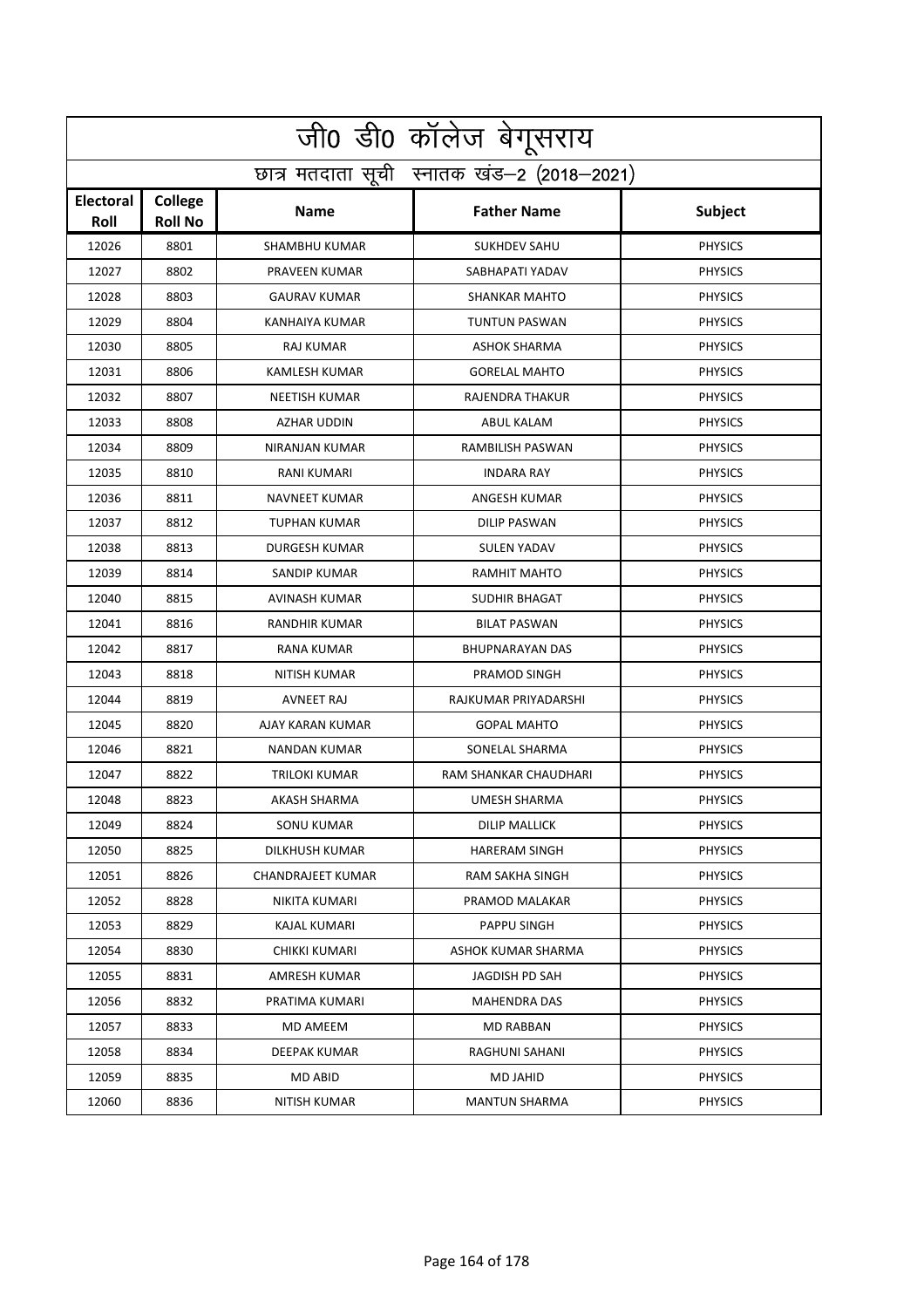| जी0 डी0 कॉलेज बेगूसराय | | | | |
|---|---|---|---|---|
| छात्र मतदाता सूची स्नातक खंड–2 (2018–2021) | | | | |
| **Electoral Roll** | **College Roll No** | **Name** | **Father Name** | **Subject** |
| 12026 | 8801 | SHAMBHU KUMAR | SUKHDEV SAHU | PHYSICS |
| 12027 | 8802 | PRAVEEN KUMAR | SABHAPATI YADAV | PHYSICS |
| 12028 | 8803 | GAURAV KUMAR | SHANKAR MAHTO | PHYSICS |
| 12029 | 8804 | KANHAIYA KUMAR | TUNTUN PASWAN | PHYSICS |
| 12030 | 8805 | RAJ KUMAR | ASHOK SHARMA | PHYSICS |
| 12031 | 8806 | KAMLESH KUMAR | GORELAL MAHTO | PHYSICS |
| 12032 | 8807 | NEETISH KUMAR | RAJENDRA THAKUR | PHYSICS |
| 12033 | 8808 | AZHAR UDDIN | ABUL KALAM | PHYSICS |
| 12034 | 8809 | NIRANJAN KUMAR | RAMBILISH PASWAN | PHYSICS |
| 12035 | 8810 | RANI KUMARI | INDARA RAY | PHYSICS |
| 12036 | 8811 | NAVNEET KUMAR | ANGESH KUMAR | PHYSICS |
| 12037 | 8812 | TUPHAN KUMAR | DILIP PASWAN | PHYSICS |
| 12038 | 8813 | DURGESH KUMAR | SULEN YADAV | PHYSICS |
| 12039 | 8814 | SANDIP KUMAR | RAMHIT MAHTO | PHYSICS |
| 12040 | 8815 | AVINASH KUMAR | SUDHIR BHAGAT | PHYSICS |
| 12041 | 8816 | RANDHIR KUMAR | BILAT PASWAN | PHYSICS |
| 12042 | 8817 | RANA KUMAR | BHUPNARAYAN DAS | PHYSICS |
| 12043 | 8818 | NITISH KUMAR | PRAMOD SINGH | PHYSICS |
| 12044 | 8819 | AVNEET RAJ | RAJKUMAR PRIYADARSHI | PHYSICS |
| 12045 | 8820 | AJAY KARAN KUMAR | GOPAL MAHTO | PHYSICS |
| 12046 | 8821 | NANDAN KUMAR | SONELAL SHARMA | PHYSICS |
| 12047 | 8822 | TRILOKI KUMAR | RAM SHANKAR CHAUDHARI | PHYSICS |
| 12048 | 8823 | AKASH SHARMA | UMESH SHARMA | PHYSICS |
| 12049 | 8824 | SONU KUMAR | DILIP MALLICK | PHYSICS |
| 12050 | 8825 | DILKHUSH KUMAR | HARERAM SINGH | PHYSICS |
| 12051 | 8826 | CHANDRAJEET KUMAR | RAM SAKHA SINGH | PHYSICS |
| 12052 | 8828 | NIKITA KUMARI | PRAMOD MALAKAR | PHYSICS |
| 12053 | 8829 | KAJAL KUMARI | PAPPU SINGH | PHYSICS |
| 12054 | 8830 | CHIKKI KUMARI | ASHOK KUMAR SHARMA | PHYSICS |
| 12055 | 8831 | AMRESH KUMAR | JAGDISH PD SAH | PHYSICS |
| 12056 | 8832 | PRATIMA KUMARI | MAHENDRA DAS | PHYSICS |
| 12057 | 8833 | MD AMEEM | MD RABBAN | PHYSICS |
| 12058 | 8834 | DEEPAK KUMAR | RAGHUNI SAHANI | PHYSICS |
| 12059 | 8835 | MD ABID | MD JAHID | PHYSICS |
| 12060 | 8836 | NITISH KUMAR | MANTUN SHARMA | PHYSICS |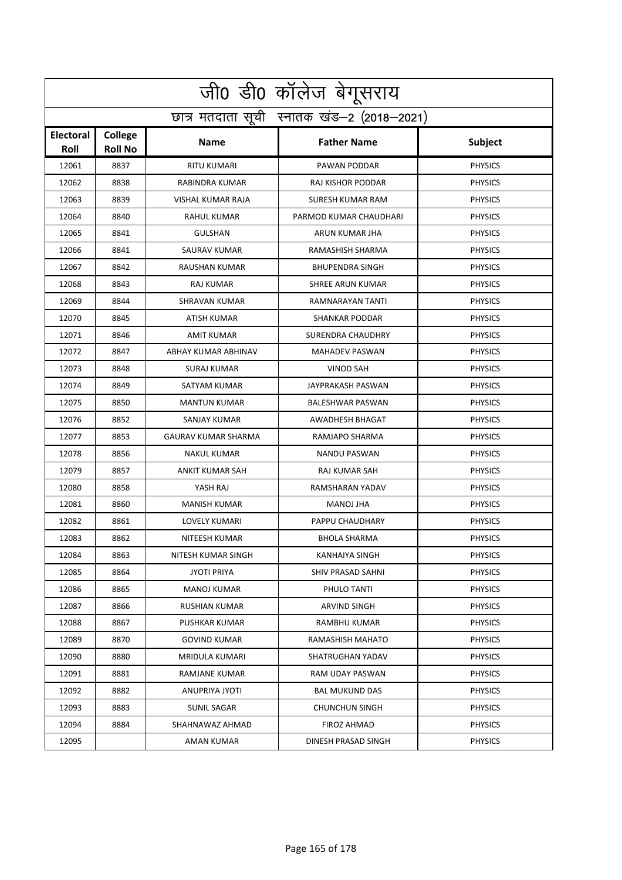| जी0 डी0 कॉलेज बेगूसराय | | | | |
|---|---|---|---|---|
| छात्र मतदाता सूची स्नातक खंड–2 (2018–2021) | | | | |
| **Electoral Roll** | **College Roll No** | **Name** | **Father Name** | **Subject** |
| 12061 | 8837 | RITU KUMARI | PAWAN PODDAR | PHYSICS |
| 12062 | 8838 | RABINDRA KUMAR | RAJ KISHOR PODDAR | PHYSICS |
| 12063 | 8839 | VISHAL KUMAR RAJA | SURESH KUMAR RAM | PHYSICS |
| 12064 | 8840 | RAHUL KUMAR | PARMOD KUMAR CHAUDHARI | PHYSICS |
| 12065 | 8841 | GULSHAN | ARUN KUMAR JHA | PHYSICS |
| 12066 | 8841 | SAURAV KUMAR | RAMASHISH SHARMA | PHYSICS |
| 12067 | 8842 | RAUSHAN KUMAR | BHUPENDRA SINGH | PHYSICS |
| 12068 | 8843 | RAJ KUMAR | SHREE ARUN KUMAR | PHYSICS |
| 12069 | 8844 | SHRAVAN KUMAR | RAMNARAYAN TANTI | PHYSICS |
| 12070 | 8845 | ATISH KUMAR | SHANKAR PODDAR | PHYSICS |
| 12071 | 8846 | AMIT KUMAR | SURENDRA CHAUDHRY | PHYSICS |
| 12072 | 8847 | ABHAY KUMAR ABHINAV | MAHADEV PASWAN | PHYSICS |
| 12073 | 8848 | SURAJ KUMAR | VINOD SAH | PHYSICS |
| 12074 | 8849 | SATYAM KUMAR | JAYPRAKASH PASWAN | PHYSICS |
| 12075 | 8850 | MANTUN KUMAR | BALESHWAR PASWAN | PHYSICS |
| 12076 | 8852 | SANJAY KUMAR | AWADHESH BHAGAT | PHYSICS |
| 12077 | 8853 | GAURAV KUMAR SHARMA | RAMJAPO SHARMA | PHYSICS |
| 12078 | 8856 | NAKUL KUMAR | NANDU PASWAN | PHYSICS |
| 12079 | 8857 | ANKIT KUMAR SAH | RAJ KUMAR SAH | PHYSICS |
| 12080 | 8858 | YASH RAJ | RAMSHARAN YADAV | PHYSICS |
| 12081 | 8860 | MANISH KUMAR | MANOJ JHA | PHYSICS |
| 12082 | 8861 | LOVELY KUMARI | PAPPU CHAUDHARY | PHYSICS |
| 12083 | 8862 | NITEESH KUMAR | BHOLA SHARMA | PHYSICS |
| 12084 | 8863 | NITESH KUMAR SINGH | KANHAIYA SINGH | PHYSICS |
| 12085 | 8864 | JYOTI PRIYA | SHIV PRASAD SAHNI | PHYSICS |
| 12086 | 8865 | MANOJ KUMAR | PHULO TANTI | PHYSICS |
| 12087 | 8866 | RUSHIAN KUMAR | ARVIND SINGH | PHYSICS |
| 12088 | 8867 | PUSHKAR KUMAR | RAMBHU KUMAR | PHYSICS |
| 12089 | 8870 | GOVIND KUMAR | RAMASHISH MAHATO | PHYSICS |
| 12090 | 8880 | MRIDULA KUMARI | SHATRUGHAN YADAV | PHYSICS |
| 12091 | 8881 | RAMJANE KUMAR | RAM UDAY PASWAN | PHYSICS |
| 12092 | 8882 | ANUPRIYA JYOTI | BAL MUKUND DAS | PHYSICS |
| 12093 | 8883 | SUNIL SAGAR | CHUNCHUN SINGH | PHYSICS |
| 12094 | 8884 | SHAHNAWAZ AHMAD | FIROZ AHMAD | PHYSICS |
| 12095 | | AMAN KUMAR | DINESH PRASAD SINGH | PHYSICS |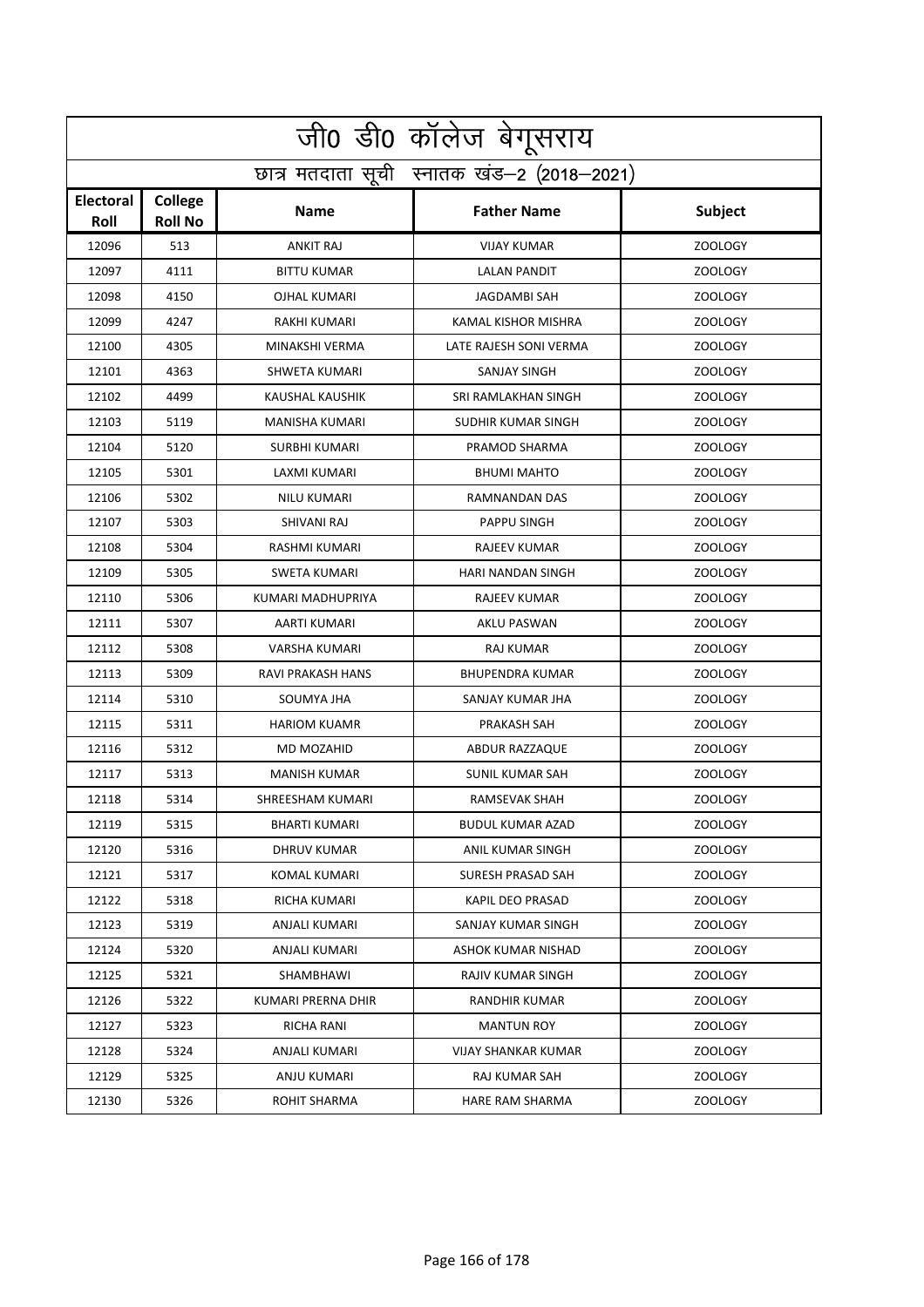| जी0 डी0 कॉलेज बेगूसराय | | | | |
|---|---|---|---|---|
| छात्र मतदाता सूची स्नातक खंड–2 (2018–2021) | | | | |
| **Electoral Roll** | **College Roll No** | **Name** | **Father Name** | **Subject** |
| 12096 | 513 | ANKIT RAJ | VIJAY KUMAR | ZOOLOGY |
| 12097 | 4111 | BITTU KUMAR | LALAN PANDIT | ZOOLOGY |
| 12098 | 4150 | OJHAL KUMARI | JAGDAMBI SAH | ZOOLOGY |
| 12099 | 4247 | RAKHI KUMARI | KAMAL KISHOR MISHRA | ZOOLOGY |
| 12100 | 4305 | MINAKSHI VERMA | LATE RAJESH SONI VERMA | ZOOLOGY |
| 12101 | 4363 | SHWETA KUMARI | SANJAY SINGH | ZOOLOGY |
| 12102 | 4499 | KAUSHAL KAUSHIK | SRI RAMLAKHAN SINGH | ZOOLOGY |
| 12103 | 5119 | MANISHA KUMARI | SUDHIR KUMAR SINGH | ZOOLOGY |
| 12104 | 5120 | SURBHI KUMARI | PRAMOD SHARMA | ZOOLOGY |
| 12105 | 5301 | LAXMI KUMARI | BHUMI MAHTO | ZOOLOGY |
| 12106 | 5302 | NILU KUMARI | RAMNANDAN DAS | ZOOLOGY |
| 12107 | 5303 | SHIVANI RAJ | PAPPU SINGH | ZOOLOGY |
| 12108 | 5304 | RASHMI KUMARI | RAJEEV KUMAR | ZOOLOGY |
| 12109 | 5305 | SWETA KUMARI | HARI NANDAN SINGH | ZOOLOGY |
| 12110 | 5306 | KUMARI MADHUPRIYA | RAJEEV KUMAR | ZOOLOGY |
| 12111 | 5307 | AARTI KUMARI | AKLU PASWAN | ZOOLOGY |
| 12112 | 5308 | VARSHA KUMARI | RAJ KUMAR | ZOOLOGY |
| 12113 | 5309 | RAVI PRAKASH HANS | BHUPENDRA KUMAR | ZOOLOGY |
| 12114 | 5310 | SOUMYA JHA | SANJAY KUMAR JHA | ZOOLOGY |
| 12115 | 5311 | HARIOM KUAMR | PRAKASH SAH | ZOOLOGY |
| 12116 | 5312 | MD MOZAHID | ABDUR RAZZAQUE | ZOOLOGY |
| 12117 | 5313 | MANISH KUMAR | SUNIL KUMAR SAH | ZOOLOGY |
| 12118 | 5314 | SHREESHAM KUMARI | RAMSEVAK SHAH | ZOOLOGY |
| 12119 | 5315 | BHARTI KUMARI | BUDUL KUMAR AZAD | ZOOLOGY |
| 12120 | 5316 | DHRUV KUMAR | ANIL KUMAR SINGH | ZOOLOGY |
| 12121 | 5317 | KOMAL KUMARI | SURESH PRASAD SAH | ZOOLOGY |
| 12122 | 5318 | RICHA KUMARI | KAPIL DEO PRASAD | ZOOLOGY |
| 12123 | 5319 | ANJALI KUMARI | SANJAY KUMAR SINGH | ZOOLOGY |
| 12124 | 5320 | ANJALI KUMARI | ASHOK KUMAR NISHAD | ZOOLOGY |
| 12125 | 5321 | SHAMBHAWI | RAJIV KUMAR SINGH | ZOOLOGY |
| 12126 | 5322 | KUMARI PRERNA DHIR | RANDHIR KUMAR | ZOOLOGY |
| 12127 | 5323 | RICHA RANI | MANTUN ROY | ZOOLOGY |
| 12128 | 5324 | ANJALI KUMARI | VIJAY SHANKAR KUMAR | ZOOLOGY |
| 12129 | 5325 | ANJU KUMARI | RAJ KUMAR SAH | ZOOLOGY |
| 12130 | 5326 | ROHIT SHARMA | HARE RAM SHARMA | ZOOLOGY |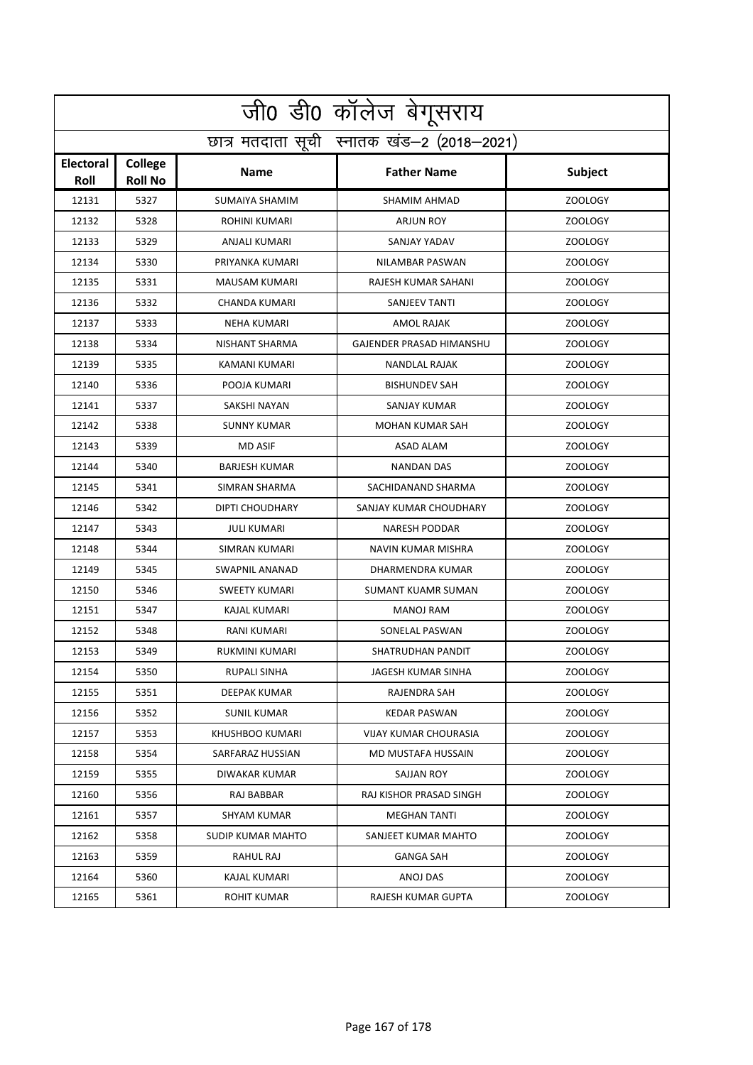# जी0 डी0 कॉलेज बेगूसराय

## छात्र मतदाता सूची स्नातक खंड–2 (2018–2021)

| Electoral Roll | College Roll No | Name | Father Name | Subject |
|---|---|---|---|---|
| 12131 | 5327 | SUMAIYA SHAMIM | SHAMIM AHMAD | ZOOLOGY |
| 12132 | 5328 | ROHINI KUMARI | ARJUN ROY | ZOOLOGY |
| 12133 | 5329 | ANJALI KUMARI | SANJAY YADAV | ZOOLOGY |
| 12134 | 5330 | PRIYANKA KUMARI | NILAMBAR PASWAN | ZOOLOGY |
| 12135 | 5331 | MAUSAM KUMARI | RAJESH KUMAR SAHANI | ZOOLOGY |
| 12136 | 5332 | CHANDA KUMARI | SANJEEV TANTI | ZOOLOGY |
| 12137 | 5333 | NEHA KUMARI | AMOL RAJAK | ZOOLOGY |
| 12138 | 5334 | NISHANT SHARMA | GAJENDER PRASAD HIMANSHU | ZOOLOGY |
| 12139 | 5335 | KAMANI KUMARI | NANDLAL RAJAK | ZOOLOGY |
| 12140 | 5336 | POOJA KUMARI | BISHUNDEV SAH | ZOOLOGY |
| 12141 | 5337 | SAKSHI NAYAN | SANJAY KUMAR | ZOOLOGY |
| 12142 | 5338 | SUNNY KUMAR | MOHAN KUMAR SAH | ZOOLOGY |
| 12143 | 5339 | MD ASIF | ASAD ALAM | ZOOLOGY |
| 12144 | 5340 | BARJESH KUMAR | NANDAN DAS | ZOOLOGY |
| 12145 | 5341 | SIMRAN SHARMA | SACHIDANAND SHARMA | ZOOLOGY |
| 12146 | 5342 | DIPTI CHOUDHARY | SANJAY KUMAR CHOUDHARY | ZOOLOGY |
| 12147 | 5343 | JULI KUMARI | NARESH PODDAR | ZOOLOGY |
| 12148 | 5344 | SIMRAN KUMARI | NAVIN KUMAR MISHRA | ZOOLOGY |
| 12149 | 5345 | SWAPNIL ANANAD | DHARMENDRA KUMAR | ZOOLOGY |
| 12150 | 5346 | SWEETY KUMARI | SUMANT KUAMR SUMAN | ZOOLOGY |
| 12151 | 5347 | KAJAL KUMARI | MANOJ RAM | ZOOLOGY |
| 12152 | 5348 | RANI KUMARI | SONELAL PASWAN | ZOOLOGY |
| 12153 | 5349 | RUKMINI KUMARI | SHATRUDHAN PANDIT | ZOOLOGY |
| 12154 | 5350 | RUPALI SINHA | JAGESH KUMAR SINHA | ZOOLOGY |
| 12155 | 5351 | DEEPAK KUMAR | RAJENDRA SAH | ZOOLOGY |
| 12156 | 5352 | SUNIL KUMAR | KEDAR PASWAN | ZOOLOGY |
| 12157 | 5353 | KHUSHBOO KUMARI | VIJAY KUMAR CHOURASIA | ZOOLOGY |
| 12158 | 5354 | SARFARAZ HUSSIAN | MD MUSTAFA HUSSAIN | ZOOLOGY |
| 12159 | 5355 | DIWAKAR KUMAR | SAJJAN ROY | ZOOLOGY |
| 12160 | 5356 | RAJ BABBAR | RAJ KISHOR PRASAD SINGH | ZOOLOGY |
| 12161 | 5357 | SHYAM KUMAR | MEGHAN TANTI | ZOOLOGY |
| 12162 | 5358 | SUDIP KUMAR MAHTO | SANJEET KUMAR MAHTO | ZOOLOGY |
| 12163 | 5359 | RAHUL RAJ | GANGA SAH | ZOOLOGY |
| 12164 | 5360 | KAJAL KUMARI | ANOJ DAS | ZOOLOGY |
| 12165 | 5361 | ROHIT KUMAR | RAJESH KUMAR GUPTA | ZOOLOGY |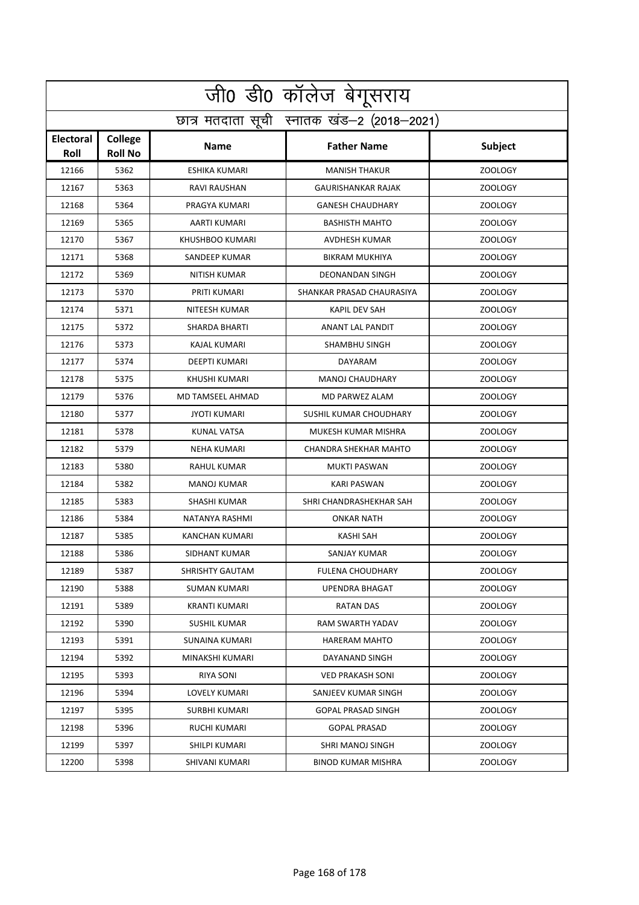# जी0 डी0 कॉलेज बेगूसराय

## छात्र मतदाता सूची स्नातक खंड–2 (2018–2021)

| Electoral Roll | College Roll No | Name | Father Name | Subject |
|---|---|---|---|---|
| 12166 | 5362 | ESHIKA KUMARI | MANISH THAKUR | ZOOLOGY |
| 12167 | 5363 | RAVI RAUSHAN | GAURISHANKAR RAJAK | ZOOLOGY |
| 12168 | 5364 | PRAGYA KUMARI | GANESH CHAUDHARY | ZOOLOGY |
| 12169 | 5365 | AARTI KUMARI | BASHISTH MAHTO | ZOOLOGY |
| 12170 | 5367 | KHUSHBOO KUMARI | AVDHESH KUMAR | ZOOLOGY |
| 12171 | 5368 | SANDEEP KUMAR | BIKRAM MUKHIYA | ZOOLOGY |
| 12172 | 5369 | NITISH KUMAR | DEONANDAN SINGH | ZOOLOGY |
| 12173 | 5370 | PRITI KUMARI | SHANKAR PRASAD CHAURASIYA | ZOOLOGY |
| 12174 | 5371 | NITEESH KUMAR | KAPIL DEV SAH | ZOOLOGY |
| 12175 | 5372 | SHARDA BHARTI | ANANT LAL PANDIT | ZOOLOGY |
| 12176 | 5373 | KAJAL KUMARI | SHAMBHU SINGH | ZOOLOGY |
| 12177 | 5374 | DEEPTI KUMARI | DAYARAM | ZOOLOGY |
| 12178 | 5375 | KHUSHI KUMARI | MANOJ CHAUDHARY | ZOOLOGY |
| 12179 | 5376 | MD TAMSEEL AHMAD | MD PARWEZ ALAM | ZOOLOGY |
| 12180 | 5377 | JYOTI KUMARI | SUSHIL KUMAR CHOUDHARY | ZOOLOGY |
| 12181 | 5378 | KUNAL VATSA | MUKESH KUMAR MISHRA | ZOOLOGY |
| 12182 | 5379 | NEHA KUMARI | CHANDRA SHEKHAR MAHTO | ZOOLOGY |
| 12183 | 5380 | RAHUL KUMAR | MUKTI PASWAN | ZOOLOGY |
| 12184 | 5382 | MANOJ KUMAR | KARI PASWAN | ZOOLOGY |
| 12185 | 5383 | SHASHI KUMAR | SHRI CHANDRASHEKHAR SAH | ZOOLOGY |
| 12186 | 5384 | NATANYA RASHMI | ONKAR NATH | ZOOLOGY |
| 12187 | 5385 | KANCHAN KUMARI | KASHI SAH | ZOOLOGY |
| 12188 | 5386 | SIDHANT KUMAR | SANJAY KUMAR | ZOOLOGY |
| 12189 | 5387 | SHRISHTY GAUTAM | FULENA CHOUDHARY | ZOOLOGY |
| 12190 | 5388 | SUMAN KUMARI | UPENDRA BHAGAT | ZOOLOGY |
| 12191 | 5389 | KRANTI KUMARI | RATAN DAS | ZOOLOGY |
| 12192 | 5390 | SUSHIL KUMAR | RAM SWARTH YADAV | ZOOLOGY |
| 12193 | 5391 | SUNAINA KUMARI | HARERAM MAHTO | ZOOLOGY |
| 12194 | 5392 | MINAKSHI KUMARI | DAYANAND SINGH | ZOOLOGY |
| 12195 | 5393 | RIYA SONI | VED PRAKASH SONI | ZOOLOGY |
| 12196 | 5394 | LOVELY KUMARI | SANJEEV KUMAR SINGH | ZOOLOGY |
| 12197 | 5395 | SURBHI KUMARI | GOPAL PRASAD SINGH | ZOOLOGY |
| 12198 | 5396 | RUCHI KUMARI | GOPAL PRASAD | ZOOLOGY |
| 12199 | 5397 | SHILPI KUMARI | SHRI MANOJ SINGH | ZOOLOGY |
| 12200 | 5398 | SHIVANI KUMARI | BINOD KUMAR MISHRA | ZOOLOGY |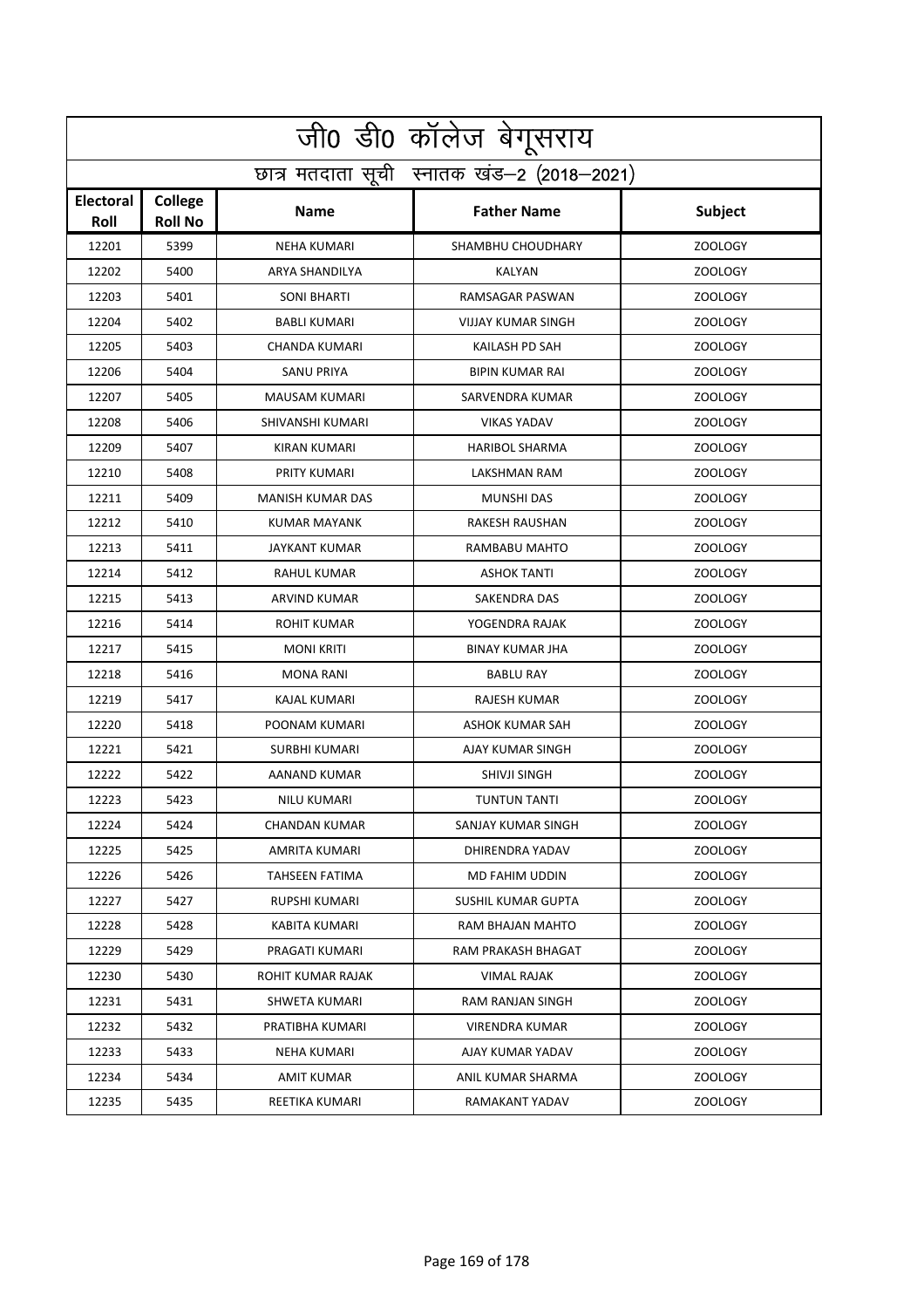# जी0 डी0 कॉलेज बेगूसराय

## छात्र मतदाता सूची स्नातक खंड–2 (2018–2021)

| Electoral Roll | College Roll No | Name | Father Name | Subject |
|---|---|---|---|---|
| 12201 | 5399 | NEHA KUMARI | SHAMBHU CHOUDHARY | ZOOLOGY |
| 12202 | 5400 | ARYA SHANDILYA | KALYAN | ZOOLOGY |
| 12203 | 5401 | SONI BHARTI | RAMSAGAR PASWAN | ZOOLOGY |
| 12204 | 5402 | BABLI KUMARI | VIJJAY KUMAR SINGH | ZOOLOGY |
| 12205 | 5403 | CHANDA KUMARI | KAILASH PD SAH | ZOOLOGY |
| 12206 | 5404 | SANU PRIYA | BIPIN KUMAR RAI | ZOOLOGY |
| 12207 | 5405 | MAUSAM KUMARI | SARVENDRA KUMAR | ZOOLOGY |
| 12208 | 5406 | SHIVANSHI KUMARI | VIKAS YADAV | ZOOLOGY |
| 12209 | 5407 | KIRAN KUMARI | HARIBOL SHARMA | ZOOLOGY |
| 12210 | 5408 | PRITY KUMARI | LAKSHMAN RAM | ZOOLOGY |
| 12211 | 5409 | MANISH KUMAR DAS | MUNSHI DAS | ZOOLOGY |
| 12212 | 5410 | KUMAR MAYANK | RAKESH RAUSHAN | ZOOLOGY |
| 12213 | 5411 | JAYKANT KUMAR | RAMBABU MAHTO | ZOOLOGY |
| 12214 | 5412 | RAHUL KUMAR | ASHOK TANTI | ZOOLOGY |
| 12215 | 5413 | ARVIND KUMAR | SAKENDRA DAS | ZOOLOGY |
| 12216 | 5414 | ROHIT KUMAR | YOGENDRA RAJAK | ZOOLOGY |
| 12217 | 5415 | MONI KRITI | BINAY KUMAR JHA | ZOOLOGY |
| 12218 | 5416 | MONA RANI | BABLU RAY | ZOOLOGY |
| 12219 | 5417 | KAJAL KUMARI | RAJESH KUMAR | ZOOLOGY |
| 12220 | 5418 | POONAM KUMARI | ASHOK KUMAR SAH | ZOOLOGY |
| 12221 | 5421 | SURBHI KUMARI | AJAY KUMAR SINGH | ZOOLOGY |
| 12222 | 5422 | AANAND KUMAR | SHIVJI SINGH | ZOOLOGY |
| 12223 | 5423 | NILU KUMARI | TUNTUN TANTI | ZOOLOGY |
| 12224 | 5424 | CHANDAN KUMAR | SANJAY KUMAR SINGH | ZOOLOGY |
| 12225 | 5425 | AMRITA KUMARI | DHIRENDRA YADAV | ZOOLOGY |
| 12226 | 5426 | TAHSEEN FATIMA | MD FAHIM UDDIN | ZOOLOGY |
| 12227 | 5427 | RUPSHI KUMARI | SUSHIL KUMAR GUPTA | ZOOLOGY |
| 12228 | 5428 | KABITA KUMARI | RAM BHAJAN MAHTO | ZOOLOGY |
| 12229 | 5429 | PRAGATI KUMARI | RAM PRAKASH BHAGAT | ZOOLOGY |
| 12230 | 5430 | ROHIT KUMAR RAJAK | VIMAL RAJAK | ZOOLOGY |
| 12231 | 5431 | SHWETA KUMARI | RAM RANJAN SINGH | ZOOLOGY |
| 12232 | 5432 | PRATIBHA KUMARI | VIRENDRA KUMAR | ZOOLOGY |
| 12233 | 5433 | NEHA KUMARI | AJAY KUMAR YADAV | ZOOLOGY |
| 12234 | 5434 | AMIT KUMAR | ANIL KUMAR SHARMA | ZOOLOGY |
| 12235 | 5435 | REETIKA KUMARI | RAMAKANT YADAV | ZOOLOGY |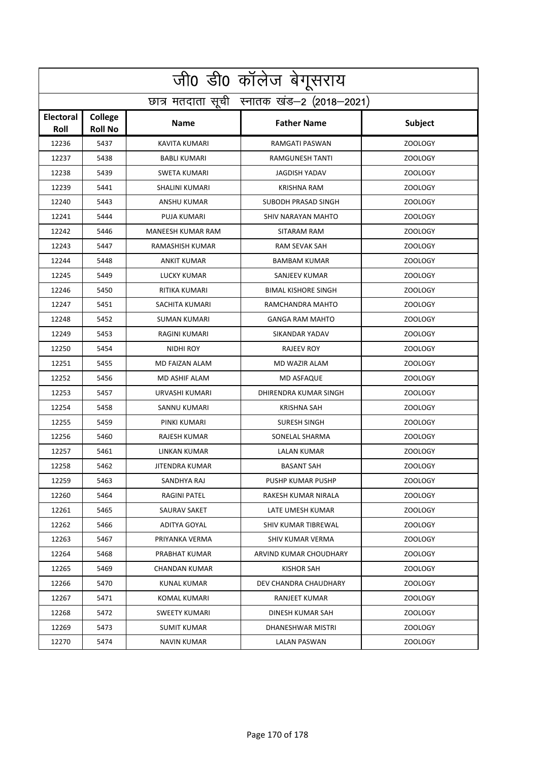# जी0 डी0 कॉलेज बेगूसराय

## छात्र मतदाता सूची स्नातक खंड–2 (2018–2021)

| Electoral Roll | College Roll No | Name | Father Name | Subject |
|---|---|---|---|---|
| 12236 | 5437 | KAVITA KUMARI | RAMGATI PASWAN | ZOOLOGY |
| 12237 | 5438 | BABLI KUMARI | RAMGUNESH TANTI | ZOOLOGY |
| 12238 | 5439 | SWETA KUMARI | JAGDISH YADAV | ZOOLOGY |
| 12239 | 5441 | SHALINI KUMARI | KRISHNA RAM | ZOOLOGY |
| 12240 | 5443 | ANSHU KUMAR | SUBODH PRASAD SINGH | ZOOLOGY |
| 12241 | 5444 | PUJA KUMARI | SHIV NARAYAN MAHTO | ZOOLOGY |
| 12242 | 5446 | MANEESH KUMAR RAM | SITARAM RAM | ZOOLOGY |
| 12243 | 5447 | RAMASHISH KUMAR | RAM SEVAK SAH | ZOOLOGY |
| 12244 | 5448 | ANKIT KUMAR | BAMBAM KUMAR | ZOOLOGY |
| 12245 | 5449 | LUCKY KUMAR | SANJEEV KUMAR | ZOOLOGY |
| 12246 | 5450 | RITIKA KUMARI | BIMAL KISHORE SINGH | ZOOLOGY |
| 12247 | 5451 | SACHITA KUMARI | RAMCHANDRA MAHTO | ZOOLOGY |
| 12248 | 5452 | SUMAN KUMARI | GANGA RAM MAHTO | ZOOLOGY |
| 12249 | 5453 | RAGINI KUMARI | SIKANDAR YADAV | ZOOLOGY |
| 12250 | 5454 | NIDHI ROY | RAJEEV ROY | ZOOLOGY |
| 12251 | 5455 | MD FAIZAN ALAM | MD WAZIR ALAM | ZOOLOGY |
| 12252 | 5456 | MD ASHIF ALAM | MD ASFAQUE | ZOOLOGY |
| 12253 | 5457 | URVASHI KUMARI | DHIRENDRA KUMAR SINGH | ZOOLOGY |
| 12254 | 5458 | SANNU KUMARI | KRISHNA SAH | ZOOLOGY |
| 12255 | 5459 | PINKI KUMARI | SURESH SINGH | ZOOLOGY |
| 12256 | 5460 | RAJESH KUMAR | SONELAL SHARMA | ZOOLOGY |
| 12257 | 5461 | LINKAN KUMAR | LALAN KUMAR | ZOOLOGY |
| 12258 | 5462 | JITENDRA KUMAR | BASANT SAH | ZOOLOGY |
| 12259 | 5463 | SANDHYA RAJ | PUSHP KUMAR PUSHP | ZOOLOGY |
| 12260 | 5464 | RAGINI PATEL | RAKESH KUMAR NIRALA | ZOOLOGY |
| 12261 | 5465 | SAURAV SAKET | LATE UMESH KUMAR | ZOOLOGY |
| 12262 | 5466 | ADITYA GOYAL | SHIV KUMAR TIBREWAL | ZOOLOGY |
| 12263 | 5467 | PRIYANKA VERMA | SHIV KUMAR VERMA | ZOOLOGY |
| 12264 | 5468 | PRABHAT KUMAR | ARVIND KUMAR CHOUDHARY | ZOOLOGY |
| 12265 | 5469 | CHANDAN KUMAR | KISHOR SAH | ZOOLOGY |
| 12266 | 5470 | KUNAL KUMAR | DEV CHANDRA CHAUDHARY | ZOOLOGY |
| 12267 | 5471 | KOMAL KUMARI | RANJEET KUMAR | ZOOLOGY |
| 12268 | 5472 | SWEETY KUMARI | DINESH KUMAR SAH | ZOOLOGY |
| 12269 | 5473 | SUMIT KUMAR | DHANESHWAR MISTRI | ZOOLOGY |
| 12270 | 5474 | NAVIN KUMAR | LALAN PASWAN | ZOOLOGY |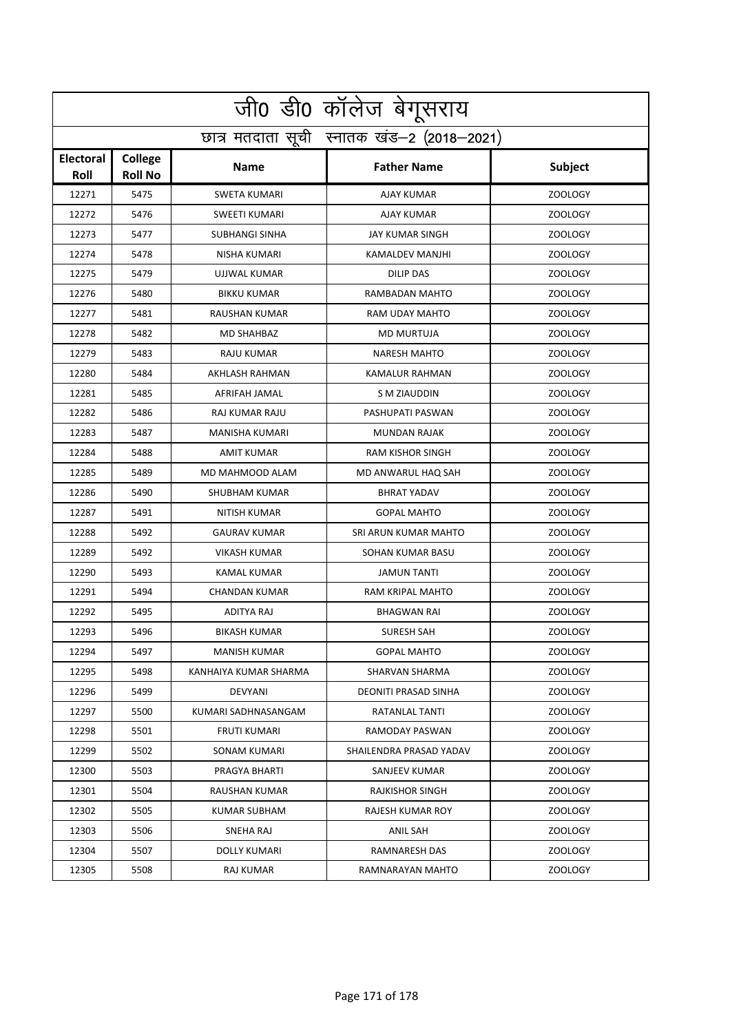# जी0 डी0 कॉलेज बेगूसराय

## छात्र मतदाता सूची स्नातक खंड–2 (2018–2021)

| Electoral Roll | College Roll No | Name | Father Name | Subject |
|---|---|---|---|---|
| 12271 | 5475 | SWETA KUMARI | AJAY KUMAR | ZOOLOGY |
| 12272 | 5476 | SWEETI KUMARI | AJAY KUMAR | ZOOLOGY |
| 12273 | 5477 | SUBHANGI SINHA | JAY KUMAR SINGH | ZOOLOGY |
| 12274 | 5478 | NISHA KUMARI | KAMALDEV MANJHI | ZOOLOGY |
| 12275 | 5479 | UJJWAL KUMAR | DILIP DAS | ZOOLOGY |
| 12276 | 5480 | BIKKU KUMAR | RAMBADAN MAHTO | ZOOLOGY |
| 12277 | 5481 | RAUSHAN KUMAR | RAM UDAY MAHTO | ZOOLOGY |
| 12278 | 5482 | MD SHAHBAZ | MD MURTUJA | ZOOLOGY |
| 12279 | 5483 | RAJU KUMAR | NARESH MAHTO | ZOOLOGY |
| 12280 | 5484 | AKHLASH RAHMAN | KAMALUR RAHMAN | ZOOLOGY |
| 12281 | 5485 | AFRIFAH JAMAL | S M ZIAUDDIN | ZOOLOGY |
| 12282 | 5486 | RAJ KUMAR RAJU | PASHUPATI PASWAN | ZOOLOGY |
| 12283 | 5487 | MANISHA KUMARI | MUNDAN RAJAK | ZOOLOGY |
| 12284 | 5488 | AMIT KUMAR | RAM KISHOR SINGH | ZOOLOGY |
| 12285 | 5489 | MD MAHMOOD ALAM | MD ANWARUL HAQ SAH | ZOOLOGY |
| 12286 | 5490 | SHUBHAM KUMAR | BHRAT YADAV | ZOOLOGY |
| 12287 | 5491 | NITISH KUMAR | GOPAL MAHTO | ZOOLOGY |
| 12288 | 5492 | GAURAV KUMAR | SRI ARUN KUMAR MAHTO | ZOOLOGY |
| 12289 | 5492 | VIKASH KUMAR | SOHAN KUMAR BASU | ZOOLOGY |
| 12290 | 5493 | KAMAL KUMAR | JAMUN TANTI | ZOOLOGY |
| 12291 | 5494 | CHANDAN KUMAR | RAM KRIPAL MAHTO | ZOOLOGY |
| 12292 | 5495 | ADITYA RAJ | BHAGWAN RAI | ZOOLOGY |
| 12293 | 5496 | BIKASH KUMAR | SURESH SAH | ZOOLOGY |
| 12294 | 5497 | MANISH KUMAR | GOPAL MAHTO | ZOOLOGY |
| 12295 | 5498 | KANHAIYA KUMAR SHARMA | SHARVAN SHARMA | ZOOLOGY |
| 12296 | 5499 | DEVYANI | DEONITI PRASAD SINHA | ZOOLOGY |
| 12297 | 5500 | KUMARI SADHNASANGAM | RATANLAL TANTI | ZOOLOGY |
| 12298 | 5501 | FRUTI KUMARI | RAMODAY PASWAN | ZOOLOGY |
| 12299 | 5502 | SONAM KUMARI | SHAILENDRA PRASAD YADAV | ZOOLOGY |
| 12300 | 5503 | PRAGYA BHARTI | SANJEEV KUMAR | ZOOLOGY |
| 12301 | 5504 | RAUSHAN KUMAR | RAJKISHOR SINGH | ZOOLOGY |
| 12302 | 5505 | KUMAR SUBHAM | RAJESH KUMAR ROY | ZOOLOGY |
| 12303 | 5506 | SNEHA RAJ | ANIL SAH | ZOOLOGY |
| 12304 | 5507 | DOLLY KUMARI | RAMNARESH DAS | ZOOLOGY |
| 12305 | 5508 | RAJ KUMAR | RAMNARAYAN MAHTO | ZOOLOGY |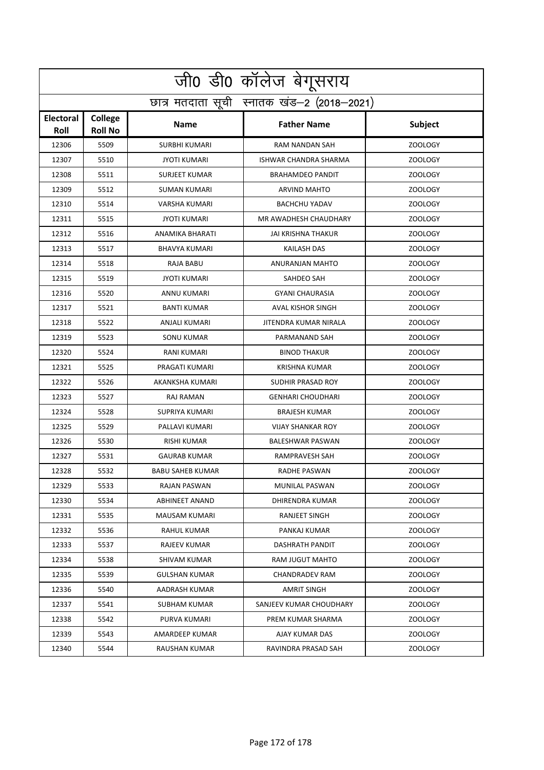# जी0 डी0 कॉलेज बेगूसराय

## छात्र मतदाता सूची स्नातक खंड–2 (2018–2021)

| Electoral Roll | College Roll No | Name | Father Name | Subject |
|---|---|---|---|---|
| 12306 | 5509 | SURBHI KUMARI | RAM NANDAN SAH | ZOOLOGY |
| 12307 | 5510 | JYOTI KUMARI | ISHWAR CHANDRA SHARMA | ZOOLOGY |
| 12308 | 5511 | SURJEET KUMAR | BRAHAMDEO PANDIT | ZOOLOGY |
| 12309 | 5512 | SUMAN KUMARI | ARVIND MAHTO | ZOOLOGY |
| 12310 | 5514 | VARSHA KUMARI | BACHCHU YADAV | ZOOLOGY |
| 12311 | 5515 | JYOTI KUMARI | MR AWADHESH CHAUDHARY | ZOOLOGY |
| 12312 | 5516 | ANAMIKA BHARATI | JAI KRISHNA THAKUR | ZOOLOGY |
| 12313 | 5517 | BHAVYA KUMARI | KAILASH DAS | ZOOLOGY |
| 12314 | 5518 | RAJA BABU | ANURANJAN MAHTO | ZOOLOGY |
| 12315 | 5519 | JYOTI KUMARI | SAHDEO SAH | ZOOLOGY |
| 12316 | 5520 | ANNU KUMARI | GYANI CHAURASIA | ZOOLOGY |
| 12317 | 5521 | BANTI KUMAR | AVAL KISHOR SINGH | ZOOLOGY |
| 12318 | 5522 | ANJALI KUMARI | JITENDRA KUMAR NIRALA | ZOOLOGY |
| 12319 | 5523 | SONU KUMAR | PARMANAND SAH | ZOOLOGY |
| 12320 | 5524 | RANI KUMARI | BINOD THAKUR | ZOOLOGY |
| 12321 | 5525 | PRAGATI KUMARI | KRISHNA KUMAR | ZOOLOGY |
| 12322 | 5526 | AKANKSHA KUMARI | SUDHIR PRASAD ROY | ZOOLOGY |
| 12323 | 5527 | RAJ RAMAN | GENHARI CHOUDHARI | ZOOLOGY |
| 12324 | 5528 | SUPRIYA KUMARI | BRAJESH KUMAR | ZOOLOGY |
| 12325 | 5529 | PALLAVI KUMARI | VIJAY SHANKAR ROY | ZOOLOGY |
| 12326 | 5530 | RISHI KUMAR | BALESHWAR PASWAN | ZOOLOGY |
| 12327 | 5531 | GAURAB KUMAR | RAMPRAVESH SAH | ZOOLOGY |
| 12328 | 5532 | BABU SAHEB KUMAR | RADHE PASWAN | ZOOLOGY |
| 12329 | 5533 | RAJAN PASWAN | MUNILAL PASWAN | ZOOLOGY |
| 12330 | 5534 | ABHINEET ANAND | DHIRENDRA KUMAR | ZOOLOGY |
| 12331 | 5535 | MAUSAM KUMARI | RANJEET SINGH | ZOOLOGY |
| 12332 | 5536 | RAHUL KUMAR | PANKAJ KUMAR | ZOOLOGY |
| 12333 | 5537 | RAJEEV KUMAR | DASHRATH PANDIT | ZOOLOGY |
| 12334 | 5538 | SHIVAM KUMAR | RAM JUGUT MAHTO | ZOOLOGY |
| 12335 | 5539 | GULSHAN KUMAR | CHANDRADEV RAM | ZOOLOGY |
| 12336 | 5540 | AADRASH KUMAR | AMRIT SINGH | ZOOLOGY |
| 12337 | 5541 | SUBHAM KUMAR | SANJEEV KUMAR CHOUDHARY | ZOOLOGY |
| 12338 | 5542 | PURVA KUMARI | PREM KUMAR SHARMA | ZOOLOGY |
| 12339 | 5543 | AMARDEEP KUMAR | AJAY KUMAR DAS | ZOOLOGY |
| 12340 | 5544 | RAUSHAN KUMAR | RAVINDRA PRASAD SAH | ZOOLOGY |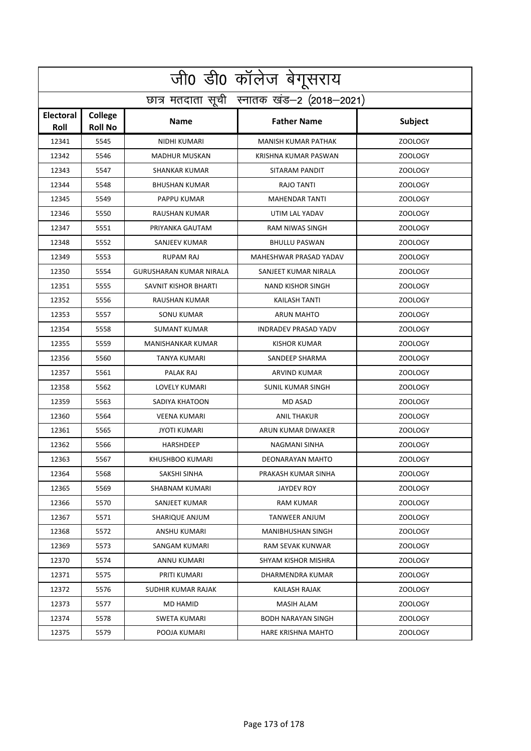| जी0 डी0 कॉलेज बेगूसराय | | | | |
|---|---|---|---|---|
| छात्र मतदाता सूची स्नातक खंड–2 (2018–2021) | | | | |
| **Electoral Roll** | **College Roll No** | **Name** | **Father Name** | **Subject** |
| 12341 | 5545 | NIDHI KUMARI | MANISH KUMAR PATHAK | ZOOLOGY |
| 12342 | 5546 | MADHUR MUSKAN | KRISHNA KUMAR PASWAN | ZOOLOGY |
| 12343 | 5547 | SHANKAR KUMAR | SITARAM PANDIT | ZOOLOGY |
| 12344 | 5548 | BHUSHAN KUMAR | RAJO TANTI | ZOOLOGY |
| 12345 | 5549 | PAPPU KUMAR | MAHENDAR TANTI | ZOOLOGY |
| 12346 | 5550 | RAUSHAN KUMAR | UTIM LAL YADAV | ZOOLOGY |
| 12347 | 5551 | PRIYANKA GAUTAM | RAM NIWAS SINGH | ZOOLOGY |
| 12348 | 5552 | SANJEEV KUMAR | BHULLU PASWAN | ZOOLOGY |
| 12349 | 5553 | RUPAM RAJ | MAHESHWAR PRASAD YADAV | ZOOLOGY |
| 12350 | 5554 | GURUSHARAN KUMAR NIRALA | SANJEET KUMAR NIRALA | ZOOLOGY |
| 12351 | 5555 | SAVNIT KISHOR BHARTI | NAND KISHOR SINGH | ZOOLOGY |
| 12352 | 5556 | RAUSHAN KUMAR | KAILASH TANTI | ZOOLOGY |
| 12353 | 5557 | SONU KUMAR | ARUN MAHTO | ZOOLOGY |
| 12354 | 5558 | SUMANT KUMAR | INDRADEV PRASAD YADV | ZOOLOGY |
| 12355 | 5559 | MANISHANKAR KUMAR | KISHOR KUMAR | ZOOLOGY |
| 12356 | 5560 | TANYA KUMARI | SANDEEP SHARMA | ZOOLOGY |
| 12357 | 5561 | PALAK RAJ | ARVIND KUMAR | ZOOLOGY |
| 12358 | 5562 | LOVELY KUMARI | SUNIL KUMAR SINGH | ZOOLOGY |
| 12359 | 5563 | SADIYA KHATOON | MD ASAD | ZOOLOGY |
| 12360 | 5564 | VEENA KUMARI | ANIL THAKUR | ZOOLOGY |
| 12361 | 5565 | JYOTI KUMARI | ARUN KUMAR DIWAKER | ZOOLOGY |
| 12362 | 5566 | HARSHDEEP | NAGMANI SINHA | ZOOLOGY |
| 12363 | 5567 | KHUSHBOO KUMARI | DEONARAYAN MAHTO | ZOOLOGY |
| 12364 | 5568 | SAKSHI SINHA | PRAKASH KUMAR SINHA | ZOOLOGY |
| 12365 | 5569 | SHABNAM KUMARI | JAYDEV ROY | ZOOLOGY |
| 12366 | 5570 | SANJEET KUMAR | RAM KUMAR | ZOOLOGY |
| 12367 | 5571 | SHARIQUE ANJUM | TANWEER ANJUM | ZOOLOGY |
| 12368 | 5572 | ANSHU KUMARI | MANIBHUSHAN SINGH | ZOOLOGY |
| 12369 | 5573 | SANGAM KUMARI | RAM SEVAK KUNWAR | ZOOLOGY |
| 12370 | 5574 | ANNU KUMARI | SHYAM KISHOR MISHRA | ZOOLOGY |
| 12371 | 5575 | PRITI KUMARI | DHARMENDRA KUMAR | ZOOLOGY |
| 12372 | 5576 | SUDHIR KUMAR RAJAK | KAILASH RAJAK | ZOOLOGY |
| 12373 | 5577 | MD HAMID | MASIH ALAM | ZOOLOGY |
| 12374 | 5578 | SWETA KUMARI | BODH NARAYAN SINGH | ZOOLOGY |
| 12375 | 5579 | POOJA KUMARI | HARE KRISHNA MAHTO | ZOOLOGY |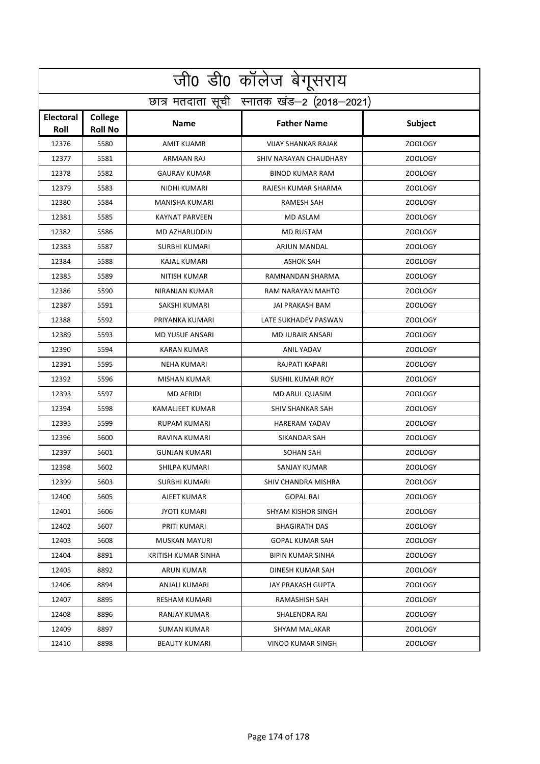| जी0 डी0 कॉलेज बेगूसराय | | | | |
|---|---|---|---|---|
| छात्र मतदाता सूची स्नातक खंड–2 (2018–2021) | | | | |
| **Electoral Roll** | **College Roll No** | **Name** | **Father Name** | **Subject** |
| 12376 | 5580 | AMIT KUAMR | VIJAY SHANKAR RAJAK | ZOOLOGY |
| 12377 | 5581 | ARMAAN RAJ | SHIV NARAYAN CHAUDHARY | ZOOLOGY |
| 12378 | 5582 | GAURAV KUMAR | BINOD KUMAR RAM | ZOOLOGY |
| 12379 | 5583 | NIDHI KUMARI | RAJESH KUMAR SHARMA | ZOOLOGY |
| 12380 | 5584 | MANISHA KUMARI | RAMESH SAH | ZOOLOGY |
| 12381 | 5585 | KAYNAT PARVEEN | MD ASLAM | ZOOLOGY |
| 12382 | 5586 | MD AZHARUDDIN | MD RUSTAM | ZOOLOGY |
| 12383 | 5587 | SURBHI KUMARI | ARJUN MANDAL | ZOOLOGY |
| 12384 | 5588 | KAJAL KUMARI | ASHOK SAH | ZOOLOGY |
| 12385 | 5589 | NITISH KUMAR | RAMNANDAN SHARMA | ZOOLOGY |
| 12386 | 5590 | NIRANJAN KUMAR | RAM NARAYAN MAHTO | ZOOLOGY |
| 12387 | 5591 | SAKSHI KUMARI | JAI PRAKASH BAM | ZOOLOGY |
| 12388 | 5592 | PRIYANKA KUMARI | LATE SUKHADEV PASWAN | ZOOLOGY |
| 12389 | 5593 | MD YUSUF ANSARI | MD JUBAIR ANSARI | ZOOLOGY |
| 12390 | 5594 | KARAN KUMAR | ANIL YADAV | ZOOLOGY |
| 12391 | 5595 | NEHA KUMARI | RAJPATI KAPARI | ZOOLOGY |
| 12392 | 5596 | MISHAN KUMAR | SUSHIL KUMAR ROY | ZOOLOGY |
| 12393 | 5597 | MD AFRIDI | MD ABUL QUASIM | ZOOLOGY |
| 12394 | 5598 | KAMALJEET KUMAR | SHIV SHANKAR SAH | ZOOLOGY |
| 12395 | 5599 | RUPAM KUMARI | HARERAM YADAV | ZOOLOGY |
| 12396 | 5600 | RAVINA KUMARI | SIKANDAR SAH | ZOOLOGY |
| 12397 | 5601 | GUNJAN KUMARI | SOHAN SAH | ZOOLOGY |
| 12398 | 5602 | SHILPA KUMARI | SANJAY KUMAR | ZOOLOGY |
| 12399 | 5603 | SURBHI KUMARI | SHIV CHANDRA MISHRA | ZOOLOGY |
| 12400 | 5605 | AJEET KUMAR | GOPAL RAI | ZOOLOGY |
| 12401 | 5606 | JYOTI KUMARI | SHYAM KISHOR SINGH | ZOOLOGY |
| 12402 | 5607 | PRITI KUMARI | BHAGIRATH DAS | ZOOLOGY |
| 12403 | 5608 | MUSKAN MAYURI | GOPAL KUMAR SAH | ZOOLOGY |
| 12404 | 8891 | KRITISH KUMAR SINHA | BIPIN KUMAR SINHA | ZOOLOGY |
| 12405 | 8892 | ARUN KUMAR | DINESH KUMAR SAH | ZOOLOGY |
| 12406 | 8894 | ANJALI KUMARI | JAY PRAKASH GUPTA | ZOOLOGY |
| 12407 | 8895 | RESHAM KUMARI | RAMASHISH SAH | ZOOLOGY |
| 12408 | 8896 | RANJAY KUMAR | SHALENDRA RAI | ZOOLOGY |
| 12409 | 8897 | SUMAN KUMAR | SHYAM MALAKAR | ZOOLOGY |
| 12410 | 8898 | BEAUTY KUMARI | VINOD KUMAR SINGH | ZOOLOGY |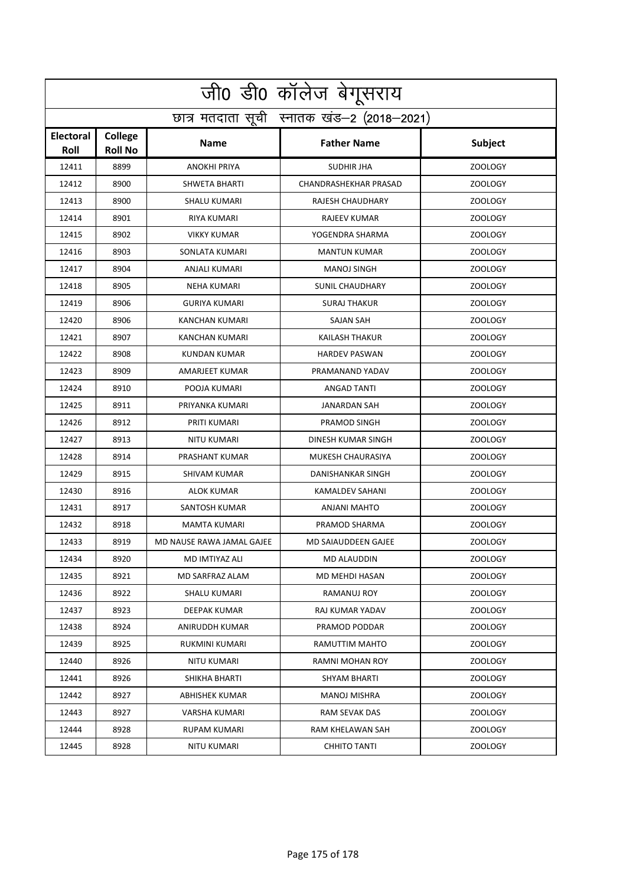# जी0 डी0 कॉलेज बेगूसराय

## छात्र मतदाता सूची स्नातक खंड–2 (2018–2021)

| Electoral Roll | College Roll No | Name | Father Name | Subject |
|---|---|---|---|---|
| 12411 | 8899 | ANOKHI PRIYA | SUDHIR JHA | ZOOLOGY |
| 12412 | 8900 | SHWETA BHARTI | CHANDRASHEKHAR PRASAD | ZOOLOGY |
| 12413 | 8900 | SHALU KUMARI | RAJESH CHAUDHARY | ZOOLOGY |
| 12414 | 8901 | RIYA KUMARI | RAJEEV KUMAR | ZOOLOGY |
| 12415 | 8902 | VIKKY KUMAR | YOGENDRA SHARMA | ZOOLOGY |
| 12416 | 8903 | SONLATA KUMARI | MANTUN KUMAR | ZOOLOGY |
| 12417 | 8904 | ANJALI KUMARI | MANOJ SINGH | ZOOLOGY |
| 12418 | 8905 | NEHA KUMARI | SUNIL CHAUDHARY | ZOOLOGY |
| 12419 | 8906 | GURIYA KUMARI | SURAJ THAKUR | ZOOLOGY |
| 12420 | 8906 | KANCHAN KUMARI | SAJAN SAH | ZOOLOGY |
| 12421 | 8907 | KANCHAN KUMARI | KAILASH THAKUR | ZOOLOGY |
| 12422 | 8908 | KUNDAN KUMAR | HARDEV PASWAN | ZOOLOGY |
| 12423 | 8909 | AMARJEET KUMAR | PRAMANAND YADAV | ZOOLOGY |
| 12424 | 8910 | POOJA KUMARI | ANGAD TANTI | ZOOLOGY |
| 12425 | 8911 | PRIYANKA KUMARI | JANARDAN SAH | ZOOLOGY |
| 12426 | 8912 | PRITI KUMARI | PRAMOD SINGH | ZOOLOGY |
| 12427 | 8913 | NITU KUMARI | DINESH KUMAR SINGH | ZOOLOGY |
| 12428 | 8914 | PRASHANT KUMAR | MUKESH CHAURASIYA | ZOOLOGY |
| 12429 | 8915 | SHIVAM KUMAR | DANISHANKAR SINGH | ZOOLOGY |
| 12430 | 8916 | ALOK KUMAR | KAMALDEV SAHANI | ZOOLOGY |
| 12431 | 8917 | SANTOSH KUMAR | ANJANI MAHTO | ZOOLOGY |
| 12432 | 8918 | MAMTA KUMARI | PRAMOD SHARMA | ZOOLOGY |
| 12433 | 8919 | MD NAUSE RAWA JAMAL GAJEE | MD SAIAUDDEEN GAJEE | ZOOLOGY |
| 12434 | 8920 | MD IMTIYAZ ALI | MD ALAUDDIN | ZOOLOGY |
| 12435 | 8921 | MD SARFRAZ ALAM | MD MEHDI HASAN | ZOOLOGY |
| 12436 | 8922 | SHALU KUMARI | RAMANUJ ROY | ZOOLOGY |
| 12437 | 8923 | DEEPAK KUMAR | RAJ KUMAR YADAV | ZOOLOGY |
| 12438 | 8924 | ANIRUDDH KUMAR | PRAMOD PODDAR | ZOOLOGY |
| 12439 | 8925 | RUKMINI KUMARI | RAMUTTIM MAHTO | ZOOLOGY |
| 12440 | 8926 | NITU KUMARI | RAMNI MOHAN ROY | ZOOLOGY |
| 12441 | 8926 | SHIKHA BHARTI | SHYAM BHARTI | ZOOLOGY |
| 12442 | 8927 | ABHISHEK KUMAR | MANOJ MISHRA | ZOOLOGY |
| 12443 | 8927 | VARSHA KUMARI | RAM SEVAK DAS | ZOOLOGY |
| 12444 | 8928 | RUPAM KUMARI | RAM KHELAWAN SAH | ZOOLOGY |
| 12445 | 8928 | NITU KUMARI | CHHITO TANTI | ZOOLOGY |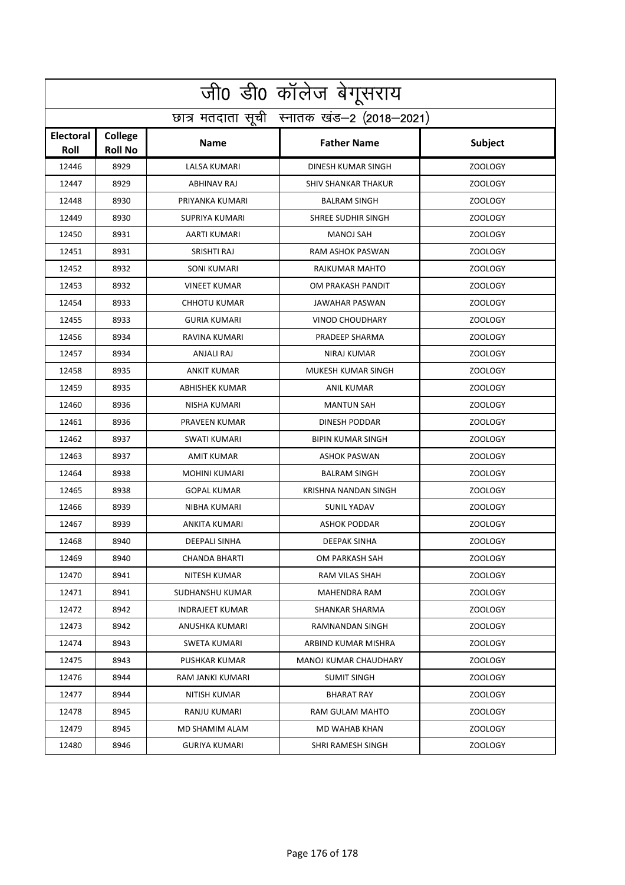# जी0 डी0 कॉलेज बेगूसराय

## छात्र मतदाता सूची स्नातक खंड–2 (2018–2021)

| Electoral Roll | College Roll No | Name | Father Name | Subject |
|---|---|---|---|---|
| 12446 | 8929 | LALSA KUMARI | DINESH KUMAR SINGH | ZOOLOGY |
| 12447 | 8929 | ABHINAV RAJ | SHIV SHANKAR THAKUR | ZOOLOGY |
| 12448 | 8930 | PRIYANKA KUMARI | BALRAM SINGH | ZOOLOGY |
| 12449 | 8930 | SUPRIYA KUMARI | SHREE SUDHIR SINGH | ZOOLOGY |
| 12450 | 8931 | AARTI KUMARI | MANOJ SAH | ZOOLOGY |
| 12451 | 8931 | SRISHTI RAJ | RAM ASHOK PASWAN | ZOOLOGY |
| 12452 | 8932 | SONI KUMARI | RAJKUMAR MAHTO | ZOOLOGY |
| 12453 | 8932 | VINEET KUMAR | OM PRAKASH PANDIT | ZOOLOGY |
| 12454 | 8933 | CHHOTU KUMAR | JAWAHAR PASWAN | ZOOLOGY |
| 12455 | 8933 | GURIA KUMARI | VINOD CHOUDHARY | ZOOLOGY |
| 12456 | 8934 | RAVINA KUMARI | PRADEEP SHARMA | ZOOLOGY |
| 12457 | 8934 | ANJALI RAJ | NIRAJ KUMAR | ZOOLOGY |
| 12458 | 8935 | ANKIT KUMAR | MUKESH KUMAR SINGH | ZOOLOGY |
| 12459 | 8935 | ABHISHEK KUMAR | ANIL KUMAR | ZOOLOGY |
| 12460 | 8936 | NISHA KUMARI | MANTUN SAH | ZOOLOGY |
| 12461 | 8936 | PRAVEEN KUMAR | DINESH PODDAR | ZOOLOGY |
| 12462 | 8937 | SWATI KUMARI | BIPIN KUMAR SINGH | ZOOLOGY |
| 12463 | 8937 | AMIT KUMAR | ASHOK PASWAN | ZOOLOGY |
| 12464 | 8938 | MOHINI KUMARI | BALRAM SINGH | ZOOLOGY |
| 12465 | 8938 | GOPAL KUMAR | KRISHNA NANDAN SINGH | ZOOLOGY |
| 12466 | 8939 | NIBHA KUMARI | SUNIL YADAV | ZOOLOGY |
| 12467 | 8939 | ANKITA KUMARI | ASHOK PODDAR | ZOOLOGY |
| 12468 | 8940 | DEEPALI SINHA | DEEPAK SINHA | ZOOLOGY |
| 12469 | 8940 | CHANDA BHARTI | OM PARKASH SAH | ZOOLOGY |
| 12470 | 8941 | NITESH KUMAR | RAM VILAS SHAH | ZOOLOGY |
| 12471 | 8941 | SUDHANSHU KUMAR | MAHENDRA RAM | ZOOLOGY |
| 12472 | 8942 | INDRAJEET KUMAR | SHANKAR SHARMA | ZOOLOGY |
| 12473 | 8942 | ANUSHKA KUMARI | RAMNANDAN SINGH | ZOOLOGY |
| 12474 | 8943 | SWETA KUMARI | ARBIND KUMAR MISHRA | ZOOLOGY |
| 12475 | 8943 | PUSHKAR KUMAR | MANOJ KUMAR CHAUDHARY | ZOOLOGY |
| 12476 | 8944 | RAM JANKI KUMARI | SUMIT SINGH | ZOOLOGY |
| 12477 | 8944 | NITISH KUMAR | BHARAT RAY | ZOOLOGY |
| 12478 | 8945 | RANJU KUMARI | RAM GULAM MAHTO | ZOOLOGY |
| 12479 | 8945 | MD SHAMIM ALAM | MD WAHAB KHAN | ZOOLOGY |
| 12480 | 8946 | GURIYA KUMARI | SHRI RAMESH SINGH | ZOOLOGY |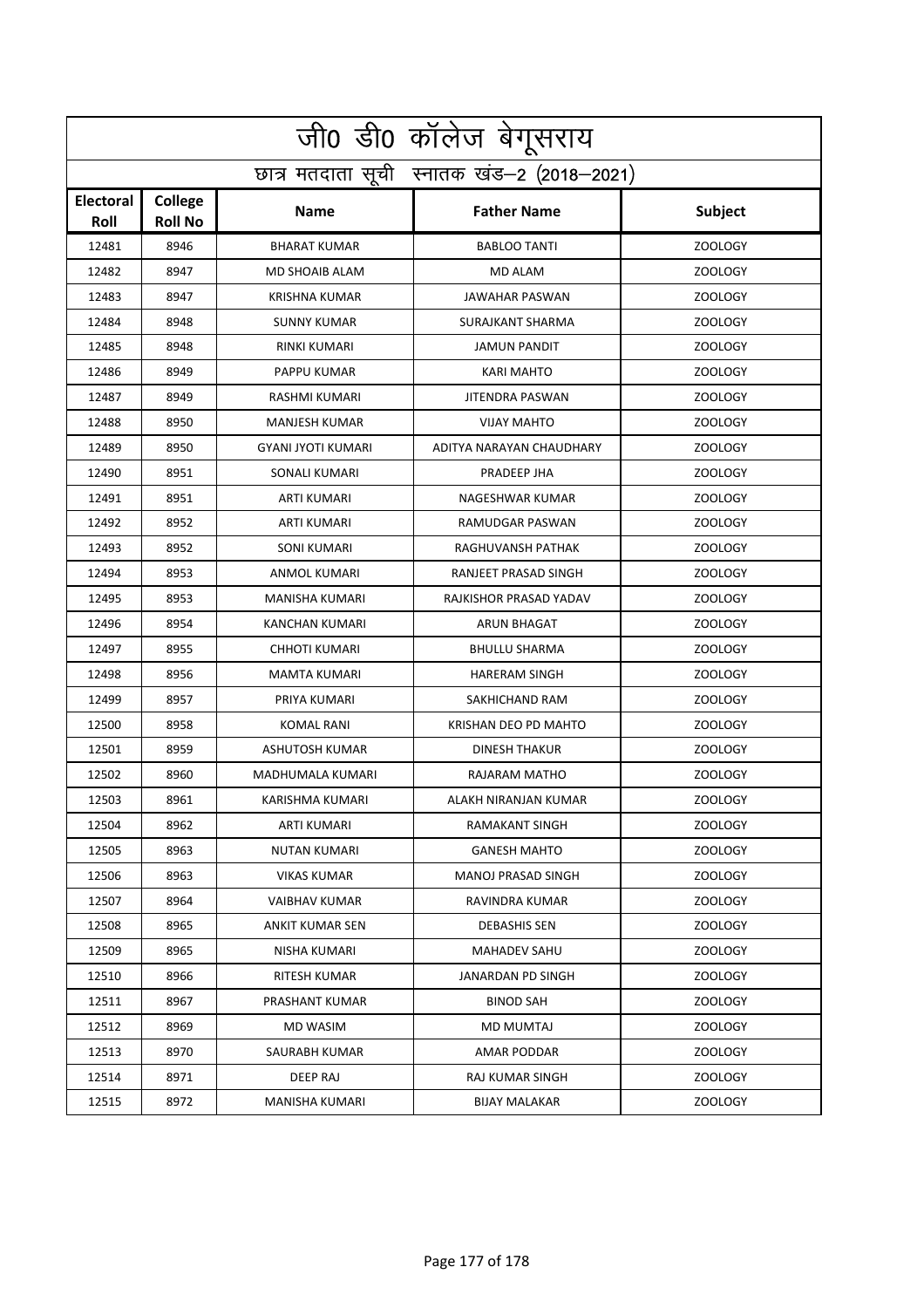# जी0 डी0 कॉलेज बेगूसराय

## छात्र मतदाता सूची स्नातक खंड–2 (2018–2021)

| Electoral Roll | College Roll No | Name | Father Name | Subject |
|---|---|---|---|---|
| 12481 | 8946 | BHARAT KUMAR | BABLOO TANTI | ZOOLOGY |
| 12482 | 8947 | MD SHOAIB ALAM | MD ALAM | ZOOLOGY |
| 12483 | 8947 | KRISHNA KUMAR | JAWAHAR PASWAN | ZOOLOGY |
| 12484 | 8948 | SUNNY KUMAR | SURAJKANT SHARMA | ZOOLOGY |
| 12485 | 8948 | RINKI KUMARI | JAMUN PANDIT | ZOOLOGY |
| 12486 | 8949 | PAPPU KUMAR | KARI MAHTO | ZOOLOGY |
| 12487 | 8949 | RASHMI KUMARI | JITENDRA PASWAN | ZOOLOGY |
| 12488 | 8950 | MANJESH KUMAR | VIJAY MAHTO | ZOOLOGY |
| 12489 | 8950 | GYANI JYOTI KUMARI | ADITYA NARAYAN CHAUDHARY | ZOOLOGY |
| 12490 | 8951 | SONALI KUMARI | PRADEEP JHA | ZOOLOGY |
| 12491 | 8951 | ARTI KUMARI | NAGESHWAR KUMAR | ZOOLOGY |
| 12492 | 8952 | ARTI KUMARI | RAMUDGAR PASWAN | ZOOLOGY |
| 12493 | 8952 | SONI KUMARI | RAGHUVANSH PATHAK | ZOOLOGY |
| 12494 | 8953 | ANMOL KUMARI | RANJEET PRASAD SINGH | ZOOLOGY |
| 12495 | 8953 | MANISHA KUMARI | RAJKISHOR PRASAD YADAV | ZOOLOGY |
| 12496 | 8954 | KANCHAN KUMARI | ARUN BHAGAT | ZOOLOGY |
| 12497 | 8955 | CHHOTI KUMARI | BHULLU SHARMA | ZOOLOGY |
| 12498 | 8956 | MAMTA KUMARI | HARERAM SINGH | ZOOLOGY |
| 12499 | 8957 | PRIYA KUMARI | SAKHICHAND RAM | ZOOLOGY |
| 12500 | 8958 | KOMAL RANI | KRISHAN DEO PD MAHTO | ZOOLOGY |
| 12501 | 8959 | ASHUTOSH KUMAR | DINESH THAKUR | ZOOLOGY |
| 12502 | 8960 | MADHUMALA KUMARI | RAJARAM MATHO | ZOOLOGY |
| 12503 | 8961 | KARISHMA KUMARI | ALAKH NIRANJAN KUMAR | ZOOLOGY |
| 12504 | 8962 | ARTI KUMARI | RAMAKANT SINGH | ZOOLOGY |
| 12505 | 8963 | NUTAN KUMARI | GANESH MAHTO | ZOOLOGY |
| 12506 | 8963 | VIKAS KUMAR | MANOJ PRASAD SINGH | ZOOLOGY |
| 12507 | 8964 | VAIBHAV KUMAR | RAVINDRA KUMAR | ZOOLOGY |
| 12508 | 8965 | ANKIT KUMAR SEN | DEBASHIS SEN | ZOOLOGY |
| 12509 | 8965 | NISHA KUMARI | MAHADEV SAHU | ZOOLOGY |
| 12510 | 8966 | RITESH KUMAR | JANARDAN PD SINGH | ZOOLOGY |
| 12511 | 8967 | PRASHANT KUMAR | BINOD SAH | ZOOLOGY |
| 12512 | 8969 | MD WASIM | MD MUMTAJ | ZOOLOGY |
| 12513 | 8970 | SAURABH KUMAR | AMAR PODDAR | ZOOLOGY |
| 12514 | 8971 | DEEP RAJ | RAJ KUMAR SINGH | ZOOLOGY |
| 12515 | 8972 | MANISHA KUMARI | BIJAY MALAKAR | ZOOLOGY |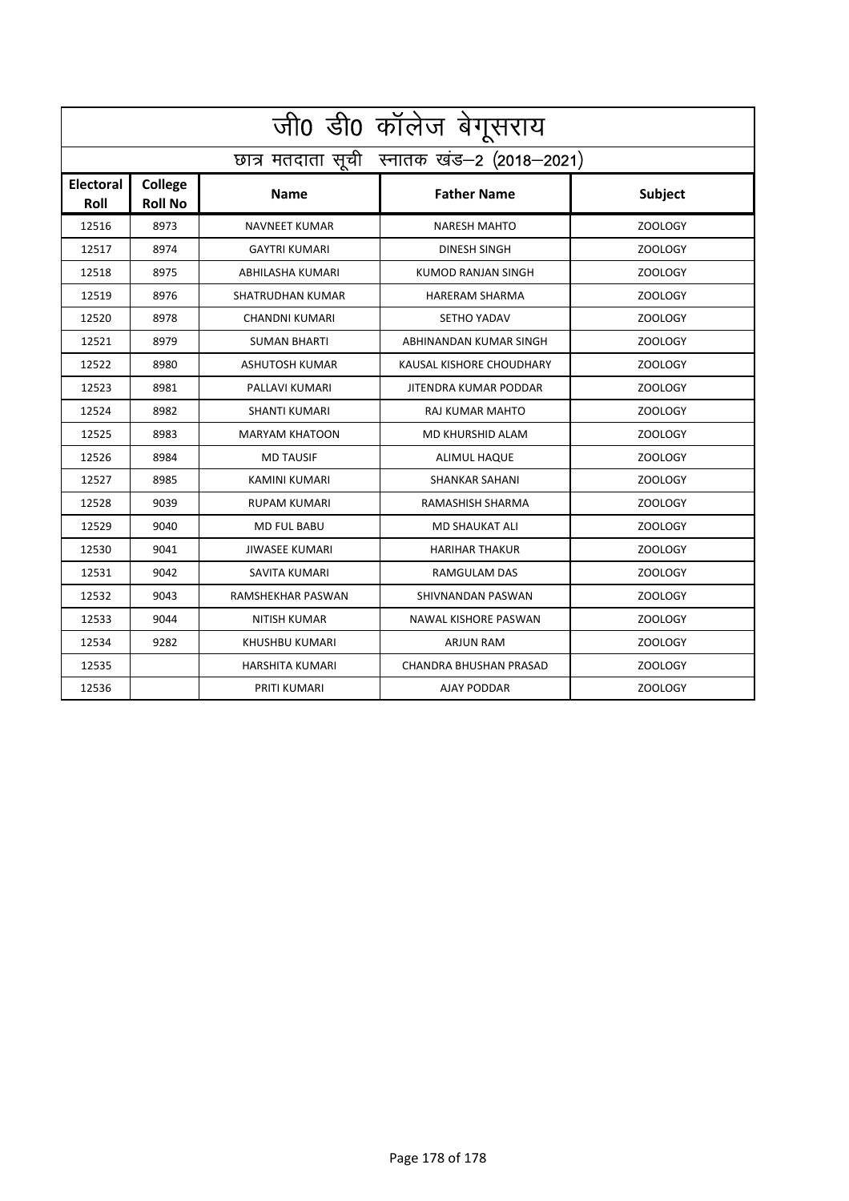| जी0 डी0 कॉलेज बेगूसराय | | | | |
|---|---|---|---|---|
| छात्र मतदाता सूची स्नातक खंड–2 (2018–2021) | | | | |
| **Electoral Roll** | **College Roll No** | **Name** | **Father Name** | **Subject** |
| 12516 | 8973 | NAVNEET KUMAR | NARESH MAHTO | ZOOLOGY |
| 12517 | 8974 | GAYTRI KUMARI | DINESH SINGH | ZOOLOGY |
| 12518 | 8975 | ABHILASHA KUMARI | KUMOD RANJAN SINGH | ZOOLOGY |
| 12519 | 8976 | SHATRUDHAN KUMAR | HARERAM SHARMA | ZOOLOGY |
| 12520 | 8978 | CHANDNI KUMARI | SETHO YADAV | ZOOLOGY |
| 12521 | 8979 | SUMAN BHARTI | ABHINANDAN KUMAR SINGH | ZOOLOGY |
| 12522 | 8980 | ASHUTOSH KUMAR | KAUSAL KISHORE CHOUDHARY | ZOOLOGY |
| 12523 | 8981 | PALLAVI KUMARI | JITENDRA KUMAR PODDAR | ZOOLOGY |
| 12524 | 8982 | SHANTI KUMARI | RAJ KUMAR MAHTO | ZOOLOGY |
| 12525 | 8983 | MARYAM KHATOON | MD KHURSHID ALAM | ZOOLOGY |
| 12526 | 8984 | MD TAUSIF | ALIMUL HAQUE | ZOOLOGY |
| 12527 | 8985 | KAMINI KUMARI | SHANKAR SAHANI | ZOOLOGY |
| 12528 | 9039 | RUPAM KUMARI | RAMASHISH SHARMA | ZOOLOGY |
| 12529 | 9040 | MD FUL BABU | MD SHAUKAT ALI | ZOOLOGY |
| 12530 | 9041 | JIWASEE KUMARI | HARIHAR THAKUR | ZOOLOGY |
| 12531 | 9042 | SAVITA KUMARI | RAMGULAM DAS | ZOOLOGY |
| 12532 | 9043 | RAMSHEKHAR PASWAN | SHIVNANDAN PASWAN | ZOOLOGY |
| 12533 | 9044 | NITISH KUMAR | NAWAL KISHORE PASWAN | ZOOLOGY |
| 12534 | 9282 | KHUSHBU KUMARI | ARJUN RAM | ZOOLOGY |
| 12535 | | HARSHITA KUMARI | CHANDRA BHUSHAN PRASAD | ZOOLOGY |
| 12536 | | PRITI KUMARI | AJAY PODDAR | ZOOLOGY |